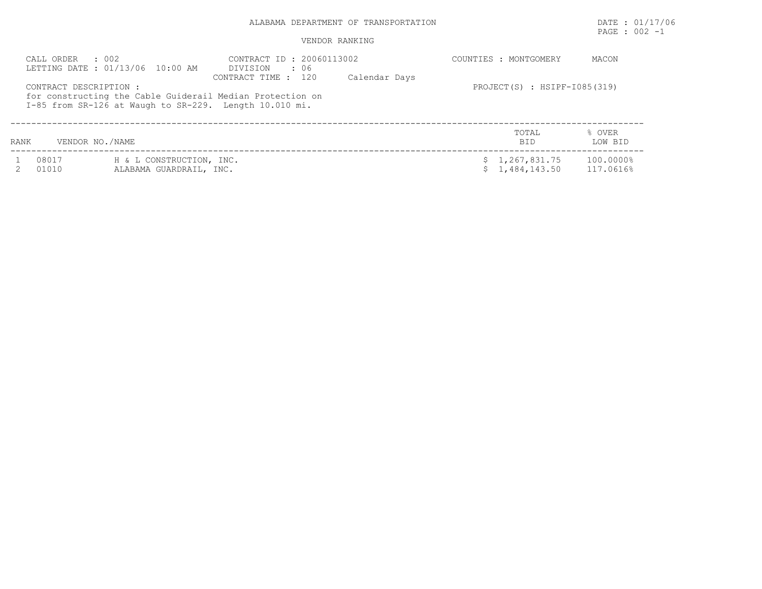# ALABAMA DEPARTMENT OF TRANSPORTATION

DATE : 01/17/06
PAGE : 002 -1

## VENDOR RANKING

CALL ORDER : 002
LETTING DATE : 01/13/06 10:00 AM

CONTRACT ID : 20060113002
DIVISION : 06
CONTRACT TIME : 120 Calendar Days

COUNTIES : MONTGOMERY MACON

PROJECT(S) : HSIPF-I085(319)

CONTRACT DESCRIPTION :
for constructing the Cable Guiderail Median Protection on I-85 from SR-126 at Waugh to SR-229. Length 10.010 mi.

| RANK | VENDOR NO. | NAME | TOTAL BID | % OVER LOW BID |
|---|---|---|---|---|
| 1 | 08017 | H & L CONSTRUCTION, INC. | $ 1,267,831.75 | 100.0000% |
| 2 | 01010 | ALABAMA GUARDRAIL, INC. | $ 1,484,143.50 | 117.0616% |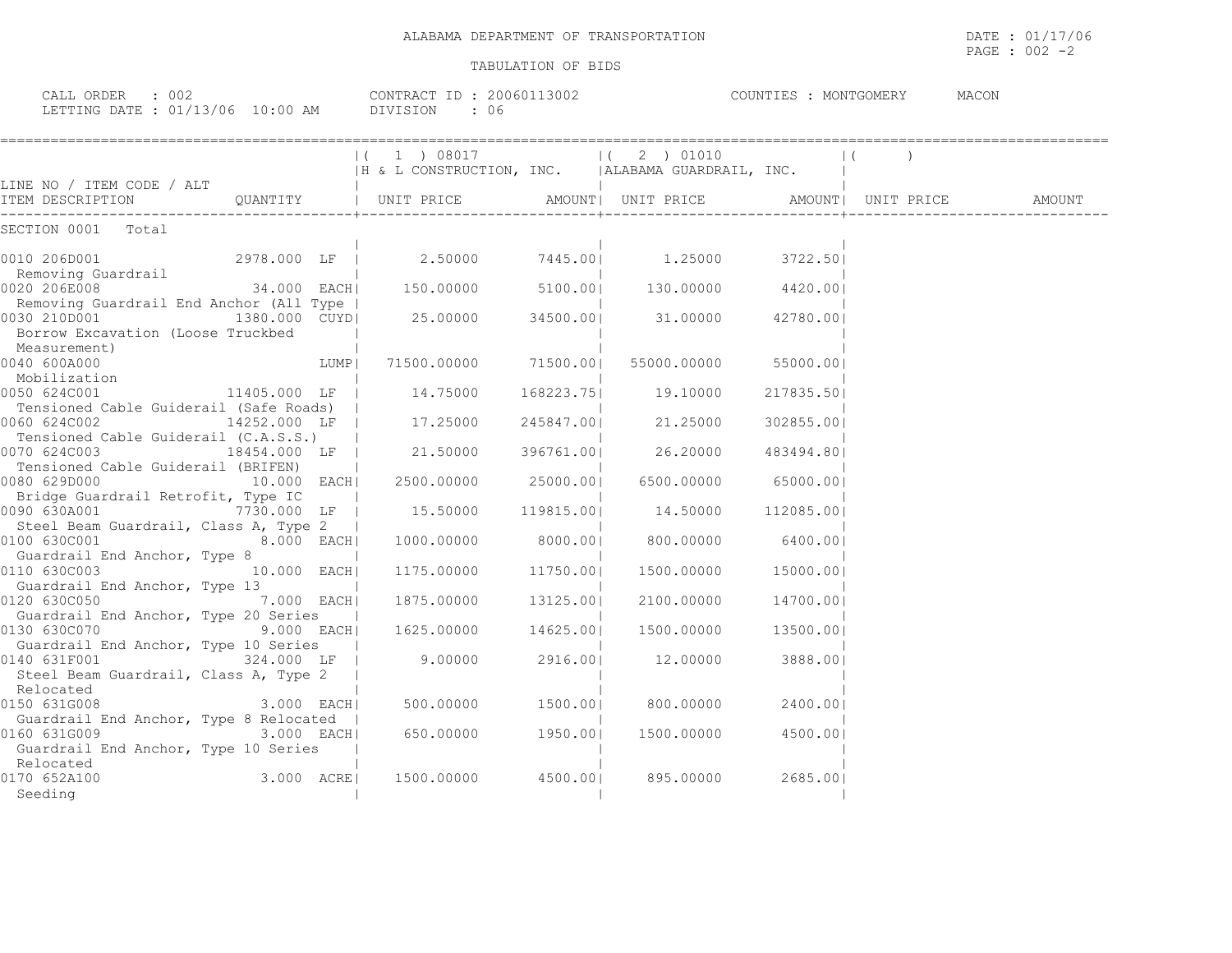ALABAMA DEPARTMENT OF TRANSPORTATION

TABULATION OF BIDS

CALL ORDER : 002 CONTRACT ID : 20060113002 COUNTIES : MONTGOMERY MACON
LETTING DATE : 01/13/06 10:00 AM DIVISION : 06

| LINE NO / ITEM CODE / ALT ITEM DESCRIPTION | QUANTITY | ( 1 ) 08017 H & L CONSTRUCTION, INC. UNIT PRICE | AMOUNT | ( 2 ) 01010 ALABAMA GUARDRAIL, INC. UNIT PRICE | AMOUNT | ( ) UNIT PRICE | AMOUNT |
|---|---|---|---|---|---|---|---|
| SECTION 0001 Total | | | | | | | |
| 0010 206D001 Removing Guardrail | 2978.000 LF | 2.50000 | 7445.00 | 1.25000 | 3722.50 | | |
| 0020 206E008 Removing Guardrail End Anchor (All Type | 34.000 EACH | 150.00000 | 5100.00 | 130.00000 | 4420.00 | | |
| 0030 210D001 Borrow Excavation (Loose Truckbed Measurement) | 1380.000 CUYD | 25.00000 | 34500.00 | 31.00000 | 42780.00 | | |
| 0040 600A000 Mobilization | LUMP | 71500.00000 | 71500.00 | 55000.00000 | 55000.00 | | |
| 0050 624C001 Tensioned Cable Guiderail (Safe Roads) | 11405.000 LF | 14.75000 | 168223.75 | 19.10000 | 217835.50 | | |
| 0060 624C002 Tensioned Cable Guiderail (C.A.S.S.) | 14252.000 LF | 17.25000 | 245847.00 | 21.25000 | 302855.00 | | |
| 0070 624C003 Tensioned Cable Guiderail (BRIFEN) | 18454.000 LF | 21.50000 | 396761.00 | 26.20000 | 483494.80 | | |
| 0080 629D000 Bridge Guardrail Retrofit, Type IC | 10.000 EACH | 2500.00000 | 25000.00 | 6500.00000 | 65000.00 | | |
| 0090 630A001 Steel Beam Guardrail, Class A, Type 2 | 7730.000 LF | 15.50000 | 119815.00 | 14.50000 | 112085.00 | | |
| 0100 630C001 Guardrail End Anchor, Type 8 | 8.000 EACH | 1000.00000 | 8000.00 | 800.00000 | 6400.00 | | |
| 0110 630C003 Guardrail End Anchor, Type 13 | 10.000 EACH | 1175.00000 | 11750.00 | 1500.00000 | 15000.00 | | |
| 0120 630C050 Guardrail End Anchor, Type 20 Series | 7.000 EACH | 1875.00000 | 13125.00 | 2100.00000 | 14700.00 | | |
| 0130 630C070 Guardrail End Anchor, Type 10 Series | 9.000 EACH | 1625.00000 | 14625.00 | 1500.00000 | 13500.00 | | |
| 0140 631F001 Steel Beam Guardrail, Class A, Type 2 Relocated | 324.000 LF | 9.00000 | 2916.00 | 12.00000 | 3888.00 | | |
| 0150 631G008 Guardrail End Anchor, Type 8 Relocated | 3.000 EACH | 500.00000 | 1500.00 | 800.00000 | 2400.00 | | |
| 0160 631G009 Guardrail End Anchor, Type 10 Series Relocated | 3.000 EACH | 650.00000 | 1950.00 | 1500.00000 | 4500.00 | | |
| 0170 652A100 Seeding | 3.000 ACRE | 1500.00000 | 4500.00 | 895.00000 | 2685.00 | | |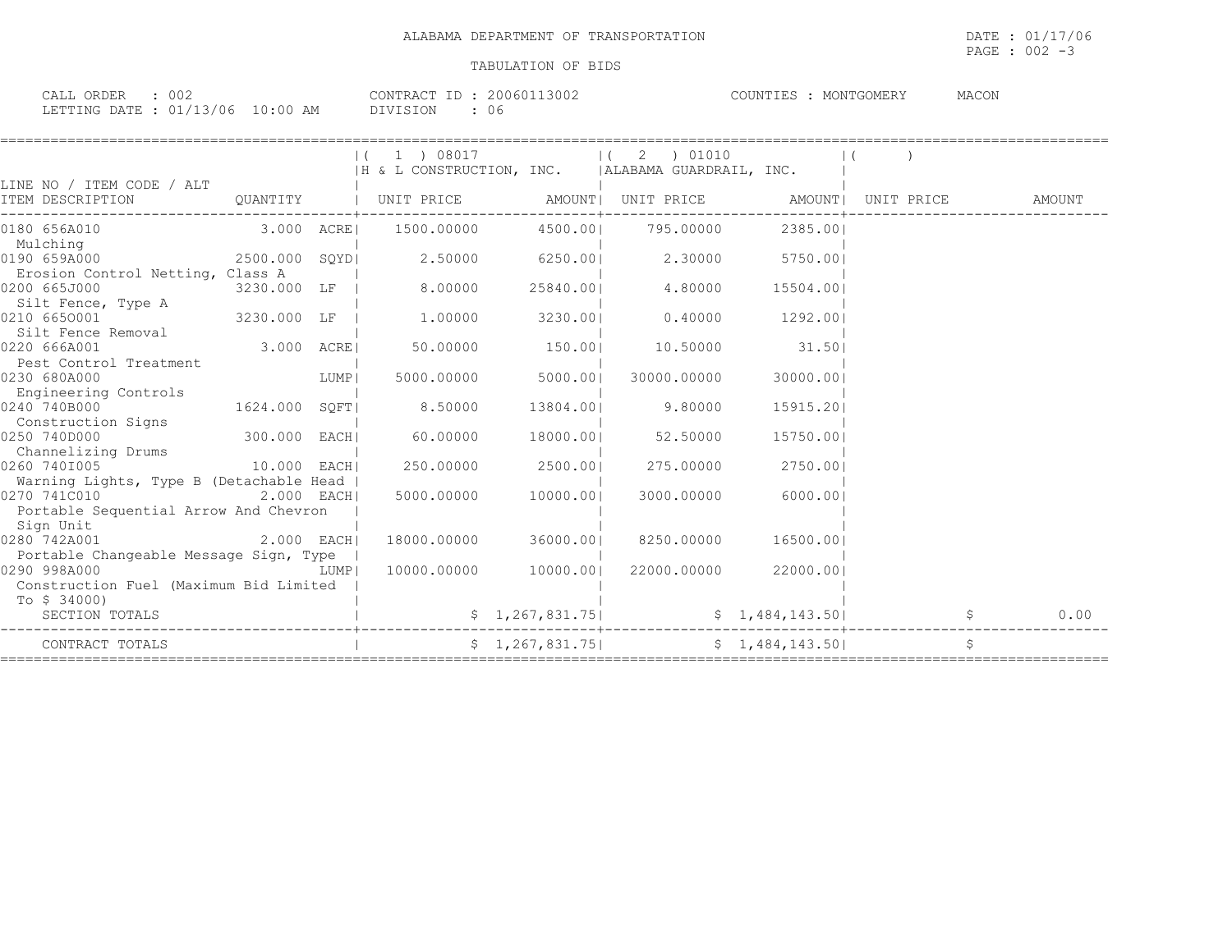ALABAMA DEPARTMENT OF TRANSPORTATION

TABULATION OF BIDS

DATE : 01/17/06

CALL ORDER : 002 | CONTRACT ID : 20060113002 | COUNTIES : MONTGOMERY MACON

LETTING DATE : 01/13/06 10:00 AM | DIVISION : 06

| LINE NO / ITEM CODE / ALT ITEM DESCRIPTION | QUANTITY | | ( 1 ) 08017 H & L CONSTRUCTION, INC. UNIT PRICE | AMOUNT | ( 2 ) 01010 ALABAMA GUARDRAIL, INC. UNIT PRICE | AMOUNT | ( ) UNIT PRICE | AMOUNT |
|---|---|---|---|---|---|---|---|---|
| 0180 656A010 Mulching | 3.000 | ACRE | 1500.00000 | 4500.00 | 795.00000 | 2385.00 | | |
| 0190 659A000 Erosion Control Netting, Class A | 2500.000 | SQYD | 2.50000 | 6250.00 | 2.30000 | 5750.00 | | |
| 0200 665J000 Silt Fence, Type A | 3230.000 | LF | 8.00000 | 25840.00 | 4.80000 | 15504.00 | | |
| 0210 665O001 Silt Fence Removal | 3230.000 | LF | 1.00000 | 3230.00 | 0.40000 | 1292.00 | | |
| 0220 666A001 Pest Control Treatment | 3.000 | ACRE | 50.00000 | 150.00 | 10.50000 | 31.50 | | |
| 0230 680A000 Engineering Controls | | LUMP | 5000.00000 | 5000.00 | 30000.00000 | 30000.00 | | |
| 0240 740B000 Construction Signs | 1624.000 | SQFT | 8.50000 | 13804.00 | 9.80000 | 15915.20 | | |
| 0250 740D000 Channelizing Drums | 300.000 | EACH | 60.00000 | 18000.00 | 52.50000 | 15750.00 | | |
| 0260 740I005 Warning Lights, Type B (Detachable Head | 10.000 | EACH | 250.00000 | 2500.00 | 275.00000 | 2750.00 | | |
| 0270 741C010 Portable Sequential Arrow And Chevron Sign Unit | 2.000 | EACH | 5000.00000 | 10000.00 | 3000.00000 | 6000.00 | | |
| 0280 742A001 Portable Changeable Message Sign, Type | 2.000 | EACH | 18000.00000 | 36000.00 | 8250.00000 | 16500.00 | | |
| 0290 998A000 Construction Fuel (Maximum Bid Limited To $ 34000) | | LUMP | 10000.00000 | 10000.00 | 22000.00000 | 22000.00 | | |
| SECTION TOTALS | | | | $ 1,267,831.75 | | $ 1,484,143.50 | | $ 0.00 |
| CONTRACT TOTALS | | | | $ 1,267,831.75 | | $ 1,484,143.50 | | $ |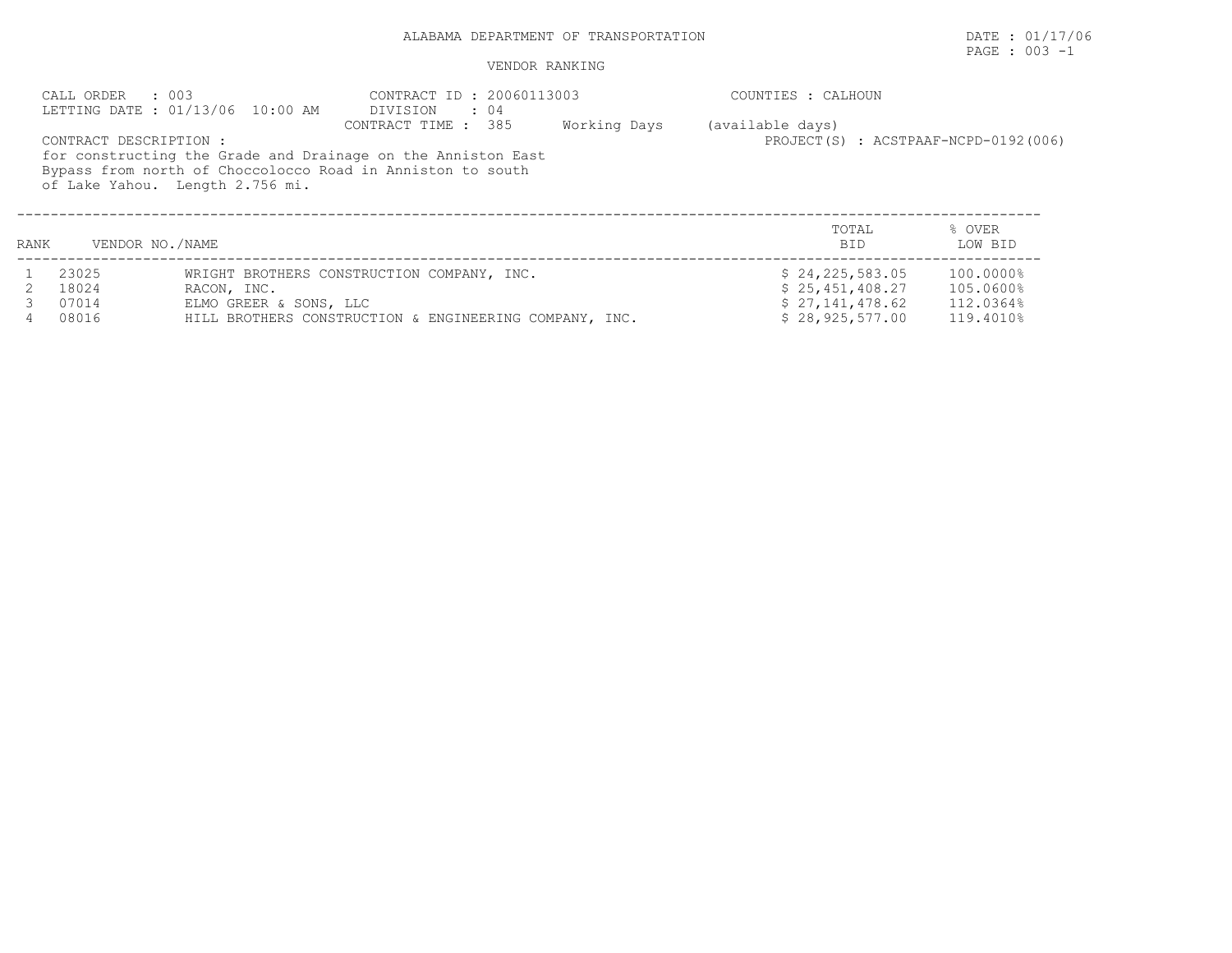ALABAMA DEPARTMENT OF TRANSPORTATION

VENDOR RANKING

CALL ORDER : 003
LETTING DATE : 01/13/06 10:00 AM

CONTRACT ID : 20060113003
DIVISION : 04
CONTRACT TIME : 385 Working Days (available days)

COUNTIES : CALHOUN

PROJECT(S) : ACSTPAAF-NCPD-0192(006)

CONTRACT DESCRIPTION :
for constructing the Grade and Drainage on the Anniston East Bypass from north of Choccolocco Road in Anniston to south of Lake Yahou. Length 2.756 mi.

| RANK | VENDOR NO./NAME | | TOTAL BID | % OVER LOW BID |
|---|---|---|---|---|
| 1 | 23025 | WRIGHT BROTHERS CONSTRUCTION COMPANY, INC. | $ 24,225,583.05 | 100.0000% |
| 2 | 18024 | RACON, INC. | $ 25,451,408.27 | 105.0600% |
| 3 | 07014 | ELMO GREER & SONS, LLC | $ 27,141,478.62 | 112.0364% |
| 4 | 08016 | HILL BROTHERS CONSTRUCTION & ENGINEERING COMPANY, INC. | $ 28,925,577.00 | 119.4010% |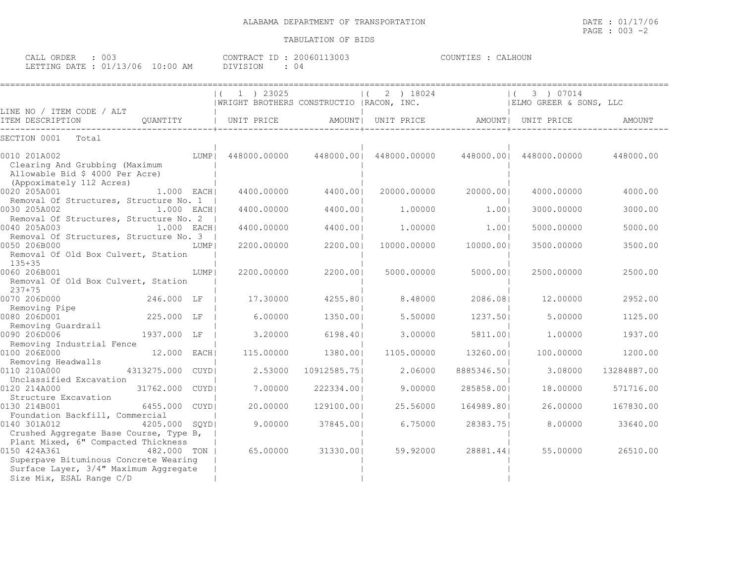ALABAMA DEPARTMENT OF TRANSPORTATION

DATE : 01/17/06

TABULATION OF BIDS

CALL ORDER : 003
LETTING DATE : 01/13/06 10:00 AM

CONTRACT ID : 20060113003
DIVISION : 04

COUNTIES : CALHOUN

| LINE NO / ITEM CODE / ALT ITEM DESCRIPTION | QUANTITY | ( 1 ) 23025 WRIGHT BROTHERS CONSTRUCTIO UNIT PRICE | AMOUNT | ( 2 ) 18024 RACON, INC. UNIT PRICE | AMOUNT | ( 3 ) 07014 ELMO GREER & SONS, LLC UNIT PRICE | AMOUNT |
|---|---|---|---|---|---|---|---|
| SECTION 0001 Total | | | | | | | |
| 0010 201A002 Clearing And Grubbing (Maximum Allowable Bid $ 4000 Per Acre) (Appoximately 112 Acres) | LUMP | 448000.00000 | 448000.00 | 448000.00000 | 448000.00 | 448000.00000 | 448000.00 |
| 0020 205A001 Removal Of Structures, Structure No. 1 | 1.000 EACH | 4400.00000 | 4400.00 | 20000.00000 | 20000.00 | 4000.00000 | 4000.00 |
| 0030 205A002 Removal Of Structures, Structure No. 2 | 1.000 EACH | 4400.00000 | 4400.00 | 1.00000 | 1.00 | 3000.00000 | 3000.00 |
| 0040 205A003 Removal Of Structures, Structure No. 3 | 1.000 EACH | 4400.00000 | 4400.00 | 1.00000 | 1.00 | 5000.00000 | 5000.00 |
| 0050 206B000 Removal Of Old Box Culvert, Station 135+35 | LUMP | 2200.00000 | 2200.00 | 10000.00000 | 10000.00 | 3500.00000 | 3500.00 |
| 0060 206B001 Removal Of Old Box Culvert, Station 237+75 | LUMP | 2200.00000 | 2200.00 | 5000.00000 | 5000.00 | 2500.00000 | 2500.00 |
| 0070 206D000 Removing Pipe | 246.000 LF | 17.30000 | 4255.80 | 8.48000 | 2086.08 | 12.00000 | 2952.00 |
| 0080 206D001 Removing Guardrail | 225.000 LF | 6.00000 | 1350.00 | 5.50000 | 1237.50 | 5.00000 | 1125.00 |
| 0090 206D006 Removing Industrial Fence | 1937.000 LF | 3.20000 | 6198.40 | 3.00000 | 5811.00 | 1.00000 | 1937.00 |
| 0100 206E000 Removing Headwalls | 12.000 EACH | 115.00000 | 1380.00 | 1105.00000 | 13260.00 | 100.00000 | 1200.00 |
| 0110 210A000 Unclassified Excavation | 4313275.000 CUYD | 2.53000 | 10912585.75 | 2.06000 | 8885346.50 | 3.08000 | 13284887.00 |
| 0120 214A000 Structure Excavation | 31762.000 CUYD | 7.00000 | 222334.00 | 9.00000 | 285858.00 | 18.00000 | 571716.00 |
| 0130 214B001 Foundation Backfill, Commercial | 6455.000 CUYD | 20.00000 | 129100.00 | 25.56000 | 164989.80 | 26.00000 | 167830.00 |
| 0140 301A012 Crushed Aggregate Base Course, Type B, Plant Mixed, 6" Compacted Thickness | 4205.000 SQYD | 9.00000 | 37845.00 | 6.75000 | 28383.75 | 8.00000 | 33640.00 |
| 0150 424A361 Superpave Bituminous Concrete Wearing Surface Layer, 3/4" Maximum Aggregate Size Mix, ESAL Range C/D | 482.000 TON | 65.00000 | 31330.00 | 59.92000 | 28881.44 | 55.00000 | 26510.00 |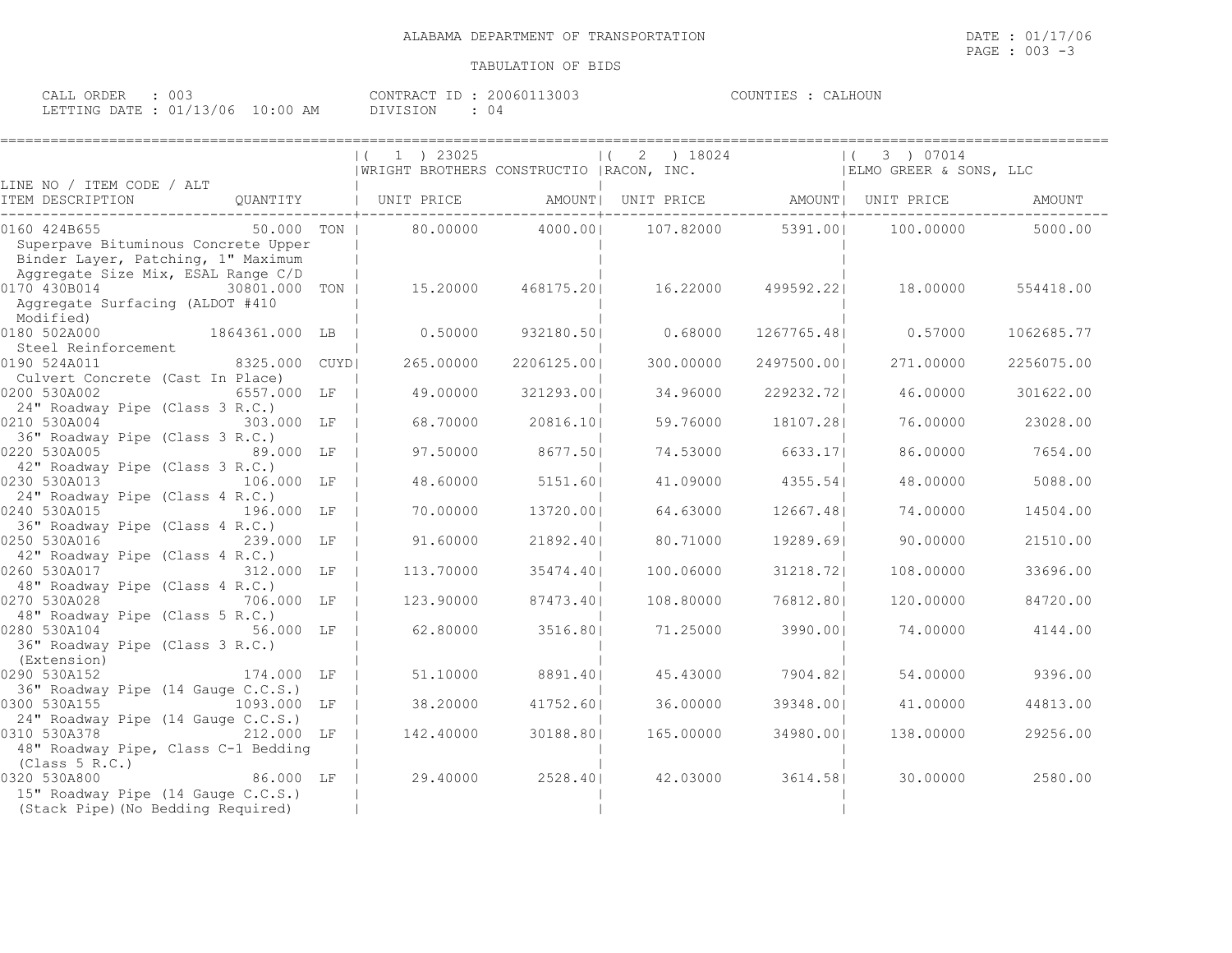ALABAMA DEPARTMENT OF TRANSPORTATION

DATE : 01/17/06
PAGE : 003 -3

TABULATION OF BIDS

CALL ORDER : 003
LETTING DATE : 01/13/06 10:00 AM

CONTRACT ID : 20060113003
DIVISION : 04

COUNTIES : CALHOUN

| LINE NO / ITEM CODE / ALT | | | ( 1 ) 23025 WRIGHT BROTHERS CONSTRUCTIO | | ( 2 ) 18024 RACON, INC. | | ( 3 ) 07014 ELMO GREER & SONS, LLC | |
|---|---|---|---|---|---|---|---|---|
| ITEM DESCRIPTION | QUANTITY | | UNIT PRICE | AMOUNT | UNIT PRICE | AMOUNT | UNIT PRICE | AMOUNT |
| 0160 424B655 Superpave Bituminous Concrete Upper Binder Layer, Patching, 1" Maximum Aggregate Size Mix, ESAL Range C/D | 50.000 | TON | 80.00000 | 4000.00 | 107.82000 | 5391.00 | 100.00000 | 5000.00 |
| 0170 430B014 Aggregate Surfacing (ALDOT #410 Modified) | 30801.000 | TON | 15.20000 | 468175.20 | 16.22000 | 499592.22 | 18.00000 | 554418.00 |
| 0180 502A000 Steel Reinforcement | 1864361.000 | LB | 0.50000 | 932180.50 | 0.68000 | 1267765.48 | 0.57000 | 1062685.77 |
| 0190 524A011 Culvert Concrete (Cast In Place) | 8325.000 | CUYD | 265.00000 | 2206125.00 | 300.00000 | 2497500.00 | 271.00000 | 2256075.00 |
| 0200 530A002 24" Roadway Pipe (Class 3 R.C.) | 6557.000 | LF | 49.00000 | 321293.00 | 34.96000 | 229232.72 | 46.00000 | 301622.00 |
| 0210 530A004 36" Roadway Pipe (Class 3 R.C.) | 303.000 | LF | 68.70000 | 20816.10 | 59.76000 | 18107.28 | 76.00000 | 23028.00 |
| 0220 530A005 42" Roadway Pipe (Class 3 R.C.) | 89.000 | LF | 97.50000 | 8677.50 | 74.53000 | 6633.17 | 86.00000 | 7654.00 |
| 0230 530A013 24" Roadway Pipe (Class 4 R.C.) | 106.000 | LF | 48.60000 | 5151.60 | 41.09000 | 4355.54 | 48.00000 | 5088.00 |
| 0240 530A015 36" Roadway Pipe (Class 4 R.C.) | 196.000 | LF | 70.00000 | 13720.00 | 64.63000 | 12667.48 | 74.00000 | 14504.00 |
| 0250 530A016 42" Roadway Pipe (Class 4 R.C.) | 239.000 | LF | 91.60000 | 21892.40 | 80.71000 | 19289.69 | 90.00000 | 21510.00 |
| 0260 530A017 48" Roadway Pipe (Class 4 R.C.) | 312.000 | LF | 113.70000 | 35474.40 | 100.06000 | 31218.72 | 108.00000 | 33696.00 |
| 0270 530A028 48" Roadway Pipe (Class 5 R.C.) | 706.000 | LF | 123.90000 | 87473.40 | 108.80000 | 76812.80 | 120.00000 | 84720.00 |
| 0280 530A104 36" Roadway Pipe (Class 3 R.C.) (Extension) | 56.000 | LF | 62.80000 | 3516.80 | 71.25000 | 3990.00 | 74.00000 | 4144.00 |
| 0290 530A152 36" Roadway Pipe (14 Gauge C.C.S.) | 174.000 | LF | 51.10000 | 8891.40 | 45.43000 | 7904.82 | 54.00000 | 9396.00 |
| 0300 530A155 24" Roadway Pipe (14 Gauge C.C.S.) | 1093.000 | LF | 38.20000 | 41752.60 | 36.00000 | 39348.00 | 41.00000 | 44813.00 |
| 0310 530A378 48" Roadway Pipe, Class C-1 Bedding (Class 5 R.C.) | 212.000 | LF | 142.40000 | 30188.80 | 165.00000 | 34980.00 | 138.00000 | 29256.00 |
| 0320 530A800 15" Roadway Pipe (14 Gauge C.C.S.) (Stack Pipe)(No Bedding Required) | 86.000 | LF | 29.40000 | 2528.40 | 42.03000 | 3614.58 | 30.00000 | 2580.00 |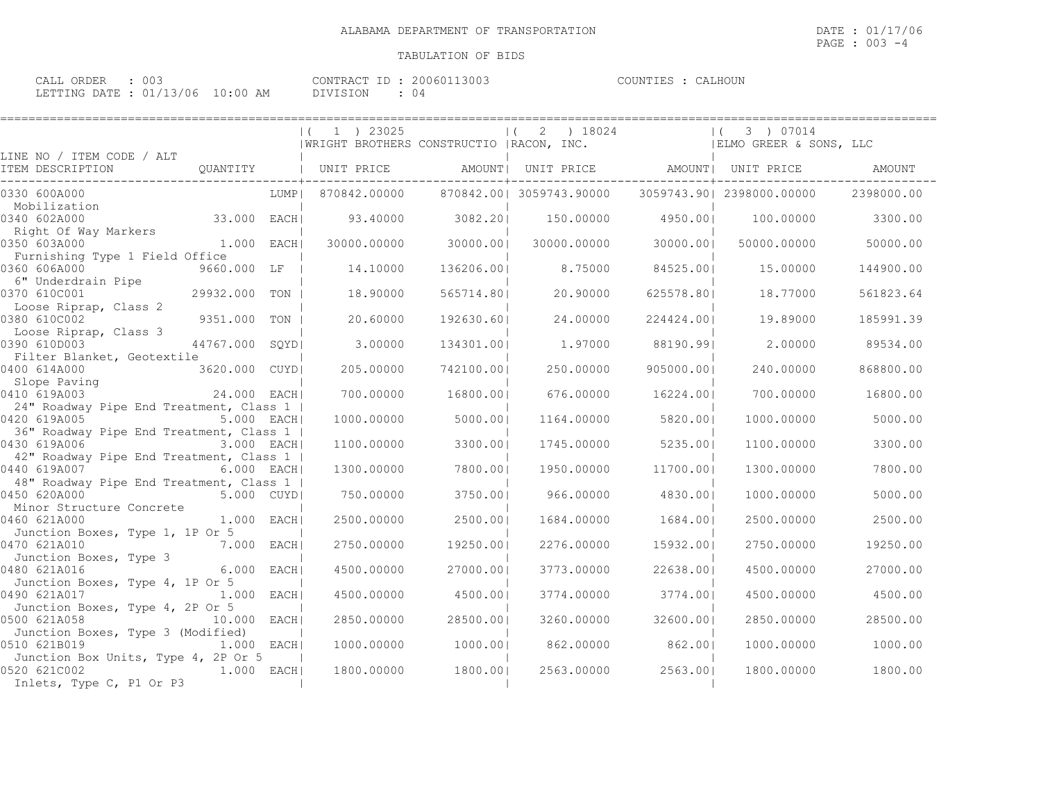ALABAMA DEPARTMENT OF TRANSPORTATION

TABULATION OF BIDS

DATE : 01/17/06
PAGE : 003 -4

CALL ORDER : 003
LETTING DATE : 01/13/06 10:00 AM

CONTRACT ID : 20060113003
DIVISION : 04

COUNTIES : CALHOUN

| LINE NO / ITEM CODE / ALT ITEM DESCRIPTION | QUANTITY | | ( 1 ) 23025 WRIGHT BROTHERS CONSTRUCTIO UNIT PRICE | AMOUNT | ( 2 ) 18024 RACON, INC. UNIT PRICE | AMOUNT | ( 3 ) 07014 ELMO GREER & SONS, LLC UNIT PRICE | AMOUNT |
|---|---|---|---|---|---|---|---|---|
| 0330 600A000 Mobilization | | LUMP | 870842.00000 | 870842.00 | 3059743.90000 | 3059743.90 | 2398000.00000 | 2398000.00 |
| 0340 602A000 Right Of Way Markers | 33.000 | EACH | 93.40000 | 3082.20 | 150.00000 | 4950.00 | 100.00000 | 3300.00 |
| 0350 603A000 Furnishing Type 1 Field Office | 1.000 | EACH | 30000.00000 | 30000.00 | 30000.00000 | 30000.00 | 50000.00000 | 50000.00 |
| 0360 606A000 6" Underdrain Pipe | 9660.000 | LF | 14.10000 | 136206.00 | 8.75000 | 84525.00 | 15.00000 | 144900.00 |
| 0370 610C001 Loose Riprap, Class 2 | 29932.000 | TON | 18.90000 | 565714.80 | 20.90000 | 625578.80 | 18.77000 | 561823.64 |
| 0380 610C002 Loose Riprap, Class 3 | 9351.000 | TON | 20.60000 | 192630.60 | 24.00000 | 224424.00 | 19.89000 | 185991.39 |
| 0390 610D003 Filter Blanket, Geotextile | 44767.000 | SQYD | 3.00000 | 134301.00 | 1.97000 | 88190.99 | 2.00000 | 89534.00 |
| 0400 614A000 Slope Paving | 3620.000 | CUYD | 205.00000 | 742100.00 | 250.00000 | 905000.00 | 240.00000 | 868800.00 |
| 0410 619A003 24" Roadway Pipe End Treatment, Class 1 | 24.000 | EACH | 700.00000 | 16800.00 | 676.00000 | 16224.00 | 700.00000 | 16800.00 |
| 0420 619A005 36" Roadway Pipe End Treatment, Class 1 | 5.000 | EACH | 1000.00000 | 5000.00 | 1164.00000 | 5820.00 | 1000.00000 | 5000.00 |
| 0430 619A006 42" Roadway Pipe End Treatment, Class 1 | 3.000 | EACH | 1100.00000 | 3300.00 | 1745.00000 | 5235.00 | 1100.00000 | 3300.00 |
| 0440 619A007 48" Roadway Pipe End Treatment, Class 1 | 6.000 | EACH | 1300.00000 | 7800.00 | 1950.00000 | 11700.00 | 1300.00000 | 7800.00 |
| 0450 620A000 Minor Structure Concrete | 5.000 | CUYD | 750.00000 | 3750.00 | 966.00000 | 4830.00 | 1000.00000 | 5000.00 |
| 0460 621A000 Junction Boxes, Type 1, 1P Or 5 | 1.000 | EACH | 2500.00000 | 2500.00 | 1684.00000 | 1684.00 | 2500.00000 | 2500.00 |
| 0470 621A010 Junction Boxes, Type 3 | 7.000 | EACH | 2750.00000 | 19250.00 | 2276.00000 | 15932.00 | 2750.00000 | 19250.00 |
| 0480 621A016 Junction Boxes, Type 4, 1P Or 5 | 6.000 | EACH | 4500.00000 | 27000.00 | 3773.00000 | 22638.00 | 4500.00000 | 27000.00 |
| 0490 621A017 Junction Boxes, Type 4, 2P Or 5 | 1.000 | EACH | 4500.00000 | 4500.00 | 3774.00000 | 3774.00 | 4500.00000 | 4500.00 |
| 0500 621A058 Junction Boxes, Type 3 (Modified) | 10.000 | EACH | 2850.00000 | 28500.00 | 3260.00000 | 32600.00 | 2850.00000 | 28500.00 |
| 0510 621B019 Junction Box Units, Type 4, 2P Or 5 | 1.000 | EACH | 1000.00000 | 1000.00 | 862.00000 | 862.00 | 1000.00000 | 1000.00 |
| 0520 621C002 Inlets, Type C, P1 Or P3 | 1.000 | EACH | 1800.00000 | 1800.00 | 2563.00000 | 2563.00 | 1800.00000 | 1800.00 |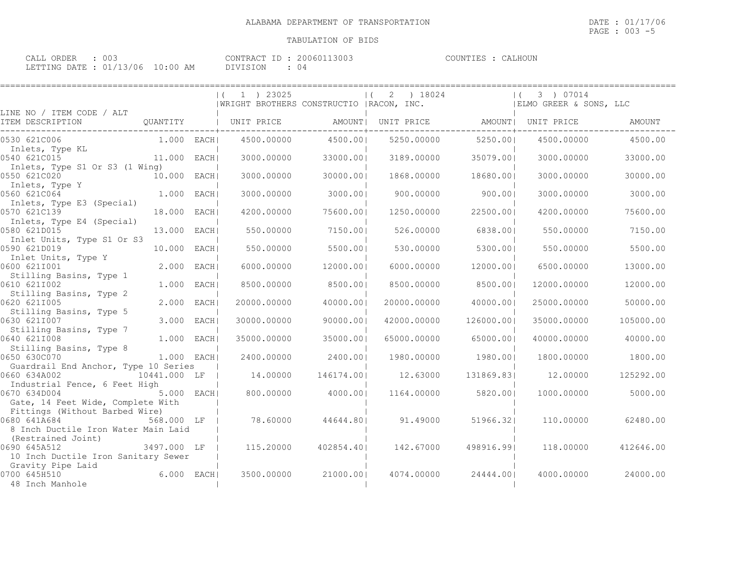ALABAMA DEPARTMENT OF TRANSPORTATION

TABULATION OF BIDS

CALL ORDER : 003
LETTING DATE : 01/13/06 10:00 AM

CONTRACT ID : 20060113003
DIVISION : 04

COUNTIES : CALHOUN

| LINE NO / ITEM CODE / ALT ITEM DESCRIPTION | QUANTITY | (1) 23025 WRIGHT BROTHERS CONSTRUCTIO UNIT PRICE | AMOUNT | (2) 18024 RACON, INC. UNIT PRICE | AMOUNT | (3) 07014 ELMO GREER & SONS, LLC UNIT PRICE | AMOUNT |
|---|---|---|---|---|---|---|---|
| 0530 621C006 Inlets, Type KL | 1.000 EACH | 4500.00000 | 4500.00 | 5250.00000 | 5250.00 | 4500.00000 | 4500.00 |
| 0540 621C015 Inlets, Type S1 Or S3 (1 Wing) | 11.000 EACH | 3000.00000 | 33000.00 | 3189.00000 | 35079.00 | 3000.00000 | 33000.00 |
| 0550 621C020 Inlets, Type Y | 10.000 EACH | 3000.00000 | 30000.00 | 1868.00000 | 18680.00 | 3000.00000 | 30000.00 |
| 0560 621C064 Inlets, Type E3 (Special) | 1.000 EACH | 3000.00000 | 3000.00 | 900.00000 | 900.00 | 3000.00000 | 3000.00 |
| 0570 621C139 Inlets, Type E4 (Special) | 18.000 EACH | 4200.00000 | 75600.00 | 1250.00000 | 22500.00 | 4200.00000 | 75600.00 |
| 0580 621D015 Inlet Units, Type S1 Or S3 | 13.000 EACH | 550.00000 | 7150.00 | 526.00000 | 6838.00 | 550.00000 | 7150.00 |
| 0590 621D019 Inlet Units, Type Y | 10.000 EACH | 550.00000 | 5500.00 | 530.00000 | 5300.00 | 550.00000 | 5500.00 |
| 0600 621I001 Stilling Basins, Type 1 | 2.000 EACH | 6000.00000 | 12000.00 | 6000.00000 | 12000.00 | 6500.00000 | 13000.00 |
| 0610 621I002 Stilling Basins, Type 2 | 1.000 EACH | 8500.00000 | 8500.00 | 8500.00000 | 8500.00 | 12000.00000 | 12000.00 |
| 0620 621I005 Stilling Basins, Type 5 | 2.000 EACH | 20000.00000 | 40000.00 | 20000.00000 | 40000.00 | 25000.00000 | 50000.00 |
| 0630 621I007 Stilling Basins, Type 7 | 3.000 EACH | 30000.00000 | 90000.00 | 42000.00000 | 126000.00 | 35000.00000 | 105000.00 |
| 0640 621I008 Stilling Basins, Type 8 | 1.000 EACH | 35000.00000 | 35000.00 | 65000.00000 | 65000.00 | 40000.00000 | 40000.00 |
| 0650 630C070 Guardrail End Anchor, Type 10 Series | 1.000 EACH | 2400.00000 | 2400.00 | 1980.00000 | 1980.00 | 1800.00000 | 1800.00 |
| 0660 634A002 Industrial Fence, 6 Feet High | 10441.000 LF | 14.00000 | 146174.00 | 12.63000 | 131869.83 | 12.00000 | 125292.00 |
| 0670 634D004 Gate, 14 Feet Wide, Complete With Fittings (Without Barbed Wire) | 5.000 EACH | 800.00000 | 4000.00 | 1164.00000 | 5820.00 | 1000.00000 | 5000.00 |
| 0680 641A684 8 Inch Ductile Iron Water Main Laid (Restrained Joint) | 568.000 LF | 78.60000 | 44644.80 | 91.49000 | 51966.32 | 110.00000 | 62480.00 |
| 0690 645A512 10 Inch Ductile Iron Sanitary Sewer Gravity Pipe Laid | 3497.000 LF | 115.20000 | 402854.40 | 142.67000 | 498916.99 | 118.00000 | 412646.00 |
| 0700 645H510 48 Inch Manhole | 6.000 EACH | 3500.00000 | 21000.00 | 4074.00000 | 24444.00 | 4000.00000 | 24000.00 |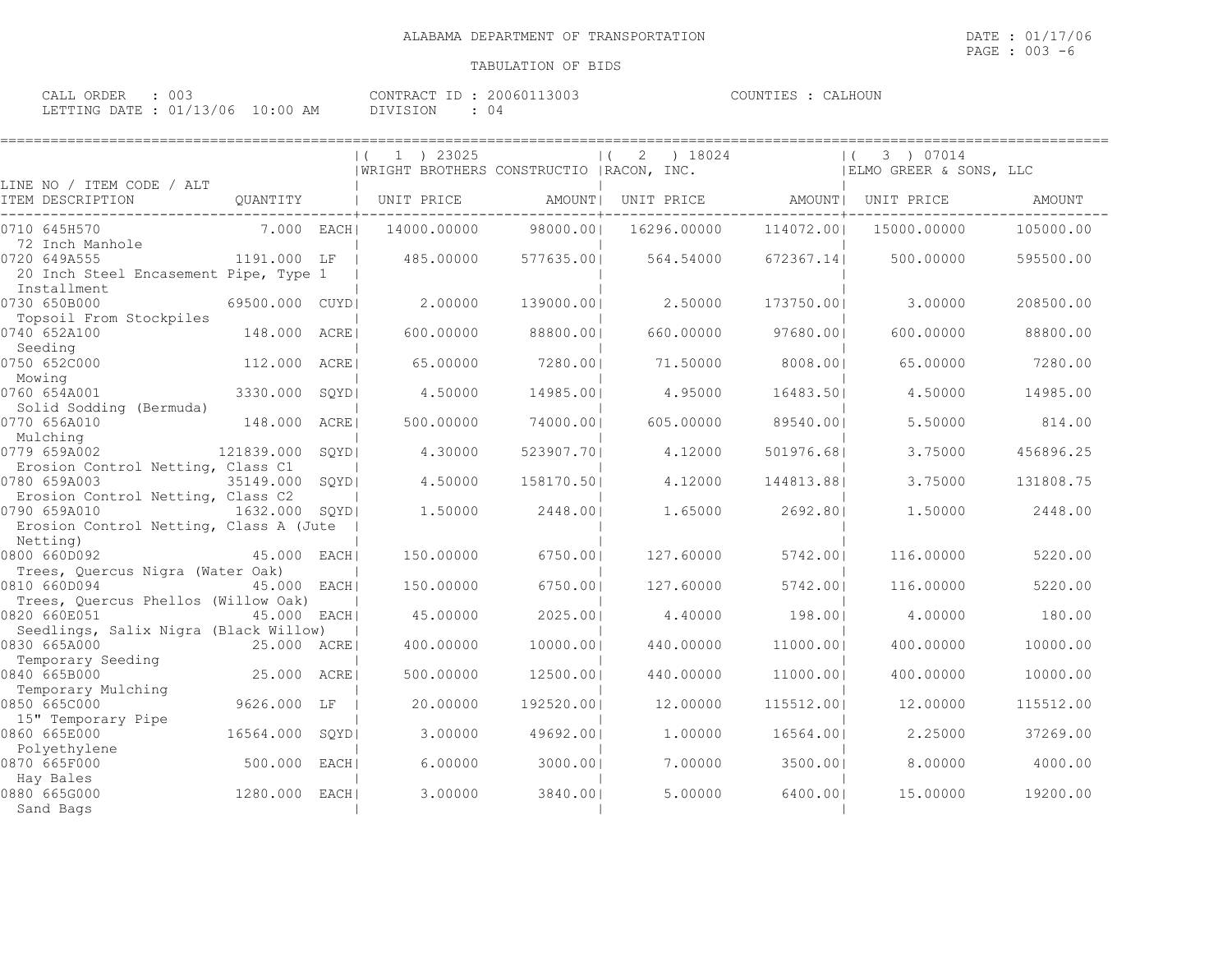# ALABAMA DEPARTMENT OF TRANSPORTATION

## TABULATION OF BIDS

DATE : 01/17/06
PAGE : 003 -6

CALL ORDER : 003
LETTING DATE : 01/13/06 10:00 AM
CONTRACT ID : 20060113003
DIVISION : 04
COUNTIES : CALHOUN

| LINE NO / ITEM CODE / ALT ITEM DESCRIPTION | QUANTITY | | ( 1 ) 23025 WRIGHT BROTHERS CONSTRUCTIO UNIT PRICE | AMOUNT | ( 2 ) 18024 RACON, INC. UNIT PRICE | AMOUNT | ( 3 ) 07014 ELMO GREER & SONS, LLC UNIT PRICE | AMOUNT |
|---|---|---|---|---|---|---|---|---|
| 0710 645H570 72 Inch Manhole | 7.000 | EACH | 14000.00000 | 98000.00 | 16296.00000 | 114072.00 | 15000.00000 | 105000.00 |
| 0720 649A555 20 Inch Steel Encasement Pipe, Type 1 Installment | 1191.000 | LF | 485.00000 | 577635.00 | 564.54000 | 672367.14 | 500.00000 | 595500.00 |
| 0730 650B000 Topsoil From Stockpiles | 69500.000 | CUYD | 2.00000 | 139000.00 | 2.50000 | 173750.00 | 3.00000 | 208500.00 |
| 0740 652A100 Seeding | 148.000 | ACRE | 600.00000 | 88800.00 | 660.00000 | 97680.00 | 600.00000 | 88800.00 |
| 0750 652C000 Mowing | 112.000 | ACRE | 65.00000 | 7280.00 | 71.50000 | 8008.00 | 65.00000 | 7280.00 |
| 0760 654A001 Solid Sodding (Bermuda) | 3330.000 | SQYD | 4.50000 | 14985.00 | 4.95000 | 16483.50 | 4.50000 | 14985.00 |
| 0770 656A010 Mulching | 148.000 | ACRE | 500.00000 | 74000.00 | 605.00000 | 89540.00 | 5.50000 | 814.00 |
| 0779 659A002 Erosion Control Netting, Class C1 | 121839.000 | SQYD | 4.30000 | 523907.70 | 4.12000 | 501976.68 | 3.75000 | 456896.25 |
| 0780 659A003 Erosion Control Netting, Class C2 | 35149.000 | SQYD | 4.50000 | 158170.50 | 4.12000 | 144813.88 | 3.75000 | 131808.75 |
| 0790 659A010 Erosion Control Netting, Class A (Jute Netting) | 1632.000 | SQYD | 1.50000 | 2448.00 | 1.65000 | 2692.80 | 1.50000 | 2448.00 |
| 0800 660D092 Trees, Quercus Nigra (Water Oak) | 45.000 | EACH | 150.00000 | 6750.00 | 127.60000 | 5742.00 | 116.00000 | 5220.00 |
| 0810 660D094 Trees, Quercus Phellos (Willow Oak) | 45.000 | EACH | 150.00000 | 6750.00 | 127.60000 | 5742.00 | 116.00000 | 5220.00 |
| 0820 660E051 Seedlings, Salix Nigra (Black Willow) | 45.000 | EACH | 45.00000 | 2025.00 | 4.40000 | 198.00 | 4.00000 | 180.00 |
| 0830 665A000 Temporary Seeding | 25.000 | ACRE | 400.00000 | 10000.00 | 440.00000 | 11000.00 | 400.00000 | 10000.00 |
| 0840 665B000 Temporary Mulching | 25.000 | ACRE | 500.00000 | 12500.00 | 440.00000 | 11000.00 | 400.00000 | 10000.00 |
| 0850 665C000 15" Temporary Pipe | 9626.000 | LF | 20.00000 | 192520.00 | 12.00000 | 115512.00 | 12.00000 | 115512.00 |
| 0860 665E000 Polyethylene | 16564.000 | SQYD | 3.00000 | 49692.00 | 1.00000 | 16564.00 | 2.25000 | 37269.00 |
| 0870 665F000 Hay Bales | 500.000 | EACH | 6.00000 | 3000.00 | 7.00000 | 3500.00 | 8.00000 | 4000.00 |
| 0880 665G000 Sand Bags | 1280.000 | EACH | 3.00000 | 3840.00 | 5.00000 | 6400.00 | 15.00000 | 19200.00 |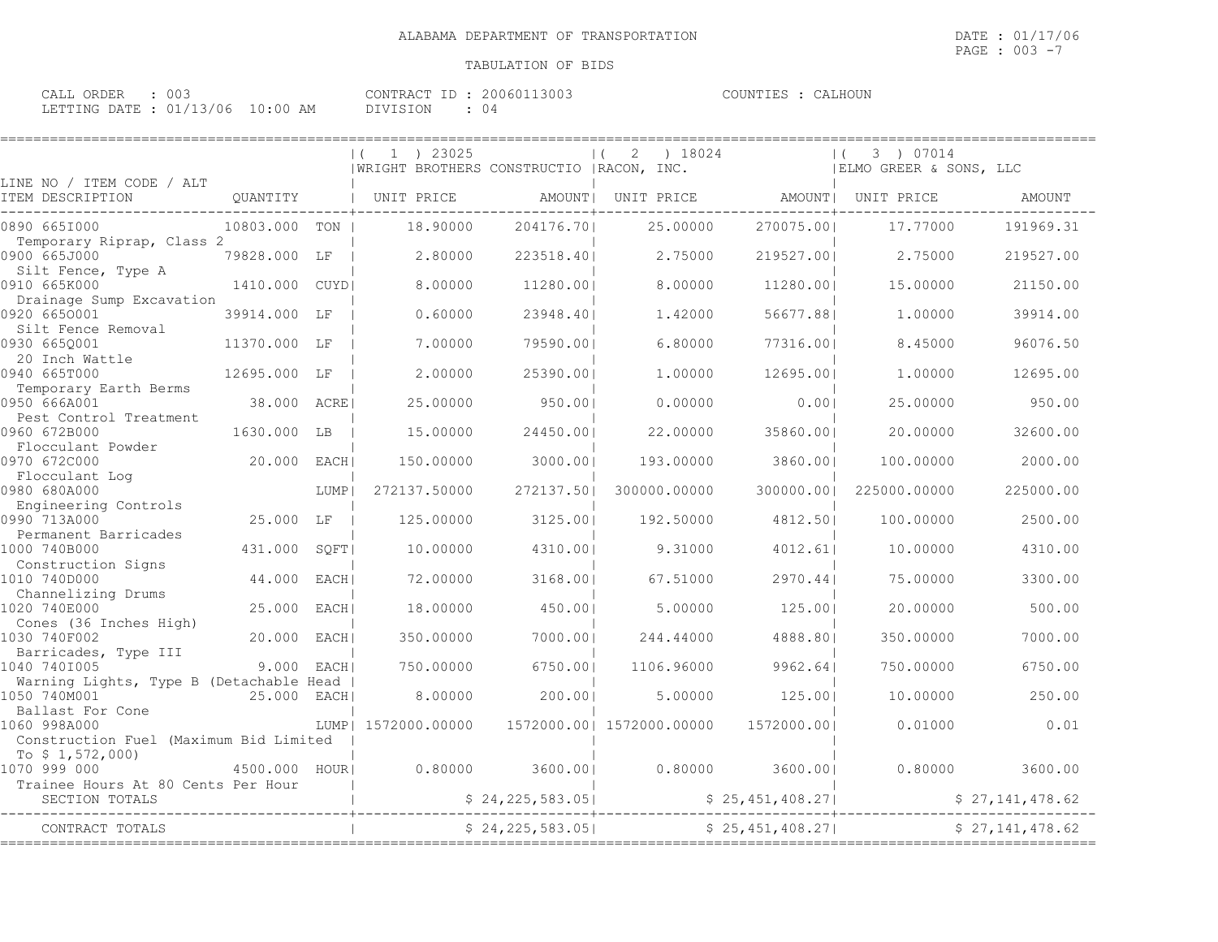ALABAMA DEPARTMENT OF TRANSPORTATION

TABULATION OF BIDS

CALL ORDER : 003
LETTING DATE : 01/13/06 10:00 AM

CONTRACT ID : 20060113003
DIVISION : 04

COUNTIES : CALHOUN

| LINE NO / ITEM CODE / ALT ITEM DESCRIPTION | QUANTITY | | (1) 23025 WRIGHT BROTHERS CONSTRUCTIO UNIT PRICE | AMOUNT | (2) 18024 RACON, INC. UNIT PRICE | AMOUNT | (3) 07014 ELMO GREER & SONS, LLC UNIT PRICE | AMOUNT |
|---|---|---|---|---|---|---|---|---|
| 0890 665I000 Temporary Riprap, Class 2 | 10803.000 | TON | 18.90000 | 204176.70 | 25.00000 | 270075.00 | 17.77000 | 191969.31 |
| 0900 665J000 Silt Fence, Type A | 79828.000 | LF | 2.80000 | 223518.40 | 2.75000 | 219527.00 | 2.75000 | 219527.00 |
| 0910 665K000 Drainage Sump Excavation | 1410.000 | CUYD | 8.00000 | 11280.00 | 8.00000 | 11280.00 | 15.00000 | 21150.00 |
| 0920 665O001 Silt Fence Removal | 39914.000 | LF | 0.60000 | 23948.40 | 1.42000 | 56677.88 | 1.00000 | 39914.00 |
| 0930 665Q001 20 Inch Wattle | 11370.000 | LF | 7.00000 | 79590.00 | 6.80000 | 77316.00 | 8.45000 | 96076.50 |
| 0940 665T000 Temporary Earth Berms | 12695.000 | LF | 2.00000 | 25390.00 | 1.00000 | 12695.00 | 1.00000 | 12695.00 |
| 0950 666A001 Pest Control Treatment | 38.000 | ACRE | 25.00000 | 950.00 | 0.00000 | 0.00 | 25.00000 | 950.00 |
| 0960 672B000 Flocculant Powder | 1630.000 | LB | 15.00000 | 24450.00 | 22.00000 | 35860.00 | 20.00000 | 32600.00 |
| 0970 672C000 Flocculant Log | 20.000 | EACH | 150.00000 | 3000.00 | 193.00000 | 3860.00 | 100.00000 | 2000.00 |
| 0980 680A000 Engineering Controls | | LUMP | 272137.50000 | 272137.50 | 300000.00000 | 300000.00 | 225000.00000 | 225000.00 |
| 0990 713A000 Permanent Barricades | 25.000 | LF | 125.00000 | 3125.00 | 192.50000 | 4812.50 | 100.00000 | 2500.00 |
| 1000 740B000 Construction Signs | 431.000 | SQFT | 10.00000 | 4310.00 | 9.31000 | 4012.61 | 10.00000 | 4310.00 |
| 1010 740D000 Channelizing Drums | 44.000 | EACH | 72.00000 | 3168.00 | 67.51000 | 2970.44 | 75.00000 | 3300.00 |
| 1020 740E000 Cones (36 Inches High) | 25.000 | EACH | 18.00000 | 450.00 | 5.00000 | 125.00 | 20.00000 | 500.00 |
| 1030 740F002 Barricades, Type III | 20.000 | EACH | 350.00000 | 7000.00 | 244.44000 | 4888.80 | 350.00000 | 7000.00 |
| 1040 740I005 Warning Lights, Type B (Detachable Head | 9.000 | EACH | 750.00000 | 6750.00 | 1106.96000 | 9962.64 | 750.00000 | 6750.00 |
| 1050 740M001 Ballast For Cone | 25.000 | EACH | 8.00000 | 200.00 | 5.00000 | 125.00 | 10.00000 | 250.00 |
| 1060 998A000 Construction Fuel (Maximum Bid Limited To $ 1,572,000) | | LUMP | 1572000.00000 | 1572000.00 | 1572000.00000 | 1572000.00 | 0.01000 | 0.01 |
| 1070 999 000 Trainee Hours At 80 Cents Per Hour | 4500.000 | HOUR | 0.80000 | 3600.00 | 0.80000 | 3600.00 | 0.80000 | 3600.00 |
| SECTION TOTALS | | | | $ 24,225,583.05 | | $ 25,451,408.27 | | $ 27,141,478.62 |
| CONTRACT TOTALS | | | | $ 24,225,583.05 | | $ 25,451,408.27 | | $ 27,141,478.62 |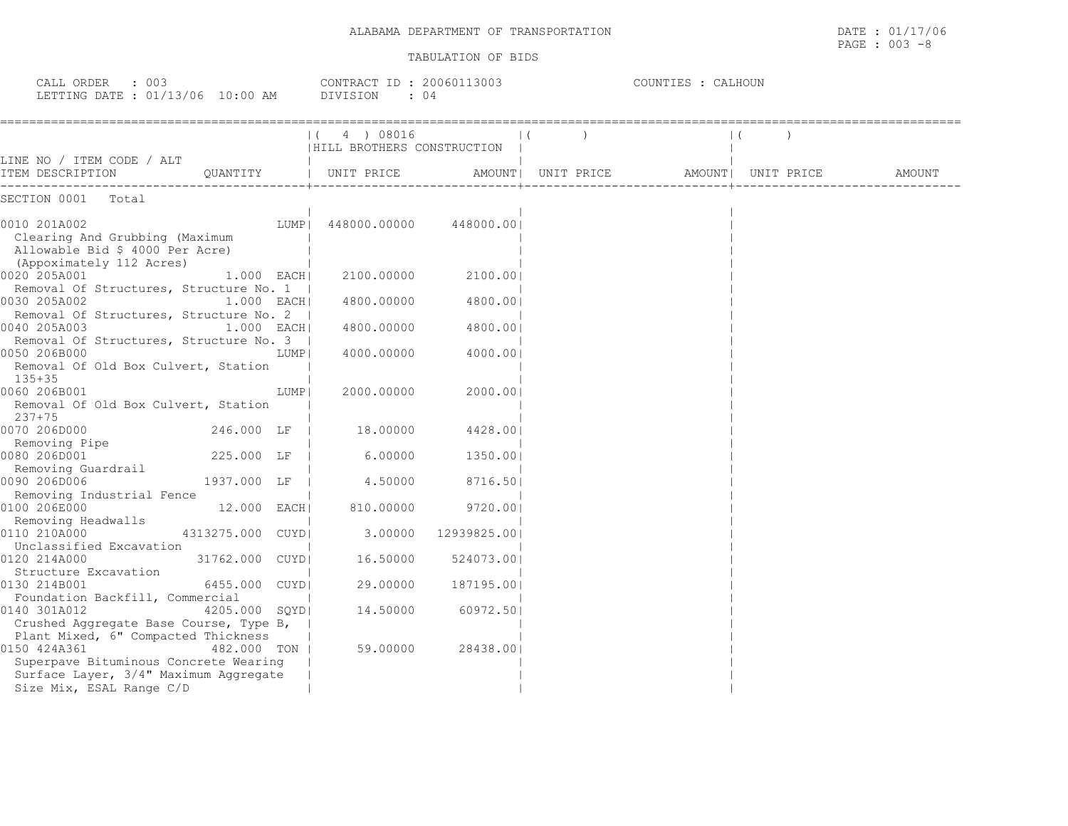ALABAMA DEPARTMENT OF TRANSPORTATION

TABULATION OF BIDS

DATE : 01/17/06

CALL ORDER : 003    CONTRACT ID : 20060113003    COUNTIES : CALHOUN
LETTING DATE : 01/13/06 10:00 AM    DIVISION : 04

| LINE NO / ITEM CODE / ALT ITEM DESCRIPTION | QUANTITY | ( 4 ) 08016 HILL BROTHERS CONSTRUCTION UNIT PRICE | AMOUNT | ( ) UNIT PRICE | AMOUNT | ( ) UNIT PRICE | AMOUNT |
|---|---|---|---|---|---|---|---|
| SECTION 0001 Total | | | | | | | |
| 0010 201A002 Clearing And Grubbing (Maximum Allowable Bid $ 4000 Per Acre) (Appoximately 112 Acres) | LUMP | 448000.00000 | 448000.00 | | | | |
| 0020 205A001 Removal Of Structures, Structure No. 1 | 1.000 EACH | 2100.00000 | 2100.00 | | | | |
| 0030 205A002 Removal Of Structures, Structure No. 2 | 1.000 EACH | 4800.00000 | 4800.00 | | | | |
| 0040 205A003 Removal Of Structures, Structure No. 3 | 1.000 EACH | 4800.00000 | 4800.00 | | | | |
| 0050 206B000 Removal Of Old Box Culvert, Station 135+35 | LUMP | 4000.00000 | 4000.00 | | | | |
| 0060 206B001 Removal Of Old Box Culvert, Station 237+75 | LUMP | 2000.00000 | 2000.00 | | | | |
| 0070 206D000 Removing Pipe | 246.000 LF | 18.00000 | 4428.00 | | | | |
| 0080 206D001 Removing Guardrail | 225.000 LF | 6.00000 | 1350.00 | | | | |
| 0090 206D006 Removing Industrial Fence | 1937.000 LF | 4.50000 | 8716.50 | | | | |
| 0100 206E000 Removing Headwalls | 12.000 EACH | 810.00000 | 9720.00 | | | | |
| 0110 210A000 Unclassified Excavation | 4313275.000 CUYD | 3.00000 | 12939825.00 | | | | |
| 0120 214A000 Structure Excavation | 31762.000 CUYD | 16.50000 | 524073.00 | | | | |
| 0130 214B001 Foundation Backfill, Commercial | 6455.000 CUYD | 29.00000 | 187195.00 | | | | |
| 0140 301A012 Crushed Aggregate Base Course, Type B, Plant Mixed, 6" Compacted Thickness | 4205.000 SQYD | 14.50000 | 60972.50 | | | | |
| 0150 424A361 Superpave Bituminous Concrete Wearing Surface Layer, 3/4" Maximum Aggregate Size Mix, ESAL Range C/D | 482.000 TON | 59.00000 | 28438.00 | | | | |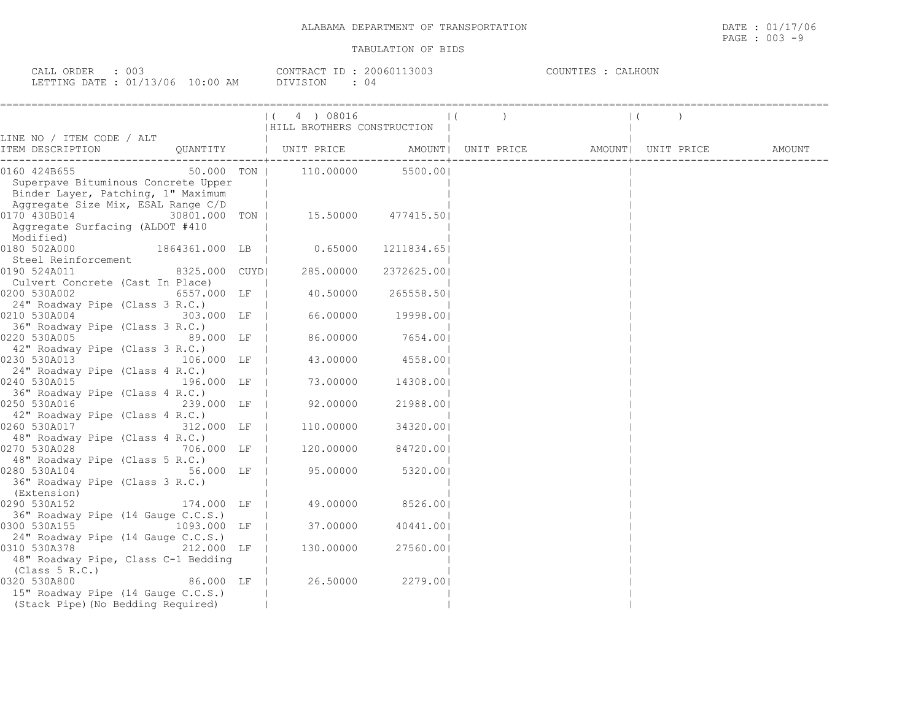ALABAMA DEPARTMENT OF TRANSPORTATION

TABULATION OF BIDS

CALL ORDER : 003
LETTING DATE : 01/13/06 10:00 AM

CONTRACT ID : 20060113003
DIVISION : 04

COUNTIES : CALHOUN

| LINE NO / ITEM CODE / ALT ITEM DESCRIPTION | QUANTITY | ( 4 ) 08016 HILL BROTHERS CONSTRUCTION UNIT PRICE | AMOUNT | ( ) UNIT PRICE | AMOUNT | ( ) UNIT PRICE | AMOUNT |
|---|---|---|---|---|---|---|---|
| 0160 424B655 Superpave Bituminous Concrete Upper Binder Layer, Patching, 1" Maximum Aggregate Size Mix, ESAL Range C/D | 50.000 TON | 110.00000 | 5500.00 | | | | |
| 0170 430B014 Aggregate Surfacing (ALDOT #410 Modified) | 30801.000 TON | 15.50000 | 477415.50 | | | | |
| 0180 502A000 Steel Reinforcement | 1864361.000 LB | 0.65000 | 1211834.65 | | | | |
| 0190 524A011 Culvert Concrete (Cast In Place) | 8325.000 CUYD | 285.00000 | 2372625.00 | | | | |
| 0200 530A002 24" Roadway Pipe (Class 3 R.C.) | 6557.000 LF | 40.50000 | 265558.50 | | | | |
| 0210 530A004 36" Roadway Pipe (Class 3 R.C.) | 303.000 LF | 66.00000 | 19998.00 | | | | |
| 0220 530A005 42" Roadway Pipe (Class 3 R.C.) | 89.000 LF | 86.00000 | 7654.00 | | | | |
| 0230 530A013 24" Roadway Pipe (Class 4 R.C.) | 106.000 LF | 43.00000 | 4558.00 | | | | |
| 0240 530A015 36" Roadway Pipe (Class 4 R.C.) | 196.000 LF | 73.00000 | 14308.00 | | | | |
| 0250 530A016 42" Roadway Pipe (Class 4 R.C.) | 239.000 LF | 92.00000 | 21988.00 | | | | |
| 0260 530A017 48" Roadway Pipe (Class 4 R.C.) | 312.000 LF | 110.00000 | 34320.00 | | | | |
| 0270 530A028 48" Roadway Pipe (Class 5 R.C.) | 706.000 LF | 120.00000 | 84720.00 | | | | |
| 0280 530A104 36" Roadway Pipe (Class 3 R.C.) (Extension) | 56.000 LF | 95.00000 | 5320.00 | | | | |
| 0290 530A152 36" Roadway Pipe (14 Gauge C.C.S.) | 174.000 LF | 49.00000 | 8526.00 | | | | |
| 0300 530A155 24" Roadway Pipe (14 Gauge C.C.S.) | 1093.000 LF | 37.00000 | 40441.00 | | | | |
| 0310 530A378 48" Roadway Pipe, Class C-1 Bedding (Class 5 R.C.) | 212.000 LF | 130.00000 | 27560.00 | | | | |
| 0320 530A800 15" Roadway Pipe (14 Gauge C.C.S.) (Stack Pipe)(No Bedding Required) | 86.000 LF | 26.50000 | 2279.00 | | | | |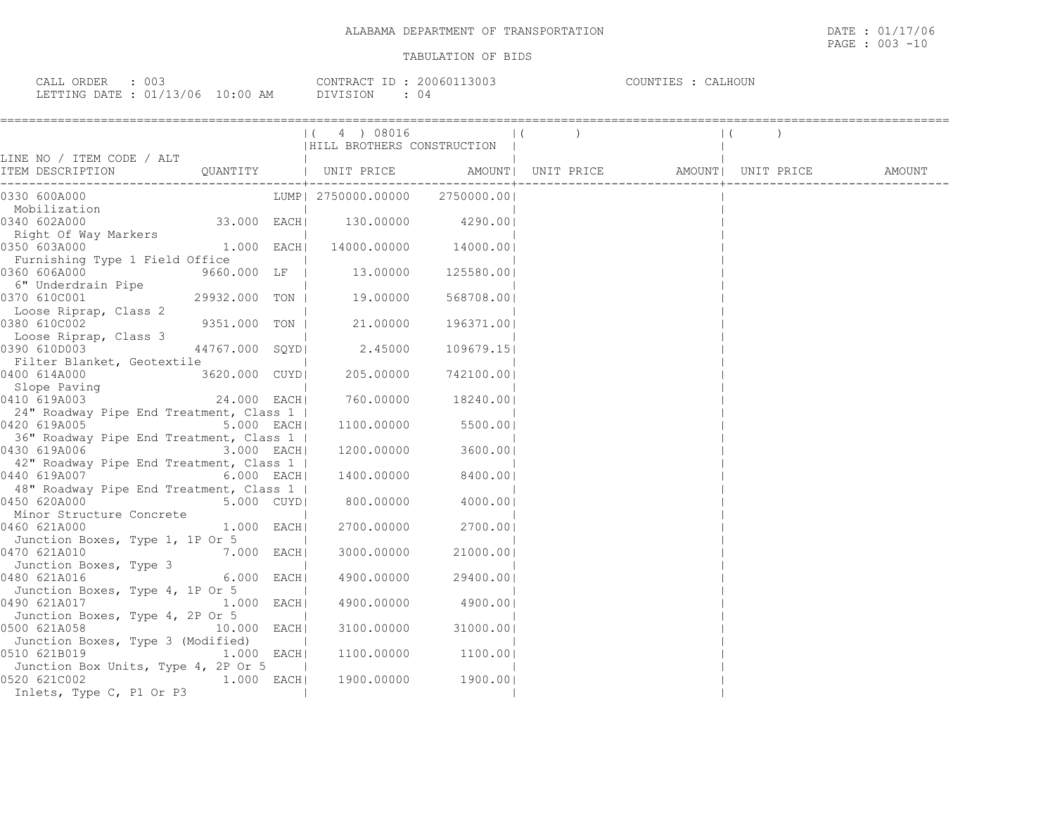ALABAMA DEPARTMENT OF TRANSPORTATION

TABULATION OF BIDS

DATE : 01/17/06

CALL ORDER : 003 CONTRACT ID : 20060113003 COUNTIES : CALHOUN

LETTING DATE : 01/13/06 10:00 AM DIVISION : 04

| LINE NO / ITEM CODE / ALT<br>ITEM DESCRIPTION | QUANTITY | ( 4 ) 08016<br>HILL BROTHERS CONSTRUCTION<br>UNIT PRICE | AMOUNT | ( )<br>UNIT PRICE | AMOUNT | ( )<br>UNIT PRICE | AMOUNT |
|---|---|---|---|---|---|---|---|
| 0330 600A000<br>Mobilization | LUMP | 2750000.00000 | 2750000.00 | | | | |
| 0340 602A000<br>Right Of Way Markers | 33.000 EACH | 130.00000 | 4290.00 | | | | |
| 0350 603A000<br>Furnishing Type 1 Field Office | 1.000 EACH | 14000.00000 | 14000.00 | | | | |
| 0360 606A000<br>6" Underdrain Pipe | 9660.000 LF | 13.00000 | 125580.00 | | | | |
| 0370 610C001<br>Loose Riprap, Class 2 | 29932.000 TON | 19.00000 | 568708.00 | | | | |
| 0380 610C002<br>Loose Riprap, Class 3 | 9351.000 TON | 21.00000 | 196371.00 | | | | |
| 0390 610D003<br>Filter Blanket, Geotextile | 44767.000 SQYD | 2.45000 | 109679.15 | | | | |
| 0400 614A000<br>Slope Paving | 3620.000 CUYD | 205.00000 | 742100.00 | | | | |
| 0410 619A003<br>24" Roadway Pipe End Treatment, Class 1 | 24.000 EACH | 760.00000 | 18240.00 | | | | |
| 0420 619A005<br>36" Roadway Pipe End Treatment, Class 1 | 5.000 EACH | 1100.00000 | 5500.00 | | | | |
| 0430 619A006<br>42" Roadway Pipe End Treatment, Class 1 | 3.000 EACH | 1200.00000 | 3600.00 | | | | |
| 0440 619A007<br>48" Roadway Pipe End Treatment, Class 1 | 6.000 EACH | 1400.00000 | 8400.00 | | | | |
| 0450 620A000<br>Minor Structure Concrete | 5.000 CUYD | 800.00000 | 4000.00 | | | | |
| 0460 621A000<br>Junction Boxes, Type 1, 1P Or 5 | 1.000 EACH | 2700.00000 | 2700.00 | | | | |
| 0470 621A010<br>Junction Boxes, Type 3 | 7.000 EACH | 3000.00000 | 21000.00 | | | | |
| 0480 621A016<br>Junction Boxes, Type 4, 1P Or 5 | 6.000 EACH | 4900.00000 | 29400.00 | | | | |
| 0490 621A017<br>Junction Boxes, Type 4, 2P Or 5 | 1.000 EACH | 4900.00000 | 4900.00 | | | | |
| 0500 621A058<br>Junction Boxes, Type 3 (Modified) | 10.000 EACH | 3100.00000 | 31000.00 | | | | |
| 0510 621B019<br>Junction Box Units, Type 4, 2P Or 5 | 1.000 EACH | 1100.00000 | 1100.00 | | | | |
| 0520 621C002<br>Inlets, Type C, P1 Or P3 | 1.000 EACH | 1900.00000 | 1900.00 | | | | |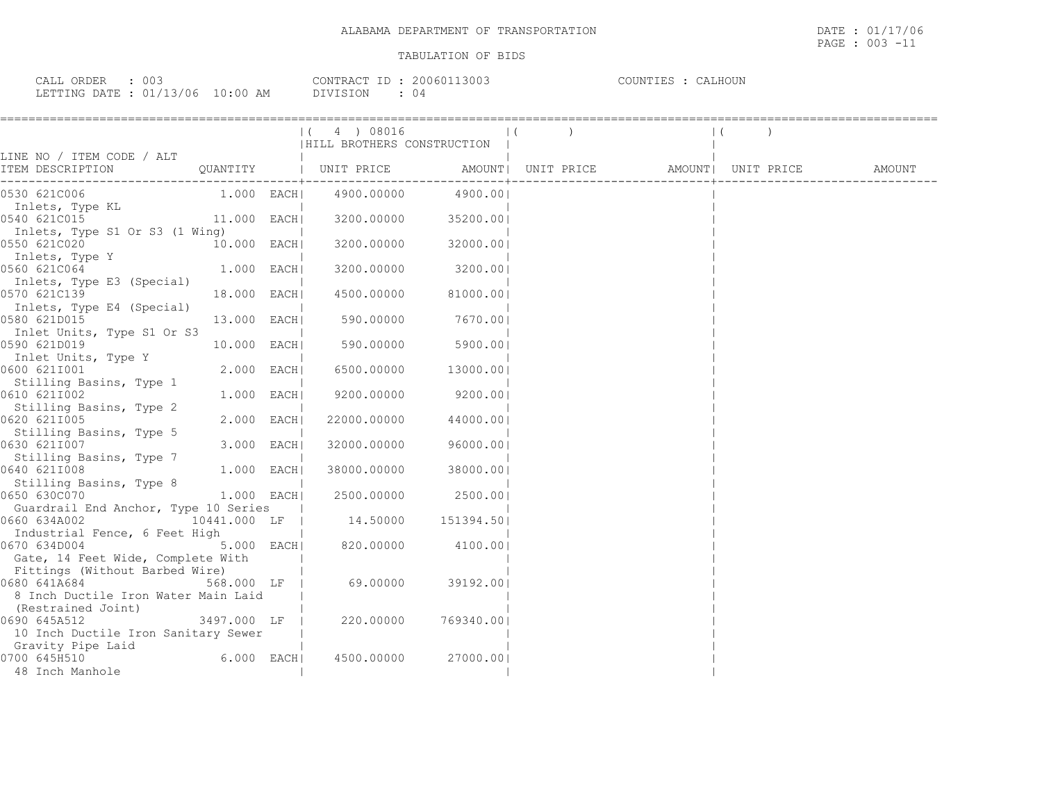ALABAMA DEPARTMENT OF TRANSPORTATION

TABULATION OF BIDS

DATE : 01/17/06

CALL ORDER : 003 | CONTRACT ID : 20060113003 | COUNTIES : CALHOUN
LETTING DATE : 01/13/06 10:00 AM | DIVISION : 04

| LINE NO / ITEM CODE / ALT ITEM DESCRIPTION | QUANTITY | ( 4 ) 08016 HILL BROTHERS CONSTRUCTION UNIT PRICE | AMOUNT | ( ) UNIT PRICE | AMOUNT | ( ) UNIT PRICE | AMOUNT |
|---|---|---|---|---|---|---|---|
| 0530 621C006 Inlets, Type KL | 1.000 EACH | 4900.00000 | 4900.00 | | | | |
| 0540 621C015 Inlets, Type S1 Or S3 (1 Wing) | 11.000 EACH | 3200.00000 | 35200.00 | | | | |
| 0550 621C020 Inlets, Type Y | 10.000 EACH | 3200.00000 | 32000.00 | | | | |
| 0560 621C064 Inlets, Type E3 (Special) | 1.000 EACH | 3200.00000 | 3200.00 | | | | |
| 0570 621C139 Inlets, Type E4 (Special) | 18.000 EACH | 4500.00000 | 81000.00 | | | | |
| 0580 621D015 Inlet Units, Type S1 Or S3 | 13.000 EACH | 590.00000 | 7670.00 | | | | |
| 0590 621D019 Inlet Units, Type Y | 10.000 EACH | 590.00000 | 5900.00 | | | | |
| 0600 621I001 Stilling Basins, Type 1 | 2.000 EACH | 6500.00000 | 13000.00 | | | | |
| 0610 621I002 Stilling Basins, Type 2 | 1.000 EACH | 9200.00000 | 9200.00 | | | | |
| 0620 621I005 Stilling Basins, Type 5 | 2.000 EACH | 22000.00000 | 44000.00 | | | | |
| 0630 621I007 Stilling Basins, Type 7 | 3.000 EACH | 32000.00000 | 96000.00 | | | | |
| 0640 621I008 Stilling Basins, Type 8 | 1.000 EACH | 38000.00000 | 38000.00 | | | | |
| 0650 630C070 Guardrail End Anchor, Type 10 Series | 1.000 EACH | 2500.00000 | 2500.00 | | | | |
| 0660 634A002 Industrial Fence, 6 Feet High | 10441.000 LF | 14.50000 | 151394.50 | | | | |
| 0670 634D004 Gate, 14 Feet Wide, Complete With Fittings (Without Barbed Wire) | 5.000 EACH | 820.00000 | 4100.00 | | | | |
| 0680 641A684 8 Inch Ductile Iron Water Main Laid (Restrained Joint) | 568.000 LF | 69.00000 | 39192.00 | | | | |
| 0690 645A512 10 Inch Ductile Iron Sanitary Sewer Gravity Pipe Laid | 3497.000 LF | 220.00000 | 769340.00 | | | | |
| 0700 645H510 48 Inch Manhole | 6.000 EACH | 4500.00000 | 27000.00 | | | | |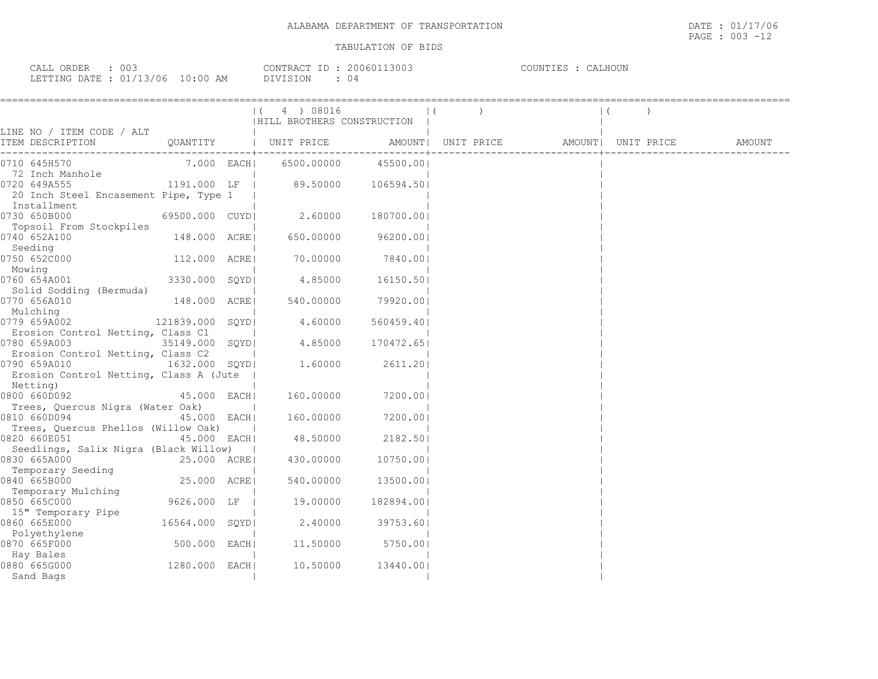# ALABAMA DEPARTMENT OF TRANSPORTATION

DATE : 01/17/06

## TABULATION OF BIDS

CALL ORDER : 003
LETTING DATE : 01/13/06 10:00 AM

CONTRACT ID : 20060113003
DIVISION : 04

COUNTIES : CALHOUN

| LINE NO / ITEM CODE / ALT ITEM DESCRIPTION | QUANTITY | ( 4 ) 08016 HILL BROTHERS CONSTRUCTION UNIT PRICE | AMOUNT | ( ) UNIT PRICE | AMOUNT | ( ) UNIT PRICE | AMOUNT |
|---|---|---|---|---|---|---|---|
| 0710 645H570 72 Inch Manhole | 7.000 EACH | 6500.00000 | 45500.00 | | | | |
| 0720 649A555 20 Inch Steel Encasement Pipe, Type 1 Installment | 1191.000 LF | 89.50000 | 106594.50 | | | | |
| 0730 650B000 Topsoil From Stockpiles | 69500.000 CUYD | 2.60000 | 180700.00 | | | | |
| 0740 652A100 Seeding | 148.000 ACRE | 650.00000 | 96200.00 | | | | |
| 0750 652C000 Mowing | 112.000 ACRE | 70.00000 | 7840.00 | | | | |
| 0760 654A001 Solid Sodding (Bermuda) | 3330.000 SQYD | 4.85000 | 16150.50 | | | | |
| 0770 656A010 Mulching | 148.000 ACRE | 540.00000 | 79920.00 | | | | |
| 0779 659A002 Erosion Control Netting, Class C1 | 121839.000 SQYD | 4.60000 | 560459.40 | | | | |
| 0780 659A003 Erosion Control Netting, Class C2 | 35149.000 SQYD | 4.85000 | 170472.65 | | | | |
| 0790 659A010 Erosion Control Netting, Class A (Jute Netting) | 1632.000 SQYD | 1.60000 | 2611.20 | | | | |
| 0800 660D092 Trees, Quercus Nigra (Water Oak) | 45.000 EACH | 160.00000 | 7200.00 | | | | |
| 0810 660D094 Trees, Quercus Phellos (Willow Oak) | 45.000 EACH | 160.00000 | 7200.00 | | | | |
| 0820 660E051 Seedlings, Salix Nigra (Black Willow) | 45.000 EACH | 48.50000 | 2182.50 | | | | |
| 0830 665A000 Temporary Seeding | 25.000 ACRE | 430.00000 | 10750.00 | | | | |
| 0840 665B000 Temporary Mulching | 25.000 ACRE | 540.00000 | 13500.00 | | | | |
| 0850 665C000 15" Temporary Pipe | 9626.000 LF | 19.00000 | 182894.00 | | | | |
| 0860 665E000 Polyethylene | 16564.000 SQYD | 2.40000 | 39753.60 | | | | |
| 0870 665F000 Hay Bales | 500.000 EACH | 11.50000 | 5750.00 | | | | |
| 0880 665G000 Sand Bags | 1280.000 EACH | 10.50000 | 13440.00 | | | | |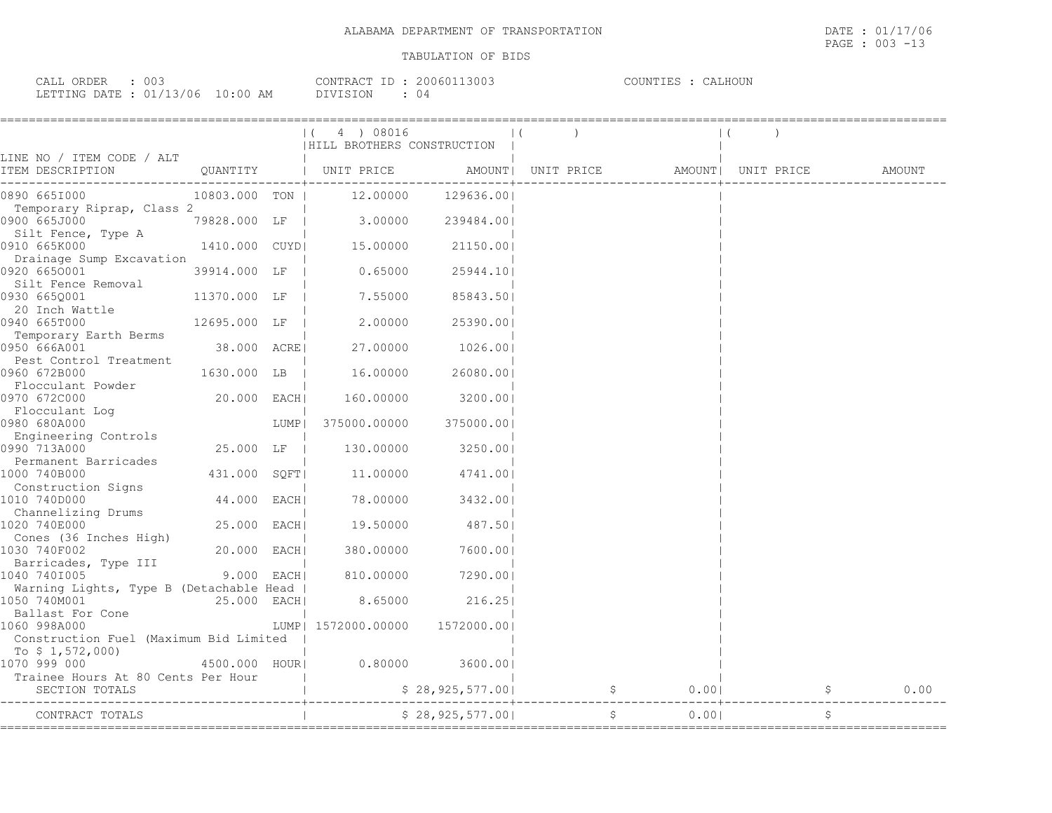ALABAMA DEPARTMENT OF TRANSPORTATION

DATE : 01/17/06
PAGE : 003 -13

TABULATION OF BIDS

CALL ORDER : 003
LETTING DATE : 01/13/06 10:00 AM

CONTRACT ID : 20060113003
DIVISION : 04

COUNTIES : CALHOUN

| LINE NO / ITEM CODE / ALT ITEM DESCRIPTION | QUANTITY | ( 4 ) 08016 HILL BROTHERS CONSTRUCTION UNIT PRICE | AMOUNT | ( ) UNIT PRICE | AMOUNT | ( ) UNIT PRICE | AMOUNT |
|---|---|---|---|---|---|---|---|
| 0890 665I000 Temporary Riprap, Class 2 | 10803.000 TON | 12.00000 | 129636.00 | | | | |
| 0900 665J000 Silt Fence, Type A | 79828.000 LF | 3.00000 | 239484.00 | | | | |
| 0910 665K000 Drainage Sump Excavation | 1410.000 CUYD | 15.00000 | 21150.00 | | | | |
| 0920 665O001 Silt Fence Removal | 39914.000 LF | 0.65000 | 25944.10 | | | | |
| 0930 665Q001 20 Inch Wattle | 11370.000 LF | 7.55000 | 85843.50 | | | | |
| 0940 665T000 Temporary Earth Berms | 12695.000 LF | 2.00000 | 25390.00 | | | | |
| 0950 666A001 Pest Control Treatment | 38.000 ACRE | 27.00000 | 1026.00 | | | | |
| 0960 672B000 Flocculant Powder | 1630.000 LB | 16.00000 | 26080.00 | | | | |
| 0970 672C000 Flocculant Log | 20.000 EACH | 160.00000 | 3200.00 | | | | |
| 0980 680A000 Engineering Controls | LUMP | 375000.00000 | 375000.00 | | | | |
| 0990 713A000 Permanent Barricades | 25.000 LF | 130.00000 | 3250.00 | | | | |
| 1000 740B000 Construction Signs | 431.000 SQFT | 11.00000 | 4741.00 | | | | |
| 1010 740D000 Channelizing Drums | 44.000 EACH | 78.00000 | 3432.00 | | | | |
| 1020 740E000 Cones (36 Inches High) | 25.000 EACH | 19.50000 | 487.50 | | | | |
| 1030 740F002 Barricades, Type III | 20.000 EACH | 380.00000 | 7600.00 | | | | |
| 1040 740I005 Warning Lights, Type B (Detachable Head | 9.000 EACH | 810.00000 | 7290.00 | | | | |
| 1050 740M001 Ballast For Cone | 25.000 EACH | 8.65000 | 216.25 | | | | |
| 1060 998A000 Construction Fuel (Maximum Bid Limited To $ 1,572,000) | LUMP | 1572000.00000 | 1572000.00 | | | | |
| 1070 999 000 Trainee Hours At 80 Cents Per Hour | 4500.000 HOUR | 0.80000 | 3600.00 | | | | |
| SECTION TOTALS | | | $ 28,925,577.00 | | $ 0.00 | | $ 0.00 |
| CONTRACT TOTALS | | | $ 28,925,577.00 | | $ 0.00 | | $ |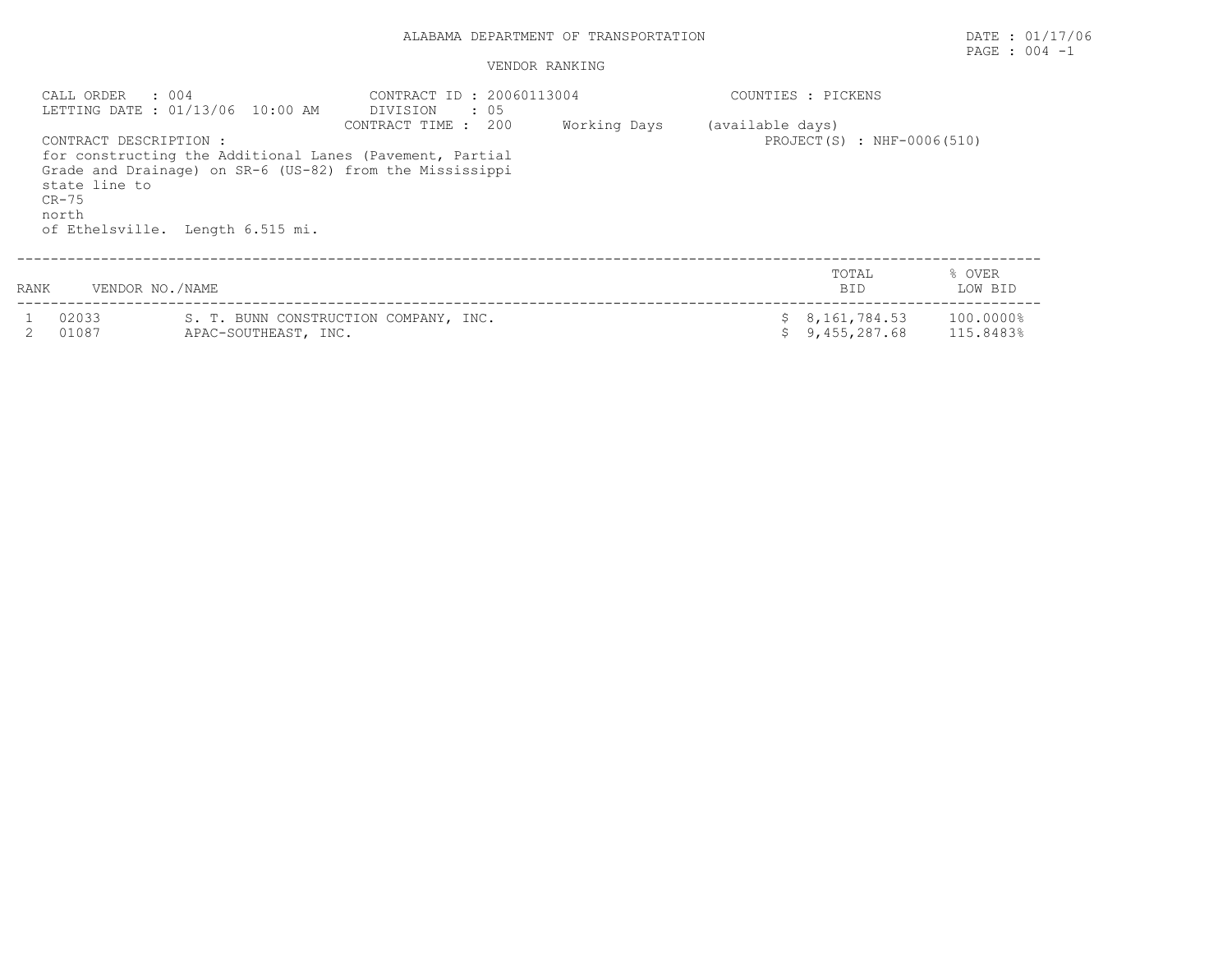ALABAMA DEPARTMENT OF TRANSPORTATION

DATE : 01/17/06

VENDOR RANKING

CALL ORDER : 004
LETTING DATE : 01/13/06 10:00 AM

CONTRACT ID : 20060113004
DIVISION : 05
CONTRACT TIME : 200 Working Days (available days)

COUNTIES : PICKENS

PROJECT(S) : NHF-0006(510)

CONTRACT DESCRIPTION :
for constructing the Additional Lanes (Pavement, Partial Grade and Drainage) on SR-6 (US-82) from the Mississippi state line to CR-75 north of Ethelsville. Length 6.515 mi.

| RANK | VENDOR NO./NAME | | TOTAL BID | % OVER LOW BID |
|---|---|---|---|---|
| 1 | 02033 | S. T. BUNN CONSTRUCTION COMPANY, INC. | $ 8,161,784.53 | 100.0000% |
| 2 | 01087 | APAC-SOUTHEAST, INC. | $ 9,455,287.68 | 115.8483% |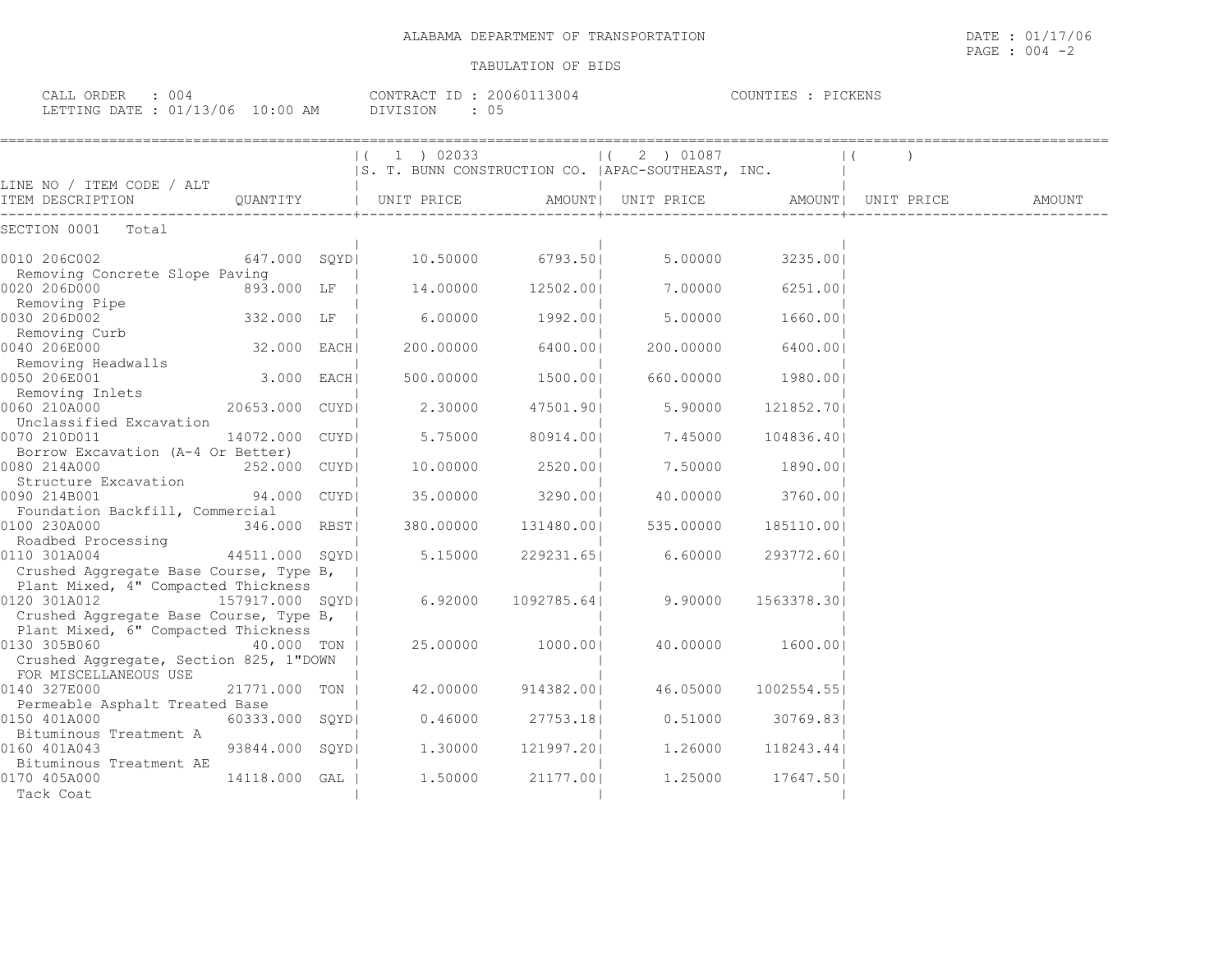ALABAMA DEPARTMENT OF TRANSPORTATION

TABULATION OF BIDS

DATE : 01/17/06
PAGE : 004 -2

CALL ORDER : 004
LETTING DATE : 01/13/06 10:00 AM

CONTRACT ID : 20060113004
DIVISION : 05

COUNTIES : PICKENS

| LINE NO / ITEM CODE / ALT ITEM DESCRIPTION | QUANTITY | (1) 02033 S. T. BUNN CONSTRUCTION CO. UNIT PRICE | AMOUNT | (2) 01087 APAC-SOUTHEAST, INC. UNIT PRICE | AMOUNT | ( ) UNIT PRICE | AMOUNT |
|---|---|---|---|---|---|---|---|
| SECTION 0001 Total | | | | | | | |
| 0010 206C002 Removing Concrete Slope Paving | 647.000 SQYD | 10.50000 | 6793.50 | 5.00000 | 3235.00 | | |
| 0020 206D000 Removing Pipe | 893.000 LF | 14.00000 | 12502.00 | 7.00000 | 6251.00 | | |
| 0030 206D002 Removing Curb | 332.000 LF | 6.00000 | 1992.00 | 5.00000 | 1660.00 | | |
| 0040 206E000 Removing Headwalls | 32.000 EACH | 200.00000 | 6400.00 | 200.00000 | 6400.00 | | |
| 0050 206E001 Removing Inlets | 3.000 EACH | 500.00000 | 1500.00 | 660.00000 | 1980.00 | | |
| 0060 210A000 Unclassified Excavation | 20653.000 CUYD | 2.30000 | 47501.90 | 5.90000 | 121852.70 | | |
| 0070 210D011 Borrow Excavation (A-4 Or Better) | 14072.000 CUYD | 5.75000 | 80914.00 | 7.45000 | 104836.40 | | |
| 0080 214A000 Structure Excavation | 252.000 CUYD | 10.00000 | 2520.00 | 7.50000 | 1890.00 | | |
| 0090 214B001 Foundation Backfill, Commercial | 94.000 CUYD | 35.00000 | 3290.00 | 40.00000 | 3760.00 | | |
| 0100 230A000 Roadbed Processing | 346.000 RBST | 380.00000 | 131480.00 | 535.00000 | 185110.00 | | |
| 0110 301A004 Crushed Aggregate Base Course, Type B, Plant Mixed, 4" Compacted Thickness | 44511.000 SQYD | 5.15000 | 229231.65 | 6.60000 | 293772.60 | | |
| 0120 301A012 Crushed Aggregate Base Course, Type B, Plant Mixed, 6" Compacted Thickness | 157917.000 SQYD | 6.92000 | 1092785.64 | 9.90000 | 1563378.30 | | |
| 0130 305B060 Crushed Aggregate, Section 825, 1"DOWN FOR MISCELLANEOUS USE | 40.000 TON | 25.00000 | 1000.00 | 40.00000 | 1600.00 | | |
| 0140 327E000 Permeable Asphalt Treated Base | 21771.000 TON | 42.00000 | 914382.00 | 46.05000 | 1002554.55 | | |
| 0150 401A000 Bituminous Treatment A | 60333.000 SQYD | 0.46000 | 27753.18 | 0.51000 | 30769.83 | | |
| 0160 401A043 Bituminous Treatment AE | 93844.000 SQYD | 1.30000 | 121997.20 | 1.26000 | 118243.44 | | |
| 0170 405A000 Tack Coat | 14118.000 GAL | 1.50000 | 21177.00 | 1.25000 | 17647.50 | | |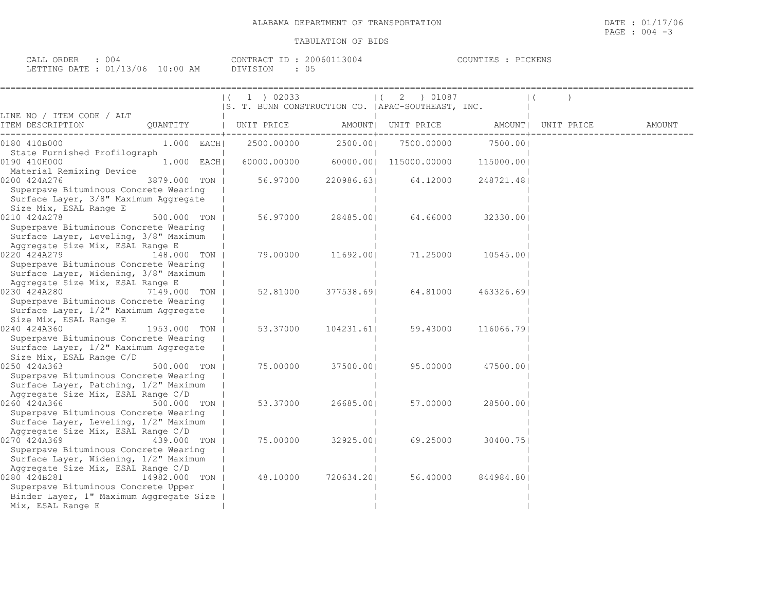ALABAMA DEPARTMENT OF TRANSPORTATION

TABULATION OF BIDS

CALL ORDER : 004
LETTING DATE : 01/13/06 10:00 AM

CONTRACT ID : 20060113004
DIVISION : 05

COUNTIES : PICKENS

| LINE NO / ITEM CODE / ALT ITEM DESCRIPTION | QUANTITY | ( 1 ) 02033 S. T. BUNN CONSTRUCTION CO. UNIT PRICE | AMOUNT | ( 2 ) 01087 APAC-SOUTHEAST, INC. UNIT PRICE | AMOUNT | ( ) UNIT PRICE | AMOUNT |
|---|---|---|---|---|---|---|---|
| 0180 410B000 State Furnished Profilograph | 1.000 EACH | 2500.00000 | 2500.00 | 7500.00000 | 7500.00 | | |
| 0190 410H000 Material Remixing Device | 1.000 EACH | 60000.00000 | 60000.00 | 115000.00000 | 115000.00 | | |
| 0200 424A276 Superpave Bituminous Concrete Wearing Surface Layer, 3/8" Maximum Aggregate Size Mix, ESAL Range E | 3879.000 TON | 56.97000 | 220986.63 | 64.12000 | 248721.48 | | |
| 0210 424A278 Superpave Bituminous Concrete Wearing Surface Layer, Leveling, 3/8" Maximum Aggregate Size Mix, ESAL Range E | 500.000 TON | 56.97000 | 28485.00 | 64.66000 | 32330.00 | | |
| 0220 424A279 Superpave Bituminous Concrete Wearing Surface Layer, Widening, 3/8" Maximum Aggregate Size Mix, ESAL Range E | 148.000 TON | 79.00000 | 11692.00 | 71.25000 | 10545.00 | | |
| 0230 424A280 Superpave Bituminous Concrete Wearing Surface Layer, 1/2" Maximum Aggregate Size Mix, ESAL Range E | 7149.000 TON | 52.81000 | 377538.69 | 64.81000 | 463326.69 | | |
| 0240 424A360 Superpave Bituminous Concrete Wearing Surface Layer, 1/2" Maximum Aggregate Size Mix, ESAL Range C/D | 1953.000 TON | 53.37000 | 104231.61 | 59.43000 | 116066.79 | | |
| 0250 424A363 Superpave Bituminous Concrete Wearing Surface Layer, Patching, 1/2" Maximum Aggregate Size Mix, ESAL Range C/D | 500.000 TON | 75.00000 | 37500.00 | 95.00000 | 47500.00 | | |
| 0260 424A366 Superpave Bituminous Concrete Wearing Surface Layer, Leveling, 1/2" Maximum Aggregate Size Mix, ESAL Range C/D | 500.000 TON | 53.37000 | 26685.00 | 57.00000 | 28500.00 | | |
| 0270 424A369 Superpave Bituminous Concrete Wearing Surface Layer, Widening, 1/2" Maximum Aggregate Size Mix, ESAL Range C/D | 439.000 TON | 75.00000 | 32925.00 | 69.25000 | 30400.75 | | |
| 0280 424B281 Superpave Bituminous Concrete Upper Binder Layer, 1" Maximum Aggregate Size Mix, ESAL Range E | 14982.000 TON | 48.10000 | 720634.20 | 56.40000 | 844984.80 | | |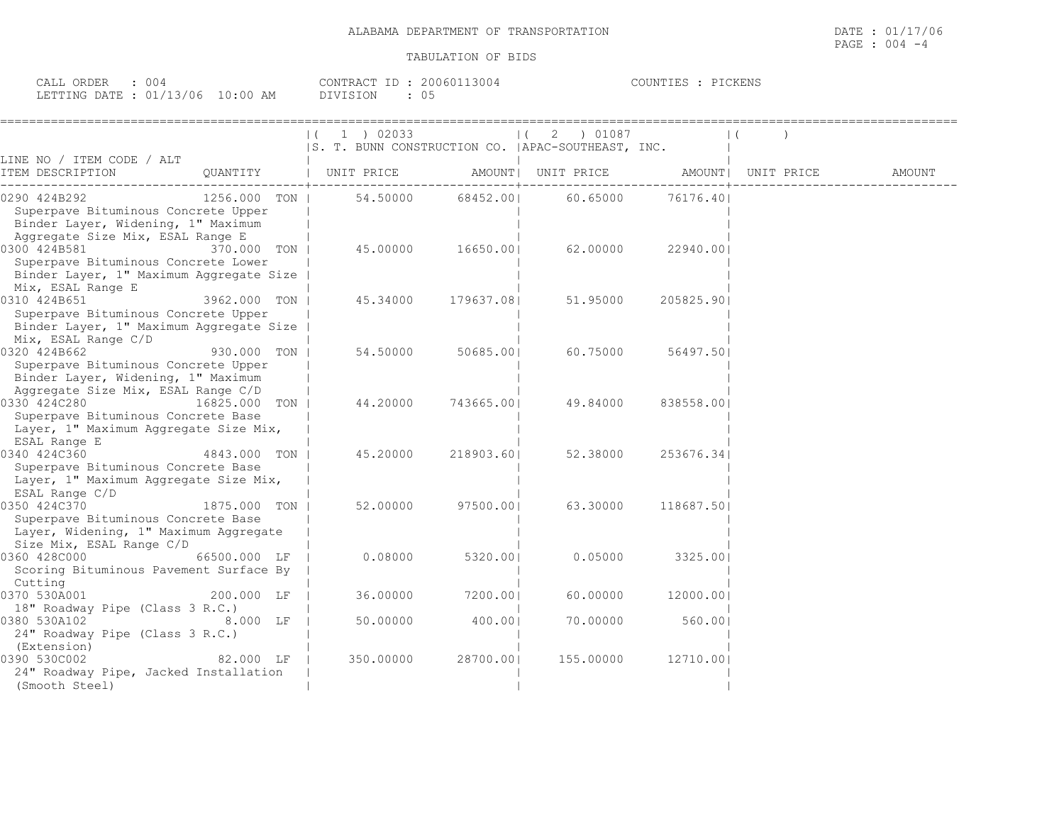ALABAMA DEPARTMENT OF TRANSPORTATION

TABULATION OF BIDS

DATE : 01/17/06
PAGE : 004 -4

CALL ORDER : 004 | CONTRACT ID : 20060113004 | COUNTIES : PICKENS
LETTING DATE : 01/13/06 10:00 AM | DIVISION : 05

| LINE NO / ITEM CODE / ALT ITEM DESCRIPTION | QUANTITY | ( 1 ) 02033 S. T. BUNN CONSTRUCTION CO. UNIT PRICE | AMOUNT | ( 2 ) 01087 APAC-SOUTHEAST, INC. UNIT PRICE | AMOUNT | ( ) UNIT PRICE | AMOUNT |
|---|---|---|---|---|---|---|---|
| 0290 424B292 Superpave Bituminous Concrete Upper Binder Layer, Widening, 1" Maximum Aggregate Size Mix, ESAL Range E | 1256.000 TON | 54.50000 | 68452.00 | 60.65000 | 76176.40 | | |
| 0300 424B581 Superpave Bituminous Concrete Lower Binder Layer, 1" Maximum Aggregate Size Mix, ESAL Range E | 370.000 TON | 45.00000 | 16650.00 | 62.00000 | 22940.00 | | |
| 0310 424B651 Superpave Bituminous Concrete Upper Binder Layer, 1" Maximum Aggregate Size Mix, ESAL Range C/D | 3962.000 TON | 45.34000 | 179637.08 | 51.95000 | 205825.90 | | |
| 0320 424B662 Superpave Bituminous Concrete Upper Binder Layer, Widening, 1" Maximum Aggregate Size Mix, ESAL Range C/D | 930.000 TON | 54.50000 | 50685.00 | 60.75000 | 56497.50 | | |
| 0330 424C280 Superpave Bituminous Concrete Base Layer, 1" Maximum Aggregate Size Mix, ESAL Range E | 16825.000 TON | 44.20000 | 743665.00 | 49.84000 | 838558.00 | | |
| 0340 424C360 Superpave Bituminous Concrete Base Layer, 1" Maximum Aggregate Size Mix, ESAL Range C/D | 4843.000 TON | 45.20000 | 218903.60 | 52.38000 | 253676.34 | | |
| 0350 424C370 Superpave Bituminous Concrete Base Layer, Widening, 1" Maximum Aggregate Size Mix, ESAL Range C/D | 1875.000 TON | 52.00000 | 97500.00 | 63.30000 | 118687.50 | | |
| 0360 428C000 Scoring Bituminous Pavement Surface By Cutting | 66500.000 LF | 0.08000 | 5320.00 | 0.05000 | 3325.00 | | |
| 0370 530A001 18" Roadway Pipe (Class 3 R.C.) | 200.000 LF | 36.00000 | 7200.00 | 60.00000 | 12000.00 | | |
| 0380 530A102 24" Roadway Pipe (Class 3 R.C.) (Extension) | 8.000 LF | 50.00000 | 400.00 | 70.00000 | 560.00 | | |
| 0390 530C002 24" Roadway Pipe, Jacked Installation (Smooth Steel) | 82.000 LF | 350.00000 | 28700.00 | 155.00000 | 12710.00 | | |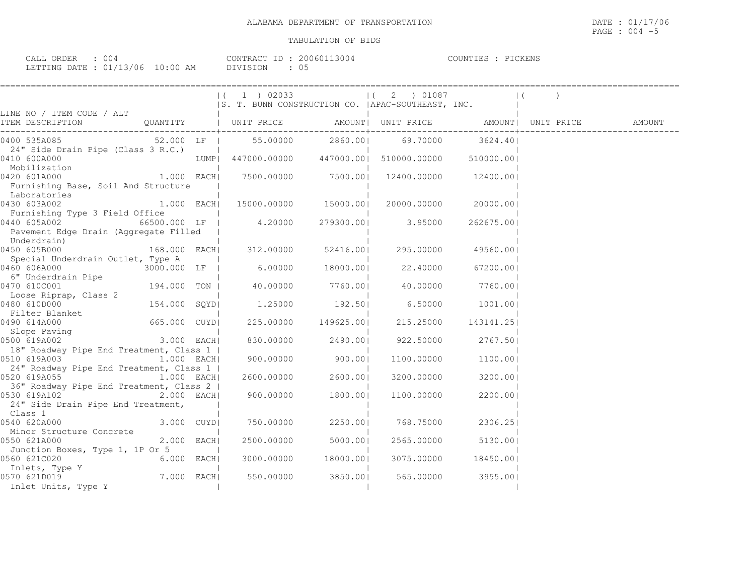ALABAMA DEPARTMENT OF TRANSPORTATION

TABULATION OF BIDS

DATE : 01/17/06
PAGE : 004 -5

CALL ORDER : 004
LETTING DATE : 01/13/06 10:00 AM

CONTRACT ID : 20060113004
DIVISION : 05

COUNTIES : PICKENS

| LINE NO / ITEM CODE / ALT<br>ITEM DESCRIPTION | QUANTITY | (1) 02033<br>S. T. BUNN CONSTRUCTION CO.<br>UNIT PRICE | AMOUNT | (2) 01087<br>APAC-SOUTHEAST, INC.<br>UNIT PRICE | AMOUNT | ( )<br>UNIT PRICE | AMOUNT |
|---|---|---|---|---|---|---|---|
| 0400 535A085<br>24" Side Drain Pipe (Class 3 R.C.) | 52.000 LF | 55.00000 | 2860.00 | 69.70000 | 3624.40 | | |
| 0410 600A000<br>Mobilization | LUMP | 447000.00000 | 447000.00 | 510000.00000 | 510000.00 | | |
| 0420 601A000<br>Furnishing Base, Soil And Structure Laboratories | 1.000 EACH | 7500.00000 | 7500.00 | 12400.00000 | 12400.00 | | |
| 0430 603A002<br>Furnishing Type 3 Field Office | 1.000 EACH | 15000.00000 | 15000.00 | 20000.00000 | 20000.00 | | |
| 0440 605A002<br>Pavement Edge Drain (Aggregate Filled Underdrain) | 66500.000 LF | 4.20000 | 279300.00 | 3.95000 | 262675.00 | | |
| 0450 605B000<br>Special Underdrain Outlet, Type A | 168.000 EACH | 312.00000 | 52416.00 | 295.00000 | 49560.00 | | |
| 0460 606A000<br>6" Underdrain Pipe | 3000.000 LF | 6.00000 | 18000.00 | 22.40000 | 67200.00 | | |
| 0470 610C001<br>Loose Riprap, Class 2 | 194.000 TON | 40.00000 | 7760.00 | 40.00000 | 7760.00 | | |
| 0480 610D000<br>Filter Blanket | 154.000 SQYD | 1.25000 | 192.50 | 6.50000 | 1001.00 | | |
| 0490 614A000<br>Slope Paving | 665.000 CUYD | 225.00000 | 149625.00 | 215.25000 | 143141.25 | | |
| 0500 619A002<br>18" Roadway Pipe End Treatment, Class 1 | 3.000 EACH | 830.00000 | 2490.00 | 922.50000 | 2767.50 | | |
| 0510 619A003<br>24" Roadway Pipe End Treatment, Class 1 | 1.000 EACH | 900.00000 | 900.00 | 1100.00000 | 1100.00 | | |
| 0520 619A055<br>36" Roadway Pipe End Treatment, Class 2 | 1.000 EACH | 2600.00000 | 2600.00 | 3200.00000 | 3200.00 | | |
| 0530 619A102<br>24" Side Drain Pipe End Treatment, Class 1 | 2.000 EACH | 900.00000 | 1800.00 | 1100.00000 | 2200.00 | | |
| 0540 620A000<br>Minor Structure Concrete | 3.000 CUYD | 750.00000 | 2250.00 | 768.75000 | 2306.25 | | |
| 0550 621A000<br>Junction Boxes, Type 1, 1P Or 5 | 2.000 EACH | 2500.00000 | 5000.00 | 2565.00000 | 5130.00 | | |
| 0560 621C020<br>Inlets, Type Y | 6.000 EACH | 3000.00000 | 18000.00 | 3075.00000 | 18450.00 | | |
| 0570 621D019<br>Inlet Units, Type Y | 7.000 EACH | 550.00000 | 3850.00 | 565.00000 | 3955.00 | | |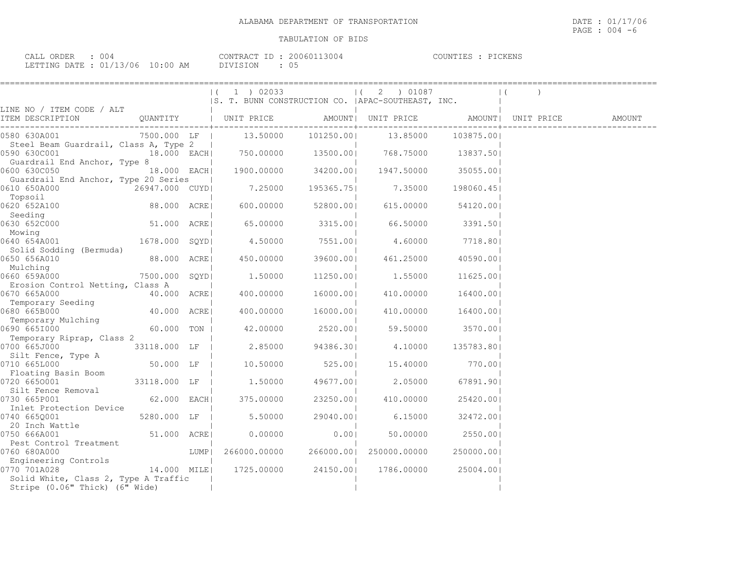ALABAMA DEPARTMENT OF TRANSPORTATION

TABULATION OF BIDS

DATE : 01/17/06
PAGE : 004 -6

CALL ORDER : 004 CONTRACT ID : 20060113004 COUNTIES : PICKENS
LETTING DATE : 01/13/06 10:00 AM DIVISION : 05

| LINE NO / ITEM CODE / ALT ITEM DESCRIPTION | QUANTITY | (1) 02033 S. T. BUNN CONSTRUCTION CO. UNIT PRICE | AMOUNT | (2) 01087 APAC-SOUTHEAST, INC. UNIT PRICE | AMOUNT | ( ) UNIT PRICE | AMOUNT |
|---|---|---|---|---|---|---|---|
| 0580 630A001 Steel Beam Guardrail, Class A, Type 2 | 7500.000 LF | 13.50000 | 101250.00 | 13.85000 | 103875.00 | | |
| 0590 630C001 Guardrail End Anchor, Type 8 | 18.000 EACH | 750.00000 | 13500.00 | 768.75000 | 13837.50 | | |
| 0600 630C050 Guardrail End Anchor, Type 20 Series | 18.000 EACH | 1900.00000 | 34200.00 | 1947.50000 | 35055.00 | | |
| 0610 650A000 Topsoil | 26947.000 CUYD | 7.25000 | 195365.75 | 7.35000 | 198060.45 | | |
| 0620 652A100 Seeding | 88.000 ACRE | 600.00000 | 52800.00 | 615.00000 | 54120.00 | | |
| 0630 652C000 Mowing | 51.000 ACRE | 65.00000 | 3315.00 | 66.50000 | 3391.50 | | |
| 0640 654A001 Solid Sodding (Bermuda) | 1678.000 SQYD | 4.50000 | 7551.00 | 4.60000 | 7718.80 | | |
| 0650 656A010 Mulching | 88.000 ACRE | 450.00000 | 39600.00 | 461.25000 | 40590.00 | | |
| 0660 659A000 Erosion Control Netting, Class A | 7500.000 SQYD | 1.50000 | 11250.00 | 1.55000 | 11625.00 | | |
| 0670 665A000 Temporary Seeding | 40.000 ACRE | 400.00000 | 16000.00 | 410.00000 | 16400.00 | | |
| 0680 665B000 Temporary Mulching | 40.000 ACRE | 400.00000 | 16000.00 | 410.00000 | 16400.00 | | |
| 0690 665I000 Temporary Riprap, Class 2 | 60.000 TON | 42.00000 | 2520.00 | 59.50000 | 3570.00 | | |
| 0700 665J000 Silt Fence, Type A | 33118.000 LF | 2.85000 | 94386.30 | 4.10000 | 135783.80 | | |
| 0710 665L000 Floating Basin Boom | 50.000 LF | 10.50000 | 525.00 | 15.40000 | 770.00 | | |
| 0720 665O001 Silt Fence Removal | 33118.000 LF | 1.50000 | 49677.00 | 2.05000 | 67891.90 | | |
| 0730 665P001 Inlet Protection Device | 62.000 EACH | 375.00000 | 23250.00 | 410.00000 | 25420.00 | | |
| 0740 665Q001 20 Inch Wattle | 5280.000 LF | 5.50000 | 29040.00 | 6.15000 | 32472.00 | | |
| 0750 666A001 Pest Control Treatment | 51.000 ACRE | 0.00000 | 0.00 | 50.00000 | 2550.00 | | |
| 0760 680A000 Engineering Controls | LUMP | 266000.00000 | 266000.00 | 250000.00000 | 250000.00 | | |
| 0770 701A028 Solid White, Class 2, Type A Traffic Stripe (0.06" Thick) (6" Wide) | 14.000 MILE | 1725.00000 | 24150.00 | 1786.00000 | 25004.00 | | |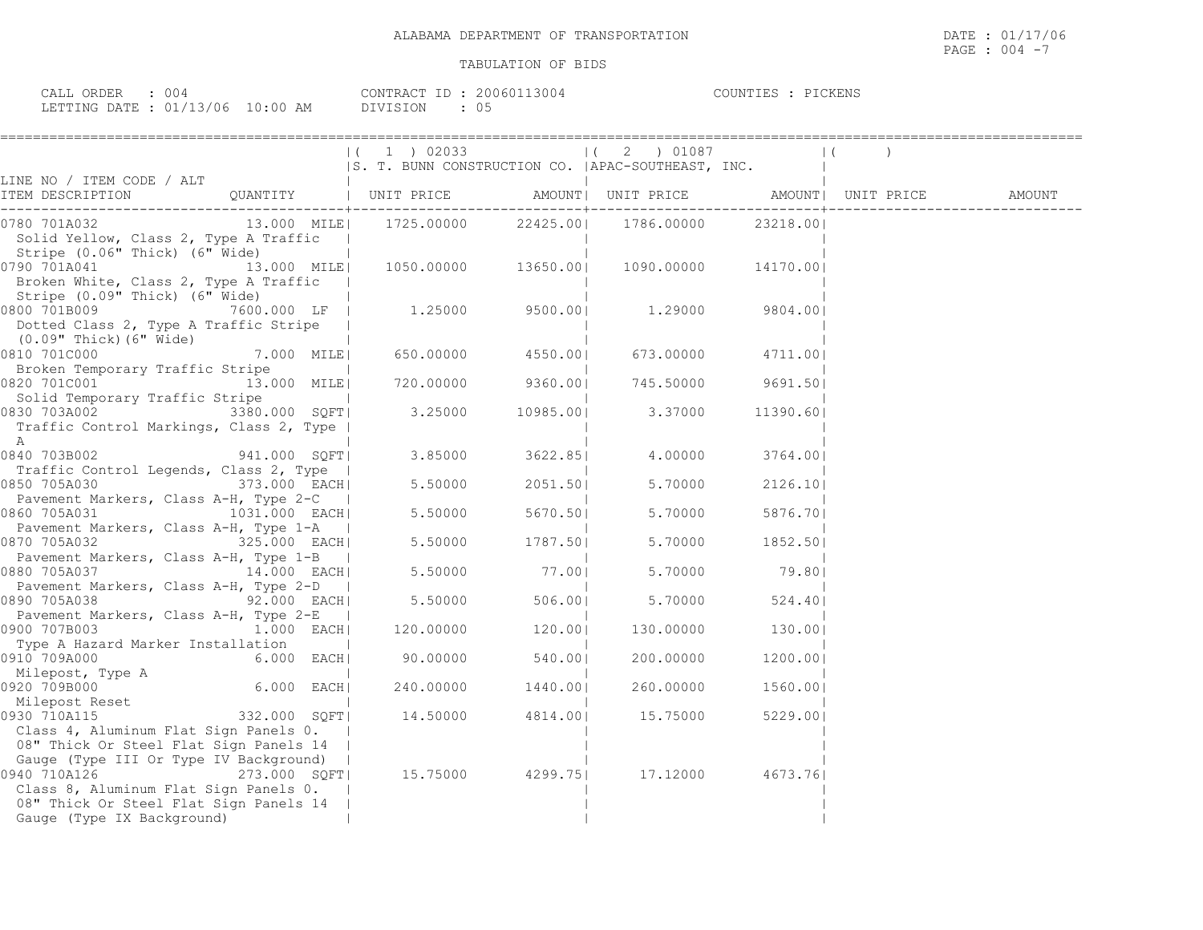ALABAMA DEPARTMENT OF TRANSPORTATION

TABULATION OF BIDS

CALL ORDER : 004 | CONTRACT ID : 20060113004 | COUNTIES : PICKENS
LETTING DATE : 01/13/06 10:00 AM | DIVISION : 05

| LINE NO / ITEM CODE / ALT / ITEM DESCRIPTION | QUANTITY | (1) 02033 S. T. BUNN CONSTRUCTION CO. UNIT PRICE | AMOUNT | (2) 01087 APAC-SOUTHEAST, INC. UNIT PRICE | AMOUNT | ( ) UNIT PRICE | AMOUNT |
|---|---|---|---|---|---|---|---|
| 0780 701A032 Solid Yellow, Class 2, Type A Traffic Stripe (0.06" Thick) (6" Wide) | 13.000 MILE | 1725.00000 | 22425.00 | 1786.00000 | 23218.00 | | |
| 0790 701A041 Broken White, Class 2, Type A Traffic Stripe (0.09" Thick) (6" Wide) | 13.000 MILE | 1050.00000 | 13650.00 | 1090.00000 | 14170.00 | | |
| 0800 701B009 Dotted Class 2, Type A Traffic Stripe (0.09" Thick)(6" Wide) | 7600.000 LF | 1.25000 | 9500.00 | 1.29000 | 9804.00 | | |
| 0810 701C000 Broken Temporary Traffic Stripe | 7.000 MILE | 650.00000 | 4550.00 | 673.00000 | 4711.00 | | |
| 0820 701C001 Solid Temporary Traffic Stripe | 13.000 MILE | 720.00000 | 9360.00 | 745.50000 | 9691.50 | | |
| 0830 703A002 Traffic Control Markings, Class 2, Type A | 3380.000 SQFT | 3.25000 | 10985.00 | 3.37000 | 11390.60 | | |
| 0840 703B002 Traffic Control Legends, Class 2, Type | 941.000 SQFT | 3.85000 | 3622.85 | 4.00000 | 3764.00 | | |
| 0850 705A030 Pavement Markers, Class A-H, Type 2-C | 373.000 EACH | 5.50000 | 2051.50 | 5.70000 | 2126.10 | | |
| 0860 705A031 Pavement Markers, Class A-H, Type 1-A | 1031.000 EACH | 5.50000 | 5670.50 | 5.70000 | 5876.70 | | |
| 0870 705A032 Pavement Markers, Class A-H, Type 1-B | 325.000 EACH | 5.50000 | 1787.50 | 5.70000 | 1852.50 | | |
| 0880 705A037 Pavement Markers, Class A-H, Type 2-D | 14.000 EACH | 5.50000 | 77.00 | 5.70000 | 79.80 | | |
| 0890 705A038 Pavement Markers, Class A-H, Type 2-E | 92.000 EACH | 5.50000 | 506.00 | 5.70000 | 524.40 | | |
| 0900 707B003 Type A Hazard Marker Installation | 1.000 EACH | 120.00000 | 120.00 | 130.00000 | 130.00 | | |
| 0910 709A000 Milepost, Type A | 6.000 EACH | 90.00000 | 540.00 | 200.00000 | 1200.00 | | |
| 0920 709B000 Milepost Reset | 6.000 EACH | 240.00000 | 1440.00 | 260.00000 | 1560.00 | | |
| 0930 710A115 Class 4, Aluminum Flat Sign Panels 0.08" Thick Or Steel Flat Sign Panels 14 Gauge (Type III Or Type IV Background) | 332.000 SQFT | 14.50000 | 4814.00 | 15.75000 | 5229.00 | | |
| 0940 710A126 Class 8, Aluminum Flat Sign Panels 0.08" Thick Or Steel Flat Sign Panels 14 Gauge (Type IX Background) | 273.000 SQFT | 15.75000 | 4299.75 | 17.12000 | 4673.76 | | |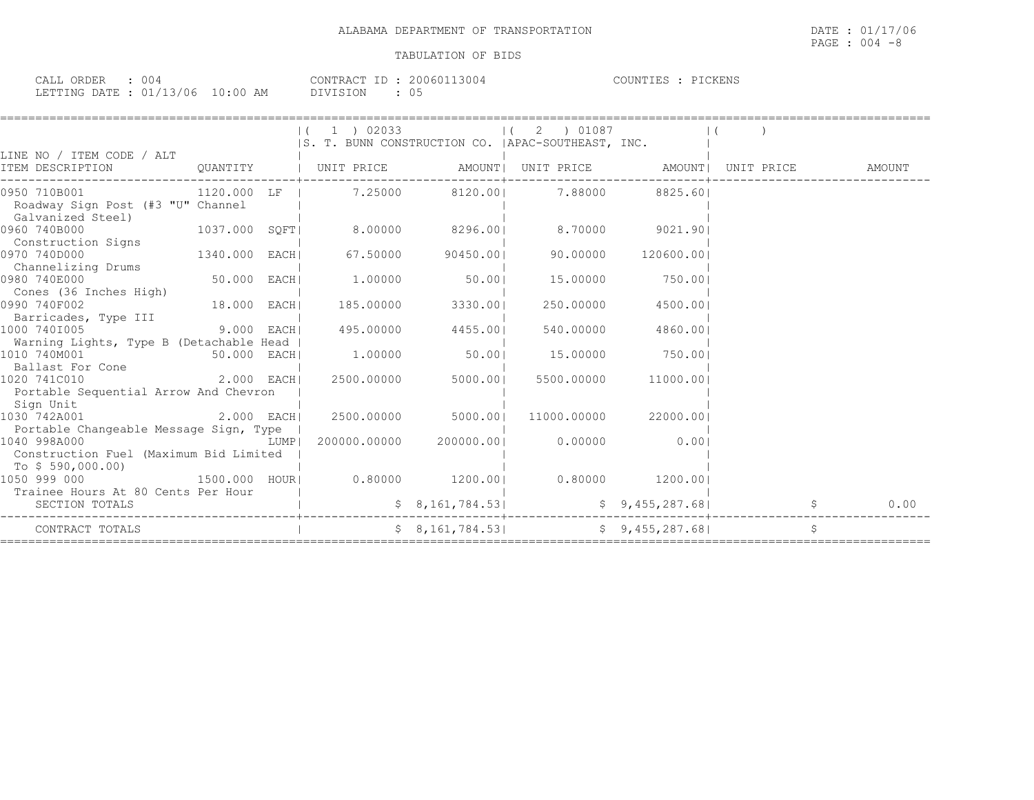ALABAMA DEPARTMENT OF TRANSPORTATION

TABULATION OF BIDS

CALL ORDER : 004 CONTRACT ID : 20060113004 COUNTIES : PICKENS
LETTING DATE : 01/13/06 10:00 AM DIVISION : 05

| LINE NO / ITEM CODE / ALT<br>ITEM DESCRIPTION | QUANTITY | ( 1 ) 02033<br>S. T. BUNN CONSTRUCTION CO.<br>UNIT PRICE | AMOUNT | ( 2 ) 01087<br>APAC-SOUTHEAST, INC.<br>UNIT PRICE | AMOUNT | ( )<br>UNIT PRICE | AMOUNT |
|---|---|---|---|---|---|---|---|
| 0950 710B001<br>Roadway Sign Post (#3 "U" Channel Galvanized Steel) | 1120.000 LF | 7.25000 | 8120.00 | 7.88000 | 8825.60 | | |
| 0960 740B000<br>Construction Signs | 1037.000 SQFT | 8.00000 | 8296.00 | 8.70000 | 9021.90 | | |
| 0970 740D000<br>Channelizing Drums | 1340.000 EACH | 67.50000 | 90450.00 | 90.00000 | 120600.00 | | |
| 0980 740E000<br>Cones (36 Inches High) | 50.000 EACH | 1.00000 | 50.00 | 15.00000 | 750.00 | | |
| 0990 740F002<br>Barricades, Type III | 18.000 EACH | 185.00000 | 3330.00 | 250.00000 | 4500.00 | | |
| 1000 740I005<br>Warning Lights, Type B (Detachable Head | 9.000 EACH | 495.00000 | 4455.00 | 540.00000 | 4860.00 | | |
| 1010 740M001<br>Ballast For Cone | 50.000 EACH | 1.00000 | 50.00 | 15.00000 | 750.00 | | |
| 1020 741C010<br>Portable Sequential Arrow And Chevron Sign Unit | 2.000 EACH | 2500.00000 | 5000.00 | 5500.00000 | 11000.00 | | |
| 1030 742A001<br>Portable Changeable Message Sign, Type | 2.000 EACH | 2500.00000 | 5000.00 | 11000.00000 | 22000.00 | | |
| 1040 998A000<br>Construction Fuel (Maximum Bid Limited To $ 590,000.00) | LUMP | 200000.00000 | 200000.00 | 0.00000 | 0.00 | | |
| 1050 999 000<br>Trainee Hours At 80 Cents Per Hour | 1500.000 HOUR | 0.80000 | 1200.00 | 0.80000 | 1200.00 | | |
| SECTION TOTALS | | | $ 8,161,784.53 | | $ 9,455,287.68 | | $ 0.00 |
| CONTRACT TOTALS | | | $ 8,161,784.53 | | $ 9,455,287.68 | | $ |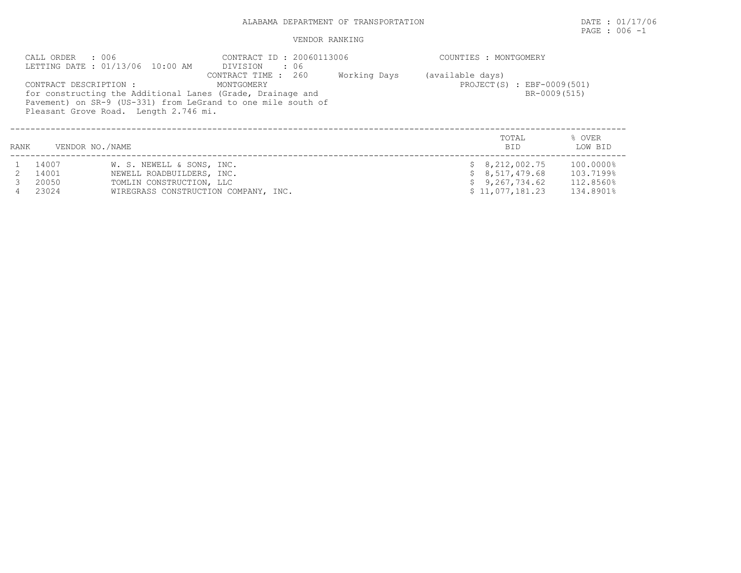ALABAMA DEPARTMENT OF TRANSPORTATION

DATE : 01/17/06

VENDOR RANKING

CALL ORDER : 006
LETTING DATE : 01/13/06 10:00 AM

CONTRACT ID : 20060113006
DIVISION : 06
CONTRACT TIME : 260 Working Days (available days)

COUNTIES : MONTGOMERY

CONTRACT DESCRIPTION : MONTGOMERY
for constructing the Additional Lanes (Grade, Drainage and Pavement) on SR-9 (US-331) from LeGrand to one mile south of Pleasant Grove Road. Length 2.746 mi.

PROJECT(S) : EBF-0009(501)
BR-0009(515)

| RANK | VENDOR NO./NAME | | TOTAL BID | % OVER LOW BID |
|---|---|---|---|---|
| 1 | 14007 | W. S. NEWELL & SONS, INC. | $ 8,212,002.75 | 100.0000% |
| 2 | 14001 | NEWELL ROADBUILDERS, INC. | $ 8,517,479.68 | 103.7199% |
| 3 | 20050 | TOMLIN CONSTRUCTION, LLC | $ 9,267,734.62 | 112.8560% |
| 4 | 23024 | WIREGRASS CONSTRUCTION COMPANY, INC. | $ 11,077,181.23 | 134.8901% |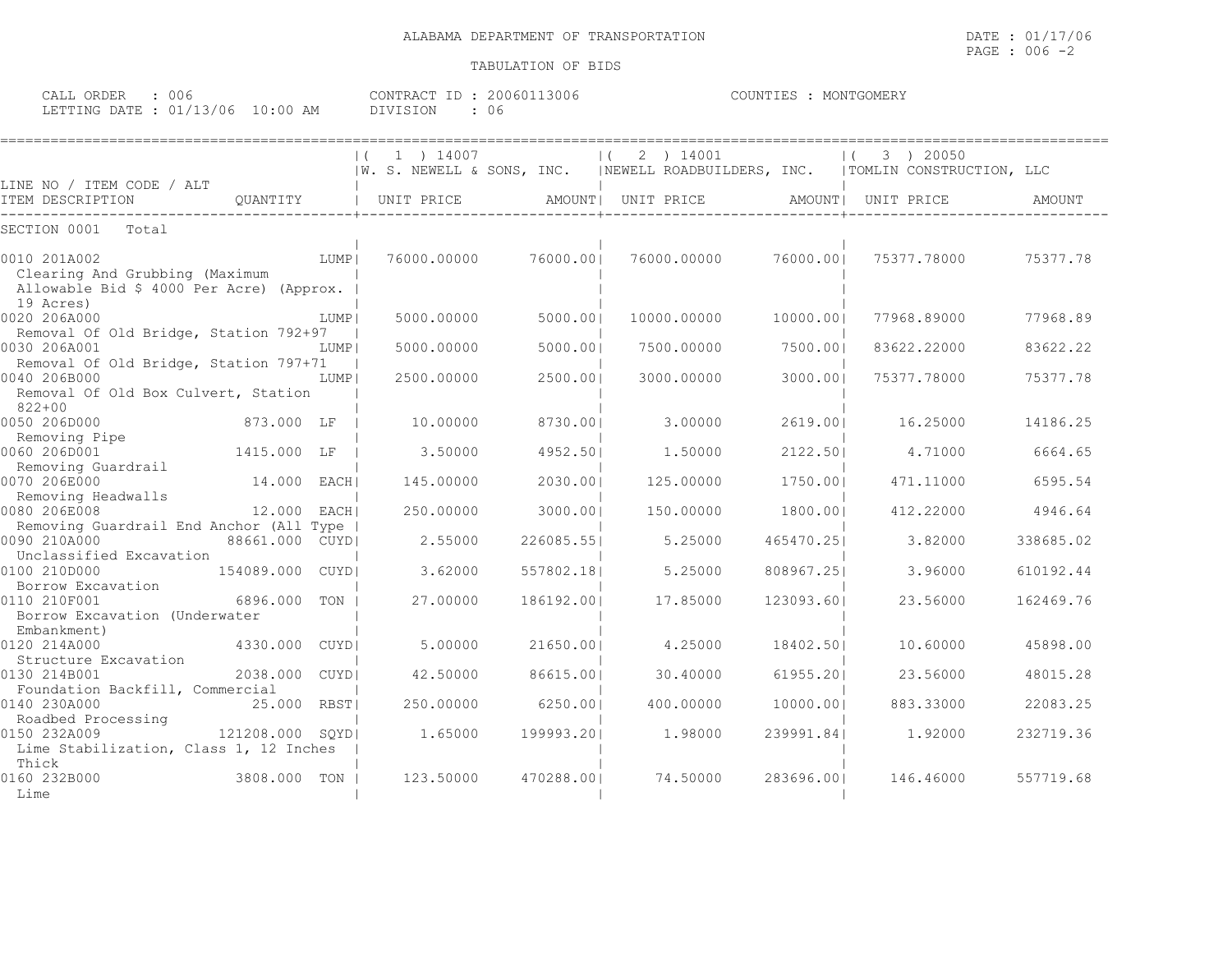ALABAMA DEPARTMENT OF TRANSPORTATION

TABULATION OF BIDS

CALL ORDER : 006
LETTING DATE : 01/13/06 10:00 AM

CONTRACT ID : 20060113006
DIVISION : 06

COUNTIES : MONTGOMERY

DATE : 01/17/06

| LINE NO / ITEM CODE / ALT<br>ITEM DESCRIPTION | QUANTITY | ( 1 ) 14007<br>W. S. NEWELL & SONS, INC.<br>UNIT PRICE | AMOUNT | ( 2 ) 14001<br>NEWELL ROADBUILDERS, INC.<br>UNIT PRICE | AMOUNT | ( 3 ) 20050<br>TOMLIN CONSTRUCTION, LLC<br>UNIT PRICE | AMOUNT |
|---|---|---|---|---|---|---|---|
| SECTION 0001 Total | | | | | | | |
| 0010 201A002<br>Clearing And Grubbing (Maximum Allowable Bid $ 4000 Per Acre) (Approx. 19 Acres) | LUMP | 76000.00000 | 76000.00 | 76000.00000 | 76000.00 | 75377.78000 | 75377.78 |
| 0020 206A000<br>Removal Of Old Bridge, Station 792+97 | LUMP | 5000.00000 | 5000.00 | 10000.00000 | 10000.00 | 77968.89000 | 77968.89 |
| 0030 206A001<br>Removal Of Old Bridge, Station 797+71 | LUMP | 5000.00000 | 5000.00 | 7500.00000 | 7500.00 | 83622.22000 | 83622.22 |
| 0040 206B000<br>Removal Of Old Box Culvert, Station 822+00 | LUMP | 2500.00000 | 2500.00 | 3000.00000 | 3000.00 | 75377.78000 | 75377.78 |
| 0050 206D000<br>Removing Pipe | 873.000 LF | 10.00000 | 8730.00 | 3.00000 | 2619.00 | 16.25000 | 14186.25 |
| 0060 206D001<br>Removing Guardrail | 1415.000 LF | 3.50000 | 4952.50 | 1.50000 | 2122.50 | 4.71000 | 6664.65 |
| 0070 206E000<br>Removing Headwalls | 14.000 EACH | 145.00000 | 2030.00 | 125.00000 | 1750.00 | 471.11000 | 6595.54 |
| 0080 206E008<br>Removing Guardrail End Anchor (All Type | 12.000 EACH | 250.00000 | 3000.00 | 150.00000 | 1800.00 | 412.22000 | 4946.64 |
| 0090 210A000<br>Unclassified Excavation | 88661.000 CUYD | 2.55000 | 226085.55 | 5.25000 | 465470.25 | 3.82000 | 338685.02 |
| 0100 210D000<br>Borrow Excavation | 154089.000 CUYD | 3.62000 | 557802.18 | 5.25000 | 808967.25 | 3.96000 | 610192.44 |
| 0110 210F001<br>Borrow Excavation (Underwater Embankment) | 6896.000 TON | 27.00000 | 186192.00 | 17.85000 | 123093.60 | 23.56000 | 162469.76 |
| 0120 214A000<br>Structure Excavation | 4330.000 CUYD | 5.00000 | 21650.00 | 4.25000 | 18402.50 | 10.60000 | 45898.00 |
| 0130 214B001<br>Foundation Backfill, Commercial | 2038.000 CUYD | 42.50000 | 86615.00 | 30.40000 | 61955.20 | 23.56000 | 48015.28 |
| 0140 230A000<br>Roadbed Processing | 25.000 RBST | 250.00000 | 6250.00 | 400.00000 | 10000.00 | 883.33000 | 22083.25 |
| 0150 232A009<br>Lime Stabilization, Class 1, 12 Inches Thick | 121208.000 SQYD | 1.65000 | 199993.20 | 1.98000 | 239991.84 | 1.92000 | 232719.36 |
| 0160 232B000<br>Lime | 3808.000 TON | 123.50000 | 470288.00 | 74.50000 | 283696.00 | 146.46000 | 557719.68 |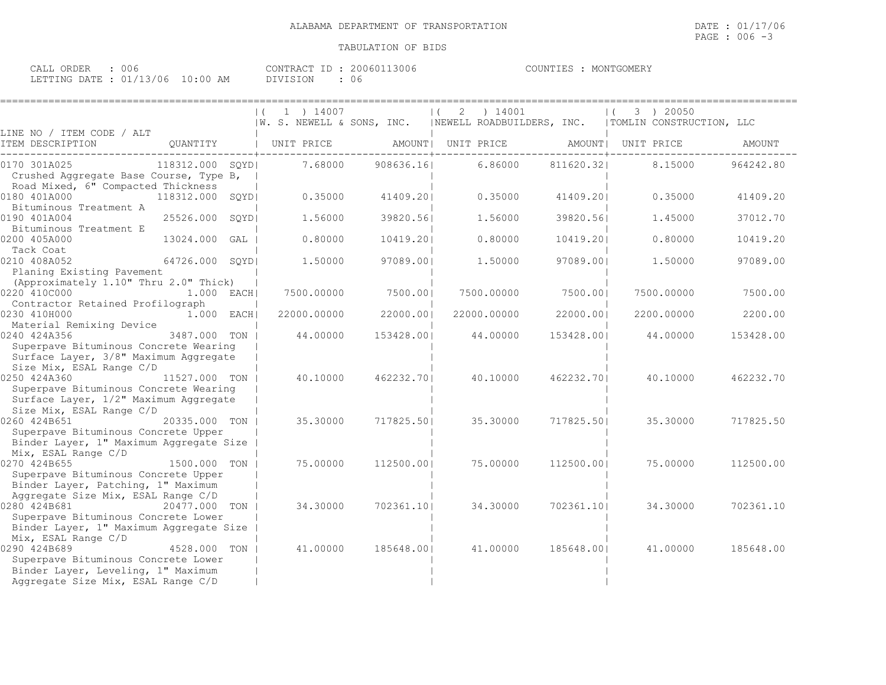ALABAMA DEPARTMENT OF TRANSPORTATION

TABULATION OF BIDS

DATE : 01/17/06
PAGE : 006 -3

CALL ORDER : 006
LETTING DATE : 01/13/06 10:00 AM

CONTRACT ID : 20060113006
DIVISION : 06

COUNTIES : MONTGOMERY

| LINE NO / ITEM CODE / ALT ITEM DESCRIPTION | QUANTITY | ( 1 ) 14007 W. S. NEWELL & SONS, INC. UNIT PRICE | AMOUNT | ( 2 ) 14001 NEWELL ROADBUILDERS, INC. UNIT PRICE | AMOUNT | ( 3 ) 20050 TOMLIN CONSTRUCTION, LLC UNIT PRICE | AMOUNT |
|---|---|---|---|---|---|---|---|
| 0170 301A025 Crushed Aggregate Base Course, Type B, Road Mixed, 6" Compacted Thickness | 118312.000 SQYD | 7.68000 | 908636.16 | 6.86000 | 811620.32 | 8.15000 | 964242.80 |
| 0180 401A000 Bituminous Treatment A | 118312.000 SQYD | 0.35000 | 41409.20 | 0.35000 | 41409.20 | 0.35000 | 41409.20 |
| 0190 401A004 Bituminous Treatment E | 25526.000 SQYD | 1.56000 | 39820.56 | 1.56000 | 39820.56 | 1.45000 | 37012.70 |
| 0200 405A000 Tack Coat | 13024.000 GAL | 0.80000 | 10419.20 | 0.80000 | 10419.20 | 0.80000 | 10419.20 |
| 0210 408A052 Planing Existing Pavement (Approximately 1.10" Thru 2.0" Thick) | 64726.000 SQYD | 1.50000 | 97089.00 | 1.50000 | 97089.00 | 1.50000 | 97089.00 |
| 0220 410C000 Contractor Retained Profilograph | 1.000 EACH | 7500.00000 | 7500.00 | 7500.00000 | 7500.00 | 7500.00000 | 7500.00 |
| 0230 410H000 Material Remixing Device | 1.000 EACH | 22000.00000 | 22000.00 | 22000.00000 | 22000.00 | 2200.00000 | 2200.00 |
| 0240 424A356 Superpave Bituminous Concrete Wearing Surface Layer, 3/8" Maximum Aggregate Size Mix, ESAL Range C/D | 3487.000 TON | 44.00000 | 153428.00 | 44.00000 | 153428.00 | 44.00000 | 153428.00 |
| 0250 424A360 Superpave Bituminous Concrete Wearing Surface Layer, 1/2" Maximum Aggregate Size Mix, ESAL Range C/D | 11527.000 TON | 40.10000 | 462232.70 | 40.10000 | 462232.70 | 40.10000 | 462232.70 |
| 0260 424B651 Superpave Bituminous Concrete Upper Binder Layer, 1" Maximum Aggregate Size Mix, ESAL Range C/D | 20335.000 TON | 35.30000 | 717825.50 | 35.30000 | 717825.50 | 35.30000 | 717825.50 |
| 0270 424B655 Superpave Bituminous Concrete Upper Binder Layer, Patching, 1" Maximum Aggregate Size Mix, ESAL Range C/D | 1500.000 TON | 75.00000 | 112500.00 | 75.00000 | 112500.00 | 75.00000 | 112500.00 |
| 0280 424B681 Superpave Bituminous Concrete Lower Binder Layer, 1" Maximum Aggregate Size Mix, ESAL Range C/D | 20477.000 TON | 34.30000 | 702361.10 | 34.30000 | 702361.10 | 34.30000 | 702361.10 |
| 0290 424B689 Superpave Bituminous Concrete Lower Binder Layer, Leveling, 1" Maximum Aggregate Size Mix, ESAL Range C/D | 4528.000 TON | 41.00000 | 185648.00 | 41.00000 | 185648.00 | 41.00000 | 185648.00 |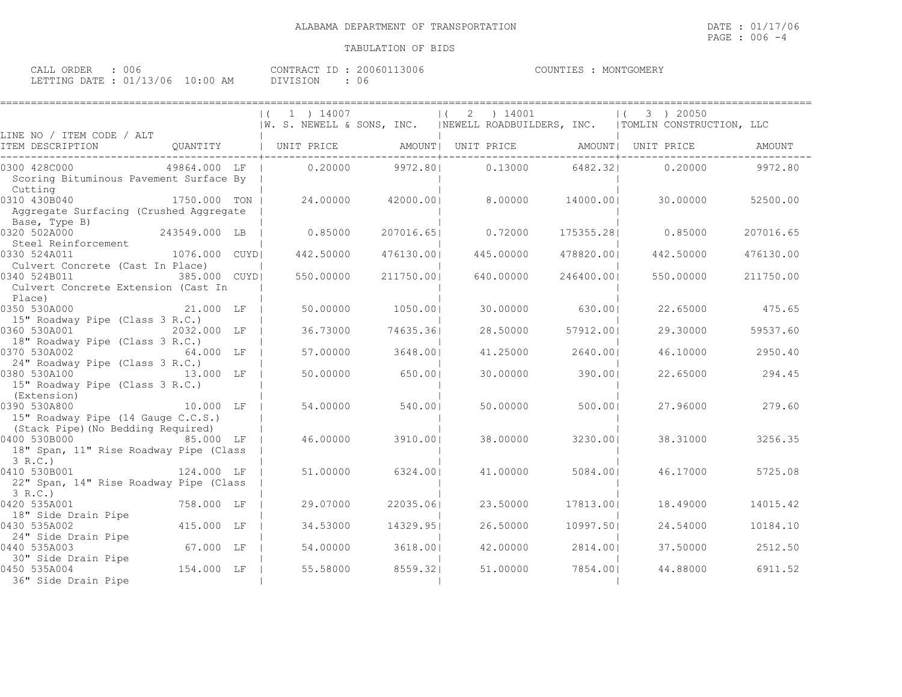ALABAMA DEPARTMENT OF TRANSPORTATION

DATE : 01/17/06

TABULATION OF BIDS

CALL ORDER : 006
LETTING DATE : 01/13/06 10:00 AM

CONTRACT ID : 20060113006
DIVISION : 06

COUNTIES : MONTGOMERY

| LINE NO / ITEM CODE / ALT<br>ITEM DESCRIPTION | QUANTITY | ( 1 ) 14007 W. S. NEWELL & SONS, INC.<br>UNIT PRICE | AMOUNT | ( 2 ) 14001 NEWELL ROADBUILDERS, INC.<br>UNIT PRICE | AMOUNT | ( 3 ) 20050 TOMLIN CONSTRUCTION, LLC<br>UNIT PRICE | AMOUNT |
|---|---|---|---|---|---|---|---|
| 0300 428C000<br>Scoring Bituminous Pavement Surface By Cutting | 49864.000 LF | 0.20000 | 9972.80 | 0.13000 | 6482.32 | 0.20000 | 9972.80 |
| 0310 430B040<br>Aggregate Surfacing (Crushed Aggregate Base, Type B) | 1750.000 TON | 24.00000 | 42000.00 | 8.00000 | 14000.00 | 30.00000 | 52500.00 |
| 0320 502A000<br>Steel Reinforcement | 243549.000 LB | 0.85000 | 207016.65 | 0.72000 | 175355.28 | 0.85000 | 207016.65 |
| 0330 524A011<br>Culvert Concrete (Cast In Place) | 1076.000 CUYD | 442.50000 | 476130.00 | 445.00000 | 478820.00 | 442.50000 | 476130.00 |
| 0340 524B011<br>Culvert Concrete Extension (Cast In Place) | 385.000 CUYD | 550.00000 | 211750.00 | 640.00000 | 246400.00 | 550.00000 | 211750.00 |
| 0350 530A000<br>15" Roadway Pipe (Class 3 R.C.) | 21.000 LF | 50.00000 | 1050.00 | 30.00000 | 630.00 | 22.65000 | 475.65 |
| 0360 530A001<br>18" Roadway Pipe (Class 3 R.C.) | 2032.000 LF | 36.73000 | 74635.36 | 28.50000 | 57912.00 | 29.30000 | 59537.60 |
| 0370 530A002<br>24" Roadway Pipe (Class 3 R.C.) | 64.000 LF | 57.00000 | 3648.00 | 41.25000 | 2640.00 | 46.10000 | 2950.40 |
| 0380 530A100<br>15" Roadway Pipe (Class 3 R.C.) (Extension) | 13.000 LF | 50.00000 | 650.00 | 30.00000 | 390.00 | 22.65000 | 294.45 |
| 0390 530A800<br>15" Roadway Pipe (14 Gauge C.C.S.) (Stack Pipe)(No Bedding Required) | 10.000 LF | 54.00000 | 540.00 | 50.00000 | 500.00 | 27.96000 | 279.60 |
| 0400 530B000<br>18" Span, 11" Rise Roadway Pipe (Class 3 R.C.) | 85.000 LF | 46.00000 | 3910.00 | 38.00000 | 3230.00 | 38.31000 | 3256.35 |
| 0410 530B001<br>22" Span, 14" Rise Roadway Pipe (Class 3 R.C.) | 124.000 LF | 51.00000 | 6324.00 | 41.00000 | 5084.00 | 46.17000 | 5725.08 |
| 0420 535A001<br>18" Side Drain Pipe | 758.000 LF | 29.07000 | 22035.06 | 23.50000 | 17813.00 | 18.49000 | 14015.42 |
| 0430 535A002<br>24" Side Drain Pipe | 415.000 LF | 34.53000 | 14329.95 | 26.50000 | 10997.50 | 24.54000 | 10184.10 |
| 0440 535A003<br>30" Side Drain Pipe | 67.000 LF | 54.00000 | 3618.00 | 42.00000 | 2814.00 | 37.50000 | 2512.50 |
| 0450 535A004<br>36" Side Drain Pipe | 154.000 LF | 55.58000 | 8559.32 | 51.00000 | 7854.00 | 44.88000 | 6911.52 |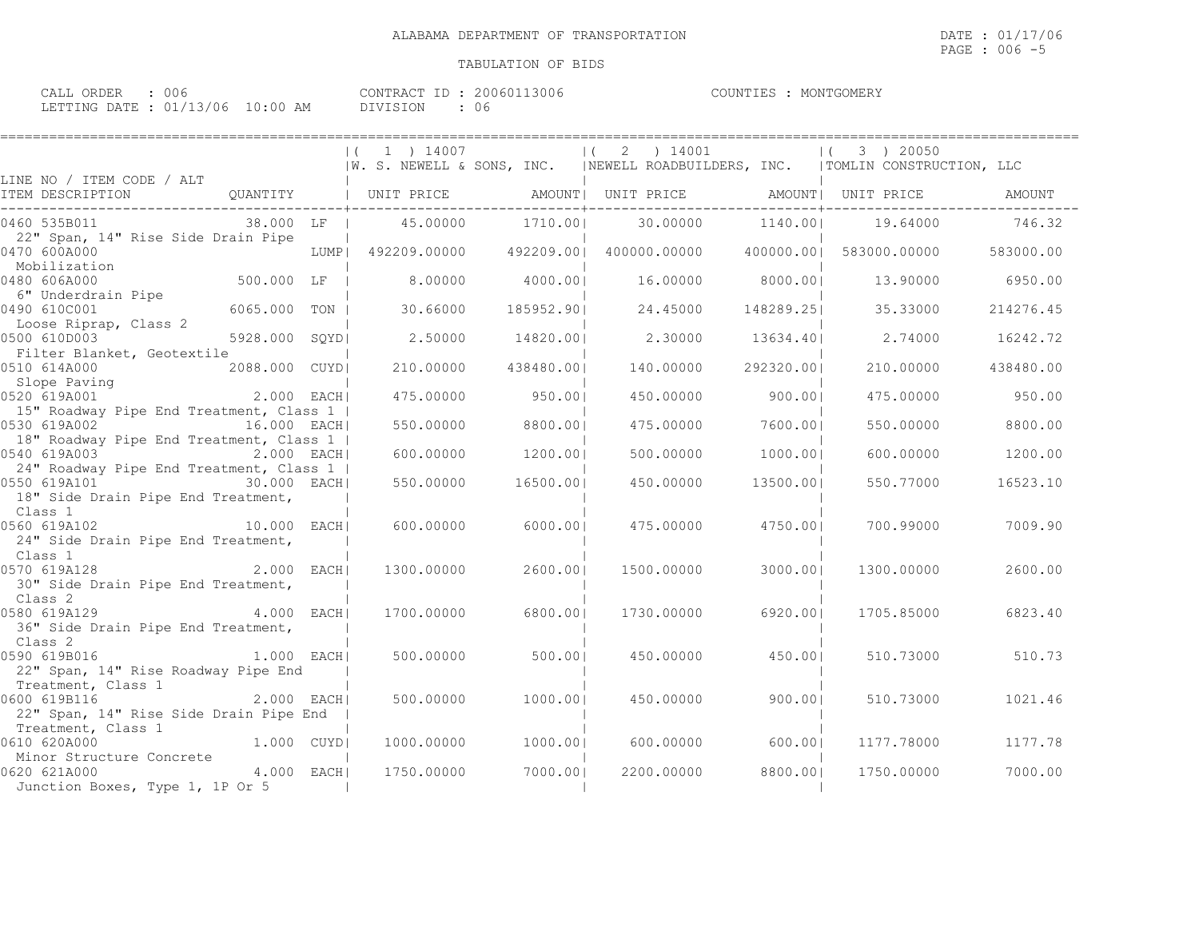ALABAMA DEPARTMENT OF TRANSPORTATION

TABULATION OF BIDS

CALL ORDER : 006 &nbsp;&nbsp;&nbsp;&nbsp; CONTRACT ID : 20060113006 &nbsp;&nbsp;&nbsp;&nbsp; COUNTIES : MONTGOMERY
LETTING DATE : 01/13/06 10:00 AM &nbsp;&nbsp;&nbsp;&nbsp; DIVISION : 06

DATE : 01/17/06

| LINE NO / ITEM CODE / ALT ITEM DESCRIPTION | QUANTITY | (1) 14007 W. S. NEWELL & SONS, INC. UNIT PRICE | AMOUNT | (2) 14001 NEWELL ROADBUILDERS, INC. UNIT PRICE | AMOUNT | (3) 20050 TOMLIN CONSTRUCTION, LLC UNIT PRICE | AMOUNT |
|---|---|---|---|---|---|---|---|
| 0460 535B011 22" Span, 14" Rise Side Drain Pipe | 38.000 LF | 45.00000 | 1710.00 | 30.00000 | 1140.00 | 19.64000 | 746.32 |
| 0470 600A000 Mobilization | LUMP | 492209.00000 | 492209.00 | 400000.00000 | 400000.00 | 583000.00000 | 583000.00 |
| 0480 606A000 6" Underdrain Pipe | 500.000 LF | 8.00000 | 4000.00 | 16.00000 | 8000.00 | 13.90000 | 6950.00 |
| 0490 610C001 Loose Riprap, Class 2 | 6065.000 TON | 30.66000 | 185952.90 | 24.45000 | 148289.25 | 35.33000 | 214276.45 |
| 0500 610D003 Filter Blanket, Geotextile | 5928.000 SQYD | 2.50000 | 14820.00 | 2.30000 | 13634.40 | 2.74000 | 16242.72 |
| 0510 614A000 Slope Paving | 2088.000 CUYD | 210.00000 | 438480.00 | 140.00000 | 292320.00 | 210.00000 | 438480.00 |
| 0520 619A001 15" Roadway Pipe End Treatment, Class 1 | 2.000 EACH | 475.00000 | 950.00 | 450.00000 | 900.00 | 475.00000 | 950.00 |
| 0530 619A002 18" Roadway Pipe End Treatment, Class 1 | 16.000 EACH | 550.00000 | 8800.00 | 475.00000 | 7600.00 | 550.00000 | 8800.00 |
| 0540 619A003 24" Roadway Pipe End Treatment, Class 1 | 2.000 EACH | 600.00000 | 1200.00 | 500.00000 | 1000.00 | 600.00000 | 1200.00 |
| 0550 619A101 18" Side Drain Pipe End Treatment, Class 1 | 30.000 EACH | 550.00000 | 16500.00 | 450.00000 | 13500.00 | 550.77000 | 16523.10 |
| 0560 619A102 24" Side Drain Pipe End Treatment, Class 1 | 10.000 EACH | 600.00000 | 6000.00 | 475.00000 | 4750.00 | 700.99000 | 7009.90 |
| 0570 619A128 30" Side Drain Pipe End Treatment, Class 2 | 2.000 EACH | 1300.00000 | 2600.00 | 1500.00000 | 3000.00 | 1300.00000 | 2600.00 |
| 0580 619A129 36" Side Drain Pipe End Treatment, Class 2 | 4.000 EACH | 1700.00000 | 6800.00 | 1730.00000 | 6920.00 | 1705.85000 | 6823.40 |
| 0590 619B016 22" Span, 14" Rise Roadway Pipe End Treatment, Class 1 | 1.000 EACH | 500.00000 | 500.00 | 450.00000 | 450.00 | 510.73000 | 510.73 |
| 0600 619B116 22" Span, 14" Rise Side Drain Pipe End Treatment, Class 1 | 2.000 EACH | 500.00000 | 1000.00 | 450.00000 | 900.00 | 510.73000 | 1021.46 |
| 0610 620A000 Minor Structure Concrete | 1.000 CUYD | 1000.00000 | 1000.00 | 600.00000 | 600.00 | 1177.78000 | 1177.78 |
| 0620 621A000 Junction Boxes, Type 1, 1P Or 5 | 4.000 EACH | 1750.00000 | 7000.00 | 2200.00000 | 8800.00 | 1750.00000 | 7000.00 |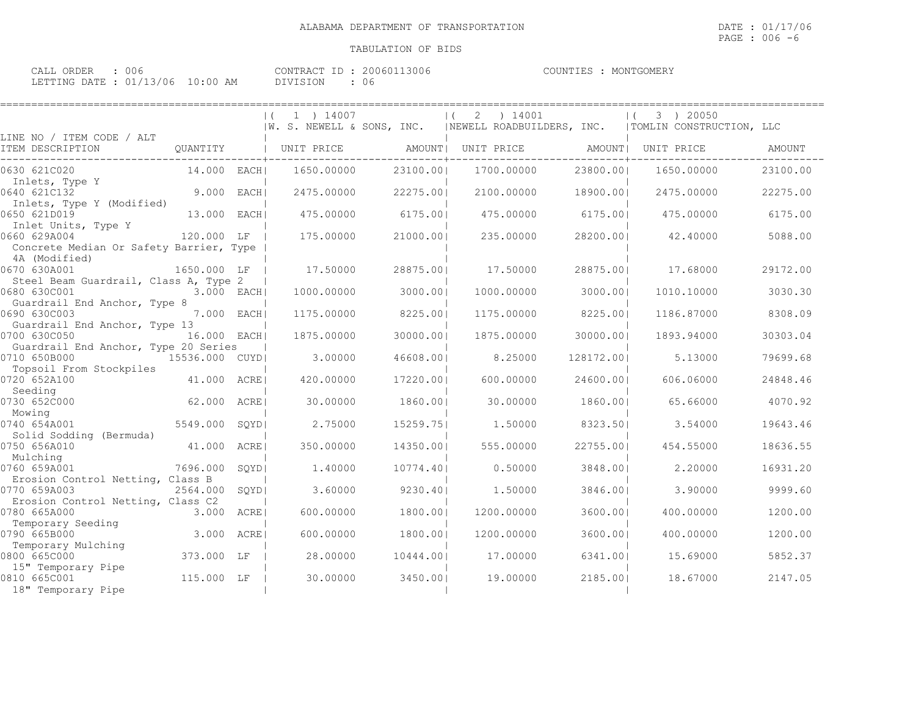ALABAMA DEPARTMENT OF TRANSPORTATION

TABULATION OF BIDS

CALL ORDER : 006  CONTRACT ID : 20060113006  COUNTIES : MONTGOMERY
LETTING DATE : 01/13/06 10:00 AM  DIVISION : 06

| LINE NO / ITEM CODE / ALT ITEM DESCRIPTION | QUANTITY | ( 1 ) 14007 W. S. NEWELL & SONS, INC. UNIT PRICE | AMOUNT | ( 2 ) 14001 NEWELL ROADBUILDERS, INC. UNIT PRICE | AMOUNT | ( 3 ) 20050 TOMLIN CONSTRUCTION, LLC UNIT PRICE | AMOUNT |
|---|---|---|---|---|---|---|---|
| 0630 621C020 Inlets, Type Y | 14.000 EACH | 1650.00000 | 23100.00 | 1700.00000 | 23800.00 | 1650.00000 | 23100.00 |
| 0640 621C132 Inlets, Type Y (Modified) | 9.000 EACH | 2475.00000 | 22275.00 | 2100.00000 | 18900.00 | 2475.00000 | 22275.00 |
| 0650 621D019 Inlet Units, Type Y | 13.000 EACH | 475.00000 | 6175.00 | 475.00000 | 6175.00 | 475.00000 | 6175.00 |
| 0660 629A004 Concrete Median Or Safety Barrier, Type 4A (Modified) | 120.000 LF | 175.00000 | 21000.00 | 235.00000 | 28200.00 | 42.40000 | 5088.00 |
| 0670 630A001 Steel Beam Guardrail, Class A, Type 2 | 1650.000 LF | 17.50000 | 28875.00 | 17.50000 | 28875.00 | 17.68000 | 29172.00 |
| 0680 630C001 Guardrail End Anchor, Type 8 | 3.000 EACH | 1000.00000 | 3000.00 | 1000.00000 | 3000.00 | 1010.10000 | 3030.30 |
| 0690 630C003 Guardrail End Anchor, Type 13 | 7.000 EACH | 1175.00000 | 8225.00 | 1175.00000 | 8225.00 | 1186.87000 | 8308.09 |
| 0700 630C050 Guardrail End Anchor, Type 20 Series | 16.000 EACH | 1875.00000 | 30000.00 | 1875.00000 | 30000.00 | 1893.94000 | 30303.04 |
| 0710 650B000 Topsoil From Stockpiles | 15536.000 CUYD | 3.00000 | 46608.00 | 8.25000 | 128172.00 | 5.13000 | 79699.68 |
| 0720 652A100 Seeding | 41.000 ACRE | 420.00000 | 17220.00 | 600.00000 | 24600.00 | 606.06000 | 24848.46 |
| 0730 652C000 Mowing | 62.000 ACRE | 30.00000 | 1860.00 | 30.00000 | 1860.00 | 65.66000 | 4070.92 |
| 0740 654A001 Solid Sodding (Bermuda) | 5549.000 SQYD | 2.75000 | 15259.75 | 1.50000 | 8323.50 | 3.54000 | 19643.46 |
| 0750 656A010 Mulching | 41.000 ACRE | 350.00000 | 14350.00 | 555.00000 | 22755.00 | 454.55000 | 18636.55 |
| 0760 659A001 Erosion Control Netting, Class B | 7696.000 SQYD | 1.40000 | 10774.40 | 0.50000 | 3848.00 | 2.20000 | 16931.20 |
| 0770 659A003 Erosion Control Netting, Class C2 | 2564.000 SQYD | 3.60000 | 9230.40 | 1.50000 | 3846.00 | 3.90000 | 9999.60 |
| 0780 665A000 Temporary Seeding | 3.000 ACRE | 600.00000 | 1800.00 | 1200.00000 | 3600.00 | 400.00000 | 1200.00 |
| 0790 665B000 Temporary Mulching | 3.000 ACRE | 600.00000 | 1800.00 | 1200.00000 | 3600.00 | 400.00000 | 1200.00 |
| 0800 665C000 15" Temporary Pipe | 373.000 LF | 28.00000 | 10444.00 | 17.00000 | 6341.00 | 15.69000 | 5852.37 |
| 0810 665C001 18" Temporary Pipe | 115.000 LF | 30.00000 | 3450.00 | 19.00000 | 2185.00 | 18.67000 | 2147.05 |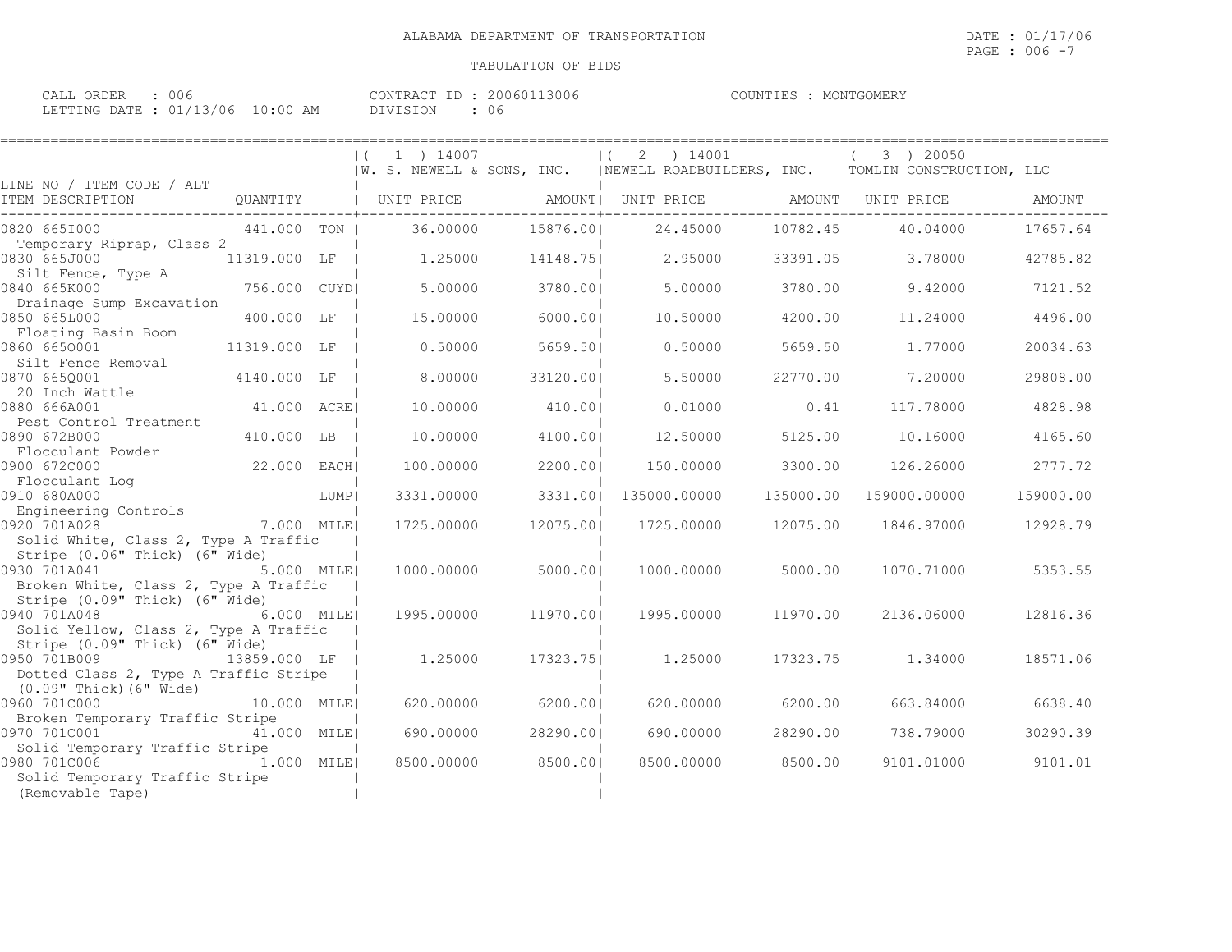ALABAMA DEPARTMENT OF TRANSPORTATION

DATE : 01/17/06

TABULATION OF BIDS

CALL ORDER : 006 CONTRACT ID : 20060113006 COUNTIES : MONTGOMERY
LETTING DATE : 01/13/06 10:00 AM DIVISION : 06

| LINE NO / ITEM CODE / ALT ITEM DESCRIPTION | QUANTITY | | ( 1 ) 14007 W. S. NEWELL & SONS, INC. UNIT PRICE | AMOUNT | ( 2 ) 14001 NEWELL ROADBUILDERS, INC. UNIT PRICE | AMOUNT | ( 3 ) 20050 TOMLIN CONSTRUCTION, LLC UNIT PRICE | AMOUNT |
|---|---|---|---|---|---|---|---|---|
| 0820 665I000 Temporary Riprap, Class 2 | 441.000 | TON | 36.00000 | 15876.00 | 24.45000 | 10782.45 | 40.04000 | 17657.64 |
| 0830 665J000 Silt Fence, Type A | 11319.000 | LF | 1.25000 | 14148.75 | 2.95000 | 33391.05 | 3.78000 | 42785.82 |
| 0840 665K000 Drainage Sump Excavation | 756.000 | CUYD | 5.00000 | 3780.00 | 5.00000 | 3780.00 | 9.42000 | 7121.52 |
| 0850 665L000 Floating Basin Boom | 400.000 | LF | 15.00000 | 6000.00 | 10.50000 | 4200.00 | 11.24000 | 4496.00 |
| 0860 665O001 Silt Fence Removal | 11319.000 | LF | 0.50000 | 5659.50 | 0.50000 | 5659.50 | 1.77000 | 20034.63 |
| 0870 665Q001 20 Inch Wattle | 4140.000 | LF | 8.00000 | 33120.00 | 5.50000 | 22770.00 | 7.20000 | 29808.00 |
| 0880 666A001 Pest Control Treatment | 41.000 | ACRE | 10.00000 | 410.00 | 0.01000 | 0.41 | 117.78000 | 4828.98 |
| 0890 672B000 Flocculant Powder | 410.000 | LB | 10.00000 | 4100.00 | 12.50000 | 5125.00 | 10.16000 | 4165.60 |
| 0900 672C000 Flocculant Log | 22.000 | EACH | 100.00000 | 2200.00 | 150.00000 | 3300.00 | 126.26000 | 2777.72 |
| 0910 680A000 Engineering Controls | | LUMP | 3331.00000 | 3331.00 | 135000.00000 | 135000.00 | 159000.00000 | 159000.00 |
| 0920 701A028 Solid White, Class 2, Type A Traffic Stripe (0.06" Thick) (6" Wide) | 7.000 | MILE | 1725.00000 | 12075.00 | 1725.00000 | 12075.00 | 1846.97000 | 12928.79 |
| 0930 701A041 Broken White, Class 2, Type A Traffic Stripe (0.09" Thick) (6" Wide) | 5.000 | MILE | 1000.00000 | 5000.00 | 1000.00000 | 5000.00 | 1070.71000 | 5353.55 |
| 0940 701A048 Solid Yellow, Class 2, Type A Traffic Stripe (0.09" Thick) (6" Wide) | 6.000 | MILE | 1995.00000 | 11970.00 | 1995.00000 | 11970.00 | 2136.06000 | 12816.36 |
| 0950 701B009 Dotted Class 2, Type A Traffic Stripe (0.09" Thick)(6" Wide) | 13859.000 | LF | 1.25000 | 17323.75 | 1.25000 | 17323.75 | 1.34000 | 18571.06 |
| 0960 701C000 Broken Temporary Traffic Stripe | 10.000 | MILE | 620.00000 | 6200.00 | 620.00000 | 6200.00 | 663.84000 | 6638.40 |
| 0970 701C001 Solid Temporary Traffic Stripe | 41.000 | MILE | 690.00000 | 28290.00 | 690.00000 | 28290.00 | 738.79000 | 30290.39 |
| 0980 701C006 Solid Temporary Traffic Stripe (Removable Tape) | 1.000 | MILE | 8500.00000 | 8500.00 | 8500.00000 | 8500.00 | 9101.01000 | 9101.01 |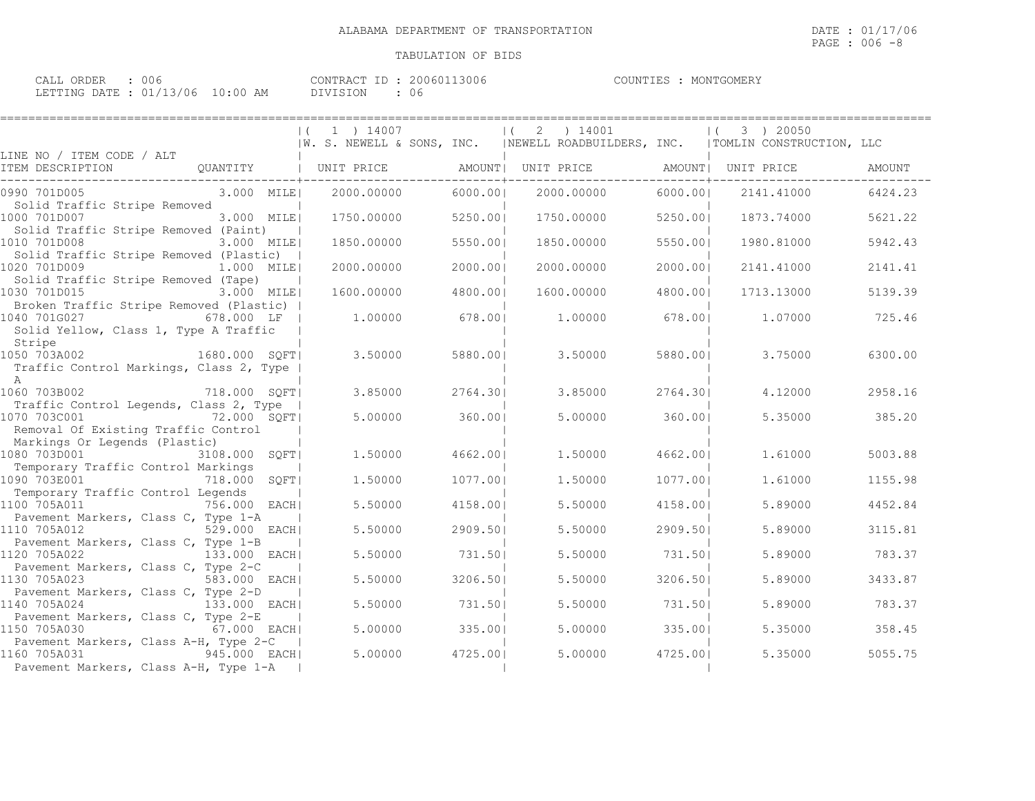ALABAMA DEPARTMENT OF TRANSPORTATION

TABULATION OF BIDS

DATE : 01/17/06

CALL ORDER : 006 CONTRACT ID : 20060113006 COUNTIES : MONTGOMERY
LETTING DATE : 01/13/06 10:00 AM DIVISION : 06

| LINE NO / ITEM CODE / ALT ITEM DESCRIPTION | QUANTITY | ( 1 ) 14007 W. S. NEWELL & SONS, INC. UNIT PRICE | AMOUNT | ( 2 ) 14001 NEWELL ROADBUILDERS, INC. UNIT PRICE | AMOUNT | ( 3 ) 20050 TOMLIN CONSTRUCTION, LLC UNIT PRICE | AMOUNT |
|---|---|---|---|---|---|---|---|
| 0990 701D005 Solid Traffic Stripe Removed | 3.000 MILE | 2000.00000 | 6000.00 | 2000.00000 | 6000.00 | 2141.41000 | 6424.23 |
| 1000 701D007 Solid Traffic Stripe Removed (Paint) | 3.000 MILE | 1750.00000 | 5250.00 | 1750.00000 | 5250.00 | 1873.74000 | 5621.22 |
| 1010 701D008 Solid Traffic Stripe Removed (Plastic) | 3.000 MILE | 1850.00000 | 5550.00 | 1850.00000 | 5550.00 | 1980.81000 | 5942.43 |
| 1020 701D009 Solid Traffic Stripe Removed (Tape) | 1.000 MILE | 2000.00000 | 2000.00 | 2000.00000 | 2000.00 | 2141.41000 | 2141.41 |
| 1030 701D015 Broken Traffic Stripe Removed (Plastic) | 3.000 MILE | 1600.00000 | 4800.00 | 1600.00000 | 4800.00 | 1713.13000 | 5139.39 |
| 1040 701G027 Solid Yellow, Class 1, Type A Traffic Stripe | 678.000 LF | 1.00000 | 678.00 | 1.00000 | 678.00 | 1.07000 | 725.46 |
| 1050 703A002 Traffic Control Markings, Class 2, Type A | 1680.000 SQFT | 3.50000 | 5880.00 | 3.50000 | 5880.00 | 3.75000 | 6300.00 |
| 1060 703B002 Traffic Control Legends, Class 2, Type | 718.000 SQFT | 3.85000 | 2764.30 | 3.85000 | 2764.30 | 4.12000 | 2958.16 |
| 1070 703C001 Removal Of Existing Traffic Control Markings Or Legends (Plastic) | 72.000 SQFT | 5.00000 | 360.00 | 5.00000 | 360.00 | 5.35000 | 385.20 |
| 1080 703D001 Temporary Traffic Control Markings | 3108.000 SQFT | 1.50000 | 4662.00 | 1.50000 | 4662.00 | 1.61000 | 5003.88 |
| 1090 703E001 Temporary Traffic Control Legends | 718.000 SQFT | 1.50000 | 1077.00 | 1.50000 | 1077.00 | 1.61000 | 1155.98 |
| 1100 705A011 Pavement Markers, Class C, Type 1-A | 756.000 EACH | 5.50000 | 4158.00 | 5.50000 | 4158.00 | 5.89000 | 4452.84 |
| 1110 705A012 Pavement Markers, Class C, Type 1-B | 529.000 EACH | 5.50000 | 2909.50 | 5.50000 | 2909.50 | 5.89000 | 3115.81 |
| 1120 705A022 Pavement Markers, Class C, Type 2-C | 133.000 EACH | 5.50000 | 731.50 | 5.50000 | 731.50 | 5.89000 | 783.37 |
| 1130 705A023 Pavement Markers, Class C, Type 2-D | 583.000 EACH | 5.50000 | 3206.50 | 5.50000 | 3206.50 | 5.89000 | 3433.87 |
| 1140 705A024 Pavement Markers, Class C, Type 2-E | 133.000 EACH | 5.50000 | 731.50 | 5.50000 | 731.50 | 5.89000 | 783.37 |
| 1150 705A030 Pavement Markers, Class A-H, Type 2-C | 67.000 EACH | 5.00000 | 335.00 | 5.00000 | 335.00 | 5.35000 | 358.45 |
| 1160 705A031 Pavement Markers, Class A-H, Type 1-A | 945.000 EACH | 5.00000 | 4725.00 | 5.00000 | 4725.00 | 5.35000 | 5055.75 |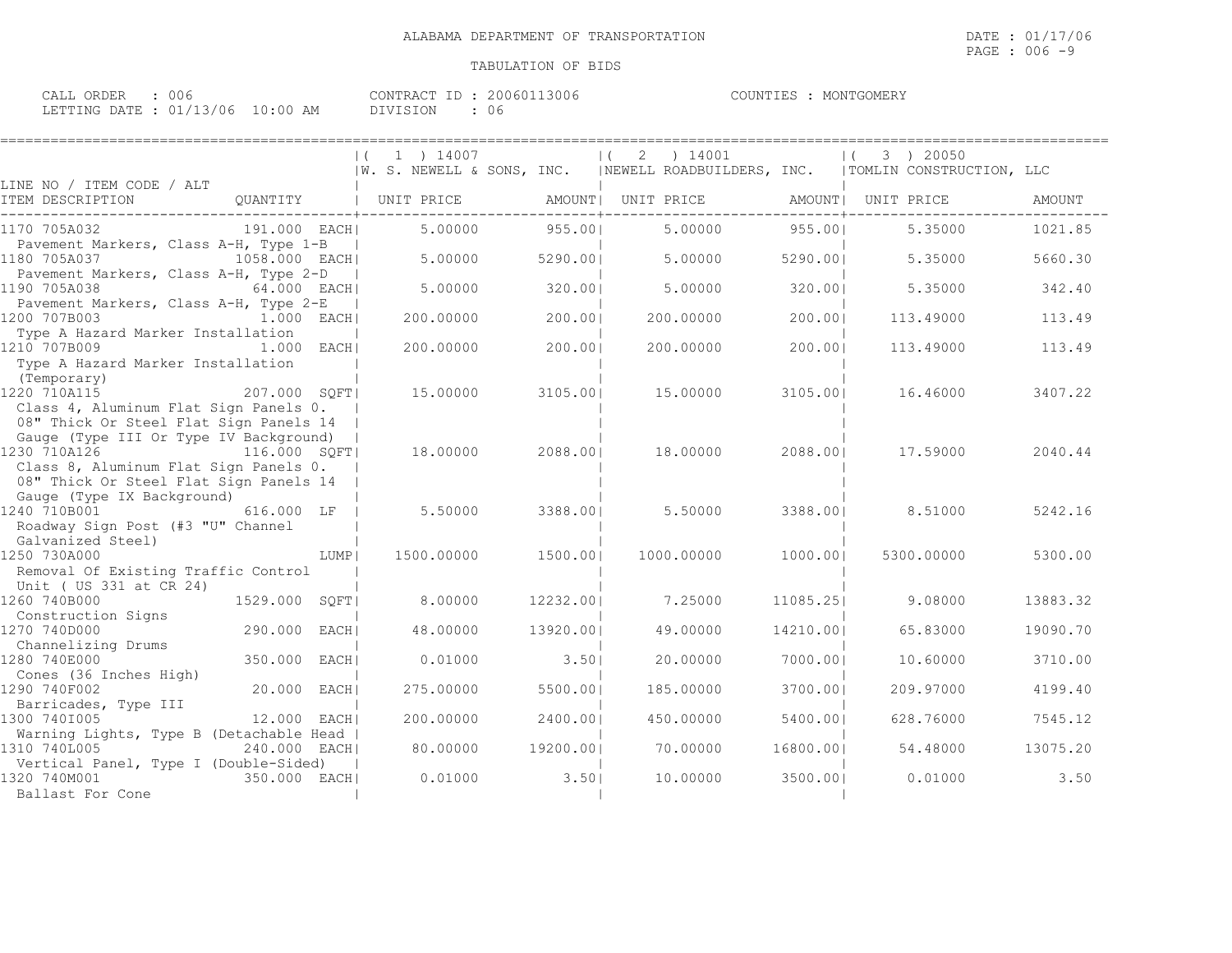ALABAMA DEPARTMENT OF TRANSPORTATION

DATE : 01/17/06

TABULATION OF BIDS

CALL ORDER : 006
LETTING DATE : 01/13/06 10:00 AM

CONTRACT ID : 20060113006
DIVISION : 06

COUNTIES : MONTGOMERY

| LINE NO / ITEM CODE / ALT<br>ITEM DESCRIPTION | QUANTITY | ( 1 ) 14007<br>W. S. NEWELL & SONS, INC.<br>UNIT PRICE | AMOUNT | ( 2 ) 14001<br>NEWELL ROADBUILDERS, INC.<br>UNIT PRICE | AMOUNT | ( 3 ) 20050<br>TOMLIN CONSTRUCTION, LLC<br>UNIT PRICE | AMOUNT |
|---|---|---|---|---|---|---|---|
| 1170 705A032<br>Pavement Markers, Class A-H, Type 1-B | 191.000 EACH | 5.00000 | 955.00 | 5.00000 | 955.00 | 5.35000 | 1021.85 |
| 1180 705A037<br>Pavement Markers, Class A-H, Type 2-D | 1058.000 EACH | 5.00000 | 5290.00 | 5.00000 | 5290.00 | 5.35000 | 5660.30 |
| 1190 705A038<br>Pavement Markers, Class A-H, Type 2-E | 64.000 EACH | 5.00000 | 320.00 | 5.00000 | 320.00 | 5.35000 | 342.40 |
| 1200 707B003<br>Type A Hazard Marker Installation | 1.000 EACH | 200.00000 | 200.00 | 200.00000 | 200.00 | 113.49000 | 113.49 |
| 1210 707B009<br>Type A Hazard Marker Installation (Temporary) | 1.000 EACH | 200.00000 | 200.00 | 200.00000 | 200.00 | 113.49000 | 113.49 |
| 1220 710A115<br>Class 4, Aluminum Flat Sign Panels 0.08" Thick Or Steel Flat Sign Panels 14 Gauge (Type III Or Type IV Background) | 207.000 SQFT | 15.00000 | 3105.00 | 15.00000 | 3105.00 | 16.46000 | 3407.22 |
| 1230 710A126<br>Class 8, Aluminum Flat Sign Panels 0.08" Thick Or Steel Flat Sign Panels 14 Gauge (Type IX Background) | 116.000 SQFT | 18.00000 | 2088.00 | 18.00000 | 2088.00 | 17.59000 | 2040.44 |
| 1240 710B001<br>Roadway Sign Post (#3 "U" Channel Galvanized Steel) | 616.000 LF | 5.50000 | 3388.00 | 5.50000 | 3388.00 | 8.51000 | 5242.16 |
| 1250 730A000<br>Removal Of Existing Traffic Control Unit ( US 331 at CR 24) | LUMP | 1500.00000 | 1500.00 | 1000.00000 | 1000.00 | 5300.00000 | 5300.00 |
| 1260 740B000<br>Construction Signs | 1529.000 SQFT | 8.00000 | 12232.00 | 7.25000 | 11085.25 | 9.08000 | 13883.32 |
| 1270 740D000<br>Channelizing Drums | 290.000 EACH | 48.00000 | 13920.00 | 49.00000 | 14210.00 | 65.83000 | 19090.70 |
| 1280 740E000<br>Cones (36 Inches High) | 350.000 EACH | 0.01000 | 3.50 | 20.00000 | 7000.00 | 10.60000 | 3710.00 |
| 1290 740F002<br>Barricades, Type III | 20.000 EACH | 275.00000 | 5500.00 | 185.00000 | 3700.00 | 209.97000 | 4199.40 |
| 1300 740I005<br>Warning Lights, Type B (Detachable Head | 12.000 EACH | 200.00000 | 2400.00 | 450.00000 | 5400.00 | 628.76000 | 7545.12 |
| 1310 740L005<br>Vertical Panel, Type I (Double-Sided) | 240.000 EACH | 80.00000 | 19200.00 | 70.00000 | 16800.00 | 54.48000 | 13075.20 |
| 1320 740M001<br>Ballast For Cone | 350.000 EACH | 0.01000 | 3.50 | 10.00000 | 3500.00 | 0.01000 | 3.50 |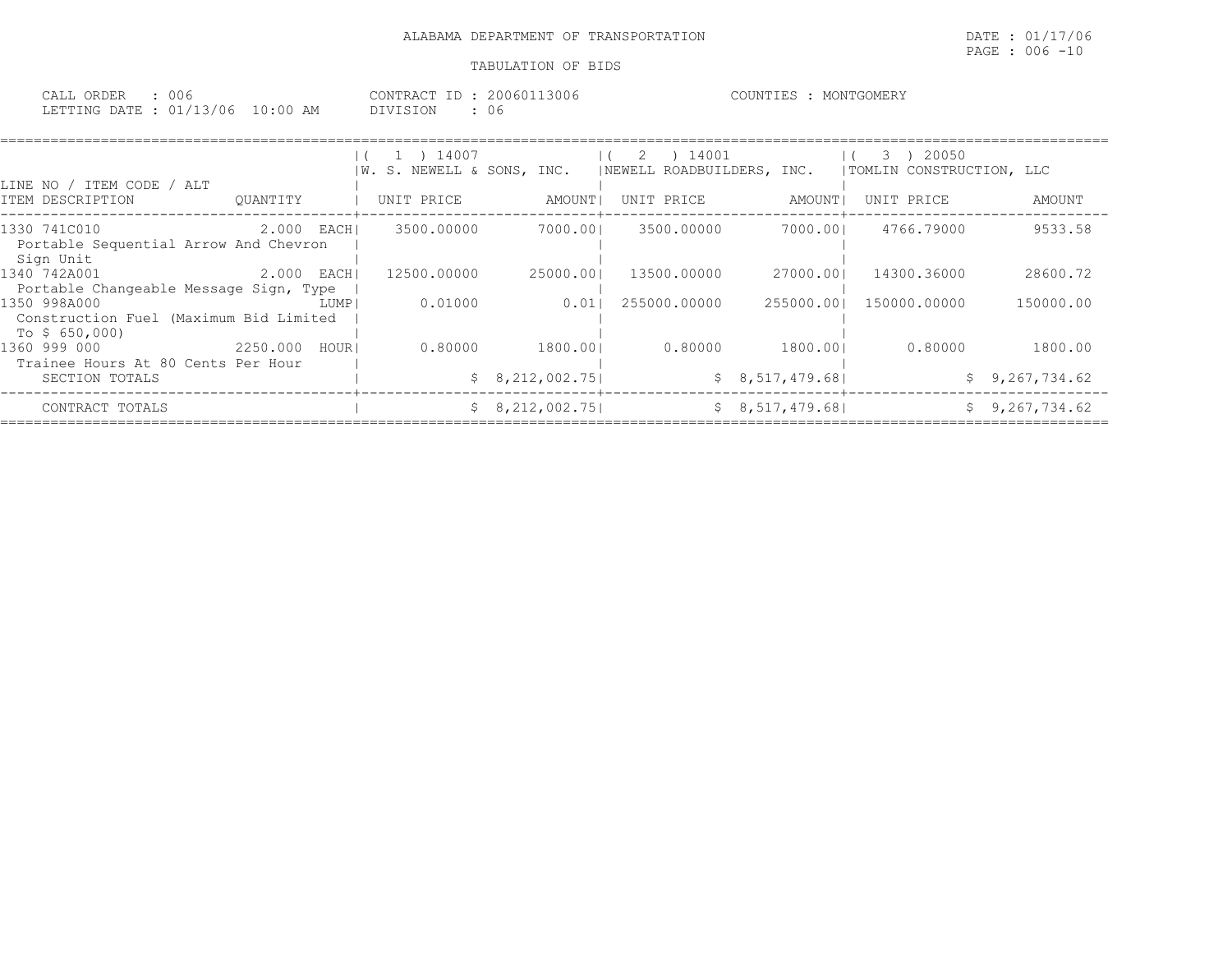ALABAMA DEPARTMENT OF TRANSPORTATION

DATE : 01/17/06

TABULATION OF BIDS

CALL ORDER : 006 CONTRACT ID : 20060113006 COUNTIES : MONTGOMERY
LETTING DATE : 01/13/06 10:00 AM DIVISION : 06

| LINE NO / ITEM CODE / ALT | | (1) 14007 W. S. NEWELL & SONS, INC. | | (2) 14001 NEWELL ROADBUILDERS, INC. | | (3) 20050 TOMLIN CONSTRUCTION, LLC | |
|---|---|---|---|---|---|---|---|
| ITEM DESCRIPTION | QUANTITY | UNIT PRICE | AMOUNT | UNIT PRICE | AMOUNT | UNIT PRICE | AMOUNT |
| 1330 741C010 Portable Sequential Arrow And Chevron Sign Unit | 2.000 EACH | 3500.00000 | 7000.00 | 3500.00000 | 7000.00 | 4766.79000 | 9533.58 |
| 1340 742A001 Portable Changeable Message Sign, Type | 2.000 EACH | 12500.00000 | 25000.00 | 13500.00000 | 27000.00 | 14300.36000 | 28600.72 |
| 1350 998A000 Construction Fuel (Maximum Bid Limited To $ 650,000) | LUMP | 0.01000 | 0.01 | 255000.00000 | 255000.00 | 150000.00000 | 150000.00 |
| 1360 999 000 Trainee Hours At 80 Cents Per Hour | 2250.000 HOUR | 0.80000 | 1800.00 | 0.80000 | 1800.00 | 0.80000 | 1800.00 |
| SECTION TOTALS | | | $ 8,212,002.75 | | $ 8,517,479.68 | | $ 9,267,734.62 |
| CONTRACT TOTALS | | | $ 8,212,002.75 | | $ 8,517,479.68 | | $ 9,267,734.62 |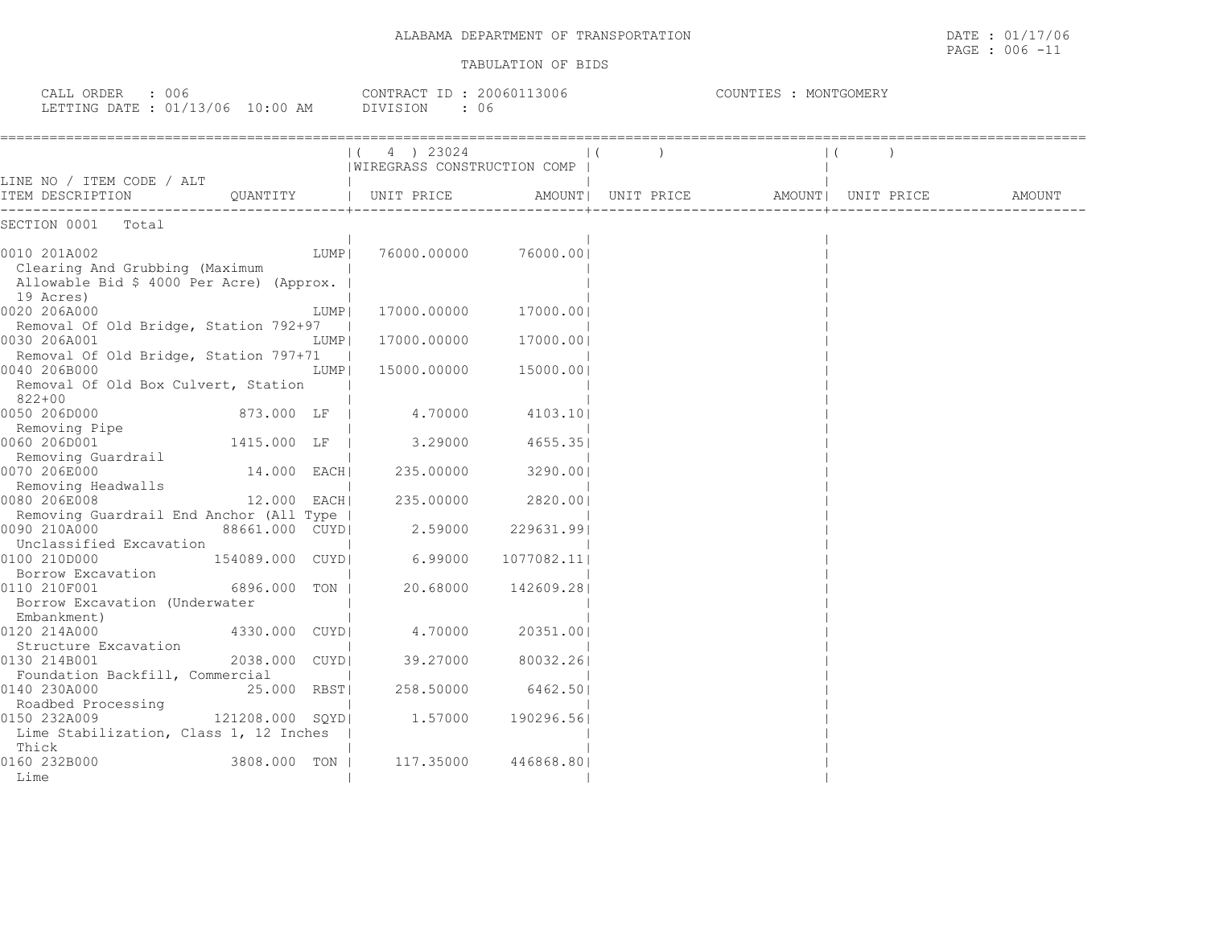ALABAMA DEPARTMENT OF TRANSPORTATION

TABULATION OF BIDS

DATE : 01/17/06
PAGE : 006 -11

CALL ORDER : 006
LETTING DATE : 01/13/06 10:00 AM

CONTRACT ID : 20060113006
DIVISION : 06

COUNTIES : MONTGOMERY

| LINE NO / ITEM CODE / ALT ITEM DESCRIPTION | QUANTITY | ( 4 ) 23024 WIREGRASS CONSTRUCTION COMP UNIT PRICE | AMOUNT | ( ) UNIT PRICE | AMOUNT | ( ) UNIT PRICE | AMOUNT |
|---|---|---|---|---|---|---|---|
| SECTION 0001 Total | | | | | | | |
| 0010 201A002 Clearing And Grubbing (Maximum Allowable Bid $ 4000 Per Acre) (Approx. 19 Acres) | LUMP | 76000.00000 | 76000.00 | | | | |
| 0020 206A000 Removal Of Old Bridge, Station 792+97 | LUMP | 17000.00000 | 17000.00 | | | | |
| 0030 206A001 Removal Of Old Bridge, Station 797+71 | LUMP | 17000.00000 | 17000.00 | | | | |
| 0040 206B000 Removal Of Old Box Culvert, Station 822+00 | LUMP | 15000.00000 | 15000.00 | | | | |
| 0050 206D000 Removing Pipe | 873.000 LF | 4.70000 | 4103.10 | | | | |
| 0060 206D001 Removing Guardrail | 1415.000 LF | 3.29000 | 4655.35 | | | | |
| 0070 206E000 Removing Headwalls | 14.000 EACH | 235.00000 | 3290.00 | | | | |
| 0080 206E008 Removing Guardrail End Anchor (All Type | 12.000 EACH | 235.00000 | 2820.00 | | | | |
| 0090 210A000 Unclassified Excavation | 88661.000 CUYD | 2.59000 | 229631.99 | | | | |
| 0100 210D000 Borrow Excavation | 154089.000 CUYD | 6.99000 | 1077082.11 | | | | |
| 0110 210F001 Borrow Excavation (Underwater Embankment) | 6896.000 TON | 20.68000 | 142609.28 | | | | |
| 0120 214A000 Structure Excavation | 4330.000 CUYD | 4.70000 | 20351.00 | | | | |
| 0130 214B001 Foundation Backfill, Commercial | 2038.000 CUYD | 39.27000 | 80032.26 | | | | |
| 0140 230A000 Roadbed Processing | 25.000 RBST | 258.50000 | 6462.50 | | | | |
| 0150 232A009 Lime Stabilization, Class 1, 12 Inches Thick | 121208.000 SQYD | 1.57000 | 190296.56 | | | | |
| 0160 232B000 Lime | 3808.000 TON | 117.35000 | 446868.80 | | | | |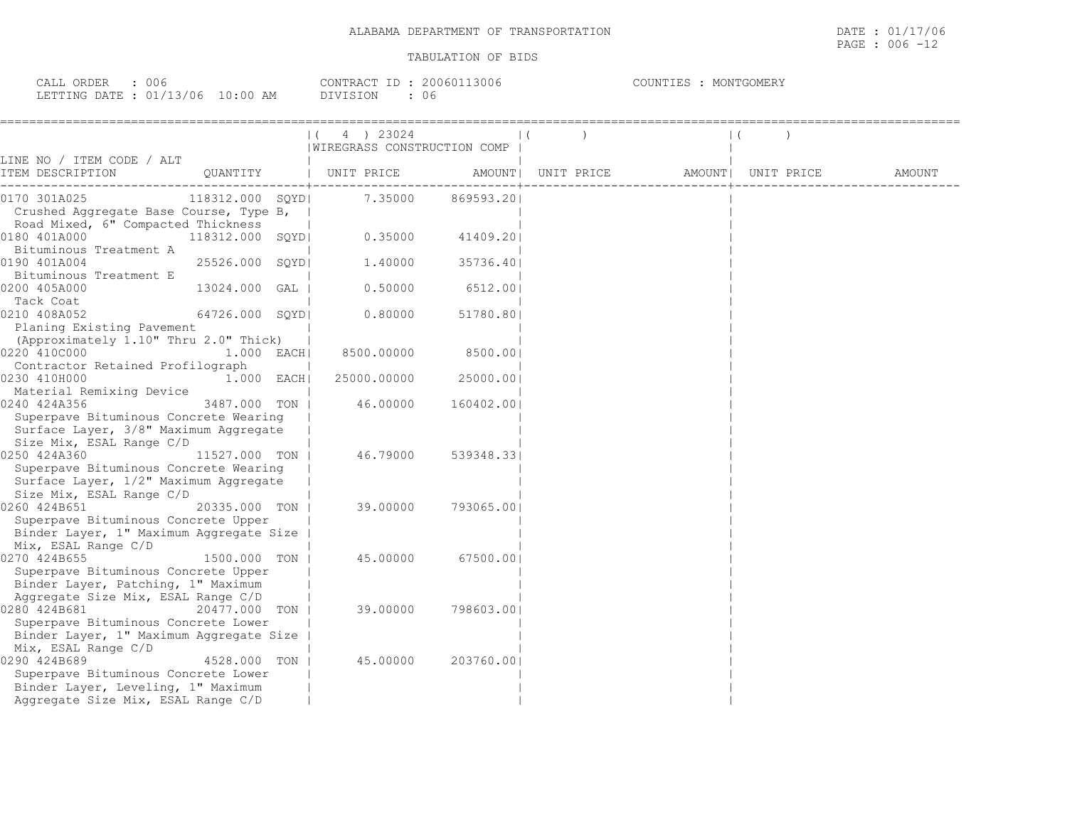ALABAMA DEPARTMENT OF TRANSPORTATION

DATE : 01/17/06

TABULATION OF BIDS

CALL ORDER : 006 CONTRACT ID : 20060113006 COUNTIES : MONTGOMERY
LETTING DATE : 01/13/06 10:00 AM DIVISION : 06

| LINE NO / ITEM CODE / ALT ITEM DESCRIPTION | QUANTITY | ( 4 ) 23024 WIREGRASS CONSTRUCTION COMP UNIT PRICE | AMOUNT | ( ) UNIT PRICE | AMOUNT | ( ) UNIT PRICE | AMOUNT |
|---|---|---|---|---|---|---|---|
| 0170 301A025 Crushed Aggregate Base Course, Type B, Road Mixed, 6" Compacted Thickness | 118312.000 SQYD | 7.35000 | 869593.20 | | | | |
| 0180 401A000 Bituminous Treatment A | 118312.000 SQYD | 0.35000 | 41409.20 | | | | |
| 0190 401A004 Bituminous Treatment E | 25526.000 SQYD | 1.40000 | 35736.40 | | | | |
| 0200 405A000 Tack Coat | 13024.000 GAL | 0.50000 | 6512.00 | | | | |
| 0210 408A052 Planing Existing Pavement (Approximately 1.10" Thru 2.0" Thick) | 64726.000 SQYD | 0.80000 | 51780.80 | | | | |
| 0220 410C000 Contractor Retained Profilograph | 1.000 EACH | 8500.00000 | 8500.00 | | | | |
| 0230 410H000 Material Remixing Device | 1.000 EACH | 25000.00000 | 25000.00 | | | | |
| 0240 424A356 Superpave Bituminous Concrete Wearing Surface Layer, 3/8" Maximum Aggregate Size Mix, ESAL Range C/D | 3487.000 TON | 46.00000 | 160402.00 | | | | |
| 0250 424A360 Superpave Bituminous Concrete Wearing Surface Layer, 1/2" Maximum Aggregate Size Mix, ESAL Range C/D | 11527.000 TON | 46.79000 | 539348.33 | | | | |
| 0260 424B651 Superpave Bituminous Concrete Upper Binder Layer, 1" Maximum Aggregate Size Mix, ESAL Range C/D | 20335.000 TON | 39.00000 | 793065.00 | | | | |
| 0270 424B655 Superpave Bituminous Concrete Upper Binder Layer, Patching, 1" Maximum Aggregate Size Mix, ESAL Range C/D | 1500.000 TON | 45.00000 | 67500.00 | | | | |
| 0280 424B681 Superpave Bituminous Concrete Lower Binder Layer, 1" Maximum Aggregate Size Mix, ESAL Range C/D | 20477.000 TON | 39.00000 | 798603.00 | | | | |
| 0290 424B689 Superpave Bituminous Concrete Lower Binder Layer, Leveling, 1" Maximum Aggregate Size Mix, ESAL Range C/D | 4528.000 TON | 45.00000 | 203760.00 | | | | |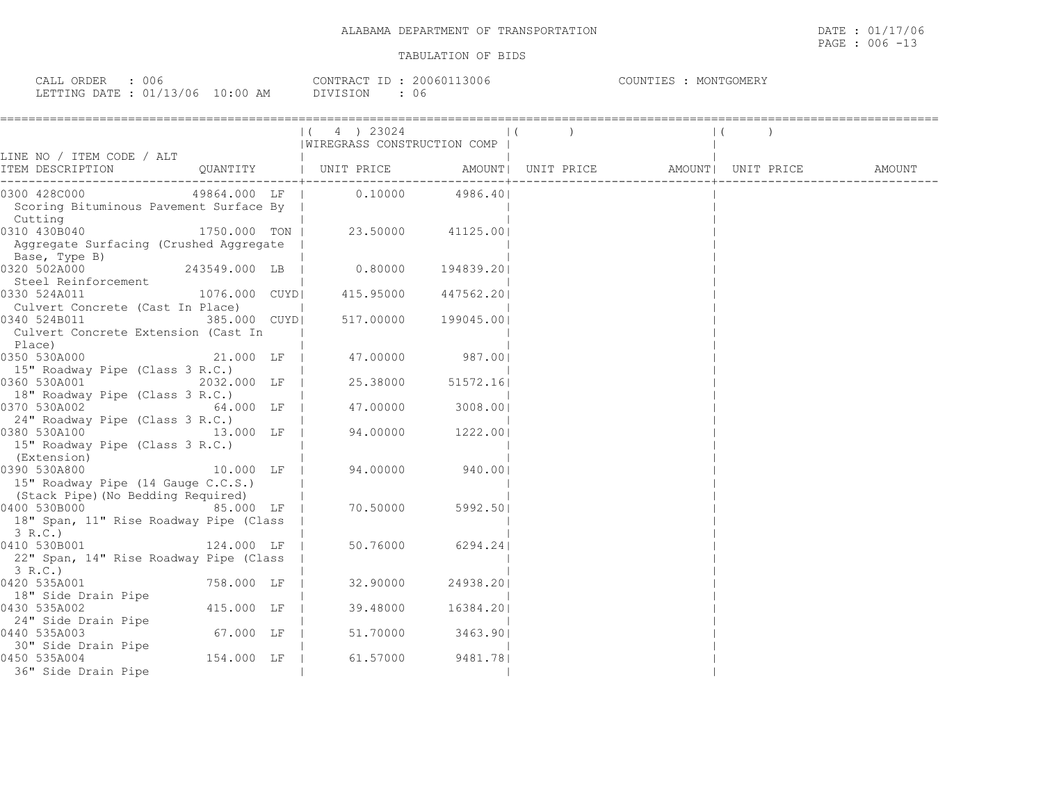ALABAMA DEPARTMENT OF TRANSPORTATION

TABULATION OF BIDS

CALL ORDER : 006
LETTING DATE : 01/13/06 10:00 AM

CONTRACT ID : 20060113006
DIVISION : 06

COUNTIES : MONTGOMERY

DATE : 01/17/06

| LINE NO / ITEM CODE / ALT ITEM DESCRIPTION | QUANTITY | ( 4 ) 23024 WIREGRASS CONSTRUCTION COMP UNIT PRICE | AMOUNT | ( ) UNIT PRICE | AMOUNT | ( ) UNIT PRICE | AMOUNT |
|---|---|---|---|---|---|---|---|
| 0300 428C000 Scoring Bituminous Pavement Surface By Cutting | 49864.000 LF | 0.10000 | 4986.40 | | | | |
| 0310 430B040 Aggregate Surfacing (Crushed Aggregate Base, Type B) | 1750.000 TON | 23.50000 | 41125.00 | | | | |
| 0320 502A000 Steel Reinforcement | 243549.000 LB | 0.80000 | 194839.20 | | | | |
| 0330 524A011 Culvert Concrete (Cast In Place) | 1076.000 CUYD | 415.95000 | 447562.20 | | | | |
| 0340 524B011 Culvert Concrete Extension (Cast In Place) | 385.000 CUYD | 517.00000 | 199045.00 | | | | |
| 0350 530A000 15" Roadway Pipe (Class 3 R.C.) | 21.000 LF | 47.00000 | 987.00 | | | | |
| 0360 530A001 18" Roadway Pipe (Class 3 R.C.) | 2032.000 LF | 25.38000 | 51572.16 | | | | |
| 0370 530A002 24" Roadway Pipe (Class 3 R.C.) | 64.000 LF | 47.00000 | 3008.00 | | | | |
| 0380 530A100 15" Roadway Pipe (Class 3 R.C.) (Extension) | 13.000 LF | 94.00000 | 1222.00 | | | | |
| 0390 530A800 15" Roadway Pipe (14 Gauge C.C.S.) (Stack Pipe)(No Bedding Required) | 10.000 LF | 94.00000 | 940.00 | | | | |
| 0400 530B000 18" Span, 11" Rise Roadway Pipe (Class 3 R.C.) | 85.000 LF | 70.50000 | 5992.50 | | | | |
| 0410 530B001 22" Span, 14" Rise Roadway Pipe (Class 3 R.C.) | 124.000 LF | 50.76000 | 6294.24 | | | | |
| 0420 535A001 18" Side Drain Pipe | 758.000 LF | 32.90000 | 24938.20 | | | | |
| 0430 535A002 24" Side Drain Pipe | 415.000 LF | 39.48000 | 16384.20 | | | | |
| 0440 535A003 30" Side Drain Pipe | 67.000 LF | 51.70000 | 3463.90 | | | | |
| 0450 535A004 36" Side Drain Pipe | 154.000 LF | 61.57000 | 9481.78 | | | | |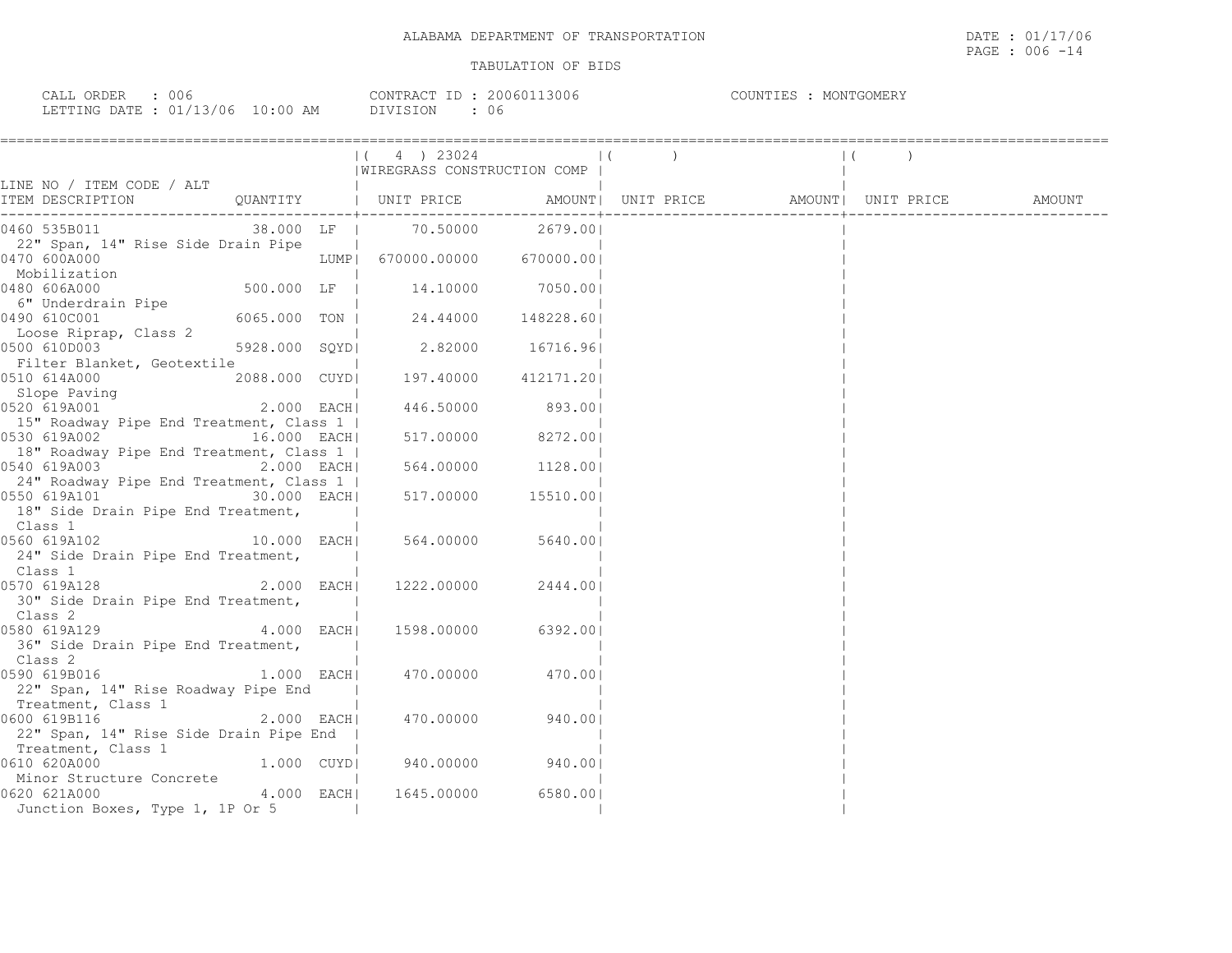ALABAMA DEPARTMENT OF TRANSPORTATION

TABULATION OF BIDS

DATE : 01/17/06
PAGE : 006 -14

CALL ORDER : 006
LETTING DATE : 01/13/06 10:00 AM

CONTRACT ID : 20060113006
DIVISION : 06

COUNTIES : MONTGOMERY

| LINE NO / ITEM CODE / ALT ITEM DESCRIPTION | QUANTITY | ( 4 ) 23024 WIREGRASS CONSTRUCTION COMP UNIT PRICE | AMOUNT | ( ) UNIT PRICE | AMOUNT | ( ) UNIT PRICE | AMOUNT |
|---|---|---|---|---|---|---|---|
| 0460 535B011 22" Span, 14" Rise Side Drain Pipe | 38.000 LF | 70.50000 | 2679.00 | | | | |
| 0470 600A000 Mobilization | LUMP | 670000.00000 | 670000.00 | | | | |
| 0480 606A000 6" Underdrain Pipe | 500.000 LF | 14.10000 | 7050.00 | | | | |
| 0490 610C001 Loose Riprap, Class 2 | 6065.000 TON | 24.44000 | 148228.60 | | | | |
| 0500 610D003 Filter Blanket, Geotextile | 5928.000 SQYD | 2.82000 | 16716.96 | | | | |
| 0510 614A000 Slope Paving | 2088.000 CUYD | 197.40000 | 412171.20 | | | | |
| 0520 619A001 15" Roadway Pipe End Treatment, Class 1 | 2.000 EACH | 446.50000 | 893.00 | | | | |
| 0530 619A002 18" Roadway Pipe End Treatment, Class 1 | 16.000 EACH | 517.00000 | 8272.00 | | | | |
| 0540 619A003 24" Roadway Pipe End Treatment, Class 1 | 2.000 EACH | 564.00000 | 1128.00 | | | | |
| 0550 619A101 18" Side Drain Pipe End Treatment, Class 1 | 30.000 EACH | 517.00000 | 15510.00 | | | | |
| 0560 619A102 24" Side Drain Pipe End Treatment, Class 1 | 10.000 EACH | 564.00000 | 5640.00 | | | | |
| 0570 619A128 30" Side Drain Pipe End Treatment, Class 2 | 2.000 EACH | 1222.00000 | 2444.00 | | | | |
| 0580 619A129 36" Side Drain Pipe End Treatment, Class 2 | 4.000 EACH | 1598.00000 | 6392.00 | | | | |
| 0590 619B016 22" Span, 14" Rise Roadway Pipe End Treatment, Class 1 | 1.000 EACH | 470.00000 | 470.00 | | | | |
| 0600 619B116 22" Span, 14" Rise Side Drain Pipe End Treatment, Class 1 | 2.000 EACH | 470.00000 | 940.00 | | | | |
| 0610 620A000 Minor Structure Concrete | 1.000 CUYD | 940.00000 | 940.00 | | | | |
| 0620 621A000 Junction Boxes, Type 1, 1P Or 5 | 4.000 EACH | 1645.00000 | 6580.00 | | | | |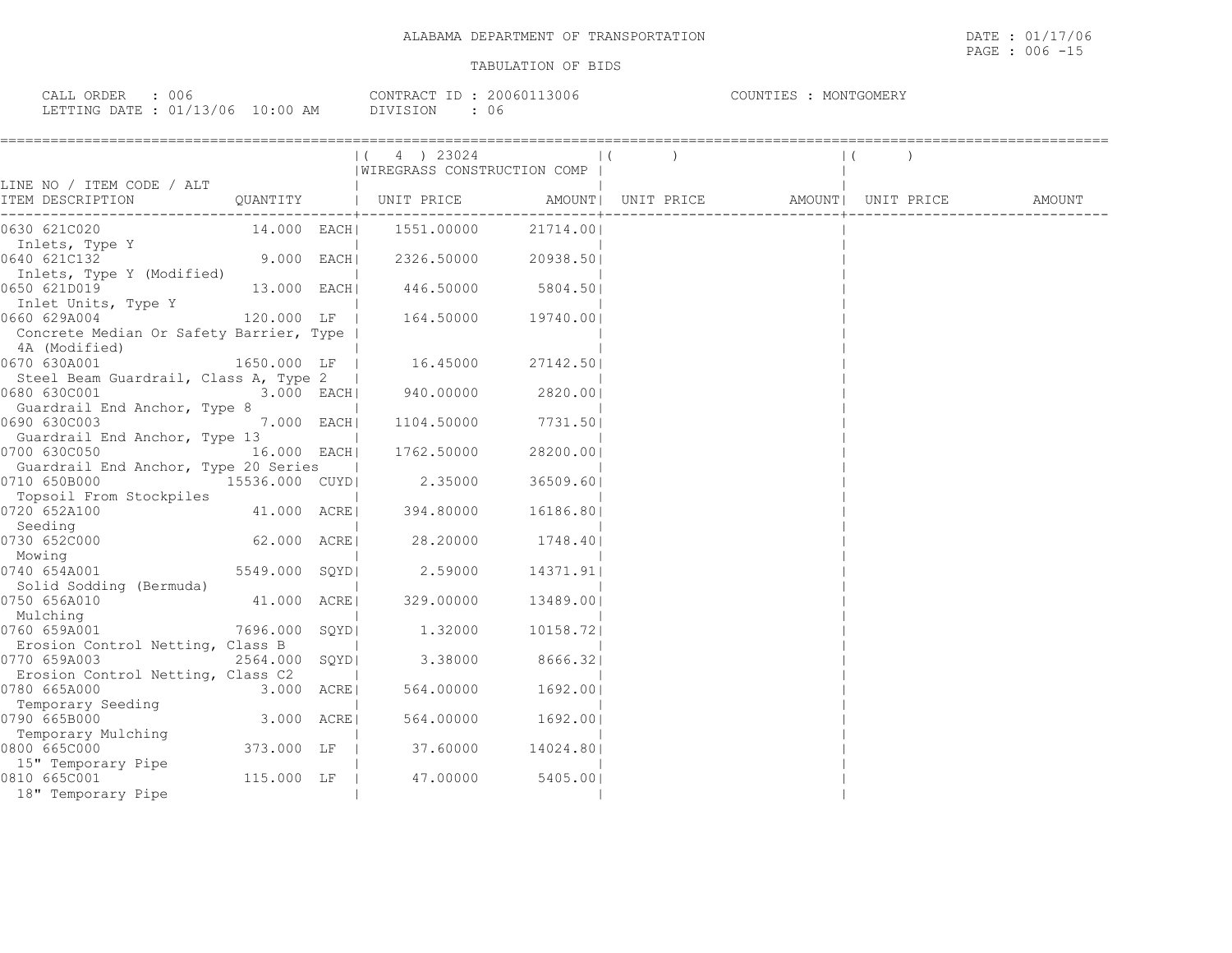ALABAMA DEPARTMENT OF TRANSPORTATION

TABULATION OF BIDS

DATE : 01/17/06

CALL ORDER : 006 CONTRACT ID : 20060113006 COUNTIES : MONTGOMERY
LETTING DATE : 01/13/06 10:00 AM DIVISION : 06

| LINE NO / ITEM CODE / ALT ITEM DESCRIPTION | QUANTITY | ( 4 ) 23024 WIREGRASS CONSTRUCTION COMP UNIT PRICE | AMOUNT | ( ) UNIT PRICE | AMOUNT | ( ) UNIT PRICE | AMOUNT |
|---|---|---|---|---|---|---|---|
| 0630 621C020 Inlets, Type Y | 14.000 EACH | 1551.00000 | 21714.00 | | | | |
| 0640 621C132 Inlets, Type Y (Modified) | 9.000 EACH | 2326.50000 | 20938.50 | | | | |
| 0650 621D019 Inlet Units, Type Y | 13.000 EACH | 446.50000 | 5804.50 | | | | |
| 0660 629A004 Concrete Median Or Safety Barrier, Type 4A (Modified) | 120.000 LF | 164.50000 | 19740.00 | | | | |
| 0670 630A001 Steel Beam Guardrail, Class A, Type 2 | 1650.000 LF | 16.45000 | 27142.50 | | | | |
| 0680 630C001 Guardrail End Anchor, Type 8 | 3.000 EACH | 940.00000 | 2820.00 | | | | |
| 0690 630C003 Guardrail End Anchor, Type 13 | 7.000 EACH | 1104.50000 | 7731.50 | | | | |
| 0700 630C050 Guardrail End Anchor, Type 20 Series | 16.000 EACH | 1762.50000 | 28200.00 | | | | |
| 0710 650B000 Topsoil From Stockpiles | 15536.000 CUYD | 2.35000 | 36509.60 | | | | |
| 0720 652A100 Seeding | 41.000 ACRE | 394.80000 | 16186.80 | | | | |
| 0730 652C000 Mowing | 62.000 ACRE | 28.20000 | 1748.40 | | | | |
| 0740 654A001 Solid Sodding (Bermuda) | 5549.000 SQYD | 2.59000 | 14371.91 | | | | |
| 0750 656A010 Mulching | 41.000 ACRE | 329.00000 | 13489.00 | | | | |
| 0760 659A001 Erosion Control Netting, Class B | 7696.000 SQYD | 1.32000 | 10158.72 | | | | |
| 0770 659A003 Erosion Control Netting, Class C2 | 2564.000 SQYD | 3.38000 | 8666.32 | | | | |
| 0780 665A000 Temporary Seeding | 3.000 ACRE | 564.00000 | 1692.00 | | | | |
| 0790 665B000 Temporary Mulching | 3.000 ACRE | 564.00000 | 1692.00 | | | | |
| 0800 665C000 15" Temporary Pipe | 373.000 LF | 37.60000 | 14024.80 | | | | |
| 0810 665C001 18" Temporary Pipe | 115.000 LF | 47.00000 | 5405.00 | | | | |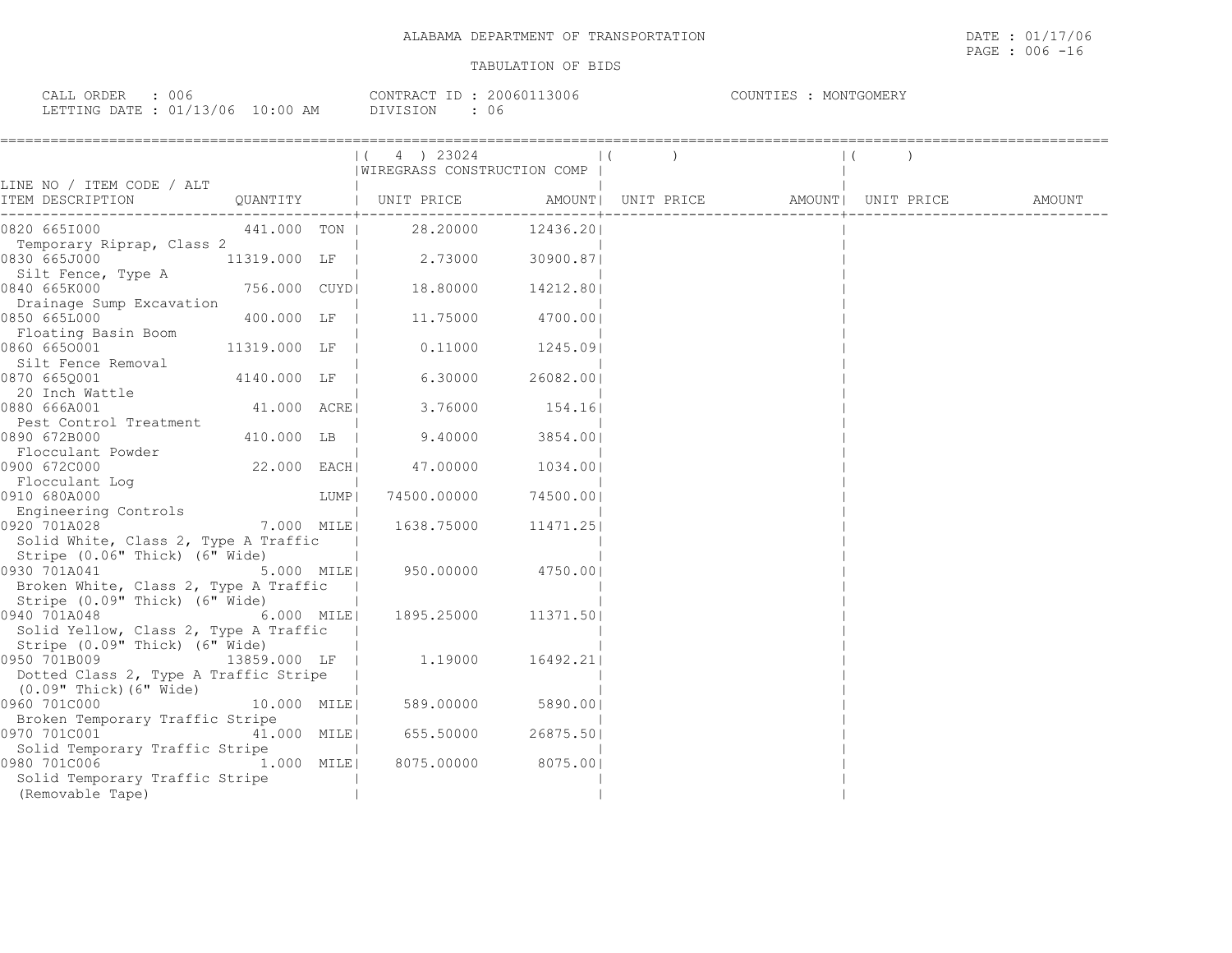ALABAMA DEPARTMENT OF TRANSPORTATION

TABULATION OF BIDS

DATE : 01/17/06
PAGE : 006 -16

CALL ORDER : 006
LETTING DATE : 01/13/06 10:00 AM

CONTRACT ID : 20060113006
DIVISION : 06

COUNTIES : MONTGOMERY

| LINE NO / ITEM CODE / ALT ITEM DESCRIPTION | QUANTITY | ( 4 ) 23024 WIREGRASS CONSTRUCTION COMP UNIT PRICE | AMOUNT | ( ) UNIT PRICE | AMOUNT | ( ) UNIT PRICE | AMOUNT |
|---|---|---|---|---|---|---|---|
| 0820 665I000 Temporary Riprap, Class 2 | 441.000 TON | 28.20000 | 12436.20 | | | | |
| 0830 665J000 Silt Fence, Type A | 11319.000 LF | 2.73000 | 30900.87 | | | | |
| 0840 665K000 Drainage Sump Excavation | 756.000 CUYD | 18.80000 | 14212.80 | | | | |
| 0850 665L000 Floating Basin Boom | 400.000 LF | 11.75000 | 4700.00 | | | | |
| 0860 665O001 Silt Fence Removal | 11319.000 LF | 0.11000 | 1245.09 | | | | |
| 0870 665Q001 20 Inch Wattle | 4140.000 LF | 6.30000 | 26082.00 | | | | |
| 0880 666A001 Pest Control Treatment | 41.000 ACRE | 3.76000 | 154.16 | | | | |
| 0890 672B000 Flocculant Powder | 410.000 LB | 9.40000 | 3854.00 | | | | |
| 0900 672C000 Flocculant Log | 22.000 EACH | 47.00000 | 1034.00 | | | | |
| 0910 680A000 Engineering Controls | LUMP | 74500.00000 | 74500.00 | | | | |
| 0920 701A028 Solid White, Class 2, Type A Traffic Stripe (0.06" Thick) (6" Wide) | 7.000 MILE | 1638.75000 | 11471.25 | | | | |
| 0930 701A041 Broken White, Class 2, Type A Traffic Stripe (0.09" Thick) (6" Wide) | 5.000 MILE | 950.00000 | 4750.00 | | | | |
| 0940 701A048 Solid Yellow, Class 2, Type A Traffic Stripe (0.09" Thick) (6" Wide) | 6.000 MILE | 1895.25000 | 11371.50 | | | | |
| 0950 701B009 Dotted Class 2, Type A Traffic Stripe (0.09" Thick)(6" Wide) | 13859.000 LF | 1.19000 | 16492.21 | | | | |
| 0960 701C000 Broken Temporary Traffic Stripe | 10.000 MILE | 589.00000 | 5890.00 | | | | |
| 0970 701C001 Solid Temporary Traffic Stripe | 41.000 MILE | 655.50000 | 26875.50 | | | | |
| 0980 701C006 Solid Temporary Traffic Stripe (Removable Tape) | 1.000 MILE | 8075.00000 | 8075.00 | | | | |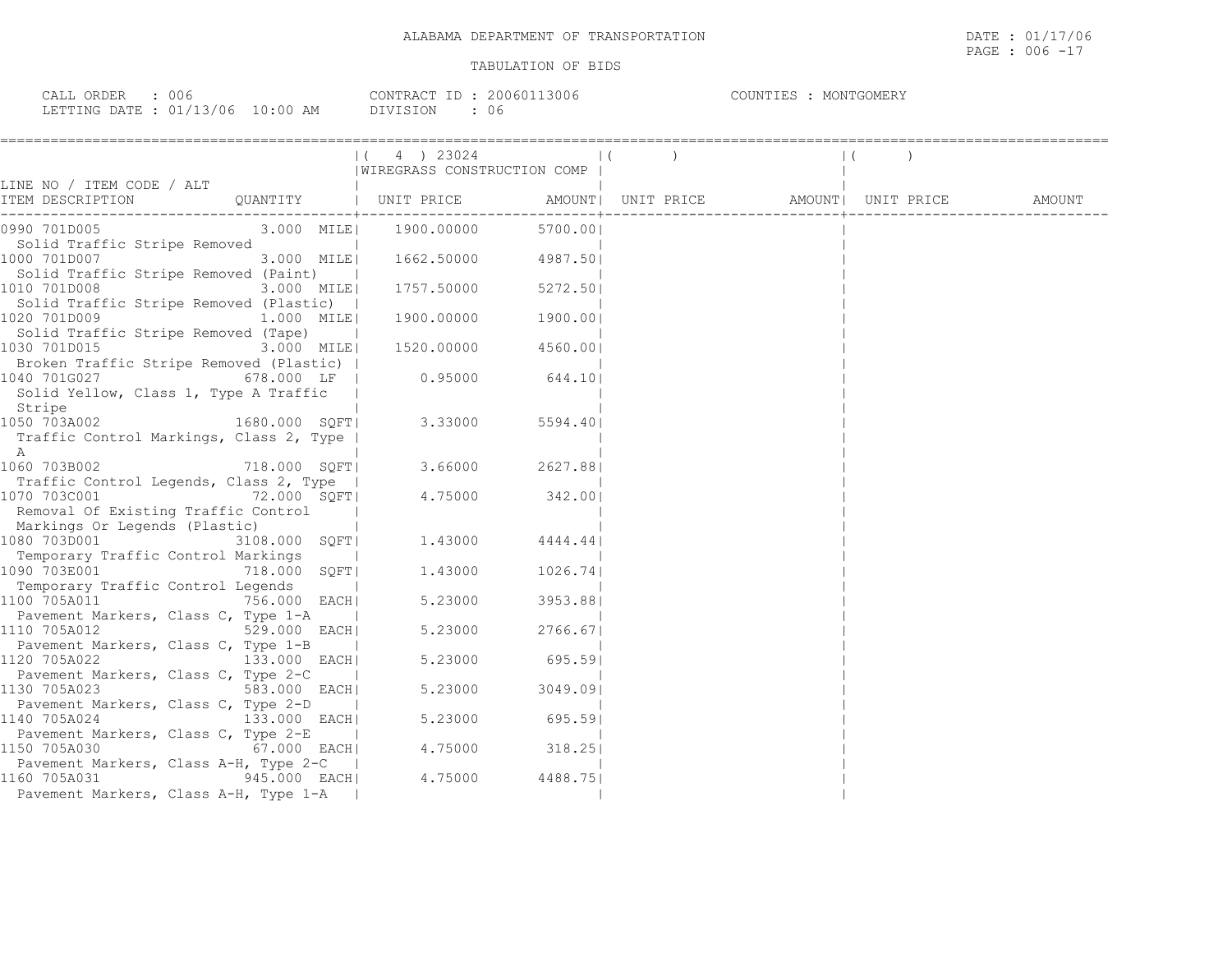ALABAMA DEPARTMENT OF TRANSPORTATION

TABULATION OF BIDS

DATE : 01/17/06

CALL ORDER : 006 | CONTRACT ID : 20060113006 | COUNTIES : MONTGOMERY
LETTING DATE : 01/13/06 10:00 AM | DIVISION : 06

| LINE NO / ITEM CODE / ALT ITEM DESCRIPTION | QUANTITY | ( 4 ) 23024 WIREGRASS CONSTRUCTION COMP UNIT PRICE | AMOUNT | ( ) UNIT PRICE | AMOUNT | ( ) UNIT PRICE | AMOUNT |
|---|---|---|---|---|---|---|---|
| 0990 701D005 Solid Traffic Stripe Removed | 3.000 MILE | 1900.00000 | 5700.00 | | | | |
| 1000 701D007 Solid Traffic Stripe Removed (Paint) | 3.000 MILE | 1662.50000 | 4987.50 | | | | |
| 1010 701D008 Solid Traffic Stripe Removed (Plastic) | 3.000 MILE | 1757.50000 | 5272.50 | | | | |
| 1020 701D009 Solid Traffic Stripe Removed (Tape) | 1.000 MILE | 1900.00000 | 1900.00 | | | | |
| 1030 701D015 Broken Traffic Stripe Removed (Plastic) | 3.000 MILE | 1520.00000 | 4560.00 | | | | |
| 1040 701G027 Solid Yellow, Class 1, Type A Traffic Stripe | 678.000 LF | 0.95000 | 644.10 | | | | |
| 1050 703A002 Traffic Control Markings, Class 2, Type A | 1680.000 SQFT | 3.33000 | 5594.40 | | | | |
| 1060 703B002 Traffic Control Legends, Class 2, Type | 718.000 SQFT | 3.66000 | 2627.88 | | | | |
| 1070 703C001 Removal Of Existing Traffic Control Markings Or Legends (Plastic) | 72.000 SQFT | 4.75000 | 342.00 | | | | |
| 1080 703D001 Temporary Traffic Control Markings | 3108.000 SQFT | 1.43000 | 4444.44 | | | | |
| 1090 703E001 Temporary Traffic Control Legends | 718.000 SQFT | 1.43000 | 1026.74 | | | | |
| 1100 705A011 Pavement Markers, Class C, Type 1-A | 756.000 EACH | 5.23000 | 3953.88 | | | | |
| 1110 705A012 Pavement Markers, Class C, Type 1-B | 529.000 EACH | 5.23000 | 2766.67 | | | | |
| 1120 705A022 Pavement Markers, Class C, Type 2-C | 133.000 EACH | 5.23000 | 695.59 | | | | |
| 1130 705A023 Pavement Markers, Class C, Type 2-D | 583.000 EACH | 5.23000 | 3049.09 | | | | |
| 1140 705A024 Pavement Markers, Class C, Type 2-E | 133.000 EACH | 5.23000 | 695.59 | | | | |
| 1150 705A030 Pavement Markers, Class A-H, Type 2-C | 67.000 EACH | 4.75000 | 318.25 | | | | |
| 1160 705A031 Pavement Markers, Class A-H, Type 1-A | 945.000 EACH | 4.75000 | 4488.75 | | | | |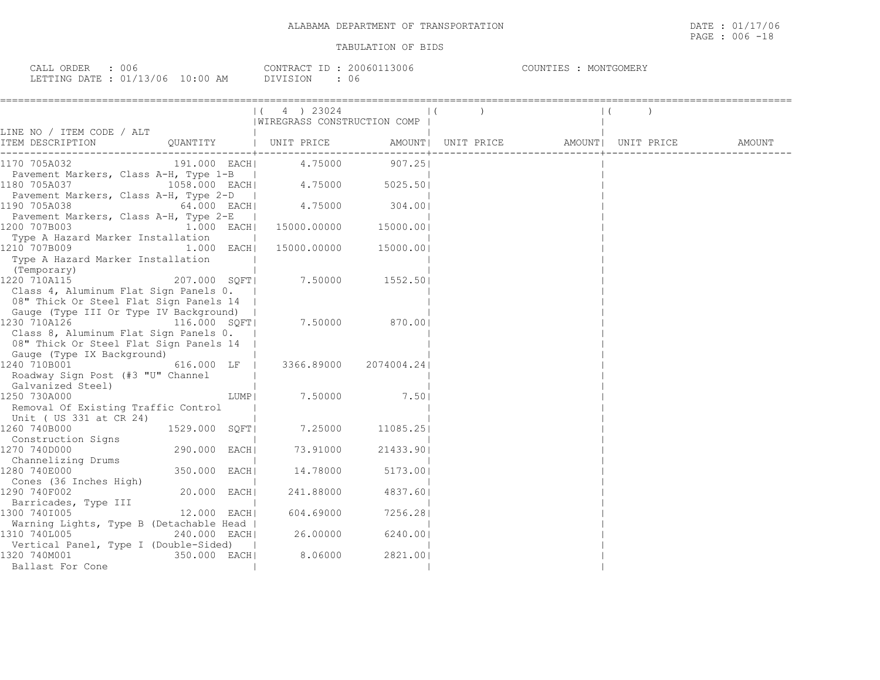ALABAMA DEPARTMENT OF TRANSPORTATION

TABULATION OF BIDS

DATE : 01/17/06
PAGE : 006 -18

CALL ORDER : 006
LETTING DATE : 01/13/06 10:00 AM

CONTRACT ID : 20060113006
DIVISION : 06

COUNTIES : MONTGOMERY

| LINE NO / ITEM CODE / ALT ITEM DESCRIPTION | QUANTITY | ( 4 ) 23024 WIREGRASS CONSTRUCTION COMP UNIT PRICE | AMOUNT | ( ) UNIT PRICE | AMOUNT | ( ) UNIT PRICE | AMOUNT |
|---|---|---|---|---|---|---|---|
| 1170 705A032 Pavement Markers, Class A-H, Type 1-B | 191.000 EACH | 4.75000 | 907.25 | | | | |
| 1180 705A037 Pavement Markers, Class A-H, Type 2-D | 1058.000 EACH | 4.75000 | 5025.50 | | | | |
| 1190 705A038 Pavement Markers, Class A-H, Type 2-E | 64.000 EACH | 4.75000 | 304.00 | | | | |
| 1200 707B003 Type A Hazard Marker Installation | 1.000 EACH | 15000.00000 | 15000.00 | | | | |
| 1210 707B009 Type A Hazard Marker Installation (Temporary) | 1.000 EACH | 15000.00000 | 15000.00 | | | | |
| 1220 710A115 Class 4, Aluminum Flat Sign Panels 0. 08" Thick Or Steel Flat Sign Panels 14 Gauge (Type III Or Type IV Background) | 207.000 SQFT | 7.50000 | 1552.50 | | | | |
| 1230 710A126 Class 8, Aluminum Flat Sign Panels 0. 08" Thick Or Steel Flat Sign Panels 14 Gauge (Type IX Background) | 116.000 SQFT | 7.50000 | 870.00 | | | | |
| 1240 710B001 Roadway Sign Post (#3 "U" Channel Galvanized Steel) | 616.000 LF | 3366.89000 | 2074004.24 | | | | |
| 1250 730A000 Removal Of Existing Traffic Control Unit ( US 331 at CR 24) | LUMP | 7.50000 | 7.50 | | | | |
| 1260 740B000 Construction Signs | 1529.000 SQFT | 7.25000 | 11085.25 | | | | |
| 1270 740D000 Channelizing Drums | 290.000 EACH | 73.91000 | 21433.90 | | | | |
| 1280 740E000 Cones (36 Inches High) | 350.000 EACH | 14.78000 | 5173.00 | | | | |
| 1290 740F002 Barricades, Type III | 20.000 EACH | 241.88000 | 4837.60 | | | | |
| 1300 740I005 Warning Lights, Type B (Detachable Head | 12.000 EACH | 604.69000 | 7256.28 | | | | |
| 1310 740L005 Vertical Panel, Type I (Double-Sided) | 240.000 EACH | 26.00000 | 6240.00 | | | | |
| 1320 740M001 Ballast For Cone | 350.000 EACH | 8.06000 | 2821.00 | | | | |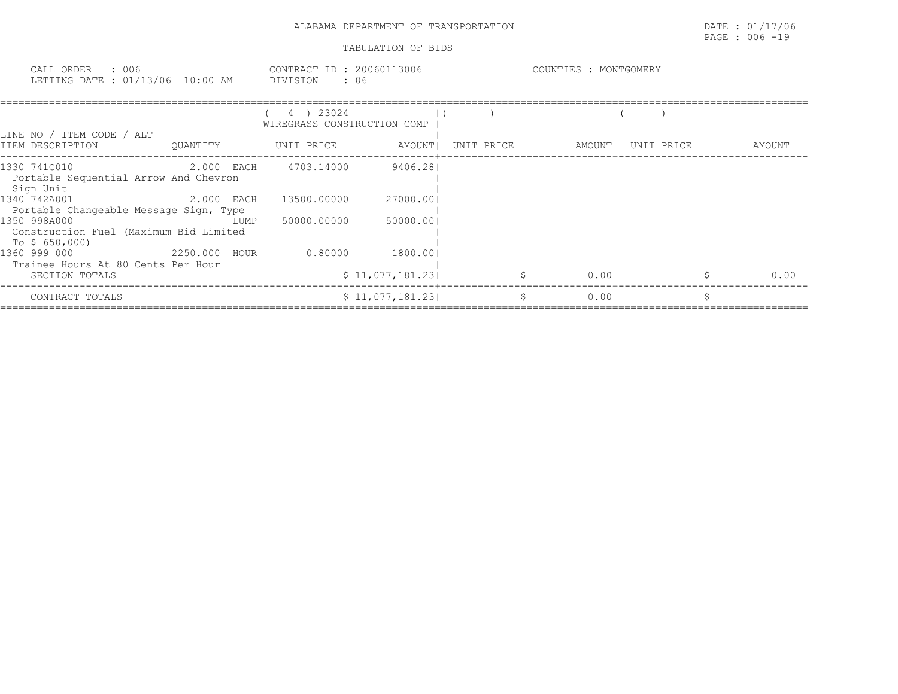ALABAMA DEPARTMENT OF TRANSPORTATION

TABULATION OF BIDS

DATE : 01/17/06
PAGE : 006 -19

CALL ORDER : 006
LETTING DATE : 01/13/06 10:00 AM

CONTRACT ID : 20060113006
DIVISION : 06

COUNTIES : MONTGOMERY

| LINE NO / ITEM CODE / ALT ITEM DESCRIPTION | QUANTITY | ( 4 ) 23024 WIREGRASS CONSTRUCTION COMP UNIT PRICE | AMOUNT | ( ) UNIT PRICE | AMOUNT | ( ) UNIT PRICE | AMOUNT |
|---|---|---|---|---|---|---|---|
| 1330 741C010 Portable Sequential Arrow And Chevron Sign Unit | 2.000 EACH | 4703.14000 | 9406.28 | | | | |
| 1340 742A001 Portable Changeable Message Sign, Type | 2.000 EACH | 13500.00000 | 27000.00 | | | | |
| 1350 998A000 Construction Fuel (Maximum Bid Limited To $ 650,000) | LUMP | 50000.00000 | 50000.00 | | | | |
| 1360 999 000 Trainee Hours At 80 Cents Per Hour | 2250.000 HOUR | 0.80000 | 1800.00 | | | | |
| SECTION TOTALS | | | $ 11,077,181.23 | | $ 0.00 | | $ 0.00 |
| CONTRACT TOTALS | | | $ 11,077,181.23 | | $ 0.00 | | $ |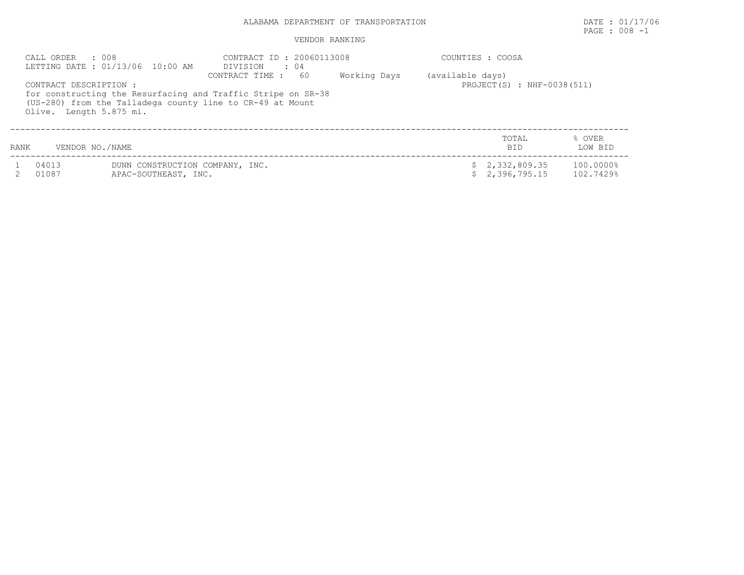ALABAMA DEPARTMENT OF TRANSPORTATION

VENDOR RANKING

CALL ORDER : 008
LETTING DATE : 01/13/06 10:00 AM

CONTRACT ID : 20060113008
DIVISION : 04
CONTRACT TIME : 60 Working Days (available days)

COUNTIES : COOSA

PROJECT(S) : NHF-0038(511)

CONTRACT DESCRIPTION :
for constructing the Resurfacing and Traffic Stripe on SR-38 (US-280) from the Talladega county line to CR-49 at Mount Olive. Length 5.875 mi.

| RANK | VENDOR NO./NAME | | TOTAL BID | % OVER LOW BID |
|---|---|---|---|---|
| 1 | 04013 | DUNN CONSTRUCTION COMPANY, INC. | $ 2,332,809.35 | 100.0000% |
| 2 | 01087 | APAC-SOUTHEAST, INC. | $ 2,396,795.15 | 102.7429% |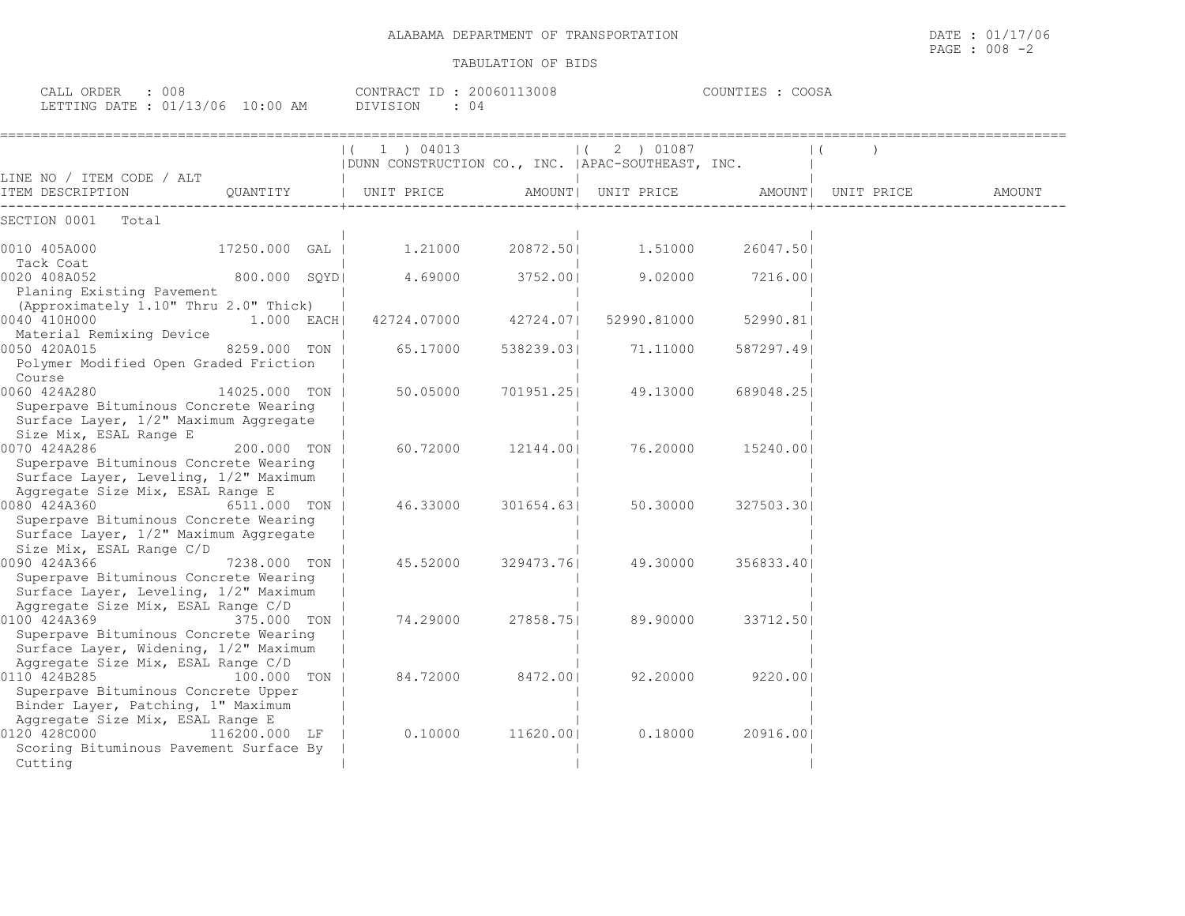ALABAMA DEPARTMENT OF TRANSPORTATION

TABULATION OF BIDS

DATE : 01/17/06

CALL ORDER : 008 CONTRACT ID : 20060113008 COUNTIES : COOSA
LETTING DATE : 01/13/06 10:00 AM DIVISION : 04

| LINE NO / ITEM CODE / ALT ITEM DESCRIPTION | QUANTITY | (1) 04013 DUNN CONSTRUCTION CO., INC. UNIT PRICE | AMOUNT | (2) 01087 APAC-SOUTHEAST, INC. UNIT PRICE | AMOUNT | ( ) UNIT PRICE | AMOUNT |
|---|---|---|---|---|---|---|---|
| SECTION 0001 Total | | | | | | | |
| 0010 405A000 Tack Coat | 17250.000 GAL | 1.21000 | 20872.50 | 1.51000 | 26047.50 | | |
| 0020 408A052 Planing Existing Pavement (Approximately 1.10" Thru 2.0" Thick) | 800.000 SQYD | 4.69000 | 3752.00 | 9.02000 | 7216.00 | | |
| 0040 410H000 Material Remixing Device | 1.000 EACH | 42724.07000 | 42724.07 | 52990.81000 | 52990.81 | | |
| 0050 420A015 Polymer Modified Open Graded Friction Course | 8259.000 TON | 65.17000 | 538239.03 | 71.11000 | 587297.49 | | |
| 0060 424A280 Superpave Bituminous Concrete Wearing Surface Layer, 1/2" Maximum Aggregate Size Mix, ESAL Range E | 14025.000 TON | 50.05000 | 701951.25 | 49.13000 | 689048.25 | | |
| 0070 424A286 Superpave Bituminous Concrete Wearing Surface Layer, Leveling, 1/2" Maximum Aggregate Size Mix, ESAL Range E | 200.000 TON | 60.72000 | 12144.00 | 76.20000 | 15240.00 | | |
| 0080 424A360 Superpave Bituminous Concrete Wearing Surface Layer, 1/2" Maximum Aggregate Size Mix, ESAL Range C/D | 6511.000 TON | 46.33000 | 301654.63 | 50.30000 | 327503.30 | | |
| 0090 424A366 Superpave Bituminous Concrete Wearing Surface Layer, Leveling, 1/2" Maximum Aggregate Size Mix, ESAL Range C/D | 7238.000 TON | 45.52000 | 329473.76 | 49.30000 | 356833.40 | | |
| 0100 424A369 Superpave Bituminous Concrete Wearing Surface Layer, Widening, 1/2" Maximum Aggregate Size Mix, ESAL Range C/D | 375.000 TON | 74.29000 | 27858.75 | 89.90000 | 33712.50 | | |
| 0110 424B285 Superpave Bituminous Concrete Upper Binder Layer, Patching, 1" Maximum Aggregate Size Mix, ESAL Range E | 100.000 TON | 84.72000 | 8472.00 | 92.20000 | 9220.00 | | |
| 0120 428C000 Scoring Bituminous Pavement Surface By Cutting | 116200.000 LF | 0.10000 | 11620.00 | 0.18000 | 20916.00 | | |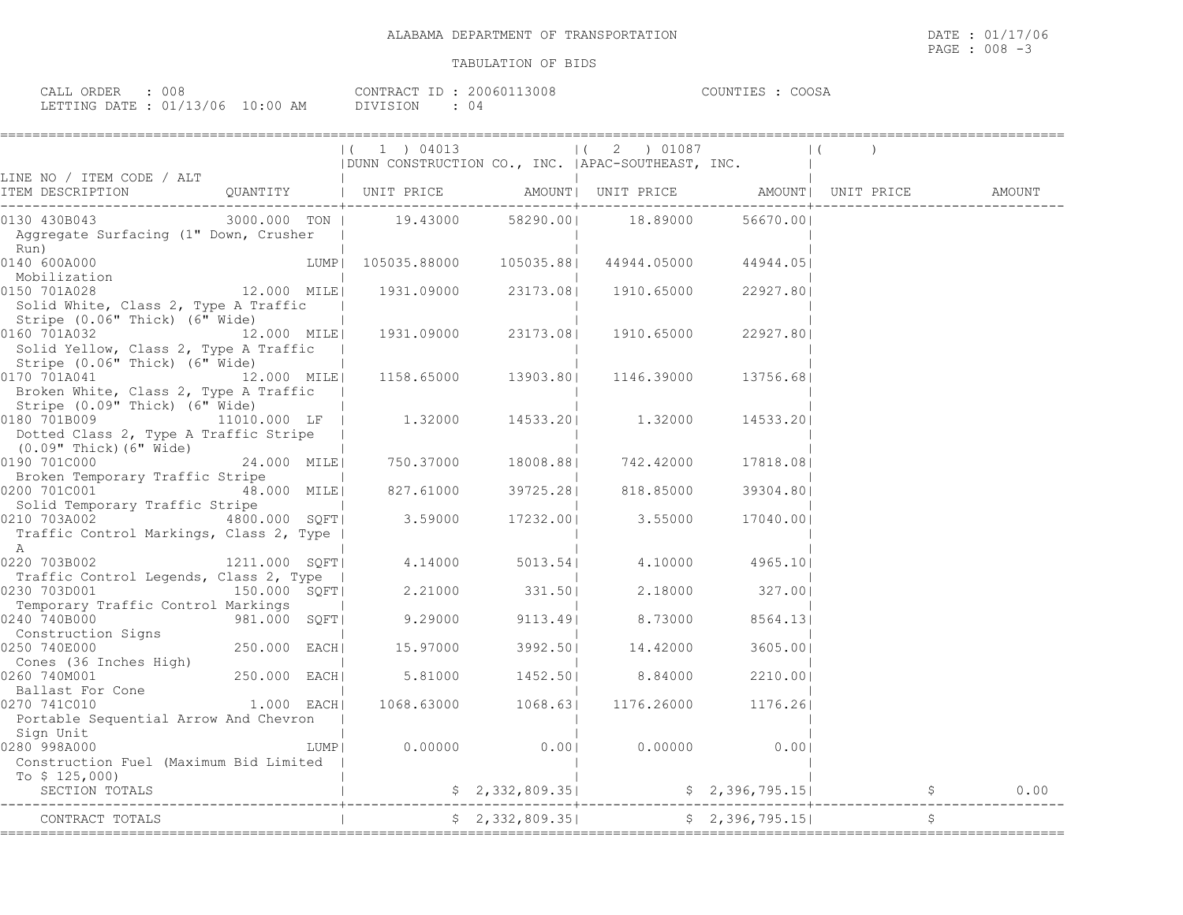ALABAMA DEPARTMENT OF TRANSPORTATION

DATE : 01/17/06

PAGE : 008 -3

TABULATION OF BIDS

CALL ORDER : 008 CONTRACT ID : 20060113008 COUNTIES : COOSA

LETTING DATE : 01/13/06 10:00 AM DIVISION : 04

| LINE NO / ITEM CODE / ALT ITEM DESCRIPTION | QUANTITY | ( 1 ) 04013 DUNN CONSTRUCTION CO., INC. UNIT PRICE | AMOUNT | ( 2 ) 01087 APAC-SOUTHEAST, INC. UNIT PRICE | AMOUNT | ( ) UNIT PRICE | AMOUNT |
|---|---|---|---|---|---|---|---|
| 0130 430B043 Aggregate Surfacing (1" Down, Crusher Run) | 3000.000 TON | 19.43000 | 58290.00 | 18.89000 | 56670.00 | | |
| 0140 600A000 Mobilization | LUMP | 105035.88000 | 105035.88 | 44944.05000 | 44944.05 | | |
| 0150 701A028 Solid White, Class 2, Type A Traffic Stripe (0.06" Thick) (6" Wide) | 12.000 MILE | 1931.09000 | 23173.08 | 1910.65000 | 22927.80 | | |
| 0160 701A032 Solid Yellow, Class 2, Type A Traffic Stripe (0.06" Thick) (6" Wide) | 12.000 MILE | 1931.09000 | 23173.08 | 1910.65000 | 22927.80 | | |
| 0170 701A041 Broken White, Class 2, Type A Traffic Stripe (0.09" Thick) (6" Wide) | 12.000 MILE | 1158.65000 | 13903.80 | 1146.39000 | 13756.68 | | |
| 0180 701B009 Dotted Class 2, Type A Traffic Stripe (0.09" Thick)(6" Wide) | 11010.000 LF | 1.32000 | 14533.20 | 1.32000 | 14533.20 | | |
| 0190 701C000 Broken Temporary Traffic Stripe | 24.000 MILE | 750.37000 | 18008.88 | 742.42000 | 17818.08 | | |
| 0200 701C001 Solid Temporary Traffic Stripe | 48.000 MILE | 827.61000 | 39725.28 | 818.85000 | 39304.80 | | |
| 0210 703A002 Traffic Control Markings, Class 2, Type A | 4800.000 SQFT | 3.59000 | 17232.00 | 3.55000 | 17040.00 | | |
| 0220 703B002 Traffic Control Legends, Class 2, Type | 1211.000 SQFT | 4.14000 | 5013.54 | 4.10000 | 4965.10 | | |
| 0230 703D001 Temporary Traffic Control Markings | 150.000 SQFT | 2.21000 | 331.50 | 2.18000 | 327.00 | | |
| 0240 740B000 Construction Signs | 981.000 SQFT | 9.29000 | 9113.49 | 8.73000 | 8564.13 | | |
| 0250 740E000 Cones (36 Inches High) | 250.000 EACH | 15.97000 | 3992.50 | 14.42000 | 3605.00 | | |
| 0260 740M001 Ballast For Cone | 250.000 EACH | 5.81000 | 1452.50 | 8.84000 | 2210.00 | | |
| 0270 741C010 Portable Sequential Arrow And Chevron Sign Unit | 1.000 EACH | 1068.63000 | 1068.63 | 1176.26000 | 1176.26 | | |
| 0280 998A000 Construction Fuel (Maximum Bid Limited To $ 125,000) | LUMP | 0.00000 | 0.00 | 0.00000 | 0.00 | | |
| SECTION TOTALS | | | $ 2,332,809.35 | | $ 2,396,795.15 | | $ 0.00 |
| CONTRACT TOTALS | | | $ 2,332,809.35 | | $ 2,396,795.15 | | $ |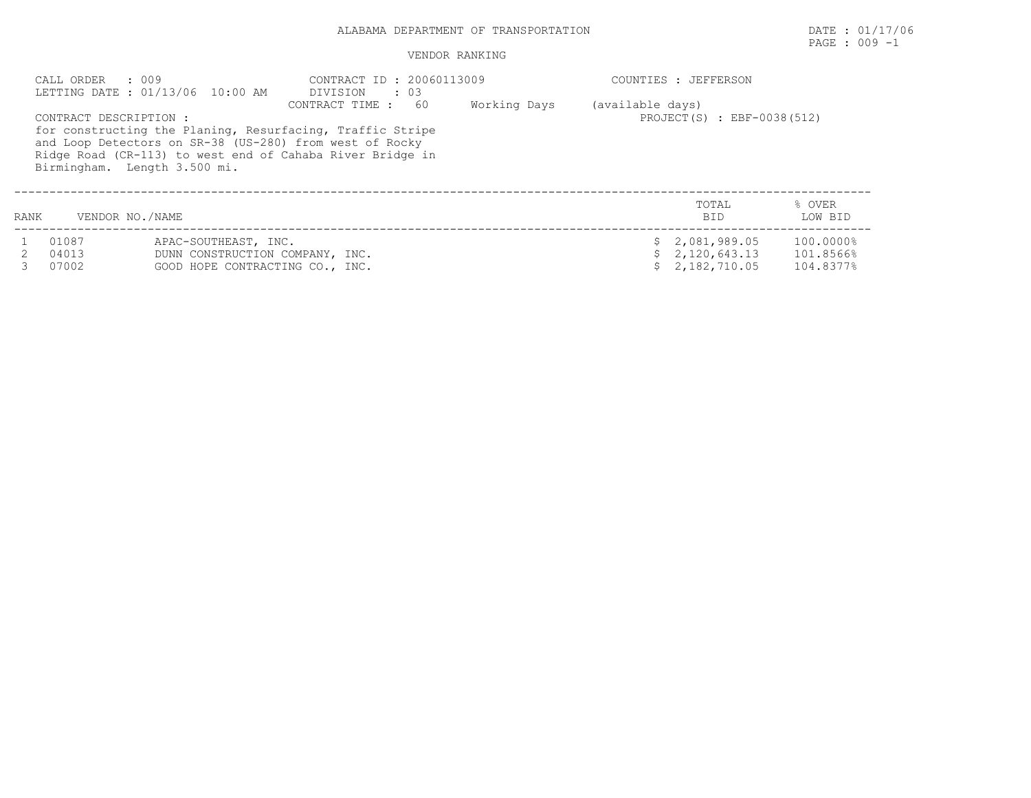ALABAMA DEPARTMENT OF TRANSPORTATION

DATE : 01/17/06

VENDOR RANKING

CALL ORDER : 009
LETTING DATE : 01/13/06 10:00 AM

CONTRACT ID : 20060113009
DIVISION : 03
CONTRACT TIME : 60 Working Days (available days)

COUNTIES : JEFFERSON

PROJECT(S) : EBF-0038(512)

CONTRACT DESCRIPTION :
for constructing the Planing, Resurfacing, Traffic Stripe and Loop Detectors on SR-38 (US-280) from west of Rocky Ridge Road (CR-113) to west end of Cahaba River Bridge in Birmingham. Length 3.500 mi.

| RANK | VENDOR NO. | NAME | TOTAL BID | % OVER LOW BID |
|---|---|---|---|---|
| 1 | 01087 | APAC-SOUTHEAST, INC. | $ 2,081,989.05 | 100.0000% |
| 2 | 04013 | DUNN CONSTRUCTION COMPANY, INC. | $ 2,120,643.13 | 101.8566% |
| 3 | 07002 | GOOD HOPE CONTRACTING CO., INC. | $ 2,182,710.05 | 104.8377% |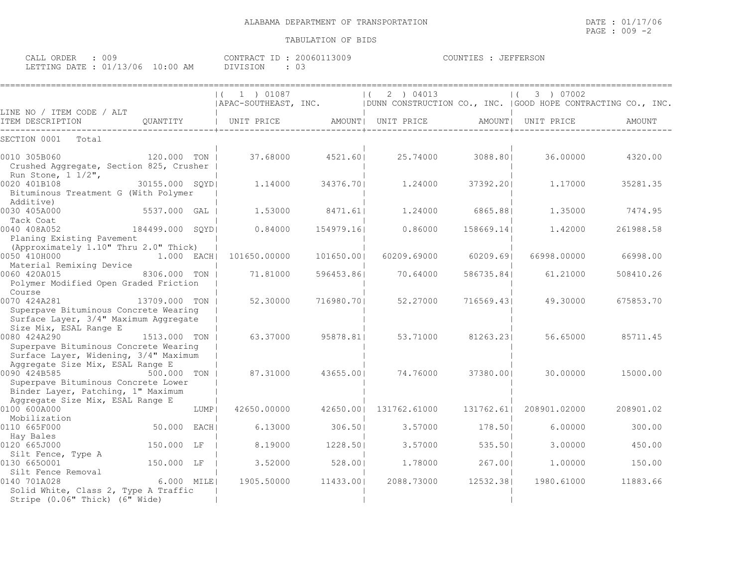ALABAMA DEPARTMENT OF TRANSPORTATION

TABULATION OF BIDS

DATE : 01/17/06
PAGE : 009 -2

CALL ORDER : 009
LETTING DATE : 01/13/06 10:00 AM

CONTRACT ID : 20060113009
DIVISION : 03

COUNTIES : JEFFERSON

| LINE NO / ITEM CODE / ALT ITEM DESCRIPTION | QUANTITY | ( 1 ) 01087 APAC-SOUTHEAST, INC. UNIT PRICE | AMOUNT | ( 2 ) 04013 DUNN CONSTRUCTION CO., INC. UNIT PRICE | AMOUNT | ( 3 ) 07002 GOOD HOPE CONTRACTING CO., INC. UNIT PRICE | AMOUNT |
|---|---|---|---|---|---|---|---|
| SECTION 0001 Total | | | | | | | |
| 0010 305B060 Crushed Aggregate, Section 825, Crusher Run Stone, 1 1/2", | 120.000 TON | 37.68000 | 4521.60 | 25.74000 | 3088.80 | 36.00000 | 4320.00 |
| 0020 401B108 Bituminous Treatment G (With Polymer Additive) | 30155.000 SQYD | 1.14000 | 34376.70 | 1.24000 | 37392.20 | 1.17000 | 35281.35 |
| 0030 405A000 Tack Coat | 5537.000 GAL | 1.53000 | 8471.61 | 1.24000 | 6865.88 | 1.35000 | 7474.95 |
| 0040 408A052 Planing Existing Pavement (Approximately 1.10" Thru 2.0" Thick) | 184499.000 SQYD | 0.84000 | 154979.16 | 0.86000 | 158669.14 | 1.42000 | 261988.58 |
| 0050 410H000 Material Remixing Device | 1.000 EACH | 101650.00000 | 101650.00 | 60209.69000 | 60209.69 | 66998.00000 | 66998.00 |
| 0060 420A015 Polymer Modified Open Graded Friction Course | 8306.000 TON | 71.81000 | 596453.86 | 70.64000 | 586735.84 | 61.21000 | 508410.26 |
| 0070 424A281 Superpave Bituminous Concrete Wearing Surface Layer, 3/4" Maximum Aggregate Size Mix, ESAL Range E | 13709.000 TON | 52.30000 | 716980.70 | 52.27000 | 716569.43 | 49.30000 | 675853.70 |
| 0080 424A290 Superpave Bituminous Concrete Wearing Surface Layer, Widening, 3/4" Maximum Aggregate Size Mix, ESAL Range E | 1513.000 TON | 63.37000 | 95878.81 | 53.71000 | 81263.23 | 56.65000 | 85711.45 |
| 0090 424B585 Superpave Bituminous Concrete Lower Binder Layer, Patching, 1" Maximum Aggregate Size Mix, ESAL Range E | 500.000 TON | 87.31000 | 43655.00 | 74.76000 | 37380.00 | 30.00000 | 15000.00 |
| 0100 600A000 Mobilization | LUMP | 42650.00000 | 42650.00 | 131762.61000 | 131762.61 | 208901.02000 | 208901.02 |
| 0110 665F000 Hay Bales | 50.000 EACH | 6.13000 | 306.50 | 3.57000 | 178.50 | 6.00000 | 300.00 |
| 0120 665J000 Silt Fence, Type A | 150.000 LF | 8.19000 | 1228.50 | 3.57000 | 535.50 | 3.00000 | 450.00 |
| 0130 665O001 Silt Fence Removal | 150.000 LF | 3.52000 | 528.00 | 1.78000 | 267.00 | 1.00000 | 150.00 |
| 0140 701A028 Solid White, Class 2, Type A Traffic Stripe (0.06" Thick) (6" Wide) | 6.000 MILE | 1905.50000 | 11433.00 | 2088.73000 | 12532.38 | 1980.61000 | 11883.66 |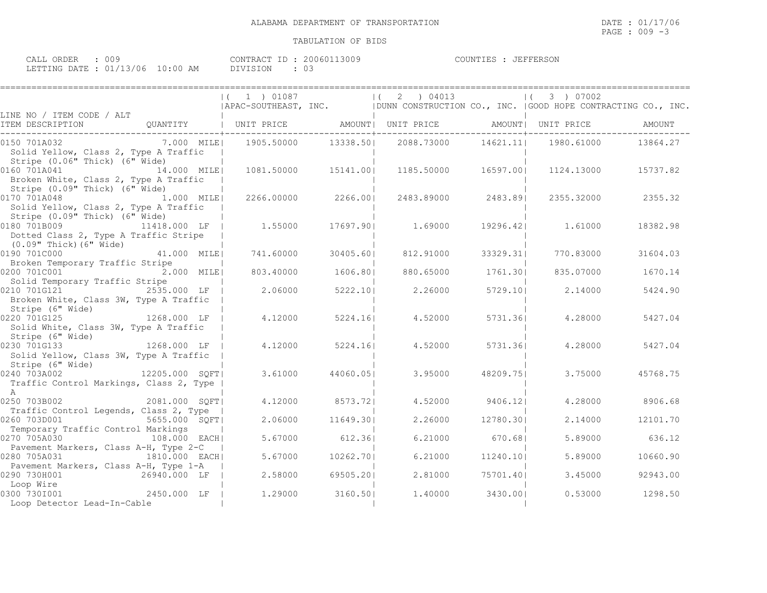ALABAMA DEPARTMENT OF TRANSPORTATION

TABULATION OF BIDS

DATE : 01/17/06
PAGE : 009 -3

CALL ORDER : 009
LETTING DATE : 01/13/06 10:00 AM

CONTRACT ID : 20060113009
DIVISION : 03

COUNTIES : JEFFERSON

| LINE NO / ITEM CODE / ALT ITEM DESCRIPTION | QUANTITY | ( 1 ) 01087 APAC-SOUTHEAST, INC. UNIT PRICE | AMOUNT | ( 2 ) 04013 DUNN CONSTRUCTION CO., INC. UNIT PRICE | AMOUNT | ( 3 ) 07002 GOOD HOPE CONTRACTING CO., INC. UNIT PRICE | AMOUNT |
|---|---|---|---|---|---|---|---|
| 0150 701A032 Solid Yellow, Class 2, Type A Traffic Stripe (0.06" Thick) (6" Wide) | 7.000 MILE | 1905.50000 | 13338.50 | 2088.73000 | 14621.11 | 1980.61000 | 13864.27 |
| 0160 701A041 Broken White, Class 2, Type A Traffic Stripe (0.09" Thick) (6" Wide) | 14.000 MILE | 1081.50000 | 15141.00 | 1185.50000 | 16597.00 | 1124.13000 | 15737.82 |
| 0170 701A048 Solid Yellow, Class 2, Type A Traffic Stripe (0.09" Thick) (6" Wide) | 1.000 MILE | 2266.00000 | 2266.00 | 2483.89000 | 2483.89 | 2355.32000 | 2355.32 |
| 0180 701B009 Dotted Class 2, Type A Traffic Stripe (0.09" Thick)(6" Wide) | 11418.000 LF | 1.55000 | 17697.90 | 1.69000 | 19296.42 | 1.61000 | 18382.98 |
| 0190 701C000 Broken Temporary Traffic Stripe | 41.000 MILE | 741.60000 | 30405.60 | 812.91000 | 33329.31 | 770.83000 | 31604.03 |
| 0200 701C001 Solid Temporary Traffic Stripe | 2.000 MILE | 803.40000 | 1606.80 | 880.65000 | 1761.30 | 835.07000 | 1670.14 |
| 0210 701G121 Broken White, Class 3W, Type A Traffic Stripe (6" Wide) | 2535.000 LF | 2.06000 | 5222.10 | 2.26000 | 5729.10 | 2.14000 | 5424.90 |
| 0220 701G125 Solid White, Class 3W, Type A Traffic Stripe (6" Wide) | 1268.000 LF | 4.12000 | 5224.16 | 4.52000 | 5731.36 | 4.28000 | 5427.04 |
| 0230 701G133 Solid Yellow, Class 3W, Type A Traffic Stripe (6" Wide) | 1268.000 LF | 4.12000 | 5224.16 | 4.52000 | 5731.36 | 4.28000 | 5427.04 |
| 0240 703A002 Traffic Control Markings, Class 2, Type A | 12205.000 SQFT | 3.61000 | 44060.05 | 3.95000 | 48209.75 | 3.75000 | 45768.75 |
| 0250 703B002 Traffic Control Legends, Class 2, Type | 2081.000 SQFT | 4.12000 | 8573.72 | 4.52000 | 9406.12 | 4.28000 | 8906.68 |
| 0260 703D001 Temporary Traffic Control Markings | 5655.000 SQFT | 2.06000 | 11649.30 | 2.26000 | 12780.30 | 2.14000 | 12101.70 |
| 0270 705A030 Pavement Markers, Class A-H, Type 2-C | 108.000 EACH | 5.67000 | 612.36 | 6.21000 | 670.68 | 5.89000 | 636.12 |
| 0280 705A031 Pavement Markers, Class A-H, Type 1-A | 1810.000 EACH | 5.67000 | 10262.70 | 6.21000 | 11240.10 | 5.89000 | 10660.90 |
| 0290 730H001 Loop Wire | 26940.000 LF | 2.58000 | 69505.20 | 2.81000 | 75701.40 | 3.45000 | 92943.00 |
| 0300 730I001 Loop Detector Lead-In-Cable | 2450.000 LF | 1.29000 | 3160.50 | 1.40000 | 3430.00 | 0.53000 | 1298.50 |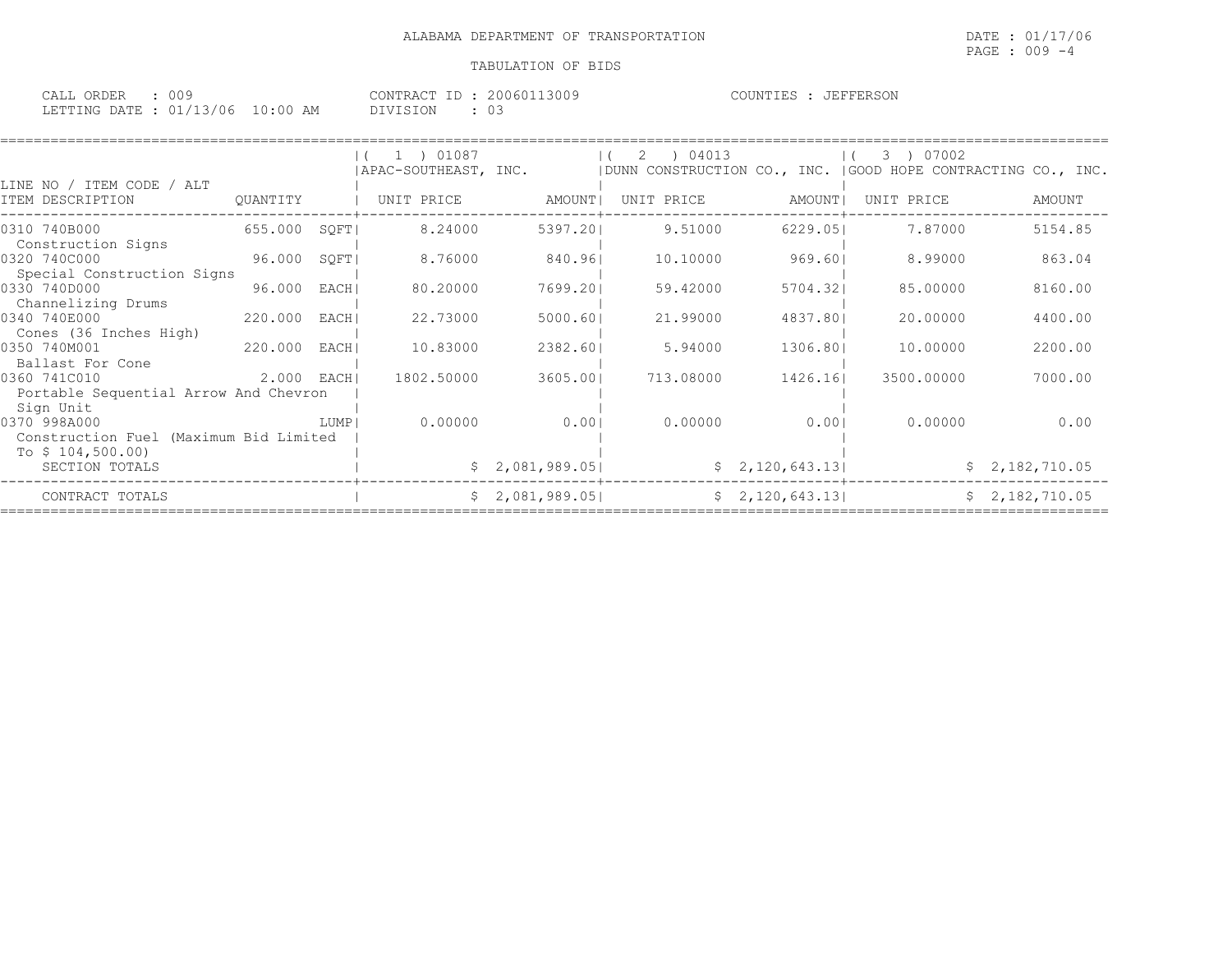ALABAMA DEPARTMENT OF TRANSPORTATION

TABULATION OF BIDS

DATE : 01/17/06
PAGE : 009 -4

CALL ORDER : 009
LETTING DATE : 01/13/06 10:00 AM

CONTRACT ID : 20060113009
DIVISION : 03

COUNTIES : JEFFERSON

| LINE NO / ITEM CODE / ALT ITEM DESCRIPTION | QUANTITY | | ( 1 ) 01087 APAC-SOUTHEAST, INC. UNIT PRICE | AMOUNT | ( 2 ) 04013 DUNN CONSTRUCTION CO., INC. UNIT PRICE | AMOUNT | ( 3 ) 07002 GOOD HOPE CONTRACTING CO., INC. UNIT PRICE | AMOUNT |
|---|---|---|---|---|---|---|---|---|
| 0310 740B000 Construction Signs | 655.000 | SQFT | 8.24000 | 5397.20 | 9.51000 | 6229.05 | 7.87000 | 5154.85 |
| 0320 740C000 Special Construction Signs | 96.000 | SQFT | 8.76000 | 840.96 | 10.10000 | 969.60 | 8.99000 | 863.04 |
| 0330 740D000 Channelizing Drums | 96.000 | EACH | 80.20000 | 7699.20 | 59.42000 | 5704.32 | 85.00000 | 8160.00 |
| 0340 740E000 Cones (36 Inches High) | 220.000 | EACH | 22.73000 | 5000.60 | 21.99000 | 4837.80 | 20.00000 | 4400.00 |
| 0350 740M001 Ballast For Cone | 220.000 | EACH | 10.83000 | 2382.60 | 5.94000 | 1306.80 | 10.00000 | 2200.00 |
| 0360 741C010 Portable Sequential Arrow And Chevron Sign Unit | 2.000 | EACH | 1802.50000 | 3605.00 | 713.08000 | 1426.16 | 3500.00000 | 7000.00 |
| 0370 998A000 Construction Fuel (Maximum Bid Limited To $ 104,500.00) | | LUMP | 0.00000 | 0.00 | 0.00000 | 0.00 | 0.00000 | 0.00 |
| SECTION TOTALS | | | | $ 2,081,989.05 | | $ 2,120,643.13 | | $ 2,182,710.05 |
| CONTRACT TOTALS | | | | $ 2,081,989.05 | | $ 2,120,643.13 | | $ 2,182,710.05 |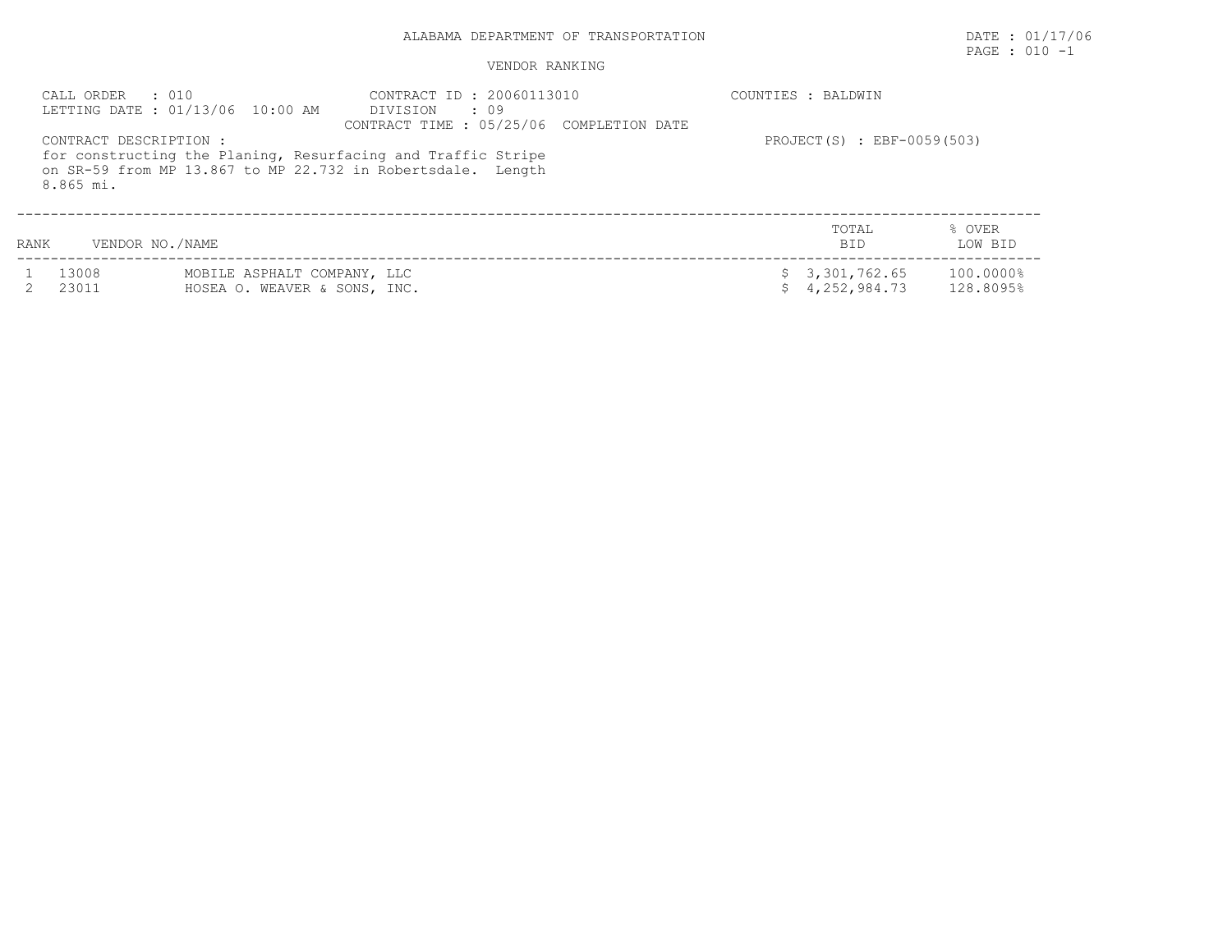ALABAMA DEPARTMENT OF TRANSPORTATION

DATE : 01/17/06

PAGE : 010 -1

VENDOR RANKING

CALL ORDER : 010
LETTING DATE : 01/13/06 10:00 AM

CONTRACT ID : 20060113010
DIVISION : 09
CONTRACT TIME : 05/25/06 COMPLETION DATE

COUNTIES : BALDWIN

PROJECT(S) : EBF-0059(503)

CONTRACT DESCRIPTION :
for constructing the Planing, Resurfacing and Traffic Stripe on SR-59 from MP 13.867 to MP 22.732 in Robertsdale. Length 8.865 mi.

| RANK | VENDOR NO./NAME | | TOTAL BID | % OVER LOW BID |
|---|---|---|---|---|
| 1 | 13008 | MOBILE ASPHALT COMPANY, LLC | $ 3,301,762.65 | 100.0000% |
| 2 | 23011 | HOSEA O. WEAVER & SONS, INC. | $ 4,252,984.73 | 128.8095% |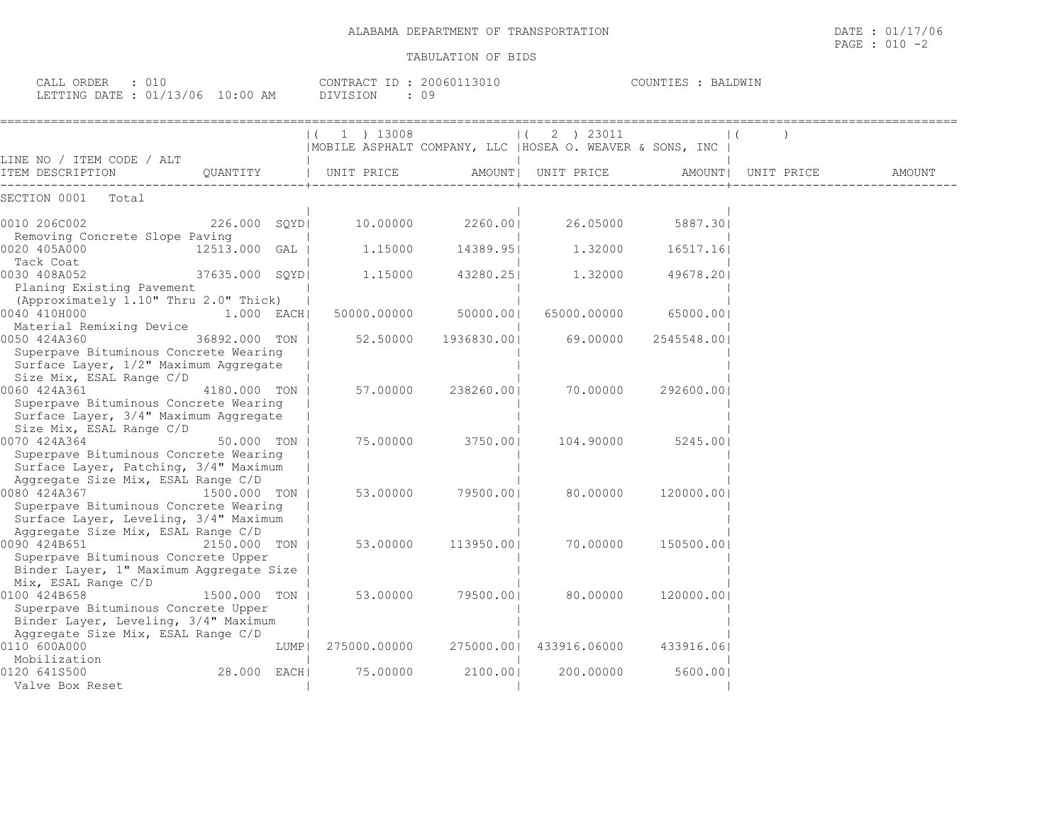ALABAMA DEPARTMENT OF TRANSPORTATION

DATE : 01/17/06

TABULATION OF BIDS

CALL ORDER : 010 CONTRACT ID : 20060113010 COUNTIES : BALDWIN
LETTING DATE : 01/13/06 10:00 AM DIVISION : 09

| LINE NO / ITEM CODE / ALT ITEM DESCRIPTION | QUANTITY | (1) 13008 MOBILE ASPHALT COMPANY, LLC UNIT PRICE | AMOUNT | (2) 23011 HOSEA O. WEAVER & SONS, INC UNIT PRICE | AMOUNT | ( ) UNIT PRICE | AMOUNT |
|---|---|---|---|---|---|---|---|
| SECTION 0001 Total | | | | | | | |
| 0010 206C002 Removing Concrete Slope Paving | 226.000 SQYD | 10.00000 | 2260.00 | 26.05000 | 5887.30 | | |
| 0020 405A000 Tack Coat | 12513.000 GAL | 1.15000 | 14389.95 | 1.32000 | 16517.16 | | |
| 0030 408A052 Planing Existing Pavement (Approximately 1.10" Thru 2.0" Thick) | 37635.000 SQYD | 1.15000 | 43280.25 | 1.32000 | 49678.20 | | |
| 0040 410H000 Material Remixing Device | 1.000 EACH | 50000.00000 | 50000.00 | 65000.00000 | 65000.00 | | |
| 0050 424A360 Superpave Bituminous Concrete Wearing Surface Layer, 1/2" Maximum Aggregate Size Mix, ESAL Range C/D | 36892.000 TON | 52.50000 | 1936830.00 | 69.00000 | 2545548.00 | | |
| 0060 424A361 Superpave Bituminous Concrete Wearing Surface Layer, 3/4" Maximum Aggregate Size Mix, ESAL Range C/D | 4180.000 TON | 57.00000 | 238260.00 | 70.00000 | 292600.00 | | |
| 0070 424A364 Superpave Bituminous Concrete Wearing Surface Layer, Patching, 3/4" Maximum Aggregate Size Mix, ESAL Range C/D | 50.000 TON | 75.00000 | 3750.00 | 104.90000 | 5245.00 | | |
| 0080 424A367 Superpave Bituminous Concrete Wearing Surface Layer, Leveling, 3/4" Maximum Aggregate Size Mix, ESAL Range C/D | 1500.000 TON | 53.00000 | 79500.00 | 80.00000 | 120000.00 | | |
| 0090 424B651 Superpave Bituminous Concrete Upper Binder Layer, 1" Maximum Aggregate Size Mix, ESAL Range C/D | 2150.000 TON | 53.00000 | 113950.00 | 70.00000 | 150500.00 | | |
| 0100 424B658 Superpave Bituminous Concrete Upper Binder Layer, Leveling, 3/4" Maximum Aggregate Size Mix, ESAL Range C/D | 1500.000 TON | 53.00000 | 79500.00 | 80.00000 | 120000.00 | | |
| 0110 600A000 Mobilization | LUMP | 275000.00000 | 275000.00 | 433916.06000 | 433916.06 | | |
| 0120 641S500 Valve Box Reset | 28.000 EACH | 75.00000 | 2100.00 | 200.00000 | 5600.00 | | |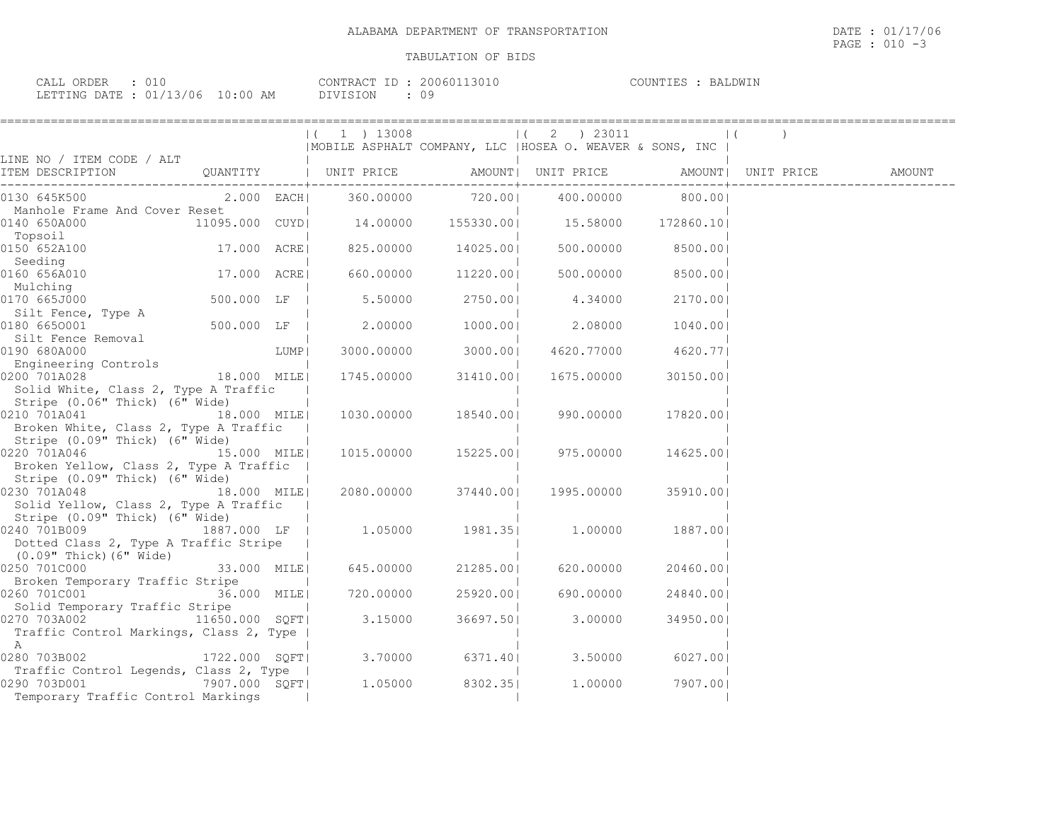ALABAMA DEPARTMENT OF TRANSPORTATION

TABULATION OF BIDS

CALL ORDER : 010
LETTING DATE : 01/13/06 10:00 AM

CONTRACT ID : 20060113010
DIVISION : 09

COUNTIES : BALDWIN

| LINE NO / ITEM CODE / ALT ITEM DESCRIPTION | QUANTITY | (1) 13008 MOBILE ASPHALT COMPANY, LLC UNIT PRICE | AMOUNT | (2) 23011 HOSEA O. WEAVER & SONS, INC UNIT PRICE | AMOUNT | ( ) UNIT PRICE | AMOUNT |
|---|---|---|---|---|---|---|---|
| 0130 645K500 Manhole Frame And Cover Reset | 2.000 EACH | 360.00000 | 720.00 | 400.00000 | 800.00 | | |
| 0140 650A000 Topsoil | 11095.000 CUYD | 14.00000 | 155330.00 | 15.58000 | 172860.10 | | |
| 0150 652A100 Seeding | 17.000 ACRE | 825.00000 | 14025.00 | 500.00000 | 8500.00 | | |
| 0160 656A010 Mulching | 17.000 ACRE | 660.00000 | 11220.00 | 500.00000 | 8500.00 | | |
| 0170 665J000 Silt Fence, Type A | 500.000 LF | 5.50000 | 2750.00 | 4.34000 | 2170.00 | | |
| 0180 665O001 Silt Fence Removal | 500.000 LF | 2.00000 | 1000.00 | 2.08000 | 1040.00 | | |
| 0190 680A000 Engineering Controls | LUMP | 3000.00000 | 3000.00 | 4620.77000 | 4620.77 | | |
| 0200 701A028 Solid White, Class 2, Type A Traffic Stripe (0.06" Thick) (6" Wide) | 18.000 MILE | 1745.00000 | 31410.00 | 1675.00000 | 30150.00 | | |
| 0210 701A041 Broken White, Class 2, Type A Traffic Stripe (0.09" Thick) (6" Wide) | 18.000 MILE | 1030.00000 | 18540.00 | 990.00000 | 17820.00 | | |
| 0220 701A046 Broken Yellow, Class 2, Type A Traffic Stripe (0.09" Thick) (6" Wide) | 15.000 MILE | 1015.00000 | 15225.00 | 975.00000 | 14625.00 | | |
| 0230 701A048 Solid Yellow, Class 2, Type A Traffic Stripe (0.09" Thick) (6" Wide) | 18.000 MILE | 2080.00000 | 37440.00 | 1995.00000 | 35910.00 | | |
| 0240 701B009 Dotted Class 2, Type A Traffic Stripe (0.09" Thick)(6" Wide) | 1887.000 LF | 1.05000 | 1981.35 | 1.00000 | 1887.00 | | |
| 0250 701C000 Broken Temporary Traffic Stripe | 33.000 MILE | 645.00000 | 21285.00 | 620.00000 | 20460.00 | | |
| 0260 701C001 Solid Temporary Traffic Stripe | 36.000 MILE | 720.00000 | 25920.00 | 690.00000 | 24840.00 | | |
| 0270 703A002 Traffic Control Markings, Class 2, Type A | 11650.000 SQFT | 3.15000 | 36697.50 | 3.00000 | 34950.00 | | |
| 0280 703B002 Traffic Control Legends, Class 2, Type | 1722.000 SQFT | 3.70000 | 6371.40 | 3.50000 | 6027.00 | | |
| 0290 703D001 Temporary Traffic Control Markings | 7907.000 SQFT | 1.05000 | 8302.35 | 1.00000 | 7907.00 | | |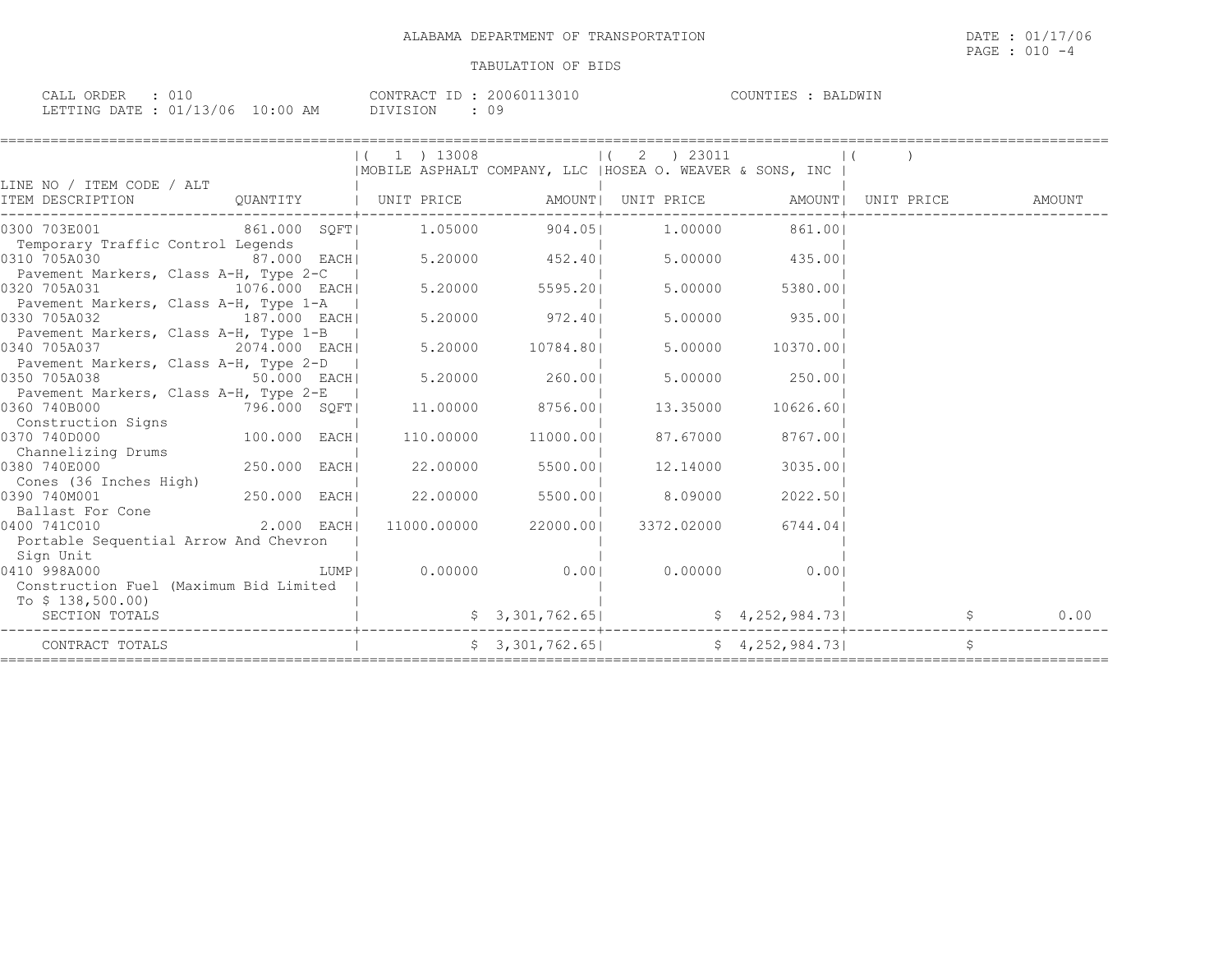ALABAMA DEPARTMENT OF TRANSPORTATION

DATE : 01/17/06

PAGE : 010 -4

TABULATION OF BIDS

CALL ORDER : 010
LETTING DATE : 01/13/06 10:00 AM

CONTRACT ID : 20060113010
DIVISION : 09

COUNTIES : BALDWIN

| LINE NO / ITEM CODE / ALT ITEM DESCRIPTION | QUANTITY | ( 1 ) 13008 MOBILE ASPHALT COMPANY, LLC UNIT PRICE | AMOUNT | ( 2 ) 23011 HOSEA O. WEAVER & SONS, INC UNIT PRICE | AMOUNT | ( ) UNIT PRICE | AMOUNT |
|---|---|---|---|---|---|---|---|
| 0300 703E001 Temporary Traffic Control Legends | 861.000 SQFT | 1.05000 | 904.05 | 1.00000 | 861.00 | | |
| 0310 705A030 Pavement Markers, Class A-H, Type 2-C | 87.000 EACH | 5.20000 | 452.40 | 5.00000 | 435.00 | | |
| 0320 705A031 Pavement Markers, Class A-H, Type 1-A | 1076.000 EACH | 5.20000 | 5595.20 | 5.00000 | 5380.00 | | |
| 0330 705A032 Pavement Markers, Class A-H, Type 1-B | 187.000 EACH | 5.20000 | 972.40 | 5.00000 | 935.00 | | |
| 0340 705A037 Pavement Markers, Class A-H, Type 2-D | 2074.000 EACH | 5.20000 | 10784.80 | 5.00000 | 10370.00 | | |
| 0350 705A038 Pavement Markers, Class A-H, Type 2-E | 50.000 EACH | 5.20000 | 260.00 | 5.00000 | 250.00 | | |
| 0360 740B000 Construction Signs | 796.000 SQFT | 11.00000 | 8756.00 | 13.35000 | 10626.60 | | |
| 0370 740D000 Channelizing Drums | 100.000 EACH | 110.00000 | 11000.00 | 87.67000 | 8767.00 | | |
| 0380 740E000 Cones (36 Inches High) | 250.000 EACH | 22.00000 | 5500.00 | 12.14000 | 3035.00 | | |
| 0390 740M001 Ballast For Cone | 250.000 EACH | 22.00000 | 5500.00 | 8.09000 | 2022.50 | | |
| 0400 741C010 Portable Sequential Arrow And Chevron Sign Unit | 2.000 EACH | 11000.00000 | 22000.00 | 3372.02000 | 6744.04 | | |
| 0410 998A000 Construction Fuel (Maximum Bid Limited To $ 138,500.00) | LUMP | 0.00000 | 0.00 | 0.00000 | 0.00 | | |
| SECTION TOTALS | | | $ 3,301,762.65 | | $ 4,252,984.73 | | $ 0.00 |
| CONTRACT TOTALS | | | $ 3,301,762.65 | | $ 4,252,984.73 | | $ |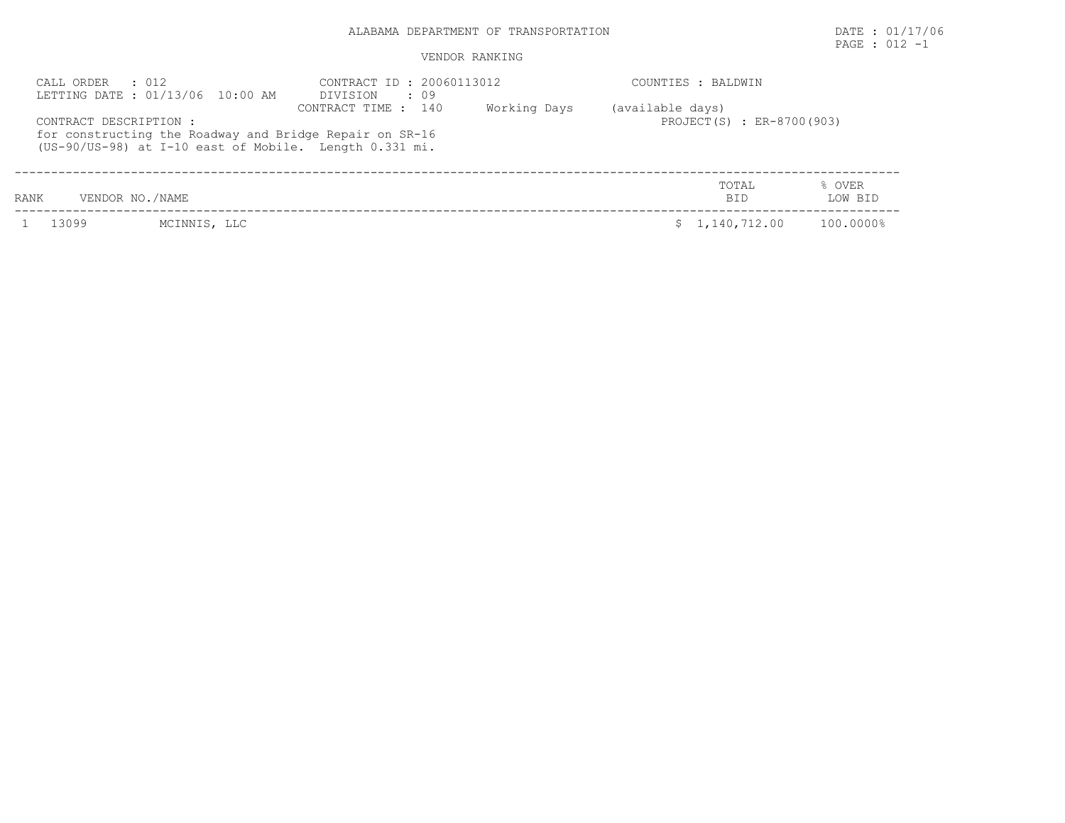ALABAMA DEPARTMENT OF TRANSPORTATION

DATE : 01/17/06

VENDOR RANKING

PAGE : 012 -1

CALL ORDER : 012
LETTING DATE : 01/13/06 10:00 AM

CONTRACT ID : 20060113012
DIVISION : 09
CONTRACT TIME : 140 Working Days (available days)

COUNTIES : BALDWIN

PROJECT(S) : ER-8700(903)

CONTRACT DESCRIPTION :
for constructing the Roadway and Bridge Repair on SR-16 (US-90/US-98) at I-10 east of Mobile. Length 0.331 mi.

| RANK | VENDOR NO./NAME | | TOTAL BID | % OVER LOW BID |
|---|---|---|---|---|
| 1 | 13099 | MCINNIS, LLC | $ 1,140,712.00 | 100.0000% |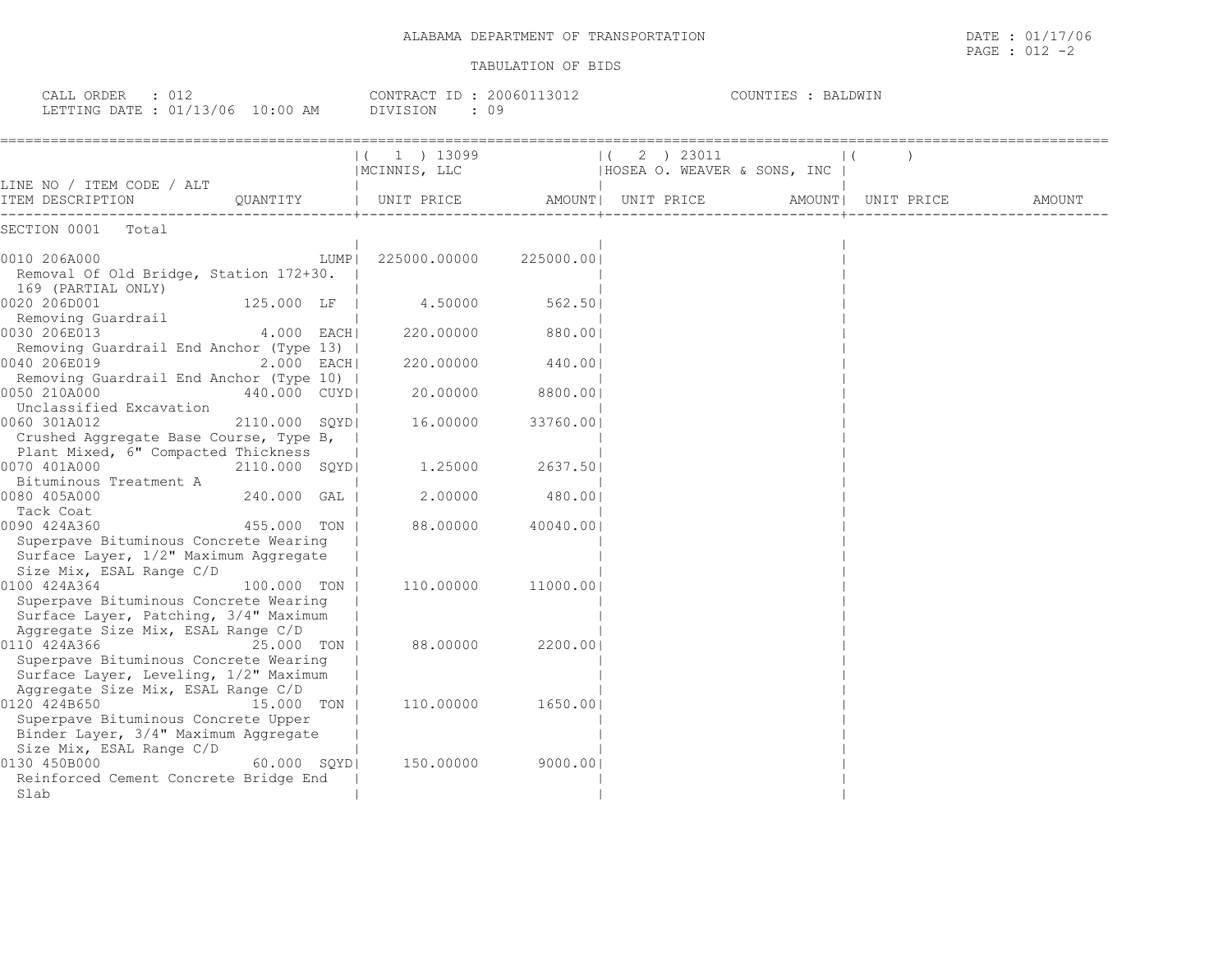ALABAMA DEPARTMENT OF TRANSPORTATION

TABULATION OF BIDS

DATE : 01/17/06

CALL ORDER : 012 | CONTRACT ID : 20060113012 | COUNTIES : BALDWIN

LETTING DATE : 01/13/06 10:00 AM | DIVISION : 09

| LINE NO / ITEM CODE / ALT ITEM DESCRIPTION | QUANTITY | ( 1 ) 13099 MCINNIS, LLC UNIT PRICE | AMOUNT | ( 2 ) 23011 HOSEA O. WEAVER & SONS, INC UNIT PRICE | AMOUNT | ( ) UNIT PRICE | AMOUNT |
|---|---|---|---|---|---|---|---|
| SECTION 0001 Total | | | | | | | |
| 0010 206A000 Removal Of Old Bridge, Station 172+30. 169 (PARTIAL ONLY) | LUMP | 225000.00000 | 225000.00 | | | | |
| 0020 206D001 Removing Guardrail | 125.000 LF | 4.50000 | 562.50 | | | | |
| 0030 206E013 Removing Guardrail End Anchor (Type 13) | 4.000 EACH | 220.00000 | 880.00 | | | | |
| 0040 206E019 Removing Guardrail End Anchor (Type 10) | 2.000 EACH | 220.00000 | 440.00 | | | | |
| 0050 210A000 Unclassified Excavation | 440.000 CUYD | 20.00000 | 8800.00 | | | | |
| 0060 301A012 Crushed Aggregate Base Course, Type B, Plant Mixed, 6" Compacted Thickness | 2110.000 SQYD | 16.00000 | 33760.00 | | | | |
| 0070 401A000 Bituminous Treatment A | 2110.000 SQYD | 1.25000 | 2637.50 | | | | |
| 0080 405A000 Tack Coat | 240.000 GAL | 2.00000 | 480.00 | | | | |
| 0090 424A360 Superpave Bituminous Concrete Wearing Surface Layer, 1/2" Maximum Aggregate Size Mix, ESAL Range C/D | 455.000 TON | 88.00000 | 40040.00 | | | | |
| 0100 424A364 Superpave Bituminous Concrete Wearing Surface Layer, Patching, 3/4" Maximum Aggregate Size Mix, ESAL Range C/D | 100.000 TON | 110.00000 | 11000.00 | | | | |
| 0110 424A366 Superpave Bituminous Concrete Wearing Surface Layer, Leveling, 1/2" Maximum Aggregate Size Mix, ESAL Range C/D | 25.000 TON | 88.00000 | 2200.00 | | | | |
| 0120 424B650 Superpave Bituminous Concrete Upper Binder Layer, 3/4" Maximum Aggregate Size Mix, ESAL Range C/D | 15.000 TON | 110.00000 | 1650.00 | | | | |
| 0130 450B000 Reinforced Cement Concrete Bridge End Slab | 60.000 SQYD | 150.00000 | 9000.00 | | | | |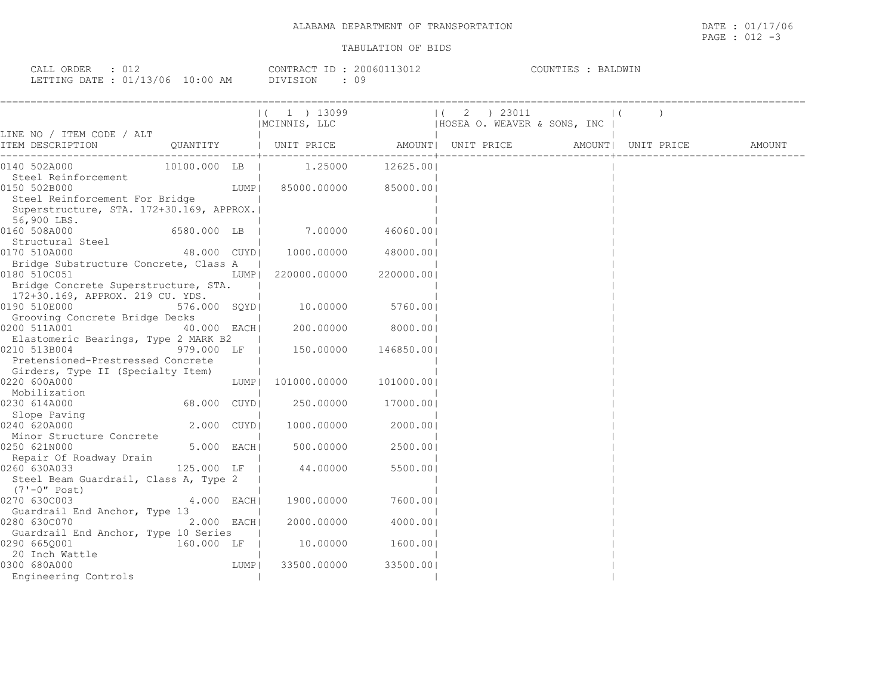ALABAMA DEPARTMENT OF TRANSPORTATION

TABULATION OF BIDS

CALL ORDER : 012 | CONTRACT ID : 20060113012 | COUNTIES : BALDWIN
LETTING DATE : 01/13/06 10:00 AM | DIVISION : 09

| LINE NO / ITEM CODE / ALT ITEM DESCRIPTION | QUANTITY | (1) 13099 MCINNIS, LLC UNIT PRICE | AMOUNT | (2) 23011 HOSEA O. WEAVER & SONS, INC UNIT PRICE | AMOUNT | ( ) UNIT PRICE | AMOUNT |
|---|---|---|---|---|---|---|---|
| 0140 502A000 Steel Reinforcement | 10100.000 LB | 1.25000 | 12625.00 | | | | |
| 0150 502B000 Steel Reinforcement For Bridge Superstructure, STA. 172+30.169, APPROX. 56,900 LBS. | LUMP | 85000.00000 | 85000.00 | | | | |
| 0160 508A000 Structural Steel | 6580.000 LB | 7.00000 | 46060.00 | | | | |
| 0170 510A000 Bridge Substructure Concrete, Class A | 48.000 CUYD | 1000.00000 | 48000.00 | | | | |
| 0180 510C051 Bridge Concrete Superstructure, STA. 172+30.169, APPROX. 219 CU. YDS. | LUMP | 220000.00000 | 220000.00 | | | | |
| 0190 510E000 Grooving Concrete Bridge Decks | 576.000 SQYD | 10.00000 | 5760.00 | | | | |
| 0200 511A001 Elastomeric Bearings, Type 2 MARK B2 | 40.000 EACH | 200.00000 | 8000.00 | | | | |
| 0210 513B004 Pretensioned-Prestressed Concrete Girders, Type II (Specialty Item) | 979.000 LF | 150.00000 | 146850.00 | | | | |
| 0220 600A000 Mobilization | LUMP | 101000.00000 | 101000.00 | | | | |
| 0230 614A000 Slope Paving | 68.000 CUYD | 250.00000 | 17000.00 | | | | |
| 0240 620A000 Minor Structure Concrete | 2.000 CUYD | 1000.00000 | 2000.00 | | | | |
| 0250 621N000 Repair Of Roadway Drain | 5.000 EACH | 500.00000 | 2500.00 | | | | |
| 0260 630A033 Steel Beam Guardrail, Class A, Type 2 (7'-0" Post) | 125.000 LF | 44.00000 | 5500.00 | | | | |
| 0270 630C003 Guardrail End Anchor, Type 13 | 4.000 EACH | 1900.00000 | 7600.00 | | | | |
| 0280 630C070 Guardrail End Anchor, Type 10 Series | 2.000 EACH | 2000.00000 | 4000.00 | | | | |
| 0290 665Q001 20 Inch Wattle | 160.000 LF | 10.00000 | 1600.00 | | | | |
| 0300 680A000 Engineering Controls | LUMP | 33500.00000 | 33500.00 | | | | |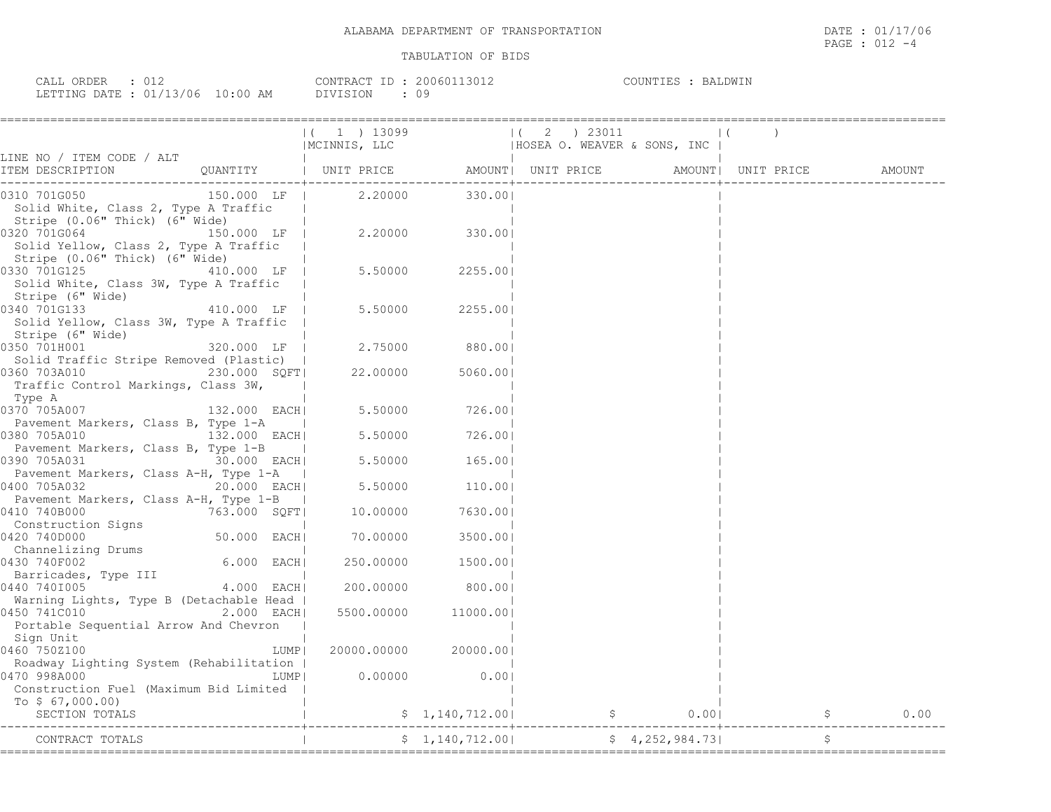ALABAMA DEPARTMENT OF TRANSPORTATION

TABULATION OF BIDS

CALL ORDER : 012
LETTING DATE : 01/13/06 10:00 AM

CONTRACT ID : 20060113012
DIVISION : 09

COUNTIES : BALDWIN

| LINE NO / ITEM CODE / ALT ITEM DESCRIPTION | QUANTITY | ( 1 ) 13099 MCINNIS, LLC UNIT PRICE | AMOUNT | ( 2 ) 23011 HOSEA O. WEAVER & SONS, INC UNIT PRICE | AMOUNT | ( ) UNIT PRICE | AMOUNT |
|---|---|---|---|---|---|---|---|
| 0310 701G050 Solid White, Class 2, Type A Traffic Stripe (0.06" Thick) (6" Wide) | 150.000 LF | 2.20000 | 330.00 | | | | |
| 0320 701G064 Solid Yellow, Class 2, Type A Traffic Stripe (0.06" Thick) (6" Wide) | 150.000 LF | 2.20000 | 330.00 | | | | |
| 0330 701G125 Solid White, Class 3W, Type A Traffic Stripe (6" Wide) | 410.000 LF | 5.50000 | 2255.00 | | | | |
| 0340 701G133 Solid Yellow, Class 3W, Type A Traffic Stripe (6" Wide) | 410.000 LF | 5.50000 | 2255.00 | | | | |
| 0350 701H001 Solid Traffic Stripe Removed (Plastic) | 320.000 LF | 2.75000 | 880.00 | | | | |
| 0360 703A010 Traffic Control Markings, Class 3W, Type A | 230.000 SQFT | 22.00000 | 5060.00 | | | | |
| 0370 705A007 Pavement Markers, Class B, Type 1-A | 132.000 EACH | 5.50000 | 726.00 | | | | |
| 0380 705A010 Pavement Markers, Class B, Type 1-B | 132.000 EACH | 5.50000 | 726.00 | | | | |
| 0390 705A031 Pavement Markers, Class A-H, Type 1-A | 30.000 EACH | 5.50000 | 165.00 | | | | |
| 0400 705A032 Pavement Markers, Class A-H, Type 1-B | 20.000 EACH | 5.50000 | 110.00 | | | | |
| 0410 740B000 Construction Signs | 763.000 SQFT | 10.00000 | 7630.00 | | | | |
| 0420 740D000 Channelizing Drums | 50.000 EACH | 70.00000 | 3500.00 | | | | |
| 0430 740F002 Barricades, Type III | 6.000 EACH | 250.00000 | 1500.00 | | | | |
| 0440 740I005 Warning Lights, Type B (Detachable Head | 4.000 EACH | 200.00000 | 800.00 | | | | |
| 0450 741C010 Portable Sequential Arrow And Chevron Sign Unit | 2.000 EACH | 5500.00000 | 11000.00 | | | | |
| 0460 750Z100 Roadway Lighting System (Rehabilitation | LUMP | 20000.00000 | 20000.00 | | | | |
| 0470 998A000 Construction Fuel (Maximum Bid Limited To $ 67,000.00) | LUMP | 0.00000 | 0.00 | | | | |
| SECTION TOTALS | | | $ 1,140,712.00 | | $ 0.00 | | $ 0.00 |
| CONTRACT TOTALS | | | $ 1,140,712.00 | | $ 4,252,984.73 | | $ |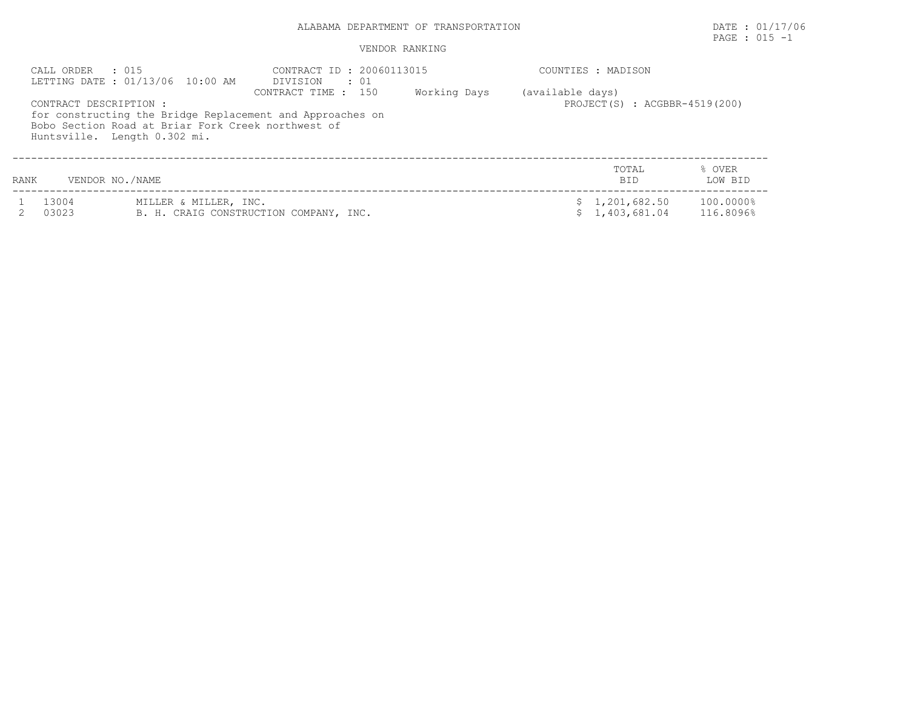ALABAMA DEPARTMENT OF TRANSPORTATION

DATE : 01/17/06

PAGE : 015 -1

VENDOR RANKING

CALL ORDER : 015
LETTING DATE : 01/13/06 10:00 AM

CONTRACT ID : 20060113015
DIVISION : 01
CONTRACT TIME : 150 Working Days (available days)

COUNTIES : MADISON

PROJECT(S) : ACGBBR-4519(200)

CONTRACT DESCRIPTION :
for constructing the Bridge Replacement and Approaches on Bobo Section Road at Briar Fork Creek northwest of Huntsville. Length 0.302 mi.

| RANK | VENDOR NO./NAME | | TOTAL BID | % OVER LOW BID |
|---|---|---|---|---|
| 1 | 13004 | MILLER & MILLER, INC. | $ 1,201,682.50 | 100.0000% |
| 2 | 03023 | B. H. CRAIG CONSTRUCTION COMPANY, INC. | $ 1,403,681.04 | 116.8096% |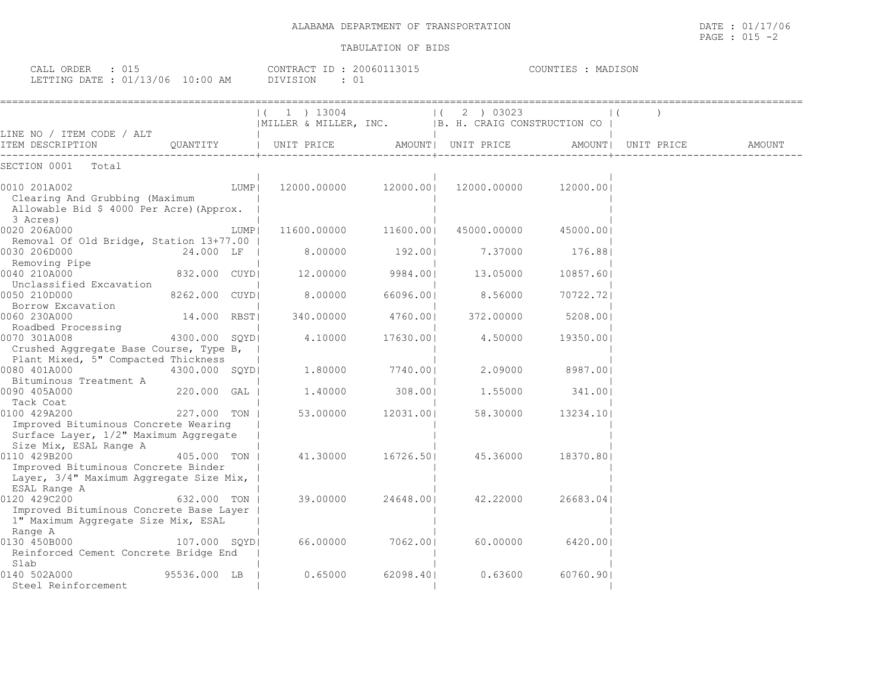ALABAMA DEPARTMENT OF TRANSPORTATION

TABULATION OF BIDS

DATE : 01/17/06
PAGE : 015 -2

CALL ORDER : 015
LETTING DATE : 01/13/06 10:00 AM

CONTRACT ID : 20060113015
DIVISION : 01

COUNTIES : MADISON

| LINE NO / ITEM CODE / ALT ITEM DESCRIPTION | QUANTITY | (1) 13004 MILLER & MILLER, INC. UNIT PRICE | AMOUNT | (2) 03023 B. H. CRAIG CONSTRUCTION CO UNIT PRICE | AMOUNT | ( ) UNIT PRICE | AMOUNT |
|---|---|---|---|---|---|---|---|
| SECTION 0001 Total | | | | | | | |
| 0010 201A002 Clearing And Grubbing (Maximum Allowable Bid $ 4000 Per Acre)(Approx. 3 Acres) | LUMP | 12000.00000 | 12000.00 | 12000.00000 | 12000.00 | | |
| 0020 206A000 Removal Of Old Bridge, Station 13+77.00 | LUMP | 11600.00000 | 11600.00 | 45000.00000 | 45000.00 | | |
| 0030 206D000 Removing Pipe | 24.000 LF | 8.00000 | 192.00 | 7.37000 | 176.88 | | |
| 0040 210A000 Unclassified Excavation | 832.000 CUYD | 12.00000 | 9984.00 | 13.05000 | 10857.60 | | |
| 0050 210D000 Borrow Excavation | 8262.000 CUYD | 8.00000 | 66096.00 | 8.56000 | 70722.72 | | |
| 0060 230A000 Roadbed Processing | 14.000 RBST | 340.00000 | 4760.00 | 372.00000 | 5208.00 | | |
| 0070 301A008 Crushed Aggregate Base Course, Type B, Plant Mixed, 5" Compacted Thickness | 4300.000 SQYD | 4.10000 | 17630.00 | 4.50000 | 19350.00 | | |
| 0080 401A000 Bituminous Treatment A | 4300.000 SQYD | 1.80000 | 7740.00 | 2.09000 | 8987.00 | | |
| 0090 405A000 Tack Coat | 220.000 GAL | 1.40000 | 308.00 | 1.55000 | 341.00 | | |
| 0100 429A200 Improved Bituminous Concrete Wearing Surface Layer, 1/2" Maximum Aggregate Size Mix, ESAL Range A | 227.000 TON | 53.00000 | 12031.00 | 58.30000 | 13234.10 | | |
| 0110 429B200 Improved Bituminous Concrete Binder Layer, 3/4" Maximum Aggregate Size Mix, ESAL Range A | 405.000 TON | 41.30000 | 16726.50 | 45.36000 | 18370.80 | | |
| 0120 429C200 Improved Bituminous Concrete Base Layer 1" Maximum Aggregate Size Mix, ESAL Range A | 632.000 TON | 39.00000 | 24648.00 | 42.22000 | 26683.04 | | |
| 0130 450B000 Reinforced Cement Concrete Bridge End Slab | 107.000 SQYD | 66.00000 | 7062.00 | 60.00000 | 6420.00 | | |
| 0140 502A000 Steel Reinforcement | 95536.000 LB | 0.65000 | 62098.40 | 0.63600 | 60760.90 | | |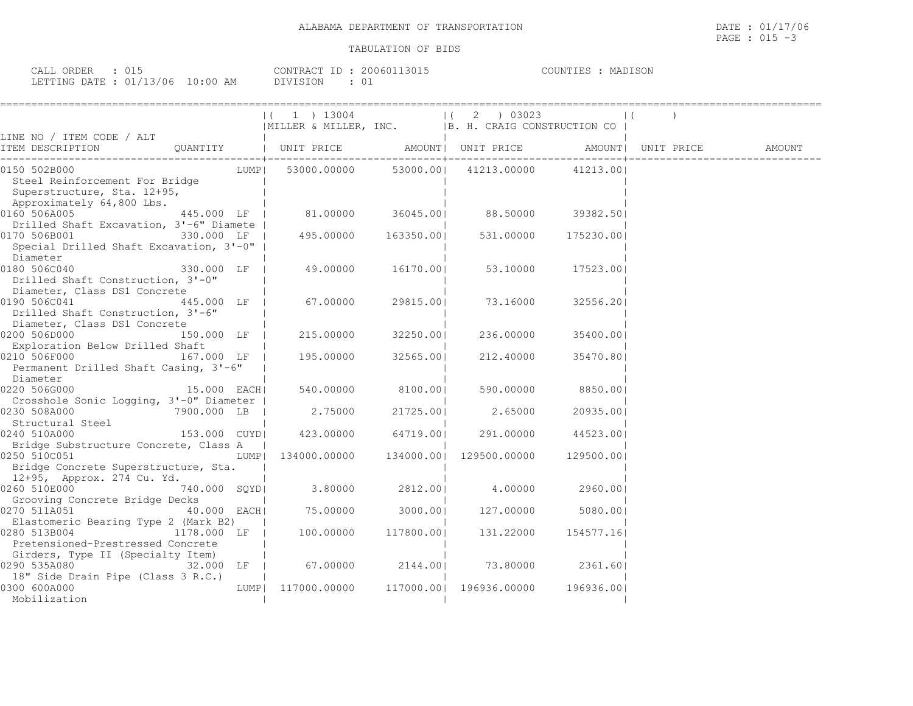ALABAMA DEPARTMENT OF TRANSPORTATION

DATE : 01/17/06
PAGE : 015 -3

TABULATION OF BIDS

CALL ORDER : 015
LETTING DATE : 01/13/06 10:00 AM

CONTRACT ID : 20060113015
DIVISION : 01

COUNTIES : MADISON

| LINE NO / ITEM CODE / ALT ITEM DESCRIPTION | QUANTITY | (1) 13004 MILLER & MILLER, INC. UNIT PRICE | AMOUNT | (2) 03023 B. H. CRAIG CONSTRUCTION CO UNIT PRICE | AMOUNT | ( ) UNIT PRICE | AMOUNT |
|---|---|---|---|---|---|---|---|
| 0150 502B000 Steel Reinforcement For Bridge Superstructure, Sta. 12+95, Approximately 64,800 Lbs. | LUMP | 53000.00000 | 53000.00 | 41213.00000 | 41213.00 | | |
| 0160 506A005 Drilled Shaft Excavation, 3'-6" Diamete | 445.000 LF | 81.00000 | 36045.00 | 88.50000 | 39382.50 | | |
| 0170 506B001 Special Drilled Shaft Excavation, 3'-0" Diameter | 330.000 LF | 495.00000 | 163350.00 | 531.00000 | 175230.00 | | |
| 0180 506C040 Drilled Shaft Construction, 3'-0" Diameter, Class DS1 Concrete | 330.000 LF | 49.00000 | 16170.00 | 53.10000 | 17523.00 | | |
| 0190 506C041 Drilled Shaft Construction, 3'-6" Diameter, Class DS1 Concrete | 445.000 LF | 67.00000 | 29815.00 | 73.16000 | 32556.20 | | |
| 0200 506D000 Exploration Below Drilled Shaft | 150.000 LF | 215.00000 | 32250.00 | 236.00000 | 35400.00 | | |
| 0210 506F000 Permanent Drilled Shaft Casing, 3'-6" Diameter | 167.000 LF | 195.00000 | 32565.00 | 212.40000 | 35470.80 | | |
| 0220 506G000 Crosshole Sonic Logging, 3'-0" Diameter | 15.000 EACH | 540.00000 | 8100.00 | 590.00000 | 8850.00 | | |
| 0230 508A000 Structural Steel | 7900.000 LB | 2.75000 | 21725.00 | 2.65000 | 20935.00 | | |
| 0240 510A000 Bridge Substructure Concrete, Class A | 153.000 CUYD | 423.00000 | 64719.00 | 291.00000 | 44523.00 | | |
| 0250 510C051 Bridge Concrete Superstructure, Sta. 12+95, Approx. 274 Cu. Yd. | LUMP | 134000.00000 | 134000.00 | 129500.00000 | 129500.00 | | |
| 0260 510E000 Grooving Concrete Bridge Decks | 740.000 SQYD | 3.80000 | 2812.00 | 4.00000 | 2960.00 | | |
| 0270 511A051 Elastomeric Bearing Type 2 (Mark B2) | 40.000 EACH | 75.00000 | 3000.00 | 127.00000 | 5080.00 | | |
| 0280 513B004 Pretensioned-Prestressed Concrete Girders, Type II (Specialty Item) | 1178.000 LF | 100.00000 | 117800.00 | 131.22000 | 154577.16 | | |
| 0290 535A080 18" Side Drain Pipe (Class 3 R.C.) | 32.000 LF | 67.00000 | 2144.00 | 73.80000 | 2361.60 | | |
| 0300 600A000 Mobilization | LUMP | 117000.00000 | 117000.00 | 196936.00000 | 196936.00 | | |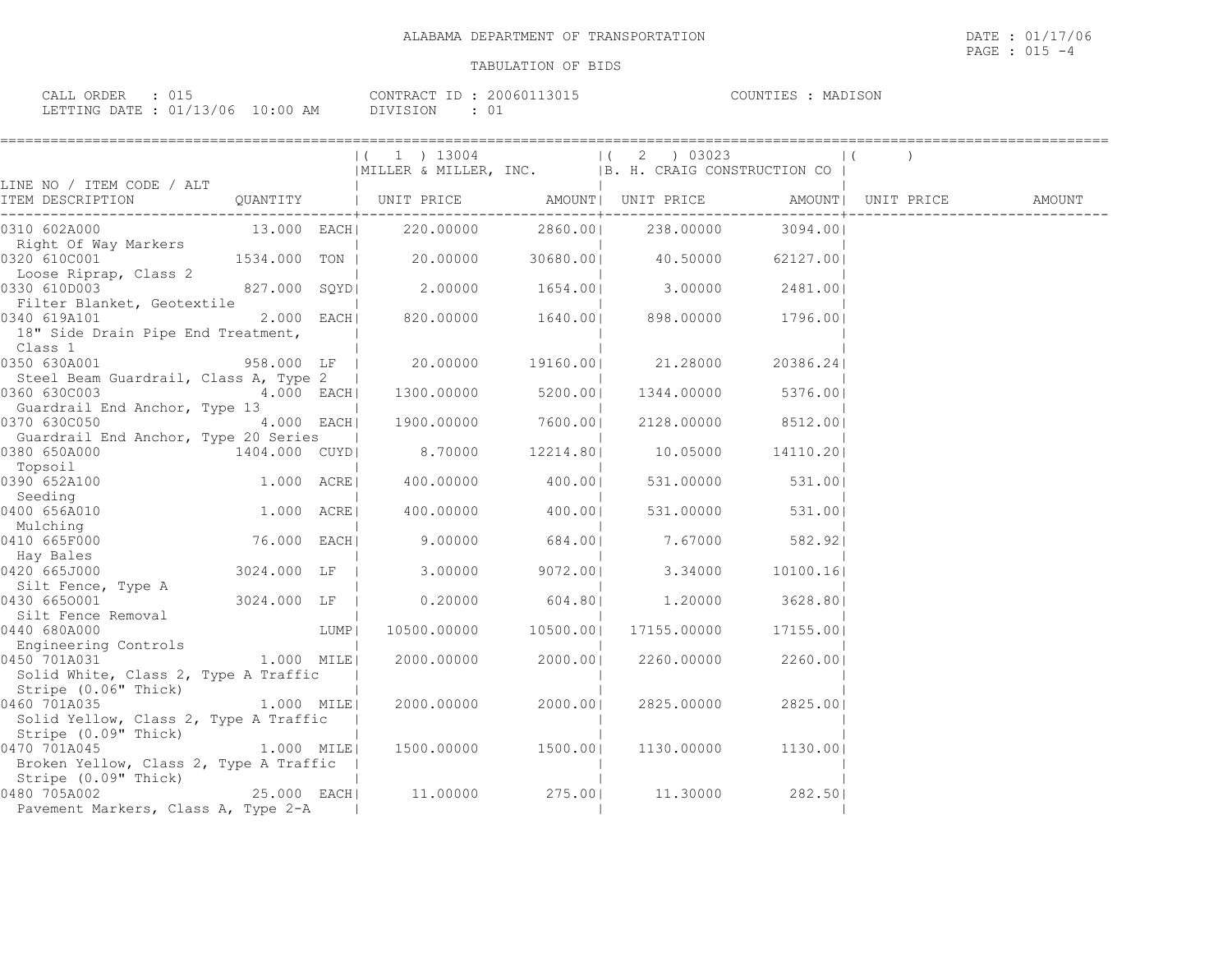ALABAMA DEPARTMENT OF TRANSPORTATION

TABULATION OF BIDS

DATE : 01/17/06
PAGE : 015 -4

CALL ORDER : 015
LETTING DATE : 01/13/06 10:00 AM
CONTRACT ID : 20060113015
DIVISION : 01
COUNTIES : MADISON

| LINE NO / ITEM CODE / ALT ITEM DESCRIPTION | QUANTITY | | (1) 13004 MILLER & MILLER, INC. UNIT PRICE | AMOUNT | (2) 03023 B. H. CRAIG CONSTRUCTION CO UNIT PRICE | AMOUNT | ( ) UNIT PRICE | AMOUNT |
|---|---|---|---|---|---|---|---|---|
| 0310 602A000 Right Of Way Markers | 13.000 | EACH | 220.00000 | 2860.00 | 238.00000 | 3094.00 | | |
| 0320 610C001 Loose Riprap, Class 2 | 1534.000 | TON | 20.00000 | 30680.00 | 40.50000 | 62127.00 | | |
| 0330 610D003 Filter Blanket, Geotextile | 827.000 | SQYD | 2.00000 | 1654.00 | 3.00000 | 2481.00 | | |
| 0340 619A101 18" Side Drain Pipe End Treatment, Class 1 | 2.000 | EACH | 820.00000 | 1640.00 | 898.00000 | 1796.00 | | |
| 0350 630A001 Steel Beam Guardrail, Class A, Type 2 | 958.000 | LF | 20.00000 | 19160.00 | 21.28000 | 20386.24 | | |
| 0360 630C003 Guardrail End Anchor, Type 13 | 4.000 | EACH | 1300.00000 | 5200.00 | 1344.00000 | 5376.00 | | |
| 0370 630C050 Guardrail End Anchor, Type 20 Series | 4.000 | EACH | 1900.00000 | 7600.00 | 2128.00000 | 8512.00 | | |
| 0380 650A000 Topsoil | 1404.000 | CUYD | 8.70000 | 12214.80 | 10.05000 | 14110.20 | | |
| 0390 652A100 Seeding | 1.000 | ACRE | 400.00000 | 400.00 | 531.00000 | 531.00 | | |
| 0400 656A010 Mulching | 1.000 | ACRE | 400.00000 | 400.00 | 531.00000 | 531.00 | | |
| 0410 665F000 Hay Bales | 76.000 | EACH | 9.00000 | 684.00 | 7.67000 | 582.92 | | |
| 0420 665J000 Silt Fence, Type A | 3024.000 | LF | 3.00000 | 9072.00 | 3.34000 | 10100.16 | | |
| 0430 665O001 Silt Fence Removal | 3024.000 | LF | 0.20000 | 604.80 | 1.20000 | 3628.80 | | |
| 0440 680A000 Engineering Controls | | LUMP | 10500.00000 | 10500.00 | 17155.00000 | 17155.00 | | |
| 0450 701A031 Solid White, Class 2, Type A Traffic Stripe (0.06" Thick) | 1.000 | MILE | 2000.00000 | 2000.00 | 2260.00000 | 2260.00 | | |
| 0460 701A035 Solid Yellow, Class 2, Type A Traffic Stripe (0.09" Thick) | 1.000 | MILE | 2000.00000 | 2000.00 | 2825.00000 | 2825.00 | | |
| 0470 701A045 Broken Yellow, Class 2, Type A Traffic Stripe (0.09" Thick) | 1.000 | MILE | 1500.00000 | 1500.00 | 1130.00000 | 1130.00 | | |
| 0480 705A002 Pavement Markers, Class A, Type 2-A | 25.000 | EACH | 11.00000 | 275.00 | 11.30000 | 282.50 | | |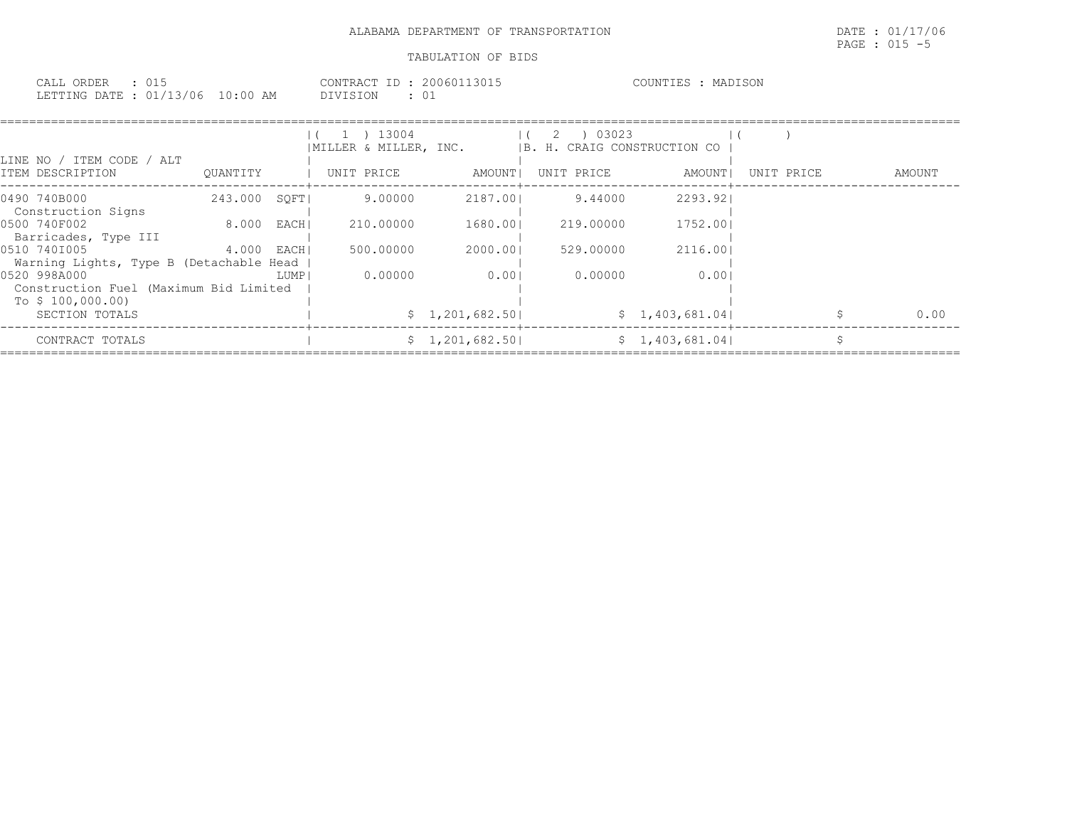ALABAMA DEPARTMENT OF TRANSPORTATION

TABULATION OF BIDS

CALL ORDER : 015
LETTING DATE : 01/13/06 10:00 AM

CONTRACT ID : 20060113015
DIVISION : 01

COUNTIES : MADISON

| LINE NO / ITEM CODE / ALT ITEM DESCRIPTION | QUANTITY | (1) 13004 MILLER & MILLER, INC. UNIT PRICE | AMOUNT | (2) 03023 B. H. CRAIG CONSTRUCTION CO UNIT PRICE | AMOUNT | ( ) UNIT PRICE | AMOUNT |
|---|---|---|---|---|---|---|---|
| 0490 740B000 Construction Signs | 243.000 SQFT | 9.00000 | 2187.00 | 9.44000 | 2293.92 | | |
| 0500 740F002 Barricades, Type III | 8.000 EACH | 210.00000 | 1680.00 | 219.00000 | 1752.00 | | |
| 0510 740I005 Warning Lights, Type B (Detachable Head | 4.000 EACH | 500.00000 | 2000.00 | 529.00000 | 2116.00 | | |
| 0520 998A000 Construction Fuel (Maximum Bid Limited To $ 100,000.00) | LUMP | 0.00000 | 0.00 | 0.00000 | 0.00 | | |
| SECTION TOTALS | | | $ 1,201,682.50 | | $ 1,403,681.04 | | $ 0.00 |
| CONTRACT TOTALS | | | $ 1,201,682.50 | | $ 1,403,681.04 | | $ |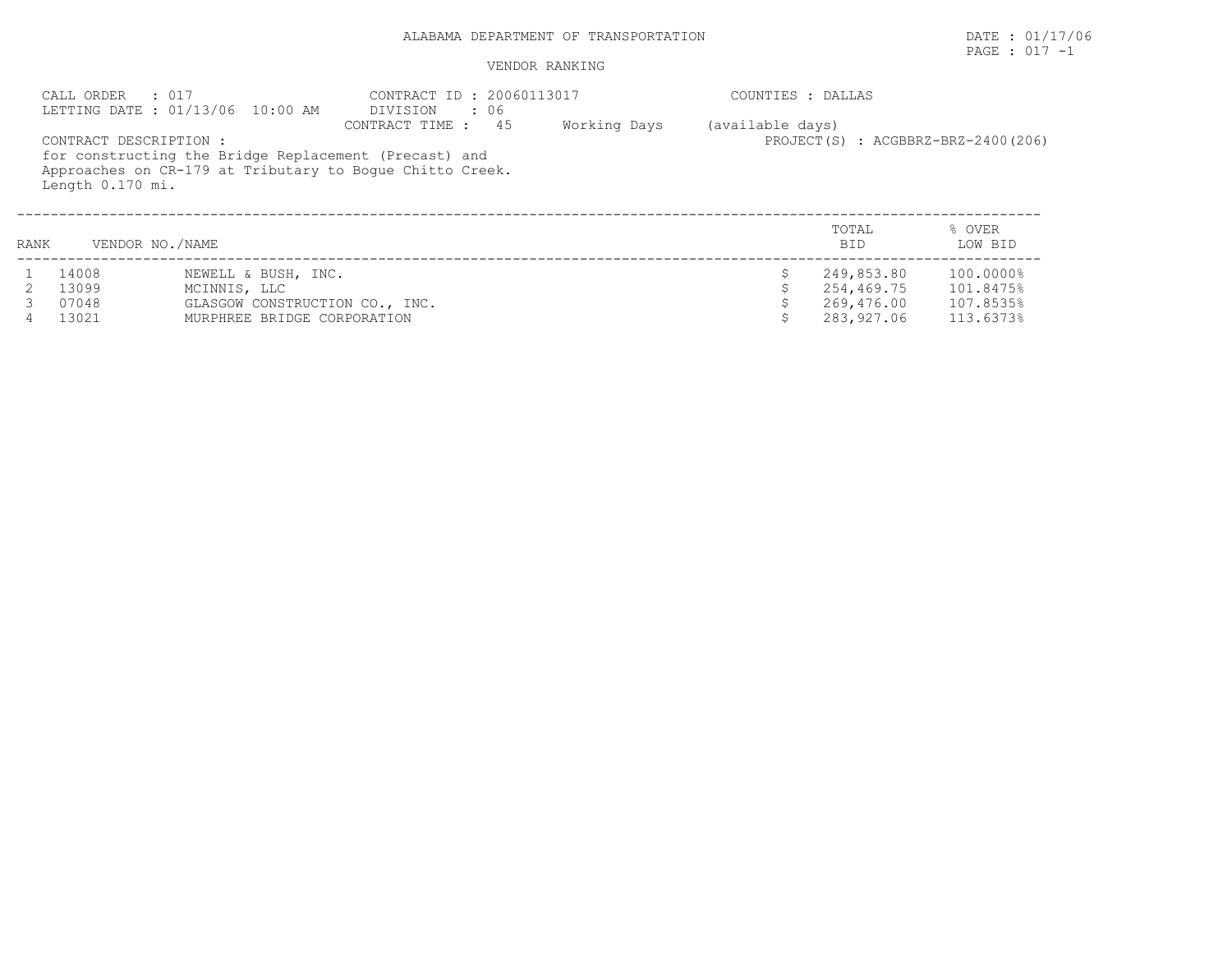ALABAMA DEPARTMENT OF TRANSPORTATION

DATE : 01/17/06

PAGE : 017 -1

VENDOR RANKING

CALL ORDER : 017
LETTING DATE : 01/13/06 10:00 AM

CONTRACT ID : 20060113017
DIVISION : 06
CONTRACT TIME : 45 Working Days (available days)

COUNTIES : DALLAS

PROJECT(S) : ACGBBRZ-BRZ-2400(206)

CONTRACT DESCRIPTION :
for constructing the Bridge Replacement (Precast) and Approaches on CR-179 at Tributary to Bogue Chitto Creek. Length 0.170 mi.

| RANK | VENDOR NO./NAME | | | TOTAL BID | % OVER LOW BID |
|---|---|---|---|---|---|
| 1 | 14008 | NEWELL & BUSH, INC. | $ | 249,853.80 | 100.0000% |
| 2 | 13099 | MCINNIS, LLC | $ | 254,469.75 | 101.8475% |
| 3 | 07048 | GLASGOW CONSTRUCTION CO., INC. | $ | 269,476.00 | 107.8535% |
| 4 | 13021 | MURPHREE BRIDGE CORPORATION | $ | 283,927.06 | 113.6373% |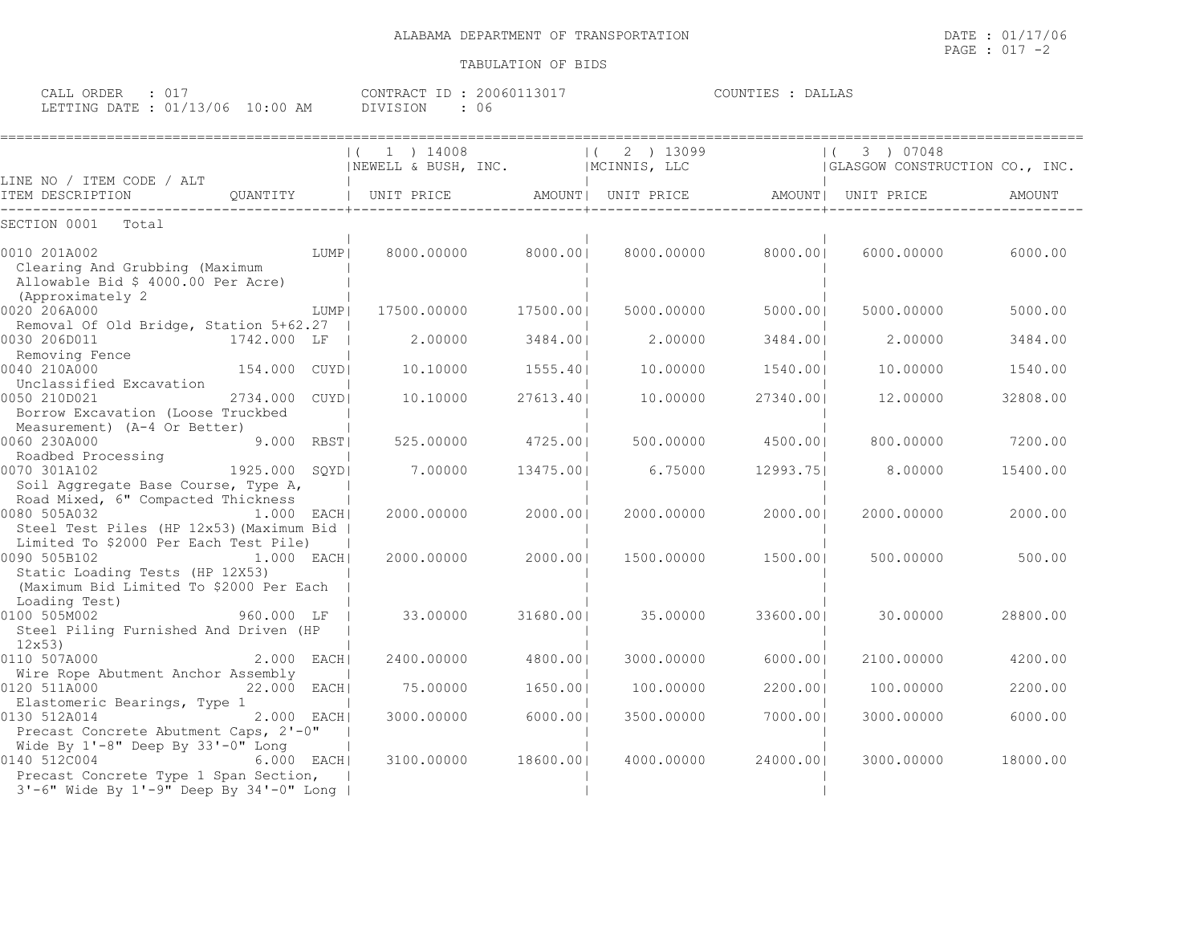ALABAMA DEPARTMENT OF TRANSPORTATION

TABULATION OF BIDS

DATE : 01/17/06
PAGE : 017 -2

CALL ORDER : 017
LETTING DATE : 01/13/06 10:00 AM

CONTRACT ID : 20060113017
DIVISION : 06

COUNTIES : DALLAS

| LINE NO / ITEM CODE / ALT ITEM DESCRIPTION | QUANTITY | ( 1 ) 14008 NEWELL & BUSH, INC. UNIT PRICE | AMOUNT | ( 2 ) 13099 MCINNIS, LLC UNIT PRICE | AMOUNT | ( 3 ) 07048 GLASGOW CONSTRUCTION CO., INC. UNIT PRICE | AMOUNT |
|---|---|---|---|---|---|---|---|
| SECTION 0001 Total | | | | | | | |
| 0010 201A002 Clearing And Grubbing (Maximum Allowable Bid $ 4000.00 Per Acre) (Approximately 2 | LUMP | 8000.00000 | 8000.00 | 8000.00000 | 8000.00 | 6000.00000 | 6000.00 |
| 0020 206A000 Removal Of Old Bridge, Station 5+62.27 | LUMP | 17500.00000 | 17500.00 | 5000.00000 | 5000.00 | 5000.00000 | 5000.00 |
| 0030 206D011 Removing Fence | 1742.000 LF | 2.00000 | 3484.00 | 2.00000 | 3484.00 | 2.00000 | 3484.00 |
| 0040 210A000 Unclassified Excavation | 154.000 CUYD | 10.10000 | 1555.40 | 10.00000 | 1540.00 | 10.00000 | 1540.00 |
| 0050 210D021 Borrow Excavation (Loose Truckbed Measurement) (A-4 Or Better) | 2734.000 CUYD | 10.10000 | 27613.40 | 10.00000 | 27340.00 | 12.00000 | 32808.00 |
| 0060 230A000 Roadbed Processing | 9.000 RBST | 525.00000 | 4725.00 | 500.00000 | 4500.00 | 800.00000 | 7200.00 |
| 0070 301A102 Soil Aggregate Base Course, Type A, Road Mixed, 6" Compacted Thickness | 1925.000 SQYD | 7.00000 | 13475.00 | 6.75000 | 12993.75 | 8.00000 | 15400.00 |
| 0080 505A032 Steel Test Piles (HP 12x53)(Maximum Bid Limited To $2000 Per Each Test Pile) | 1.000 EACH | 2000.00000 | 2000.00 | 2000.00000 | 2000.00 | 2000.00000 | 2000.00 |
| 0090 505B102 Static Loading Tests (HP 12X53) (Maximum Bid Limited To $2000 Per Each Loading Test) | 1.000 EACH | 2000.00000 | 2000.00 | 1500.00000 | 1500.00 | 500.00000 | 500.00 |
| 0100 505M002 Steel Piling Furnished And Driven (HP 12x53) | 960.000 LF | 33.00000 | 31680.00 | 35.00000 | 33600.00 | 30.00000 | 28800.00 |
| 0110 507A000 Wire Rope Abutment Anchor Assembly | 2.000 EACH | 2400.00000 | 4800.00 | 3000.00000 | 6000.00 | 2100.00000 | 4200.00 |
| 0120 511A000 Elastomeric Bearings, Type 1 | 22.000 EACH | 75.00000 | 1650.00 | 100.00000 | 2200.00 | 100.00000 | 2200.00 |
| 0130 512A014 Precast Concrete Abutment Caps, 2'-0" Wide By 1'-8" Deep By 33'-0" Long | 2.000 EACH | 3000.00000 | 6000.00 | 3500.00000 | 7000.00 | 3000.00000 | 6000.00 |
| 0140 512C004 Precast Concrete Type 1 Span Section, 3'-6" Wide By 1'-9" Deep By 34'-0" Long | 6.000 EACH | 3100.00000 | 18600.00 | 4000.00000 | 24000.00 | 3000.00000 | 18000.00 |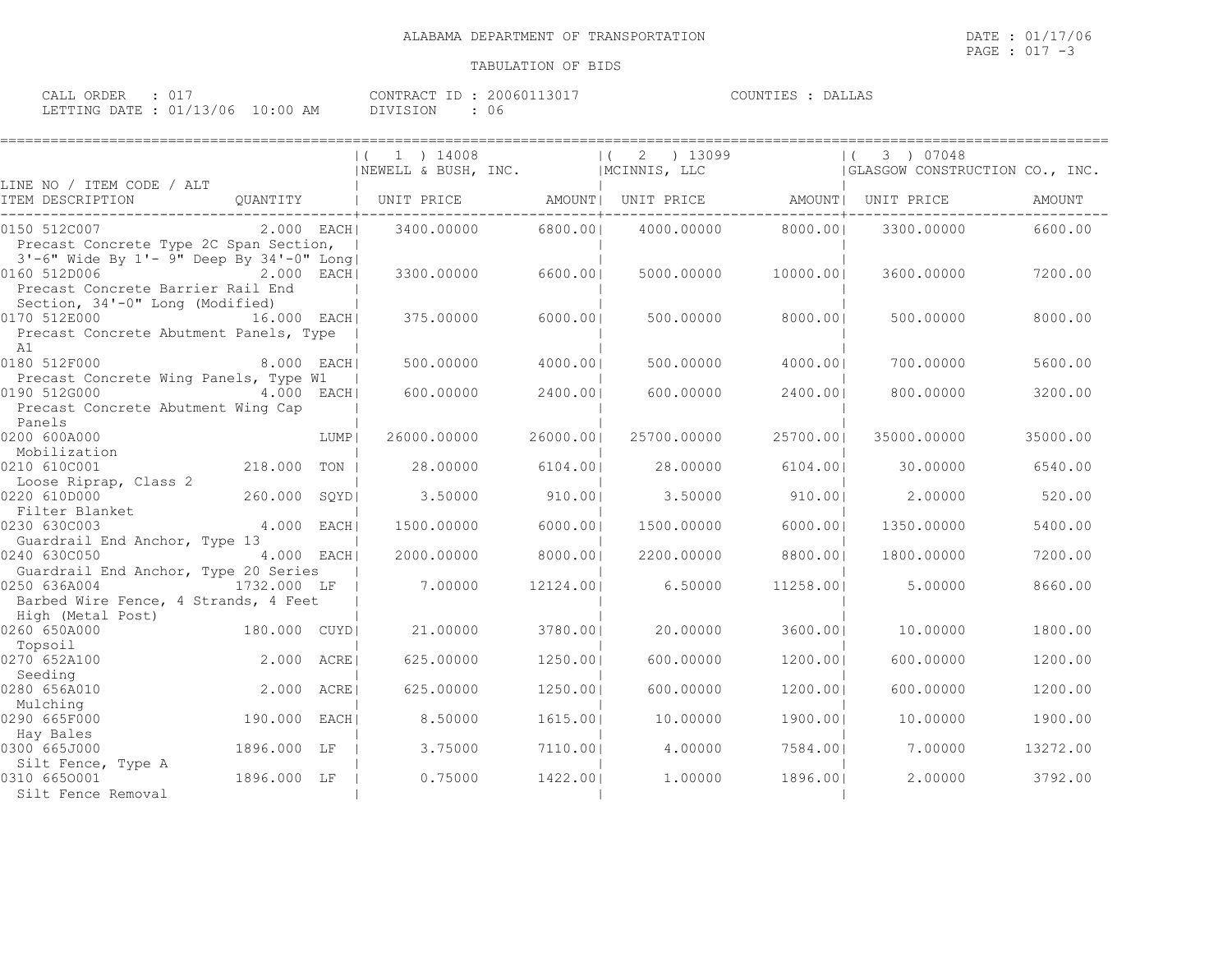ALABAMA DEPARTMENT OF TRANSPORTATION

TABULATION OF BIDS

DATE : 01/17/06
PAGE : 017 -3

CALL ORDER : 017
LETTING DATE : 01/13/06 10:00 AM

CONTRACT ID : 20060113017
DIVISION : 06

COUNTIES : DALLAS

| LINE NO / ITEM CODE / ALT ITEM DESCRIPTION | QUANTITY | ( 1 ) 14008 NEWELL & BUSH, INC. UNIT PRICE | AMOUNT | ( 2 ) 13099 MCINNIS, LLC UNIT PRICE | AMOUNT | ( 3 ) 07048 GLASGOW CONSTRUCTION CO., INC. UNIT PRICE | AMOUNT |
|---|---|---|---|---|---|---|---|
| 0150 512C007 Precast Concrete Type 2C Span Section, 3'-6" Wide By 1'- 9" Deep By 34'-0" Long | 2.000 EACH | 3400.00000 | 6800.00 | 4000.00000 | 8000.00 | 3300.00000 | 6600.00 |
| 0160 512D006 Precast Concrete Barrier Rail End Section, 34'-0" Long (Modified) | 2.000 EACH | 3300.00000 | 6600.00 | 5000.00000 | 10000.00 | 3600.00000 | 7200.00 |
| 0170 512E000 Precast Concrete Abutment Panels, Type A1 | 16.000 EACH | 375.00000 | 6000.00 | 500.00000 | 8000.00 | 500.00000 | 8000.00 |
| 0180 512F000 Precast Concrete Wing Panels, Type W1 | 8.000 EACH | 500.00000 | 4000.00 | 500.00000 | 4000.00 | 700.00000 | 5600.00 |
| 0190 512G000 Precast Concrete Abutment Wing Cap Panels | 4.000 EACH | 600.00000 | 2400.00 | 600.00000 | 2400.00 | 800.00000 | 3200.00 |
| 0200 600A000 Mobilization | LUMP | 26000.00000 | 26000.00 | 25700.00000 | 25700.00 | 35000.00000 | 35000.00 |
| 0210 610C001 Loose Riprap, Class 2 | 218.000 TON | 28.00000 | 6104.00 | 28.00000 | 6104.00 | 30.00000 | 6540.00 |
| 0220 610D000 Filter Blanket | 260.000 SQYD | 3.50000 | 910.00 | 3.50000 | 910.00 | 2.00000 | 520.00 |
| 0230 630C003 Guardrail End Anchor, Type 13 | 4.000 EACH | 1500.00000 | 6000.00 | 1500.00000 | 6000.00 | 1350.00000 | 5400.00 |
| 0240 630C050 Guardrail End Anchor, Type 20 Series | 4.000 EACH | 2000.00000 | 8000.00 | 2200.00000 | 8800.00 | 1800.00000 | 7200.00 |
| 0250 636A004 Barbed Wire Fence, 4 Strands, 4 Feet High (Metal Post) | 1732.000 LF | 7.00000 | 12124.00 | 6.50000 | 11258.00 | 5.00000 | 8660.00 |
| 0260 650A000 Topsoil | 180.000 CUYD | 21.00000 | 3780.00 | 20.00000 | 3600.00 | 10.00000 | 1800.00 |
| 0270 652A100 Seeding | 2.000 ACRE | 625.00000 | 1250.00 | 600.00000 | 1200.00 | 600.00000 | 1200.00 |
| 0280 656A010 Mulching | 2.000 ACRE | 625.00000 | 1250.00 | 600.00000 | 1200.00 | 600.00000 | 1200.00 |
| 0290 665F000 Hay Bales | 190.000 EACH | 8.50000 | 1615.00 | 10.00000 | 1900.00 | 10.00000 | 1900.00 |
| 0300 665J000 Silt Fence, Type A | 1896.000 LF | 3.75000 | 7110.00 | 4.00000 | 7584.00 | 7.00000 | 13272.00 |
| 0310 665O001 Silt Fence Removal | 1896.000 LF | 0.75000 | 1422.00 | 1.00000 | 1896.00 | 2.00000 | 3792.00 |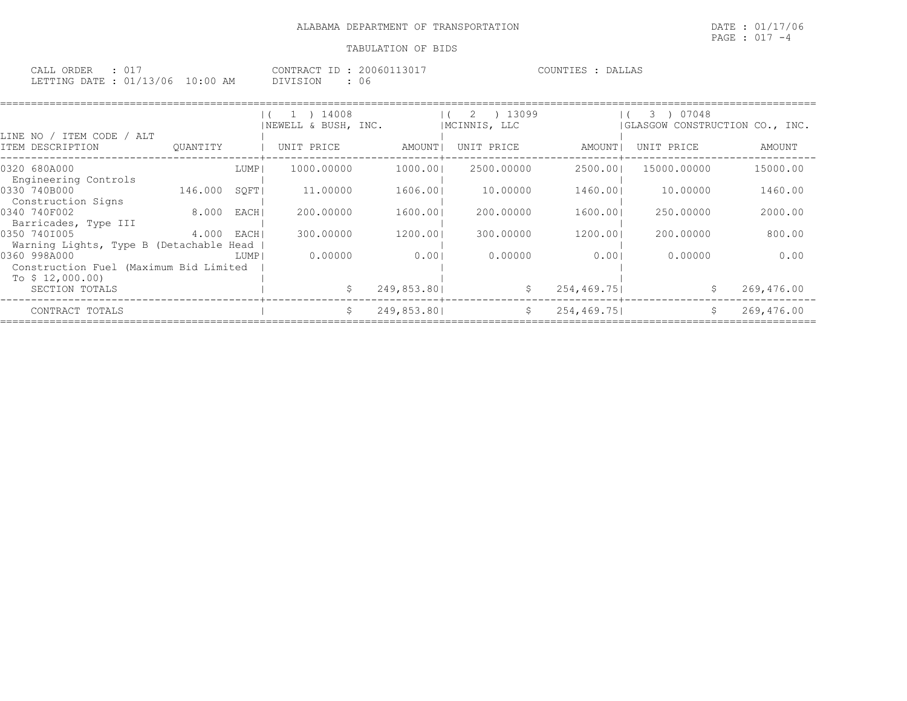ALABAMA DEPARTMENT OF TRANSPORTATION

TABULATION OF BIDS

CALL ORDER : 017
LETTING DATE : 01/13/06 10:00 AM

CONTRACT ID : 20060113017
DIVISION : 06

COUNTIES : DALLAS

| LINE NO / ITEM CODE / ALT ITEM DESCRIPTION | QUANTITY | | (1) 14008 NEWELL & BUSH, INC. UNIT PRICE | AMOUNT | (2) 13099 MCINNIS, LLC UNIT PRICE | AMOUNT | (3) 07048 GLASGOW CONSTRUCTION CO., INC. UNIT PRICE | AMOUNT |
|---|---|---|---|---|---|---|---|---|
| 0320 680A000 Engineering Controls | | LUMP | 1000.00000 | 1000.00 | 2500.00000 | 2500.00 | 15000.00000 | 15000.00 |
| 0330 740B000 Construction Signs | 146.000 | SQFT | 11.00000 | 1606.00 | 10.00000 | 1460.00 | 10.00000 | 1460.00 |
| 0340 740F002 Barricades, Type III | 8.000 | EACH | 200.00000 | 1600.00 | 200.00000 | 1600.00 | 250.00000 | 2000.00 |
| 0350 740I005 Warning Lights, Type B (Detachable Head | 4.000 | EACH | 300.00000 | 1200.00 | 300.00000 | 1200.00 | 200.00000 | 800.00 |
| 0360 998A000 Construction Fuel (Maximum Bid Limited To $ 12,000.00) | | LUMP | 0.00000 | 0.00 | 0.00000 | 0.00 | 0.00000 | 0.00 |
| SECTION TOTALS | | | $ | 249,853.80 | $ | 254,469.75 | $ | 269,476.00 |
| CONTRACT TOTALS | | | $ | 249,853.80 | $ | 254,469.75 | $ | 269,476.00 |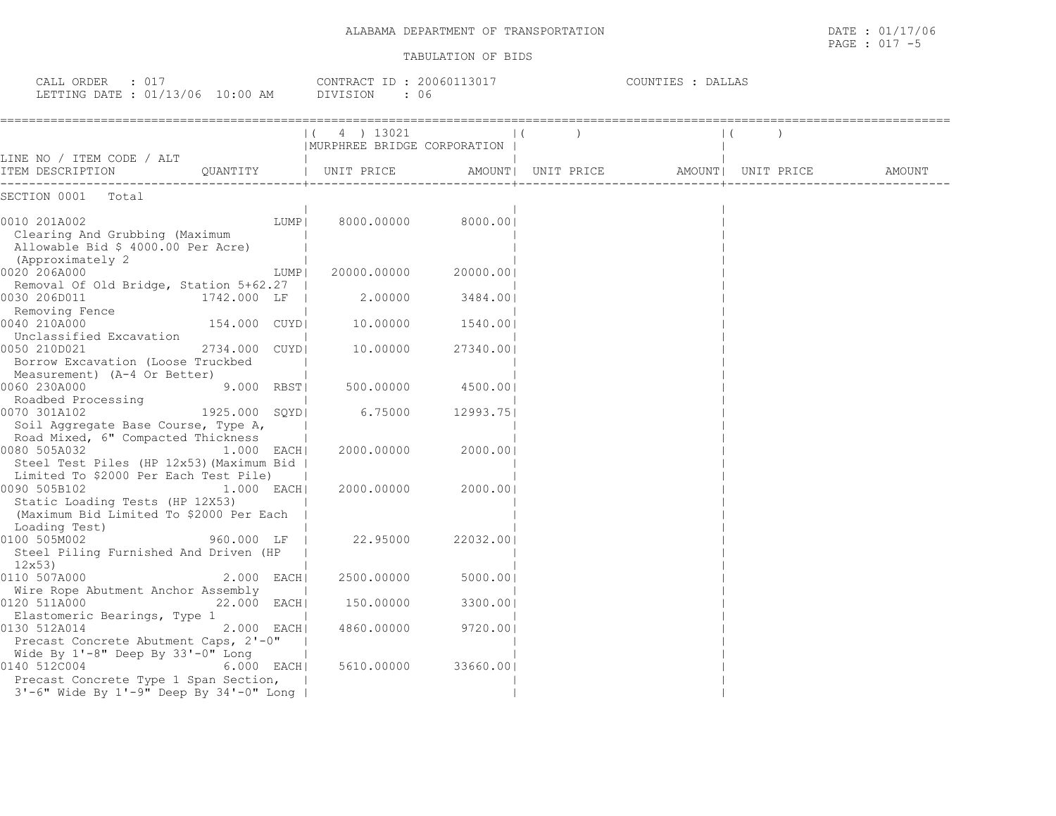ALABAMA DEPARTMENT OF TRANSPORTATION

TABULATION OF BIDS

DATE : 01/17/06

CALL ORDER : 017 | CONTRACT ID : 20060113017 | COUNTIES : DALLAS

LETTING DATE : 01/13/06 10:00 AM | DIVISION : 06

| LINE NO / ITEM CODE / ALT ITEM DESCRIPTION | QUANTITY | ( 4 ) 13021 MURPHREE BRIDGE CORPORATION UNIT PRICE | AMOUNT | ( ) UNIT PRICE | AMOUNT | ( ) UNIT PRICE | AMOUNT |
|---|---|---|---|---|---|---|---|
| SECTION 0001 Total | | | | | | | |
| 0010 201A002 Clearing And Grubbing (Maximum Allowable Bid $ 4000.00 Per Acre) (Approximately 2 | LUMP | 8000.00000 | 8000.00 | | | | |
| 0020 206A000 Removal Of Old Bridge, Station 5+62.27 | LUMP | 20000.00000 | 20000.00 | | | | |
| 0030 206D011 Removing Fence | 1742.000 LF | 2.00000 | 3484.00 | | | | |
| 0040 210A000 Unclassified Excavation | 154.000 CUYD | 10.00000 | 1540.00 | | | | |
| 0050 210D021 Borrow Excavation (Loose Truckbed Measurement) (A-4 Or Better) | 2734.000 CUYD | 10.00000 | 27340.00 | | | | |
| 0060 230A000 Roadbed Processing | 9.000 RBST | 500.00000 | 4500.00 | | | | |
| 0070 301A102 Soil Aggregate Base Course, Type A, Road Mixed, 6" Compacted Thickness | 1925.000 SQYD | 6.75000 | 12993.75 | | | | |
| 0080 505A032 Steel Test Piles (HP 12x53)(Maximum Bid Limited To $2000 Per Each Test Pile) | 1.000 EACH | 2000.00000 | 2000.00 | | | | |
| 0090 505B102 Static Loading Tests (HP 12X53) (Maximum Bid Limited To $2000 Per Each Loading Test) | 1.000 EACH | 2000.00000 | 2000.00 | | | | |
| 0100 505M002 Steel Piling Furnished And Driven (HP 12x53) | 960.000 LF | 22.95000 | 22032.00 | | | | |
| 0110 507A000 Wire Rope Abutment Anchor Assembly | 2.000 EACH | 2500.00000 | 5000.00 | | | | |
| 0120 511A000 Elastomeric Bearings, Type 1 | 22.000 EACH | 150.00000 | 3300.00 | | | | |
| 0130 512A014 Precast Concrete Abutment Caps, 2'-0" Wide By 1'-8" Deep By 33'-0" Long | 2.000 EACH | 4860.00000 | 9720.00 | | | | |
| 0140 512C004 Precast Concrete Type 1 Span Section, 3'-6" Wide By 1'-9" Deep By 34'-0" Long | 6.000 EACH | 5610.00000 | 33660.00 | | | | |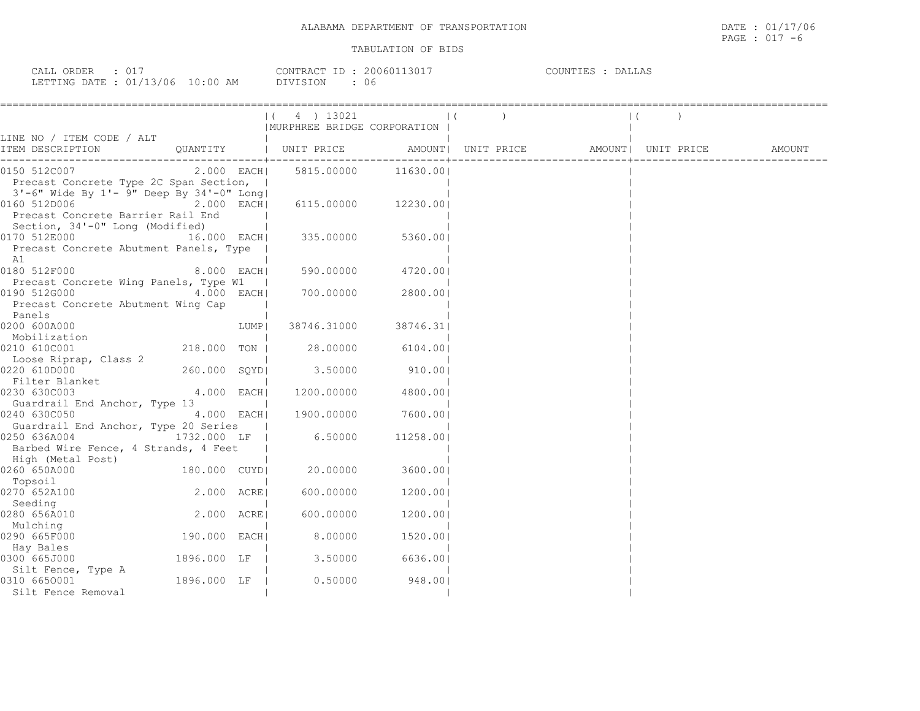ALABAMA DEPARTMENT OF TRANSPORTATION

TABULATION OF BIDS

DATE : 01/17/06

CALL ORDER : 017 CONTRACT ID : 20060113017 COUNTIES : DALLAS
LETTING DATE : 01/13/06 10:00 AM DIVISION : 06

| LINE NO / ITEM CODE / ALT ITEM DESCRIPTION | QUANTITY | ( 4 ) 13021 MURPHREE BRIDGE CORPORATION UNIT PRICE | AMOUNT | ( ) UNIT PRICE | AMOUNT | ( ) UNIT PRICE | AMOUNT |
|---|---|---|---|---|---|---|---|
| 0150 512C007 Precast Concrete Type 2C Span Section, 3'-6" Wide By 1'- 9" Deep By 34'-0" Long | 2.000 EACH | 5815.00000 | 11630.00 | | | | |
| 0160 512D006 Precast Concrete Barrier Rail End Section, 34'-0" Long (Modified) | 2.000 EACH | 6115.00000 | 12230.00 | | | | |
| 0170 512E000 Precast Concrete Abutment Panels, Type A1 | 16.000 EACH | 335.00000 | 5360.00 | | | | |
| 0180 512F000 Precast Concrete Wing Panels, Type W1 | 8.000 EACH | 590.00000 | 4720.00 | | | | |
| 0190 512G000 Precast Concrete Abutment Wing Cap Panels | 4.000 EACH | 700.00000 | 2800.00 | | | | |
| 0200 600A000 Mobilization | LUMP | 38746.31000 | 38746.31 | | | | |
| 0210 610C001 Loose Riprap, Class 2 | 218.000 TON | 28.00000 | 6104.00 | | | | |
| 0220 610D000 Filter Blanket | 260.000 SQYD | 3.50000 | 910.00 | | | | |
| 0230 630C003 Guardrail End Anchor, Type 13 | 4.000 EACH | 1200.00000 | 4800.00 | | | | |
| 0240 630C050 Guardrail End Anchor, Type 20 Series | 4.000 EACH | 1900.00000 | 7600.00 | | | | |
| 0250 636A004 Barbed Wire Fence, 4 Strands, 4 Feet High (Metal Post) | 1732.000 LF | 6.50000 | 11258.00 | | | | |
| 0260 650A000 Topsoil | 180.000 CUYD | 20.00000 | 3600.00 | | | | |
| 0270 652A100 Seeding | 2.000 ACRE | 600.00000 | 1200.00 | | | | |
| 0280 656A010 Mulching | 2.000 ACRE | 600.00000 | 1200.00 | | | | |
| 0290 665F000 Hay Bales | 190.000 EACH | 8.00000 | 1520.00 | | | | |
| 0300 665J000 Silt Fence, Type A | 1896.000 LF | 3.50000 | 6636.00 | | | | |
| 0310 665O001 Silt Fence Removal | 1896.000 LF | 0.50000 | 948.00 | | | | |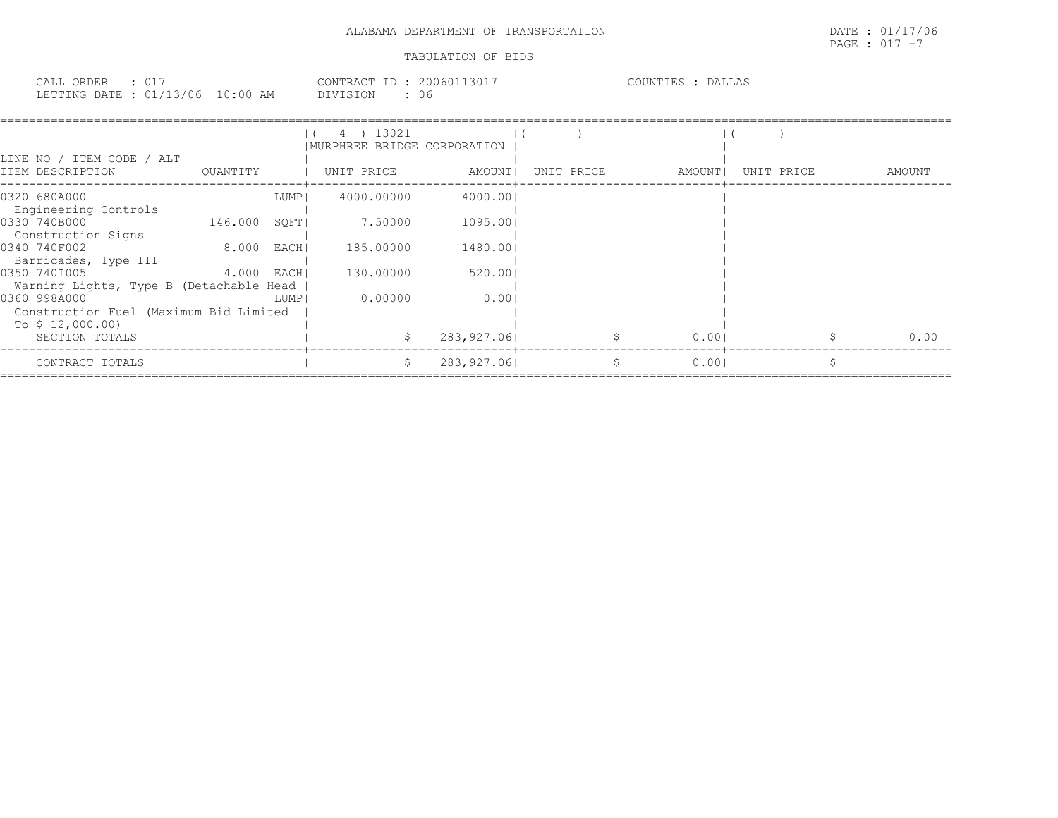ALABAMA DEPARTMENT OF TRANSPORTATION

DATE : 01/17/06

TABULATION OF BIDS

CALL ORDER : 017
LETTING DATE : 01/13/06 10:00 AM

CONTRACT ID : 20060113017
DIVISION : 06

COUNTIES : DALLAS

| LINE NO / ITEM CODE / ALT ITEM DESCRIPTION | QUANTITY | ( 4 ) 13021 MURPHREE BRIDGE CORPORATION UNIT PRICE | AMOUNT | ( ) UNIT PRICE | AMOUNT | ( ) UNIT PRICE | AMOUNT |
|---|---|---|---|---|---|---|---|
| 0320 680A000 Engineering Controls | LUMP | 4000.00000 | 4000.00 | | | | |
| 0330 740B000 Construction Signs | 146.000 SQFT | 7.50000 | 1095.00 | | | | |
| 0340 740F002 Barricades, Type III | 8.000 EACH | 185.00000 | 1480.00 | | | | |
| 0350 740I005 Warning Lights, Type B (Detachable Head | 4.000 EACH | 130.00000 | 520.00 | | | | |
| 0360 998A000 Construction Fuel (Maximum Bid Limited To $ 12,000.00) | LUMP | 0.00000 | 0.00 | | | | |
| SECTION TOTALS | | | $ 283,927.06 | | $ 0.00 | | $ 0.00 |
| CONTRACT TOTALS | | | $ 283,927.06 | | $ 0.00 | | $ |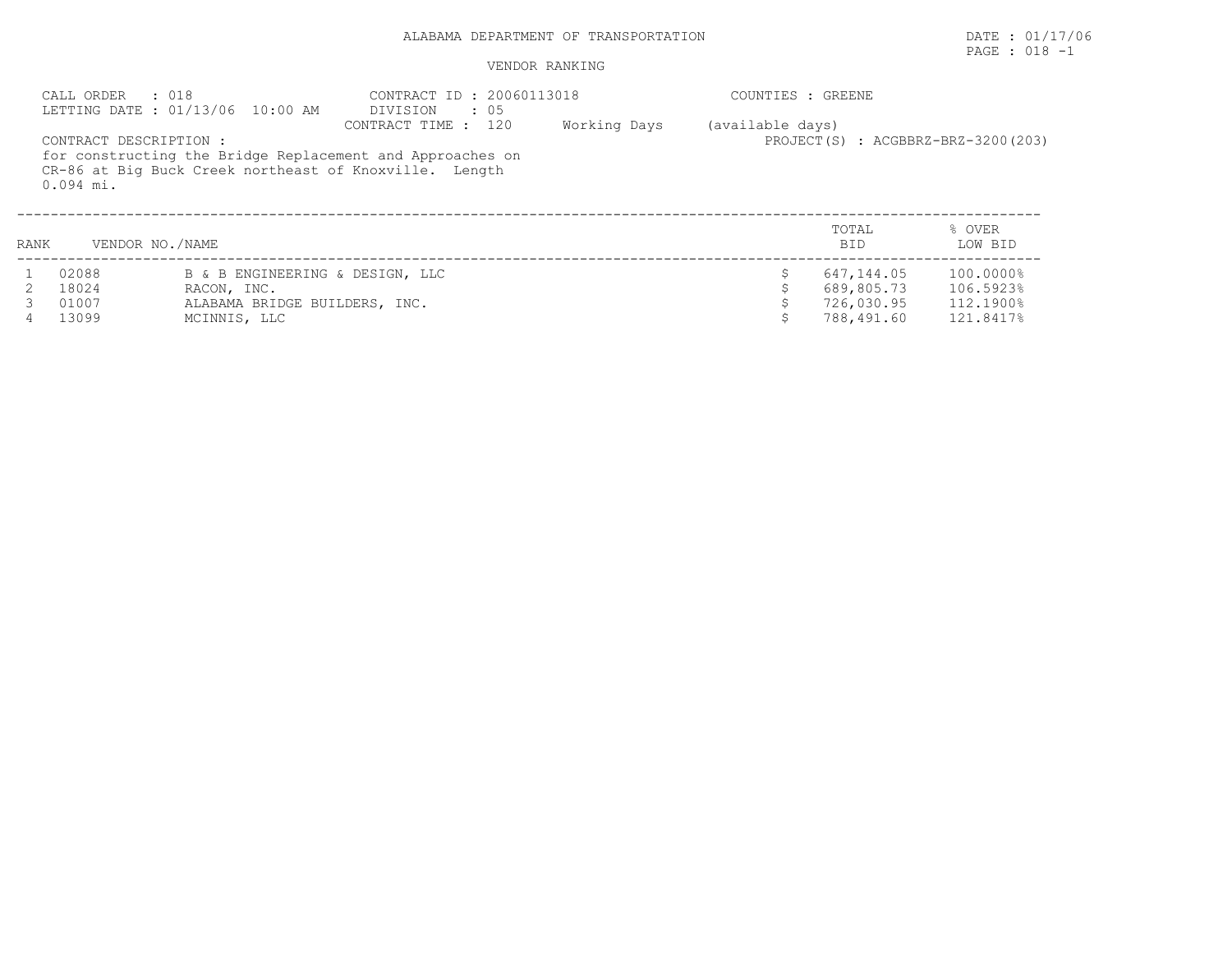ALABAMA DEPARTMENT OF TRANSPORTATION

DATE : 01/17/06

VENDOR RANKING

CALL ORDER : 018
LETTING DATE : 01/13/06 10:00 AM

CONTRACT ID : 20060113018
DIVISION : 05
CONTRACT TIME : 120 Working Days (available days)

COUNTIES : GREENE

PROJECT(S) : ACGBBRZ-BRZ-3200(203)

CONTRACT DESCRIPTION :
for constructing the Bridge Replacement and Approaches on CR-86 at Big Buck Creek northeast of Knoxville. Length 0.094 mi.

| RANK | VENDOR NO./NAME | | TOTAL BID | % OVER LOW BID |
|---|---|---|---|---|
| 1 | 02088 | B & B ENGINEERING & DESIGN, LLC | $ 647,144.05 | 100.0000% |
| 2 | 18024 | RACON, INC. | $ 689,805.73 | 106.5923% |
| 3 | 01007 | ALABAMA BRIDGE BUILDERS, INC. | $ 726,030.95 | 112.1900% |
| 4 | 13099 | MCINNIS, LLC | $ 788,491.60 | 121.8417% |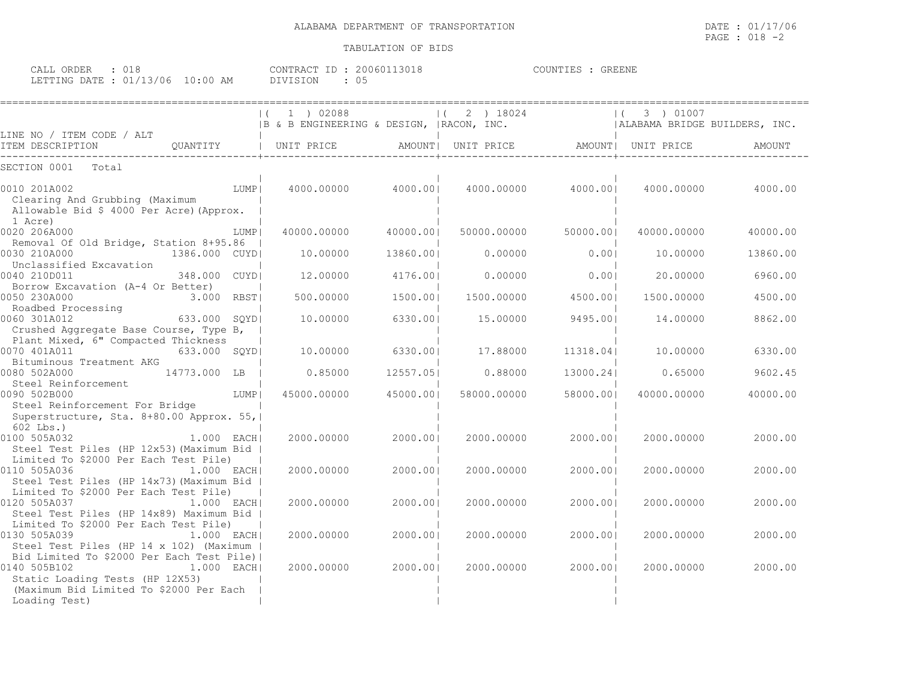ALABAMA DEPARTMENT OF TRANSPORTATION

TABULATION OF BIDS

DATE : 01/17/06
PAGE : 018 -2

CALL ORDER : 018
LETTING DATE : 01/13/06 10:00 AM

CONTRACT ID : 20060113018
DIVISION : 05

COUNTIES : GREENE

| LINE NO / ITEM CODE / ALT ITEM DESCRIPTION | QUANTITY | ( 1 ) 02088 B & B ENGINEERING & DESIGN, UNIT PRICE | AMOUNT | ( 2 ) 18024 RACON, INC. UNIT PRICE | AMOUNT | ( 3 ) 01007 ALABAMA BRIDGE BUILDERS, INC. UNIT PRICE | AMOUNT |
|---|---|---|---|---|---|---|---|
| SECTION 0001 Total | | | | | | | |
| 0010 201A002 Clearing And Grubbing (Maximum Allowable Bid $ 4000 Per Acre)(Approx. 1 Acre) | LUMP | 4000.00000 | 4000.00 | 4000.00000 | 4000.00 | 4000.00000 | 4000.00 |
| 0020 206A000 Removal Of Old Bridge, Station 8+95.86 | LUMP | 40000.00000 | 40000.00 | 50000.00000 | 50000.00 | 40000.00000 | 40000.00 |
| 0030 210A000 Unclassified Excavation | 1386.000 CUYD | 10.00000 | 13860.00 | 0.00000 | 0.00 | 10.00000 | 13860.00 |
| 0040 210D011 Borrow Excavation (A-4 Or Better) | 348.000 CUYD | 12.00000 | 4176.00 | 0.00000 | 0.00 | 20.00000 | 6960.00 |
| 0050 230A000 Roadbed Processing | 3.000 RBST | 500.00000 | 1500.00 | 1500.00000 | 4500.00 | 1500.00000 | 4500.00 |
| 0060 301A012 Crushed Aggregate Base Course, Type B, Plant Mixed, 6" Compacted Thickness | 633.000 SQYD | 10.00000 | 6330.00 | 15.00000 | 9495.00 | 14.00000 | 8862.00 |
| 0070 401A011 Bituminous Treatment AKG | 633.000 SQYD | 10.00000 | 6330.00 | 17.88000 | 11318.04 | 10.00000 | 6330.00 |
| 0080 502A000 Steel Reinforcement | 14773.000 LB | 0.85000 | 12557.05 | 0.88000 | 13000.24 | 0.65000 | 9602.45 |
| 0090 502B000 Steel Reinforcement For Bridge Superstructure, Sta. 8+80.00 Approx. 55, 602 Lbs.) | LUMP | 45000.00000 | 45000.00 | 58000.00000 | 58000.00 | 40000.00000 | 40000.00 |
| 0100 505A032 Steel Test Piles (HP 12x53)(Maximum Bid Limited To $2000 Per Each Test Pile) | 1.000 EACH | 2000.00000 | 2000.00 | 2000.00000 | 2000.00 | 2000.00000 | 2000.00 |
| 0110 505A036 Steel Test Piles (HP 14x73)(Maximum Bid Limited To $2000 Per Each Test Pile) | 1.000 EACH | 2000.00000 | 2000.00 | 2000.00000 | 2000.00 | 2000.00000 | 2000.00 |
| 0120 505A037 Steel Test Piles (HP 14x89) Maximum Bid Limited To $2000 Per Each Test Pile) | 1.000 EACH | 2000.00000 | 2000.00 | 2000.00000 | 2000.00 | 2000.00000 | 2000.00 |
| 0130 505A039 Steel Test Piles (HP 14 x 102) (Maximum Bid Limited To $2000 Per Each Test Pile) | 1.000 EACH | 2000.00000 | 2000.00 | 2000.00000 | 2000.00 | 2000.00000 | 2000.00 |
| 0140 505B102 Static Loading Tests (HP 12X53) (Maximum Bid Limited To $2000 Per Each Loading Test) | 1.000 EACH | 2000.00000 | 2000.00 | 2000.00000 | 2000.00 | 2000.00000 | 2000.00 |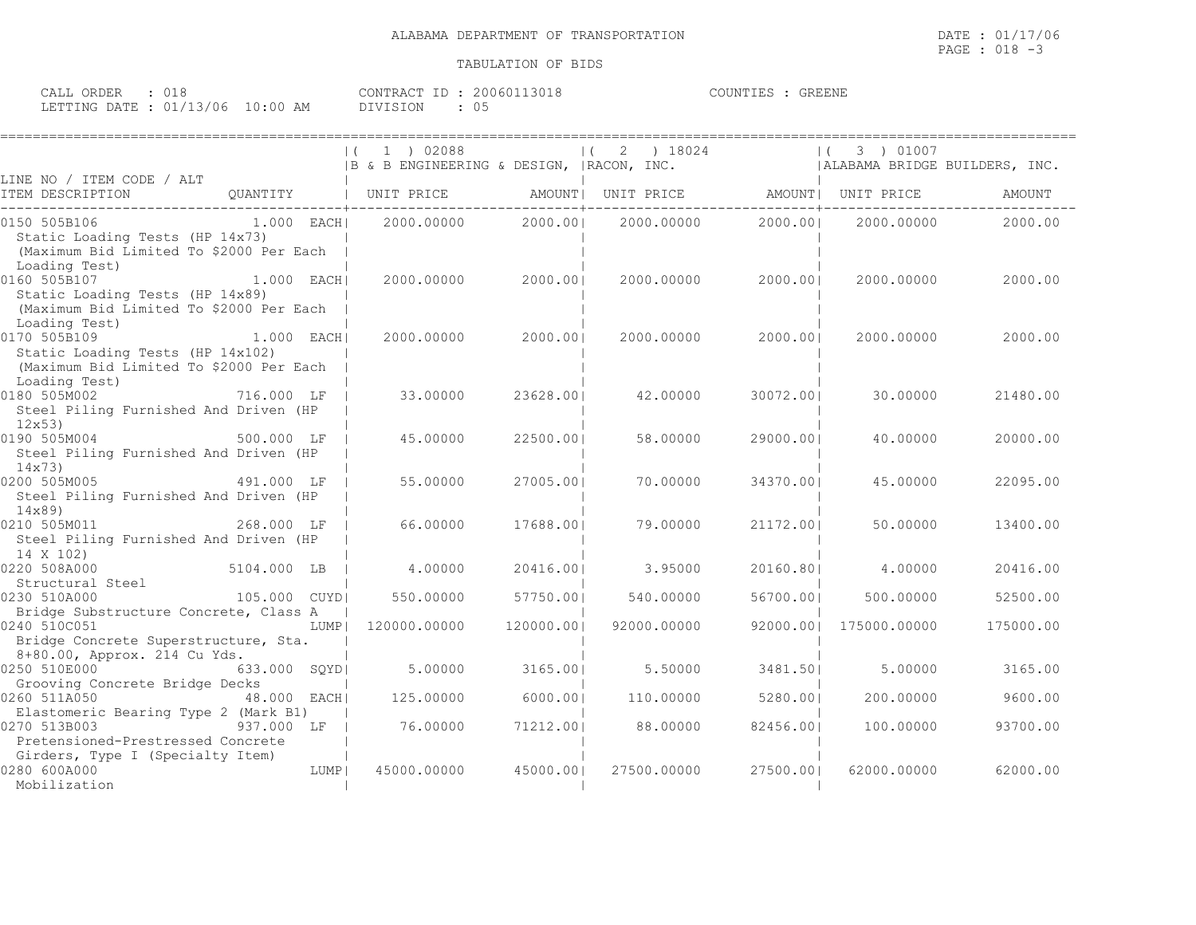ALABAMA DEPARTMENT OF TRANSPORTATION

TABULATION OF BIDS

CALL ORDER : 018 CONTRACT ID : 20060113018 COUNTIES : GREENE
LETTING DATE : 01/13/06 10:00 AM DIVISION : 05

| LINE NO / ITEM CODE / ALT ITEM DESCRIPTION | QUANTITY | (1) 02088 B & B ENGINEERING & DESIGN, UNIT PRICE | AMOUNT | (2) 18024 RACON, INC. UNIT PRICE | AMOUNT | (3) 01007 ALABAMA BRIDGE BUILDERS, INC. UNIT PRICE | AMOUNT |
|---|---|---|---|---|---|---|---|
| 0150 505B106 Static Loading Tests (HP 14x73) (Maximum Bid Limited To $2000 Per Each Loading Test) | 1.000 EACH | 2000.00000 | 2000.00 | 2000.00000 | 2000.00 | 2000.00000 | 2000.00 |
| 0160 505B107 Static Loading Tests (HP 14x89) (Maximum Bid Limited To $2000 Per Each Loading Test) | 1.000 EACH | 2000.00000 | 2000.00 | 2000.00000 | 2000.00 | 2000.00000 | 2000.00 |
| 0170 505B109 Static Loading Tests (HP 14x102) (Maximum Bid Limited To $2000 Per Each Loading Test) | 1.000 EACH | 2000.00000 | 2000.00 | 2000.00000 | 2000.00 | 2000.00000 | 2000.00 |
| 0180 505M002 Steel Piling Furnished And Driven (HP 12x53) | 716.000 LF | 33.00000 | 23628.00 | 42.00000 | 30072.00 | 30.00000 | 21480.00 |
| 0190 505M004 Steel Piling Furnished And Driven (HP 14x73) | 500.000 LF | 45.00000 | 22500.00 | 58.00000 | 29000.00 | 40.00000 | 20000.00 |
| 0200 505M005 Steel Piling Furnished And Driven (HP 14x89) | 491.000 LF | 55.00000 | 27005.00 | 70.00000 | 34370.00 | 45.00000 | 22095.00 |
| 0210 505M011 Steel Piling Furnished And Driven (HP 14 X 102) | 268.000 LF | 66.00000 | 17688.00 | 79.00000 | 21172.00 | 50.00000 | 13400.00 |
| 0220 508A000 Structural Steel | 5104.000 LB | 4.00000 | 20416.00 | 3.95000 | 20160.80 | 4.00000 | 20416.00 |
| 0230 510A000 Bridge Substructure Concrete, Class A | 105.000 CUYD | 550.00000 | 57750.00 | 540.00000 | 56700.00 | 500.00000 | 52500.00 |
| 0240 510C051 Bridge Concrete Superstructure, Sta. 8+80.00, Approx. 214 Cu Yds. | LUMP | 120000.00000 | 120000.00 | 92000.00000 | 92000.00 | 175000.00000 | 175000.00 |
| 0250 510E000 Grooving Concrete Bridge Decks | 633.000 SQYD | 5.00000 | 3165.00 | 5.50000 | 3481.50 | 5.00000 | 3165.00 |
| 0260 511A050 Elastomeric Bearing Type 2 (Mark B1) | 48.000 EACH | 125.00000 | 6000.00 | 110.00000 | 5280.00 | 200.00000 | 9600.00 |
| 0270 513B003 Pretensioned-Prestressed Concrete Girders, Type I (Specialty Item) | 937.000 LF | 76.00000 | 71212.00 | 88.00000 | 82456.00 | 100.00000 | 93700.00 |
| 0280 600A000 Mobilization | LUMP | 45000.00000 | 45000.00 | 27500.00000 | 27500.00 | 62000.00000 | 62000.00 |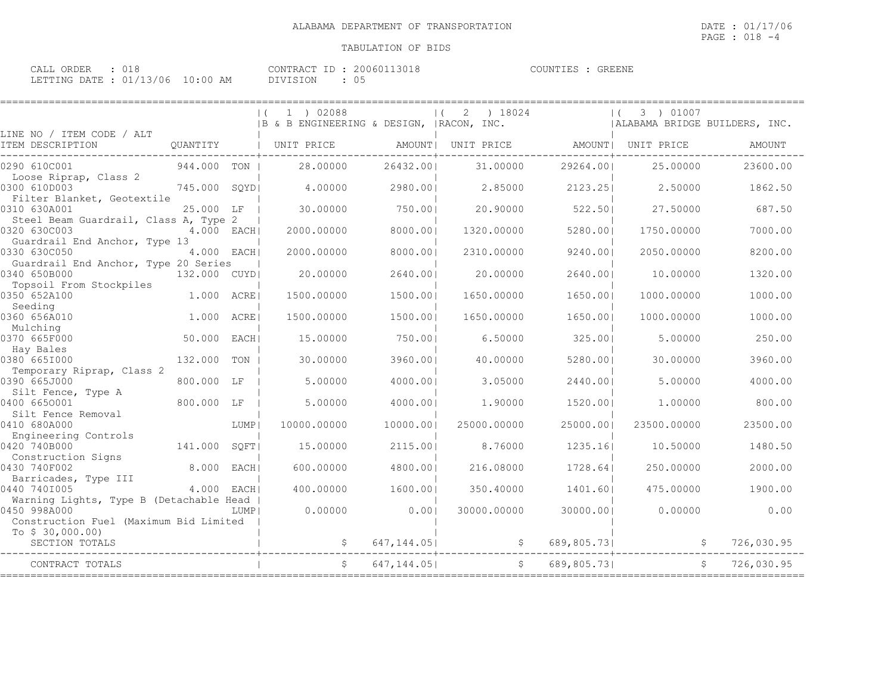ALABAMA DEPARTMENT OF TRANSPORTATION

TABULATION OF BIDS

CALL ORDER : 018 CONTRACT ID : 20060113018 COUNTIES : GREENE
LETTING DATE : 01/13/06 10:00 AM DIVISION : 05

| LINE NO / ITEM CODE / ALT ITEM DESCRIPTION | QUANTITY | | (1) 02088 B & B ENGINEERING & DESIGN, UNIT PRICE | AMOUNT | (2) 18024 RACON, INC. UNIT PRICE | AMOUNT | (3) 01007 ALABAMA BRIDGE BUILDERS, INC. UNIT PRICE | AMOUNT |
|---|---|---|---|---|---|---|---|---|
| 0290 610C001 Loose Riprap, Class 2 | 944.000 | TON | 28.00000 | 26432.00 | 31.00000 | 29264.00 | 25.00000 | 23600.00 |
| 0300 610D003 Filter Blanket, Geotextile | 745.000 | SQYD | 4.00000 | 2980.00 | 2.85000 | 2123.25 | 2.50000 | 1862.50 |
| 0310 630A001 Steel Beam Guardrail, Class A, Type 2 | 25.000 | LF | 30.00000 | 750.00 | 20.90000 | 522.50 | 27.50000 | 687.50 |
| 0320 630C003 Guardrail End Anchor, Type 13 | 4.000 | EACH | 2000.00000 | 8000.00 | 1320.00000 | 5280.00 | 1750.00000 | 7000.00 |
| 0330 630C050 Guardrail End Anchor, Type 20 Series | 4.000 | EACH | 2000.00000 | 8000.00 | 2310.00000 | 9240.00 | 2050.00000 | 8200.00 |
| 0340 650B000 Topsoil From Stockpiles | 132.000 | CUYD | 20.00000 | 2640.00 | 20.00000 | 2640.00 | 10.00000 | 1320.00 |
| 0350 652A100 Seeding | 1.000 | ACRE | 1500.00000 | 1500.00 | 1650.00000 | 1650.00 | 1000.00000 | 1000.00 |
| 0360 656A010 Mulching | 1.000 | ACRE | 1500.00000 | 1500.00 | 1650.00000 | 1650.00 | 1000.00000 | 1000.00 |
| 0370 665F000 Hay Bales | 50.000 | EACH | 15.00000 | 750.00 | 6.50000 | 325.00 | 5.00000 | 250.00 |
| 0380 665I000 Temporary Riprap, Class 2 | 132.000 | TON | 30.00000 | 3960.00 | 40.00000 | 5280.00 | 30.00000 | 3960.00 |
| 0390 665J000 Silt Fence, Type A | 800.000 | LF | 5.00000 | 4000.00 | 3.05000 | 2440.00 | 5.00000 | 4000.00 |
| 0400 665O001 Silt Fence Removal | 800.000 | LF | 5.00000 | 4000.00 | 1.90000 | 1520.00 | 1.00000 | 800.00 |
| 0410 680A000 Engineering Controls | | LUMP | 10000.00000 | 10000.00 | 25000.00000 | 25000.00 | 23500.00000 | 23500.00 |
| 0420 740B000 Construction Signs | 141.000 | SQFT | 15.00000 | 2115.00 | 8.76000 | 1235.16 | 10.50000 | 1480.50 |
| 0430 740F002 Barricades, Type III | 8.000 | EACH | 600.00000 | 4800.00 | 216.08000 | 1728.64 | 250.00000 | 2000.00 |
| 0440 740I005 Warning Lights, Type B (Detachable Head | 4.000 | EACH | 400.00000 | 1600.00 | 350.40000 | 1401.60 | 475.00000 | 1900.00 |
| 0450 998A000 Construction Fuel (Maximum Bid Limited To $ 30,000.00) | | LUMP | 0.00000 | 0.00 | 30000.00000 | 30000.00 | 0.00000 | 0.00 |
| SECTION TOTALS | | | $ | 647,144.05 | $ | 689,805.73 | $ | 726,030.95 |
| CONTRACT TOTALS | | | $ | 647,144.05 | $ | 689,805.73 | $ | 726,030.95 |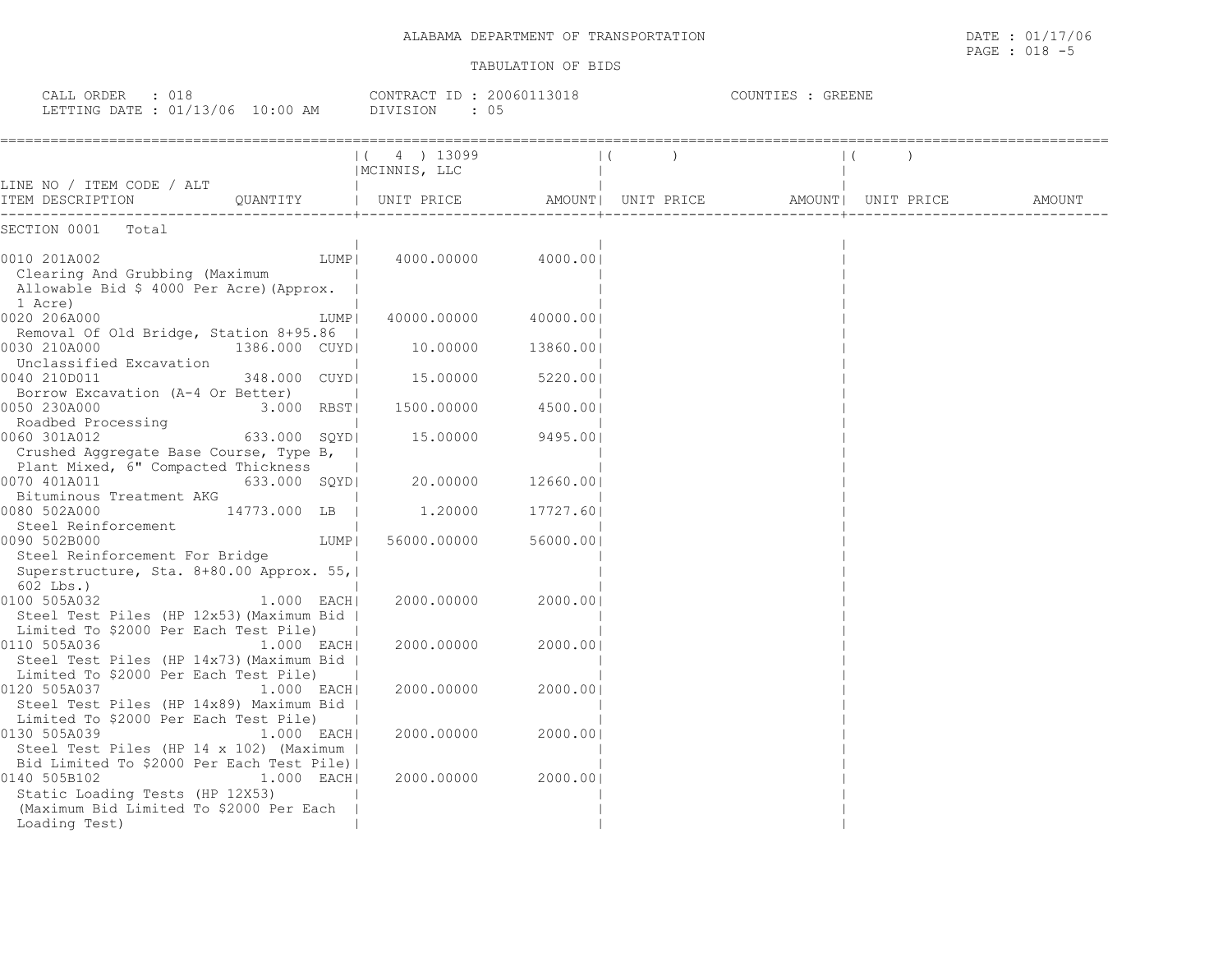ALABAMA DEPARTMENT OF TRANSPORTATION

TABULATION OF BIDS

DATE : 01/17/06
PAGE : 018 -5

CALL ORDER : 018 | CONTRACT ID : 20060113018 | COUNTIES : GREENE
LETTING DATE : 01/13/06 10:00 AM | DIVISION : 05

| LINE NO / ITEM CODE / ALT ITEM DESCRIPTION | QUANTITY | ( 4 ) 13099 MCINNIS, LLC UNIT PRICE | AMOUNT | ( ) UNIT PRICE | AMOUNT | ( ) UNIT PRICE | AMOUNT |
|---|---|---|---|---|---|---|---|
| SECTION 0001 Total | | | | | | | |
| 0010 201A002 Clearing And Grubbing (Maximum Allowable Bid $ 4000 Per Acre)(Approx. 1 Acre) | LUMP | 4000.00000 | 4000.00 | | | | |
| 0020 206A000 Removal Of Old Bridge, Station 8+95.86 | LUMP | 40000.00000 | 40000.00 | | | | |
| 0030 210A000 Unclassified Excavation | 1386.000 CUYD | 10.00000 | 13860.00 | | | | |
| 0040 210D011 Borrow Excavation (A-4 Or Better) | 348.000 CUYD | 15.00000 | 5220.00 | | | | |
| 0050 230A000 Roadbed Processing | 3.000 RBST | 1500.00000 | 4500.00 | | | | |
| 0060 301A012 Crushed Aggregate Base Course, Type B, Plant Mixed, 6" Compacted Thickness | 633.000 SQYD | 15.00000 | 9495.00 | | | | |
| 0070 401A011 Bituminous Treatment AKG | 633.000 SQYD | 20.00000 | 12660.00 | | | | |
| 0080 502A000 Steel Reinforcement | 14773.000 LB | 1.20000 | 17727.60 | | | | |
| 0090 502B000 Steel Reinforcement For Bridge Superstructure, Sta. 8+80.00 Approx. 55,602 Lbs.) | LUMP | 56000.00000 | 56000.00 | | | | |
| 0100 505A032 Steel Test Piles (HP 12x53)(Maximum Bid Limited To $2000 Per Each Test Pile) | 1.000 EACH | 2000.00000 | 2000.00 | | | | |
| 0110 505A036 Steel Test Piles (HP 14x73)(Maximum Bid Limited To $2000 Per Each Test Pile) | 1.000 EACH | 2000.00000 | 2000.00 | | | | |
| 0120 505A037 Steel Test Piles (HP 14x89) Maximum Bid Limited To $2000 Per Each Test Pile) | 1.000 EACH | 2000.00000 | 2000.00 | | | | |
| 0130 505A039 Steel Test Piles (HP 14 x 102) (Maximum Bid Limited To $2000 Per Each Test Pile) | 1.000 EACH | 2000.00000 | 2000.00 | | | | |
| 0140 505B102 Static Loading Tests (HP 12X53) (Maximum Bid Limited To $2000 Per Each Loading Test) | 1.000 EACH | 2000.00000 | 2000.00 | | | | |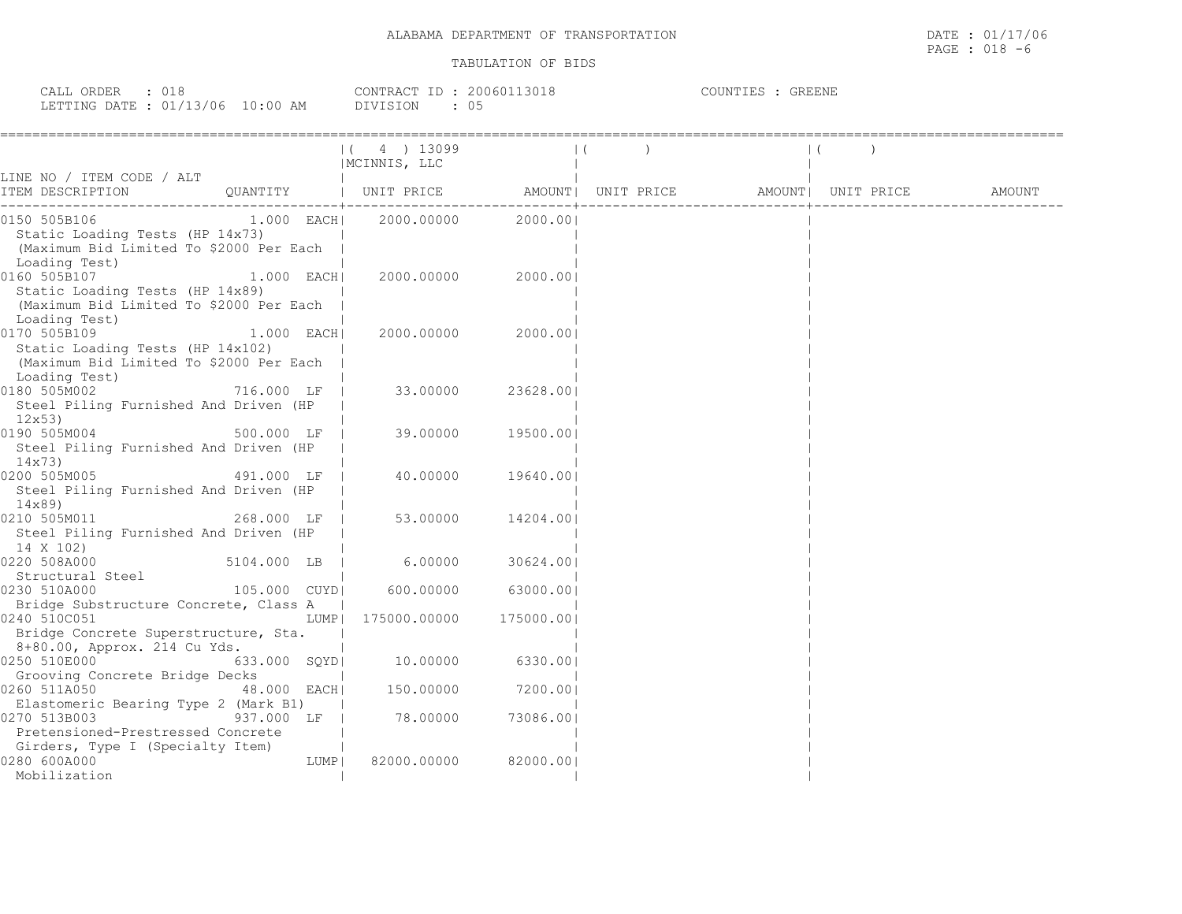ALABAMA DEPARTMENT OF TRANSPORTATION

TABULATION OF BIDS

DATE : 01/17/06
PAGE : 018 -6

CALL ORDER : 018
LETTING DATE : 01/13/06 10:00 AM

CONTRACT ID : 20060113018
DIVISION : 05

COUNTIES : GREENE

| LINE NO / ITEM CODE / ALT ITEM DESCRIPTION | QUANTITY | ( 4 ) 13099 MCINNIS, LLC UNIT PRICE | AMOUNT | ( ) UNIT PRICE | AMOUNT | ( ) UNIT PRICE | AMOUNT |
|---|---|---|---|---|---|---|---|
| 0150 505B106 Static Loading Tests (HP 14x73) (Maximum Bid Limited To $2000 Per Each Loading Test) | 1.000 EACH | 2000.00000 | 2000.00 | | | | |
| 0160 505B107 Static Loading Tests (HP 14x89) (Maximum Bid Limited To $2000 Per Each Loading Test) | 1.000 EACH | 2000.00000 | 2000.00 | | | | |
| 0170 505B109 Static Loading Tests (HP 14x102) (Maximum Bid Limited To $2000 Per Each Loading Test) | 1.000 EACH | 2000.00000 | 2000.00 | | | | |
| 0180 505M002 Steel Piling Furnished And Driven (HP 12x53) | 716.000 LF | 33.00000 | 23628.00 | | | | |
| 0190 505M004 Steel Piling Furnished And Driven (HP 14x73) | 500.000 LF | 39.00000 | 19500.00 | | | | |
| 0200 505M005 Steel Piling Furnished And Driven (HP 14x89) | 491.000 LF | 40.00000 | 19640.00 | | | | |
| 0210 505M011 Steel Piling Furnished And Driven (HP 14 X 102) | 268.000 LF | 53.00000 | 14204.00 | | | | |
| 0220 508A000 Structural Steel | 5104.000 LB | 6.00000 | 30624.00 | | | | |
| 0230 510A000 Bridge Substructure Concrete, Class A | 105.000 CUYD | 600.00000 | 63000.00 | | | | |
| 0240 510C051 Bridge Concrete Superstructure, Sta. 8+80.00, Approx. 214 Cu Yds. | LUMP | 175000.00000 | 175000.00 | | | | |
| 0250 510E000 Grooving Concrete Bridge Decks | 633.000 SQYD | 10.00000 | 6330.00 | | | | |
| 0260 511A050 Elastomeric Bearing Type 2 (Mark B1) | 48.000 EACH | 150.00000 | 7200.00 | | | | |
| 0270 513B003 Pretensioned-Prestressed Concrete Girders, Type I (Specialty Item) | 937.000 LF | 78.00000 | 73086.00 | | | | |
| 0280 600A000 Mobilization | LUMP | 82000.00000 | 82000.00 | | | | |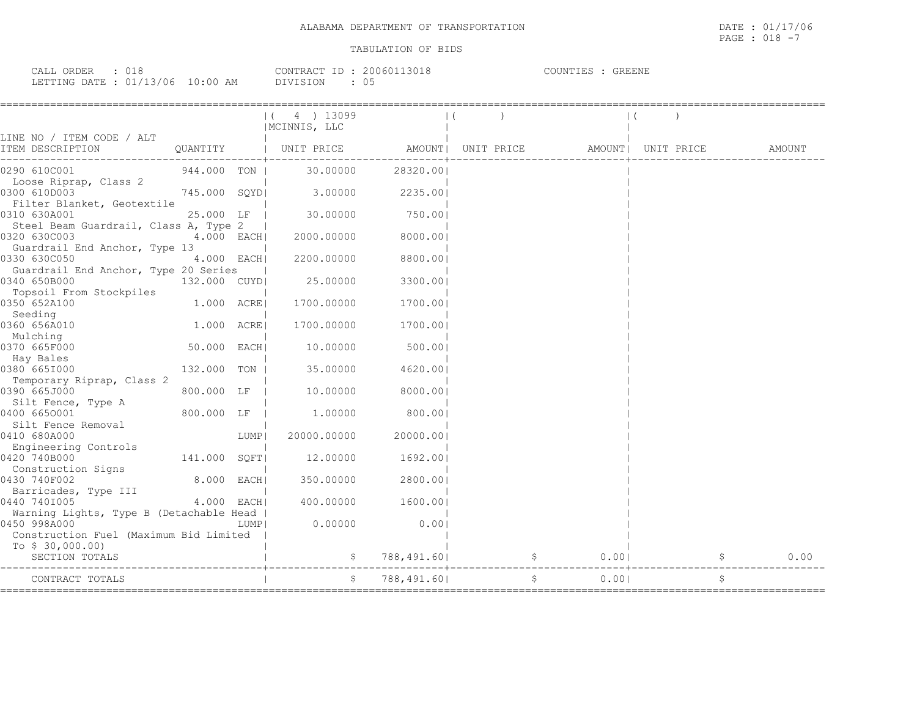ALABAMA DEPARTMENT OF TRANSPORTATION

TABULATION OF BIDS

DATE : 01/17/06
PAGE : 018 -7

CALL ORDER : 018 CONTRACT ID : 20060113018 COUNTIES : GREENE
LETTING DATE : 01/13/06 10:00 AM DIVISION : 05

| LINE NO / ITEM CODE / ALT ITEM DESCRIPTION | QUANTITY | | ( 4 ) 13099 MCINNIS, LLC UNIT PRICE | AMOUNT | ( ) UNIT PRICE | AMOUNT | ( ) UNIT PRICE | AMOUNT |
|---|---|---|---|---|---|---|---|---|
| 0290 610C001 Loose Riprap, Class 2 | 944.000 | TON | 30.00000 | 28320.00 | | | | |
| 0300 610D003 Filter Blanket, Geotextile | 745.000 | SQYD | 3.00000 | 2235.00 | | | | |
| 0310 630A001 Steel Beam Guardrail, Class A, Type 2 | 25.000 | LF | 30.00000 | 750.00 | | | | |
| 0320 630C003 Guardrail End Anchor, Type 13 | 4.000 | EACH | 2000.00000 | 8000.00 | | | | |
| 0330 630C050 Guardrail End Anchor, Type 20 Series | 4.000 | EACH | 2200.00000 | 8800.00 | | | | |
| 0340 650B000 Topsoil From Stockpiles | 132.000 | CUYD | 25.00000 | 3300.00 | | | | |
| 0350 652A100 Seeding | 1.000 | ACRE | 1700.00000 | 1700.00 | | | | |
| 0360 656A010 Mulching | 1.000 | ACRE | 1700.00000 | 1700.00 | | | | |
| 0370 665F000 Hay Bales | 50.000 | EACH | 10.00000 | 500.00 | | | | |
| 0380 665I000 Temporary Riprap, Class 2 | 132.000 | TON | 35.00000 | 4620.00 | | | | |
| 0390 665J000 Silt Fence, Type A | 800.000 | LF | 10.00000 | 8000.00 | | | | |
| 0400 665O001 Silt Fence Removal | 800.000 | LF | 1.00000 | 800.00 | | | | |
| 0410 680A000 Engineering Controls | | LUMP | 20000.00000 | 20000.00 | | | | |
| 0420 740B000 Construction Signs | 141.000 | SQFT | 12.00000 | 1692.00 | | | | |
| 0430 740F002 Barricades, Type III | 8.000 | EACH | 350.00000 | 2800.00 | | | | |
| 0440 740I005 Warning Lights, Type B (Detachable Head | 4.000 | EACH | 400.00000 | 1600.00 | | | | |
| 0450 998A000 Construction Fuel (Maximum Bid Limited To $ 30,000.00) | | LUMP | 0.00000 | 0.00 | | | | |
| SECTION TOTALS | | | $ | 788,491.60 | $ | 0.00 | $ | 0.00 |
| CONTRACT TOTALS | | | $ | 788,491.60 | $ | 0.00 | $ | |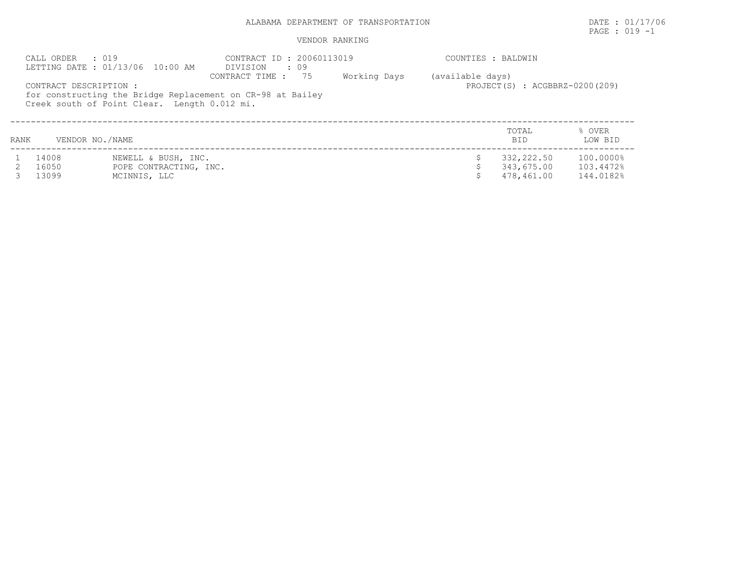ALABAMA DEPARTMENT OF TRANSPORTATION

DATE : 01/17/06

VENDOR RANKING

CALL ORDER : 019
LETTING DATE : 01/13/06 10:00 AM

CONTRACT ID : 20060113019
DIVISION : 09
CONTRACT TIME : 75 Working Days (available days)

COUNTIES : BALDWIN

PROJECT(S) : ACGBBRZ-0200(209)

CONTRACT DESCRIPTION :
for constructing the Bridge Replacement on CR-98 at Bailey Creek south of Point Clear. Length 0.012 mi.

| RANK | VENDOR NO. | NAME | TOTAL BID | % OVER LOW BID |
|---|---|---|---|---|
| 1 | 14008 | NEWELL & BUSH, INC. | $ 332,222.50 | 100.0000% |
| 2 | 16050 | POPE CONTRACTING, INC. | $ 343,675.00 | 103.4472% |
| 3 | 13099 | MCINNIS, LLC | $ 478,461.00 | 144.0182% |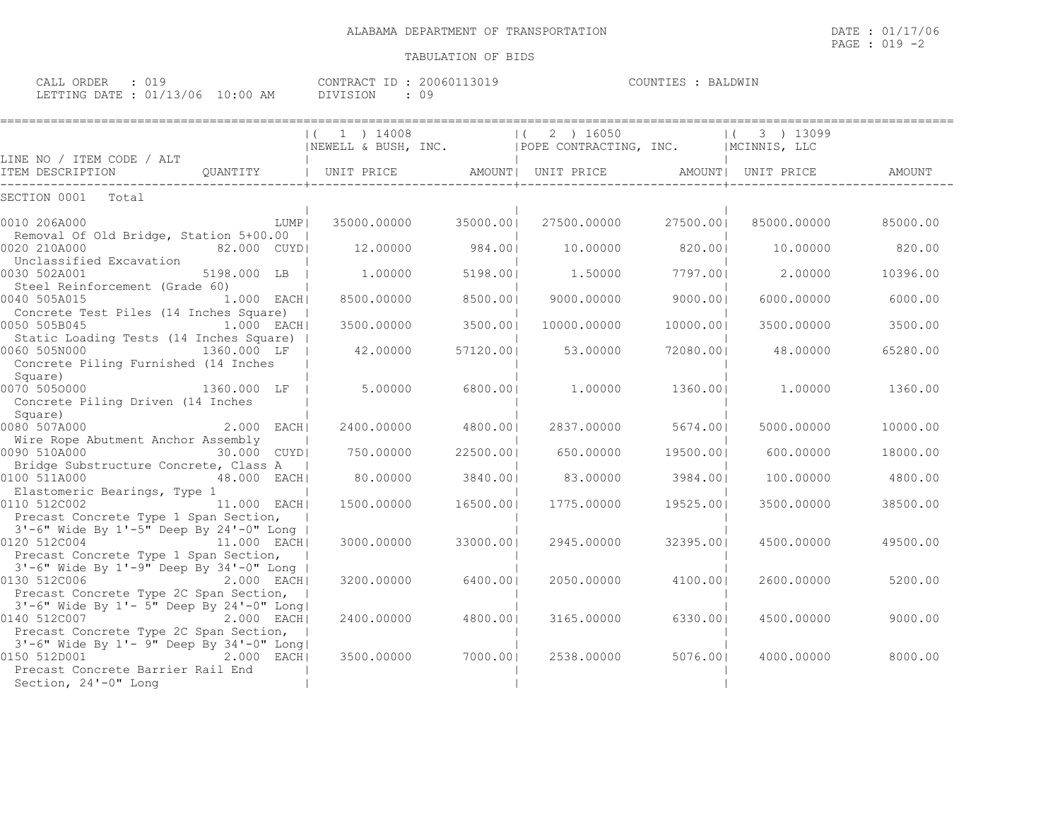ALABAMA DEPARTMENT OF TRANSPORTATION

TABULATION OF BIDS

DATE : 01/17/06
PAGE : 019 -2

CALL ORDER : 019
LETTING DATE : 01/13/06 10:00 AM

CONTRACT ID : 20060113019
DIVISION : 09

COUNTIES : BALDWIN

| LINE NO / ITEM CODE / ALT ITEM DESCRIPTION | QUANTITY | ( 1 ) 14008 NEWELL & BUSH, INC. UNIT PRICE | AMOUNT | ( 2 ) 16050 POPE CONTRACTING, INC. UNIT PRICE | AMOUNT | ( 3 ) 13099 MCINNIS, LLC UNIT PRICE | AMOUNT |
|---|---|---|---|---|---|---|---|
| SECTION 0001 Total | | | | | | | |
| 0010 206A000 Removal Of Old Bridge, Station 5+00.00 | LUMP | 35000.00000 | 35000.00 | 27500.00000 | 27500.00 | 85000.00000 | 85000.00 |
| 0020 210A000 Unclassified Excavation | 82.000 CUYD | 12.00000 | 984.00 | 10.00000 | 820.00 | 10.00000 | 820.00 |
| 0030 502A001 Steel Reinforcement (Grade 60) | 5198.000 LB | 1.00000 | 5198.00 | 1.50000 | 7797.00 | 2.00000 | 10396.00 |
| 0040 505A015 Concrete Test Piles (14 Inches Square) | 1.000 EACH | 8500.00000 | 8500.00 | 9000.00000 | 9000.00 | 6000.00000 | 6000.00 |
| 0050 505B045 Static Loading Tests (14 Inches Square) | 1.000 EACH | 3500.00000 | 3500.00 | 10000.00000 | 10000.00 | 3500.00000 | 3500.00 |
| 0060 505N000 Concrete Piling Furnished (14 Inches Square) | 1360.000 LF | 42.00000 | 57120.00 | 53.00000 | 72080.00 | 48.00000 | 65280.00 |
| 0070 505O000 Concrete Piling Driven (14 Inches Square) | 1360.000 LF | 5.00000 | 6800.00 | 1.00000 | 1360.00 | 1.00000 | 1360.00 |
| 0080 507A000 Wire Rope Abutment Anchor Assembly | 2.000 EACH | 2400.00000 | 4800.00 | 2837.00000 | 5674.00 | 5000.00000 | 10000.00 |
| 0090 510A000 Bridge Substructure Concrete, Class A | 30.000 CUYD | 750.00000 | 22500.00 | 650.00000 | 19500.00 | 600.00000 | 18000.00 |
| 0100 511A000 Elastomeric Bearings, Type 1 | 48.000 EACH | 80.00000 | 3840.00 | 83.00000 | 3984.00 | 100.00000 | 4800.00 |
| 0110 512C002 Precast Concrete Type 1 Span Section, 3'-6" Wide By 1'-5" Deep By 24'-0" Long | 11.000 EACH | 1500.00000 | 16500.00 | 1775.00000 | 19525.00 | 3500.00000 | 38500.00 |
| 0120 512C004 Precast Concrete Type 1 Span Section, 3'-6" Wide By 1'-9" Deep By 34'-0" Long | 11.000 EACH | 3000.00000 | 33000.00 | 2945.00000 | 32395.00 | 4500.00000 | 49500.00 |
| 0130 512C006 Precast Concrete Type 2C Span Section, 3'-6" Wide By 1'- 5" Deep By 24'-0" Long | 2.000 EACH | 3200.00000 | 6400.00 | 2050.00000 | 4100.00 | 2600.00000 | 5200.00 |
| 0140 512C007 Precast Concrete Type 2C Span Section, 3'-6" Wide By 1'- 9" Deep By 34'-0" Long | 2.000 EACH | 2400.00000 | 4800.00 | 3165.00000 | 6330.00 | 4500.00000 | 9000.00 |
| 0150 512D001 Precast Concrete Barrier Rail End Section, 24'-0" Long | 2.000 EACH | 3500.00000 | 7000.00 | 2538.00000 | 5076.00 | 4000.00000 | 8000.00 |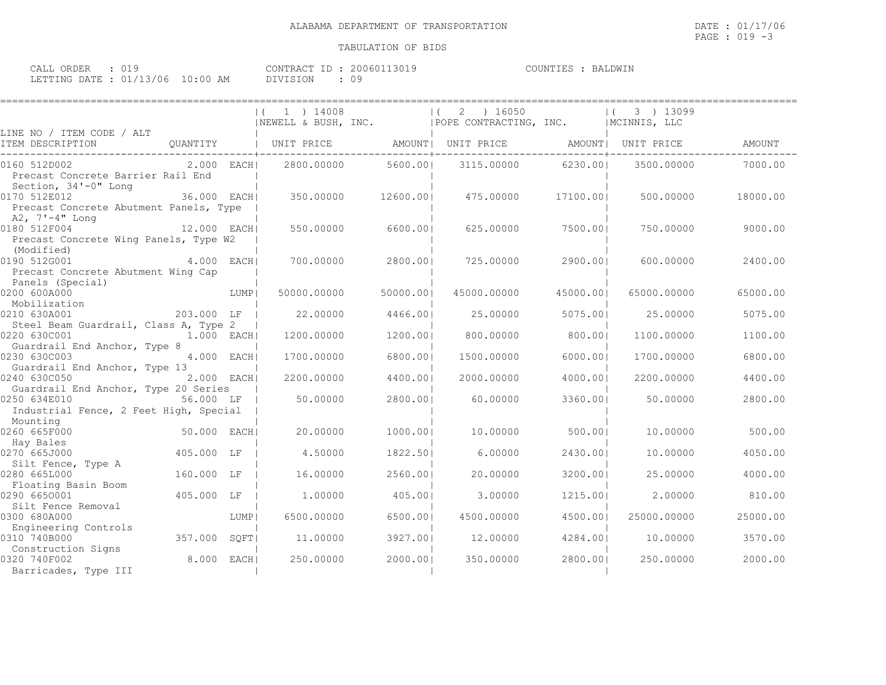ALABAMA DEPARTMENT OF TRANSPORTATION

TABULATION OF BIDS

DATE : 01/17/06
PAGE : 019 -3

CALL ORDER : 019
LETTING DATE : 01/13/06 10:00 AM

CONTRACT ID : 20060113019
DIVISION : 09

COUNTIES : BALDWIN

| LINE NO / ITEM CODE / ALT<br>ITEM DESCRIPTION | QUANTITY | ( 1 ) 14008<br>NEWELL & BUSH, INC.<br>UNIT PRICE | AMOUNT | ( 2 ) 16050<br>POPE CONTRACTING, INC.<br>UNIT PRICE | AMOUNT | ( 3 ) 13099<br>MCINNIS, LLC<br>UNIT PRICE | AMOUNT |
|---|---|---|---|---|---|---|---|
| 0160 512D002<br>Precast Concrete Barrier Rail End Section, 34'-0" Long | 2.000 EACH | 2800.00000 | 5600.00 | 3115.00000 | 6230.00 | 3500.00000 | 7000.00 |
| 0170 512E012<br>Precast Concrete Abutment Panels, Type A2, 7'-4" Long | 36.000 EACH | 350.00000 | 12600.00 | 475.00000 | 17100.00 | 500.00000 | 18000.00 |
| 0180 512F004<br>Precast Concrete Wing Panels, Type W2 (Modified) | 12.000 EACH | 550.00000 | 6600.00 | 625.00000 | 7500.00 | 750.00000 | 9000.00 |
| 0190 512G001<br>Precast Concrete Abutment Wing Cap Panels (Special) | 4.000 EACH | 700.00000 | 2800.00 | 725.00000 | 2900.00 | 600.00000 | 2400.00 |
| 0200 600A000<br>Mobilization | LUMP | 50000.00000 | 50000.00 | 45000.00000 | 45000.00 | 65000.00000 | 65000.00 |
| 0210 630A001<br>Steel Beam Guardrail, Class A, Type 2 | 203.000 LF | 22.00000 | 4466.00 | 25.00000 | 5075.00 | 25.00000 | 5075.00 |
| 0220 630C001<br>Guardrail End Anchor, Type 8 | 1.000 EACH | 1200.00000 | 1200.00 | 800.00000 | 800.00 | 1100.00000 | 1100.00 |
| 0230 630C003<br>Guardrail End Anchor, Type 13 | 4.000 EACH | 1700.00000 | 6800.00 | 1500.00000 | 6000.00 | 1700.00000 | 6800.00 |
| 0240 630C050<br>Guardrail End Anchor, Type 20 Series | 2.000 EACH | 2200.00000 | 4400.00 | 2000.00000 | 4000.00 | 2200.00000 | 4400.00 |
| 0250 634E010<br>Industrial Fence, 2 Feet High, Special Mounting | 56.000 LF | 50.00000 | 2800.00 | 60.00000 | 3360.00 | 50.00000 | 2800.00 |
| 0260 665F000<br>Hay Bales | 50.000 EACH | 20.00000 | 1000.00 | 10.00000 | 500.00 | 10.00000 | 500.00 |
| 0270 665J000<br>Silt Fence, Type A | 405.000 LF | 4.50000 | 1822.50 | 6.00000 | 2430.00 | 10.00000 | 4050.00 |
| 0280 665L000<br>Floating Basin Boom | 160.000 LF | 16.00000 | 2560.00 | 20.00000 | 3200.00 | 25.00000 | 4000.00 |
| 0290 665O001<br>Silt Fence Removal | 405.000 LF | 1.00000 | 405.00 | 3.00000 | 1215.00 | 2.00000 | 810.00 |
| 0300 680A000<br>Engineering Controls | LUMP | 6500.00000 | 6500.00 | 4500.00000 | 4500.00 | 25000.00000 | 25000.00 |
| 0310 740B000<br>Construction Signs | 357.000 SQFT | 11.00000 | 3927.00 | 12.00000 | 4284.00 | 10.00000 | 3570.00 |
| 0320 740F002<br>Barricades, Type III | 8.000 EACH | 250.00000 | 2000.00 | 350.00000 | 2800.00 | 250.00000 | 2000.00 |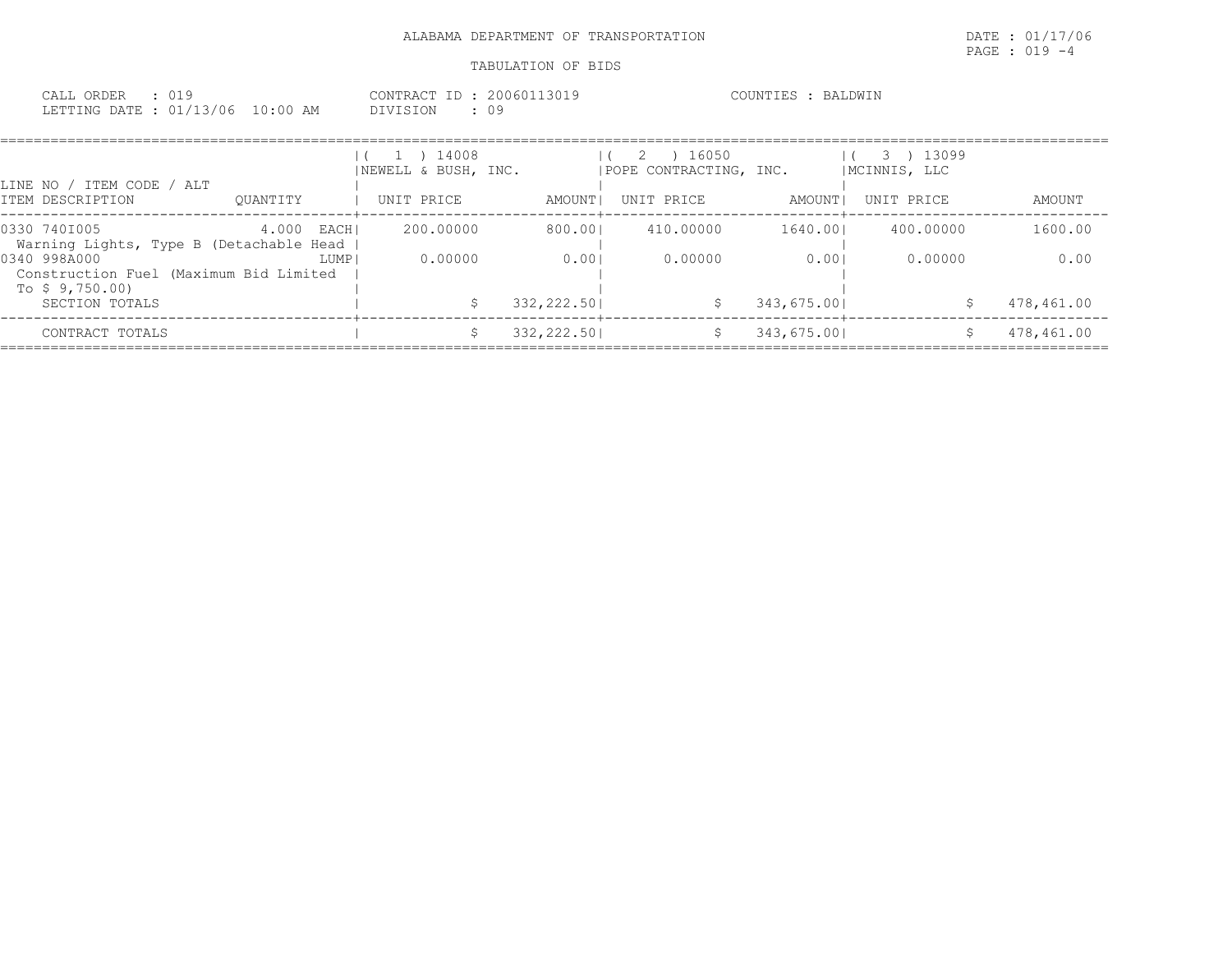ALABAMA DEPARTMENT OF TRANSPORTATION

TABULATION OF BIDS

CALL ORDER : 019
LETTING DATE : 01/13/06 10:00 AM

CONTRACT ID : 20060113019
DIVISION : 09

COUNTIES : BALDWIN

| LINE NO / ITEM CODE / ALT ITEM DESCRIPTION | QUANTITY | (1) 14008 NEWELL & BUSH, INC. UNIT PRICE | AMOUNT | (2) 16050 POPE CONTRACTING, INC. UNIT PRICE | AMOUNT | (3) 13099 MCINNIS, LLC UNIT PRICE | AMOUNT |
|---|---|---|---|---|---|---|---|
| 0330 740I005 Warning Lights, Type B (Detachable Head | 4.000 EACH | 200.00000 | 800.00 | 410.00000 | 1640.00 | 400.00000 | 1600.00 |
| 0340 998A000 Construction Fuel (Maximum Bid Limited To $ 9,750.00) | LUMP | 0.00000 | 0.00 | 0.00000 | 0.00 | 0.00000 | 0.00 |
| SECTION TOTALS | | | $ 332,222.50 | | $ 343,675.00 | | $ 478,461.00 |
| CONTRACT TOTALS | | | $ 332,222.50 | | $ 343,675.00 | | $ 478,461.00 |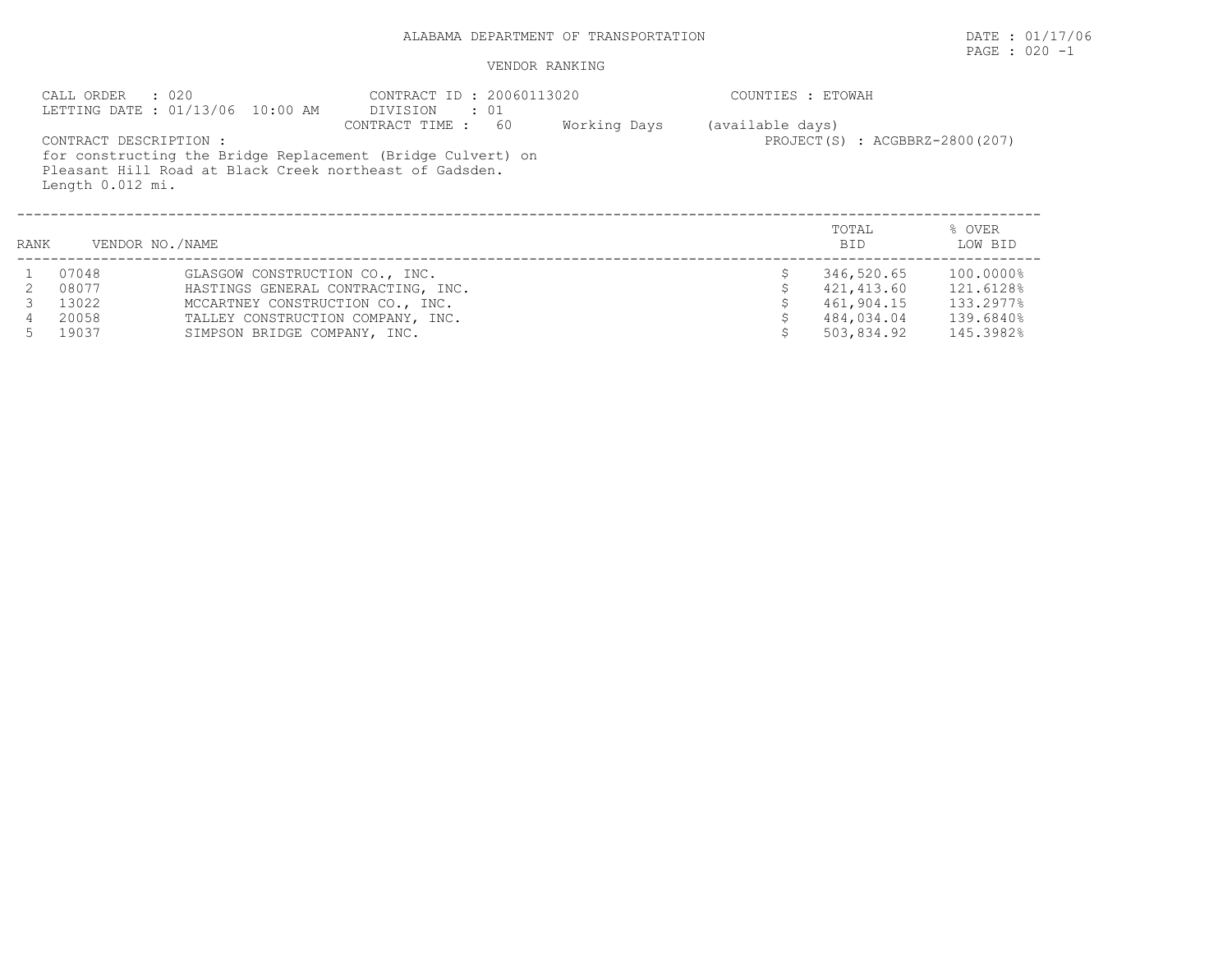ALABAMA DEPARTMENT OF TRANSPORTATION

DATE : 01/17/06

PAGE : 020 -1

VENDOR RANKING

CALL ORDER : 020
LETTING DATE : 01/13/06 10:00 AM

CONTRACT ID : 20060113020
DIVISION : 01
CONTRACT TIME : 60 Working Days (available days)

COUNTIES : ETOWAH

PROJECT(S) : ACGBBRZ-2800(207)

CONTRACT DESCRIPTION :
for constructing the Bridge Replacement (Bridge Culvert) on Pleasant Hill Road at Black Creek northeast of Gadsden.
Length 0.012 mi.

| RANK | VENDOR NO./NAME | | TOTAL BID | % OVER LOW BID |
|---|---|---|---|---|
| 1 | 07048 | GLASGOW CONSTRUCTION CO., INC. | $ 346,520.65 | 100.0000% |
| 2 | 08077 | HASTINGS GENERAL CONTRACTING, INC. | $ 421,413.60 | 121.6128% |
| 3 | 13022 | MCCARTNEY CONSTRUCTION CO., INC. | $ 461,904.15 | 133.2977% |
| 4 | 20058 | TALLEY CONSTRUCTION COMPANY, INC. | $ 484,034.04 | 139.6840% |
| 5 | 19037 | SIMPSON BRIDGE COMPANY, INC. | $ 503,834.92 | 145.3982% |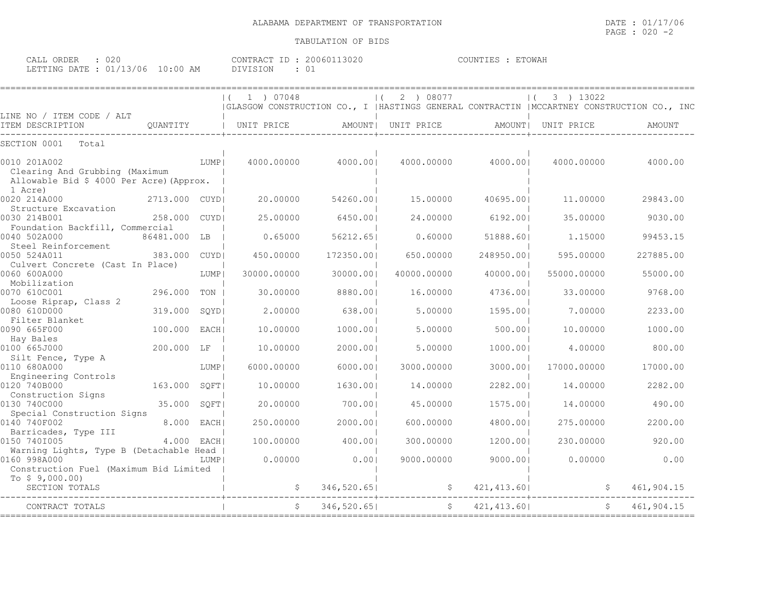ALABAMA DEPARTMENT OF TRANSPORTATION

TABULATION OF BIDS

DATE : 01/17/06
PAGE : 020 -2

CALL ORDER : 020
LETTING DATE : 01/13/06 10:00 AM

CONTRACT ID : 20060113020
DIVISION : 01

COUNTIES : ETOWAH

| LINE NO / ITEM CODE / ALT ITEM DESCRIPTION | QUANTITY | (1) 07048 GLASGOW CONSTRUCTION CO., I UNIT PRICE | AMOUNT | (2) 08077 HASTINGS GENERAL CONTRACTIN UNIT PRICE | AMOUNT | (3) 13022 MCCARTNEY CONSTRUCTION CO., INC UNIT PRICE | AMOUNT |
|---|---|---|---|---|---|---|---|
| SECTION 0001 Total | | | | | | | |
| 0010 201A002 Clearing And Grubbing (Maximum Allowable Bid $ 4000 Per Acre)(Approx. 1 Acre) | LUMP | 4000.00000 | 4000.00 | 4000.00000 | 4000.00 | 4000.00000 | 4000.00 |
| 0020 214A000 Structure Excavation | 2713.000 CUYD | 20.00000 | 54260.00 | 15.00000 | 40695.00 | 11.00000 | 29843.00 |
| 0030 214B001 Foundation Backfill, Commercial | 258.000 CUYD | 25.00000 | 6450.00 | 24.00000 | 6192.00 | 35.00000 | 9030.00 |
| 0040 502A000 Steel Reinforcement | 86481.000 LB | 0.65000 | 56212.65 | 0.60000 | 51888.60 | 1.15000 | 99453.15 |
| 0050 524A011 Culvert Concrete (Cast In Place) | 383.000 CUYD | 450.00000 | 172350.00 | 650.00000 | 248950.00 | 595.00000 | 227885.00 |
| 0060 600A000 Mobilization | LUMP | 30000.00000 | 30000.00 | 40000.00000 | 40000.00 | 55000.00000 | 55000.00 |
| 0070 610C001 Loose Riprap, Class 2 | 296.000 TON | 30.00000 | 8880.00 | 16.00000 | 4736.00 | 33.00000 | 9768.00 |
| 0080 610D000 Filter Blanket | 319.000 SQYD | 2.00000 | 638.00 | 5.00000 | 1595.00 | 7.00000 | 2233.00 |
| 0090 665F000 Hay Bales | 100.000 EACH | 10.00000 | 1000.00 | 5.00000 | 500.00 | 10.00000 | 1000.00 |
| 0100 665J000 Silt Fence, Type A | 200.000 LF | 10.00000 | 2000.00 | 5.00000 | 1000.00 | 4.00000 | 800.00 |
| 0110 680A000 Engineering Controls | LUMP | 6000.00000 | 6000.00 | 3000.00000 | 3000.00 | 17000.00000 | 17000.00 |
| 0120 740B000 Construction Signs | 163.000 SQFT | 10.00000 | 1630.00 | 14.00000 | 2282.00 | 14.00000 | 2282.00 |
| 0130 740C000 Special Construction Signs | 35.000 SQFT | 20.00000 | 700.00 | 45.00000 | 1575.00 | 14.00000 | 490.00 |
| 0140 740F002 Barricades, Type III | 8.000 EACH | 250.00000 | 2000.00 | 600.00000 | 4800.00 | 275.00000 | 2200.00 |
| 0150 740I005 Warning Lights, Type B (Detachable Head | 4.000 EACH | 100.00000 | 400.00 | 300.00000 | 1200.00 | 230.00000 | 920.00 |
| 0160 998A000 Construction Fuel (Maximum Bid Limited To $ 9,000.00) | LUMP | 0.00000 | 0.00 | 9000.00000 | 9000.00 | 0.00000 | 0.00 |
| SECTION TOTALS | | $ | 346,520.65 | $ | 421,413.60 | $ | 461,904.15 |
| CONTRACT TOTALS | | $ | 346,520.65 | $ | 421,413.60 | $ | 461,904.15 |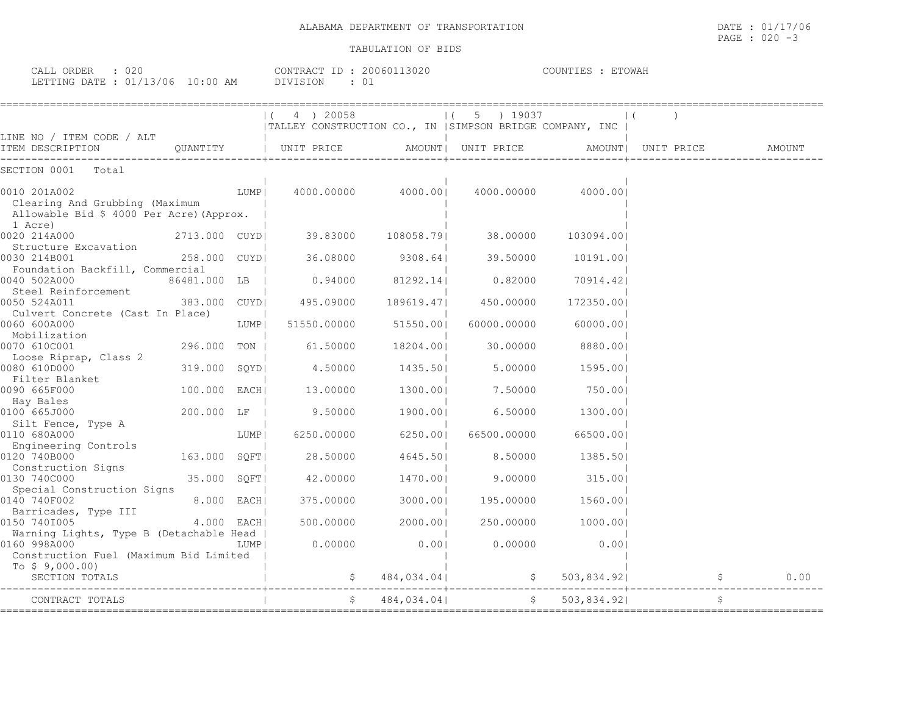ALABAMA DEPARTMENT OF TRANSPORTATION

TABULATION OF BIDS

DATE : 01/17/06

CALL ORDER : 020
LETTING DATE : 01/13/06 10:00 AM

CONTRACT ID : 20060113020
DIVISION : 01

COUNTIES : ETOWAH

| LINE NO / ITEM CODE / ALT ITEM DESCRIPTION | QUANTITY | (4) 20058 TALLEY CONSTRUCTION CO., IN UNIT PRICE | AMOUNT | (5) 19037 SIMPSON BRIDGE COMPANY, INC UNIT PRICE | AMOUNT | ( ) UNIT PRICE | AMOUNT |
|---|---|---|---|---|---|---|---|
| SECTION 0001 Total | | | | | | | |
| 0010 201A002 Clearing And Grubbing (Maximum Allowable Bid $ 4000 Per Acre)(Approx. 1 Acre) | LUMP | 4000.00000 | 4000.00 | 4000.00000 | 4000.00 | | |
| 0020 214A000 Structure Excavation | 2713.000 CUYD | 39.83000 | 108058.79 | 38.00000 | 103094.00 | | |
| 0030 214B001 Foundation Backfill, Commercial | 258.000 CUYD | 36.08000 | 9308.64 | 39.50000 | 10191.00 | | |
| 0040 502A000 Steel Reinforcement | 86481.000 LB | 0.94000 | 81292.14 | 0.82000 | 70914.42 | | |
| 0050 524A011 Culvert Concrete (Cast In Place) | 383.000 CUYD | 495.09000 | 189619.47 | 450.00000 | 172350.00 | | |
| 0060 600A000 Mobilization | LUMP | 51550.00000 | 51550.00 | 60000.00000 | 60000.00 | | |
| 0070 610C001 Loose Riprap, Class 2 | 296.000 TON | 61.50000 | 18204.00 | 30.00000 | 8880.00 | | |
| 0080 610D000 Filter Blanket | 319.000 SQYD | 4.50000 | 1435.50 | 5.00000 | 1595.00 | | |
| 0090 665F000 Hay Bales | 100.000 EACH | 13.00000 | 1300.00 | 7.50000 | 750.00 | | |
| 0100 665J000 Silt Fence, Type A | 200.000 LF | 9.50000 | 1900.00 | 6.50000 | 1300.00 | | |
| 0110 680A000 Engineering Controls | LUMP | 6250.00000 | 6250.00 | 66500.00000 | 66500.00 | | |
| 0120 740B000 Construction Signs | 163.000 SQFT | 28.50000 | 4645.50 | 8.50000 | 1385.50 | | |
| 0130 740C000 Special Construction Signs | 35.000 SQFT | 42.00000 | 1470.00 | 9.00000 | 315.00 | | |
| 0140 740F002 Barricades, Type III | 8.000 EACH | 375.00000 | 3000.00 | 195.00000 | 1560.00 | | |
| 0150 740I005 Warning Lights, Type B (Detachable Head | 4.000 EACH | 500.00000 | 2000.00 | 250.00000 | 1000.00 | | |
| 0160 998A000 Construction Fuel (Maximum Bid Limited To $ 9,000.00) | LUMP | 0.00000 | 0.00 | 0.00000 | 0.00 | | |
| SECTION TOTALS | | $ | 484,034.04 | $ | 503,834.92 | $ | 0.00 |
| CONTRACT TOTALS | | $ | 484,034.04 | $ | 503,834.92 | $ | |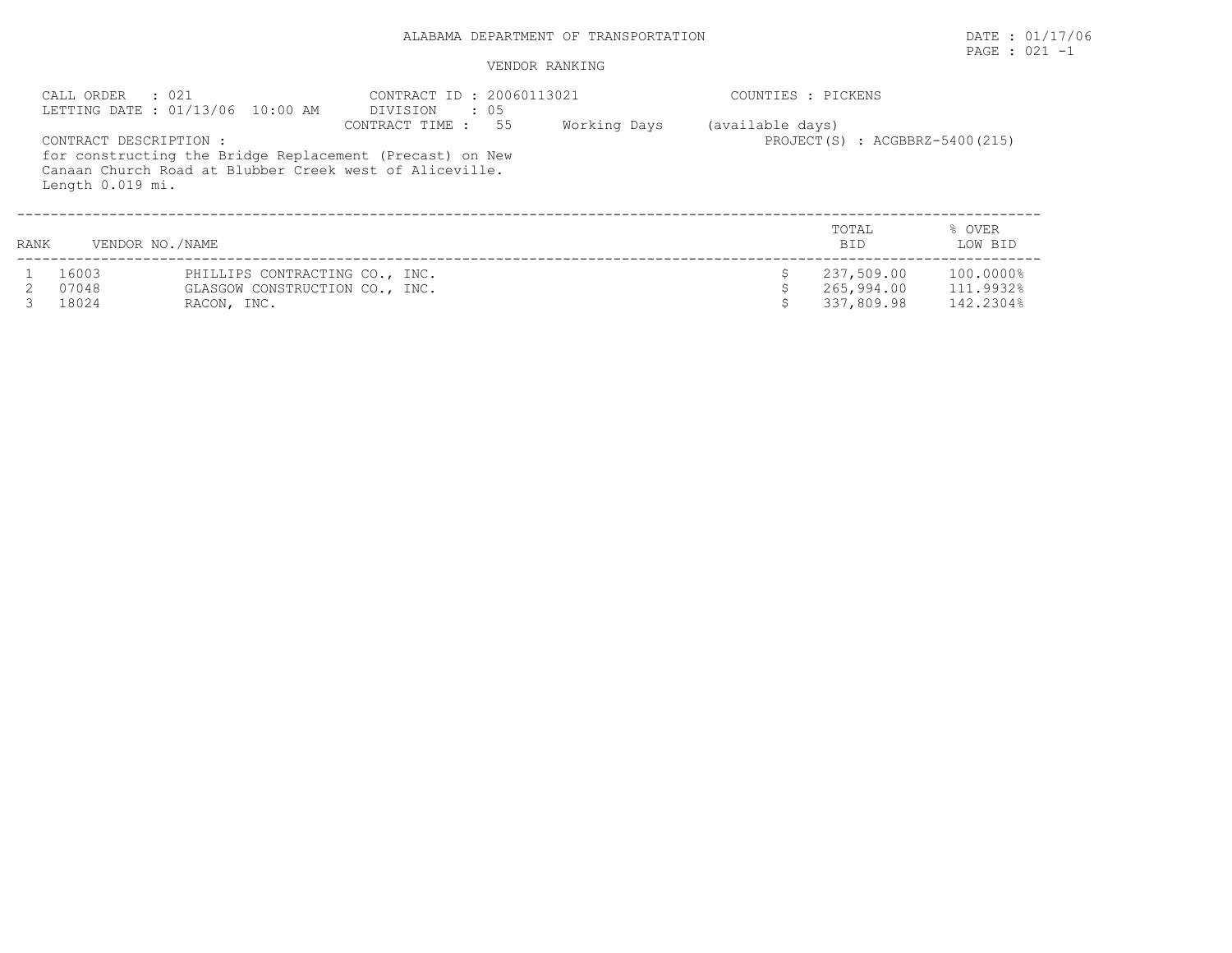ALABAMA DEPARTMENT OF TRANSPORTATION

DATE : 01/17/06

VENDOR RANKING

CALL ORDER : 021
LETTING DATE : 01/13/06 10:00 AM

CONTRACT ID : 20060113021
DIVISION : 05
CONTRACT TIME : 55 Working Days (available days)

COUNTIES : PICKENS

PROJECT(S) : ACGBBRZ-5400(215)

CONTRACT DESCRIPTION :
for constructing the Bridge Replacement (Precast) on New Canaan Church Road at Blubber Creek west of Aliceville. Length 0.019 mi.

| RANK | VENDOR NO./NAME | | TOTAL BID | % OVER LOW BID |
|---|---|---|---|---|
| 1 | 16003 | PHILLIPS CONTRACTING CO., INC. | $ 237,509.00 | 100.0000% |
| 2 | 07048 | GLASGOW CONSTRUCTION CO., INC. | $ 265,994.00 | 111.9932% |
| 3 | 18024 | RACON, INC. | $ 337,809.98 | 142.2304% |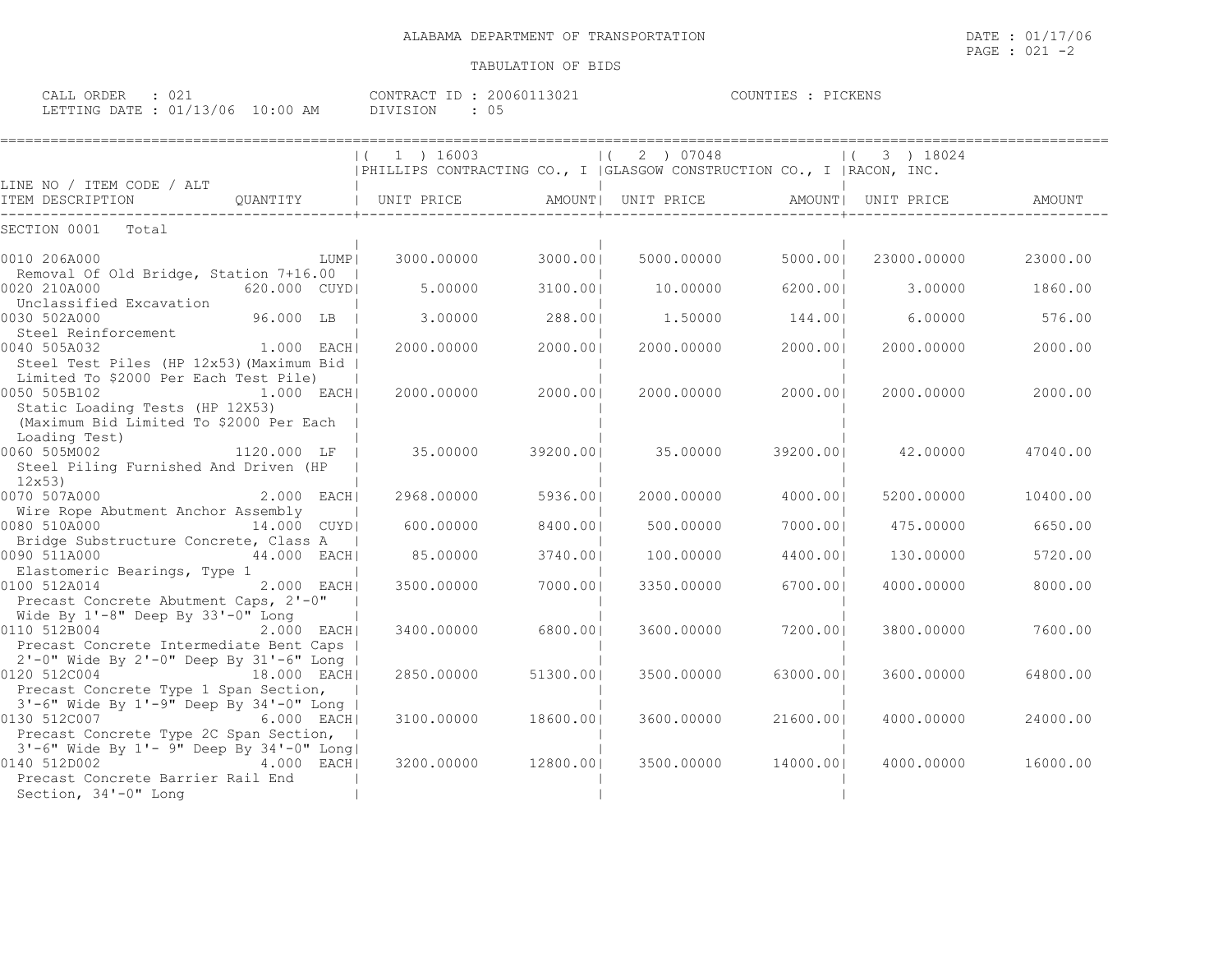ALABAMA DEPARTMENT OF TRANSPORTATION

TABULATION OF BIDS

DATE : 01/17/06

CALL ORDER : 021 | CONTRACT ID : 20060113021 | COUNTIES : PICKENS

LETTING DATE : 01/13/06 10:00 AM | DIVISION : 05

| LINE NO / ITEM CODE / ALT ITEM DESCRIPTION | QUANTITY | ( 1 ) 16003 PHILLIPS CONTRACTING CO., I UNIT PRICE | AMOUNT | ( 2 ) 07048 GLASGOW CONSTRUCTION CO., I UNIT PRICE | AMOUNT | ( 3 ) 18024 RACON, INC. UNIT PRICE | AMOUNT |
|---|---|---|---|---|---|---|---|
| SECTION 0001 Total | | | | | | | |
| 0010 206A000 Removal Of Old Bridge, Station 7+16.00 | LUMP | 3000.00000 | 3000.00 | 5000.00000 | 5000.00 | 23000.00000 | 23000.00 |
| 0020 210A000 Unclassified Excavation | 620.000 CUYD | 5.00000 | 3100.00 | 10.00000 | 6200.00 | 3.00000 | 1860.00 |
| 0030 502A000 Steel Reinforcement | 96.000 LB | 3.00000 | 288.00 | 1.50000 | 144.00 | 6.00000 | 576.00 |
| 0040 505A032 Steel Test Piles (HP 12x53)(Maximum Bid Limited To $2000 Per Each Test Pile) | 1.000 EACH | 2000.00000 | 2000.00 | 2000.00000 | 2000.00 | 2000.00000 | 2000.00 |
| 0050 505B102 Static Loading Tests (HP 12X53) (Maximum Bid Limited To $2000 Per Each Loading Test) | 1.000 EACH | 2000.00000 | 2000.00 | 2000.00000 | 2000.00 | 2000.00000 | 2000.00 |
| 0060 505M002 Steel Piling Furnished And Driven (HP 12x53) | 1120.000 LF | 35.00000 | 39200.00 | 35.00000 | 39200.00 | 42.00000 | 47040.00 |
| 0070 507A000 Wire Rope Abutment Anchor Assembly | 2.000 EACH | 2968.00000 | 5936.00 | 2000.00000 | 4000.00 | 5200.00000 | 10400.00 |
| 0080 510A000 Bridge Substructure Concrete, Class A | 14.000 CUYD | 600.00000 | 8400.00 | 500.00000 | 7000.00 | 475.00000 | 6650.00 |
| 0090 511A000 Elastomeric Bearings, Type 1 | 44.000 EACH | 85.00000 | 3740.00 | 100.00000 | 4400.00 | 130.00000 | 5720.00 |
| 0100 512A014 Precast Concrete Abutment Caps, 2'-0" Wide By 1'-8" Deep By 33'-0" Long | 2.000 EACH | 3500.00000 | 7000.00 | 3350.00000 | 6700.00 | 4000.00000 | 8000.00 |
| 0110 512B004 Precast Concrete Intermediate Bent Caps 2'-0" Wide By 2'-0" Deep By 31'-6" Long | 2.000 EACH | 3400.00000 | 6800.00 | 3600.00000 | 7200.00 | 3800.00000 | 7600.00 |
| 0120 512C004 Precast Concrete Type 1 Span Section, 3'-6" Wide By 1'-9" Deep By 34'-0" Long | 18.000 EACH | 2850.00000 | 51300.00 | 3500.00000 | 63000.00 | 3600.00000 | 64800.00 |
| 0130 512C007 Precast Concrete Type 2C Span Section, 3'-6" Wide By 1'- 9" Deep By 34'-0" Long | 6.000 EACH | 3100.00000 | 18600.00 | 3600.00000 | 21600.00 | 4000.00000 | 24000.00 |
| 0140 512D002 Precast Concrete Barrier Rail End Section, 34'-0" Long | 4.000 EACH | 3200.00000 | 12800.00 | 3500.00000 | 14000.00 | 4000.00000 | 16000.00 |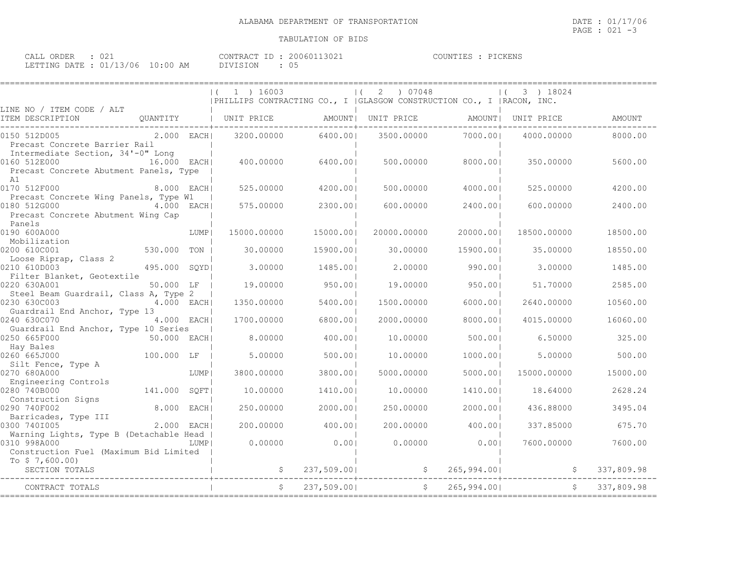ALABAMA DEPARTMENT OF TRANSPORTATION

TABULATION OF BIDS

DATE : 01/17/06
PAGE : 021 -3

CALL ORDER : 021
LETTING DATE : 01/13/06 10:00 AM

CONTRACT ID : 20060113021
DIVISION : 05

COUNTIES : PICKENS

| LINE NO / ITEM CODE / ALT | | (1) 16003 PHILLIPS CONTRACTING CO., I | | (2) 07048 GLASGOW CONSTRUCTION CO., I | | (3) 18024 RACON, INC. | |
|---|---|---|---|---|---|---|---|
| ITEM DESCRIPTION | QUANTITY | UNIT PRICE | AMOUNT | UNIT PRICE | AMOUNT | UNIT PRICE | AMOUNT |
| 0150 512D005 Precast Concrete Barrier Rail Intermediate Section, 34'-0" Long | 2.000 EACH | 3200.00000 | 6400.00 | 3500.00000 | 7000.00 | 4000.00000 | 8000.00 |
| 0160 512E000 Precast Concrete Abutment Panels, Type A1 | 16.000 EACH | 400.00000 | 6400.00 | 500.00000 | 8000.00 | 350.00000 | 5600.00 |
| 0170 512F000 Precast Concrete Wing Panels, Type W1 | 8.000 EACH | 525.00000 | 4200.00 | 500.00000 | 4000.00 | 525.00000 | 4200.00 |
| 0180 512G000 Precast Concrete Abutment Wing Cap Panels | 4.000 EACH | 575.00000 | 2300.00 | 600.00000 | 2400.00 | 600.00000 | 2400.00 |
| 0190 600A000 Mobilization | LUMP | 15000.00000 | 15000.00 | 20000.00000 | 20000.00 | 18500.00000 | 18500.00 |
| 0200 610C001 Loose Riprap, Class 2 | 530.000 TON | 30.00000 | 15900.00 | 30.00000 | 15900.00 | 35.00000 | 18550.00 |
| 0210 610D003 Filter Blanket, Geotextile | 495.000 SQYD | 3.00000 | 1485.00 | 2.00000 | 990.00 | 3.00000 | 1485.00 |
| 0220 630A001 Steel Beam Guardrail, Class A, Type 2 | 50.000 LF | 19.00000 | 950.00 | 19.00000 | 950.00 | 51.70000 | 2585.00 |
| 0230 630C003 Guardrail End Anchor, Type 13 | 4.000 EACH | 1350.00000 | 5400.00 | 1500.00000 | 6000.00 | 2640.00000 | 10560.00 |
| 0240 630C070 Guardrail End Anchor, Type 10 Series | 4.000 EACH | 1700.00000 | 6800.00 | 2000.00000 | 8000.00 | 4015.00000 | 16060.00 |
| 0250 665F000 Hay Bales | 50.000 EACH | 8.00000 | 400.00 | 10.00000 | 500.00 | 6.50000 | 325.00 |
| 0260 665J000 Silt Fence, Type A | 100.000 LF | 5.00000 | 500.00 | 10.00000 | 1000.00 | 5.00000 | 500.00 |
| 0270 680A000 Engineering Controls | LUMP | 3800.00000 | 3800.00 | 5000.00000 | 5000.00 | 15000.00000 | 15000.00 |
| 0280 740B000 Construction Signs | 141.000 SQFT | 10.00000 | 1410.00 | 10.00000 | 1410.00 | 18.64000 | 2628.24 |
| 0290 740F002 Barricades, Type III | 8.000 EACH | 250.00000 | 2000.00 | 250.00000 | 2000.00 | 436.88000 | 3495.04 |
| 0300 740I005 Warning Lights, Type B (Detachable Head | 2.000 EACH | 200.00000 | 400.00 | 200.00000 | 400.00 | 337.85000 | 675.70 |
| 0310 998A000 Construction Fuel (Maximum Bid Limited To $ 7,600.00) | LUMP | 0.00000 | 0.00 | 0.00000 | 0.00 | 7600.00000 | 7600.00 |
| SECTION TOTALS | | | $ 237,509.00 | | $ 265,994.00 | | $ 337,809.98 |
| CONTRACT TOTALS | | | $ 237,509.00 | | $ 265,994.00 | | $ 337,809.98 |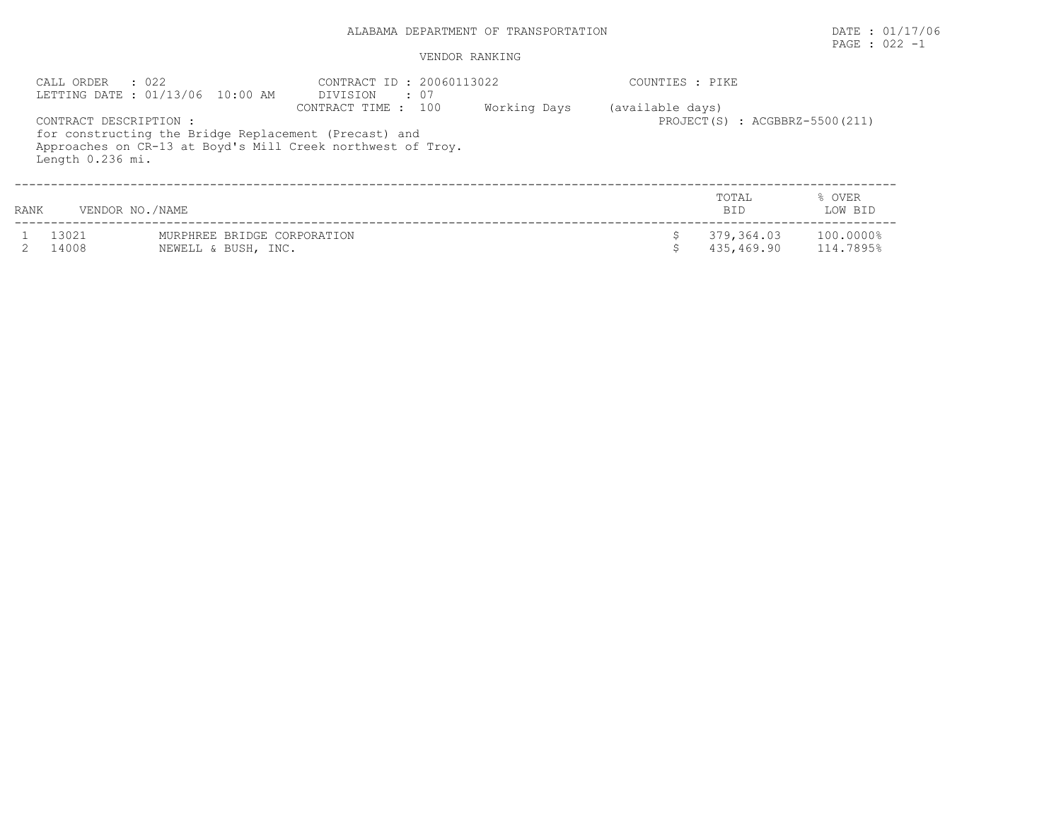ALABAMA DEPARTMENT OF TRANSPORTATION

DATE : 01/17/06

PAGE : 022 -1

VENDOR RANKING

CALL ORDER : 022
LETTING DATE : 01/13/06 10:00 AM

CONTRACT ID : 20060113022
DIVISION : 07
CONTRACT TIME : 100 Working Days (available days)

COUNTIES : PIKE

PROJECT(S) : ACGBBRZ-5500(211)

CONTRACT DESCRIPTION :
for constructing the Bridge Replacement (Precast) and Approaches on CR-13 at Boyd's Mill Creek northwest of Troy. Length 0.236 mi.

| RANK | VENDOR NO./NAME | | TOTAL BID | % OVER LOW BID |
|---|---|---|---|---|
| 1 | 13021 | MURPHREE BRIDGE CORPORATION | $ 379,364.03 | 100.0000% |
| 2 | 14008 | NEWELL & BUSH, INC. | $ 435,469.90 | 114.7895% |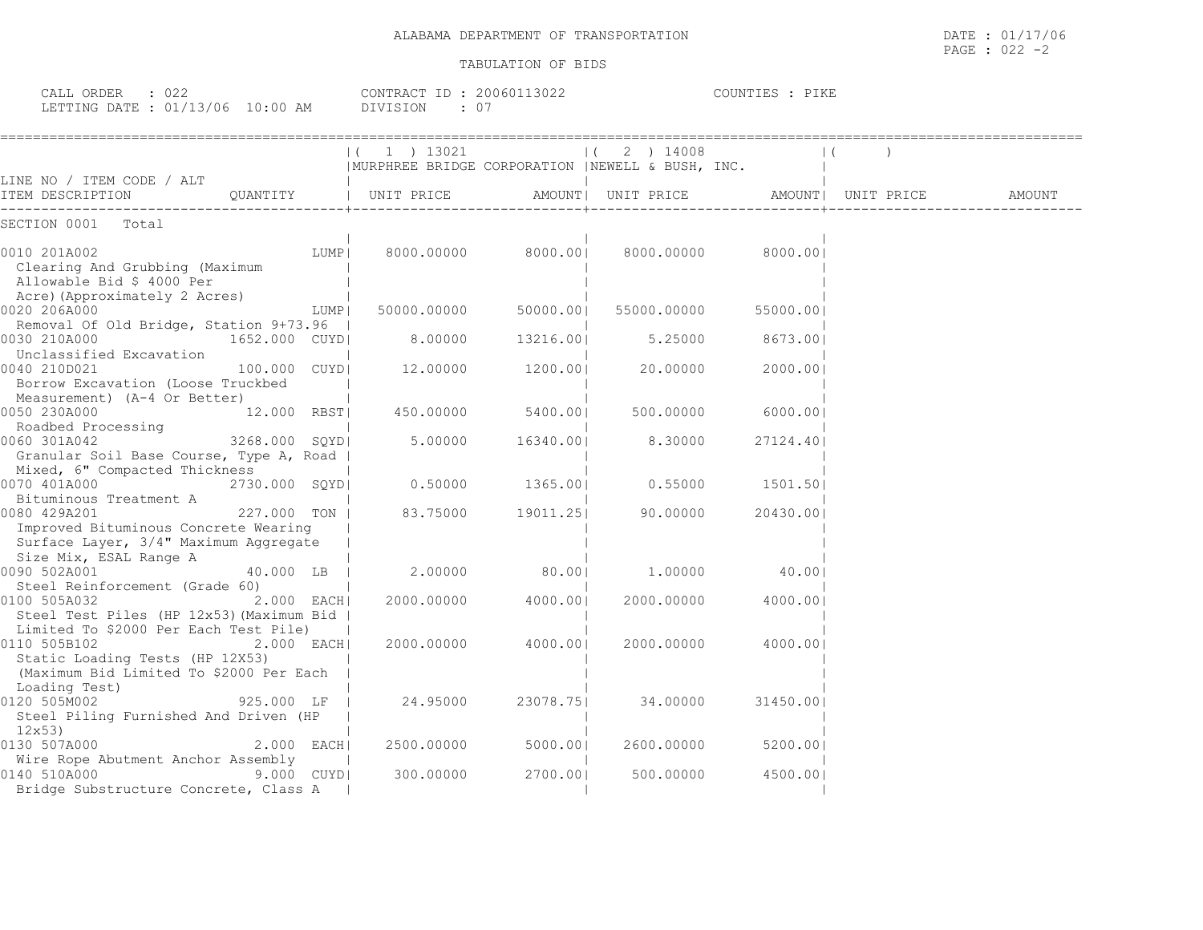ALABAMA DEPARTMENT OF TRANSPORTATION

TABULATION OF BIDS

DATE : 01/17/06

CALL ORDER : 022 CONTRACT ID : 20060113022 COUNTIES : PIKE
LETTING DATE : 01/13/06 10:00 AM DIVISION : 07

| LINE NO / ITEM CODE / ALT ITEM DESCRIPTION | QUANTITY | ( 1 ) 13021 MURPHREE BRIDGE CORPORATION UNIT PRICE | AMOUNT | ( 2 ) 14008 NEWELL & BUSH, INC. UNIT PRICE | AMOUNT | ( ) UNIT PRICE | AMOUNT |
|---|---|---|---|---|---|---|---|
| SECTION 0001 Total | | | | | | | |
| 0010 201A002 Clearing And Grubbing (Maximum Allowable Bid $ 4000 Per Acre)(Approximately 2 Acres) | LUMP | 8000.00000 | 8000.00 | 8000.00000 | 8000.00 | | |
| 0020 206A000 Removal Of Old Bridge, Station 9+73.96 | LUMP | 50000.00000 | 50000.00 | 55000.00000 | 55000.00 | | |
| 0030 210A000 Unclassified Excavation | 1652.000 CUYD | 8.00000 | 13216.00 | 5.25000 | 8673.00 | | |
| 0040 210D021 Borrow Excavation (Loose Truckbed Measurement) (A-4 Or Better) | 100.000 CUYD | 12.00000 | 1200.00 | 20.00000 | 2000.00 | | |
| 0050 230A000 Roadbed Processing | 12.000 RBST | 450.00000 | 5400.00 | 500.00000 | 6000.00 | | |
| 0060 301A042 Granular Soil Base Course, Type A, Road Mixed, 6" Compacted Thickness | 3268.000 SQYD | 5.00000 | 16340.00 | 8.30000 | 27124.40 | | |
| 0070 401A000 Bituminous Treatment A | 2730.000 SQYD | 0.50000 | 1365.00 | 0.55000 | 1501.50 | | |
| 0080 429A201 Improved Bituminous Concrete Wearing Surface Layer, 3/4" Maximum Aggregate Size Mix, ESAL Range A | 227.000 TON | 83.75000 | 19011.25 | 90.00000 | 20430.00 | | |
| 0090 502A001 Steel Reinforcement (Grade 60) | 40.000 LB | 2.00000 | 80.00 | 1.00000 | 40.00 | | |
| 0100 505A032 Steel Test Piles (HP 12x53)(Maximum Bid Limited To $2000 Per Each Test Pile) | 2.000 EACH | 2000.00000 | 4000.00 | 2000.00000 | 4000.00 | | |
| 0110 505B102 Static Loading Tests (HP 12X53) (Maximum Bid Limited To $2000 Per Each Loading Test) | 2.000 EACH | 2000.00000 | 4000.00 | 2000.00000 | 4000.00 | | |
| 0120 505M002 Steel Piling Furnished And Driven (HP 12x53) | 925.000 LF | 24.95000 | 23078.75 | 34.00000 | 31450.00 | | |
| 0130 507A000 Wire Rope Abutment Anchor Assembly | 2.000 EACH | 2500.00000 | 5000.00 | 2600.00000 | 5200.00 | | |
| 0140 510A000 Bridge Substructure Concrete, Class A | 9.000 CUYD | 300.00000 | 2700.00 | 500.00000 | 4500.00 | | |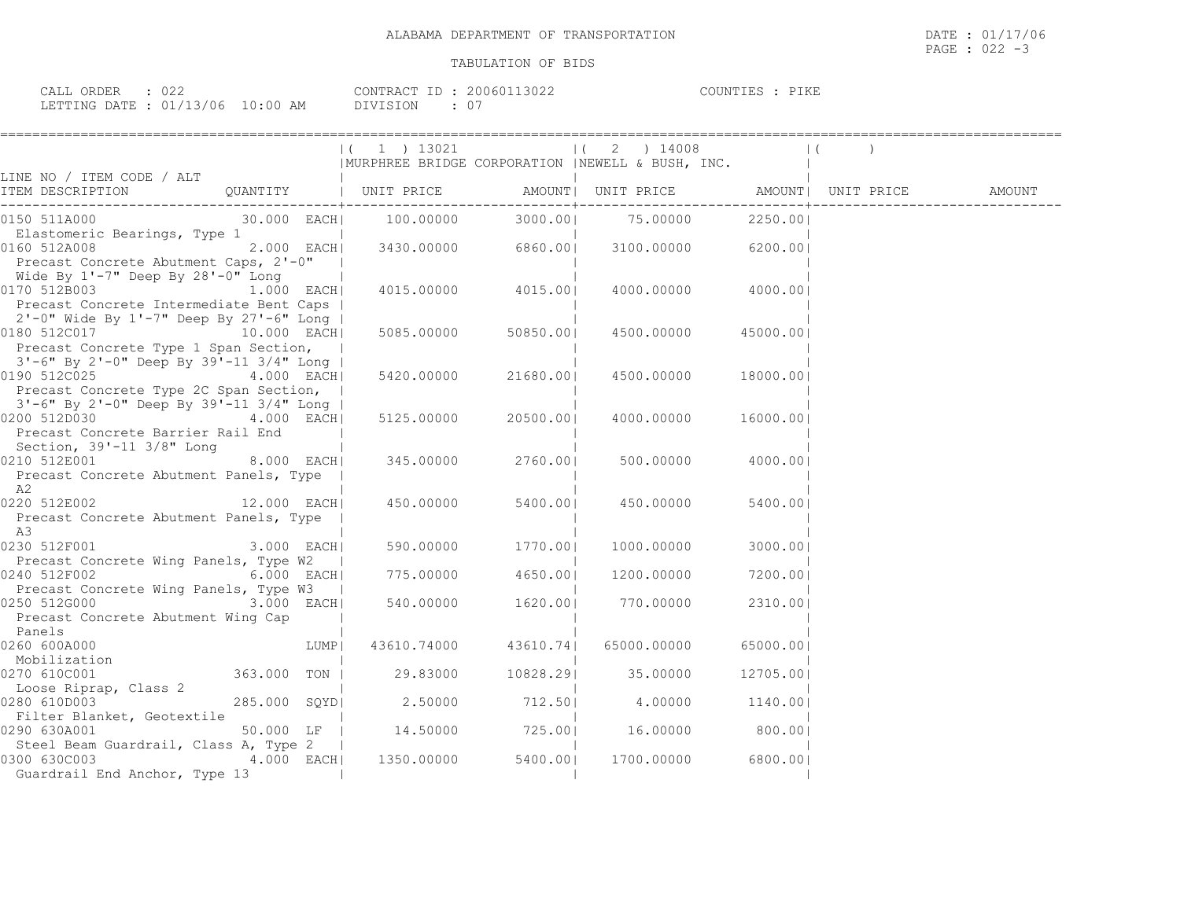ALABAMA DEPARTMENT OF TRANSPORTATION

DATE : 01/17/06

PAGE : 022 -3

TABULATION OF BIDS

CALL ORDER : 022 CONTRACT ID : 20060113022 COUNTIES : PIKE

LETTING DATE : 01/13/06 10:00 AM DIVISION : 07

| LINE NO / ITEM CODE / ALT ITEM DESCRIPTION | QUANTITY | ( 1 ) 13021 MURPHREE BRIDGE CORPORATION UNIT PRICE | AMOUNT | ( 2 ) 14008 NEWELL & BUSH, INC. UNIT PRICE | AMOUNT | ( ) UNIT PRICE | AMOUNT |
|---|---|---|---|---|---|---|---|
| 0150 511A000 Elastomeric Bearings, Type 1 | 30.000 EACH | 100.00000 | 3000.00 | 75.00000 | 2250.00 | | |
| 0160 512A008 Precast Concrete Abutment Caps, 2'-0" Wide By 1'-7" Deep By 28'-0" Long | 2.000 EACH | 3430.00000 | 6860.00 | 3100.00000 | 6200.00 | | |
| 0170 512B003 Precast Concrete Intermediate Bent Caps 2'-0" Wide By 1'-7" Deep By 27'-6" Long | 1.000 EACH | 4015.00000 | 4015.00 | 4000.00000 | 4000.00 | | |
| 0180 512C017 Precast Concrete Type 1 Span Section, 3'-6" By 2'-0" Deep By 39'-11 3/4" Long | 10.000 EACH | 5085.00000 | 50850.00 | 4500.00000 | 45000.00 | | |
| 0190 512C025 Precast Concrete Type 2C Span Section, 3'-6" By 2'-0" Deep By 39'-11 3/4" Long | 4.000 EACH | 5420.00000 | 21680.00 | 4500.00000 | 18000.00 | | |
| 0200 512D030 Precast Concrete Barrier Rail End Section, 39'-11 3/8" Long | 4.000 EACH | 5125.00000 | 20500.00 | 4000.00000 | 16000.00 | | |
| 0210 512E001 Precast Concrete Abutment Panels, Type A2 | 8.000 EACH | 345.00000 | 2760.00 | 500.00000 | 4000.00 | | |
| 0220 512E002 Precast Concrete Abutment Panels, Type A3 | 12.000 EACH | 450.00000 | 5400.00 | 450.00000 | 5400.00 | | |
| 0230 512F001 Precast Concrete Wing Panels, Type W2 | 3.000 EACH | 590.00000 | 1770.00 | 1000.00000 | 3000.00 | | |
| 0240 512F002 Precast Concrete Wing Panels, Type W3 | 6.000 EACH | 775.00000 | 4650.00 | 1200.00000 | 7200.00 | | |
| 0250 512G000 Precast Concrete Abutment Wing Cap Panels | 3.000 EACH | 540.00000 | 1620.00 | 770.00000 | 2310.00 | | |
| 0260 600A000 Mobilization | LUMP | 43610.74000 | 43610.74 | 65000.00000 | 65000.00 | | |
| 0270 610C001 Loose Riprap, Class 2 | 363.000 TON | 29.83000 | 10828.29 | 35.00000 | 12705.00 | | |
| 0280 610D003 Filter Blanket, Geotextile | 285.000 SQYD | 2.50000 | 712.50 | 4.00000 | 1140.00 | | |
| 0290 630A001 Steel Beam Guardrail, Class A, Type 2 | 50.000 LF | 14.50000 | 725.00 | 16.00000 | 800.00 | | |
| 0300 630C003 Guardrail End Anchor, Type 13 | 4.000 EACH | 1350.00000 | 5400.00 | 1700.00000 | 6800.00 | | |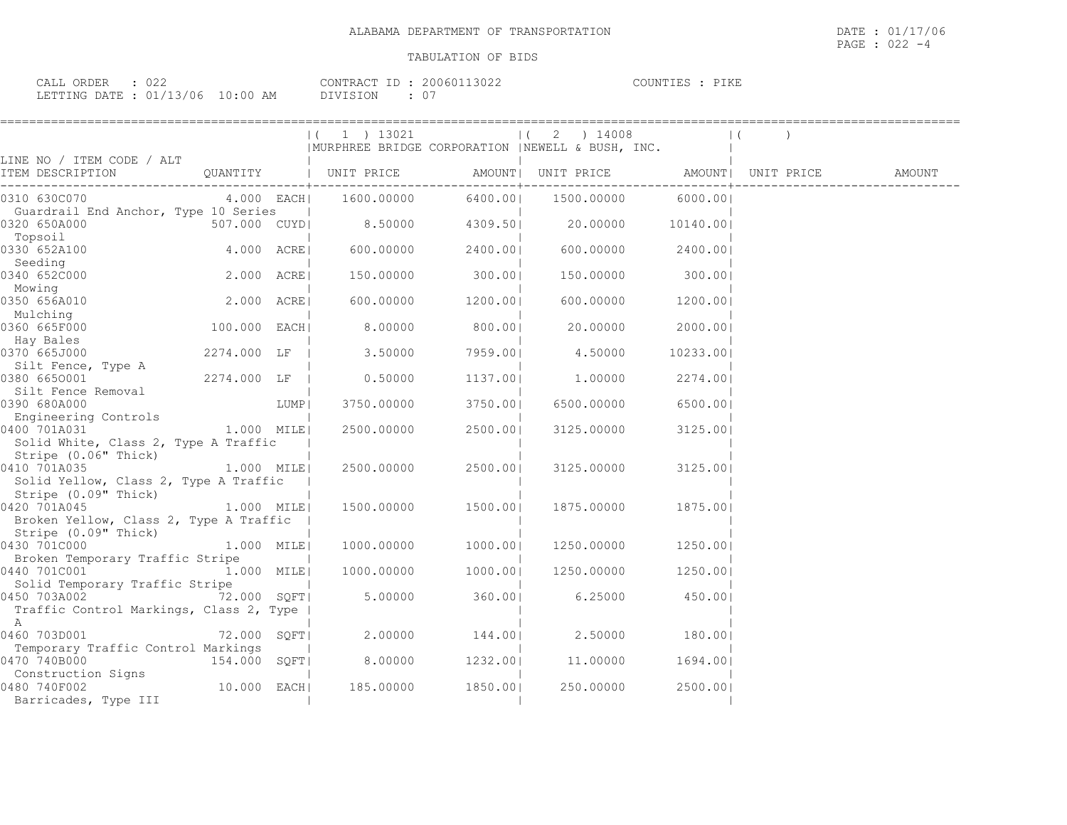ALABAMA DEPARTMENT OF TRANSPORTATION

TABULATION OF BIDS

CALL ORDER : 022 CONTRACT ID : 20060113022 COUNTIES : PIKE
LETTING DATE : 01/13/06 10:00 AM DIVISION : 07

| LINE NO / ITEM CODE / ALT ITEM DESCRIPTION | QUANTITY | (1) 13021 MURPHREE BRIDGE CORPORATION UNIT PRICE | AMOUNT | (2) 14008 NEWELL & BUSH, INC. UNIT PRICE | AMOUNT | ( ) UNIT PRICE | AMOUNT |
|---|---|---|---|---|---|---|---|
| 0310 630C070 Guardrail End Anchor, Type 10 Series | 4.000 EACH | 1600.00000 | 6400.00 | 1500.00000 | 6000.00 | | |
| 0320 650A000 Topsoil | 507.000 CUYD | 8.50000 | 4309.50 | 20.00000 | 10140.00 | | |
| 0330 652A100 Seeding | 4.000 ACRE | 600.00000 | 2400.00 | 600.00000 | 2400.00 | | |
| 0340 652C000 Mowing | 2.000 ACRE | 150.00000 | 300.00 | 150.00000 | 300.00 | | |
| 0350 656A010 Mulching | 2.000 ACRE | 600.00000 | 1200.00 | 600.00000 | 1200.00 | | |
| 0360 665F000 Hay Bales | 100.000 EACH | 8.00000 | 800.00 | 20.00000 | 2000.00 | | |
| 0370 665J000 Silt Fence, Type A | 2274.000 LF | 3.50000 | 7959.00 | 4.50000 | 10233.00 | | |
| 0380 665O001 Silt Fence Removal | 2274.000 LF | 0.50000 | 1137.00 | 1.00000 | 2274.00 | | |
| 0390 680A000 Engineering Controls | LUMP | 3750.00000 | 3750.00 | 6500.00000 | 6500.00 | | |
| 0400 701A031 Solid White, Class 2, Type A Traffic Stripe (0.06" Thick) | 1.000 MILE | 2500.00000 | 2500.00 | 3125.00000 | 3125.00 | | |
| 0410 701A035 Solid Yellow, Class 2, Type A Traffic Stripe (0.09" Thick) | 1.000 MILE | 2500.00000 | 2500.00 | 3125.00000 | 3125.00 | | |
| 0420 701A045 Broken Yellow, Class 2, Type A Traffic Stripe (0.09" Thick) | 1.000 MILE | 1500.00000 | 1500.00 | 1875.00000 | 1875.00 | | |
| 0430 701C000 Broken Temporary Traffic Stripe | 1.000 MILE | 1000.00000 | 1000.00 | 1250.00000 | 1250.00 | | |
| 0440 701C001 Solid Temporary Traffic Stripe | 1.000 MILE | 1000.00000 | 1000.00 | 1250.00000 | 1250.00 | | |
| 0450 703A002 Traffic Control Markings, Class 2, Type A | 72.000 SQFT | 5.00000 | 360.00 | 6.25000 | 450.00 | | |
| 0460 703D001 Temporary Traffic Control Markings | 72.000 SQFT | 2.00000 | 144.00 | 2.50000 | 180.00 | | |
| 0470 740B000 Construction Signs | 154.000 SQFT | 8.00000 | 1232.00 | 11.00000 | 1694.00 | | |
| 0480 740F002 Barricades, Type III | 10.000 EACH | 185.00000 | 1850.00 | 250.00000 | 2500.00 | | |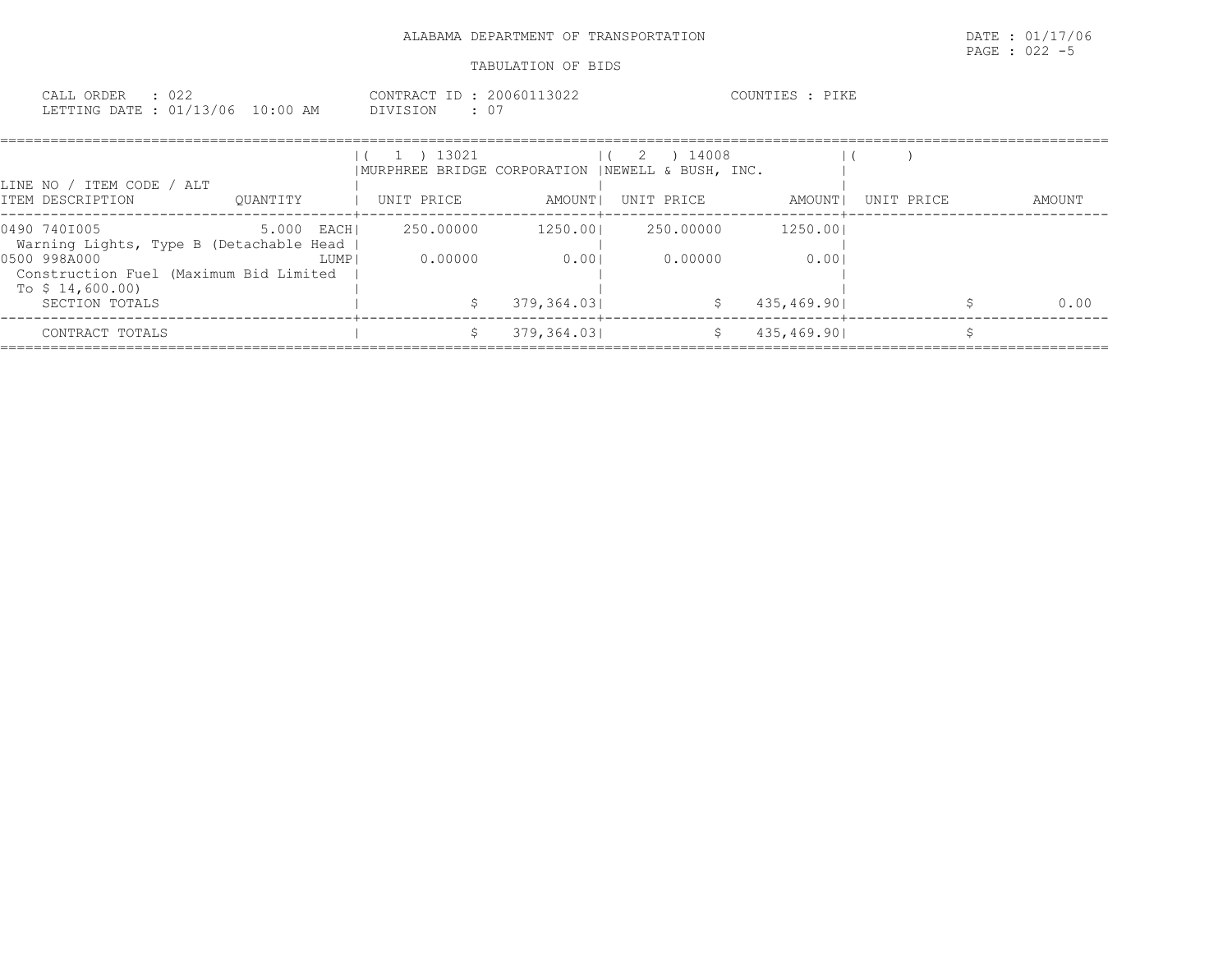ALABAMA DEPARTMENT OF TRANSPORTATION

DATE : 01/17/06

PAGE : 022 -5

TABULATION OF BIDS

CALL ORDER : 022 CONTRACT ID : 20060113022 COUNTIES : PIKE
LETTING DATE : 01/13/06 10:00 AM DIVISION : 07

| LINE NO / ITEM CODE / ALT<br>ITEM DESCRIPTION | QUANTITY | ( 1 ) 13021<br>MURPHREE BRIDGE CORPORATION<br>UNIT PRICE | AMOUNT | ( 2 ) 14008<br>NEWELL & BUSH, INC.<br>UNIT PRICE | AMOUNT | ( )<br>UNIT PRICE | AMOUNT |
|---|---|---|---|---|---|---|---|
| 0490 740I005<br>Warning Lights, Type B (Detachable Head | 5.000 EACH | 250.00000 | 1250.00 | 250.00000 | 1250.00 | | |
| 0500 998A000<br>Construction Fuel (Maximum Bid Limited To $ 14,600.00) | LUMP | 0.00000 | 0.00 | 0.00000 | 0.00 | | |
| SECTION TOTALS | | $ | 379,364.03 | $ | 435,469.90 | $ | 0.00 |
| CONTRACT TOTALS | | $ | 379,364.03 | $ | 435,469.90 | $ | |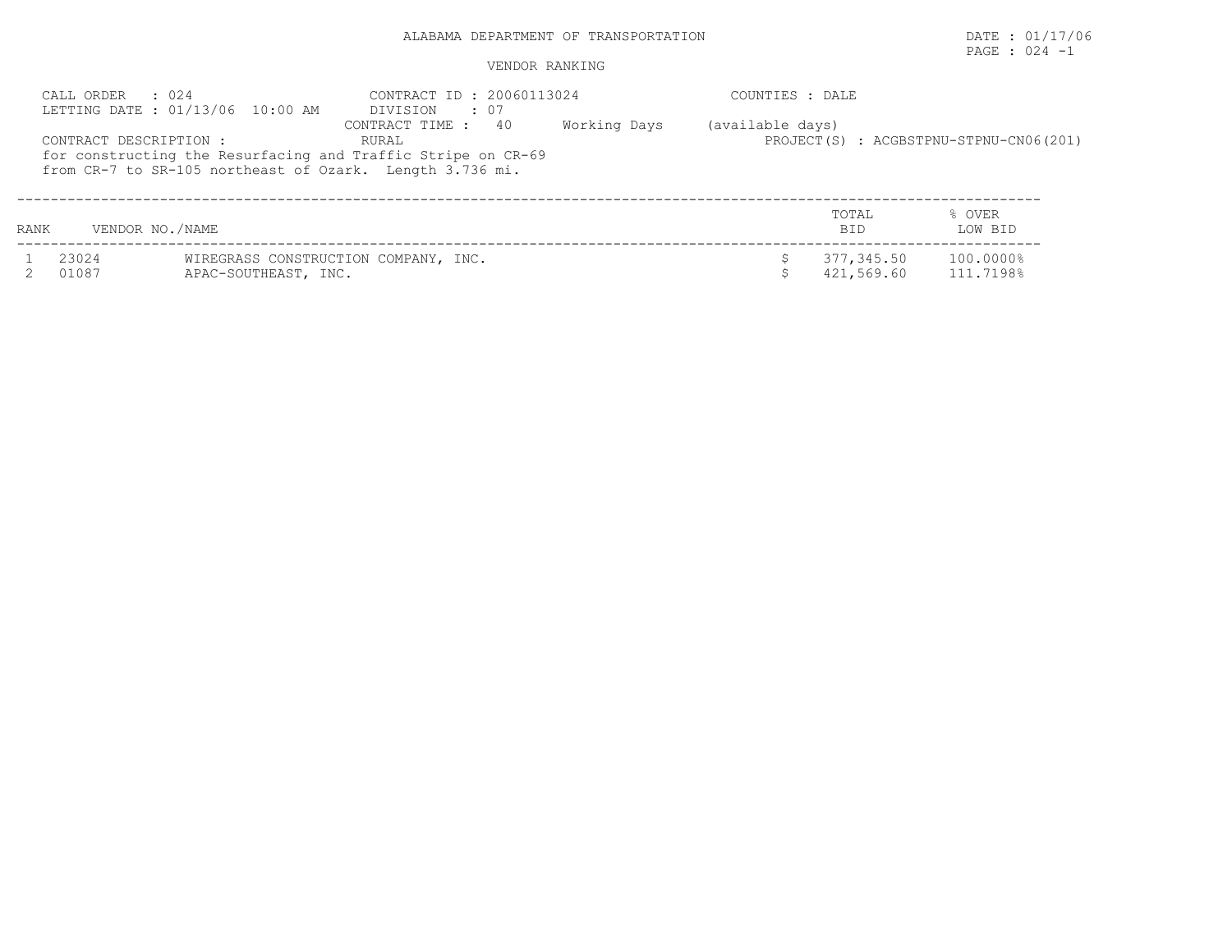ALABAMA DEPARTMENT OF TRANSPORTATION

DATE : 01/17/06

VENDOR RANKING

CALL ORDER : 024
LETTING DATE : 01/13/06 10:00 AM

CONTRACT ID : 20060113024
DIVISION : 07
CONTRACT TIME : 40 Working Days (available days)
RURAL

COUNTIES : DALE

PROJECT(S) : ACGBSTPNU-STPNU-CN06(201)

CONTRACT DESCRIPTION :
for constructing the Resurfacing and Traffic Stripe on CR-69
from CR-7 to SR-105 northeast of Ozark. Length 3.736 mi.

| RANK | VENDOR NO./NAME | | TOTAL BID | % OVER LOW BID |
|---|---|---|---|---|
| 1 | 23024 | WIREGRASS CONSTRUCTION COMPANY, INC. | $ 377,345.50 | 100.0000% |
| 2 | 01087 | APAC-SOUTHEAST, INC. | $ 421,569.60 | 111.7198% |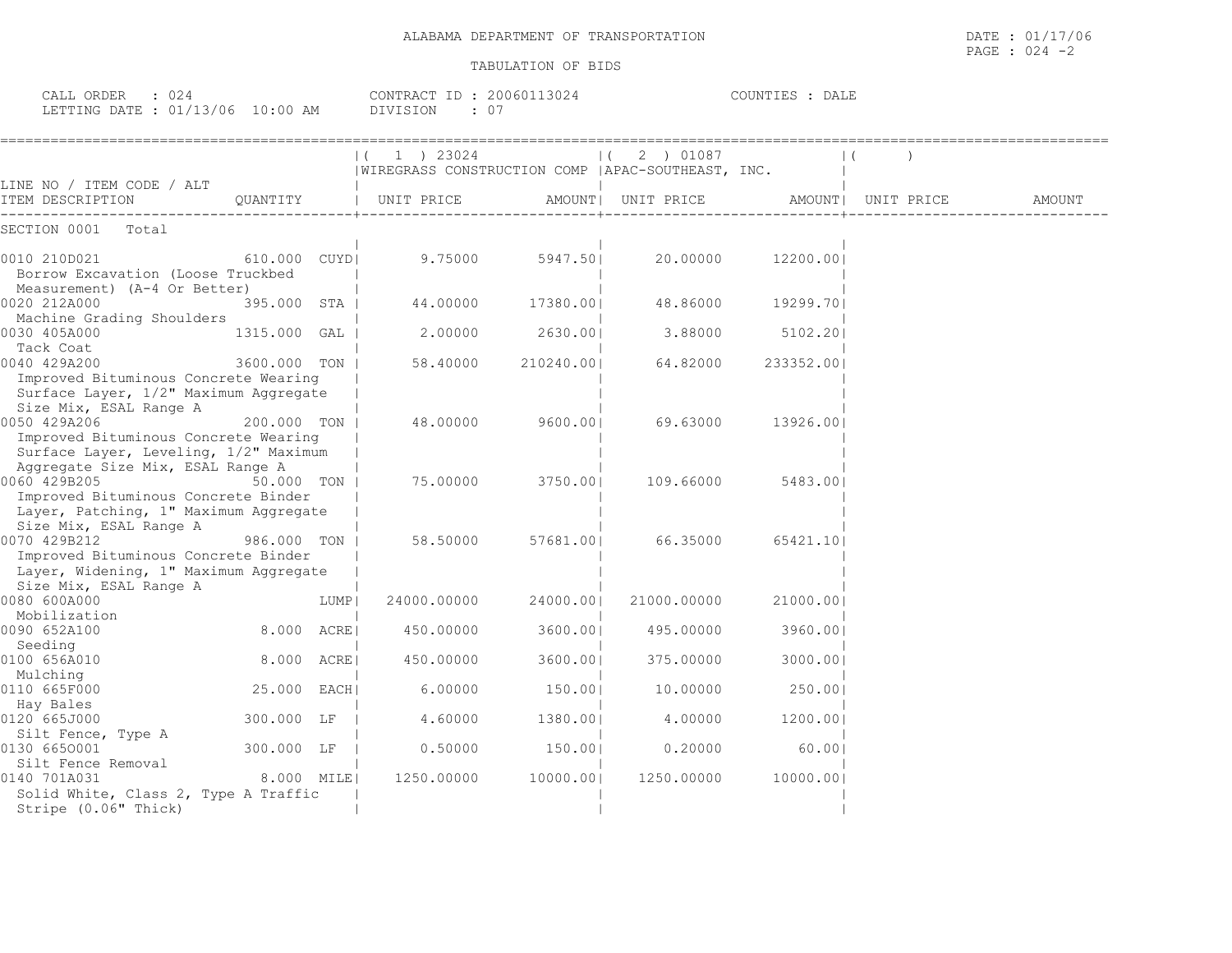ALABAMA DEPARTMENT OF TRANSPORTATION

TABULATION OF BIDS

DATE : 01/17/06

CALL ORDER : 024 — CONTRACT ID : 20060113024 — COUNTIES : DALE

LETTING DATE : 01/13/06 10:00 AM — DIVISION : 07

| LINE NO / ITEM CODE / ALT ITEM DESCRIPTION | QUANTITY | ( 1 ) 23024 WIREGRASS CONSTRUCTION COMP UNIT PRICE | AMOUNT | ( 2 ) 01087 APAC-SOUTHEAST, INC. UNIT PRICE | AMOUNT | ( ) UNIT PRICE | AMOUNT |
|---|---|---|---|---|---|---|---|
| SECTION 0001 Total | | | | | | | |
| 0010 210D021 Borrow Excavation (Loose Truckbed Measurement) (A-4 Or Better) | 610.000 CUYD | 9.75000 | 5947.50 | 20.00000 | 12200.00 | | |
| 0020 212A000 Machine Grading Shoulders | 395.000 STA | 44.00000 | 17380.00 | 48.86000 | 19299.70 | | |
| 0030 405A000 Tack Coat | 1315.000 GAL | 2.00000 | 2630.00 | 3.88000 | 5102.20 | | |
| 0040 429A200 Improved Bituminous Concrete Wearing Surface Layer, 1/2" Maximum Aggregate Size Mix, ESAL Range A | 3600.000 TON | 58.40000 | 210240.00 | 64.82000 | 233352.00 | | |
| 0050 429A206 Improved Bituminous Concrete Wearing Surface Layer, Leveling, 1/2" Maximum Aggregate Size Mix, ESAL Range A | 200.000 TON | 48.00000 | 9600.00 | 69.63000 | 13926.00 | | |
| 0060 429B205 Improved Bituminous Concrete Binder Layer, Patching, 1" Maximum Aggregate Size Mix, ESAL Range A | 50.000 TON | 75.00000 | 3750.00 | 109.66000 | 5483.00 | | |
| 0070 429B212 Improved Bituminous Concrete Binder Layer, Widening, 1" Maximum Aggregate Size Mix, ESAL Range A | 986.000 TON | 58.50000 | 57681.00 | 66.35000 | 65421.10 | | |
| 0080 600A000 Mobilization | LUMP | 24000.00000 | 24000.00 | 21000.00000 | 21000.00 | | |
| 0090 652A100 Seeding | 8.000 ACRE | 450.00000 | 3600.00 | 495.00000 | 3960.00 | | |
| 0100 656A010 Mulching | 8.000 ACRE | 450.00000 | 3600.00 | 375.00000 | 3000.00 | | |
| 0110 665F000 Hay Bales | 25.000 EACH | 6.00000 | 150.00 | 10.00000 | 250.00 | | |
| 0120 665J000 Silt Fence, Type A | 300.000 LF | 4.60000 | 1380.00 | 4.00000 | 1200.00 | | |
| 0130 665O001 Silt Fence Removal | 300.000 LF | 0.50000 | 150.00 | 0.20000 | 60.00 | | |
| 0140 701A031 Solid White, Class 2, Type A Traffic Stripe (0.06" Thick) | 8.000 MILE | 1250.00000 | 10000.00 | 1250.00000 | 10000.00 | | |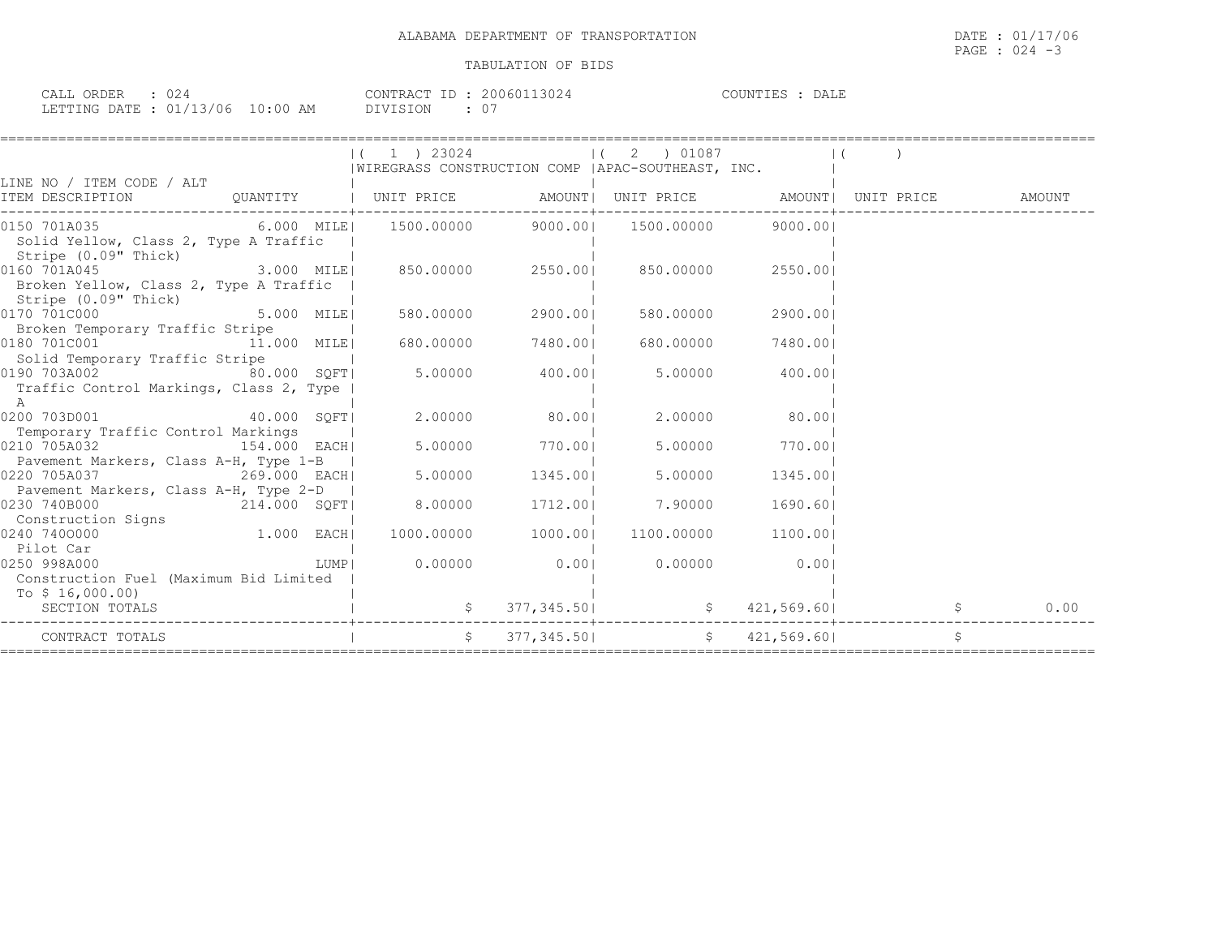ALABAMA DEPARTMENT OF TRANSPORTATION

DATE : 01/17/06

TABULATION OF BIDS

CALL ORDER : 024 CONTRACT ID : 20060113024 COUNTIES : DALE
LETTING DATE : 01/13/06 10:00 AM DIVISION : 07

| LINE NO / ITEM CODE / ALT ITEM DESCRIPTION | QUANTITY | ( 1 ) 23024 WIREGRASS CONSTRUCTION COMP UNIT PRICE | AMOUNT | ( 2 ) 01087 APAC-SOUTHEAST, INC. UNIT PRICE | AMOUNT | ( ) UNIT PRICE | AMOUNT |
|---|---|---|---|---|---|---|---|
| 0150 701A035 Solid Yellow, Class 2, Type A Traffic Stripe (0.09" Thick) | 6.000 MILE | 1500.00000 | 9000.00 | 1500.00000 | 9000.00 | | |
| 0160 701A045 Broken Yellow, Class 2, Type A Traffic Stripe (0.09" Thick) | 3.000 MILE | 850.00000 | 2550.00 | 850.00000 | 2550.00 | | |
| 0170 701C000 Broken Temporary Traffic Stripe | 5.000 MILE | 580.00000 | 2900.00 | 580.00000 | 2900.00 | | |
| 0180 701C001 Solid Temporary Traffic Stripe | 11.000 MILE | 680.00000 | 7480.00 | 680.00000 | 7480.00 | | |
| 0190 703A002 Traffic Control Markings, Class 2, Type A | 80.000 SQFT | 5.00000 | 400.00 | 5.00000 | 400.00 | | |
| 0200 703D001 Temporary Traffic Control Markings | 40.000 SQFT | 2.00000 | 80.00 | 2.00000 | 80.00 | | |
| 0210 705A032 Pavement Markers, Class A-H, Type 1-B | 154.000 EACH | 5.00000 | 770.00 | 5.00000 | 770.00 | | |
| 0220 705A037 Pavement Markers, Class A-H, Type 2-D | 269.000 EACH | 5.00000 | 1345.00 | 5.00000 | 1345.00 | | |
| 0230 740B000 Construction Signs | 214.000 SQFT | 8.00000 | 1712.00 | 7.90000 | 1690.60 | | |
| 0240 740O000 Pilot Car | 1.000 EACH | 1000.00000 | 1000.00 | 1100.00000 | 1100.00 | | |
| 0250 998A000 Construction Fuel (Maximum Bid Limited To $ 16,000.00) | LUMP | 0.00000 | 0.00 | 0.00000 | 0.00 | | |
| SECTION TOTALS | | $ | 377,345.50 | $ | 421,569.60 | $ | 0.00 |
| CONTRACT TOTALS | | $ | 377,345.50 | $ | 421,569.60 | $ | |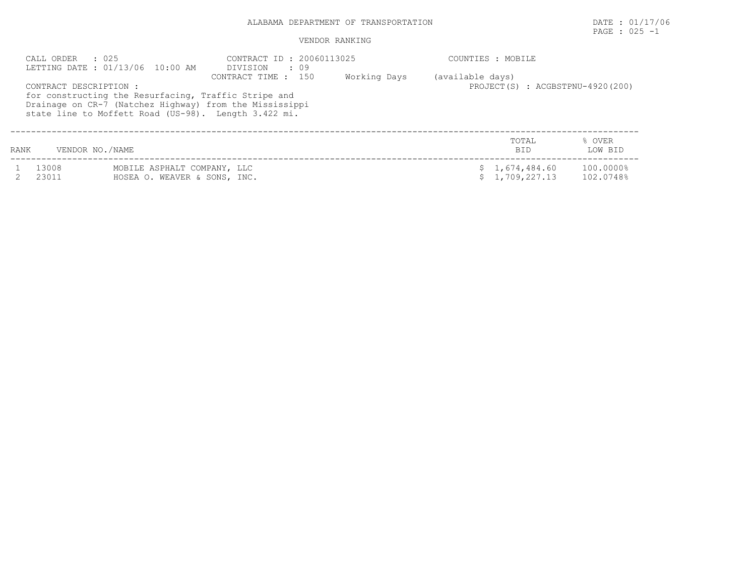ALABAMA DEPARTMENT OF TRANSPORTATION

DATE : 01/17/06

PAGE : 025 -1

VENDOR RANKING

CALL ORDER : 025
LETTING DATE : 01/13/06 10:00 AM

CONTRACT ID : 20060113025
DIVISION : 09
CONTRACT TIME : 150 Working Days (available days)

COUNTIES : MOBILE

PROJECT(S) : ACGBSTPNU-4920(200)

CONTRACT DESCRIPTION :
for constructing the Resurfacing, Traffic Stripe and Drainage on CR-7 (Natchez Highway) from the Mississippi state line to Moffett Road (US-98). Length 3.422 mi.

| RANK | VENDOR NO./NAME | | TOTAL BID | % OVER LOW BID |
|---|---|---|---|---|
| 1 | 13008 | MOBILE ASPHALT COMPANY, LLC | $ 1,674,484.60 | 100.0000% |
| 2 | 23011 | HOSEA O. WEAVER & SONS, INC. | $ 1,709,227.13 | 102.0748% |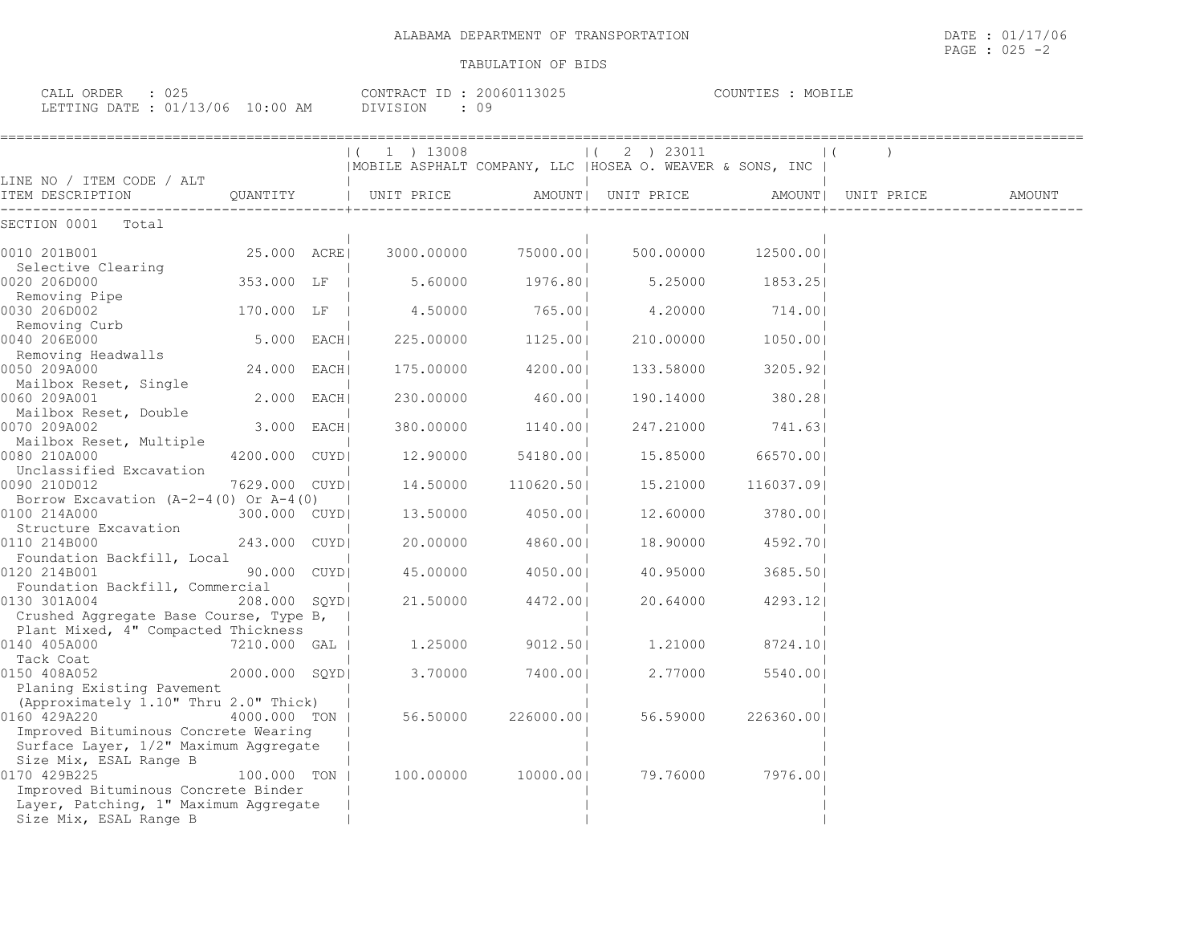# ALABAMA DEPARTMENT OF TRANSPORTATION

## TABULATION OF BIDS

DATE : 01/17/06
PAGE : 025 -2

CALL ORDER : 025
LETTING DATE : 01/13/06 10:00 AM

CONTRACT ID : 20060113025
DIVISION : 09

COUNTIES : MOBILE

| LINE NO / ITEM CODE / ALT ITEM DESCRIPTION | QUANTITY | (1) 13008 MOBILE ASPHALT COMPANY, LLC UNIT PRICE | AMOUNT | (2) 23011 HOSEA O. WEAVER & SONS, INC UNIT PRICE | AMOUNT | ( ) UNIT PRICE | AMOUNT |
|---|---|---|---|---|---|---|---|
| SECTION 0001 Total | | | | | | | |
| 0010 201B001 Selective Clearing | 25.000 ACRE | 3000.00000 | 75000.00 | 500.00000 | 12500.00 | | |
| 0020 206D000 Removing Pipe | 353.000 LF | 5.60000 | 1976.80 | 5.25000 | 1853.25 | | |
| 0030 206D002 Removing Curb | 170.000 LF | 4.50000 | 765.00 | 4.20000 | 714.00 | | |
| 0040 206E000 Removing Headwalls | 5.000 EACH | 225.00000 | 1125.00 | 210.00000 | 1050.00 | | |
| 0050 209A000 Mailbox Reset, Single | 24.000 EACH | 175.00000 | 4200.00 | 133.58000 | 3205.92 | | |
| 0060 209A001 Mailbox Reset, Double | 2.000 EACH | 230.00000 | 460.00 | 190.14000 | 380.28 | | |
| 0070 209A002 Mailbox Reset, Multiple | 3.000 EACH | 380.00000 | 1140.00 | 247.21000 | 741.63 | | |
| 0080 210A000 Unclassified Excavation | 4200.000 CUYD | 12.90000 | 54180.00 | 15.85000 | 66570.00 | | |
| 0090 210D012 Borrow Excavation (A-2-4(0) Or A-4(0) | 7629.000 CUYD | 14.50000 | 110620.50 | 15.21000 | 116037.09 | | |
| 0100 214A000 Structure Excavation | 300.000 CUYD | 13.50000 | 4050.00 | 12.60000 | 3780.00 | | |
| 0110 214B000 Foundation Backfill, Local | 243.000 CUYD | 20.00000 | 4860.00 | 18.90000 | 4592.70 | | |
| 0120 214B001 Foundation Backfill, Commercial | 90.000 CUYD | 45.00000 | 4050.00 | 40.95000 | 3685.50 | | |
| 0130 301A004 Crushed Aggregate Base Course, Type B, Plant Mixed, 4" Compacted Thickness | 208.000 SQYD | 21.50000 | 4472.00 | 20.64000 | 4293.12 | | |
| 0140 405A000 Tack Coat | 7210.000 GAL | 1.25000 | 9012.50 | 1.21000 | 8724.10 | | |
| 0150 408A052 Planing Existing Pavement (Approximately 1.10" Thru 2.0" Thick) | 2000.000 SQYD | 3.70000 | 7400.00 | 2.77000 | 5540.00 | | |
| 0160 429A220 Improved Bituminous Concrete Wearing Surface Layer, 1/2" Maximum Aggregate Size Mix, ESAL Range B | 4000.000 TON | 56.50000 | 226000.00 | 56.59000 | 226360.00 | | |
| 0170 429B225 Improved Bituminous Concrete Binder Layer, Patching, 1" Maximum Aggregate Size Mix, ESAL Range B | 100.000 TON | 100.00000 | 10000.00 | 79.76000 | 7976.00 | | |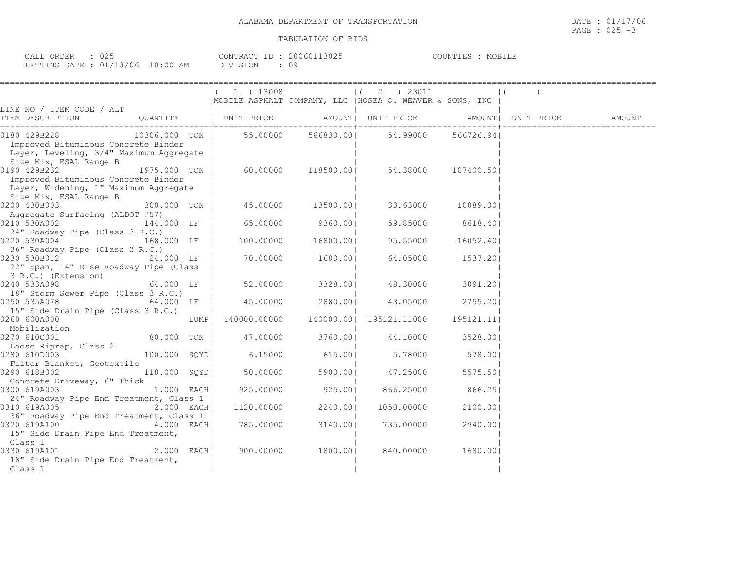ALABAMA DEPARTMENT OF TRANSPORTATION

TABULATION OF BIDS

DATE : 01/17/06
PAGE : 025 -3

CALL ORDER : 025
LETTING DATE : 01/13/06 10:00 AM

CONTRACT ID : 20060113025
DIVISION : 09

COUNTIES : MOBILE

| LINE NO / ITEM CODE / ALT ITEM DESCRIPTION | QUANTITY | (1) 13008 MOBILE ASPHALT COMPANY, LLC UNIT PRICE | AMOUNT | (2) 23011 HOSEA O. WEAVER & SONS, INC UNIT PRICE | AMOUNT | ( ) UNIT PRICE | AMOUNT |
|---|---|---|---|---|---|---|---|
| 0180 429B228 Improved Bituminous Concrete Binder Layer, Leveling, 3/4" Maximum Aggregate Size Mix, ESAL Range B | 10306.000 TON | 55.00000 | 566830.00 | 54.99000 | 566726.94 | | |
| 0190 429B232 Improved Bituminous Concrete Binder Layer, Widening, 1" Maximum Aggregate Size Mix, ESAL Range B | 1975.000 TON | 60.00000 | 118500.00 | 54.38000 | 107400.50 | | |
| 0200 430B003 Aggregate Surfacing (ALDOT #57) | 300.000 TON | 45.00000 | 13500.00 | 33.63000 | 10089.00 | | |
| 0210 530A002 24" Roadway Pipe (Class 3 R.C.) | 144.000 LF | 65.00000 | 9360.00 | 59.85000 | 8618.40 | | |
| 0220 530A004 36" Roadway Pipe (Class 3 R.C.) | 168.000 LF | 100.00000 | 16800.00 | 95.55000 | 16052.40 | | |
| 0230 530B012 22" Span, 14" Rise Roadway Pipe (Class 3 R.C.) (Extension) | 24.000 LF | 70.00000 | 1680.00 | 64.05000 | 1537.20 | | |
| 0240 533A098 18" Storm Sewer Pipe (Class 3 R.C.) | 64.000 LF | 52.00000 | 3328.00 | 48.30000 | 3091.20 | | |
| 0250 535A078 15" Side Drain Pipe (Class 3 R.C.) | 64.000 LF | 45.00000 | 2880.00 | 43.05000 | 2755.20 | | |
| 0260 600A000 Mobilization | LUMP | 140000.00000 | 140000.00 | 195121.11000 | 195121.11 | | |
| 0270 610C001 Loose Riprap, Class 2 | 80.000 TON | 47.00000 | 3760.00 | 44.10000 | 3528.00 | | |
| 0280 610D003 Filter Blanket, Geotextile | 100.000 SQYD | 6.15000 | 615.00 | 5.78000 | 578.00 | | |
| 0290 618B002 Concrete Driveway, 6" Thick | 118.000 SQYD | 50.00000 | 5900.00 | 47.25000 | 5575.50 | | |
| 0300 619A003 24" Roadway Pipe End Treatment, Class 1 | 1.000 EACH | 925.00000 | 925.00 | 866.25000 | 866.25 | | |
| 0310 619A005 36" Roadway Pipe End Treatment, Class 1 | 2.000 EACH | 1120.00000 | 2240.00 | 1050.00000 | 2100.00 | | |
| 0320 619A100 15" Side Drain Pipe End Treatment, Class 1 | 4.000 EACH | 785.00000 | 3140.00 | 735.00000 | 2940.00 | | |
| 0330 619A101 18" Side Drain Pipe End Treatment, Class 1 | 2.000 EACH | 900.00000 | 1800.00 | 840.00000 | 1680.00 | | |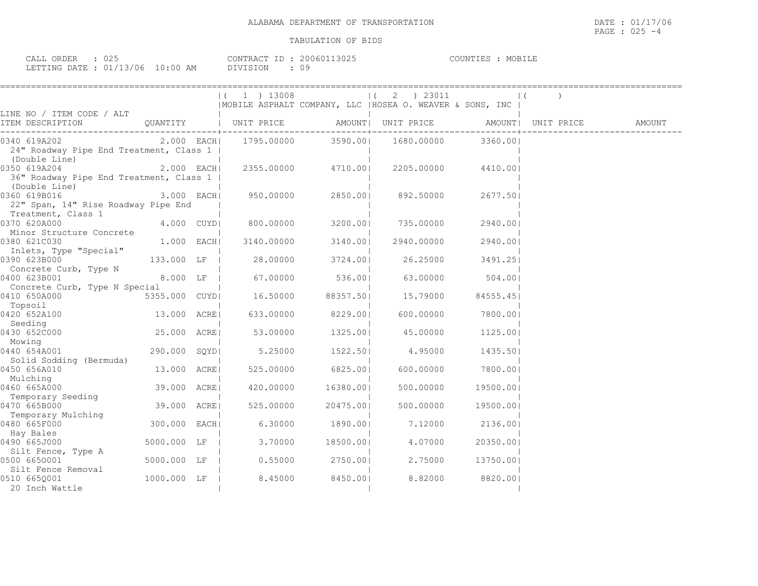ALABAMA DEPARTMENT OF TRANSPORTATION

DATE : 01/17/06

PAGE : 025 -4

TABULATION OF BIDS

CALL ORDER : 025 CONTRACT ID : 20060113025 COUNTIES : MOBILE

LETTING DATE : 01/13/06 10:00 AM DIVISION : 09

| LINE NO / ITEM CODE / ALT ITEM DESCRIPTION | QUANTITY | (1) 13008 MOBILE ASPHALT COMPANY, LLC UNIT PRICE | AMOUNT | (2) 23011 HOSEA O. WEAVER & SONS, INC UNIT PRICE | AMOUNT | ( ) UNIT PRICE | AMOUNT |
|---|---|---|---|---|---|---|---|
| 0340 619A202 24" Roadway Pipe End Treatment, Class 1 (Double Line) | 2.000 EACH | 1795.00000 | 3590.00 | 1680.00000 | 3360.00 | | |
| 0350 619A204 36" Roadway Pipe End Treatment, Class 1 (Double Line) | 2.000 EACH | 2355.00000 | 4710.00 | 2205.00000 | 4410.00 | | |
| 0360 619B016 22" Span, 14" Rise Roadway Pipe End Treatment, Class 1 | 3.000 EACH | 950.00000 | 2850.00 | 892.50000 | 2677.50 | | |
| 0370 620A000 Minor Structure Concrete | 4.000 CUYD | 800.00000 | 3200.00 | 735.00000 | 2940.00 | | |
| 0380 621C030 Inlets, Type "Special" | 1.000 EACH | 3140.00000 | 3140.00 | 2940.00000 | 2940.00 | | |
| 0390 623B000 Concrete Curb, Type N | 133.000 LF | 28.00000 | 3724.00 | 26.25000 | 3491.25 | | |
| 0400 623B001 Concrete Curb, Type N Special | 8.000 LF | 67.00000 | 536.00 | 63.00000 | 504.00 | | |
| 0410 650A000 Topsoil | 5355.000 CUYD | 16.50000 | 88357.50 | 15.79000 | 84555.45 | | |
| 0420 652A100 Seeding | 13.000 ACRE | 633.00000 | 8229.00 | 600.00000 | 7800.00 | | |
| 0430 652C000 Mowing | 25.000 ACRE | 53.00000 | 1325.00 | 45.00000 | 1125.00 | | |
| 0440 654A001 Solid Sodding (Bermuda) | 290.000 SQYD | 5.25000 | 1522.50 | 4.95000 | 1435.50 | | |
| 0450 656A010 Mulching | 13.000 ACRE | 525.00000 | 6825.00 | 600.00000 | 7800.00 | | |
| 0460 665A000 Temporary Seeding | 39.000 ACRE | 420.00000 | 16380.00 | 500.00000 | 19500.00 | | |
| 0470 665B000 Temporary Mulching | 39.000 ACRE | 525.00000 | 20475.00 | 500.00000 | 19500.00 | | |
| 0480 665F000 Hay Bales | 300.000 EACH | 6.30000 | 1890.00 | 7.12000 | 2136.00 | | |
| 0490 665J000 Silt Fence, Type A | 5000.000 LF | 3.70000 | 18500.00 | 4.07000 | 20350.00 | | |
| 0500 665O001 Silt Fence Removal | 5000.000 LF | 0.55000 | 2750.00 | 2.75000 | 13750.00 | | |
| 0510 665Q001 20 Inch Wattle | 1000.000 LF | 8.45000 | 8450.00 | 8.82000 | 8820.00 | | |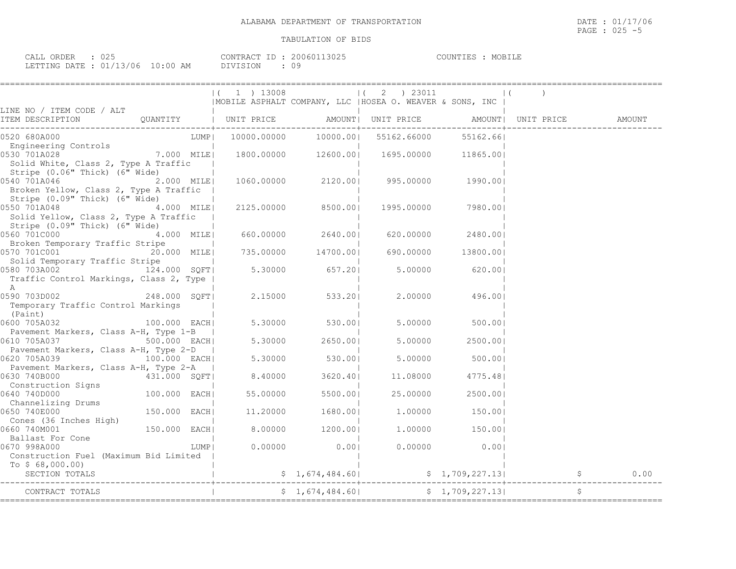ALABAMA DEPARTMENT OF TRANSPORTATION

TABULATION OF BIDS

CALL ORDER : 025
LETTING DATE : 01/13/06 10:00 AM

CONTRACT ID : 20060113025
DIVISION : 09

COUNTIES : MOBILE

| LINE NO / ITEM CODE / ALT ITEM DESCRIPTION | QUANTITY | (1) 13008 MOBILE ASPHALT COMPANY, LLC UNIT PRICE | AMOUNT | (2) 23011 HOSEA O. WEAVER & SONS, INC UNIT PRICE | AMOUNT | ( ) UNIT PRICE | AMOUNT |
|---|---|---|---|---|---|---|---|
| 0520 680A000 Engineering Controls | LUMP | 10000.00000 | 10000.00 | 55162.66000 | 55162.66 | | |
| 0530 701A028 Solid White, Class 2, Type A Traffic Stripe (0.06" Thick) (6" Wide) | 7.000 MILE | 1800.00000 | 12600.00 | 1695.00000 | 11865.00 | | |
| 0540 701A046 Broken Yellow, Class 2, Type A Traffic Stripe (0.09" Thick) (6" Wide) | 2.000 MILE | 1060.00000 | 2120.00 | 995.00000 | 1990.00 | | |
| 0550 701A048 Solid Yellow, Class 2, Type A Traffic Stripe (0.09" Thick) (6" Wide) | 4.000 MILE | 2125.00000 | 8500.00 | 1995.00000 | 7980.00 | | |
| 0560 701C000 Broken Temporary Traffic Stripe | 4.000 MILE | 660.00000 | 2640.00 | 620.00000 | 2480.00 | | |
| 0570 701C001 Solid Temporary Traffic Stripe | 20.000 MILE | 735.00000 | 14700.00 | 690.00000 | 13800.00 | | |
| 0580 703A002 Traffic Control Markings, Class 2, Type A | 124.000 SQFT | 5.30000 | 657.20 | 5.00000 | 620.00 | | |
| 0590 703D002 Temporary Traffic Control Markings (Paint) | 248.000 SQFT | 2.15000 | 533.20 | 2.00000 | 496.00 | | |
| 0600 705A032 Pavement Markers, Class A-H, Type 1-B | 100.000 EACH | 5.30000 | 530.00 | 5.00000 | 500.00 | | |
| 0610 705A037 Pavement Markers, Class A-H, Type 2-D | 500.000 EACH | 5.30000 | 2650.00 | 5.00000 | 2500.00 | | |
| 0620 705A039 Pavement Markers, Class A-H, Type 2-A | 100.000 EACH | 5.30000 | 530.00 | 5.00000 | 500.00 | | |
| 0630 740B000 Construction Signs | 431.000 SQFT | 8.40000 | 3620.40 | 11.08000 | 4775.48 | | |
| 0640 740D000 Channelizing Drums | 100.000 EACH | 55.00000 | 5500.00 | 25.00000 | 2500.00 | | |
| 0650 740E000 Cones (36 Inches High) | 150.000 EACH | 11.20000 | 1680.00 | 1.00000 | 150.00 | | |
| 0660 740M001 Ballast For Cone | 150.000 EACH | 8.00000 | 1200.00 | 1.00000 | 150.00 | | |
| 0670 998A000 Construction Fuel (Maximum Bid Limited To $ 68,000.00) | LUMP | 0.00000 | 0.00 | 0.00000 | 0.00 | | |
| SECTION TOTALS | | | $ 1,674,484.60 | | $ 1,709,227.13 | | $ 0.00 |
| CONTRACT TOTALS | | | $ 1,674,484.60 | | $ 1,709,227.13 | | $ |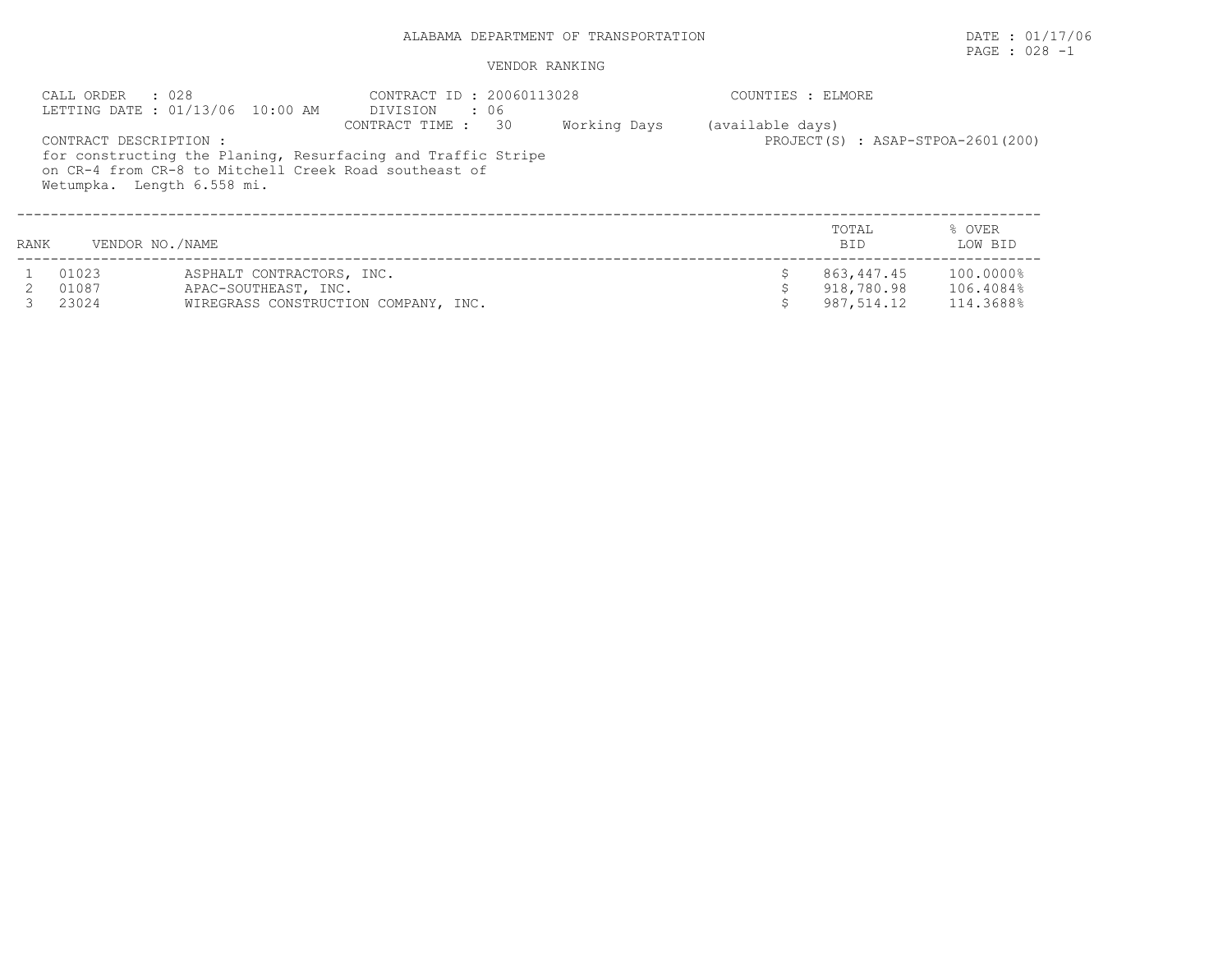# ALABAMA DEPARTMENT OF TRANSPORTATION

DATE : 01/17/06

PAGE : 028 -1

## VENDOR RANKING

CALL ORDER : 028
LETTING DATE : 01/13/06 10:00 AM

CONTRACT ID : 20060113028
DIVISION : 06
CONTRACT TIME : 30 Working Days (available days)

COUNTIES : ELMORE

PROJECT(S) : ASAP-STPOA-2601(200)

CONTRACT DESCRIPTION :
for constructing the Planing, Resurfacing and Traffic Stripe on CR-4 from CR-8 to Mitchell Creek Road southeast of Wetumpka. Length 6.558 mi.

| RANK | VENDOR NO./NAME | | TOTAL BID | % OVER LOW BID |
|---|---|---|---|---|
| 1 | 01023 | ASPHALT CONTRACTORS, INC. | $ 863,447.45 | 100.0000% |
| 2 | 01087 | APAC-SOUTHEAST, INC. | $ 918,780.98 | 106.4084% |
| 3 | 23024 | WIREGRASS CONSTRUCTION COMPANY, INC. | $ 987,514.12 | 114.3688% |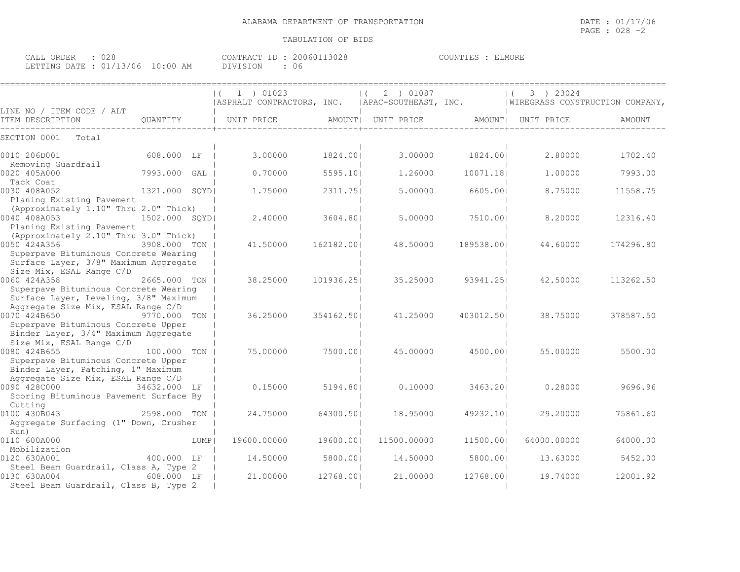ALABAMA DEPARTMENT OF TRANSPORTATION

TABULATION OF BIDS

DATE : 01/17/06
PAGE : 028 -2

CALL ORDER : 028
LETTING DATE : 01/13/06 10:00 AM

CONTRACT ID : 20060113028
DIVISION : 06

COUNTIES : ELMORE

| LINE NO / ITEM CODE / ALT ITEM DESCRIPTION | QUANTITY | (1) 01023 ASPHALT CONTRACTORS, INC. UNIT PRICE | AMOUNT | (2) 01087 APAC-SOUTHEAST, INC. UNIT PRICE | AMOUNT | (3) 23024 WIREGRASS CONSTRUCTION COMPANY, UNIT PRICE | AMOUNT |
|---|---|---|---|---|---|---|---|
| SECTION 0001 Total | | | | | | | |
| 0010 206D001 Removing Guardrail | 608.000 LF | 3.00000 | 1824.00 | 3.00000 | 1824.00 | 2.80000 | 1702.40 |
| 0020 405A000 Tack Coat | 7993.000 GAL | 0.70000 | 5595.10 | 1.26000 | 10071.18 | 1.00000 | 7993.00 |
| 0030 408A052 Planing Existing Pavement (Approximately 1.10" Thru 2.0" Thick) | 1321.000 SQYD | 1.75000 | 2311.75 | 5.00000 | 6605.00 | 8.75000 | 11558.75 |
| 0040 408A053 Planing Existing Pavement (Approximately 2.10" Thru 3.0" Thick) | 1502.000 SQYD | 2.40000 | 3604.80 | 5.00000 | 7510.00 | 8.20000 | 12316.40 |
| 0050 424A356 Superpave Bituminous Concrete Wearing Surface Layer, 3/8" Maximum Aggregate Size Mix, ESAL Range C/D | 3908.000 TON | 41.50000 | 162182.00 | 48.50000 | 189538.00 | 44.60000 | 174296.80 |
| 0060 424A358 Superpave Bituminous Concrete Wearing Surface Layer, Leveling, 3/8" Maximum Aggregate Size Mix, ESAL Range C/D | 2665.000 TON | 38.25000 | 101936.25 | 35.25000 | 93941.25 | 42.50000 | 113262.50 |
| 0070 424B650 Superpave Bituminous Concrete Upper Binder Layer, 3/4" Maximum Aggregate Size Mix, ESAL Range C/D | 9770.000 TON | 36.25000 | 354162.50 | 41.25000 | 403012.50 | 38.75000 | 378587.50 |
| 0080 424B655 Superpave Bituminous Concrete Upper Binder Layer, Patching, 1" Maximum Aggregate Size Mix, ESAL Range C/D | 100.000 TON | 75.00000 | 7500.00 | 45.00000 | 4500.00 | 55.00000 | 5500.00 |
| 0090 428C000 Scoring Bituminous Pavement Surface By Cutting | 34632.000 LF | 0.15000 | 5194.80 | 0.10000 | 3463.20 | 0.28000 | 9696.96 |
| 0100 430B043 Aggregate Surfacing (1" Down, Crusher Run) | 2598.000 TON | 24.75000 | 64300.50 | 18.95000 | 49232.10 | 29.20000 | 75861.60 |
| 0110 600A000 Mobilization | LUMP | 19600.00000 | 19600.00 | 11500.00000 | 11500.00 | 64000.00000 | 64000.00 |
| 0120 630A001 Steel Beam Guardrail, Class A, Type 2 | 400.000 LF | 14.50000 | 5800.00 | 14.50000 | 5800.00 | 13.63000 | 5452.00 |
| 0130 630A004 Steel Beam Guardrail, Class B, Type 2 | 608.000 LF | 21.00000 | 12768.00 | 21.00000 | 12768.00 | 19.74000 | 12001.92 |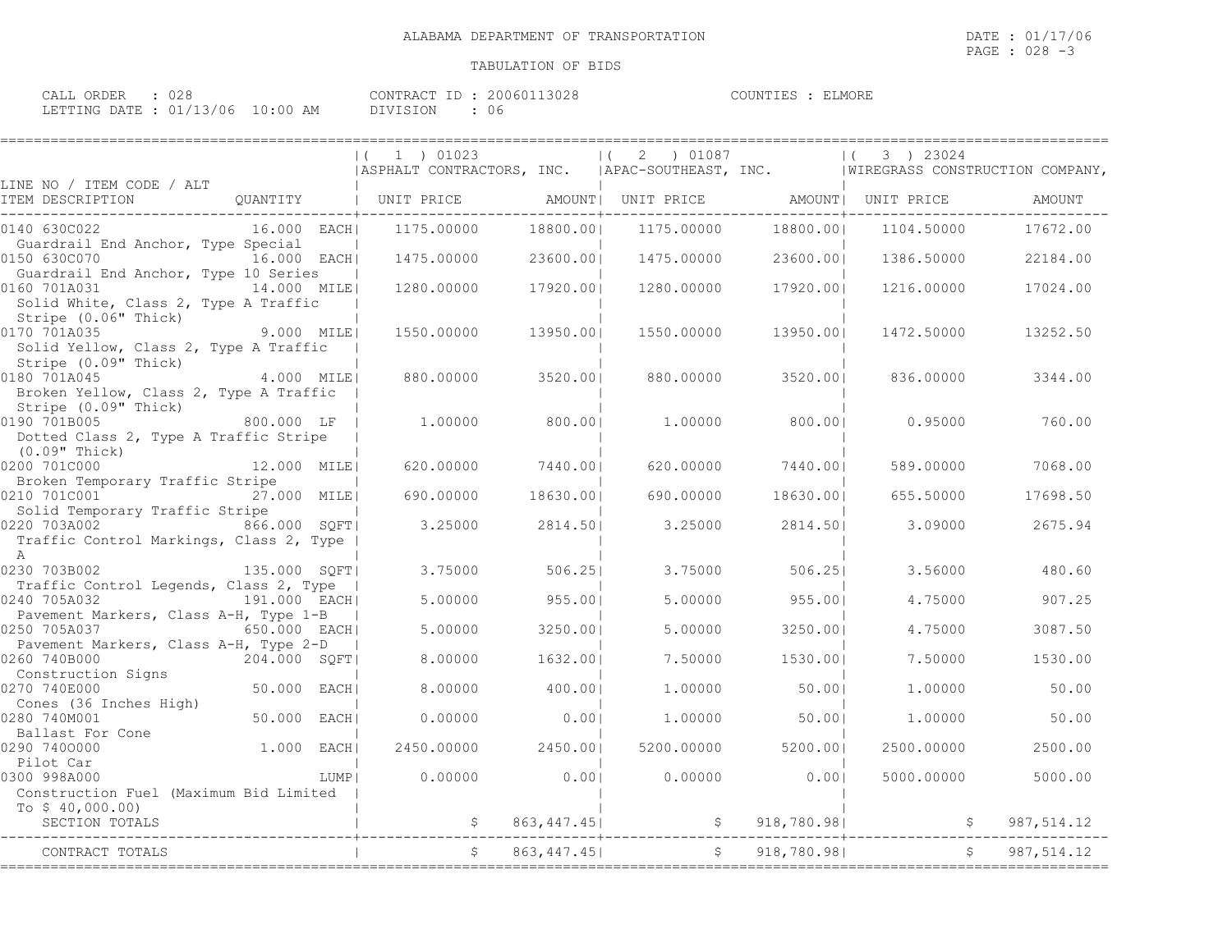ALABAMA DEPARTMENT OF TRANSPORTATION

DATE : 01/17/06

TABULATION OF BIDS

CALL ORDER : 028
LETTING DATE : 01/13/06 10:00 AM

CONTRACT ID : 20060113028
DIVISION : 06

COUNTIES : ELMORE

| LINE NO / ITEM CODE / ALT<br>ITEM DESCRIPTION | QUANTITY | ( 1 ) 01023<br>ASPHALT CONTRACTORS, INC.<br>UNIT PRICE | AMOUNT | ( 2 ) 01087<br>APAC-SOUTHEAST, INC.<br>UNIT PRICE | AMOUNT | ( 3 ) 23024<br>WIREGRASS CONSTRUCTION COMPANY,<br>UNIT PRICE | AMOUNT |
|---|---|---|---|---|---|---|---|
| 0140 630C022<br>Guardrail End Anchor, Type Special | 16.000 EACH | 1175.00000 | 18800.00 | 1175.00000 | 18800.00 | 1104.50000 | 17672.00 |
| 0150 630C070<br>Guardrail End Anchor, Type 10 Series | 16.000 EACH | 1475.00000 | 23600.00 | 1475.00000 | 23600.00 | 1386.50000 | 22184.00 |
| 0160 701A031<br>Solid White, Class 2, Type A Traffic Stripe (0.06" Thick) | 14.000 MILE | 1280.00000 | 17920.00 | 1280.00000 | 17920.00 | 1216.00000 | 17024.00 |
| 0170 701A035<br>Solid Yellow, Class 2, Type A Traffic Stripe (0.09" Thick) | 9.000 MILE | 1550.00000 | 13950.00 | 1550.00000 | 13950.00 | 1472.50000 | 13252.50 |
| 0180 701A045<br>Broken Yellow, Class 2, Type A Traffic Stripe (0.09" Thick) | 4.000 MILE | 880.00000 | 3520.00 | 880.00000 | 3520.00 | 836.00000 | 3344.00 |
| 0190 701B005<br>Dotted Class 2, Type A Traffic Stripe (0.09" Thick) | 800.000 LF | 1.00000 | 800.00 | 1.00000 | 800.00 | 0.95000 | 760.00 |
| 0200 701C000<br>Broken Temporary Traffic Stripe | 12.000 MILE | 620.00000 | 7440.00 | 620.00000 | 7440.00 | 589.00000 | 7068.00 |
| 0210 701C001<br>Solid Temporary Traffic Stripe | 27.000 MILE | 690.00000 | 18630.00 | 690.00000 | 18630.00 | 655.50000 | 17698.50 |
| 0220 703A002<br>Traffic Control Markings, Class 2, Type A | 866.000 SQFT | 3.25000 | 2814.50 | 3.25000 | 2814.50 | 3.09000 | 2675.94 |
| 0230 703B002<br>Traffic Control Legends, Class 2, Type | 135.000 SQFT | 3.75000 | 506.25 | 3.75000 | 506.25 | 3.56000 | 480.60 |
| 0240 705A032<br>Pavement Markers, Class A-H, Type 1-B | 191.000 EACH | 5.00000 | 955.00 | 5.00000 | 955.00 | 4.75000 | 907.25 |
| 0250 705A037<br>Pavement Markers, Class A-H, Type 2-D | 650.000 EACH | 5.00000 | 3250.00 | 5.00000 | 3250.00 | 4.75000 | 3087.50 |
| 0260 740B000<br>Construction Signs | 204.000 SQFT | 8.00000 | 1632.00 | 7.50000 | 1530.00 | 7.50000 | 1530.00 |
| 0270 740E000<br>Cones (36 Inches High) | 50.000 EACH | 8.00000 | 400.00 | 1.00000 | 50.00 | 1.00000 | 50.00 |
| 0280 740M001<br>Ballast For Cone | 50.000 EACH | 0.00000 | 0.00 | 1.00000 | 50.00 | 1.00000 | 50.00 |
| 0290 740O000<br>Pilot Car | 1.000 EACH | 2450.00000 | 2450.00 | 5200.00000 | 5200.00 | 2500.00000 | 2500.00 |
| 0300 998A000<br>Construction Fuel (Maximum Bid Limited To $ 40,000.00) | LUMP | 0.00000 | 0.00 | 0.00000 | 0.00 | 5000.00000 | 5000.00 |
| SECTION TOTALS | | $ | 863,447.45 | $ | 918,780.98 | $ | 987,514.12 |
| CONTRACT TOTALS | | $ | 863,447.45 | $ | 918,780.98 | $ | 987,514.12 |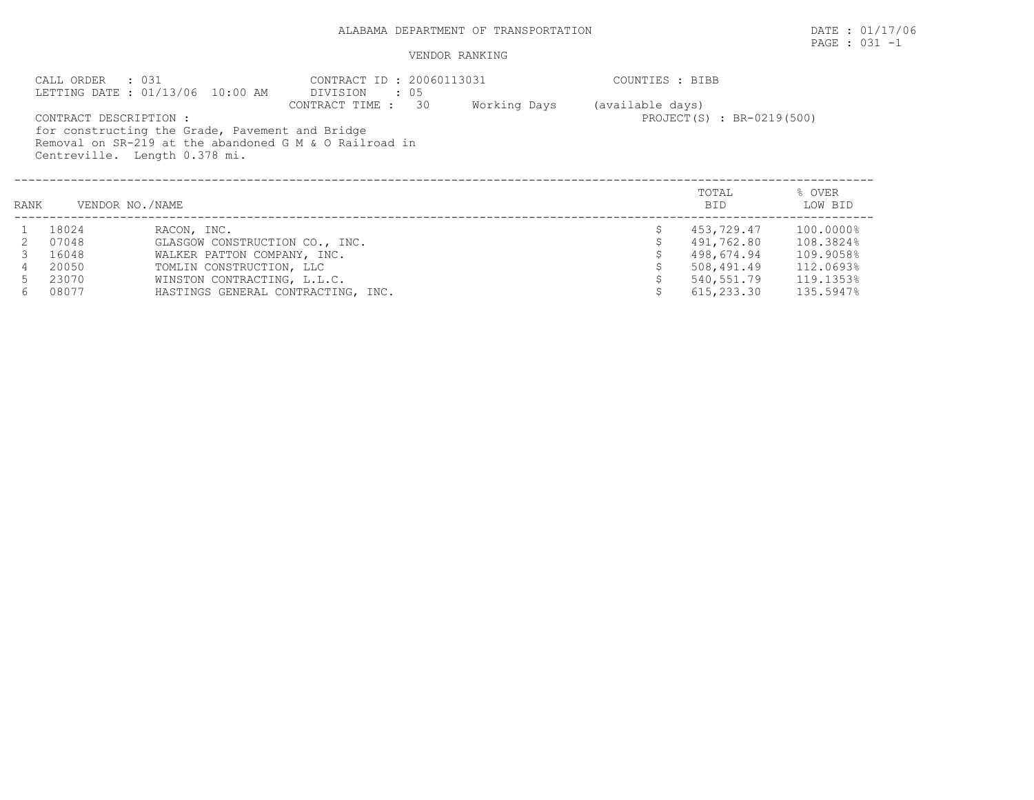ALABAMA DEPARTMENT OF TRANSPORTATION

DATE : 01/17/06

PAGE : 031 -1

VENDOR RANKING

CALL ORDER : 031
LETTING DATE : 01/13/06 10:00 AM

CONTRACT ID : 20060113031
DIVISION : 05
CONTRACT TIME : 30 Working Days (available days)

COUNTIES : BIBB

PROJECT(S) : BR-0219(500)

CONTRACT DESCRIPTION :
for constructing the Grade, Pavement and Bridge Removal on SR-219 at the abandoned G M & O Railroad in Centreville. Length 0.378 mi.

| RANK | VENDOR NO. | NAME | TOTAL BID | % OVER LOW BID |
|---|---|---|---|---|
| 1 | 18024 | RACON, INC. | $ 453,729.47 | 100.0000% |
| 2 | 07048 | GLASGOW CONSTRUCTION CO., INC. | $ 491,762.80 | 108.3824% |
| 3 | 16048 | WALKER PATTON COMPANY, INC. | $ 498,674.94 | 109.9058% |
| 4 | 20050 | TOMLIN CONSTRUCTION, LLC | $ 508,491.49 | 112.0693% |
| 5 | 23070 | WINSTON CONTRACTING, L.L.C. | $ 540,551.79 | 119.1353% |
| 6 | 08077 | HASTINGS GENERAL CONTRACTING, INC. | $ 615,233.30 | 135.5947% |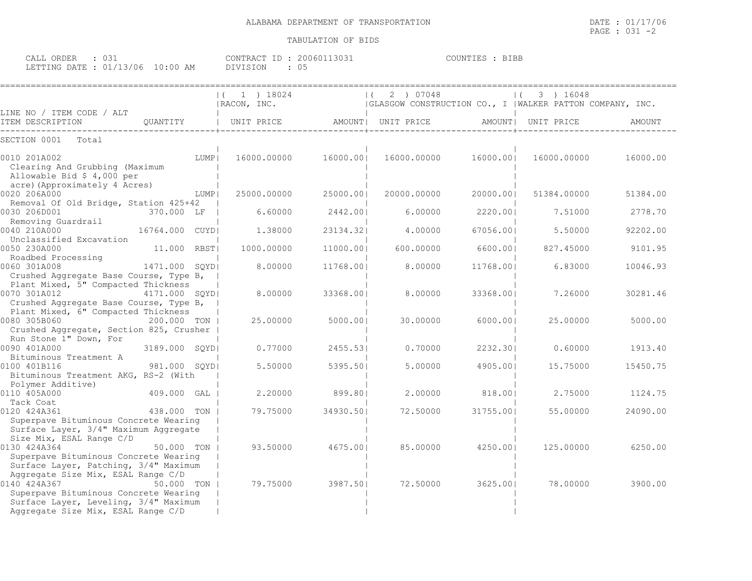ALABAMA DEPARTMENT OF TRANSPORTATION

DATE : 01/17/06

PAGE : 031 -2

TABULATION OF BIDS

CALL ORDER : 031
LETTING DATE : 01/13/06 10:00 AM

CONTRACT ID : 20060113031
DIVISION : 05

COUNTIES : BIBB

| LINE NO / ITEM CODE / ALT ITEM DESCRIPTION | QUANTITY | ( 1 ) 18024 RACON, INC. UNIT PRICE | AMOUNT | ( 2 ) 07048 GLASGOW CONSTRUCTION CO., I UNIT PRICE | AMOUNT | ( 3 ) 16048 WALKER PATTON COMPANY, INC. UNIT PRICE | AMOUNT |
|---|---|---|---|---|---|---|---|
| SECTION 0001 Total | | | | | | | |
| 0010 201A002 Clearing And Grubbing (Maximum Allowable Bid $ 4,000 per acre)(Approximately 4 Acres) | LUMP | 16000.00000 | 16000.00 | 16000.00000 | 16000.00 | 16000.00000 | 16000.00 |
| 0020 206A000 Removal Of Old Bridge, Station 425+42 | LUMP | 25000.00000 | 25000.00 | 20000.00000 | 20000.00 | 51384.00000 | 51384.00 |
| 0030 206D001 Removing Guardrail | 370.000 LF | 6.60000 | 2442.00 | 6.00000 | 2220.00 | 7.51000 | 2778.70 |
| 0040 210A000 Unclassified Excavation | 16764.000 CUYD | 1.38000 | 23134.32 | 4.00000 | 67056.00 | 5.50000 | 92202.00 |
| 0050 230A000 Roadbed Processing | 11.000 RBST | 1000.00000 | 11000.00 | 600.00000 | 6600.00 | 827.45000 | 9101.95 |
| 0060 301A008 Crushed Aggregate Base Course, Type B, Plant Mixed, 5" Compacted Thickness | 1471.000 SQYD | 8.00000 | 11768.00 | 8.00000 | 11768.00 | 6.83000 | 10046.93 |
| 0070 301A012 Crushed Aggregate Base Course, Type B, Plant Mixed, 6" Compacted Thickness | 4171.000 SQYD | 8.00000 | 33368.00 | 8.00000 | 33368.00 | 7.26000 | 30281.46 |
| 0080 305B060 Crushed Aggregate, Section 825, Crusher Run Stone 1" Down, For | 200.000 TON | 25.00000 | 5000.00 | 30.00000 | 6000.00 | 25.00000 | 5000.00 |
| 0090 401A000 Bituminous Treatment A | 3189.000 SQYD | 0.77000 | 2455.53 | 0.70000 | 2232.30 | 0.60000 | 1913.40 |
| 0100 401B116 Bituminous Treatment AKG, RS-2 (With Polymer Additive) | 981.000 SQYD | 5.50000 | 5395.50 | 5.00000 | 4905.00 | 15.75000 | 15450.75 |
| 0110 405A000 Tack Coat | 409.000 GAL | 2.20000 | 899.80 | 2.00000 | 818.00 | 2.75000 | 1124.75 |
| 0120 424A361 Superpave Bituminous Concrete Wearing Surface Layer, 3/4" Maximum Aggregate Size Mix, ESAL Range C/D | 438.000 TON | 79.75000 | 34930.50 | 72.50000 | 31755.00 | 55.00000 | 24090.00 |
| 0130 424A364 Superpave Bituminous Concrete Wearing Surface Layer, Patching, 3/4" Maximum Aggregate Size Mix, ESAL Range C/D | 50.000 TON | 93.50000 | 4675.00 | 85.00000 | 4250.00 | 125.00000 | 6250.00 |
| 0140 424A367 Superpave Bituminous Concrete Wearing Surface Layer, Leveling, 3/4" Maximum Aggregate Size Mix, ESAL Range C/D | 50.000 TON | 79.75000 | 3987.50 | 72.50000 | 3625.00 | 78.00000 | 3900.00 |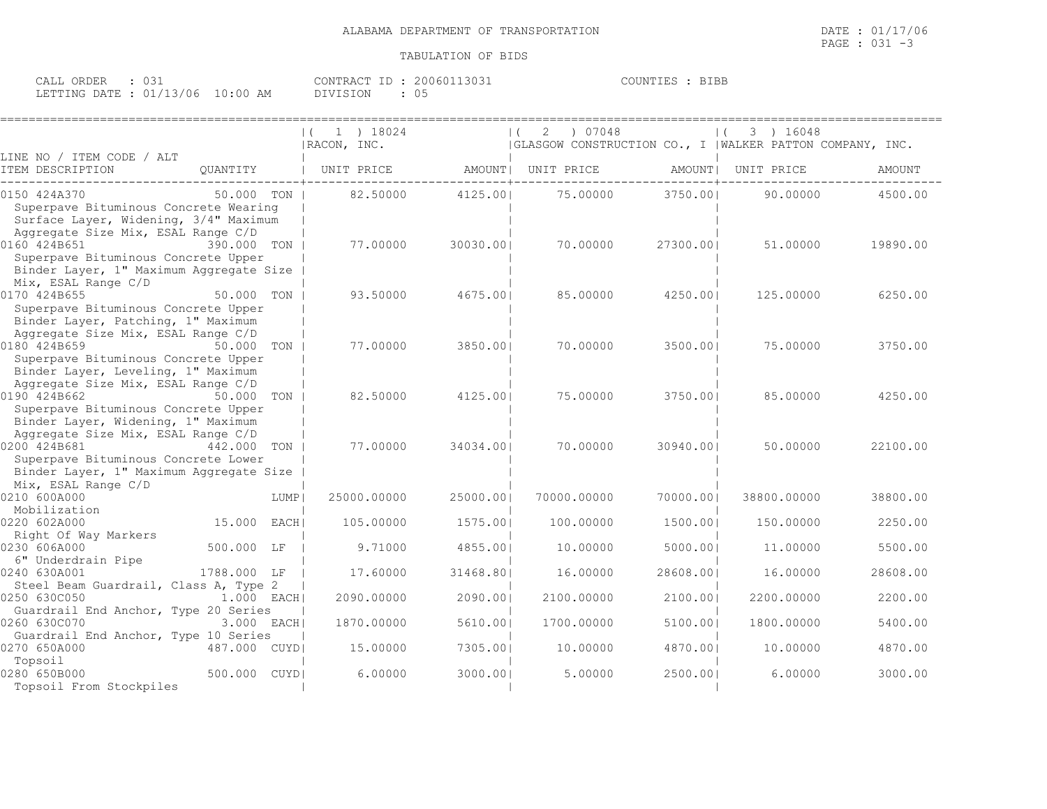ALABAMA DEPARTMENT OF TRANSPORTATION

TABULATION OF BIDS

CALL ORDER : 031 CONTRACT ID : 20060113031 COUNTIES : BIBB
LETTING DATE : 01/13/06 10:00 AM DIVISION : 05

| LINE NO / ITEM CODE / ALT ITEM DESCRIPTION | QUANTITY | ( 1 ) 18024 RACON, INC. UNIT PRICE | AMOUNT | ( 2 ) 07048 GLASGOW CONSTRUCTION CO., I UNIT PRICE | AMOUNT | ( 3 ) 16048 WALKER PATTON COMPANY, INC. UNIT PRICE | AMOUNT |
|---|---|---|---|---|---|---|---|
| 0150 424A370 Superpave Bituminous Concrete Wearing Surface Layer, Widening, 3/4" Maximum Aggregate Size Mix, ESAL Range C/D | 50.000 TON | 82.50000 | 4125.00 | 75.00000 | 3750.00 | 90.00000 | 4500.00 |
| 0160 424B651 Superpave Bituminous Concrete Upper Binder Layer, 1" Maximum Aggregate Size Mix, ESAL Range C/D | 390.000 TON | 77.00000 | 30030.00 | 70.00000 | 27300.00 | 51.00000 | 19890.00 |
| 0170 424B655 Superpave Bituminous Concrete Upper Binder Layer, Patching, 1" Maximum Aggregate Size Mix, ESAL Range C/D | 50.000 TON | 93.50000 | 4675.00 | 85.00000 | 4250.00 | 125.00000 | 6250.00 |
| 0180 424B659 Superpave Bituminous Concrete Upper Binder Layer, Leveling, 1" Maximum Aggregate Size Mix, ESAL Range C/D | 50.000 TON | 77.00000 | 3850.00 | 70.00000 | 3500.00 | 75.00000 | 3750.00 |
| 0190 424B662 Superpave Bituminous Concrete Upper Binder Layer, Widening, 1" Maximum Aggregate Size Mix, ESAL Range C/D | 50.000 TON | 82.50000 | 4125.00 | 75.00000 | 3750.00 | 85.00000 | 4250.00 |
| 0200 424B681 Superpave Bituminous Concrete Lower Binder Layer, 1" Maximum Aggregate Size Mix, ESAL Range C/D | 442.000 TON | 77.00000 | 34034.00 | 70.00000 | 30940.00 | 50.00000 | 22100.00 |
| 0210 600A000 Mobilization | LUMP | 25000.00000 | 25000.00 | 70000.00000 | 70000.00 | 38800.00000 | 38800.00 |
| 0220 602A000 Right Of Way Markers | 15.000 EACH | 105.00000 | 1575.00 | 100.00000 | 1500.00 | 150.00000 | 2250.00 |
| 0230 606A000 6" Underdrain Pipe | 500.000 LF | 9.71000 | 4855.00 | 10.00000 | 5000.00 | 11.00000 | 5500.00 |
| 0240 630A001 Steel Beam Guardrail, Class A, Type 2 | 1788.000 LF | 17.60000 | 31468.80 | 16.00000 | 28608.00 | 16.00000 | 28608.00 |
| 0250 630C050 Guardrail End Anchor, Type 20 Series | 1.000 EACH | 2090.00000 | 2090.00 | 2100.00000 | 2100.00 | 2200.00000 | 2200.00 |
| 0260 630C070 Guardrail End Anchor, Type 10 Series | 3.000 EACH | 1870.00000 | 5610.00 | 1700.00000 | 5100.00 | 1800.00000 | 5400.00 |
| 0270 650A000 Topsoil | 487.000 CUYD | 15.00000 | 7305.00 | 10.00000 | 4870.00 | 10.00000 | 4870.00 |
| 0280 650B000 Topsoil From Stockpiles | 500.000 CUYD | 6.00000 | 3000.00 | 5.00000 | 2500.00 | 6.00000 | 3000.00 |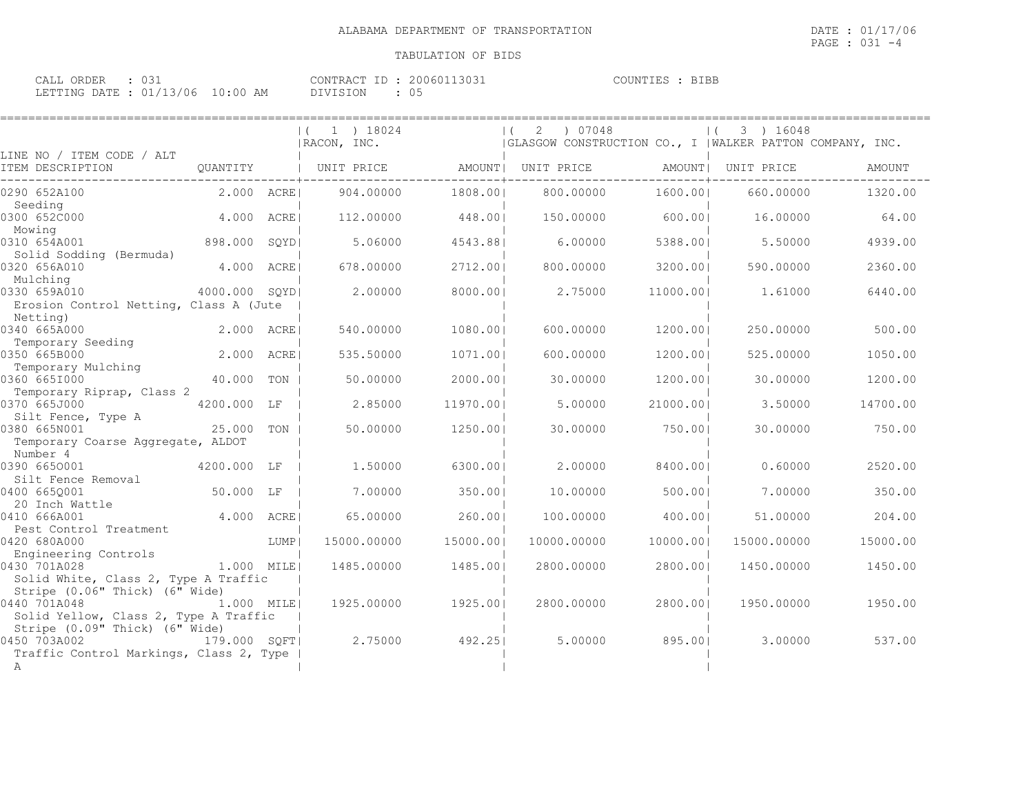ALABAMA DEPARTMENT OF TRANSPORTATION

TABULATION OF BIDS

CALL ORDER : 031 CONTRACT ID : 20060113031 COUNTIES : BIBB
LETTING DATE : 01/13/06 10:00 AM DIVISION : 05

| LINE NO / ITEM CODE / ALT ITEM DESCRIPTION | QUANTITY | | (1) 18024 RACON, INC. UNIT PRICE | AMOUNT | (2) 07048 GLASGOW CONSTRUCTION CO., I UNIT PRICE | AMOUNT | (3) 16048 WALKER PATTON COMPANY, INC. UNIT PRICE | AMOUNT |
|---|---|---|---|---|---|---|---|---|
| 0290 652A100 Seeding | 2.000 | ACRE | 904.00000 | 1808.00 | 800.00000 | 1600.00 | 660.00000 | 1320.00 |
| 0300 652C000 Mowing | 4.000 | ACRE | 112.00000 | 448.00 | 150.00000 | 600.00 | 16.00000 | 64.00 |
| 0310 654A001 Solid Sodding (Bermuda) | 898.000 | SQYD | 5.06000 | 4543.88 | 6.00000 | 5388.00 | 5.50000 | 4939.00 |
| 0320 656A010 Mulching | 4.000 | ACRE | 678.00000 | 2712.00 | 800.00000 | 3200.00 | 590.00000 | 2360.00 |
| 0330 659A010 Erosion Control Netting, Class A (Jute Netting) | 4000.000 | SQYD | 2.00000 | 8000.00 | 2.75000 | 11000.00 | 1.61000 | 6440.00 |
| 0340 665A000 Temporary Seeding | 2.000 | ACRE | 540.00000 | 1080.00 | 600.00000 | 1200.00 | 250.00000 | 500.00 |
| 0350 665B000 Temporary Mulching | 2.000 | ACRE | 535.50000 | 1071.00 | 600.00000 | 1200.00 | 525.00000 | 1050.00 |
| 0360 665I000 Temporary Riprap, Class 2 | 40.000 | TON | 50.00000 | 2000.00 | 30.00000 | 1200.00 | 30.00000 | 1200.00 |
| 0370 665J000 Silt Fence, Type A | 4200.000 | LF | 2.85000 | 11970.00 | 5.00000 | 21000.00 | 3.50000 | 14700.00 |
| 0380 665N001 Temporary Coarse Aggregate, ALDOT Number 4 | 25.000 | TON | 50.00000 | 1250.00 | 30.00000 | 750.00 | 30.00000 | 750.00 |
| 0390 665O001 Silt Fence Removal | 4200.000 | LF | 1.50000 | 6300.00 | 2.00000 | 8400.00 | 0.60000 | 2520.00 |
| 0400 665Q001 20 Inch Wattle | 50.000 | LF | 7.00000 | 350.00 | 10.00000 | 500.00 | 7.00000 | 350.00 |
| 0410 666A001 Pest Control Treatment | 4.000 | ACRE | 65.00000 | 260.00 | 100.00000 | 400.00 | 51.00000 | 204.00 |
| 0420 680A000 Engineering Controls | | LUMP | 15000.00000 | 15000.00 | 10000.00000 | 10000.00 | 15000.00000 | 15000.00 |
| 0430 701A028 Solid White, Class 2, Type A Traffic Stripe (0.06" Thick) (6" Wide) | 1.000 | MILE | 1485.00000 | 1485.00 | 2800.00000 | 2800.00 | 1450.00000 | 1450.00 |
| 0440 701A048 Solid Yellow, Class 2, Type A Traffic Stripe (0.09" Thick) (6" Wide) | 1.000 | MILE | 1925.00000 | 1925.00 | 2800.00000 | 2800.00 | 1950.00000 | 1950.00 |
| 0450 703A002 Traffic Control Markings, Class 2, Type A | 179.000 | SQFT | 2.75000 | 492.25 | 5.00000 | 895.00 | 3.00000 | 537.00 |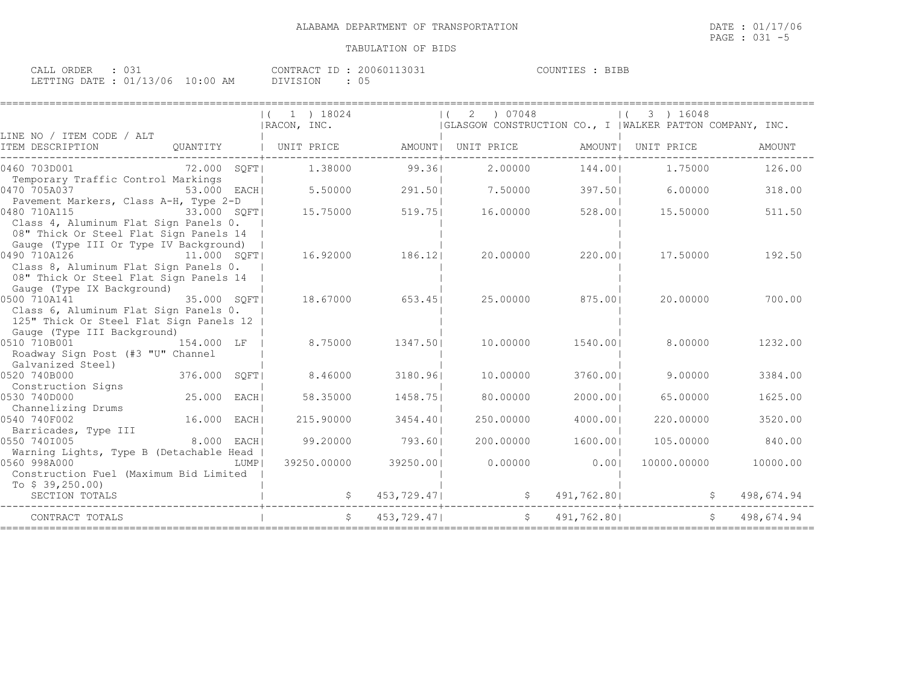ALABAMA DEPARTMENT OF TRANSPORTATION

TABULATION OF BIDS

DATE : 01/17/06
PAGE : 031 -5

CALL ORDER : 031
LETTING DATE : 01/13/06 10:00 AM

CONTRACT ID : 20060113031
DIVISION : 05

COUNTIES : BIBB

| LINE NO / ITEM CODE / ALT ITEM DESCRIPTION | QUANTITY | ( 1 ) 18024 RACON, INC. UNIT PRICE | AMOUNT | ( 2 ) 07048 GLASGOW CONSTRUCTION CO., I UNIT PRICE | AMOUNT | ( 3 ) 16048 WALKER PATTON COMPANY, INC. UNIT PRICE | AMOUNT |
|---|---|---|---|---|---|---|---|
| 0460 703D001 Temporary Traffic Control Markings | 72.000 SQFT | 1.38000 | 99.36 | 2.00000 | 144.00 | 1.75000 | 126.00 |
| 0470 705A037 Pavement Markers, Class A-H, Type 2-D | 53.000 EACH | 5.50000 | 291.50 | 7.50000 | 397.50 | 6.00000 | 318.00 |
| 0480 710A115 Class 4, Aluminum Flat Sign Panels 0.08" Thick Or Steel Flat Sign Panels 14 Gauge (Type III Or Type IV Background) | 33.000 SQFT | 15.75000 | 519.75 | 16.00000 | 528.00 | 15.50000 | 511.50 |
| 0490 710A126 Class 8, Aluminum Flat Sign Panels 0.08" Thick Or Steel Flat Sign Panels 14 Gauge (Type IX Background) | 11.000 SQFT | 16.92000 | 186.12 | 20.00000 | 220.00 | 17.50000 | 192.50 |
| 0500 710A141 Class 6, Aluminum Flat Sign Panels 0.125" Thick Or Steel Flat Sign Panels 12 Gauge (Type III Background) | 35.000 SQFT | 18.67000 | 653.45 | 25.00000 | 875.00 | 20.00000 | 700.00 |
| 0510 710B001 Roadway Sign Post (#3 "U" Channel Galvanized Steel) | 154.000 LF | 8.75000 | 1347.50 | 10.00000 | 1540.00 | 8.00000 | 1232.00 |
| 0520 740B000 Construction Signs | 376.000 SQFT | 8.46000 | 3180.96 | 10.00000 | 3760.00 | 9.00000 | 3384.00 |
| 0530 740D000 Channelizing Drums | 25.000 EACH | 58.35000 | 1458.75 | 80.00000 | 2000.00 | 65.00000 | 1625.00 |
| 0540 740F002 Barricades, Type III | 16.000 EACH | 215.90000 | 3454.40 | 250.00000 | 4000.00 | 220.00000 | 3520.00 |
| 0550 740I005 Warning Lights, Type B (Detachable Head | 8.000 EACH | 99.20000 | 793.60 | 200.00000 | 1600.00 | 105.00000 | 840.00 |
| 0560 998A000 Construction Fuel (Maximum Bid Limited To $ 39,250.00) | LUMP | 39250.00000 | 39250.00 | 0.00000 | 0.00 | 10000.00000 | 10000.00 |
| SECTION TOTALS | | $ | 453,729.47 | $ | 491,762.80 | $ | 498,674.94 |
| CONTRACT TOTALS | | $ | 453,729.47 | $ | 491,762.80 | $ | 498,674.94 |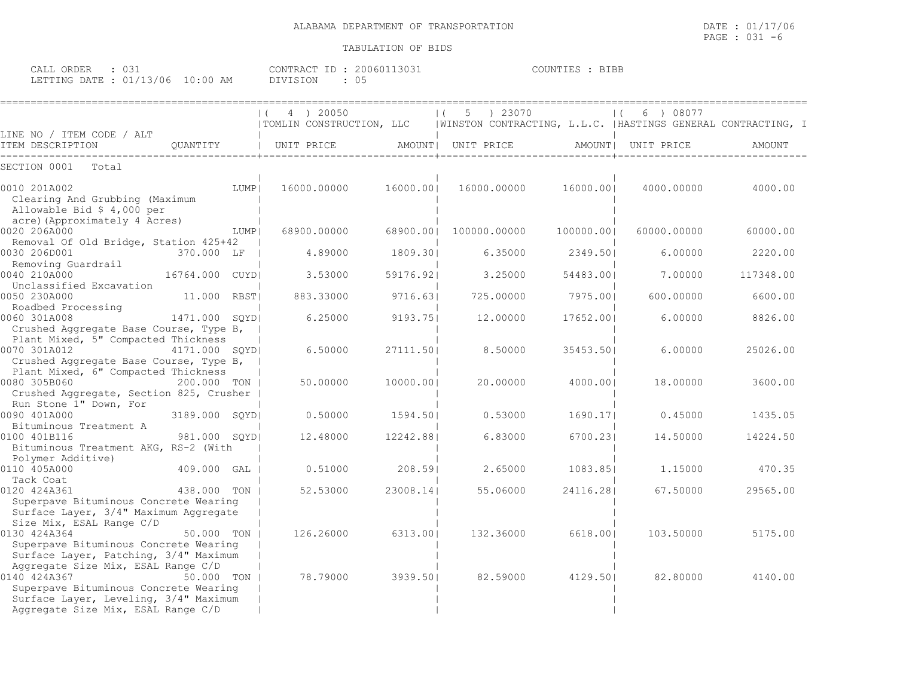ALABAMA DEPARTMENT OF TRANSPORTATION

TABULATION OF BIDS

DATE : 01/17/06
PAGE : 031 -6

CALL ORDER : 031
LETTING DATE : 01/13/06 10:00 AM

CONTRACT ID : 20060113031
DIVISION : 05

COUNTIES : BIBB

| LINE NO / ITEM CODE / ALT<br>ITEM DESCRIPTION | QUANTITY | ( 4 ) 20050<br>TOMLIN CONSTRUCTION, LLC<br>UNIT PRICE | AMOUNT | ( 5 ) 23070<br>WINSTON CONTRACTING, L.L.C.<br>UNIT PRICE | AMOUNT | ( 6 ) 08077<br>HASTINGS GENERAL CONTRACTING, I<br>UNIT PRICE | AMOUNT |
|---|---|---|---|---|---|---|---|
| SECTION 0001 Total | | | | | | | |
| 0010 201A002<br>Clearing And Grubbing (Maximum Allowable Bid $ 4,000 per acre)(Approximately 4 Acres) | LUMP | 16000.00000 | 16000.00 | 16000.00000 | 16000.00 | 4000.00000 | 4000.00 |
| 0020 206A000<br>Removal Of Old Bridge, Station 425+42 | LUMP | 68900.00000 | 68900.00 | 100000.00000 | 100000.00 | 60000.00000 | 60000.00 |
| 0030 206D001<br>Removing Guardrail | 370.000 LF | 4.89000 | 1809.30 | 6.35000 | 2349.50 | 6.00000 | 2220.00 |
| 0040 210A000<br>Unclassified Excavation | 16764.000 CUYD | 3.53000 | 59176.92 | 3.25000 | 54483.00 | 7.00000 | 117348.00 |
| 0050 230A000<br>Roadbed Processing | 11.000 RBST | 883.33000 | 9716.63 | 725.00000 | 7975.00 | 600.00000 | 6600.00 |
| 0060 301A008<br>Crushed Aggregate Base Course, Type B, Plant Mixed, 5" Compacted Thickness | 1471.000 SQYD | 6.25000 | 9193.75 | 12.00000 | 17652.00 | 6.00000 | 8826.00 |
| 0070 301A012<br>Crushed Aggregate Base Course, Type B, Plant Mixed, 6" Compacted Thickness | 4171.000 SQYD | 6.50000 | 27111.50 | 8.50000 | 35453.50 | 6.00000 | 25026.00 |
| 0080 305B060<br>Crushed Aggregate, Section 825, Crusher Run Stone 1" Down, For | 200.000 TON | 50.00000 | 10000.00 | 20.00000 | 4000.00 | 18.00000 | 3600.00 |
| 0090 401A000<br>Bituminous Treatment A | 3189.000 SQYD | 0.50000 | 1594.50 | 0.53000 | 1690.17 | 0.45000 | 1435.05 |
| 0100 401B116<br>Bituminous Treatment AKG, RS-2 (With Polymer Additive) | 981.000 SQYD | 12.48000 | 12242.88 | 6.83000 | 6700.23 | 14.50000 | 14224.50 |
| 0110 405A000<br>Tack Coat | 409.000 GAL | 0.51000 | 208.59 | 2.65000 | 1083.85 | 1.15000 | 470.35 |
| 0120 424A361<br>Superpave Bituminous Concrete Wearing Surface Layer, 3/4" Maximum Aggregate Size Mix, ESAL Range C/D | 438.000 TON | 52.53000 | 23008.14 | 55.06000 | 24116.28 | 67.50000 | 29565.00 |
| 0130 424A364<br>Superpave Bituminous Concrete Wearing Surface Layer, Patching, 3/4" Maximum Aggregate Size Mix, ESAL Range C/D | 50.000 TON | 126.26000 | 6313.00 | 132.36000 | 6618.00 | 103.50000 | 5175.00 |
| 0140 424A367<br>Superpave Bituminous Concrete Wearing Surface Layer, Leveling, 3/4" Maximum Aggregate Size Mix, ESAL Range C/D | 50.000 TON | 78.79000 | 3939.50 | 82.59000 | 4129.50 | 82.80000 | 4140.00 |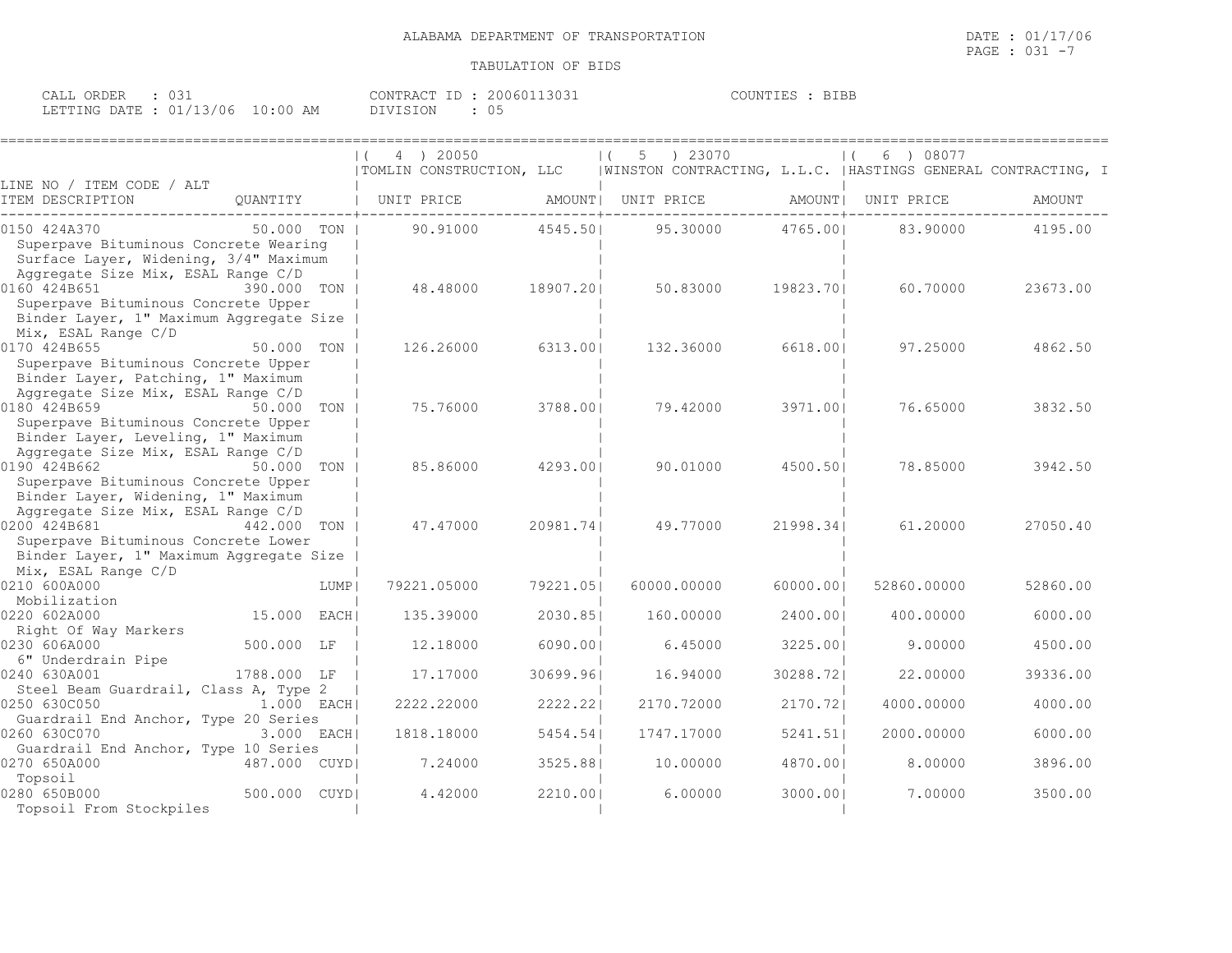ALABAMA DEPARTMENT OF TRANSPORTATION

TABULATION OF BIDS

DATE : 01/17/06
PAGE : 031 -7

CALL ORDER : 031 CONTRACT ID : 20060113031 COUNTIES : BIBB
LETTING DATE : 01/13/06 10:00 AM DIVISION : 05

| LINE NO / ITEM CODE / ALT ITEM DESCRIPTION | QUANTITY | ( 4 ) 20050 TOMLIN CONSTRUCTION, LLC UNIT PRICE | AMOUNT | ( 5 ) 23070 WINSTON CONTRACTING, L.L.C. UNIT PRICE | AMOUNT | ( 6 ) 08077 HASTINGS GENERAL CONTRACTING, I UNIT PRICE | AMOUNT |
|---|---|---|---|---|---|---|---|
| 0150 424A370 Superpave Bituminous Concrete Wearing Surface Layer, Widening, 3/4" Maximum Aggregate Size Mix, ESAL Range C/D | 50.000 TON | 90.91000 | 4545.50 | 95.30000 | 4765.00 | 83.90000 | 4195.00 |
| 0160 424B651 Superpave Bituminous Concrete Upper Binder Layer, 1" Maximum Aggregate Size Mix, ESAL Range C/D | 390.000 TON | 48.48000 | 18907.20 | 50.83000 | 19823.70 | 60.70000 | 23673.00 |
| 0170 424B655 Superpave Bituminous Concrete Upper Binder Layer, Patching, 1" Maximum Aggregate Size Mix, ESAL Range C/D | 50.000 TON | 126.26000 | 6313.00 | 132.36000 | 6618.00 | 97.25000 | 4862.50 |
| 0180 424B659 Superpave Bituminous Concrete Upper Binder Layer, Leveling, 1" Maximum Aggregate Size Mix, ESAL Range C/D | 50.000 TON | 75.76000 | 3788.00 | 79.42000 | 3971.00 | 76.65000 | 3832.50 |
| 0190 424B662 Superpave Bituminous Concrete Upper Binder Layer, Widening, 1" Maximum Aggregate Size Mix, ESAL Range C/D | 50.000 TON | 85.86000 | 4293.00 | 90.01000 | 4500.50 | 78.85000 | 3942.50 |
| 0200 424B681 Superpave Bituminous Concrete Lower Binder Layer, 1" Maximum Aggregate Size Mix, ESAL Range C/D | 442.000 TON | 47.47000 | 20981.74 | 49.77000 | 21998.34 | 61.20000 | 27050.40 |
| 0210 600A000 Mobilization | LUMP | 79221.05000 | 79221.05 | 60000.00000 | 60000.00 | 52860.00000 | 52860.00 |
| 0220 602A000 Right Of Way Markers | 15.000 EACH | 135.39000 | 2030.85 | 160.00000 | 2400.00 | 400.00000 | 6000.00 |
| 0230 606A000 6" Underdrain Pipe | 500.000 LF | 12.18000 | 6090.00 | 6.45000 | 3225.00 | 9.00000 | 4500.00 |
| 0240 630A001 Steel Beam Guardrail, Class A, Type 2 | 1788.000 LF | 17.17000 | 30699.96 | 16.94000 | 30288.72 | 22.00000 | 39336.00 |
| 0250 630C050 Guardrail End Anchor, Type 20 Series | 1.000 EACH | 2222.22000 | 2222.22 | 2170.72000 | 2170.72 | 4000.00000 | 4000.00 |
| 0260 630C070 Guardrail End Anchor, Type 10 Series | 3.000 EACH | 1818.18000 | 5454.54 | 1747.17000 | 5241.51 | 2000.00000 | 6000.00 |
| 0270 650A000 Topsoil | 487.000 CUYD | 7.24000 | 3525.88 | 10.00000 | 4870.00 | 8.00000 | 3896.00 |
| 0280 650B000 Topsoil From Stockpiles | 500.000 CUYD | 4.42000 | 2210.00 | 6.00000 | 3000.00 | 7.00000 | 3500.00 |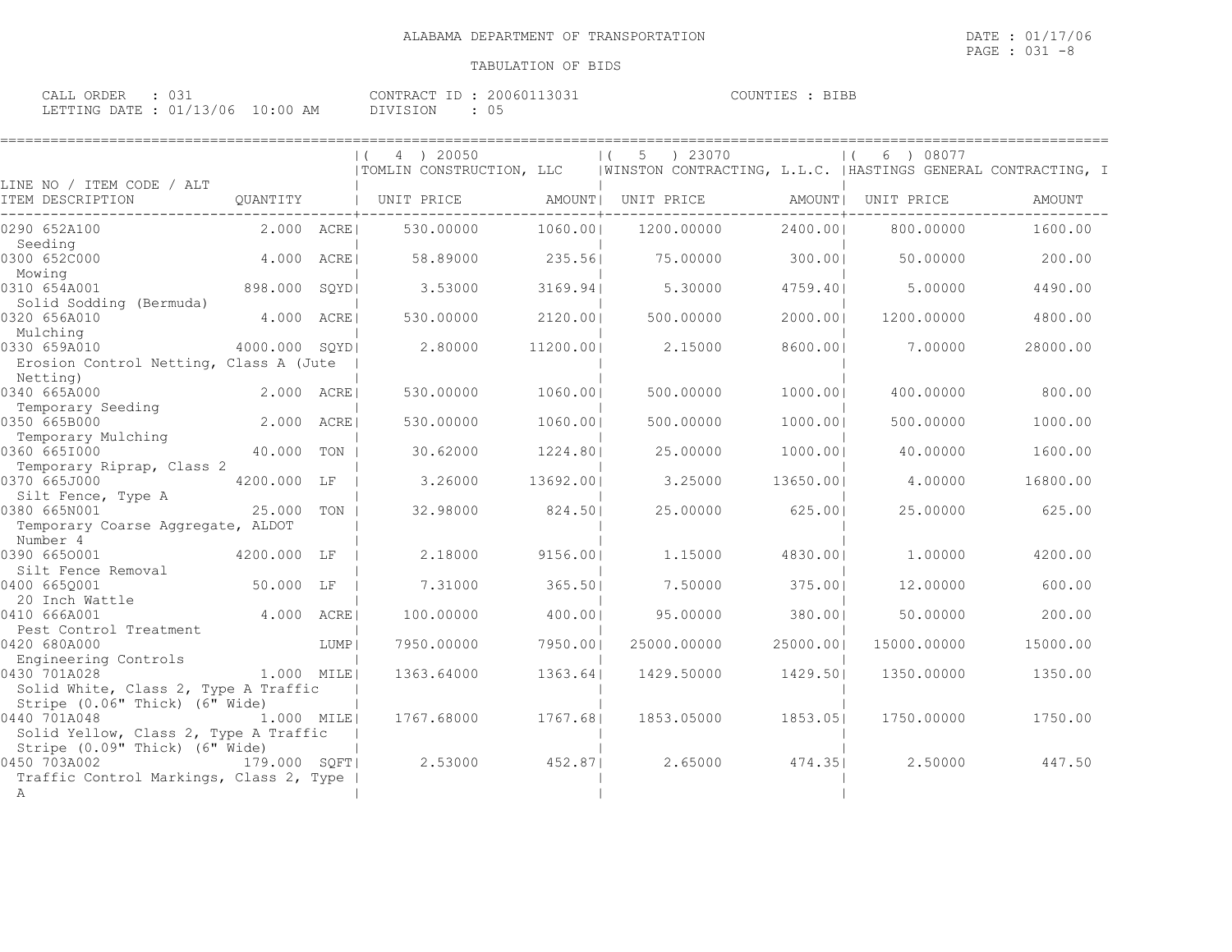ALABAMA DEPARTMENT OF TRANSPORTATION

TABULATION OF BIDS

DATE : 01/17/06
PAGE : 031 -8

CALL ORDER : 031
LETTING DATE : 01/13/06 10:00 AM

CONTRACT ID : 20060113031
DIVISION : 05

COUNTIES : BIBB

| LINE NO / ITEM CODE / ALT ITEM DESCRIPTION | QUANTITY | | ( 4 ) 20050 TOMLIN CONSTRUCTION, LLC UNIT PRICE | AMOUNT | ( 5 ) 23070 WINSTON CONTRACTING, L.L.C. UNIT PRICE | AMOUNT | ( 6 ) 08077 HASTINGS GENERAL CONTRACTING, I UNIT PRICE | AMOUNT |
|---|---|---|---|---|---|---|---|---|
| 0290 652A100 Seeding | 2.000 | ACRE | 530.00000 | 1060.00 | 1200.00000 | 2400.00 | 800.00000 | 1600.00 |
| 0300 652C000 Mowing | 4.000 | ACRE | 58.89000 | 235.56 | 75.00000 | 300.00 | 50.00000 | 200.00 |
| 0310 654A001 Solid Sodding (Bermuda) | 898.000 | SQYD | 3.53000 | 3169.94 | 5.30000 | 4759.40 | 5.00000 | 4490.00 |
| 0320 656A010 Mulching | 4.000 | ACRE | 530.00000 | 2120.00 | 500.00000 | 2000.00 | 1200.00000 | 4800.00 |
| 0330 659A010 Erosion Control Netting, Class A (Jute Netting) | 4000.000 | SQYD | 2.80000 | 11200.00 | 2.15000 | 8600.00 | 7.00000 | 28000.00 |
| 0340 665A000 Temporary Seeding | 2.000 | ACRE | 530.00000 | 1060.00 | 500.00000 | 1000.00 | 400.00000 | 800.00 |
| 0350 665B000 Temporary Mulching | 2.000 | ACRE | 530.00000 | 1060.00 | 500.00000 | 1000.00 | 500.00000 | 1000.00 |
| 0360 665I000 Temporary Riprap, Class 2 | 40.000 | TON | 30.62000 | 1224.80 | 25.00000 | 1000.00 | 40.00000 | 1600.00 |
| 0370 665J000 Silt Fence, Type A | 4200.000 | LF | 3.26000 | 13692.00 | 3.25000 | 13650.00 | 4.00000 | 16800.00 |
| 0380 665N001 Temporary Coarse Aggregate, ALDOT Number 4 | 25.000 | TON | 32.98000 | 824.50 | 25.00000 | 625.00 | 25.00000 | 625.00 |
| 0390 665O001 Silt Fence Removal | 4200.000 | LF | 2.18000 | 9156.00 | 1.15000 | 4830.00 | 1.00000 | 4200.00 |
| 0400 665Q001 20 Inch Wattle | 50.000 | LF | 7.31000 | 365.50 | 7.50000 | 375.00 | 12.00000 | 600.00 |
| 0410 666A001 Pest Control Treatment | 4.000 | ACRE | 100.00000 | 400.00 | 95.00000 | 380.00 | 50.00000 | 200.00 |
| 0420 680A000 Engineering Controls | | LUMP | 7950.00000 | 7950.00 | 25000.00000 | 25000.00 | 15000.00000 | 15000.00 |
| 0430 701A028 Solid White, Class 2, Type A Traffic Stripe (0.06" Thick) (6" Wide) | 1.000 | MILE | 1363.64000 | 1363.64 | 1429.50000 | 1429.50 | 1350.00000 | 1350.00 |
| 0440 701A048 Solid Yellow, Class 2, Type A Traffic Stripe (0.09" Thick) (6" Wide) | 1.000 | MILE | 1767.68000 | 1767.68 | 1853.05000 | 1853.05 | 1750.00000 | 1750.00 |
| 0450 703A002 Traffic Control Markings, Class 2, Type A | 179.000 | SQFT | 2.53000 | 452.87 | 2.65000 | 474.35 | 2.50000 | 447.50 |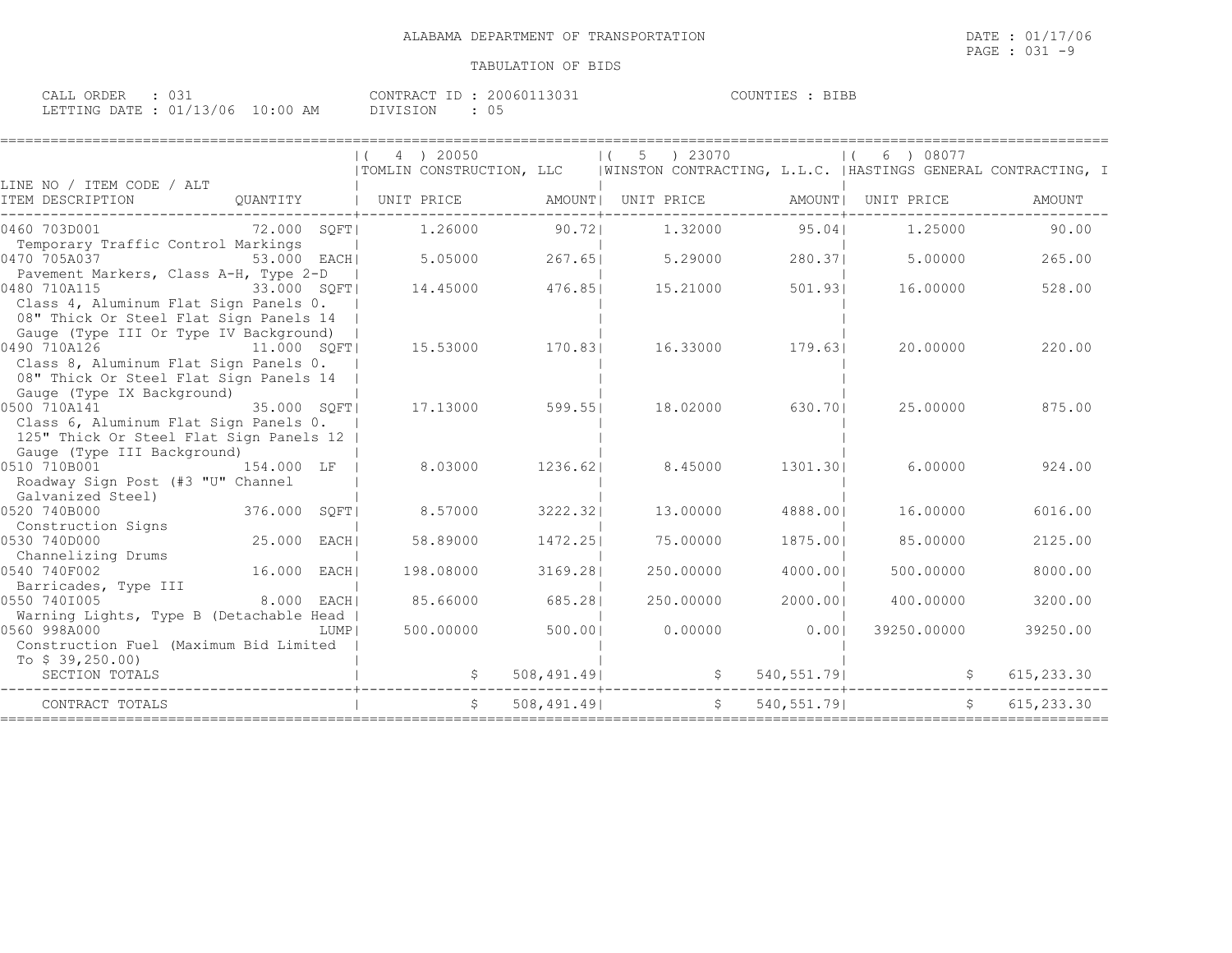ALABAMA DEPARTMENT OF TRANSPORTATION

TABULATION OF BIDS

CALL ORDER : 031 CONTRACT ID : 20060113031 COUNTIES : BIBB
LETTING DATE : 01/13/06 10:00 AM DIVISION : 05

| LINE NO / ITEM CODE / ALT ITEM DESCRIPTION | QUANTITY | ( 4 ) 20050 TOMLIN CONSTRUCTION, LLC UNIT PRICE | AMOUNT | ( 5 ) 23070 WINSTON CONTRACTING, L.L.C. UNIT PRICE | AMOUNT | ( 6 ) 08077 HASTINGS GENERAL CONTRACTING, I UNIT PRICE | AMOUNT |
|---|---|---|---|---|---|---|---|
| 0460 703D001 Temporary Traffic Control Markings | 72.000 SQFT | 1.26000 | 90.72 | 1.32000 | 95.04 | 1.25000 | 90.00 |
| 0470 705A037 Pavement Markers, Class A-H, Type 2-D | 53.000 EACH | 5.05000 | 267.65 | 5.29000 | 280.37 | 5.00000 | 265.00 |
| 0480 710A115 Class 4, Aluminum Flat Sign Panels 0.08" Thick Or Steel Flat Sign Panels 14 Gauge (Type III Or Type IV Background) | 33.000 SQFT | 14.45000 | 476.85 | 15.21000 | 501.93 | 16.00000 | 528.00 |
| 0490 710A126 Class 8, Aluminum Flat Sign Panels 0.08" Thick Or Steel Flat Sign Panels 14 Gauge (Type IX Background) | 11.000 SQFT | 15.53000 | 170.83 | 16.33000 | 179.63 | 20.00000 | 220.00 |
| 0500 710A141 Class 6, Aluminum Flat Sign Panels 0.125" Thick Or Steel Flat Sign Panels 12 Gauge (Type III Background) | 35.000 SQFT | 17.13000 | 599.55 | 18.02000 | 630.70 | 25.00000 | 875.00 |
| 0510 710B001 Roadway Sign Post (#3 "U" Channel Galvanized Steel) | 154.000 LF | 8.03000 | 1236.62 | 8.45000 | 1301.30 | 6.00000 | 924.00 |
| 0520 740B000 Construction Signs | 376.000 SQFT | 8.57000 | 3222.32 | 13.00000 | 4888.00 | 16.00000 | 6016.00 |
| 0530 740D000 Channelizing Drums | 25.000 EACH | 58.89000 | 1472.25 | 75.00000 | 1875.00 | 85.00000 | 2125.00 |
| 0540 740F002 Barricades, Type III | 16.000 EACH | 198.08000 | 3169.28 | 250.00000 | 4000.00 | 500.00000 | 8000.00 |
| 0550 740I005 Warning Lights, Type B (Detachable Head | 8.000 EACH | 85.66000 | 685.28 | 250.00000 | 2000.00 | 400.00000 | 3200.00 |
| 0560 998A000 Construction Fuel (Maximum Bid Limited To $ 39,250.00) | LUMP | 500.00000 | 500.00 | 0.00000 | 0.00 | 39250.00000 | 39250.00 |
| SECTION TOTALS | | | $ 508,491.49 | | $ 540,551.79 | | $ 615,233.30 |
| CONTRACT TOTALS | | | $ 508,491.49 | | $ 540,551.79 | | $ 615,233.30 |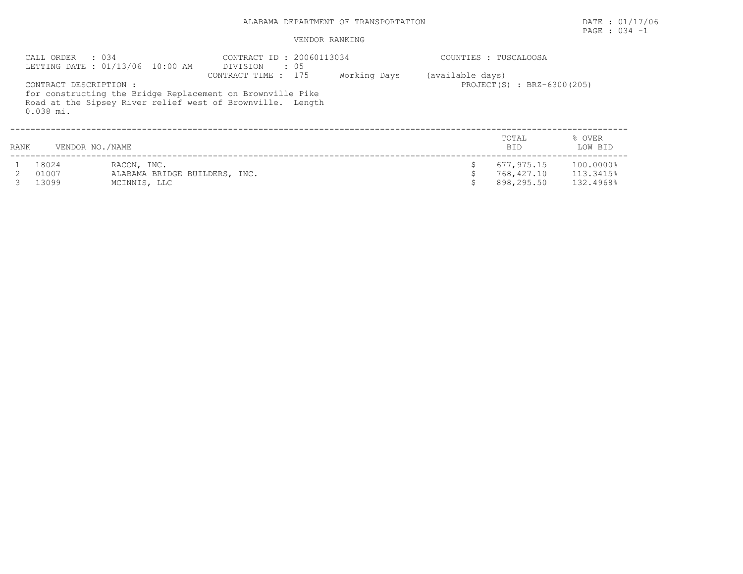ALABAMA DEPARTMENT OF TRANSPORTATION

DATE : 01/17/06

PAGE : 034 -1

VENDOR RANKING

CALL ORDER : 034
LETTING DATE : 01/13/06 10:00 AM

CONTRACT ID : 20060113034
DIVISION : 05
CONTRACT TIME : 175 Working Days (available days)

COUNTIES : TUSCALOOSA

PROJECT(S) : BRZ-6300(205)

CONTRACT DESCRIPTION :
for constructing the Bridge Replacement on Brownville Pike Road at the Sipsey River relief west of Brownville. Length 0.038 mi.

| RANK | VENDOR NO./NAME | | TOTAL BID | % OVER LOW BID |
|---|---|---|---|---|
| 1 | 18024 | RACON, INC. | $ 677,975.15 | 100.0000% |
| 2 | 01007 | ALABAMA BRIDGE BUILDERS, INC. | $ 768,427.10 | 113.3415% |
| 3 | 13099 | MCINNIS, LLC | $ 898,295.50 | 132.4968% |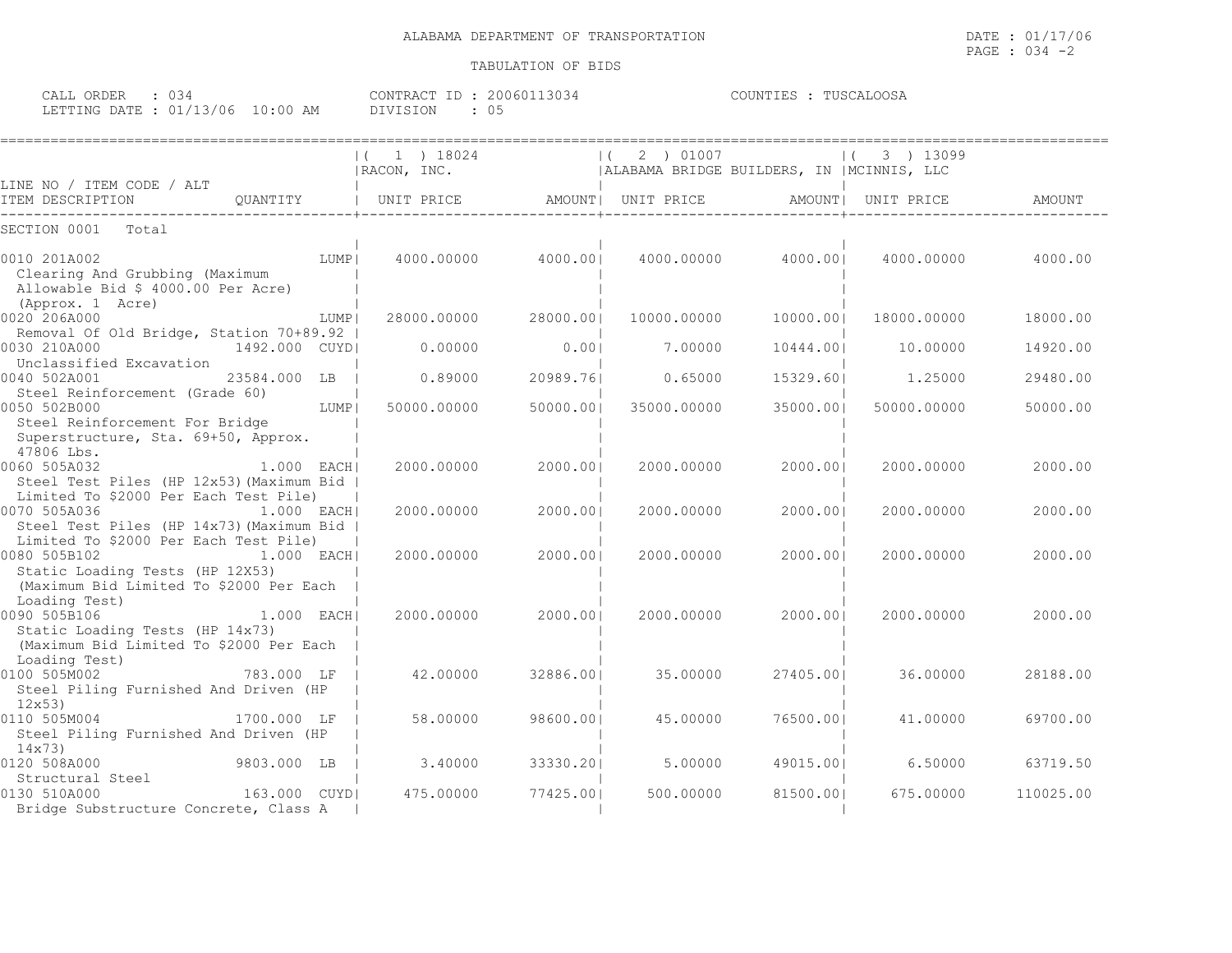ALABAMA DEPARTMENT OF TRANSPORTATION

TABULATION OF BIDS

DATE : 01/17/06
PAGE : 034 -2

CALL ORDER : 034
LETTING DATE : 01/13/06 10:00 AM

CONTRACT ID : 20060113034
DIVISION : 05

COUNTIES : TUSCALOOSA

| LINE NO / ITEM CODE / ALT ITEM DESCRIPTION | QUANTITY | ( 1 ) 18024 RACON, INC. UNIT PRICE | AMOUNT | ( 2 ) 01007 ALABAMA BRIDGE BUILDERS, IN UNIT PRICE | AMOUNT | ( 3 ) 13099 MCINNIS, LLC UNIT PRICE | AMOUNT |
|---|---|---|---|---|---|---|---|
| SECTION 0001 Total | | | | | | | |
| 0010 201A002 Clearing And Grubbing (Maximum Allowable Bid $ 4000.00 Per Acre) (Approx. 1 Acre) | LUMP | 4000.00000 | 4000.00 | 4000.00000 | 4000.00 | 4000.00000 | 4000.00 |
| 0020 206A000 Removal Of Old Bridge, Station 70+89.92 | LUMP | 28000.00000 | 28000.00 | 10000.00000 | 10000.00 | 18000.00000 | 18000.00 |
| 0030 210A000 Unclassified Excavation | 1492.000 CUYD | 0.00000 | 0.00 | 7.00000 | 10444.00 | 10.00000 | 14920.00 |
| 0040 502A001 Steel Reinforcement (Grade 60) | 23584.000 LB | 0.89000 | 20989.76 | 0.65000 | 15329.60 | 1.25000 | 29480.00 |
| 0050 502B000 Steel Reinforcement For Bridge Superstructure, Sta. 69+50, Approx. 47806 Lbs. | LUMP | 50000.00000 | 50000.00 | 35000.00000 | 35000.00 | 50000.00000 | 50000.00 |
| 0060 505A032 Steel Test Piles (HP 12x53)(Maximum Bid Limited To $2000 Per Each Test Pile) | 1.000 EACH | 2000.00000 | 2000.00 | 2000.00000 | 2000.00 | 2000.00000 | 2000.00 |
| 0070 505A036 Steel Test Piles (HP 14x73)(Maximum Bid Limited To $2000 Per Each Test Pile) | 1.000 EACH | 2000.00000 | 2000.00 | 2000.00000 | 2000.00 | 2000.00000 | 2000.00 |
| 0080 505B102 Static Loading Tests (HP 12X53) (Maximum Bid Limited To $2000 Per Each Loading Test) | 1.000 EACH | 2000.00000 | 2000.00 | 2000.00000 | 2000.00 | 2000.00000 | 2000.00 |
| 0090 505B106 Static Loading Tests (HP 14x73) (Maximum Bid Limited To $2000 Per Each Loading Test) | 1.000 EACH | 2000.00000 | 2000.00 | 2000.00000 | 2000.00 | 2000.00000 | 2000.00 |
| 0100 505M002 Steel Piling Furnished And Driven (HP 12x53) | 783.000 LF | 42.00000 | 32886.00 | 35.00000 | 27405.00 | 36.00000 | 28188.00 |
| 0110 505M004 Steel Piling Furnished And Driven (HP 14x73) | 1700.000 LF | 58.00000 | 98600.00 | 45.00000 | 76500.00 | 41.00000 | 69700.00 |
| 0120 508A000 Structural Steel | 9803.000 LB | 3.40000 | 33330.20 | 5.00000 | 49015.00 | 6.50000 | 63719.50 |
| 0130 510A000 Bridge Substructure Concrete, Class A | 163.000 CUYD | 475.00000 | 77425.00 | 500.00000 | 81500.00 | 675.00000 | 110025.00 |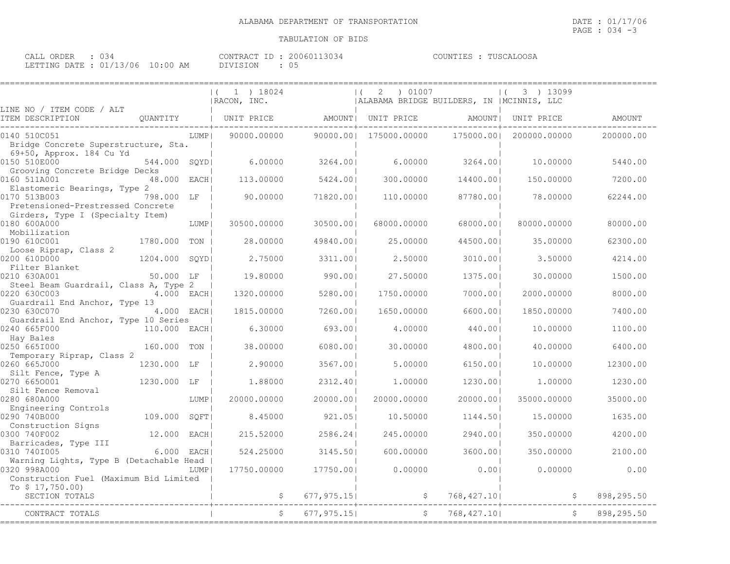ALABAMA DEPARTMENT OF TRANSPORTATION

TABULATION OF BIDS

DATE : 01/17/06

CALL ORDER : 034 CONTRACT ID : 20060113034 COUNTIES : TUSCALOOSA

LETTING DATE : 01/13/06 10:00 AM DIVISION : 05

| LINE NO / ITEM CODE / ALT ITEM DESCRIPTION | QUANTITY | (1) 18024 RACON, INC. UNIT PRICE | AMOUNT | (2) 01007 ALABAMA BRIDGE BUILDERS, IN UNIT PRICE | AMOUNT | (3) 13099 MCINNIS, LLC UNIT PRICE | AMOUNT |
|---|---|---|---|---|---|---|---|
| 0140 510C051 Bridge Concrete Superstructure, Sta. 69+50, Approx. 184 Cu Yd | LUMP | 90000.00000 | 90000.00 | 175000.00000 | 175000.00 | 200000.00000 | 200000.00 |
| 0150 510E000 Grooving Concrete Bridge Decks | 544.000 SQYD | 6.00000 | 3264.00 | 6.00000 | 3264.00 | 10.00000 | 5440.00 |
| 0160 511A001 Elastomeric Bearings, Type 2 | 48.000 EACH | 113.00000 | 5424.00 | 300.00000 | 14400.00 | 150.00000 | 7200.00 |
| 0170 513B003 Pretensioned-Prestressed Concrete Girders, Type I (Specialty Item) | 798.000 LF | 90.00000 | 71820.00 | 110.00000 | 87780.00 | 78.00000 | 62244.00 |
| 0180 600A000 Mobilization | LUMP | 30500.00000 | 30500.00 | 68000.00000 | 68000.00 | 80000.00000 | 80000.00 |
| 0190 610C001 Loose Riprap, Class 2 | 1780.000 TON | 28.00000 | 49840.00 | 25.00000 | 44500.00 | 35.00000 | 62300.00 |
| 0200 610D000 Filter Blanket | 1204.000 SQYD | 2.75000 | 3311.00 | 2.50000 | 3010.00 | 3.50000 | 4214.00 |
| 0210 630A001 Steel Beam Guardrail, Class A, Type 2 | 50.000 LF | 19.80000 | 990.00 | 27.50000 | 1375.00 | 30.00000 | 1500.00 |
| 0220 630C003 Guardrail End Anchor, Type 13 | 4.000 EACH | 1320.00000 | 5280.00 | 1750.00000 | 7000.00 | 2000.00000 | 8000.00 |
| 0230 630C070 Guardrail End Anchor, Type 10 Series | 4.000 EACH | 1815.00000 | 7260.00 | 1650.00000 | 6600.00 | 1850.00000 | 7400.00 |
| 0240 665F000 Hay Bales | 110.000 EACH | 6.30000 | 693.00 | 4.00000 | 440.00 | 10.00000 | 1100.00 |
| 0250 665I000 Temporary Riprap, Class 2 | 160.000 TON | 38.00000 | 6080.00 | 30.00000 | 4800.00 | 40.00000 | 6400.00 |
| 0260 665J000 Silt Fence, Type A | 1230.000 LF | 2.90000 | 3567.00 | 5.00000 | 6150.00 | 10.00000 | 12300.00 |
| 0270 665O001 Silt Fence Removal | 1230.000 LF | 1.88000 | 2312.40 | 1.00000 | 1230.00 | 1.00000 | 1230.00 |
| 0280 680A000 Engineering Controls | LUMP | 20000.00000 | 20000.00 | 20000.00000 | 20000.00 | 35000.00000 | 35000.00 |
| 0290 740B000 Construction Signs | 109.000 SQFT | 8.45000 | 921.05 | 10.50000 | 1144.50 | 15.00000 | 1635.00 |
| 0300 740F002 Barricades, Type III | 12.000 EACH | 215.52000 | 2586.24 | 245.00000 | 2940.00 | 350.00000 | 4200.00 |
| 0310 740I005 Warning Lights, Type B (Detachable Head | 6.000 EACH | 524.25000 | 3145.50 | 600.00000 | 3600.00 | 350.00000 | 2100.00 |
| 0320 998A000 Construction Fuel (Maximum Bid Limited To $ 17,750.00) | LUMP | 17750.00000 | 17750.00 | 0.00000 | 0.00 | 0.00000 | 0.00 |
| SECTION TOTALS | | | $ 677,975.15 | | $ 768,427.10 | | $ 898,295.50 |
| CONTRACT TOTALS | | | $ 677,975.15 | | $ 768,427.10 | | $ 898,295.50 |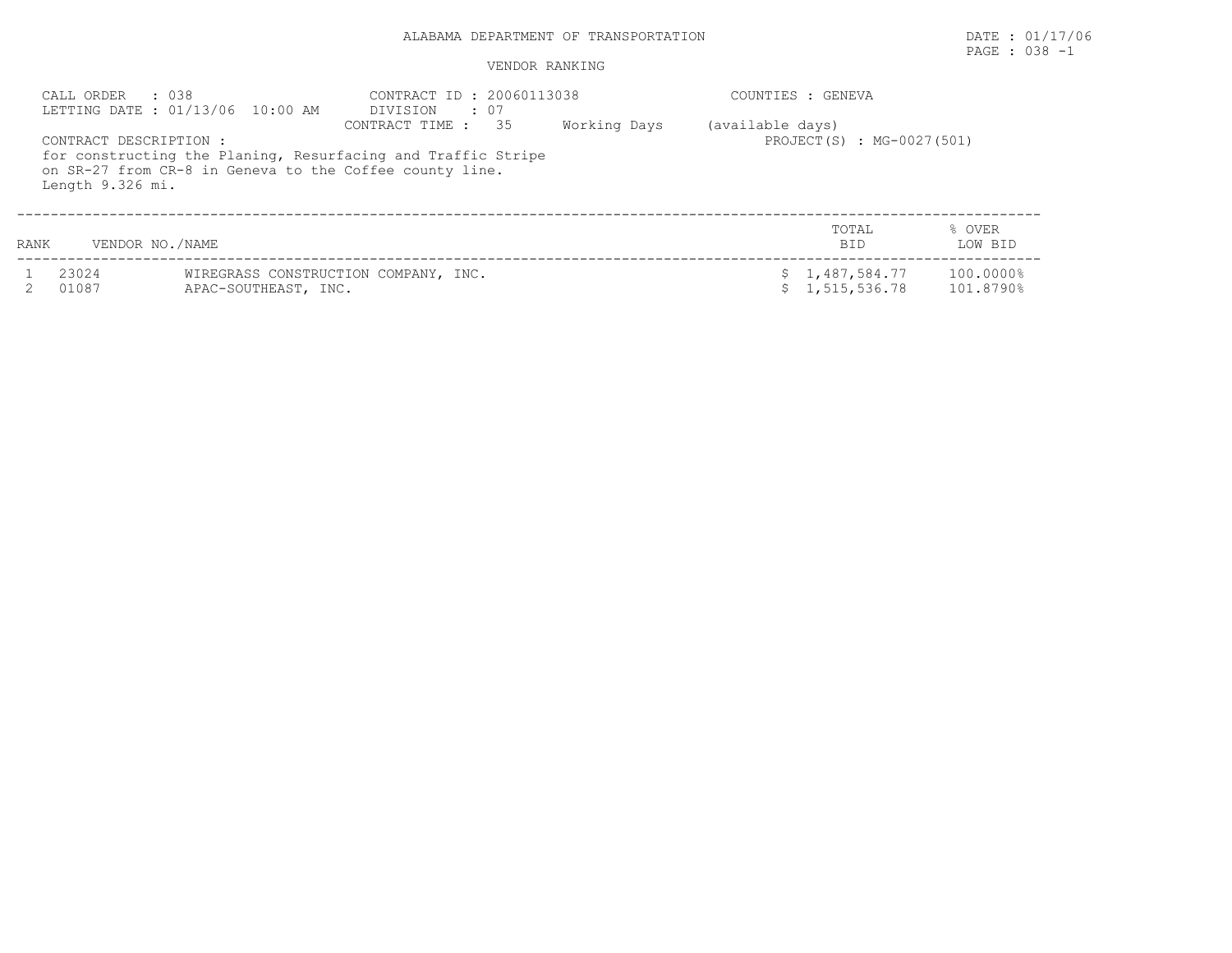ALABAMA DEPARTMENT OF TRANSPORTATION

DATE : 01/17/06

PAGE : 038 -1

VENDOR RANKING

CALL ORDER : 038
LETTING DATE : 01/13/06 10:00 AM

CONTRACT ID : 20060113038
DIVISION : 07
CONTRACT TIME : 35 Working Days (available days)

COUNTIES : GENEVA

PROJECT(S) : MG-0027(501)

CONTRACT DESCRIPTION :
for constructing the Planing, Resurfacing and Traffic Stripe on SR-27 from CR-8 in Geneva to the Coffee county line.
Length 9.326 mi.

| RANK | VENDOR NO./NAME | | TOTAL BID | % OVER LOW BID |
|---|---|---|---|---|
| 1 | 23024 | WIREGRASS CONSTRUCTION COMPANY, INC. | $ 1,487,584.77 | 100.0000% |
| 2 | 01087 | APAC-SOUTHEAST, INC. | $ 1,515,536.78 | 101.8790% |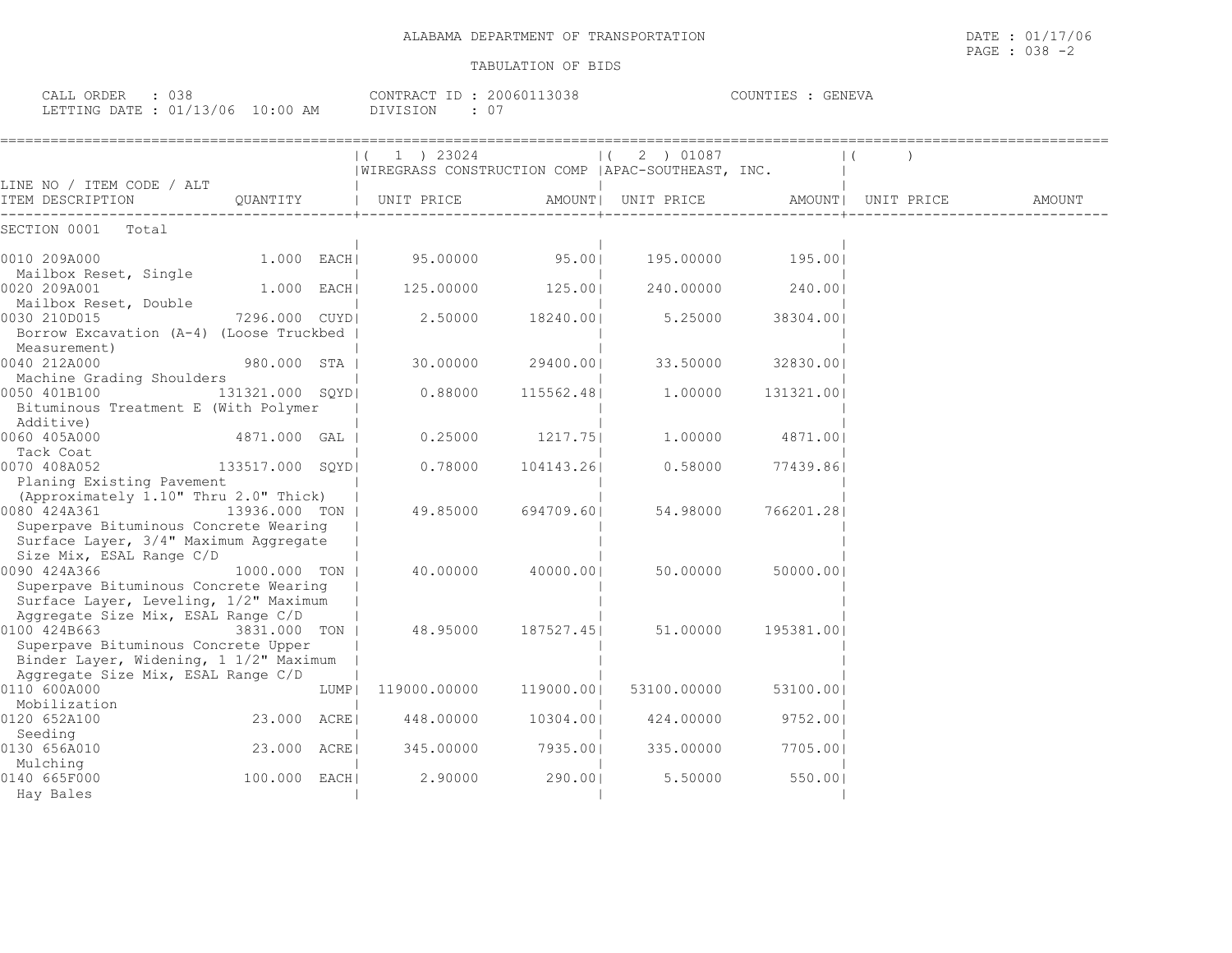ALABAMA DEPARTMENT OF TRANSPORTATION

TABULATION OF BIDS

DATE : 01/17/06
PAGE : 038 -2

CALL ORDER : 038
LETTING DATE : 01/13/06 10:00 AM

CONTRACT ID : 20060113038
DIVISION : 07

COUNTIES : GENEVA

| LINE NO / ITEM CODE / ALT ITEM DESCRIPTION | QUANTITY | ( 1 ) 23024 WIREGRASS CONSTRUCTION COMP UNIT PRICE | AMOUNT | ( 2 ) 01087 APAC-SOUTHEAST, INC. UNIT PRICE | AMOUNT | ( ) UNIT PRICE | AMOUNT |
|---|---|---|---|---|---|---|---|
| SECTION 0001 Total | | | | | | | |
| 0010 209A000 Mailbox Reset, Single | 1.000 EACH | 95.00000 | 95.00 | 195.00000 | 195.00 | | |
| 0020 209A001 Mailbox Reset, Double | 1.000 EACH | 125.00000 | 125.00 | 240.00000 | 240.00 | | |
| 0030 210D015 Borrow Excavation (A-4) (Loose Truckbed Measurement) | 7296.000 CUYD | 2.50000 | 18240.00 | 5.25000 | 38304.00 | | |
| 0040 212A000 Machine Grading Shoulders | 980.000 STA | 30.00000 | 29400.00 | 33.50000 | 32830.00 | | |
| 0050 401B100 Bituminous Treatment E (With Polymer Additive) | 131321.000 SQYD | 0.88000 | 115562.48 | 1.00000 | 131321.00 | | |
| 0060 405A000 Tack Coat | 4871.000 GAL | 0.25000 | 1217.75 | 1.00000 | 4871.00 | | |
| 0070 408A052 Planing Existing Pavement (Approximately 1.10" Thru 2.0" Thick) | 133517.000 SQYD | 0.78000 | 104143.26 | 0.58000 | 77439.86 | | |
| 0080 424A361 Superpave Bituminous Concrete Wearing Surface Layer, 3/4" Maximum Aggregate Size Mix, ESAL Range C/D | 13936.000 TON | 49.85000 | 694709.60 | 54.98000 | 766201.28 | | |
| 0090 424A366 Superpave Bituminous Concrete Wearing Surface Layer, Leveling, 1/2" Maximum Aggregate Size Mix, ESAL Range C/D | 1000.000 TON | 40.00000 | 40000.00 | 50.00000 | 50000.00 | | |
| 0100 424B663 Superpave Bituminous Concrete Upper Binder Layer, Widening, 1 1/2" Maximum Aggregate Size Mix, ESAL Range C/D | 3831.000 TON | 48.95000 | 187527.45 | 51.00000 | 195381.00 | | |
| 0110 600A000 Mobilization | LUMP | 119000.00000 | 119000.00 | 53100.00000 | 53100.00 | | |
| 0120 652A100 Seeding | 23.000 ACRE | 448.00000 | 10304.00 | 424.00000 | 9752.00 | | |
| 0130 656A010 Mulching | 23.000 ACRE | 345.00000 | 7935.00 | 335.00000 | 7705.00 | | |
| 0140 665F000 Hay Bales | 100.000 EACH | 2.90000 | 290.00 | 5.50000 | 550.00 | | |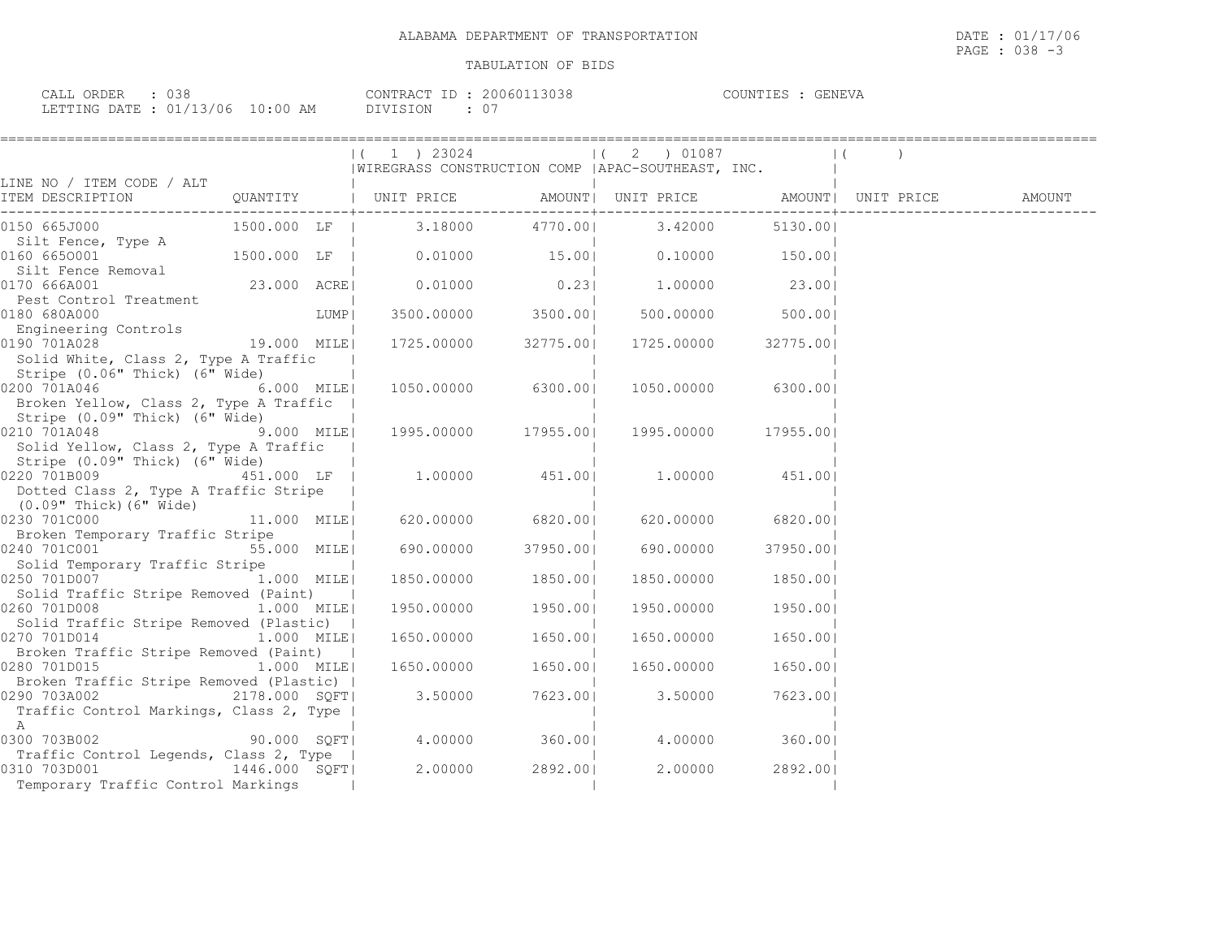ALABAMA DEPARTMENT OF TRANSPORTATION

TABULATION OF BIDS

DATE : 01/17/06
PAGE : 038 -3

CALL ORDER : 038
LETTING DATE : 01/13/06 10:00 AM

CONTRACT ID : 20060113038
DIVISION : 07

COUNTIES : GENEVA

| LINE NO / ITEM CODE / ALT ITEM DESCRIPTION | QUANTITY | (1) 23024 WIREGRASS CONSTRUCTION COMP UNIT PRICE | AMOUNT | (2) 01087 APAC-SOUTHEAST, INC. UNIT PRICE | AMOUNT | ( ) UNIT PRICE | AMOUNT |
|---|---|---|---|---|---|---|---|
| 0150 665J000 Silt Fence, Type A | 1500.000 LF | 3.18000 | 4770.00 | 3.42000 | 5130.00 | | |
| 0160 665O001 Silt Fence Removal | 1500.000 LF | 0.01000 | 15.00 | 0.10000 | 150.00 | | |
| 0170 666A001 Pest Control Treatment | 23.000 ACRE | 0.01000 | 0.23 | 1.00000 | 23.00 | | |
| 0180 680A000 Engineering Controls | LUMP | 3500.00000 | 3500.00 | 500.00000 | 500.00 | | |
| 0190 701A028 Solid White, Class 2, Type A Traffic Stripe (0.06" Thick) (6" Wide) | 19.000 MILE | 1725.00000 | 32775.00 | 1725.00000 | 32775.00 | | |
| 0200 701A046 Broken Yellow, Class 2, Type A Traffic Stripe (0.09" Thick) (6" Wide) | 6.000 MILE | 1050.00000 | 6300.00 | 1050.00000 | 6300.00 | | |
| 0210 701A048 Solid Yellow, Class 2, Type A Traffic Stripe (0.09" Thick) (6" Wide) | 9.000 MILE | 1995.00000 | 17955.00 | 1995.00000 | 17955.00 | | |
| 0220 701B009 Dotted Class 2, Type A Traffic Stripe (0.09" Thick)(6" Wide) | 451.000 LF | 1.00000 | 451.00 | 1.00000 | 451.00 | | |
| 0230 701C000 Broken Temporary Traffic Stripe | 11.000 MILE | 620.00000 | 6820.00 | 620.00000 | 6820.00 | | |
| 0240 701C001 Solid Temporary Traffic Stripe | 55.000 MILE | 690.00000 | 37950.00 | 690.00000 | 37950.00 | | |
| 0250 701D007 Solid Traffic Stripe Removed (Paint) | 1.000 MILE | 1850.00000 | 1850.00 | 1850.00000 | 1850.00 | | |
| 0260 701D008 Solid Traffic Stripe Removed (Plastic) | 1.000 MILE | 1950.00000 | 1950.00 | 1950.00000 | 1950.00 | | |
| 0270 701D014 Broken Traffic Stripe Removed (Paint) | 1.000 MILE | 1650.00000 | 1650.00 | 1650.00000 | 1650.00 | | |
| 0280 701D015 Broken Traffic Stripe Removed (Plastic) | 1.000 MILE | 1650.00000 | 1650.00 | 1650.00000 | 1650.00 | | |
| 0290 703A002 Traffic Control Markings, Class 2, Type A | 2178.000 SQFT | 3.50000 | 7623.00 | 3.50000 | 7623.00 | | |
| 0300 703B002 Traffic Control Legends, Class 2, Type | 90.000 SQFT | 4.00000 | 360.00 | 4.00000 | 360.00 | | |
| 0310 703D001 Temporary Traffic Control Markings | 1446.000 SQFT | 2.00000 | 2892.00 | 2.00000 | 2892.00 | | |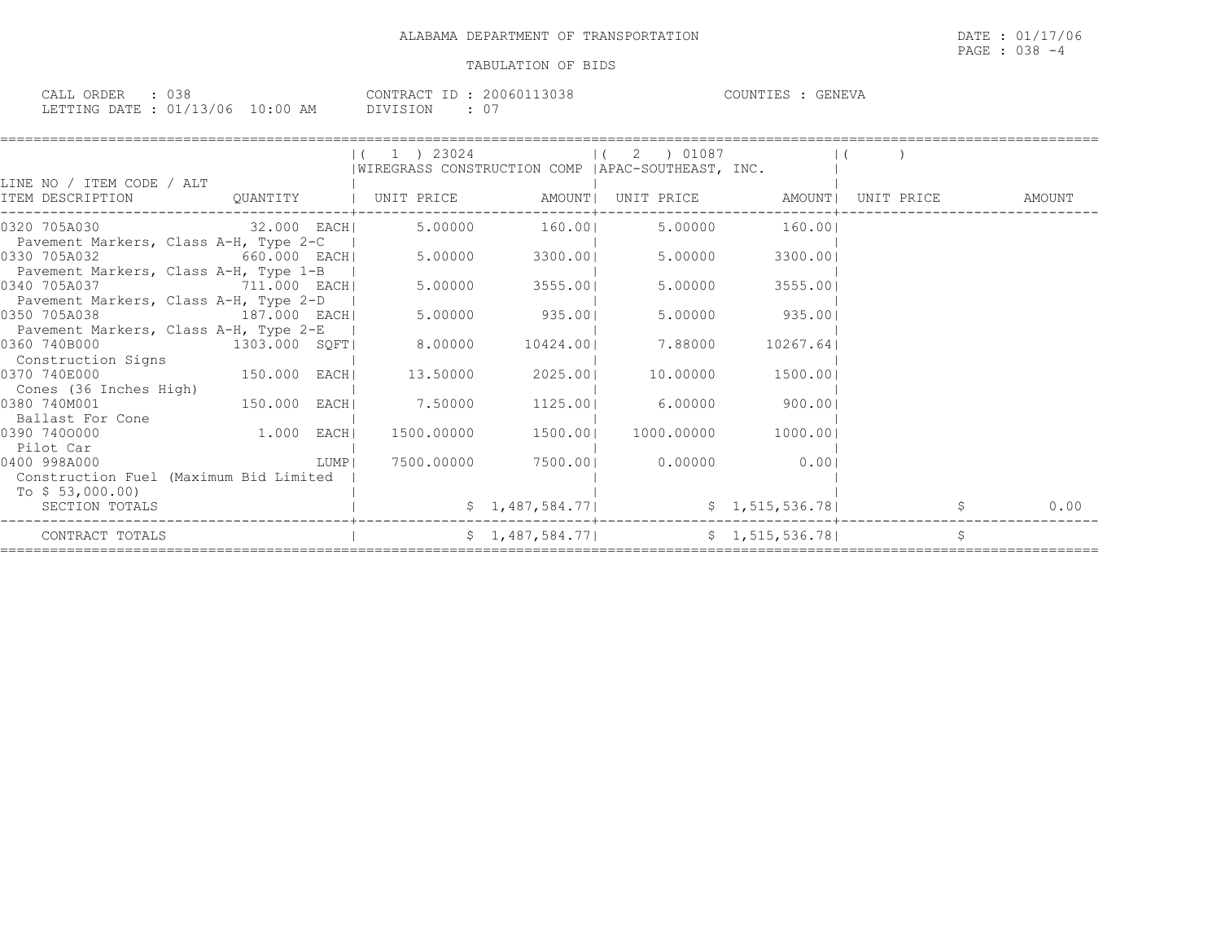ALABAMA DEPARTMENT OF TRANSPORTATION

DATE : 01/17/06

TABULATION OF BIDS

CALL ORDER : 038
LETTING DATE : 01/13/06 10:00 AM

CONTRACT ID : 20060113038
DIVISION : 07

COUNTIES : GENEVA

| LINE NO / ITEM CODE / ALT ITEM DESCRIPTION | QUANTITY | ( 1 ) 23024 WIREGRASS CONSTRUCTION COMP UNIT PRICE | AMOUNT | ( 2 ) 01087 APAC-SOUTHEAST, INC. UNIT PRICE | AMOUNT | ( ) UNIT PRICE | AMOUNT |
|---|---|---|---|---|---|---|---|
| 0320 705A030 Pavement Markers, Class A-H, Type 2-C | 32.000 EACH | 5.00000 | 160.00 | 5.00000 | 160.00 | | |
| 0330 705A032 Pavement Markers, Class A-H, Type 1-B | 660.000 EACH | 5.00000 | 3300.00 | 5.00000 | 3300.00 | | |
| 0340 705A037 Pavement Markers, Class A-H, Type 2-D | 711.000 EACH | 5.00000 | 3555.00 | 5.00000 | 3555.00 | | |
| 0350 705A038 Pavement Markers, Class A-H, Type 2-E | 187.000 EACH | 5.00000 | 935.00 | 5.00000 | 935.00 | | |
| 0360 740B000 Construction Signs | 1303.000 SQFT | 8.00000 | 10424.00 | 7.88000 | 10267.64 | | |
| 0370 740E000 Cones (36 Inches High) | 150.000 EACH | 13.50000 | 2025.00 | 10.00000 | 1500.00 | | |
| 0380 740M001 Ballast For Cone | 150.000 EACH | 7.50000 | 1125.00 | 6.00000 | 900.00 | | |
| 0390 740O000 Pilot Car | 1.000 EACH | 1500.00000 | 1500.00 | 1000.00000 | 1000.00 | | |
| 0400 998A000 Construction Fuel (Maximum Bid Limited To $ 53,000.00) | LUMP | 7500.00000 | 7500.00 | 0.00000 | 0.00 | | |
| SECTION TOTALS | | | $ 1,487,584.77 | | $ 1,515,536.78 | | $ 0.00 |
| CONTRACT TOTALS | | | $ 1,487,584.77 | | $ 1,515,536.78 | | $ |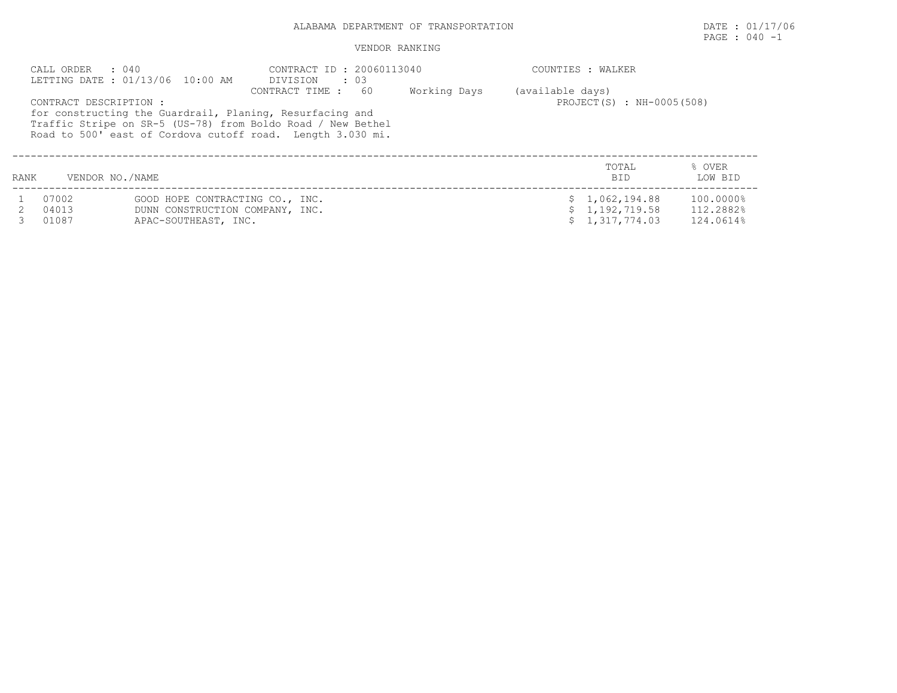ALABAMA DEPARTMENT OF TRANSPORTATION

DATE : 01/17/06

PAGE : 040 -1

VENDOR RANKING

CALL ORDER : 040
LETTING DATE : 01/13/06 10:00 AM

CONTRACT ID : 20060113040
DIVISION : 03
CONTRACT TIME : 60 Working Days (available days)

COUNTIES : WALKER

PROJECT(S) : NH-0005(508)

CONTRACT DESCRIPTION :
for constructing the Guardrail, Planing, Resurfacing and Traffic Stripe on SR-5 (US-78) from Boldo Road / New Bethel Road to 500' east of Cordova cutoff road. Length 3.030 mi.

| RANK | VENDOR NO./NAME | | TOTAL BID | % OVER LOW BID |
|---|---|---|---|---|
| 1 | 07002 | GOOD HOPE CONTRACTING CO., INC. | $ 1,062,194.88 | 100.0000% |
| 2 | 04013 | DUNN CONSTRUCTION COMPANY, INC. | $ 1,192,719.58 | 112.2882% |
| 3 | 01087 | APAC-SOUTHEAST, INC. | $ 1,317,774.03 | 124.0614% |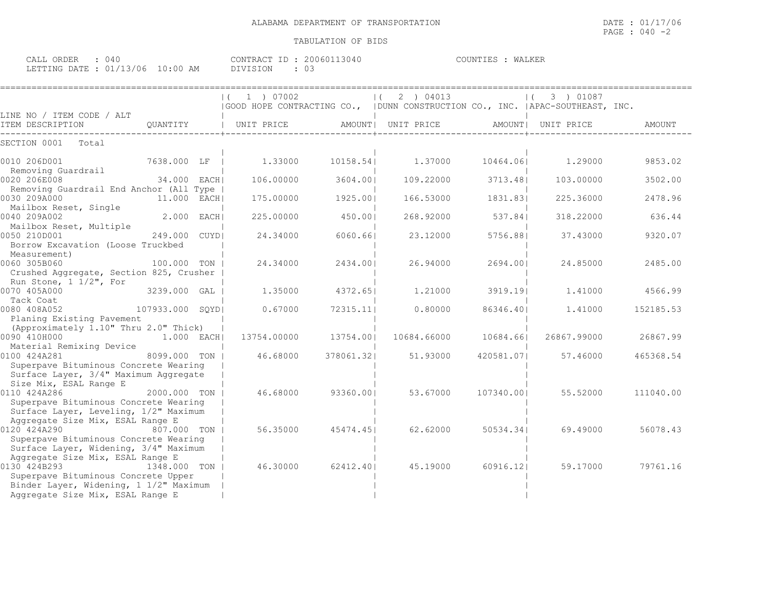ALABAMA DEPARTMENT OF TRANSPORTATION

TABULATION OF BIDS

DATE : 01/17/06
PAGE : 040 -2

CALL ORDER : 040
LETTING DATE : 01/13/06 10:00 AM

CONTRACT ID : 20060113040
DIVISION : 03

COUNTIES : WALKER

| LINE NO / ITEM CODE / ALT ITEM DESCRIPTION | QUANTITY | ( 1 ) 07002 GOOD HOPE CONTRACTING CO., UNIT PRICE | AMOUNT | ( 2 ) 04013 DUNN CONSTRUCTION CO., INC. UNIT PRICE | AMOUNT | ( 3 ) 01087 APAC-SOUTHEAST, INC. UNIT PRICE | AMOUNT |
|---|---|---|---|---|---|---|---|
| SECTION 0001 Total | | | | | | | |
| 0010 206D001 Removing Guardrail | 7638.000 LF | 1.33000 | 10158.54 | 1.37000 | 10464.06 | 1.29000 | 9853.02 |
| 0020 206E008 Removing Guardrail End Anchor (All Type | 34.000 EACH | 106.00000 | 3604.00 | 109.22000 | 3713.48 | 103.00000 | 3502.00 |
| 0030 209A000 Mailbox Reset, Single | 11.000 EACH | 175.00000 | 1925.00 | 166.53000 | 1831.83 | 225.36000 | 2478.96 |
| 0040 209A002 Mailbox Reset, Multiple | 2.000 EACH | 225.00000 | 450.00 | 268.92000 | 537.84 | 318.22000 | 636.44 |
| 0050 210D001 Borrow Excavation (Loose Truckbed Measurement) | 249.000 CUYD | 24.34000 | 6060.66 | 23.12000 | 5756.88 | 37.43000 | 9320.07 |
| 0060 305B060 Crushed Aggregate, Section 825, Crusher Run Stone, 1 1/2", For | 100.000 TON | 24.34000 | 2434.00 | 26.94000 | 2694.00 | 24.85000 | 2485.00 |
| 0070 405A000 Tack Coat | 3239.000 GAL | 1.35000 | 4372.65 | 1.21000 | 3919.19 | 1.41000 | 4566.99 |
| 0080 408A052 Planing Existing Pavement (Approximately 1.10" Thru 2.0" Thick) | 107933.000 SQYD | 0.67000 | 72315.11 | 0.80000 | 86346.40 | 1.41000 | 152185.53 |
| 0090 410H000 Material Remixing Device | 1.000 EACH | 13754.00000 | 13754.00 | 10684.66000 | 10684.66 | 26867.99000 | 26867.99 |
| 0100 424A281 Superpave Bituminous Concrete Wearing Surface Layer, 3/4" Maximum Aggregate Size Mix, ESAL Range E | 8099.000 TON | 46.68000 | 378061.32 | 51.93000 | 420581.07 | 57.46000 | 465368.54 |
| 0110 424A286 Superpave Bituminous Concrete Wearing Surface Layer, Leveling, 1/2" Maximum Aggregate Size Mix, ESAL Range E | 2000.000 TON | 46.68000 | 93360.00 | 53.67000 | 107340.00 | 55.52000 | 111040.00 |
| 0120 424A290 Superpave Bituminous Concrete Wearing Surface Layer, Widening, 3/4" Maximum Aggregate Size Mix, ESAL Range E | 807.000 TON | 56.35000 | 45474.45 | 62.62000 | 50534.34 | 69.49000 | 56078.43 |
| 0130 424B293 Superpave Bituminous Concrete Upper Binder Layer, Widening, 1 1/2" Maximum Aggregate Size Mix, ESAL Range E | 1348.000 TON | 46.30000 | 62412.40 | 45.19000 | 60916.12 | 59.17000 | 79761.16 |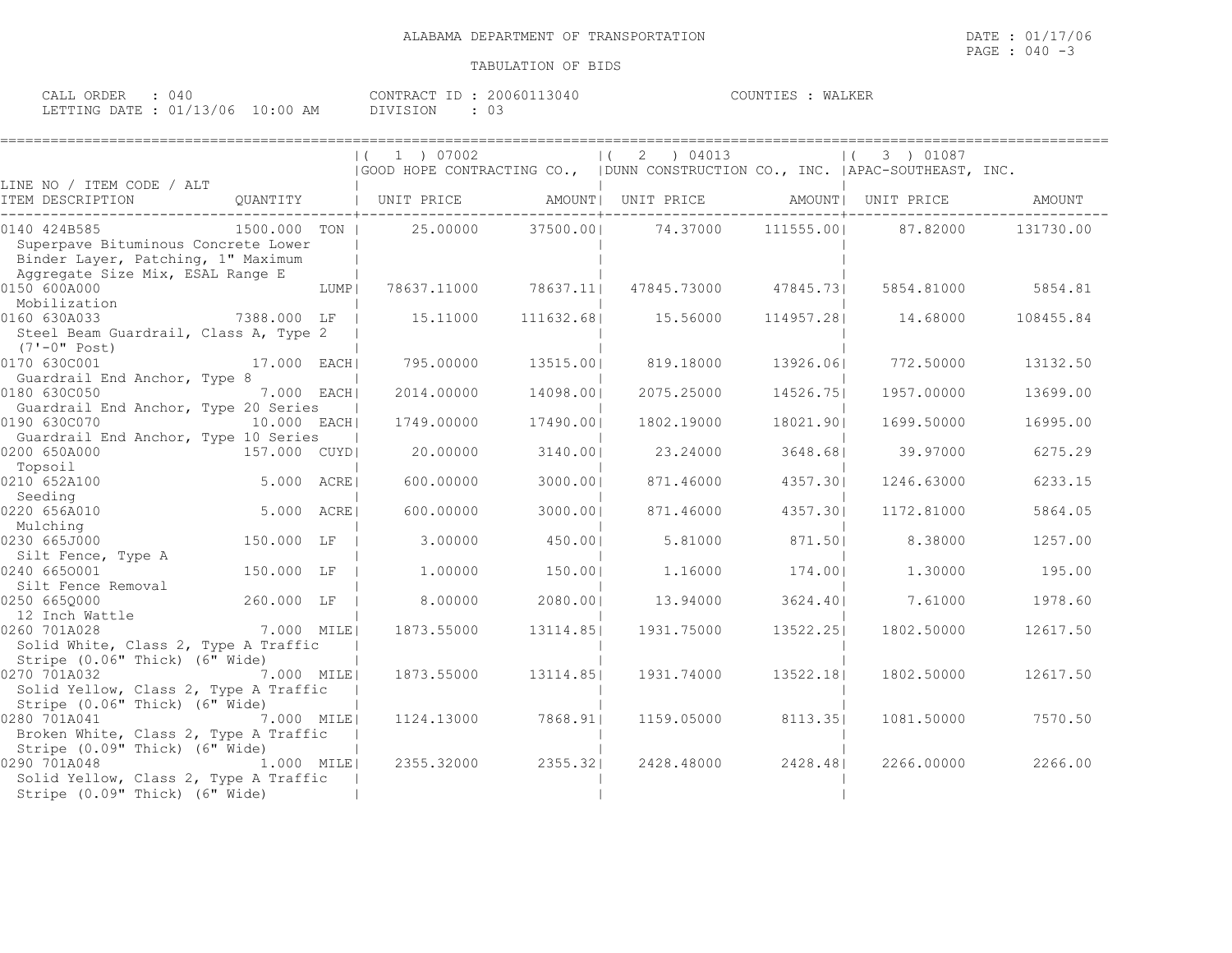ALABAMA DEPARTMENT OF TRANSPORTATION

DATE : 01/17/06

PAGE : 040 -3

TABULATION OF BIDS

CALL ORDER : 040 CONTRACT ID : 20060113040 COUNTIES : WALKER

LETTING DATE : 01/13/06 10:00 AM DIVISION : 03

| LINE NO / ITEM CODE / ALT ITEM DESCRIPTION | QUANTITY | (1) 07002 GOOD HOPE CONTRACTING CO., UNIT PRICE | AMOUNT | (2) 04013 DUNN CONSTRUCTION CO., INC. UNIT PRICE | AMOUNT | (3) 01087 APAC-SOUTHEAST, INC. UNIT PRICE | AMOUNT |
|---|---|---|---|---|---|---|---|
| 0140 424B585 Superpave Bituminous Concrete Lower Binder Layer, Patching, 1" Maximum Aggregate Size Mix, ESAL Range E | 1500.000 TON | 25.00000 | 37500.00 | 74.37000 | 111555.00 | 87.82000 | 131730.00 |
| 0150 600A000 Mobilization | LUMP | 78637.11000 | 78637.11 | 47845.73000 | 47845.73 | 5854.81000 | 5854.81 |
| 0160 630A033 Steel Beam Guardrail, Class A, Type 2 (7'-0" Post) | 7388.000 LF | 15.11000 | 111632.68 | 15.56000 | 114957.28 | 14.68000 | 108455.84 |
| 0170 630C001 Guardrail End Anchor, Type 8 | 17.000 EACH | 795.00000 | 13515.00 | 819.18000 | 13926.06 | 772.50000 | 13132.50 |
| 0180 630C050 Guardrail End Anchor, Type 20 Series | 7.000 EACH | 2014.00000 | 14098.00 | 2075.25000 | 14526.75 | 1957.00000 | 13699.00 |
| 0190 630C070 Guardrail End Anchor, Type 10 Series | 10.000 EACH | 1749.00000 | 17490.00 | 1802.19000 | 18021.90 | 1699.50000 | 16995.00 |
| 0200 650A000 Topsoil | 157.000 CUYD | 20.00000 | 3140.00 | 23.24000 | 3648.68 | 39.97000 | 6275.29 |
| 0210 652A100 Seeding | 5.000 ACRE | 600.00000 | 3000.00 | 871.46000 | 4357.30 | 1246.63000 | 6233.15 |
| 0220 656A010 Mulching | 5.000 ACRE | 600.00000 | 3000.00 | 871.46000 | 4357.30 | 1172.81000 | 5864.05 |
| 0230 665J000 Silt Fence, Type A | 150.000 LF | 3.00000 | 450.00 | 5.81000 | 871.50 | 8.38000 | 1257.00 |
| 0240 665O001 Silt Fence Removal | 150.000 LF | 1.00000 | 150.00 | 1.16000 | 174.00 | 1.30000 | 195.00 |
| 0250 665Q000 12 Inch Wattle | 260.000 LF | 8.00000 | 2080.00 | 13.94000 | 3624.40 | 7.61000 | 1978.60 |
| 0260 701A028 Solid White, Class 2, Type A Traffic Stripe (0.06" Thick) (6" Wide) | 7.000 MILE | 1873.55000 | 13114.85 | 1931.75000 | 13522.25 | 1802.50000 | 12617.50 |
| 0270 701A032 Solid Yellow, Class 2, Type A Traffic Stripe (0.06" Thick) (6" Wide) | 7.000 MILE | 1873.55000 | 13114.85 | 1931.74000 | 13522.18 | 1802.50000 | 12617.50 |
| 0280 701A041 Broken White, Class 2, Type A Traffic Stripe (0.09" Thick) (6" Wide) | 7.000 MILE | 1124.13000 | 7868.91 | 1159.05000 | 8113.35 | 1081.50000 | 7570.50 |
| 0290 701A048 Solid Yellow, Class 2, Type A Traffic Stripe (0.09" Thick) (6" Wide) | 1.000 MILE | 2355.32000 | 2355.32 | 2428.48000 | 2428.48 | 2266.00000 | 2266.00 |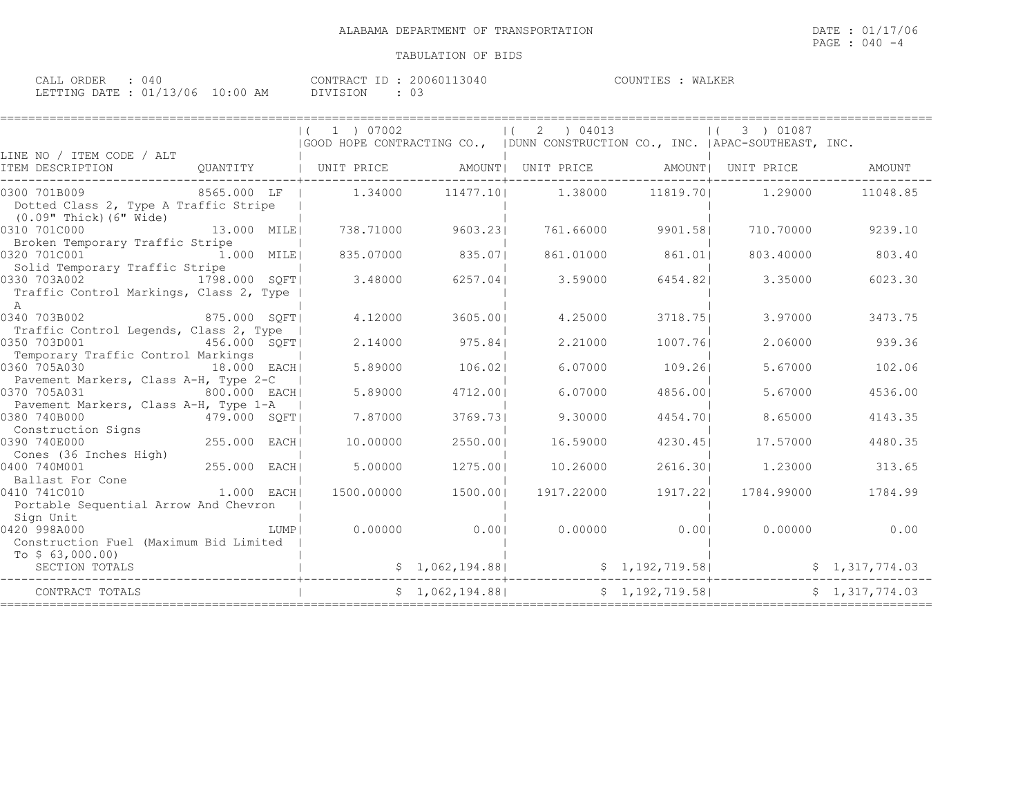ALABAMA DEPARTMENT OF TRANSPORTATION

DATE : 01/17/06

TABULATION OF BIDS

CALL ORDER : 040
LETTING DATE : 01/13/06 10:00 AM

CONTRACT ID : 20060113040
DIVISION : 03

COUNTIES : WALKER

| LINE NO / ITEM CODE / ALT ITEM DESCRIPTION | QUANTITY | ( 1 ) 07002 GOOD HOPE CONTRACTING CO., UNIT PRICE | AMOUNT | ( 2 ) 04013 DUNN CONSTRUCTION CO., INC. UNIT PRICE | AMOUNT | ( 3 ) 01087 APAC-SOUTHEAST, INC. UNIT PRICE | AMOUNT |
|---|---|---|---|---|---|---|---|
| 0300 701B009 Dotted Class 2, Type A Traffic Stripe (0.09" Thick)(6" Wide) | 8565.000 LF | 1.34000 | 11477.10 | 1.38000 | 11819.70 | 1.29000 | 11048.85 |
| 0310 701C000 Broken Temporary Traffic Stripe | 13.000 MILE | 738.71000 | 9603.23 | 761.66000 | 9901.58 | 710.70000 | 9239.10 |
| 0320 701C001 Solid Temporary Traffic Stripe | 1.000 MILE | 835.07000 | 835.07 | 861.01000 | 861.01 | 803.40000 | 803.40 |
| 0330 703A002 Traffic Control Markings, Class 2, Type A | 1798.000 SQFT | 3.48000 | 6257.04 | 3.59000 | 6454.82 | 3.35000 | 6023.30 |
| 0340 703B002 Traffic Control Legends, Class 2, Type | 875.000 SQFT | 4.12000 | 3605.00 | 4.25000 | 3718.75 | 3.97000 | 3473.75 |
| 0350 703D001 Temporary Traffic Control Markings | 456.000 SQFT | 2.14000 | 975.84 | 2.21000 | 1007.76 | 2.06000 | 939.36 |
| 0360 705A030 Pavement Markers, Class A-H, Type 2-C | 18.000 EACH | 5.89000 | 106.02 | 6.07000 | 109.26 | 5.67000 | 102.06 |
| 0370 705A031 Pavement Markers, Class A-H, Type 1-A | 800.000 EACH | 5.89000 | 4712.00 | 6.07000 | 4856.00 | 5.67000 | 4536.00 |
| 0380 740B000 Construction Signs | 479.000 SQFT | 7.87000 | 3769.73 | 9.30000 | 4454.70 | 8.65000 | 4143.35 |
| 0390 740E000 Cones (36 Inches High) | 255.000 EACH | 10.00000 | 2550.00 | 16.59000 | 4230.45 | 17.57000 | 4480.35 |
| 0400 740M001 Ballast For Cone | 255.000 EACH | 5.00000 | 1275.00 | 10.26000 | 2616.30 | 1.23000 | 313.65 |
| 0410 741C010 Portable Sequential Arrow And Chevron Sign Unit | 1.000 EACH | 1500.00000 | 1500.00 | 1917.22000 | 1917.22 | 1784.99000 | 1784.99 |
| 0420 998A000 Construction Fuel (Maximum Bid Limited To $ 63,000.00) | LUMP | 0.00000 | 0.00 | 0.00000 | 0.00 | 0.00000 | 0.00 |
| SECTION TOTALS | | | $ 1,062,194.88 | | $ 1,192,719.58 | | $ 1,317,774.03 |
| CONTRACT TOTALS | | | $ 1,062,194.88 | | $ 1,192,719.58 | | $ 1,317,774.03 |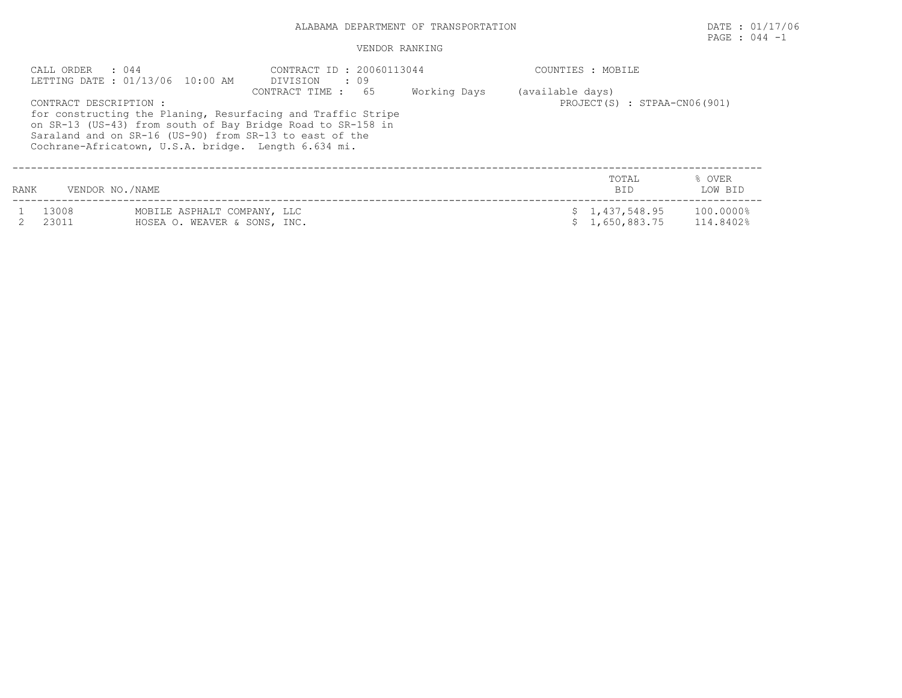# ALABAMA DEPARTMENT OF TRANSPORTATION

DATE : 01/17/06

PAGE : 044 -1

## VENDOR RANKING

CALL ORDER : 044
LETTING DATE : 01/13/06 10:00 AM

CONTRACT ID : 20060113044
DIVISION : 09
CONTRACT TIME : 65 Working Days (available days)

COUNTIES : MOBILE

PROJECT(S) : STPAA-CN06(901)

CONTRACT DESCRIPTION :
for constructing the Planing, Resurfacing and Traffic Stripe on SR-13 (US-43) from south of Bay Bridge Road to SR-158 in Saraland and on SR-16 (US-90) from SR-13 to east of the Cochrane-Africatown, U.S.A. bridge. Length 6.634 mi.

| RANK | VENDOR NO./NAME | | TOTAL BID | % OVER LOW BID |
|---|---|---|---|---|
| 1 | 13008 | MOBILE ASPHALT COMPANY, LLC | $ 1,437,548.95 | 100.0000% |
| 2 | 23011 | HOSEA O. WEAVER & SONS, INC. | $ 1,650,883.75 | 114.8402% |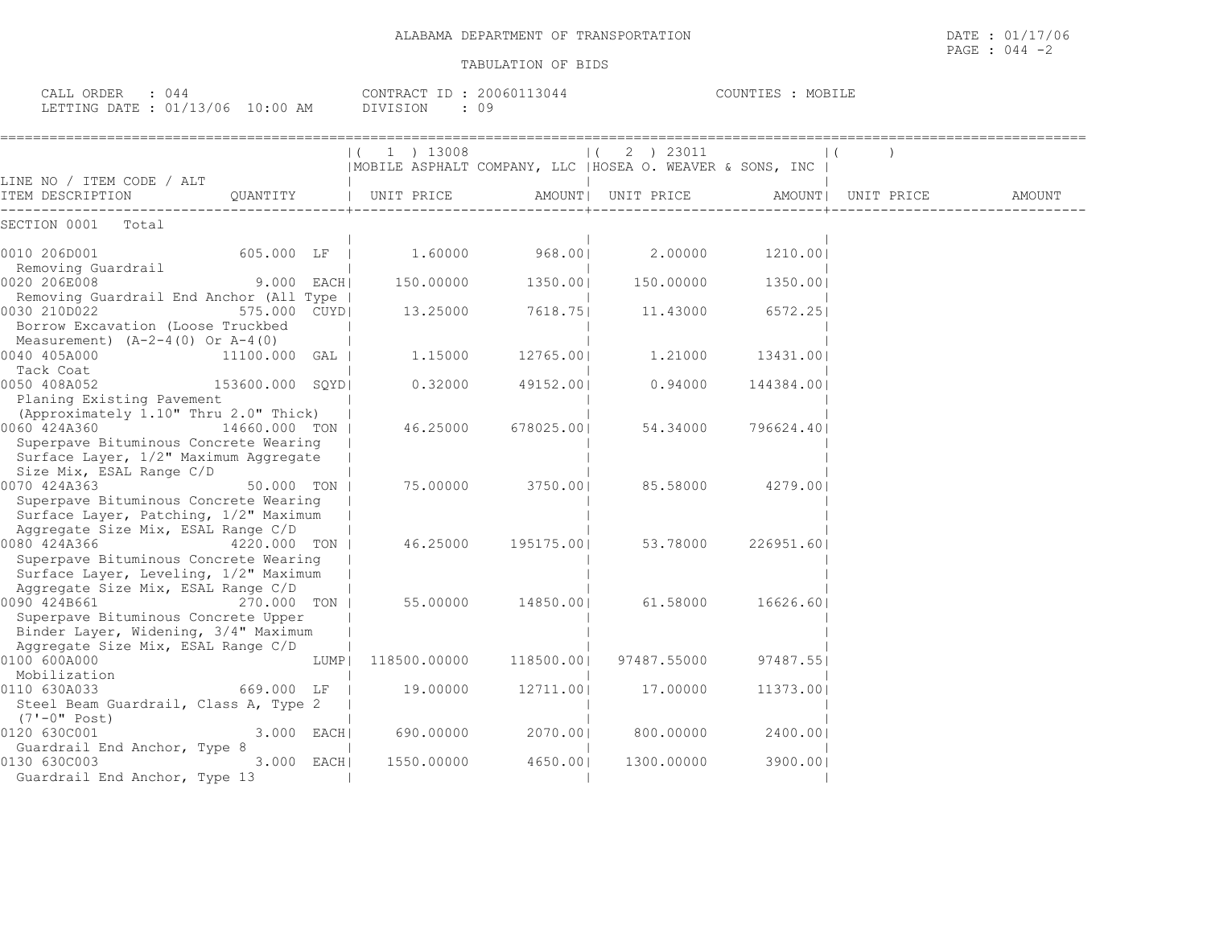ALABAMA DEPARTMENT OF TRANSPORTATION

TABULATION OF BIDS

DATE : 01/17/06
PAGE : 044 -2

CALL ORDER : 044
LETTING DATE : 01/13/06 10:00 AM

CONTRACT ID : 20060113044
DIVISION : 09

COUNTIES : MOBILE

| LINE NO / ITEM CODE / ALT ITEM DESCRIPTION | QUANTITY | (1) 13008 MOBILE ASPHALT COMPANY, LLC UNIT PRICE | AMOUNT | (2) 23011 HOSEA O. WEAVER & SONS, INC UNIT PRICE | AMOUNT | ( ) UNIT PRICE | AMOUNT |
|---|---|---|---|---|---|---|---|
| SECTION 0001 Total | | | | | | | |
| 0010 206D001 Removing Guardrail | 605.000 LF | 1.60000 | 968.00 | 2.00000 | 1210.00 | | |
| 0020 206E008 Removing Guardrail End Anchor (All Type | 9.000 EACH | 150.00000 | 1350.00 | 150.00000 | 1350.00 | | |
| 0030 210D022 Borrow Excavation (Loose Truckbed Measurement) (A-2-4(0) Or A-4(0) | 575.000 CUYD | 13.25000 | 7618.75 | 11.43000 | 6572.25 | | |
| 0040 405A000 Tack Coat | 11100.000 GAL | 1.15000 | 12765.00 | 1.21000 | 13431.00 | | |
| 0050 408A052 Planing Existing Pavement (Approximately 1.10" Thru 2.0" Thick) | 153600.000 SQYD | 0.32000 | 49152.00 | 0.94000 | 144384.00 | | |
| 0060 424A360 Superpave Bituminous Concrete Wearing Surface Layer, 1/2" Maximum Aggregate Size Mix, ESAL Range C/D | 14660.000 TON | 46.25000 | 678025.00 | 54.34000 | 796624.40 | | |
| 0070 424A363 Superpave Bituminous Concrete Wearing Surface Layer, Patching, 1/2" Maximum Aggregate Size Mix, ESAL Range C/D | 50.000 TON | 75.00000 | 3750.00 | 85.58000 | 4279.00 | | |
| 0080 424A366 Superpave Bituminous Concrete Wearing Surface Layer, Leveling, 1/2" Maximum Aggregate Size Mix, ESAL Range C/D | 4220.000 TON | 46.25000 | 195175.00 | 53.78000 | 226951.60 | | |
| 0090 424B661 Superpave Bituminous Concrete Upper Binder Layer, Widening, 3/4" Maximum Aggregate Size Mix, ESAL Range C/D | 270.000 TON | 55.00000 | 14850.00 | 61.58000 | 16626.60 | | |
| 0100 600A000 Mobilization | LUMP | 118500.00000 | 118500.00 | 97487.55000 | 97487.55 | | |
| 0110 630A033 Steel Beam Guardrail, Class A, Type 2 (7'-0" Post) | 669.000 LF | 19.00000 | 12711.00 | 17.00000 | 11373.00 | | |
| 0120 630C001 Guardrail End Anchor, Type 8 | 3.000 EACH | 690.00000 | 2070.00 | 800.00000 | 2400.00 | | |
| 0130 630C003 Guardrail End Anchor, Type 13 | 3.000 EACH | 1550.00000 | 4650.00 | 1300.00000 | 3900.00 | | |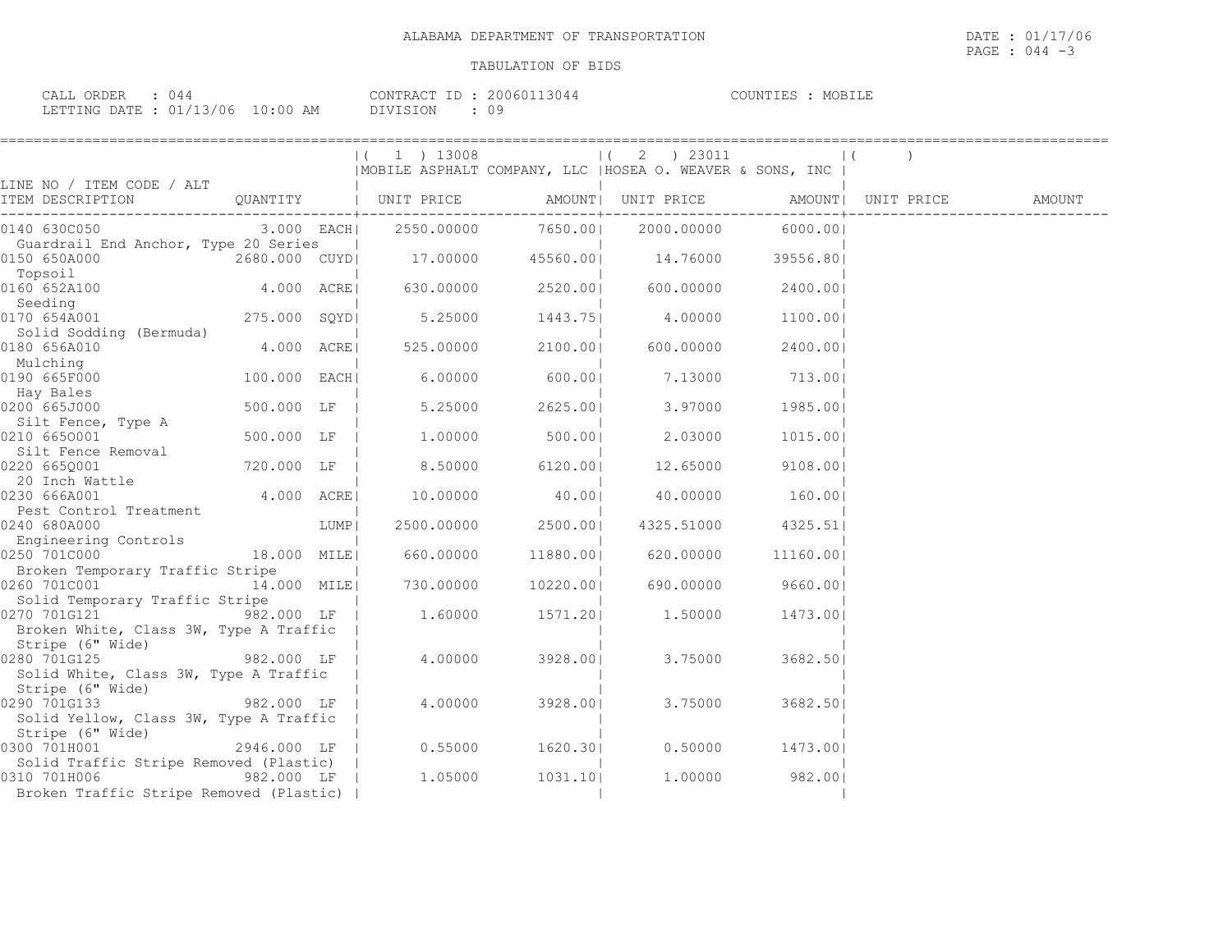ALABAMA DEPARTMENT OF TRANSPORTATION

TABULATION OF BIDS

CALL ORDER : 044 CONTRACT ID : 20060113044 COUNTIES : MOBILE
LETTING DATE : 01/13/06 10:00 AM DIVISION : 09

| LINE NO / ITEM CODE / ALT ITEM DESCRIPTION | QUANTITY | (1) 13008 MOBILE ASPHALT COMPANY, LLC UNIT PRICE | AMOUNT | (2) 23011 HOSEA O. WEAVER & SONS, INC UNIT PRICE | AMOUNT | ( ) UNIT PRICE | AMOUNT |
|---|---|---|---|---|---|---|---|
| 0140 630C050 Guardrail End Anchor, Type 20 Series | 3.000 EACH | 2550.00000 | 7650.00 | 2000.00000 | 6000.00 | | |
| 0150 650A000 Topsoil | 2680.000 CUYD | 17.00000 | 45560.00 | 14.76000 | 39556.80 | | |
| 0160 652A100 Seeding | 4.000 ACRE | 630.00000 | 2520.00 | 600.00000 | 2400.00 | | |
| 0170 654A001 Solid Sodding (Bermuda) | 275.000 SQYD | 5.25000 | 1443.75 | 4.00000 | 1100.00 | | |
| 0180 656A010 Mulching | 4.000 ACRE | 525.00000 | 2100.00 | 600.00000 | 2400.00 | | |
| 0190 665F000 Hay Bales | 100.000 EACH | 6.00000 | 600.00 | 7.13000 | 713.00 | | |
| 0200 665J000 Silt Fence, Type A | 500.000 LF | 5.25000 | 2625.00 | 3.97000 | 1985.00 | | |
| 0210 665O001 Silt Fence Removal | 500.000 LF | 1.00000 | 500.00 | 2.03000 | 1015.00 | | |
| 0220 665Q001 20 Inch Wattle | 720.000 LF | 8.50000 | 6120.00 | 12.65000 | 9108.00 | | |
| 0230 666A001 Pest Control Treatment | 4.000 ACRE | 10.00000 | 40.00 | 40.00000 | 160.00 | | |
| 0240 680A000 Engineering Controls | LUMP | 2500.00000 | 2500.00 | 4325.51000 | 4325.51 | | |
| 0250 701C000 Broken Temporary Traffic Stripe | 18.000 MILE | 660.00000 | 11880.00 | 620.00000 | 11160.00 | | |
| 0260 701C001 Solid Temporary Traffic Stripe | 14.000 MILE | 730.00000 | 10220.00 | 690.00000 | 9660.00 | | |
| 0270 701G121 Broken White, Class 3W, Type A Traffic Stripe (6" Wide) | 982.000 LF | 1.60000 | 1571.20 | 1.50000 | 1473.00 | | |
| 0280 701G125 Solid White, Class 3W, Type A Traffic Stripe (6" Wide) | 982.000 LF | 4.00000 | 3928.00 | 3.75000 | 3682.50 | | |
| 0290 701G133 Solid Yellow, Class 3W, Type A Traffic Stripe (6" Wide) | 982.000 LF | 4.00000 | 3928.00 | 3.75000 | 3682.50 | | |
| 0300 701H001 Solid Traffic Stripe Removed (Plastic) | 2946.000 LF | 0.55000 | 1620.30 | 0.50000 | 1473.00 | | |
| 0310 701H006 Broken Traffic Stripe Removed (Plastic) | 982.000 LF | 1.05000 | 1031.10 | 1.00000 | 982.00 | | |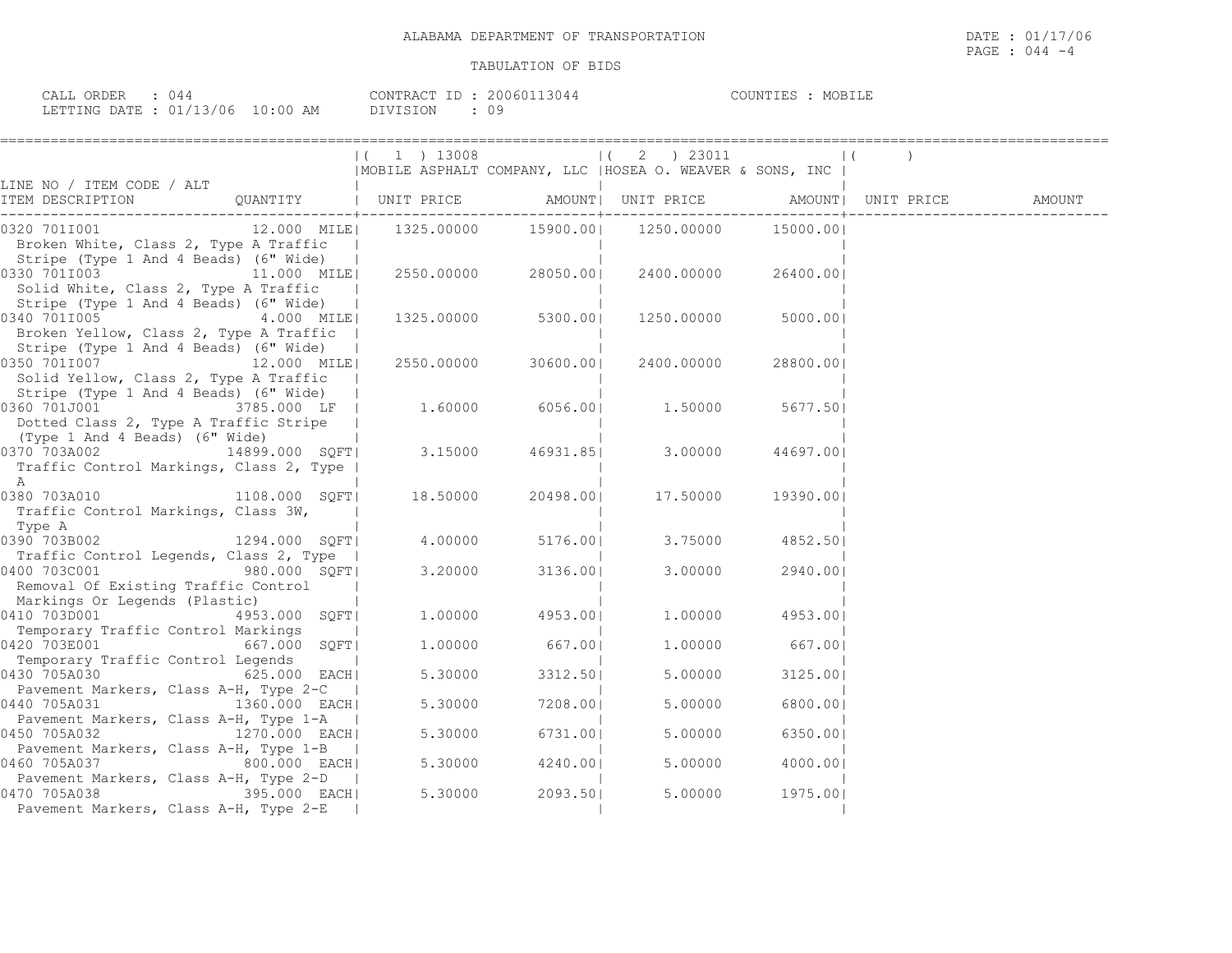ALABAMA DEPARTMENT OF TRANSPORTATION

TABULATION OF BIDS

CALL ORDER : 044 CONTRACT ID : 20060113044 COUNTIES : MOBILE
LETTING DATE : 01/13/06 10:00 AM DIVISION : 09

| LINE NO / ITEM CODE / ALT ITEM DESCRIPTION | QUANTITY | ( 1 ) 13008 MOBILE ASPHALT COMPANY, LLC UNIT PRICE | AMOUNT | ( 2 ) 23011 HOSEA O. WEAVER & SONS, INC UNIT PRICE | AMOUNT | ( ) UNIT PRICE | AMOUNT |
|---|---|---|---|---|---|---|---|
| 0320 701I001 Broken White, Class 2, Type A Traffic Stripe (Type 1 And 4 Beads) (6" Wide) | 12.000 MILE | 1325.00000 | 15900.00 | 1250.00000 | 15000.00 | | |
| 0330 701I003 Solid White, Class 2, Type A Traffic Stripe (Type 1 And 4 Beads) (6" Wide) | 11.000 MILE | 2550.00000 | 28050.00 | 2400.00000 | 26400.00 | | |
| 0340 701I005 Broken Yellow, Class 2, Type A Traffic Stripe (Type 1 And 4 Beads) (6" Wide) | 4.000 MILE | 1325.00000 | 5300.00 | 1250.00000 | 5000.00 | | |
| 0350 701I007 Solid Yellow, Class 2, Type A Traffic Stripe (Type 1 And 4 Beads) (6" Wide) | 12.000 MILE | 2550.00000 | 30600.00 | 2400.00000 | 28800.00 | | |
| 0360 701J001 Dotted Class 2, Type A Traffic Stripe (Type 1 And 4 Beads) (6" Wide) | 3785.000 LF | 1.60000 | 6056.00 | 1.50000 | 5677.50 | | |
| 0370 703A002 Traffic Control Markings, Class 2, Type A | 14899.000 SQFT | 3.15000 | 46931.85 | 3.00000 | 44697.00 | | |
| 0380 703A010 Traffic Control Markings, Class 3W, Type A | 1108.000 SQFT | 18.50000 | 20498.00 | 17.50000 | 19390.00 | | |
| 0390 703B002 Traffic Control Legends, Class 2, Type | 1294.000 SQFT | 4.00000 | 5176.00 | 3.75000 | 4852.50 | | |
| 0400 703C001 Removal Of Existing Traffic Control Markings Or Legends (Plastic) | 980.000 SQFT | 3.20000 | 3136.00 | 3.00000 | 2940.00 | | |
| 0410 703D001 Temporary Traffic Control Markings | 4953.000 SQFT | 1.00000 | 4953.00 | 1.00000 | 4953.00 | | |
| 0420 703E001 Temporary Traffic Control Legends | 667.000 SQFT | 1.00000 | 667.00 | 1.00000 | 667.00 | | |
| 0430 705A030 Pavement Markers, Class A-H, Type 2-C | 625.000 EACH | 5.30000 | 3312.50 | 5.00000 | 3125.00 | | |
| 0440 705A031 Pavement Markers, Class A-H, Type 1-A | 1360.000 EACH | 5.30000 | 7208.00 | 5.00000 | 6800.00 | | |
| 0450 705A032 Pavement Markers, Class A-H, Type 1-B | 1270.000 EACH | 5.30000 | 6731.00 | 5.00000 | 6350.00 | | |
| 0460 705A037 Pavement Markers, Class A-H, Type 2-D | 800.000 EACH | 5.30000 | 4240.00 | 5.00000 | 4000.00 | | |
| 0470 705A038 Pavement Markers, Class A-H, Type 2-E | 395.000 EACH | 5.30000 | 2093.50 | 5.00000 | 1975.00 | | |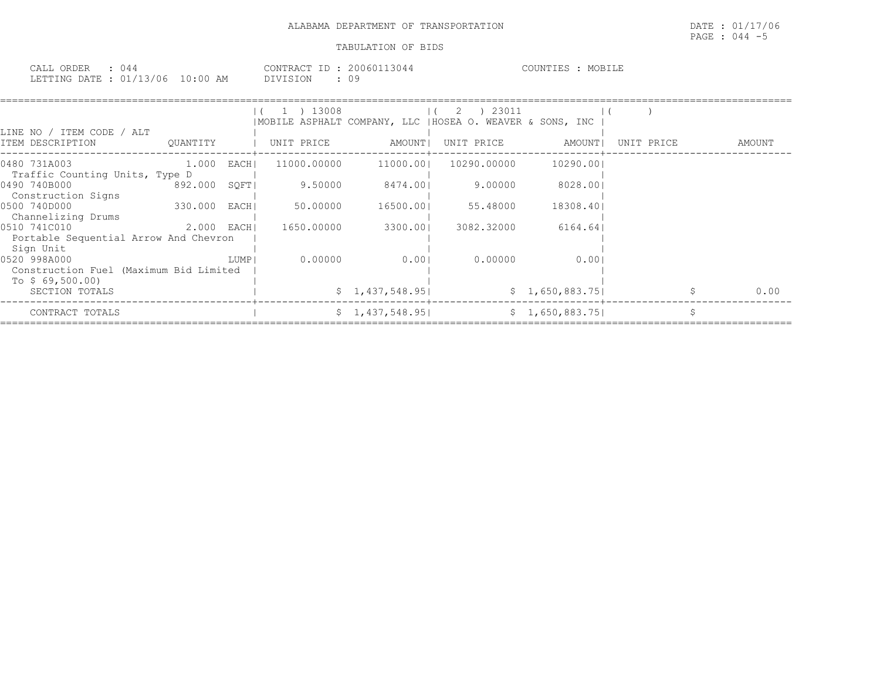ALABAMA DEPARTMENT OF TRANSPORTATION

DATE : 01/17/06
PAGE : 044 -5

TABULATION OF BIDS

CALL ORDER : 044
LETTING DATE : 01/13/06 10:00 AM

CONTRACT ID : 20060113044
DIVISION : 09

COUNTIES : MOBILE

| LINE NO / ITEM CODE / ALT ITEM DESCRIPTION | QUANTITY | (1) 13008 MOBILE ASPHALT COMPANY, LLC UNIT PRICE | AMOUNT | (2) 23011 HOSEA O. WEAVER & SONS, INC UNIT PRICE | AMOUNT | ( ) UNIT PRICE | AMOUNT |
|---|---|---|---|---|---|---|---|
| 0480 731A003 Traffic Counting Units, Type D | 1.000 EACH | 11000.00000 | 11000.00 | 10290.00000 | 10290.00 | | |
| 0490 740B000 Construction Signs | 892.000 SQFT | 9.50000 | 8474.00 | 9.00000 | 8028.00 | | |
| 0500 740D000 Channelizing Drums | 330.000 EACH | 50.00000 | 16500.00 | 55.48000 | 18308.40 | | |
| 0510 741C010 Portable Sequential Arrow And Chevron Sign Unit | 2.000 EACH | 1650.00000 | 3300.00 | 3082.32000 | 6164.64 | | |
| 0520 998A000 Construction Fuel (Maximum Bid Limited To $ 69,500.00) | LUMP | 0.00000 | 0.00 | 0.00000 | 0.00 | | |
| SECTION TOTALS | | | $ 1,437,548.95 | | $ 1,650,883.75 | | $ 0.00 |
| CONTRACT TOTALS | | | $ 1,437,548.95 | | $ 1,650,883.75 | | $ |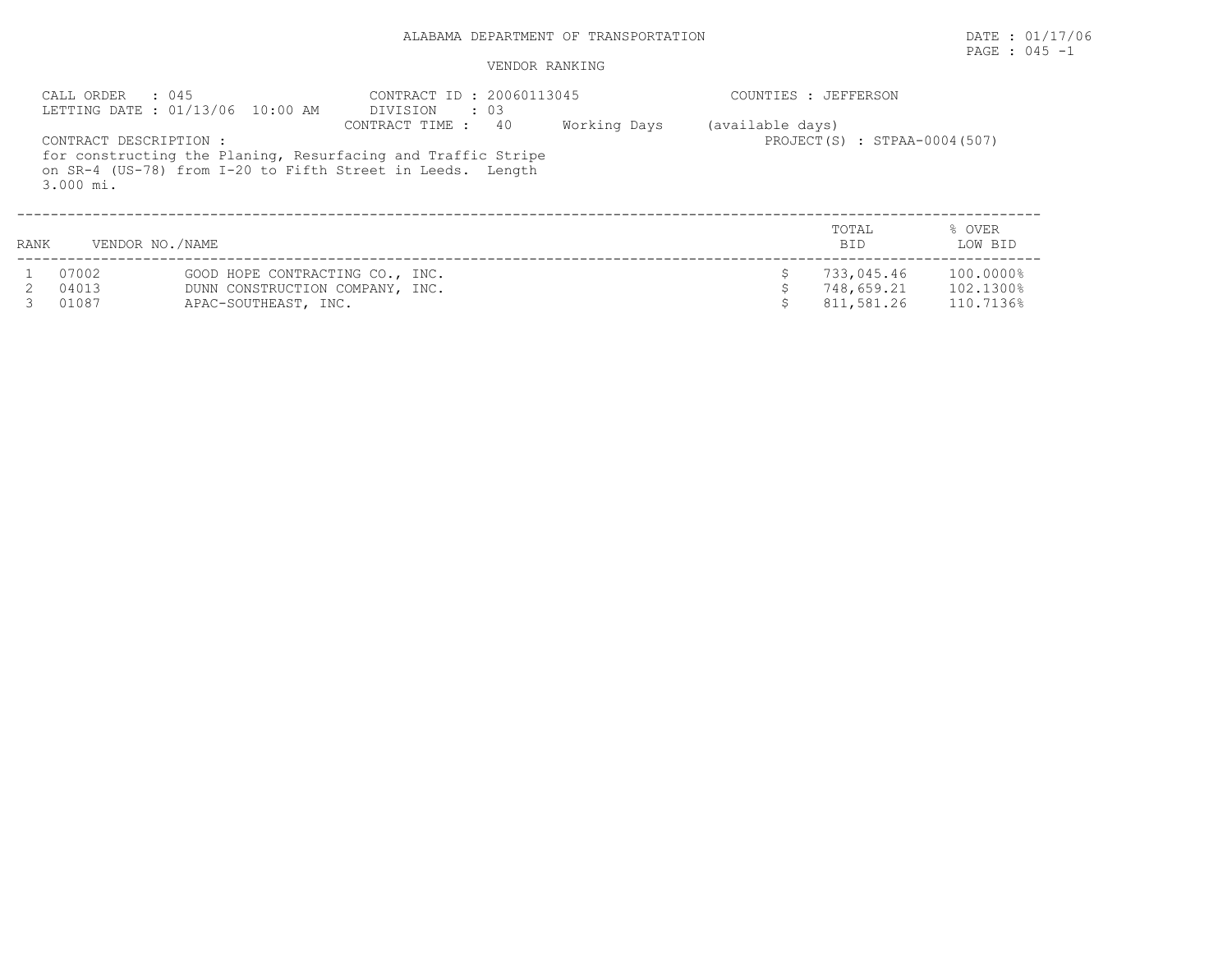ALABAMA DEPARTMENT OF TRANSPORTATION

DATE : 01/17/06

VENDOR RANKING

CALL ORDER : 045
LETTING DATE : 01/13/06 10:00 AM

CONTRACT ID : 20060113045
DIVISION : 03
CONTRACT TIME : 40 Working Days (available days)

COUNTIES : JEFFERSON

PROJECT(S) : STPAA-0004(507)

CONTRACT DESCRIPTION :
for constructing the Planing, Resurfacing and Traffic Stripe on SR-4 (US-78) from I-20 to Fifth Street in Leeds. Length 3.000 mi.

| RANK | VENDOR NO./NAME | | TOTAL BID | % OVER LOW BID |
|---|---|---|---|---|
| 1 | 07002 | GOOD HOPE CONTRACTING CO., INC. | $ 733,045.46 | 100.0000% |
| 2 | 04013 | DUNN CONSTRUCTION COMPANY, INC. | $ 748,659.21 | 102.1300% |
| 3 | 01087 | APAC-SOUTHEAST, INC. | $ 811,581.26 | 110.7136% |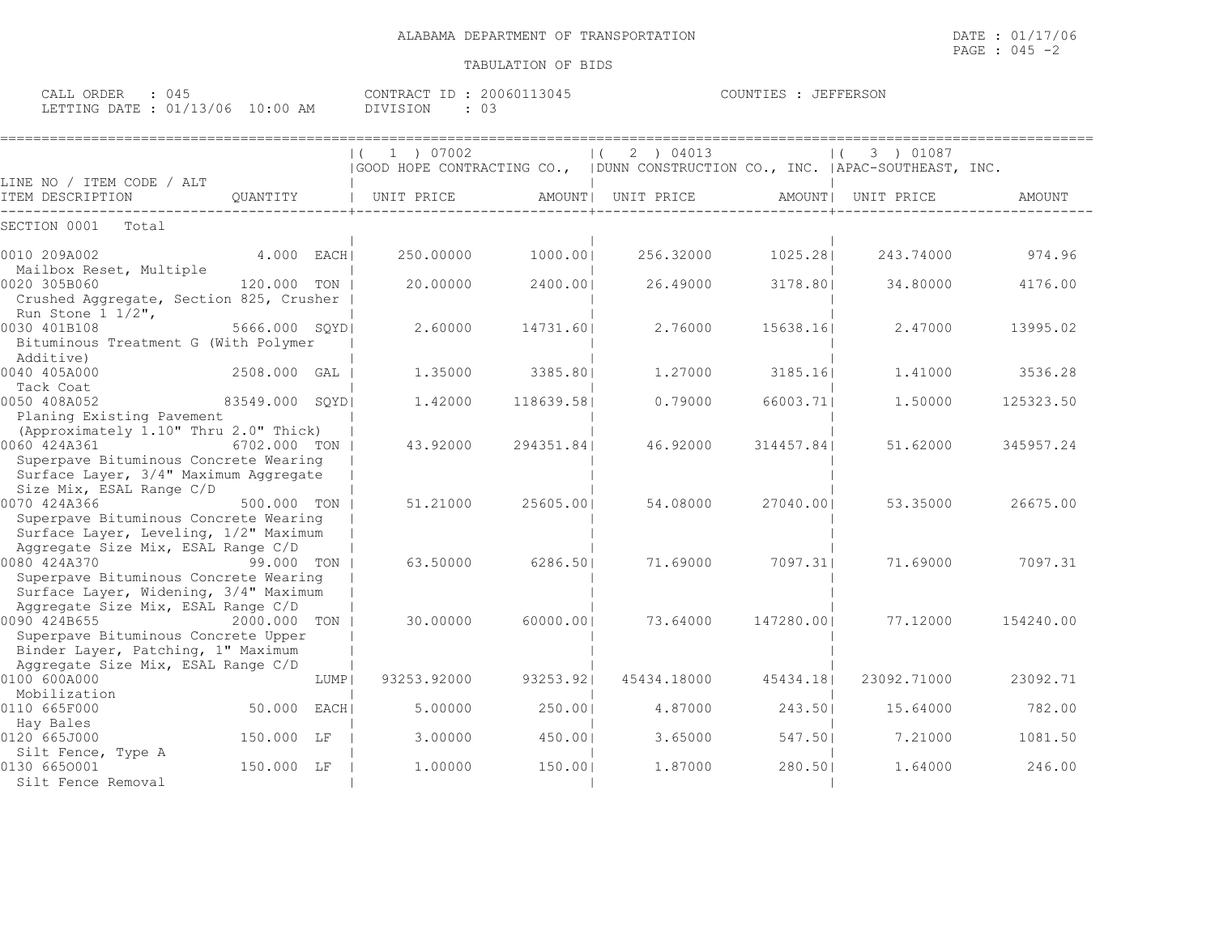ALABAMA DEPARTMENT OF TRANSPORTATION

TABULATION OF BIDS

CALL ORDER : 045  
LETTING DATE : 01/13/06 10:00 AM

CONTRACT ID : 20060113045  
DIVISION : 03

COUNTIES : JEFFERSON

| LINE NO / ITEM CODE / ALT ITEM DESCRIPTION | QUANTITY | (1) 07002 GOOD HOPE CONTRACTING CO., UNIT PRICE | AMOUNT | (2) 04013 DUNN CONSTRUCTION CO., INC. UNIT PRICE | AMOUNT | (3) 01087 APAC-SOUTHEAST, INC. UNIT PRICE | AMOUNT |
|---|---|---|---|---|---|---|---|
| SECTION 0001 Total | | | | | | | |
| 0010 209A002 Mailbox Reset, Multiple | 4.000 EACH | 250.00000 | 1000.00 | 256.32000 | 1025.28 | 243.74000 | 974.96 |
| 0020 305B060 Crushed Aggregate, Section 825, Crusher Run Stone 1 1/2", | 120.000 TON | 20.00000 | 2400.00 | 26.49000 | 3178.80 | 34.80000 | 4176.00 |
| 0030 401B108 Bituminous Treatment G (With Polymer Additive) | 5666.000 SQYD | 2.60000 | 14731.60 | 2.76000 | 15638.16 | 2.47000 | 13995.02 |
| 0040 405A000 Tack Coat | 2508.000 GAL | 1.35000 | 3385.80 | 1.27000 | 3185.16 | 1.41000 | 3536.28 |
| 0050 408A052 Planing Existing Pavement (Approximately 1.10" Thru 2.0" Thick) | 83549.000 SQYD | 1.42000 | 118639.58 | 0.79000 | 66003.71 | 1.50000 | 125323.50 |
| 0060 424A361 Superpave Bituminous Concrete Wearing Surface Layer, 3/4" Maximum Aggregate Size Mix, ESAL Range C/D | 6702.000 TON | 43.92000 | 294351.84 | 46.92000 | 314457.84 | 51.62000 | 345957.24 |
| 0070 424A366 Superpave Bituminous Concrete Wearing Surface Layer, Leveling, 1/2" Maximum Aggregate Size Mix, ESAL Range C/D | 500.000 TON | 51.21000 | 25605.00 | 54.08000 | 27040.00 | 53.35000 | 26675.00 |
| 0080 424A370 Superpave Bituminous Concrete Wearing Surface Layer, Widening, 3/4" Maximum Aggregate Size Mix, ESAL Range C/D | 99.000 TON | 63.50000 | 6286.50 | 71.69000 | 7097.31 | 71.69000 | 7097.31 |
| 0090 424B655 Superpave Bituminous Concrete Upper Binder Layer, Patching, 1" Maximum Aggregate Size Mix, ESAL Range C/D | 2000.000 TON | 30.00000 | 60000.00 | 73.64000 | 147280.00 | 77.12000 | 154240.00 |
| 0100 600A000 Mobilization | LUMP | 93253.92000 | 93253.92 | 45434.18000 | 45434.18 | 23092.71000 | 23092.71 |
| 0110 665F000 Hay Bales | 50.000 EACH | 5.00000 | 250.00 | 4.87000 | 243.50 | 15.64000 | 782.00 |
| 0120 665J000 Silt Fence, Type A | 150.000 LF | 3.00000 | 450.00 | 3.65000 | 547.50 | 7.21000 | 1081.50 |
| 0130 665O001 Silt Fence Removal | 150.000 LF | 1.00000 | 150.00 | 1.87000 | 280.50 | 1.64000 | 246.00 |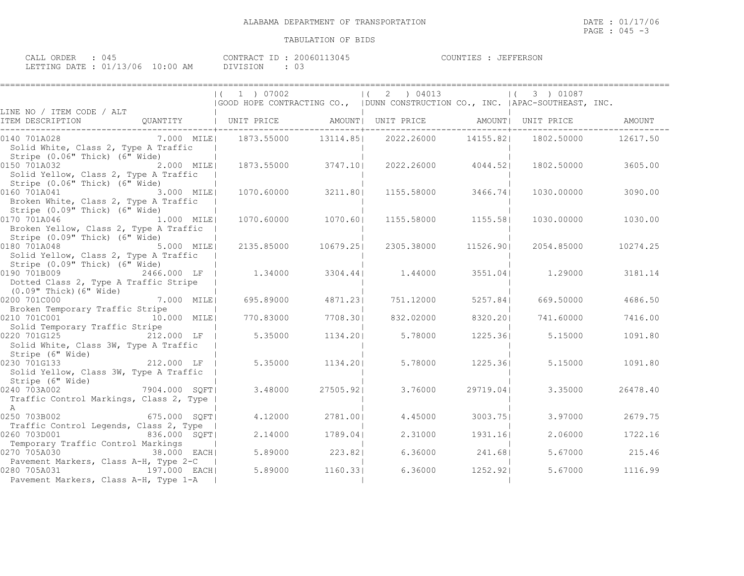ALABAMA DEPARTMENT OF TRANSPORTATION

DATE : 01/17/06

TABULATION OF BIDS

CALL ORDER : 045
LETTING DATE : 01/13/06 10:00 AM

CONTRACT ID : 20060113045
DIVISION : 03

COUNTIES : JEFFERSON

| LINE NO / ITEM CODE / ALT ITEM DESCRIPTION | QUANTITY | (1) 07002 GOOD HOPE CONTRACTING CO., UNIT PRICE | AMOUNT | (2) 04013 DUNN CONSTRUCTION CO., INC. UNIT PRICE | AMOUNT | (3) 01087 APAC-SOUTHEAST, INC. UNIT PRICE | AMOUNT |
|---|---|---|---|---|---|---|---|
| 0140 701A028 Solid White, Class 2, Type A Traffic Stripe (0.06" Thick) (6" Wide) | 7.000 MILE | 1873.55000 | 13114.85 | 2022.26000 | 14155.82 | 1802.50000 | 12617.50 |
| 0150 701A032 Solid Yellow, Class 2, Type A Traffic Stripe (0.06" Thick) (6" Wide) | 2.000 MILE | 1873.55000 | 3747.10 | 2022.26000 | 4044.52 | 1802.50000 | 3605.00 |
| 0160 701A041 Broken White, Class 2, Type A Traffic Stripe (0.09" Thick) (6" Wide) | 3.000 MILE | 1070.60000 | 3211.80 | 1155.58000 | 3466.74 | 1030.00000 | 3090.00 |
| 0170 701A046 Broken Yellow, Class 2, Type A Traffic Stripe (0.09" Thick) (6" Wide) | 1.000 MILE | 1070.60000 | 1070.60 | 1155.58000 | 1155.58 | 1030.00000 | 1030.00 |
| 0180 701A048 Solid Yellow, Class 2, Type A Traffic Stripe (0.09" Thick) (6" Wide) | 5.000 MILE | 2135.85000 | 10679.25 | 2305.38000 | 11526.90 | 2054.85000 | 10274.25 |
| 0190 701B009 Dotted Class 2, Type A Traffic Stripe (0.09" Thick)(6" Wide) | 2466.000 LF | 1.34000 | 3304.44 | 1.44000 | 3551.04 | 1.29000 | 3181.14 |
| 0200 701C000 Broken Temporary Traffic Stripe | 7.000 MILE | 695.89000 | 4871.23 | 751.12000 | 5257.84 | 669.50000 | 4686.50 |
| 0210 701C001 Solid Temporary Traffic Stripe | 10.000 MILE | 770.83000 | 7708.30 | 832.02000 | 8320.20 | 741.60000 | 7416.00 |
| 0220 701G125 Solid White, Class 3W, Type A Traffic Stripe (6" Wide) | 212.000 LF | 5.35000 | 1134.20 | 5.78000 | 1225.36 | 5.15000 | 1091.80 |
| 0230 701G133 Solid Yellow, Class 3W, Type A Traffic Stripe (6" Wide) | 212.000 LF | 5.35000 | 1134.20 | 5.78000 | 1225.36 | 5.15000 | 1091.80 |
| 0240 703A002 Traffic Control Markings, Class 2, Type A | 7904.000 SQFT | 3.48000 | 27505.92 | 3.76000 | 29719.04 | 3.35000 | 26478.40 |
| 0250 703B002 Traffic Control Legends, Class 2, Type | 675.000 SQFT | 4.12000 | 2781.00 | 4.45000 | 3003.75 | 3.97000 | 2679.75 |
| 0260 703D001 Temporary Traffic Control Markings | 836.000 SQFT | 2.14000 | 1789.04 | 2.31000 | 1931.16 | 2.06000 | 1722.16 |
| 0270 705A030 Pavement Markers, Class A-H, Type 2-C | 38.000 EACH | 5.89000 | 223.82 | 6.36000 | 241.68 | 5.67000 | 215.46 |
| 0280 705A031 Pavement Markers, Class A-H, Type 1-A | 197.000 EACH | 5.89000 | 1160.33 | 6.36000 | 1252.92 | 5.67000 | 1116.99 |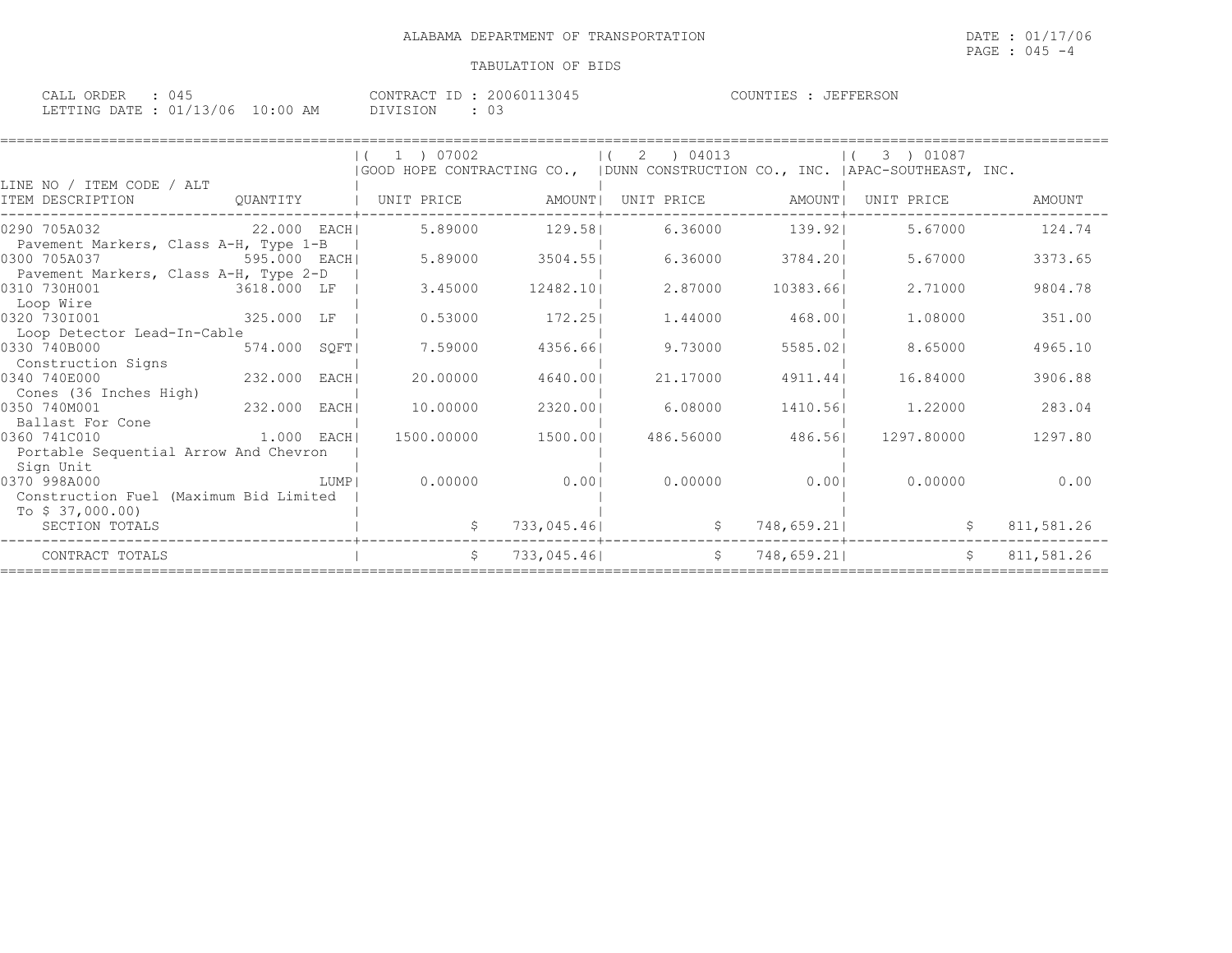ALABAMA DEPARTMENT OF TRANSPORTATION

TABULATION OF BIDS

CALL ORDER : 045
LETTING DATE : 01/13/06 10:00 AM

CONTRACT ID : 20060113045
DIVISION : 03

COUNTIES : JEFFERSON

| LINE NO / ITEM CODE / ALT ITEM DESCRIPTION | QUANTITY | ( 1 ) 07002 GOOD HOPE CONTRACTING CO., UNIT PRICE | AMOUNT | ( 2 ) 04013 DUNN CONSTRUCTION CO., INC. UNIT PRICE | AMOUNT | ( 3 ) 01087 APAC-SOUTHEAST, INC. UNIT PRICE | AMOUNT |
|---|---|---|---|---|---|---|---|
| 0290 705A032 Pavement Markers, Class A-H, Type 1-B | 22.000 EACH | 5.89000 | 129.58 | 6.36000 | 139.92 | 5.67000 | 124.74 |
| 0300 705A037 Pavement Markers, Class A-H, Type 2-D | 595.000 EACH | 5.89000 | 3504.55 | 6.36000 | 3784.20 | 5.67000 | 3373.65 |
| 0310 730H001 Loop Wire | 3618.000 LF | 3.45000 | 12482.10 | 2.87000 | 10383.66 | 2.71000 | 9804.78 |
| 0320 730I001 Loop Detector Lead-In-Cable | 325.000 LF | 0.53000 | 172.25 | 1.44000 | 468.00 | 1.08000 | 351.00 |
| 0330 740B000 Construction Signs | 574.000 SQFT | 7.59000 | 4356.66 | 9.73000 | 5585.02 | 8.65000 | 4965.10 |
| 0340 740E000 Cones (36 Inches High) | 232.000 EACH | 20.00000 | 4640.00 | 21.17000 | 4911.44 | 16.84000 | 3906.88 |
| 0350 740M001 Ballast For Cone | 232.000 EACH | 10.00000 | 2320.00 | 6.08000 | 1410.56 | 1.22000 | 283.04 |
| 0360 741C010 Portable Sequential Arrow And Chevron Sign Unit | 1.000 EACH | 1500.00000 | 1500.00 | 486.56000 | 486.56 | 1297.80000 | 1297.80 |
| 0370 998A000 Construction Fuel (Maximum Bid Limited To $ 37,000.00) | LUMP | 0.00000 | 0.00 | 0.00000 | 0.00 | 0.00000 | 0.00 |
| SECTION TOTALS | | $ | 733,045.46 | $ | 748,659.21 | $ | 811,581.26 |
| CONTRACT TOTALS | | $ | 733,045.46 | $ | 748,659.21 | $ | 811,581.26 |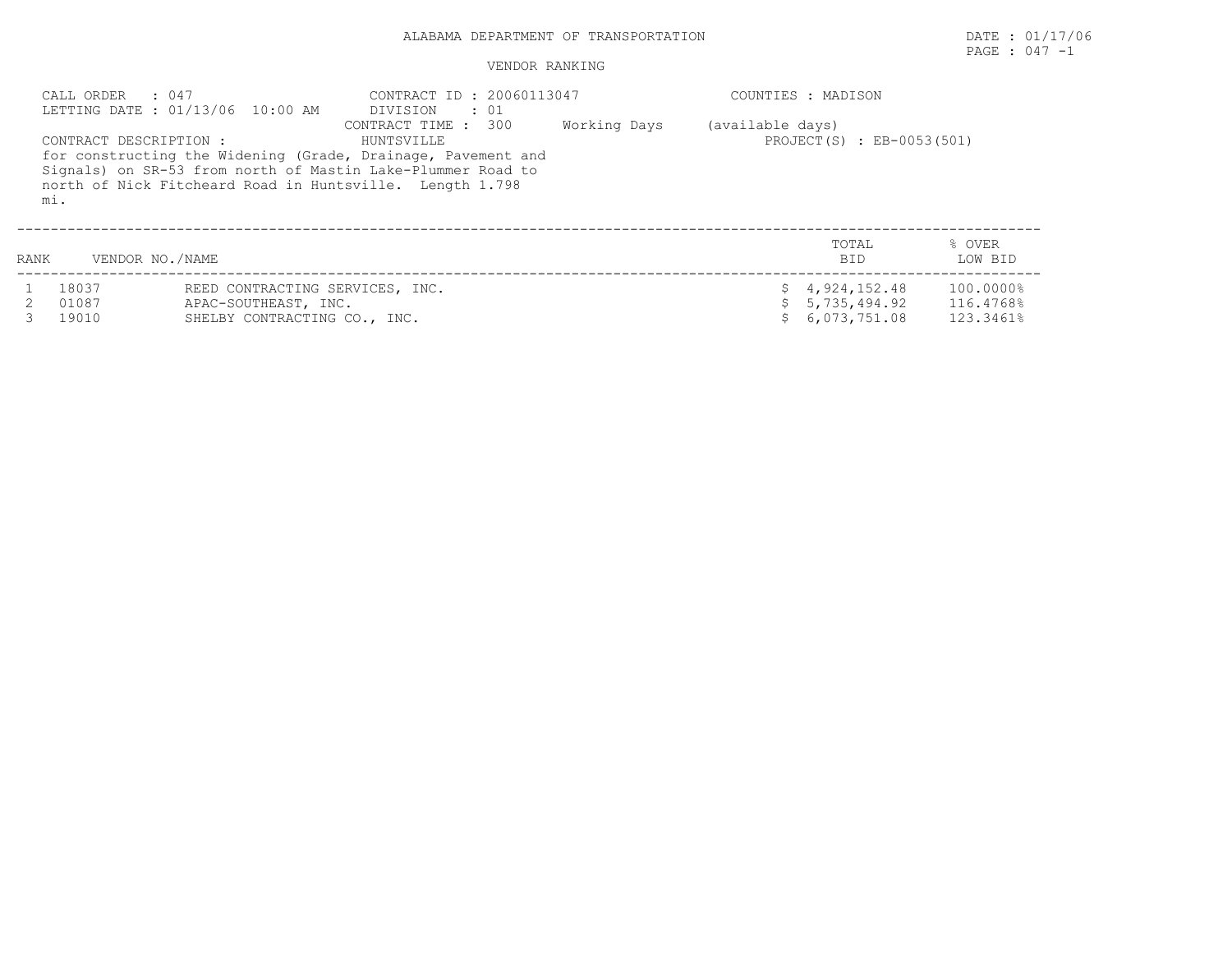ALABAMA DEPARTMENT OF TRANSPORTATION

DATE : 01/17/06

PAGE : 047 -1

VENDOR RANKING

CALL ORDER : 047
LETTING DATE : 01/13/06 10:00 AM

CONTRACT ID : 20060113047
DIVISION : 01
CONTRACT TIME : 300 Working Days (available days)

COUNTIES : MADISON

CONTRACT DESCRIPTION : HUNTSVILLE

PROJECT(S) : EB-0053(501)

for constructing the Widening (Grade, Drainage, Pavement and Signals) on SR-53 from north of Mastin Lake-Plummer Road to north of Nick Fitcheard Road in Huntsville. Length 1.798 mi.

| RANK | VENDOR NO./NAME | | TOTAL BID | % OVER LOW BID |
|---|---|---|---|---|
| 1 | 18037 | REED CONTRACTING SERVICES, INC. | $ 4,924,152.48 | 100.0000% |
| 2 | 01087 | APAC-SOUTHEAST, INC. | $ 5,735,494.92 | 116.4768% |
| 3 | 19010 | SHELBY CONTRACTING CO., INC. | $ 6,073,751.08 | 123.3461% |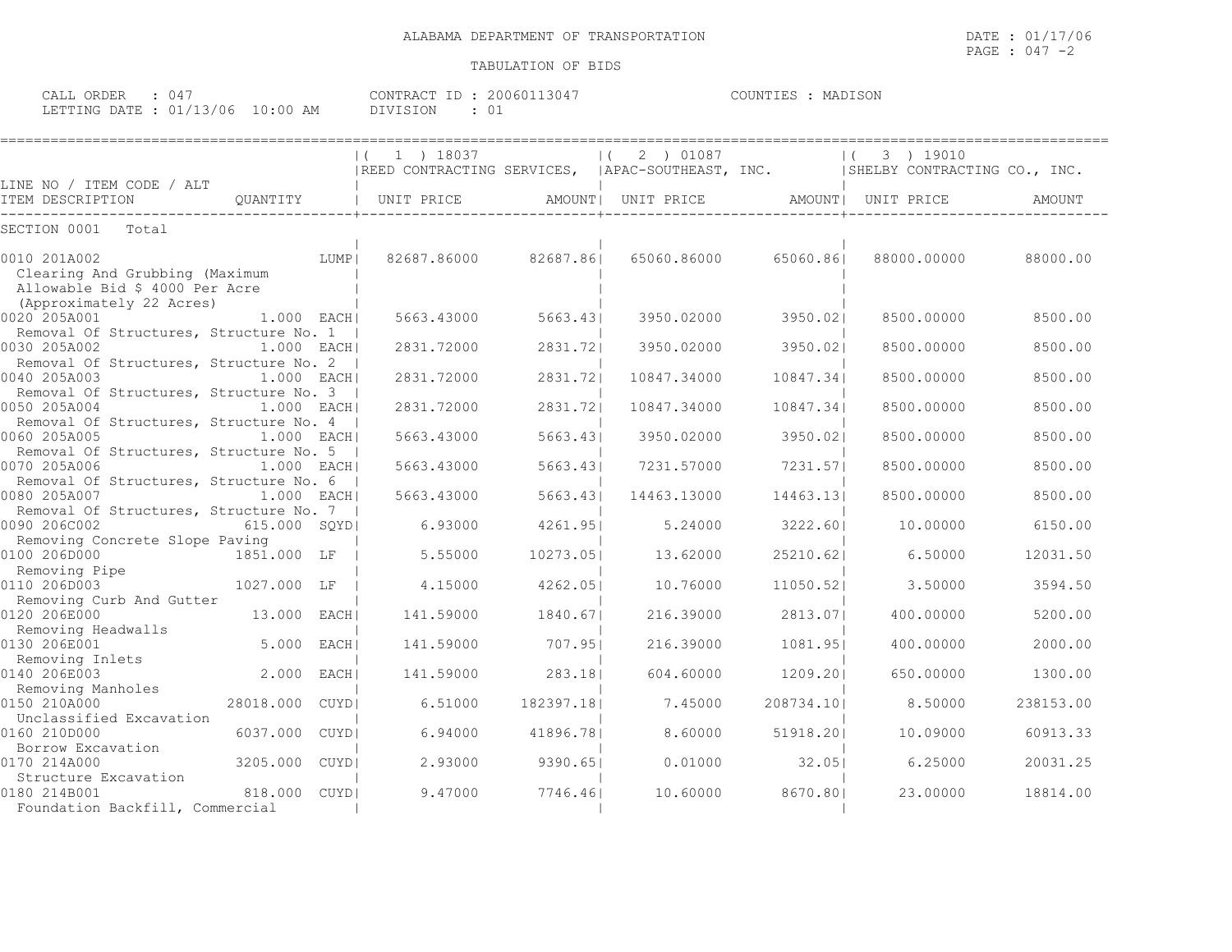ALABAMA DEPARTMENT OF TRANSPORTATION

TABULATION OF BIDS

DATE : 01/17/06
PAGE : 047 -2

CALL ORDER : 047
LETTING DATE : 01/13/06 10:00 AM

CONTRACT ID : 20060113047
DIVISION : 01

COUNTIES : MADISON

| LINE NO / ITEM CODE / ALT ITEM DESCRIPTION | QUANTITY | ( 1 ) 18037 REED CONTRACTING SERVICES, UNIT PRICE | AMOUNT | ( 2 ) 01087 APAC-SOUTHEAST, INC. UNIT PRICE | AMOUNT | ( 3 ) 19010 SHELBY CONTRACTING CO., INC. UNIT PRICE | AMOUNT |
|---|---|---|---|---|---|---|---|
| SECTION 0001 Total | | | | | | | |
| 0010 201A002 Clearing And Grubbing (Maximum Allowable Bid $ 4000 Per Acre (Approximately 22 Acres) | LUMP | 82687.86000 | 82687.86 | 65060.86000 | 65060.86 | 88000.00000 | 88000.00 |
| 0020 205A001 Removal Of Structures, Structure No. 1 | 1.000 EACH | 5663.43000 | 5663.43 | 3950.02000 | 3950.02 | 8500.00000 | 8500.00 |
| 0030 205A002 Removal Of Structures, Structure No. 2 | 1.000 EACH | 2831.72000 | 2831.72 | 3950.02000 | 3950.02 | 8500.00000 | 8500.00 |
| 0040 205A003 Removal Of Structures, Structure No. 3 | 1.000 EACH | 2831.72000 | 2831.72 | 10847.34000 | 10847.34 | 8500.00000 | 8500.00 |
| 0050 205A004 Removal Of Structures, Structure No. 4 | 1.000 EACH | 2831.72000 | 2831.72 | 10847.34000 | 10847.34 | 8500.00000 | 8500.00 |
| 0060 205A005 Removal Of Structures, Structure No. 5 | 1.000 EACH | 5663.43000 | 5663.43 | 3950.02000 | 3950.02 | 8500.00000 | 8500.00 |
| 0070 205A006 Removal Of Structures, Structure No. 6 | 1.000 EACH | 5663.43000 | 5663.43 | 7231.57000 | 7231.57 | 8500.00000 | 8500.00 |
| 0080 205A007 Removal Of Structures, Structure No. 7 | 1.000 EACH | 5663.43000 | 5663.43 | 14463.13000 | 14463.13 | 8500.00000 | 8500.00 |
| 0090 206C002 Removing Concrete Slope Paving | 615.000 SQYD | 6.93000 | 4261.95 | 5.24000 | 3222.60 | 10.00000 | 6150.00 |
| 0100 206D000 Removing Pipe | 1851.000 LF | 5.55000 | 10273.05 | 13.62000 | 25210.62 | 6.50000 | 12031.50 |
| 0110 206D003 Removing Curb And Gutter | 1027.000 LF | 4.15000 | 4262.05 | 10.76000 | 11050.52 | 3.50000 | 3594.50 |
| 0120 206E000 Removing Headwalls | 13.000 EACH | 141.59000 | 1840.67 | 216.39000 | 2813.07 | 400.00000 | 5200.00 |
| 0130 206E001 Removing Inlets | 5.000 EACH | 141.59000 | 707.95 | 216.39000 | 1081.95 | 400.00000 | 2000.00 |
| 0140 206E003 Removing Manholes | 2.000 EACH | 141.59000 | 283.18 | 604.60000 | 1209.20 | 650.00000 | 1300.00 |
| 0150 210A000 Unclassified Excavation | 28018.000 CUYD | 6.51000 | 182397.18 | 7.45000 | 208734.10 | 8.50000 | 238153.00 |
| 0160 210D000 Borrow Excavation | 6037.000 CUYD | 6.94000 | 41896.78 | 8.60000 | 51918.20 | 10.09000 | 60913.33 |
| 0170 214A000 Structure Excavation | 3205.000 CUYD | 2.93000 | 9390.65 | 0.01000 | 32.05 | 6.25000 | 20031.25 |
| 0180 214B001 Foundation Backfill, Commercial | 818.000 CUYD | 9.47000 | 7746.46 | 10.60000 | 8670.80 | 23.00000 | 18814.00 |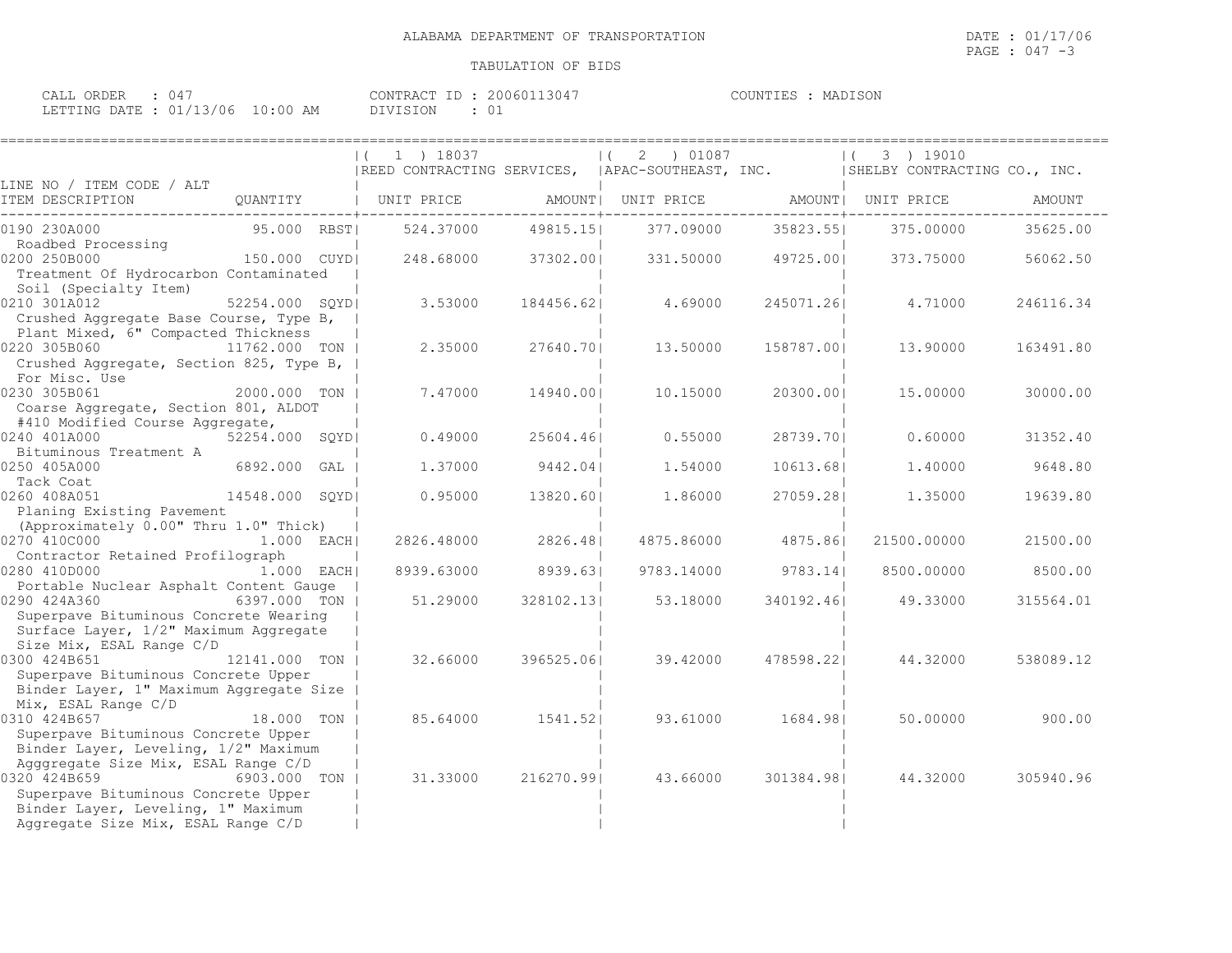ALABAMA DEPARTMENT OF TRANSPORTATION

DATE : 01/17/06

PAGE : 047 -3

TABULATION OF BIDS

CALL ORDER : 047 CONTRACT ID : 20060113047 COUNTIES : MADISON

LETTING DATE : 01/13/06 10:00 AM DIVISION : 01

| LINE NO / ITEM CODE / ALT | | ( 1 ) 18037 REED CONTRACTING SERVICES, | | ( 2 ) 01087 APAC-SOUTHEAST, INC. | | ( 3 ) 19010 SHELBY CONTRACTING CO., INC. | |
|---|---|---|---|---|---|---|---|
| ITEM DESCRIPTION | QUANTITY | UNIT PRICE | AMOUNT | UNIT PRICE | AMOUNT | UNIT PRICE | AMOUNT |
| 0190 230A000 Roadbed Processing | 95.000 RBST | 524.37000 | 49815.15 | 377.09000 | 35823.55 | 375.00000 | 35625.00 |
| 0200 250B000 Treatment Of Hydrocarbon Contaminated Soil (Specialty Item) | 150.000 CUYD | 248.68000 | 37302.00 | 331.50000 | 49725.00 | 373.75000 | 56062.50 |
| 0210 301A012 Crushed Aggregate Base Course, Type B, Plant Mixed, 6" Compacted Thickness | 52254.000 SQYD | 3.53000 | 184456.62 | 4.69000 | 245071.26 | 4.71000 | 246116.34 |
| 0220 305B060 Crushed Aggregate, Section 825, Type B, For Misc. Use | 11762.000 TON | 2.35000 | 27640.70 | 13.50000 | 158787.00 | 13.90000 | 163491.80 |
| 0230 305B061 Coarse Aggregate, Section 801, ALDOT #410 Modified Course Aggregate, | 2000.000 TON | 7.47000 | 14940.00 | 10.15000 | 20300.00 | 15.00000 | 30000.00 |
| 0240 401A000 Bituminous Treatment A | 52254.000 SQYD | 0.49000 | 25604.46 | 0.55000 | 28739.70 | 0.60000 | 31352.40 |
| 0250 405A000 Tack Coat | 6892.000 GAL | 1.37000 | 9442.04 | 1.54000 | 10613.68 | 1.40000 | 9648.80 |
| 0260 408A051 Planing Existing Pavement (Approximately 0.00" Thru 1.0" Thick) | 14548.000 SQYD | 0.95000 | 13820.60 | 1.86000 | 27059.28 | 1.35000 | 19639.80 |
| 0270 410C000 Contractor Retained Profilograph | 1.000 EACH | 2826.48000 | 2826.48 | 4875.86000 | 4875.86 | 21500.00000 | 21500.00 |
| 0280 410D000 Portable Nuclear Asphalt Content Gauge | 1.000 EACH | 8939.63000 | 8939.63 | 9783.14000 | 9783.14 | 8500.00000 | 8500.00 |
| 0290 424A360 Superpave Bituminous Concrete Wearing Surface Layer, 1/2" Maximum Aggregate Size Mix, ESAL Range C/D | 6397.000 TON | 51.29000 | 328102.13 | 53.18000 | 340192.46 | 49.33000 | 315564.01 |
| 0300 424B651 Superpave Bituminous Concrete Upper Binder Layer, 1" Maximum Aggregate Size Mix, ESAL Range C/D | 12141.000 TON | 32.66000 | 396525.06 | 39.42000 | 478598.22 | 44.32000 | 538089.12 |
| 0310 424B657 Superpave Bituminous Concrete Upper Binder Layer, Leveling, 1/2" Maximum Agggregate Size Mix, ESAL Range C/D | 18.000 TON | 85.64000 | 1541.52 | 93.61000 | 1684.98 | 50.00000 | 900.00 |
| 0320 424B659 Superpave Bituminous Concrete Upper Binder Layer, Leveling, 1" Maximum Aggregate Size Mix, ESAL Range C/D | 6903.000 TON | 31.33000 | 216270.99 | 43.66000 | 301384.98 | 44.32000 | 305940.96 |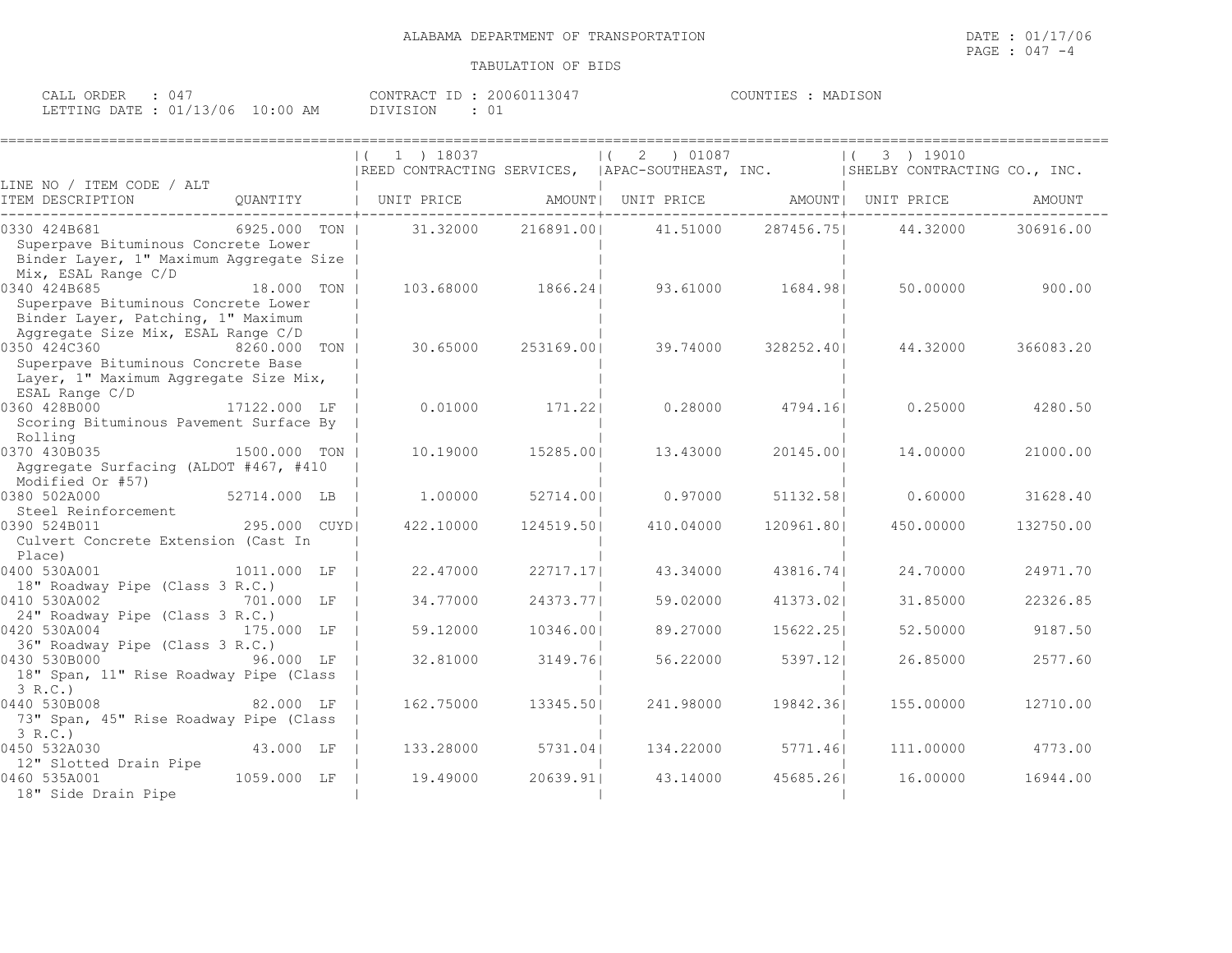# ALABAMA DEPARTMENT OF TRANSPORTATION

## TABULATION OF BIDS

DATE : 01/17/06
PAGE : 047 -4

CALL ORDER : 047
LETTING DATE : 01/13/06 10:00 AM

CONTRACT ID : 20060113047
DIVISION : 01

COUNTIES : MADISON

| LINE NO / ITEM CODE / ALT / ITEM DESCRIPTION | QUANTITY | (1) 18037 REED CONTRACTING SERVICES, UNIT PRICE | AMOUNT | (2) 01087 APAC-SOUTHEAST, INC. UNIT PRICE | AMOUNT | (3) 19010 SHELBY CONTRACTING CO., INC. UNIT PRICE | AMOUNT |
|---|---|---|---|---|---|---|---|
| 0330 424B681 Superpave Bituminous Concrete Lower Binder Layer, 1" Maximum Aggregate Size Mix, ESAL Range C/D | 6925.000 TON | 31.32000 | 216891.00 | 41.51000 | 287456.75 | 44.32000 | 306916.00 |
| 0340 424B685 Superpave Bituminous Concrete Lower Binder Layer, Patching, 1" Maximum Aggregate Size Mix, ESAL Range C/D | 18.000 TON | 103.68000 | 1866.24 | 93.61000 | 1684.98 | 50.00000 | 900.00 |
| 0350 424C360 Superpave Bituminous Concrete Base Layer, 1" Maximum Aggregate Size Mix, ESAL Range C/D | 8260.000 TON | 30.65000 | 253169.00 | 39.74000 | 328252.40 | 44.32000 | 366083.20 |
| 0360 428B000 Scoring Bituminous Pavement Surface By Rolling | 17122.000 LF | 0.01000 | 171.22 | 0.28000 | 4794.16 | 0.25000 | 4280.50 |
| 0370 430B035 Aggregate Surfacing (ALDOT #467, #410 Modified Or #57) | 1500.000 TON | 10.19000 | 15285.00 | 13.43000 | 20145.00 | 14.00000 | 21000.00 |
| 0380 502A000 Steel Reinforcement | 52714.000 LB | 1.00000 | 52714.00 | 0.97000 | 51132.58 | 0.60000 | 31628.40 |
| 0390 524B011 Culvert Concrete Extension (Cast In Place) | 295.000 CUYD | 422.10000 | 124519.50 | 410.04000 | 120961.80 | 450.00000 | 132750.00 |
| 0400 530A001 18" Roadway Pipe (Class 3 R.C.) | 1011.000 LF | 22.47000 | 22717.17 | 43.34000 | 43816.74 | 24.70000 | 24971.70 |
| 0410 530A002 24" Roadway Pipe (Class 3 R.C.) | 701.000 LF | 34.77000 | 24373.77 | 59.02000 | 41373.02 | 31.85000 | 22326.85 |
| 0420 530A004 36" Roadway Pipe (Class 3 R.C.) | 175.000 LF | 59.12000 | 10346.00 | 89.27000 | 15622.25 | 52.50000 | 9187.50 |
| 0430 530B000 18" Span, 11" Rise Roadway Pipe (Class 3 R.C.) | 96.000 LF | 32.81000 | 3149.76 | 56.22000 | 5397.12 | 26.85000 | 2577.60 |
| 0440 530B008 73" Span, 45" Rise Roadway Pipe (Class 3 R.C.) | 82.000 LF | 162.75000 | 13345.50 | 241.98000 | 19842.36 | 155.00000 | 12710.00 |
| 0450 532A030 12" Slotted Drain Pipe | 43.000 LF | 133.28000 | 5731.04 | 134.22000 | 5771.46 | 111.00000 | 4773.00 |
| 0460 535A001 18" Side Drain Pipe | 1059.000 LF | 19.49000 | 20639.91 | 43.14000 | 45685.26 | 16.00000 | 16944.00 |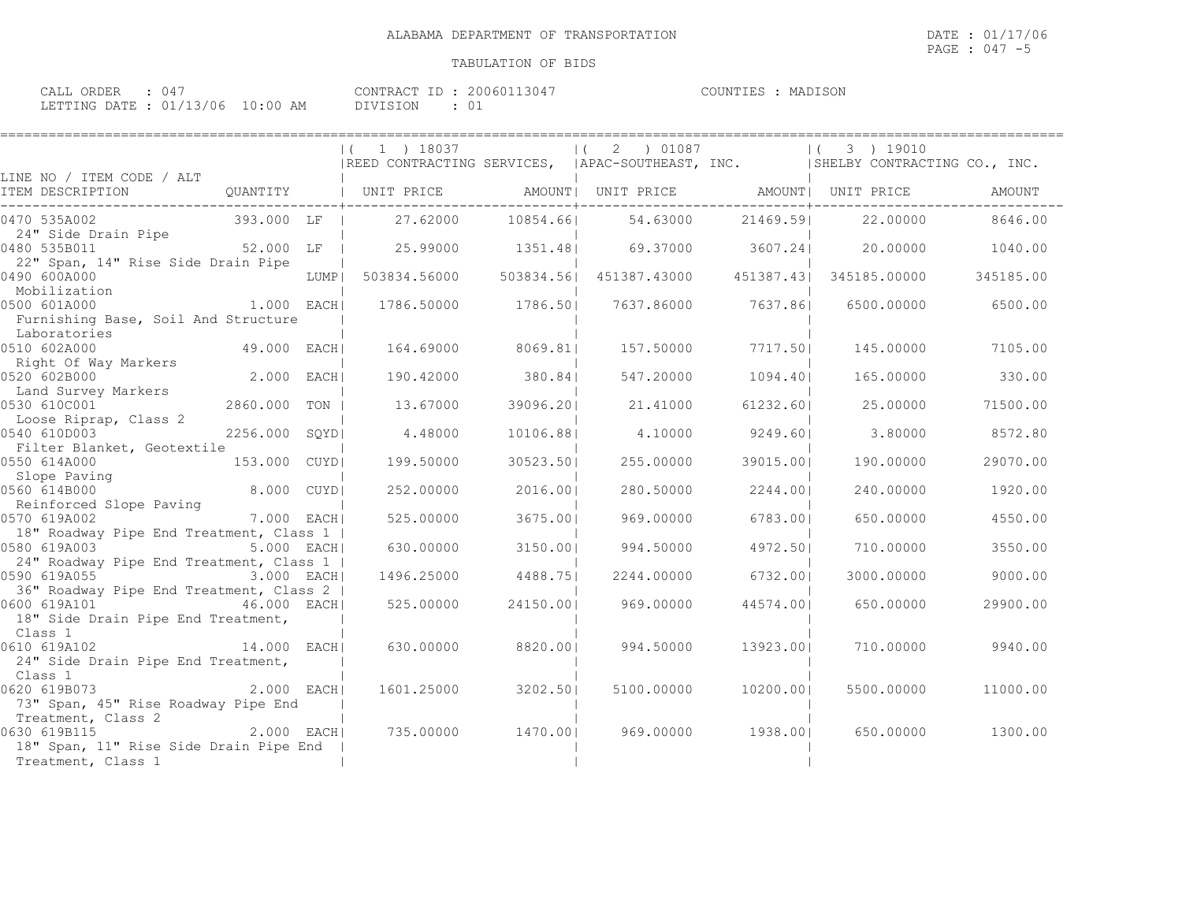ALABAMA DEPARTMENT OF TRANSPORTATION

DATE : 01/17/06
PAGE : 047 -5

TABULATION OF BIDS

CALL ORDER : 047
LETTING DATE : 01/13/06 10:00 AM

CONTRACT ID : 20060113047
DIVISION : 01

COUNTIES : MADISON

| LINE NO / ITEM CODE / ALT<br>ITEM DESCRIPTION | QUANTITY | ( 1 ) 18037<br>REED CONTRACTING SERVICES,<br>UNIT PRICE | AMOUNT | ( 2 ) 01087<br>APAC-SOUTHEAST, INC.<br>UNIT PRICE | AMOUNT | ( 3 ) 19010<br>SHELBY CONTRACTING CO., INC.<br>UNIT PRICE | AMOUNT |
|---|---|---|---|---|---|---|---|
| 0470 535A002<br>24" Side Drain Pipe | 393.000 LF | 27.62000 | 10854.66 | 54.63000 | 21469.59 | 22.00000 | 8646.00 |
| 0480 535B011<br>22" Span, 14" Rise Side Drain Pipe | 52.000 LF | 25.99000 | 1351.48 | 69.37000 | 3607.24 | 20.00000 | 1040.00 |
| 0490 600A000<br>Mobilization | LUMP | 503834.56000 | 503834.56 | 451387.43000 | 451387.43 | 345185.00000 | 345185.00 |
| 0500 601A000<br>Furnishing Base, Soil And Structure Laboratories | 1.000 EACH | 1786.50000 | 1786.50 | 7637.86000 | 7637.86 | 6500.00000 | 6500.00 |
| 0510 602A000<br>Right Of Way Markers | 49.000 EACH | 164.69000 | 8069.81 | 157.50000 | 7717.50 | 145.00000 | 7105.00 |
| 0520 602B000<br>Land Survey Markers | 2.000 EACH | 190.42000 | 380.84 | 547.20000 | 1094.40 | 165.00000 | 330.00 |
| 0530 610C001<br>Loose Riprap, Class 2 | 2860.000 TON | 13.67000 | 39096.20 | 21.41000 | 61232.60 | 25.00000 | 71500.00 |
| 0540 610D003<br>Filter Blanket, Geotextile | 2256.000 SQYD | 4.48000 | 10106.88 | 4.10000 | 9249.60 | 3.80000 | 8572.80 |
| 0550 614A000<br>Slope Paving | 153.000 CUYD | 199.50000 | 30523.50 | 255.00000 | 39015.00 | 190.00000 | 29070.00 |
| 0560 614B000<br>Reinforced Slope Paving | 8.000 CUYD | 252.00000 | 2016.00 | 280.50000 | 2244.00 | 240.00000 | 1920.00 |
| 0570 619A002<br>18" Roadway Pipe End Treatment, Class 1 | 7.000 EACH | 525.00000 | 3675.00 | 969.00000 | 6783.00 | 650.00000 | 4550.00 |
| 0580 619A003<br>24" Roadway Pipe End Treatment, Class 1 | 5.000 EACH | 630.00000 | 3150.00 | 994.50000 | 4972.50 | 710.00000 | 3550.00 |
| 0590 619A055<br>36" Roadway Pipe End Treatment, Class 2 | 3.000 EACH | 1496.25000 | 4488.75 | 2244.00000 | 6732.00 | 3000.00000 | 9000.00 |
| 0600 619A101<br>18" Side Drain Pipe End Treatment, Class 1 | 46.000 EACH | 525.00000 | 24150.00 | 969.00000 | 44574.00 | 650.00000 | 29900.00 |
| 0610 619A102<br>24" Side Drain Pipe End Treatment, Class 1 | 14.000 EACH | 630.00000 | 8820.00 | 994.50000 | 13923.00 | 710.00000 | 9940.00 |
| 0620 619B073<br>73" Span, 45" Rise Roadway Pipe End Treatment, Class 2 | 2.000 EACH | 1601.25000 | 3202.50 | 5100.00000 | 10200.00 | 5500.00000 | 11000.00 |
| 0630 619B115<br>18" Span, 11" Rise Side Drain Pipe End Treatment, Class 1 | 2.000 EACH | 735.00000 | 1470.00 | 969.00000 | 1938.00 | 650.00000 | 1300.00 |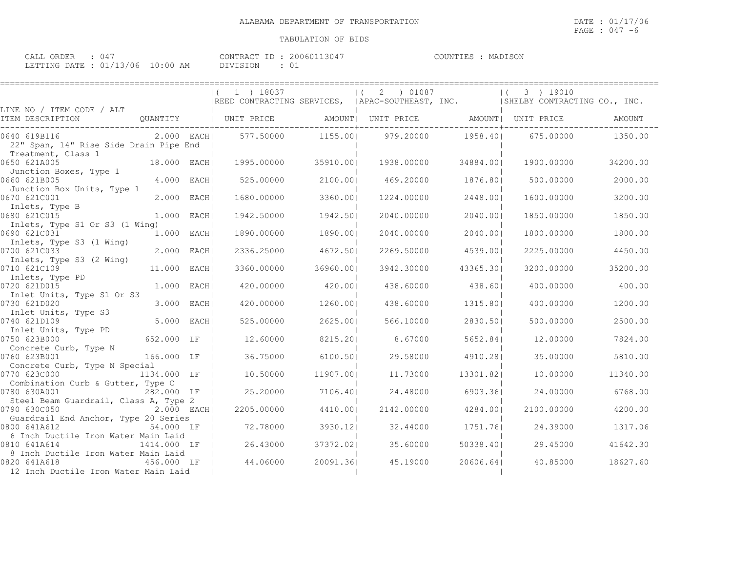ALABAMA DEPARTMENT OF TRANSPORTATION

DATE : 01/17/06

TABULATION OF BIDS

CALL ORDER : 047    CONTRACT ID : 20060113047    COUNTIES : MADISON
LETTING DATE : 01/13/06 10:00 AM    DIVISION : 01

| LINE NO / ITEM CODE / ALT ITEM DESCRIPTION | QUANTITY | ( 1 ) 18037 REED CONTRACTING SERVICES, UNIT PRICE | AMOUNT | ( 2 ) 01087 APAC-SOUTHEAST, INC. UNIT PRICE | AMOUNT | ( 3 ) 19010 SHELBY CONTRACTING CO., INC. UNIT PRICE | AMOUNT |
|---|---|---|---|---|---|---|---|
| 0640 619B116 22" Span, 14" Rise Side Drain Pipe End Treatment, Class 1 | 2.000 EACH | 577.50000 | 1155.00 | 979.20000 | 1958.40 | 675.00000 | 1350.00 |
| 0650 621A005 Junction Boxes, Type 1 | 18.000 EACH | 1995.00000 | 35910.00 | 1938.00000 | 34884.00 | 1900.00000 | 34200.00 |
| 0660 621B005 Junction Box Units, Type 1 | 4.000 EACH | 525.00000 | 2100.00 | 469.20000 | 1876.80 | 500.00000 | 2000.00 |
| 0670 621C001 Inlets, Type B | 2.000 EACH | 1680.00000 | 3360.00 | 1224.00000 | 2448.00 | 1600.00000 | 3200.00 |
| 0680 621C015 Inlets, Type S1 Or S3 (1 Wing) | 1.000 EACH | 1942.50000 | 1942.50 | 2040.00000 | 2040.00 | 1850.00000 | 1850.00 |
| 0690 621C031 Inlets, Type S3 (1 Wing) | 1.000 EACH | 1890.00000 | 1890.00 | 2040.00000 | 2040.00 | 1800.00000 | 1800.00 |
| 0700 621C033 Inlets, Type S3 (2 Wing) | 2.000 EACH | 2336.25000 | 4672.50 | 2269.50000 | 4539.00 | 2225.00000 | 4450.00 |
| 0710 621C109 Inlets, Type PD | 11.000 EACH | 3360.00000 | 36960.00 | 3942.30000 | 43365.30 | 3200.00000 | 35200.00 |
| 0720 621D015 Inlet Units, Type S1 Or S3 | 1.000 EACH | 420.00000 | 420.00 | 438.60000 | 438.60 | 400.00000 | 400.00 |
| 0730 621D020 Inlet Units, Type S3 | 3.000 EACH | 420.00000 | 1260.00 | 438.60000 | 1315.80 | 400.00000 | 1200.00 |
| 0740 621D109 Inlet Units, Type PD | 5.000 EACH | 525.00000 | 2625.00 | 566.10000 | 2830.50 | 500.00000 | 2500.00 |
| 0750 623B000 Concrete Curb, Type N | 652.000 LF | 12.60000 | 8215.20 | 8.67000 | 5652.84 | 12.00000 | 7824.00 |
| 0760 623B001 Concrete Curb, Type N Special | 166.000 LF | 36.75000 | 6100.50 | 29.58000 | 4910.28 | 35.00000 | 5810.00 |
| 0770 623C000 Combination Curb & Gutter, Type C | 1134.000 LF | 10.50000 | 11907.00 | 11.73000 | 13301.82 | 10.00000 | 11340.00 |
| 0780 630A001 Steel Beam Guardrail, Class A, Type 2 | 282.000 LF | 25.20000 | 7106.40 | 24.48000 | 6903.36 | 24.00000 | 6768.00 |
| 0790 630C050 Guardrail End Anchor, Type 20 Series | 2.000 EACH | 2205.00000 | 4410.00 | 2142.00000 | 4284.00 | 2100.00000 | 4200.00 |
| 0800 641A612 6 Inch Ductile Iron Water Main Laid | 54.000 LF | 72.78000 | 3930.12 | 32.44000 | 1751.76 | 24.39000 | 1317.06 |
| 0810 641A614 8 Inch Ductile Iron Water Main Laid | 1414.000 LF | 26.43000 | 37372.02 | 35.60000 | 50338.40 | 29.45000 | 41642.30 |
| 0820 641A618 12 Inch Ductile Iron Water Main Laid | 456.000 LF | 44.06000 | 20091.36 | 45.19000 | 20606.64 | 40.85000 | 18627.60 |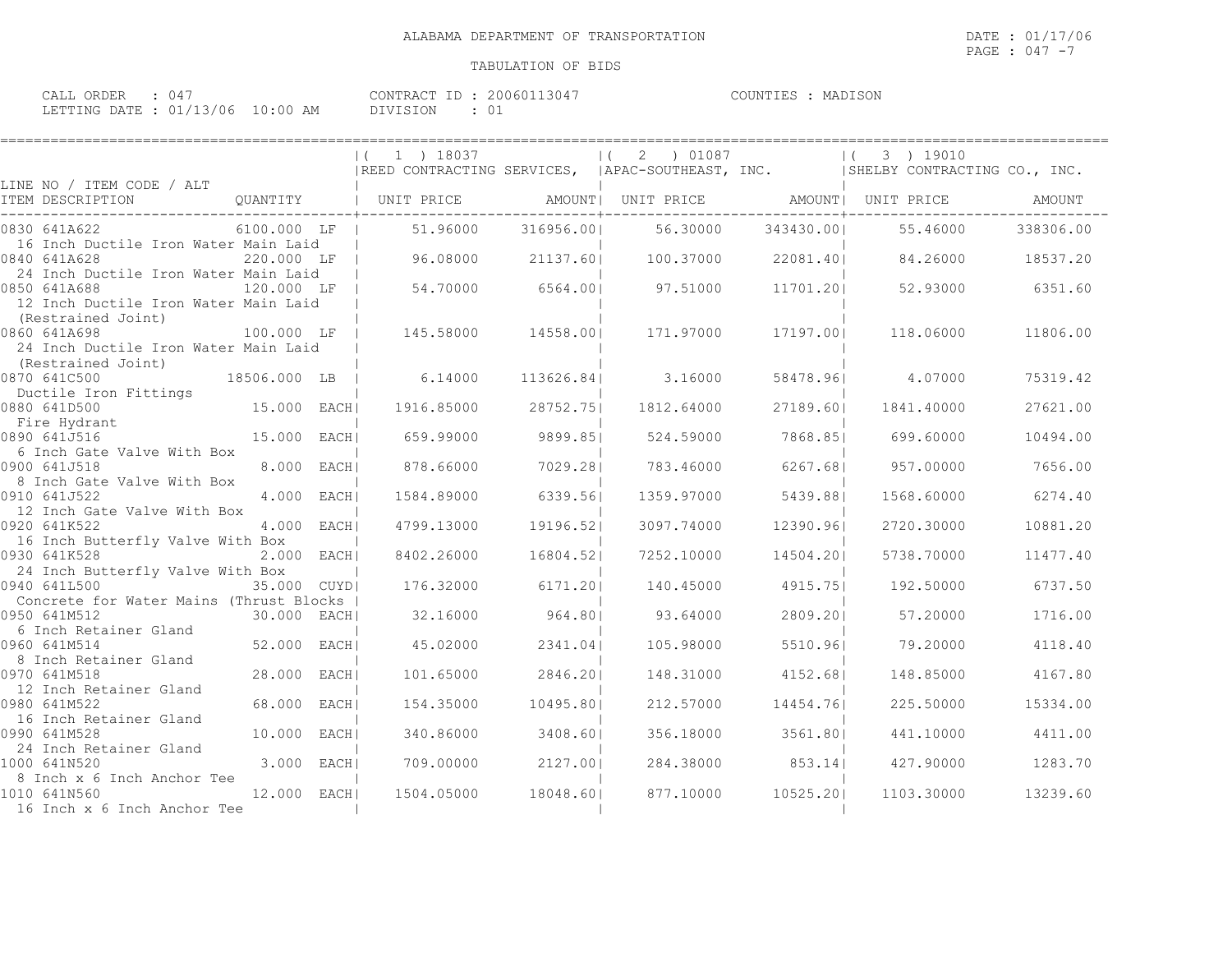ALABAMA DEPARTMENT OF TRANSPORTATION

TABULATION OF BIDS

DATE : 01/17/06
PAGE : 047 -7

CALL ORDER : 047
LETTING DATE : 01/13/06 10:00 AM

CONTRACT ID : 20060113047
DIVISION : 01

COUNTIES : MADISON

| LINE NO / ITEM CODE / ALT<br>ITEM DESCRIPTION | QUANTITY | ( 1 ) 18037<br>REED CONTRACTING SERVICES,<br>UNIT PRICE | AMOUNT | ( 2 ) 01087<br>APAC-SOUTHEAST, INC.<br>UNIT PRICE | AMOUNT | ( 3 ) 19010<br>SHELBY CONTRACTING CO., INC.<br>UNIT PRICE | AMOUNT |
|---|---|---|---|---|---|---|---|
| 0830 641A622<br>16 Inch Ductile Iron Water Main Laid | 6100.000 LF | 51.96000 | 316956.00 | 56.30000 | 343430.00 | 55.46000 | 338306.00 |
| 0840 641A628<br>24 Inch Ductile Iron Water Main Laid | 220.000 LF | 96.08000 | 21137.60 | 100.37000 | 22081.40 | 84.26000 | 18537.20 |
| 0850 641A688<br>12 Inch Ductile Iron Water Main Laid<br>(Restrained Joint) | 120.000 LF | 54.70000 | 6564.00 | 97.51000 | 11701.20 | 52.93000 | 6351.60 |
| 0860 641A698<br>24 Inch Ductile Iron Water Main Laid<br>(Restrained Joint) | 100.000 LF | 145.58000 | 14558.00 | 171.97000 | 17197.00 | 118.06000 | 11806.00 |
| 0870 641C500<br>Ductile Iron Fittings | 18506.000 LB | 6.14000 | 113626.84 | 3.16000 | 58478.96 | 4.07000 | 75319.42 |
| 0880 641D500<br>Fire Hydrant | 15.000 EACH | 1916.85000 | 28752.75 | 1812.64000 | 27189.60 | 1841.40000 | 27621.00 |
| 0890 641J516<br>6 Inch Gate Valve With Box | 15.000 EACH | 659.99000 | 9899.85 | 524.59000 | 7868.85 | 699.60000 | 10494.00 |
| 0900 641J518<br>8 Inch Gate Valve With Box | 8.000 EACH | 878.66000 | 7029.28 | 783.46000 | 6267.68 | 957.00000 | 7656.00 |
| 0910 641J522<br>12 Inch Gate Valve With Box | 4.000 EACH | 1584.89000 | 6339.56 | 1359.97000 | 5439.88 | 1568.60000 | 6274.40 |
| 0920 641K522<br>16 Inch Butterfly Valve With Box | 4.000 EACH | 4799.13000 | 19196.52 | 3097.74000 | 12390.96 | 2720.30000 | 10881.20 |
| 0930 641K528<br>24 Inch Butterfly Valve With Box | 2.000 EACH | 8402.26000 | 16804.52 | 7252.10000 | 14504.20 | 5738.70000 | 11477.40 |
| 0940 641L500<br>Concrete for Water Mains (Thrust Blocks | 35.000 CUYD | 176.32000 | 6171.20 | 140.45000 | 4915.75 | 192.50000 | 6737.50 |
| 0950 641M512<br>6 Inch Retainer Gland | 30.000 EACH | 32.16000 | 964.80 | 93.64000 | 2809.20 | 57.20000 | 1716.00 |
| 0960 641M514<br>8 Inch Retainer Gland | 52.000 EACH | 45.02000 | 2341.04 | 105.98000 | 5510.96 | 79.20000 | 4118.40 |
| 0970 641M518<br>12 Inch Retainer Gland | 28.000 EACH | 101.65000 | 2846.20 | 148.31000 | 4152.68 | 148.85000 | 4167.80 |
| 0980 641M522<br>16 Inch Retainer Gland | 68.000 EACH | 154.35000 | 10495.80 | 212.57000 | 14454.76 | 225.50000 | 15334.00 |
| 0990 641M528<br>24 Inch Retainer Gland | 10.000 EACH | 340.86000 | 3408.60 | 356.18000 | 3561.80 | 441.10000 | 4411.00 |
| 1000 641N520<br>8 Inch x 6 Inch Anchor Tee | 3.000 EACH | 709.00000 | 2127.00 | 284.38000 | 853.14 | 427.90000 | 1283.70 |
| 1010 641N560<br>16 Inch x 6 Inch Anchor Tee | 12.000 EACH | 1504.05000 | 18048.60 | 877.10000 | 10525.20 | 1103.30000 | 13239.60 |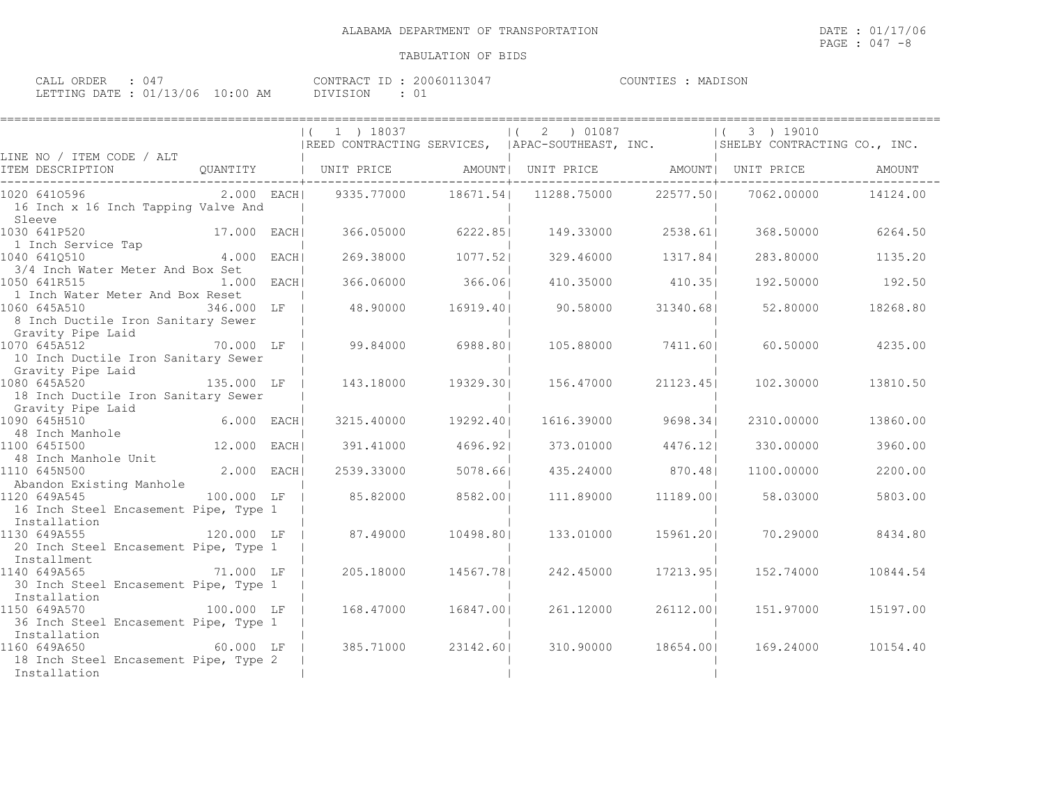ALABAMA DEPARTMENT OF TRANSPORTATION

TABULATION OF BIDS

DATE : 01/17/06
PAGE : 047 -8

CALL ORDER : 047
LETTING DATE : 01/13/06 10:00 AM

CONTRACT ID : 20060113047
DIVISION : 01

COUNTIES : MADISON

| LINE NO / ITEM CODE / ALT ITEM DESCRIPTION | QUANTITY | ( 1 ) 18037 REED CONTRACTING SERVICES, UNIT PRICE | AMOUNT | ( 2 ) 01087 APAC-SOUTHEAST, INC. UNIT PRICE | AMOUNT | ( 3 ) 19010 SHELBY CONTRACTING CO., INC. UNIT PRICE | AMOUNT |
|---|---|---|---|---|---|---|---|
| 1020 641O596 16 Inch x 16 Inch Tapping Valve And Sleeve | 2.000 EACH | 9335.77000 | 18671.54 | 11288.75000 | 22577.50 | 7062.00000 | 14124.00 |
| 1030 641P520 1 Inch Service Tap | 17.000 EACH | 366.05000 | 6222.85 | 149.33000 | 2538.61 | 368.50000 | 6264.50 |
| 1040 641Q510 3/4 Inch Water Meter And Box Set | 4.000 EACH | 269.38000 | 1077.52 | 329.46000 | 1317.84 | 283.80000 | 1135.20 |
| 1050 641R515 1 Inch Water Meter And Box Reset | 1.000 EACH | 366.06000 | 366.06 | 410.35000 | 410.35 | 192.50000 | 192.50 |
| 1060 645A510 8 Inch Ductile Iron Sanitary Sewer Gravity Pipe Laid | 346.000 LF | 48.90000 | 16919.40 | 90.58000 | 31340.68 | 52.80000 | 18268.80 |
| 1070 645A512 10 Inch Ductile Iron Sanitary Sewer Gravity Pipe Laid | 70.000 LF | 99.84000 | 6988.80 | 105.88000 | 7411.60 | 60.50000 | 4235.00 |
| 1080 645A520 18 Inch Ductile Iron Sanitary Sewer Gravity Pipe Laid | 135.000 LF | 143.18000 | 19329.30 | 156.47000 | 21123.45 | 102.30000 | 13810.50 |
| 1090 645H510 48 Inch Manhole | 6.000 EACH | 3215.40000 | 19292.40 | 1616.39000 | 9698.34 | 2310.00000 | 13860.00 |
| 1100 645I500 48 Inch Manhole Unit | 12.000 EACH | 391.41000 | 4696.92 | 373.01000 | 4476.12 | 330.00000 | 3960.00 |
| 1110 645N500 Abandon Existing Manhole | 2.000 EACH | 2539.33000 | 5078.66 | 435.24000 | 870.48 | 1100.00000 | 2200.00 |
| 1120 649A545 16 Inch Steel Encasement Pipe, Type 1 Installation | 100.000 LF | 85.82000 | 8582.00 | 111.89000 | 11189.00 | 58.03000 | 5803.00 |
| 1130 649A555 20 Inch Steel Encasement Pipe, Type 1 Installment | 120.000 LF | 87.49000 | 10498.80 | 133.01000 | 15961.20 | 70.29000 | 8434.80 |
| 1140 649A565 30 Inch Steel Encasement Pipe, Type 1 Installation | 71.000 LF | 205.18000 | 14567.78 | 242.45000 | 17213.95 | 152.74000 | 10844.54 |
| 1150 649A570 36 Inch Steel Encasement Pipe, Type 1 Installation | 100.000 LF | 168.47000 | 16847.00 | 261.12000 | 26112.00 | 151.97000 | 15197.00 |
| 1160 649A650 18 Inch Steel Encasement Pipe, Type 2 Installation | 60.000 LF | 385.71000 | 23142.60 | 310.90000 | 18654.00 | 169.24000 | 10154.40 |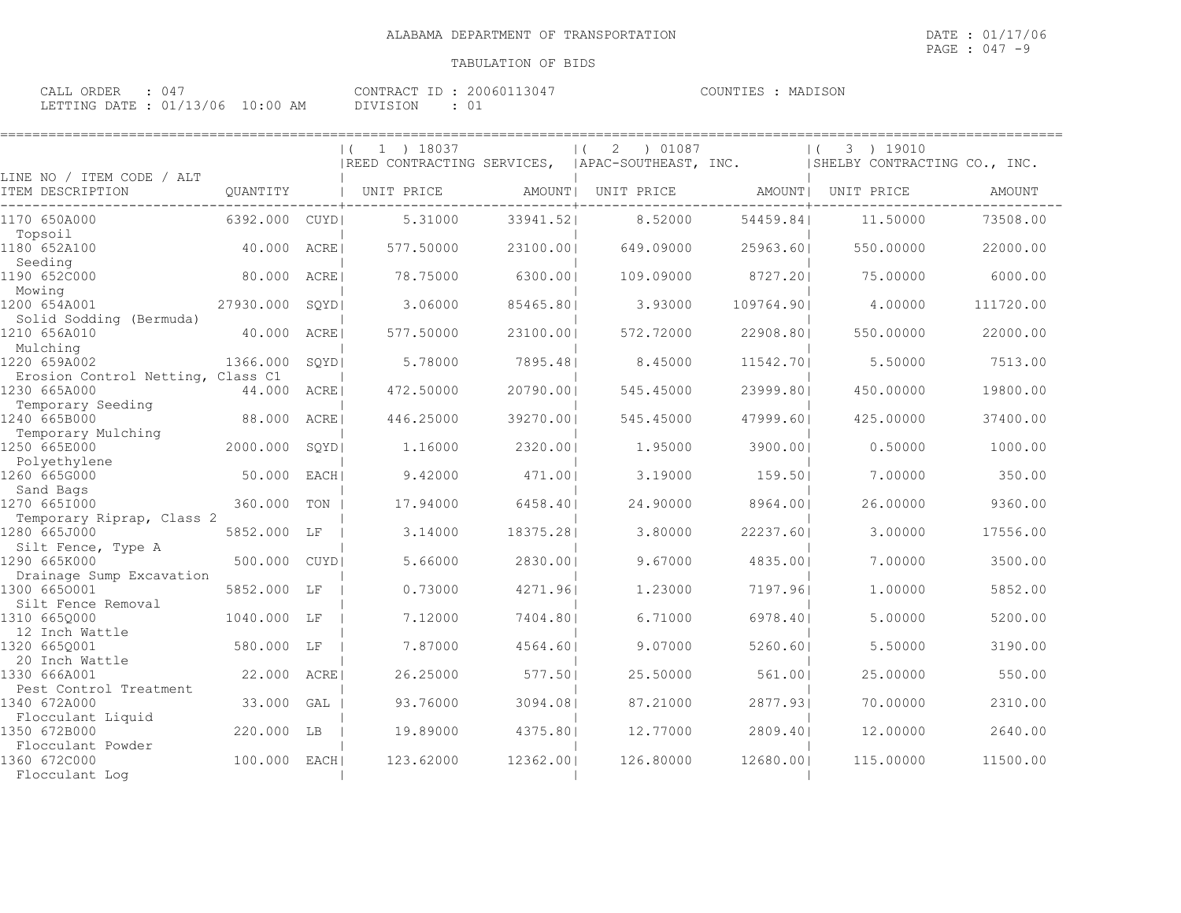ALABAMA DEPARTMENT OF TRANSPORTATION

DATE : 01/17/06

TABULATION OF BIDS

CALL ORDER : 047
LETTING DATE : 01/13/06 10:00 AM

CONTRACT ID : 20060113047
DIVISION : 01

COUNTIES : MADISON

| LINE NO / ITEM CODE / ALT ITEM DESCRIPTION | QUANTITY | | ( 1 ) 18037 REED CONTRACTING SERVICES, UNIT PRICE | AMOUNT | ( 2 ) 01087 APAC-SOUTHEAST, INC. UNIT PRICE | AMOUNT | ( 3 ) 19010 SHELBY CONTRACTING CO., INC. UNIT PRICE | AMOUNT |
|---|---|---|---|---|---|---|---|---|
| 1170 650A000 Topsoil | 6392.000 | CUYD | 5.31000 | 33941.52 | 8.52000 | 54459.84 | 11.50000 | 73508.00 |
| 1180 652A100 Seeding | 40.000 | ACRE | 577.50000 | 23100.00 | 649.09000 | 25963.60 | 550.00000 | 22000.00 |
| 1190 652C000 Mowing | 80.000 | ACRE | 78.75000 | 6300.00 | 109.09000 | 8727.20 | 75.00000 | 6000.00 |
| 1200 654A001 Solid Sodding (Bermuda) | 27930.000 | SQYD | 3.06000 | 85465.80 | 3.93000 | 109764.90 | 4.00000 | 111720.00 |
| 1210 656A010 Mulching | 40.000 | ACRE | 577.50000 | 23100.00 | 572.72000 | 22908.80 | 550.00000 | 22000.00 |
| 1220 659A002 Erosion Control Netting, Class C1 | 1366.000 | SQYD | 5.78000 | 7895.48 | 8.45000 | 11542.70 | 5.50000 | 7513.00 |
| 1230 665A000 Temporary Seeding | 44.000 | ACRE | 472.50000 | 20790.00 | 545.45000 | 23999.80 | 450.00000 | 19800.00 |
| 1240 665B000 Temporary Mulching | 88.000 | ACRE | 446.25000 | 39270.00 | 545.45000 | 47999.60 | 425.00000 | 37400.00 |
| 1250 665E000 Polyethylene | 2000.000 | SQYD | 1.16000 | 2320.00 | 1.95000 | 3900.00 | 0.50000 | 1000.00 |
| 1260 665G000 Sand Bags | 50.000 | EACH | 9.42000 | 471.00 | 3.19000 | 159.50 | 7.00000 | 350.00 |
| 1270 665I000 Temporary Riprap, Class 2 | 360.000 | TON | 17.94000 | 6458.40 | 24.90000 | 8964.00 | 26.00000 | 9360.00 |
| 1280 665J000 Silt Fence, Type A | 5852.000 | LF | 3.14000 | 18375.28 | 3.80000 | 22237.60 | 3.00000 | 17556.00 |
| 1290 665K000 Drainage Sump Excavation | 500.000 | CUYD | 5.66000 | 2830.00 | 9.67000 | 4835.00 | 7.00000 | 3500.00 |
| 1300 665O001 Silt Fence Removal | 5852.000 | LF | 0.73000 | 4271.96 | 1.23000 | 7197.96 | 1.00000 | 5852.00 |
| 1310 665Q000 12 Inch Wattle | 1040.000 | LF | 7.12000 | 7404.80 | 6.71000 | 6978.40 | 5.00000 | 5200.00 |
| 1320 665Q001 20 Inch Wattle | 580.000 | LF | 7.87000 | 4564.60 | 9.07000 | 5260.60 | 5.50000 | 3190.00 |
| 1330 666A001 Pest Control Treatment | 22.000 | ACRE | 26.25000 | 577.50 | 25.50000 | 561.00 | 25.00000 | 550.00 |
| 1340 672A000 Flocculant Liquid | 33.000 | GAL | 93.76000 | 3094.08 | 87.21000 | 2877.93 | 70.00000 | 2310.00 |
| 1350 672B000 Flocculant Powder | 220.000 | LB | 19.89000 | 4375.80 | 12.77000 | 2809.40 | 12.00000 | 2640.00 |
| 1360 672C000 Flocculant Log | 100.000 | EACH | 123.62000 | 12362.00 | 126.80000 | 12680.00 | 115.00000 | 11500.00 |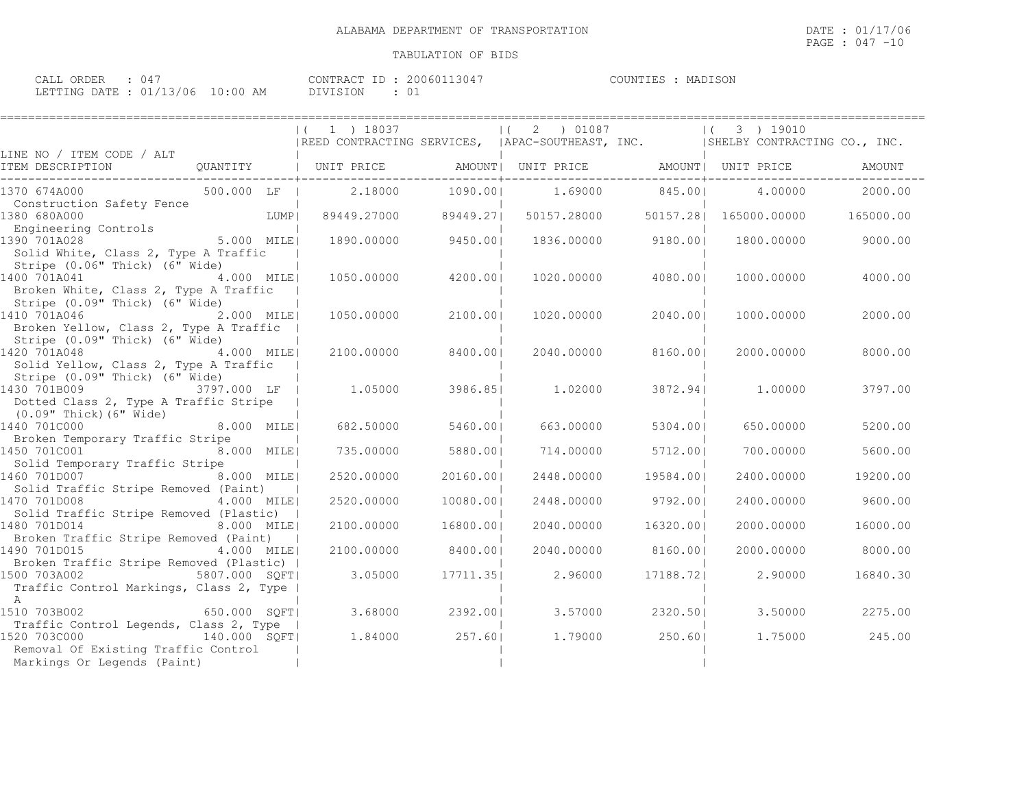ALABAMA DEPARTMENT OF TRANSPORTATION

TABULATION OF BIDS

DATE : 01/17/06

CALL ORDER : 047 CONTRACT ID : 20060113047 COUNTIES : MADISON
LETTING DATE : 01/13/06 10:00 AM DIVISION : 01

| LINE NO / ITEM CODE / ALT ITEM DESCRIPTION | QUANTITY | ( 1 ) 18037 REED CONTRACTING SERVICES, UNIT PRICE | AMOUNT | ( 2 ) 01087 APAC-SOUTHEAST, INC. UNIT PRICE | AMOUNT | ( 3 ) 19010 SHELBY CONTRACTING CO., INC. UNIT PRICE | AMOUNT |
|---|---|---|---|---|---|---|---|
| 1370 674A000 Construction Safety Fence | 500.000 LF | 2.18000 | 1090.00 | 1.69000 | 845.00 | 4.00000 | 2000.00 |
| 1380 680A000 Engineering Controls | LUMP | 89449.27000 | 89449.27 | 50157.28000 | 50157.28 | 165000.00000 | 165000.00 |
| 1390 701A028 Solid White, Class 2, Type A Traffic Stripe (0.06" Thick) (6" Wide) | 5.000 MILE | 1890.00000 | 9450.00 | 1836.00000 | 9180.00 | 1800.00000 | 9000.00 |
| 1400 701A041 Broken White, Class 2, Type A Traffic Stripe (0.09" Thick) (6" Wide) | 4.000 MILE | 1050.00000 | 4200.00 | 1020.00000 | 4080.00 | 1000.00000 | 4000.00 |
| 1410 701A046 Broken Yellow, Class 2, Type A Traffic Stripe (0.09" Thick) (6" Wide) | 2.000 MILE | 1050.00000 | 2100.00 | 1020.00000 | 2040.00 | 1000.00000 | 2000.00 |
| 1420 701A048 Solid Yellow, Class 2, Type A Traffic Stripe (0.09" Thick) (6" Wide) | 4.000 MILE | 2100.00000 | 8400.00 | 2040.00000 | 8160.00 | 2000.00000 | 8000.00 |
| 1430 701B009 Dotted Class 2, Type A Traffic Stripe (0.09" Thick)(6" Wide) | 3797.000 LF | 1.05000 | 3986.85 | 1.02000 | 3872.94 | 1.00000 | 3797.00 |
| 1440 701C000 Broken Temporary Traffic Stripe | 8.000 MILE | 682.50000 | 5460.00 | 663.00000 | 5304.00 | 650.00000 | 5200.00 |
| 1450 701C001 Solid Temporary Traffic Stripe | 8.000 MILE | 735.00000 | 5880.00 | 714.00000 | 5712.00 | 700.00000 | 5600.00 |
| 1460 701D007 Solid Traffic Stripe Removed (Paint) | 8.000 MILE | 2520.00000 | 20160.00 | 2448.00000 | 19584.00 | 2400.00000 | 19200.00 |
| 1470 701D008 Solid Traffic Stripe Removed (Plastic) | 4.000 MILE | 2520.00000 | 10080.00 | 2448.00000 | 9792.00 | 2400.00000 | 9600.00 |
| 1480 701D014 Broken Traffic Stripe Removed (Paint) | 8.000 MILE | 2100.00000 | 16800.00 | 2040.00000 | 16320.00 | 2000.00000 | 16000.00 |
| 1490 701D015 Broken Traffic Stripe Removed (Plastic) | 4.000 MILE | 2100.00000 | 8400.00 | 2040.00000 | 8160.00 | 2000.00000 | 8000.00 |
| 1500 703A002 Traffic Control Markings, Class 2, Type A | 5807.000 SQFT | 3.05000 | 17711.35 | 2.96000 | 17188.72 | 2.90000 | 16840.30 |
| 1510 703B002 Traffic Control Legends, Class 2, Type | 650.000 SQFT | 3.68000 | 2392.00 | 3.57000 | 2320.50 | 3.50000 | 2275.00 |
| 1520 703C000 Removal Of Existing Traffic Control Markings Or Legends (Paint) | 140.000 SQFT | 1.84000 | 257.60 | 1.79000 | 250.60 | 1.75000 | 245.00 |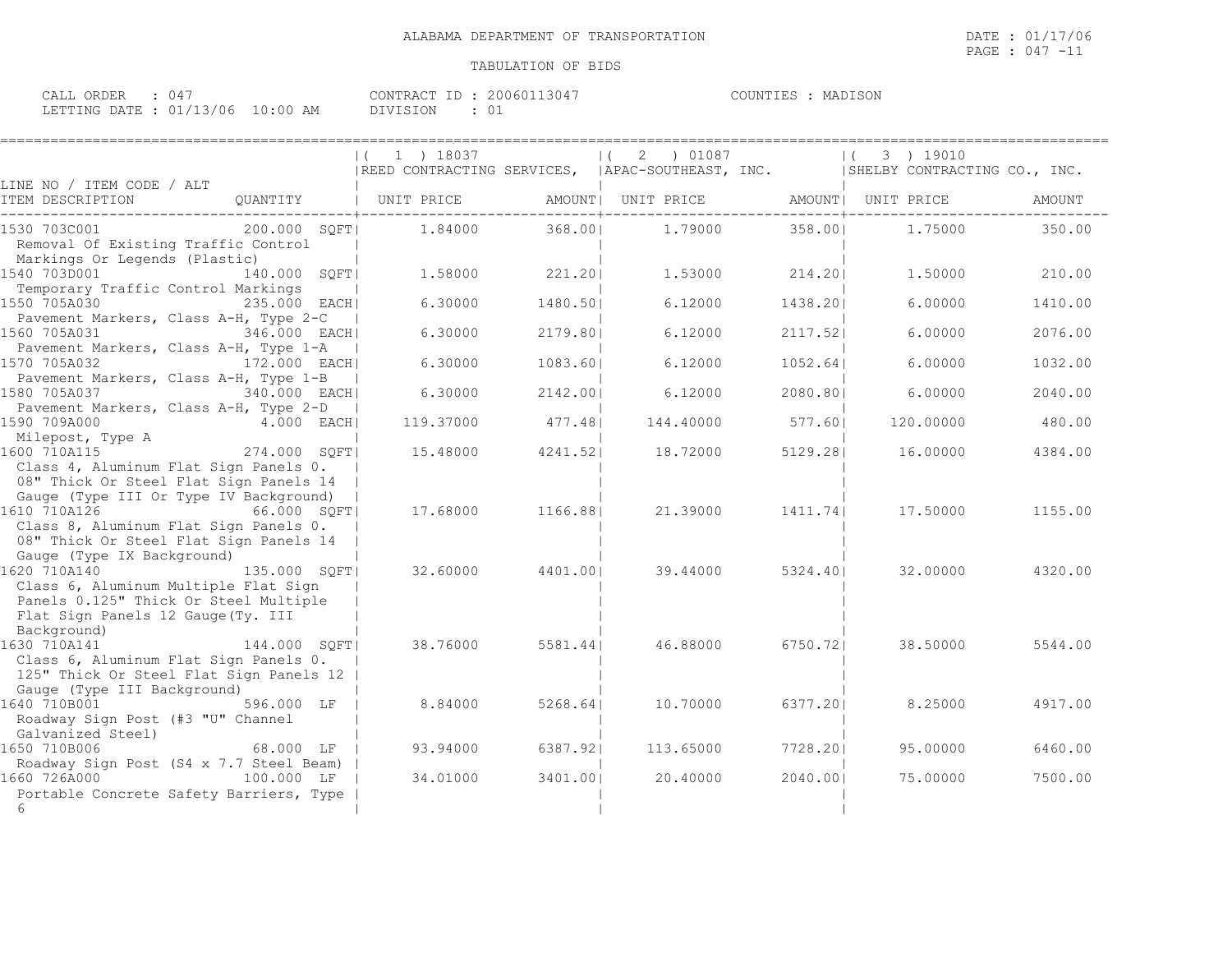ALABAMA DEPARTMENT OF TRANSPORTATION

TABULATION OF BIDS

DATE : 01/17/06
PAGE : 047 -11

CALL ORDER : 047
LETTING DATE : 01/13/06 10:00 AM

CONTRACT ID : 20060113047
DIVISION : 01

COUNTIES : MADISON

| LINE NO / ITEM CODE / ALT | | ( 1 ) 18037 REED CONTRACTING SERVICES, | | ( 2 ) 01087 APAC-SOUTHEAST, INC. | | ( 3 ) 19010 SHELBY CONTRACTING CO., INC. | |
|---|---|---|---|---|---|---|---|
| ITEM DESCRIPTION | QUANTITY | UNIT PRICE | AMOUNT | UNIT PRICE | AMOUNT | UNIT PRICE | AMOUNT |
| 1530 703C001 Removal Of Existing Traffic Control Markings Or Legends (Plastic) | 200.000 SQFT | 1.84000 | 368.00 | 1.79000 | 358.00 | 1.75000 | 350.00 |
| 1540 703D001 Temporary Traffic Control Markings | 140.000 SQFT | 1.58000 | 221.20 | 1.53000 | 214.20 | 1.50000 | 210.00 |
| 1550 705A030 Pavement Markers, Class A-H, Type 2-C | 235.000 EACH | 6.30000 | 1480.50 | 6.12000 | 1438.20 | 6.00000 | 1410.00 |
| 1560 705A031 Pavement Markers, Class A-H, Type 1-A | 346.000 EACH | 6.30000 | 2179.80 | 6.12000 | 2117.52 | 6.00000 | 2076.00 |
| 1570 705A032 Pavement Markers, Class A-H, Type 1-B | 172.000 EACH | 6.30000 | 1083.60 | 6.12000 | 1052.64 | 6.00000 | 1032.00 |
| 1580 705A037 Pavement Markers, Class A-H, Type 2-D | 340.000 EACH | 6.30000 | 2142.00 | 6.12000 | 2080.80 | 6.00000 | 2040.00 |
| 1590 709A000 Milepost, Type A | 4.000 EACH | 119.37000 | 477.48 | 144.40000 | 577.60 | 120.00000 | 480.00 |
| 1600 710A115 Class 4, Aluminum Flat Sign Panels 0. 08" Thick Or Steel Flat Sign Panels 14 Gauge (Type III Or Type IV Background) | 274.000 SQFT | 15.48000 | 4241.52 | 18.72000 | 5129.28 | 16.00000 | 4384.00 |
| 1610 710A126 Class 8, Aluminum Flat Sign Panels 0. 08" Thick Or Steel Flat Sign Panels 14 Gauge (Type IX Background) | 66.000 SQFT | 17.68000 | 1166.88 | 21.39000 | 1411.74 | 17.50000 | 1155.00 |
| 1620 710A140 Class 6, Aluminum Multiple Flat Sign Panels 0.125" Thick Or Steel Multiple Flat Sign Panels 12 Gauge(Ty. III Background) | 135.000 SQFT | 32.60000 | 4401.00 | 39.44000 | 5324.40 | 32.00000 | 4320.00 |
| 1630 710A141 Class 6, Aluminum Flat Sign Panels 0. 125" Thick Or Steel Flat Sign Panels 12 Gauge (Type III Background) | 144.000 SQFT | 38.76000 | 5581.44 | 46.88000 | 6750.72 | 38.50000 | 5544.00 |
| 1640 710B001 Roadway Sign Post (#3 "U" Channel Galvanized Steel) | 596.000 LF | 8.84000 | 5268.64 | 10.70000 | 6377.20 | 8.25000 | 4917.00 |
| 1650 710B006 Roadway Sign Post (S4 x 7.7 Steel Beam) | 68.000 LF | 93.94000 | 6387.92 | 113.65000 | 7728.20 | 95.00000 | 6460.00 |
| 1660 726A000 Portable Concrete Safety Barriers, Type 6 | 100.000 LF | 34.01000 | 3401.00 | 20.40000 | 2040.00 | 75.00000 | 7500.00 |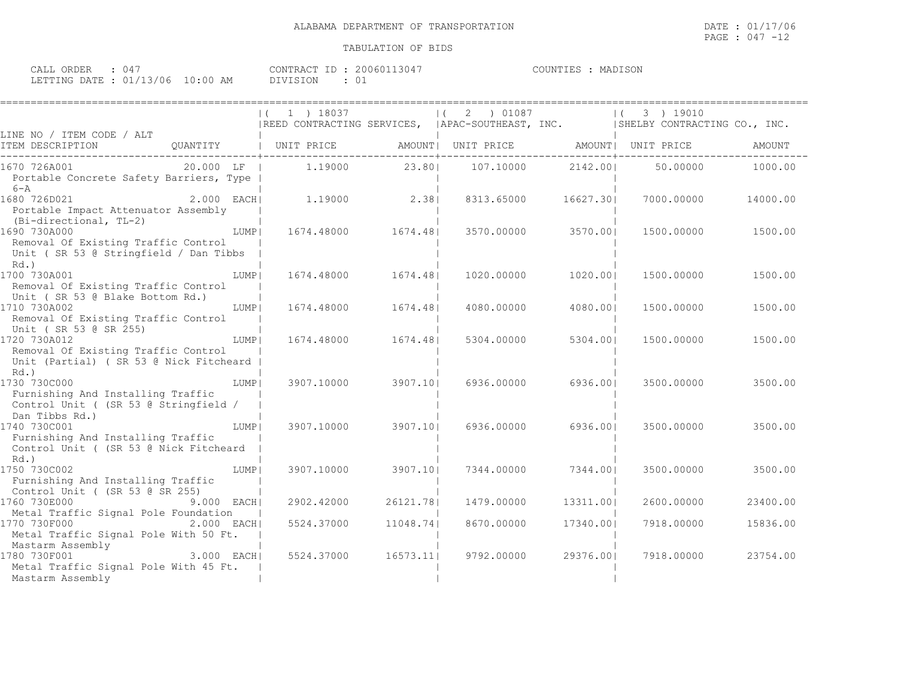ALABAMA DEPARTMENT OF TRANSPORTATION

TABULATION OF BIDS

DATE : 01/17/06
PAGE : 047 -12

CALL ORDER : 047 | CONTRACT ID : 20060113047 | COUNTIES : MADISON
LETTING DATE : 01/13/06 10:00 AM | DIVISION : 01

| LINE NO / ITEM CODE / ALT ITEM DESCRIPTION | QUANTITY | ( 1 ) 18037 REED CONTRACTING SERVICES, UNIT PRICE | AMOUNT | ( 2 ) 01087 APAC-SOUTHEAST, INC. UNIT PRICE | AMOUNT | ( 3 ) 19010 SHELBY CONTRACTING CO., INC. UNIT PRICE | AMOUNT |
|---|---|---|---|---|---|---|---|
| 1670 726A001 Portable Concrete Safety Barriers, Type 6-A | 20.000 LF | 1.19000 | 23.80 | 107.10000 | 2142.00 | 50.00000 | 1000.00 |
| 1680 726D021 Portable Impact Attenuator Assembly (Bi-directional, TL-2) | 2.000 EACH | 1.19000 | 2.38 | 8313.65000 | 16627.30 | 7000.00000 | 14000.00 |
| 1690 730A000 Removal Of Existing Traffic Control Unit ( SR 53 @ Stringfield / Dan Tibbs Rd.) | LUMP | 1674.48000 | 1674.48 | 3570.00000 | 3570.00 | 1500.00000 | 1500.00 |
| 1700 730A001 Removal Of Existing Traffic Control Unit ( SR 53 @ Blake Bottom Rd.) | LUMP | 1674.48000 | 1674.48 | 1020.00000 | 1020.00 | 1500.00000 | 1500.00 |
| 1710 730A002 Removal Of Existing Traffic Control Unit ( SR 53 @ SR 255) | LUMP | 1674.48000 | 1674.48 | 4080.00000 | 4080.00 | 1500.00000 | 1500.00 |
| 1720 730A012 Removal Of Existing Traffic Control Unit (Partial) ( SR 53 @ Nick Fitcheard Rd.) | LUMP | 1674.48000 | 1674.48 | 5304.00000 | 5304.00 | 1500.00000 | 1500.00 |
| 1730 730C000 Furnishing And Installing Traffic Control Unit ( (SR 53 @ Stringfield / Dan Tibbs Rd.) | LUMP | 3907.10000 | 3907.10 | 6936.00000 | 6936.00 | 3500.00000 | 3500.00 |
| 1740 730C001 Furnishing And Installing Traffic Control Unit ( (SR 53 @ Nick Fitcheard Rd.) | LUMP | 3907.10000 | 3907.10 | 6936.00000 | 6936.00 | 3500.00000 | 3500.00 |
| 1750 730C002 Furnishing And Installing Traffic Control Unit ( (SR 53 @ SR 255) | LUMP | 3907.10000 | 3907.10 | 7344.00000 | 7344.00 | 3500.00000 | 3500.00 |
| 1760 730E000 Metal Traffic Signal Pole Foundation | 9.000 EACH | 2902.42000 | 26121.78 | 1479.00000 | 13311.00 | 2600.00000 | 23400.00 |
| 1770 730F000 Metal Traffic Signal Pole With 50 Ft. Mastarm Assembly | 2.000 EACH | 5524.37000 | 11048.74 | 8670.00000 | 17340.00 | 7918.00000 | 15836.00 |
| 1780 730F001 Metal Traffic Signal Pole With 45 Ft. Mastarm Assembly | 3.000 EACH | 5524.37000 | 16573.11 | 9792.00000 | 29376.00 | 7918.00000 | 23754.00 |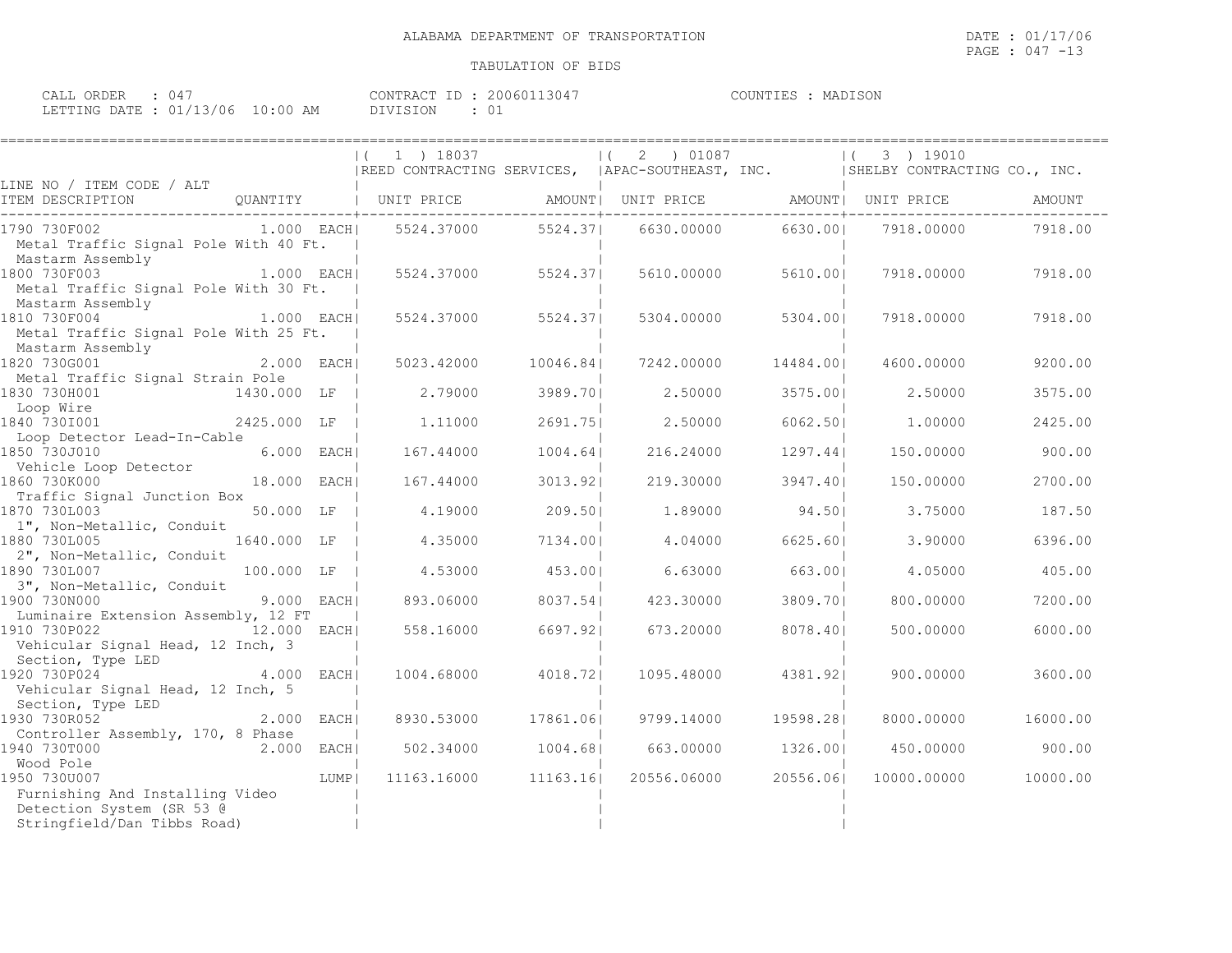ALABAMA DEPARTMENT OF TRANSPORTATION

TABULATION OF BIDS

CALL ORDER : 047
LETTING DATE : 01/13/06 10:00 AM

CONTRACT ID : 20060113047
DIVISION : 01

COUNTIES : MADISON

| LINE NO / ITEM CODE / ALT ITEM DESCRIPTION | QUANTITY | (1) 18037 REED CONTRACTING SERVICES, UNIT PRICE | AMOUNT | (2) 01087 APAC-SOUTHEAST, INC. UNIT PRICE | AMOUNT | (3) 19010 SHELBY CONTRACTING CO., INC. UNIT PRICE | AMOUNT |
|---|---|---|---|---|---|---|---|
| 1790 730F002 Metal Traffic Signal Pole With 40 Ft. Mastarm Assembly | 1.000 EACH | 5524.37000 | 5524.37 | 6630.00000 | 6630.00 | 7918.00000 | 7918.00 |
| 1800 730F003 Metal Traffic Signal Pole With 30 Ft. Mastarm Assembly | 1.000 EACH | 5524.37000 | 5524.37 | 5610.00000 | 5610.00 | 7918.00000 | 7918.00 |
| 1810 730F004 Metal Traffic Signal Pole With 25 Ft. Mastarm Assembly | 1.000 EACH | 5524.37000 | 5524.37 | 5304.00000 | 5304.00 | 7918.00000 | 7918.00 |
| 1820 730G001 Metal Traffic Signal Strain Pole | 2.000 EACH | 5023.42000 | 10046.84 | 7242.00000 | 14484.00 | 4600.00000 | 9200.00 |
| 1830 730H001 Loop Wire | 1430.000 LF | 2.79000 | 3989.70 | 2.50000 | 3575.00 | 2.50000 | 3575.00 |
| 1840 730I001 Loop Detector Lead-In-Cable | 2425.000 LF | 1.11000 | 2691.75 | 2.50000 | 6062.50 | 1.00000 | 2425.00 |
| 1850 730J010 Vehicle Loop Detector | 6.000 EACH | 167.44000 | 1004.64 | 216.24000 | 1297.44 | 150.00000 | 900.00 |
| 1860 730K000 Traffic Signal Junction Box | 18.000 EACH | 167.44000 | 3013.92 | 219.30000 | 3947.40 | 150.00000 | 2700.00 |
| 1870 730L003 1", Non-Metallic, Conduit | 50.000 LF | 4.19000 | 209.50 | 1.89000 | 94.50 | 3.75000 | 187.50 |
| 1880 730L005 2", Non-Metallic, Conduit | 1640.000 LF | 4.35000 | 7134.00 | 4.04000 | 6625.60 | 3.90000 | 6396.00 |
| 1890 730L007 3", Non-Metallic, Conduit | 100.000 LF | 4.53000 | 453.00 | 6.63000 | 663.00 | 4.05000 | 405.00 |
| 1900 730N000 Luminaire Extension Assembly, 12 FT | 9.000 EACH | 893.06000 | 8037.54 | 423.30000 | 3809.70 | 800.00000 | 7200.00 |
| 1910 730P022 Vehicular Signal Head, 12 Inch, 3 Section, Type LED | 12.000 EACH | 558.16000 | 6697.92 | 673.20000 | 8078.40 | 500.00000 | 6000.00 |
| 1920 730P024 Vehicular Signal Head, 12 Inch, 5 Section, Type LED | 4.000 EACH | 1004.68000 | 4018.72 | 1095.48000 | 4381.92 | 900.00000 | 3600.00 |
| 1930 730R052 Controller Assembly, 170, 8 Phase | 2.000 EACH | 8930.53000 | 17861.06 | 9799.14000 | 19598.28 | 8000.00000 | 16000.00 |
| 1940 730T000 Wood Pole | 2.000 EACH | 502.34000 | 1004.68 | 663.00000 | 1326.00 | 450.00000 | 900.00 |
| 1950 730U007 Furnishing And Installing Video Detection System (SR 53 @ Stringfield/Dan Tibbs Road) | LUMP | 11163.16000 | 11163.16 | 20556.06000 | 20556.06 | 10000.00000 | 10000.00 |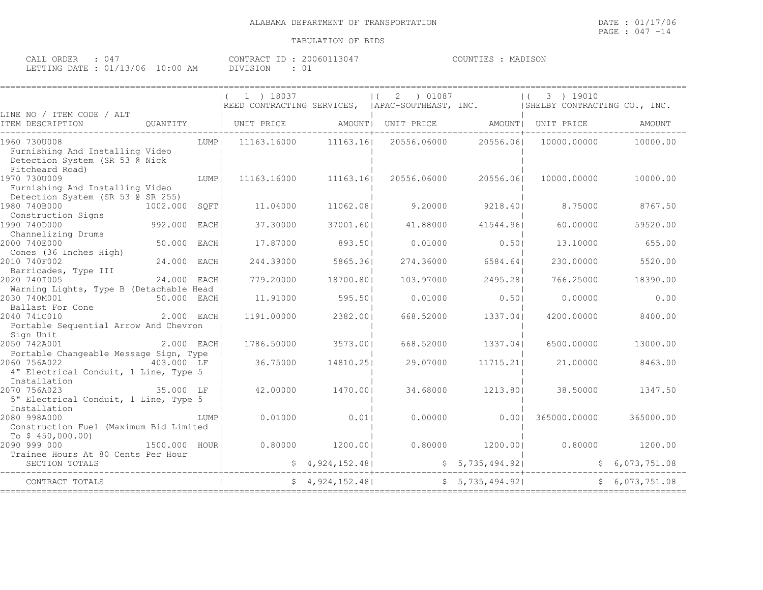ALABAMA DEPARTMENT OF TRANSPORTATION

TABULATION OF BIDS

DATE : 01/17/06
PAGE : 047 -14

CALL ORDER : 047
LETTING DATE : 01/13/06 10:00 AM

CONTRACT ID : 20060113047
DIVISION : 01

COUNTIES : MADISON

| LINE NO / ITEM CODE / ALT ITEM DESCRIPTION | QUANTITY | (1) 18037 REED CONTRACTING SERVICES, UNIT PRICE | AMOUNT | (2) 01087 APAC-SOUTHEAST, INC. UNIT PRICE | AMOUNT | (3) 19010 SHELBY CONTRACTING CO., INC. UNIT PRICE | AMOUNT |
|---|---|---|---|---|---|---|---|
| 1960 730U008 Furnishing And Installing Video Detection System (SR 53 @ Nick Fitcheard Road) | LUMP | 11163.16000 | 11163.16 | 20556.06000 | 20556.06 | 10000.00000 | 10000.00 |
| 1970 730U009 Furnishing And Installing Video Detection System (SR 53 @ SR 255) | LUMP | 11163.16000 | 11163.16 | 20556.06000 | 20556.06 | 10000.00000 | 10000.00 |
| 1980 740B000 Construction Signs | 1002.000 SQFT | 11.04000 | 11062.08 | 9.20000 | 9218.40 | 8.75000 | 8767.50 |
| 1990 740D000 Channelizing Drums | 992.000 EACH | 37.30000 | 37001.60 | 41.88000 | 41544.96 | 60.00000 | 59520.00 |
| 2000 740E000 Cones (36 Inches High) | 50.000 EACH | 17.87000 | 893.50 | 0.01000 | 0.50 | 13.10000 | 655.00 |
| 2010 740F002 Barricades, Type III | 24.000 EACH | 244.39000 | 5865.36 | 274.36000 | 6584.64 | 230.00000 | 5520.00 |
| 2020 740I005 Warning Lights, Type B (Detachable Head | 24.000 EACH | 779.20000 | 18700.80 | 103.97000 | 2495.28 | 766.25000 | 18390.00 |
| 2030 740M001 Ballast For Cone | 50.000 EACH | 11.91000 | 595.50 | 0.01000 | 0.50 | 0.00000 | 0.00 |
| 2040 741C010 Portable Sequential Arrow And Chevron Sign Unit | 2.000 EACH | 1191.00000 | 2382.00 | 668.52000 | 1337.04 | 4200.00000 | 8400.00 |
| 2050 742A001 Portable Changeable Message Sign, Type | 2.000 EACH | 1786.50000 | 3573.00 | 668.52000 | 1337.04 | 6500.00000 | 13000.00 |
| 2060 756A022 4" Electrical Conduit, 1 Line, Type 5 Installation | 403.000 LF | 36.75000 | 14810.25 | 29.07000 | 11715.21 | 21.00000 | 8463.00 |
| 2070 756A023 5" Electrical Conduit, 1 Line, Type 5 Installation | 35.000 LF | 42.00000 | 1470.00 | 34.68000 | 1213.80 | 38.50000 | 1347.50 |
| 2080 998A000 Construction Fuel (Maximum Bid Limited To $ 450,000.00) | LUMP | 0.01000 | 0.01 | 0.00000 | 0.00 | 365000.00000 | 365000.00 |
| 2090 999 000 Trainee Hours At 80 Cents Per Hour | 1500.000 HOUR | 0.80000 | 1200.00 | 0.80000 | 1200.00 | 0.80000 | 1200.00 |
| SECTION TOTALS | | | $ 4,924,152.48 | | $ 5,735,494.92 | | $ 6,073,751.08 |
| CONTRACT TOTALS | | | $ 4,924,152.48 | | $ 5,735,494.92 | | $ 6,073,751.08 |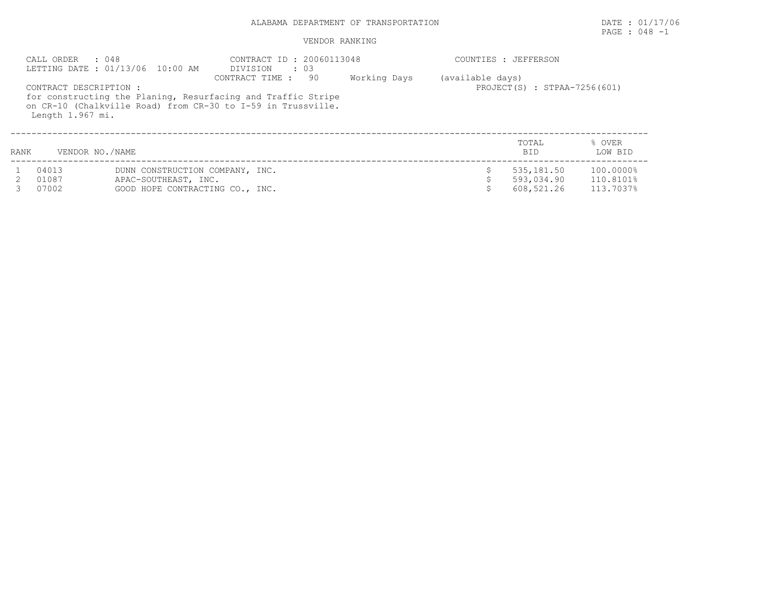# ALABAMA DEPARTMENT OF TRANSPORTATION

DATE : 01/17/06

PAGE : 048 -1

## VENDOR RANKING

CALL ORDER : 048
LETTING DATE : 01/13/06 10:00 AM

CONTRACT ID : 20060113048
DIVISION : 03
CONTRACT TIME : 90 Working Days (available days)

COUNTIES : JEFFERSON

PROJECT(S) : STPAA-7256(601)

CONTRACT DESCRIPTION :
for constructing the Planing, Resurfacing and Traffic Stripe on CR-10 (Chalkville Road) from CR-30 to I-59 in Trussville.
Length 1.967 mi.

| RANK | VENDOR NO./NAME | | TOTAL BID | % OVER LOW BID |
|---|---|---|---|---|
| 1 | 04013 | DUNN CONSTRUCTION COMPANY, INC. | $ 535,181.50 | 100.0000% |
| 2 | 01087 | APAC-SOUTHEAST, INC. | $ 593,034.90 | 110.8101% |
| 3 | 07002 | GOOD HOPE CONTRACTING CO., INC. | $ 608,521.26 | 113.7037% |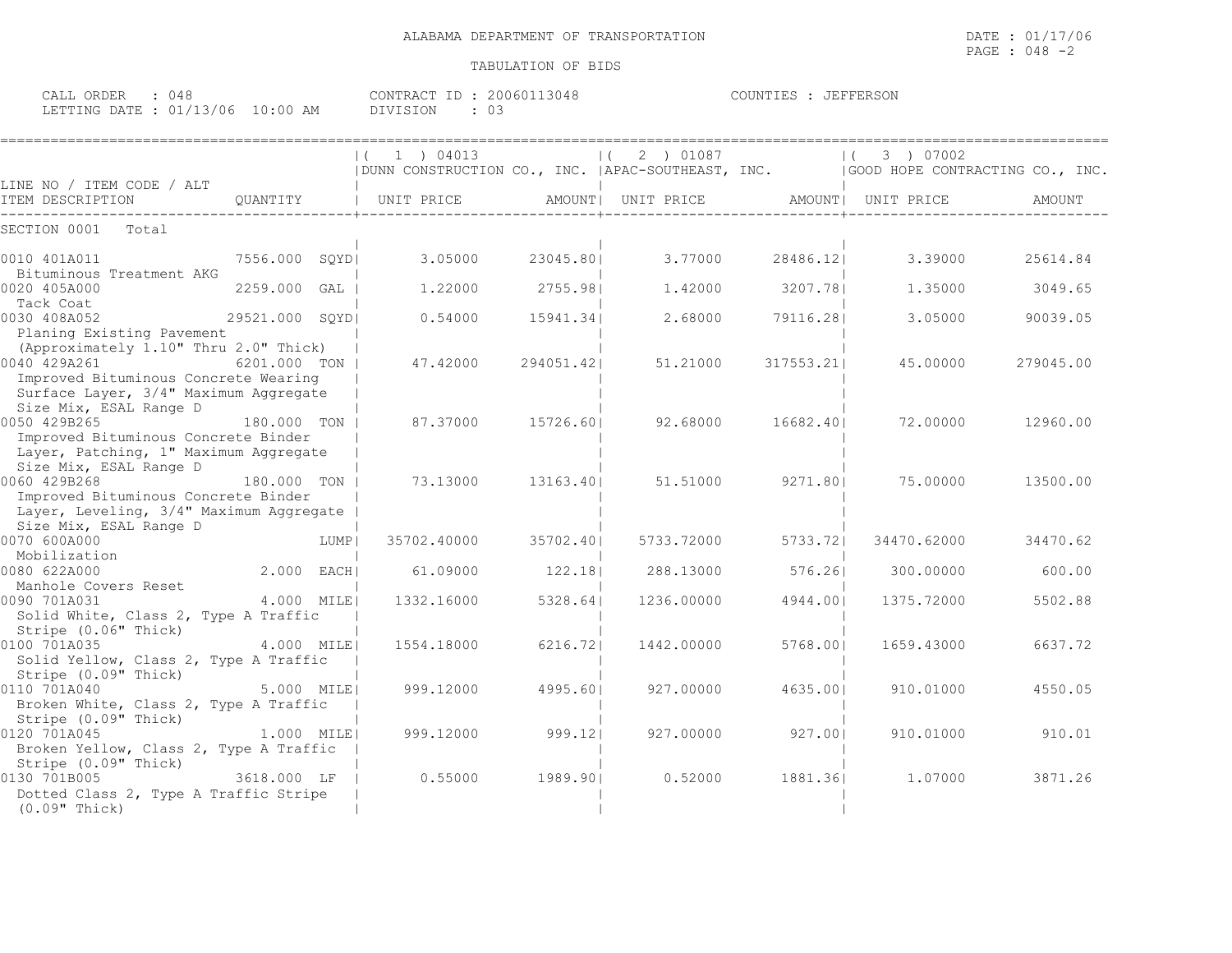ALABAMA DEPARTMENT OF TRANSPORTATION

TABULATION OF BIDS

DATE : 01/17/06

CALL ORDER : 048
LETTING DATE : 01/13/06 10:00 AM

CONTRACT ID : 20060113048
DIVISION : 03

COUNTIES : JEFFERSON

| LINE NO / ITEM CODE / ALT | | (1) 04013 DUNN CONSTRUCTION CO., INC. | | (2) 01087 APAC-SOUTHEAST, INC. | | (3) 07002 GOOD HOPE CONTRACTING CO., INC. | |
|---|---|---|---|---|---|---|---|
| ITEM DESCRIPTION | QUANTITY | UNIT PRICE | AMOUNT | UNIT PRICE | AMOUNT | UNIT PRICE | AMOUNT |
| SECTION 0001 Total | | | | | | | |
| 0010 401A011 Bituminous Treatment AKG | 7556.000 SQYD | 3.05000 | 23045.80 | 3.77000 | 28486.12 | 3.39000 | 25614.84 |
| 0020 405A000 Tack Coat | 2259.000 GAL | 1.22000 | 2755.98 | 1.42000 | 3207.78 | 1.35000 | 3049.65 |
| 0030 408A052 Planing Existing Pavement (Approximately 1.10" Thru 2.0" Thick) | 29521.000 SQYD | 0.54000 | 15941.34 | 2.68000 | 79116.28 | 3.05000 | 90039.05 |
| 0040 429A261 Improved Bituminous Concrete Wearing Surface Layer, 3/4" Maximum Aggregate Size Mix, ESAL Range D | 6201.000 TON | 47.42000 | 294051.42 | 51.21000 | 317553.21 | 45.00000 | 279045.00 |
| 0050 429B265 Improved Bituminous Concrete Binder Layer, Patching, 1" Maximum Aggregate Size Mix, ESAL Range D | 180.000 TON | 87.37000 | 15726.60 | 92.68000 | 16682.40 | 72.00000 | 12960.00 |
| 0060 429B268 Improved Bituminous Concrete Binder Layer, Leveling, 3/4" Maximum Aggregate Size Mix, ESAL Range D | 180.000 TON | 73.13000 | 13163.40 | 51.51000 | 9271.80 | 75.00000 | 13500.00 |
| 0070 600A000 Mobilization | LUMP | 35702.40000 | 35702.40 | 5733.72000 | 5733.72 | 34470.62000 | 34470.62 |
| 0080 622A000 Manhole Covers Reset | 2.000 EACH | 61.09000 | 122.18 | 288.13000 | 576.26 | 300.00000 | 600.00 |
| 0090 701A031 Solid White, Class 2, Type A Traffic Stripe (0.06" Thick) | 4.000 MILE | 1332.16000 | 5328.64 | 1236.00000 | 4944.00 | 1375.72000 | 5502.88 |
| 0100 701A035 Solid Yellow, Class 2, Type A Traffic Stripe (0.09" Thick) | 4.000 MILE | 1554.18000 | 6216.72 | 1442.00000 | 5768.00 | 1659.43000 | 6637.72 |
| 0110 701A040 Broken White, Class 2, Type A Traffic Stripe (0.09" Thick) | 5.000 MILE | 999.12000 | 4995.60 | 927.00000 | 4635.00 | 910.01000 | 4550.05 |
| 0120 701A045 Broken Yellow, Class 2, Type A Traffic Stripe (0.09" Thick) | 1.000 MILE | 999.12000 | 999.12 | 927.00000 | 927.00 | 910.01000 | 910.01 |
| 0130 701B005 Dotted Class 2, Type A Traffic Stripe (0.09" Thick) | 3618.000 LF | 0.55000 | 1989.90 | 0.52000 | 1881.36 | 1.07000 | 3871.26 |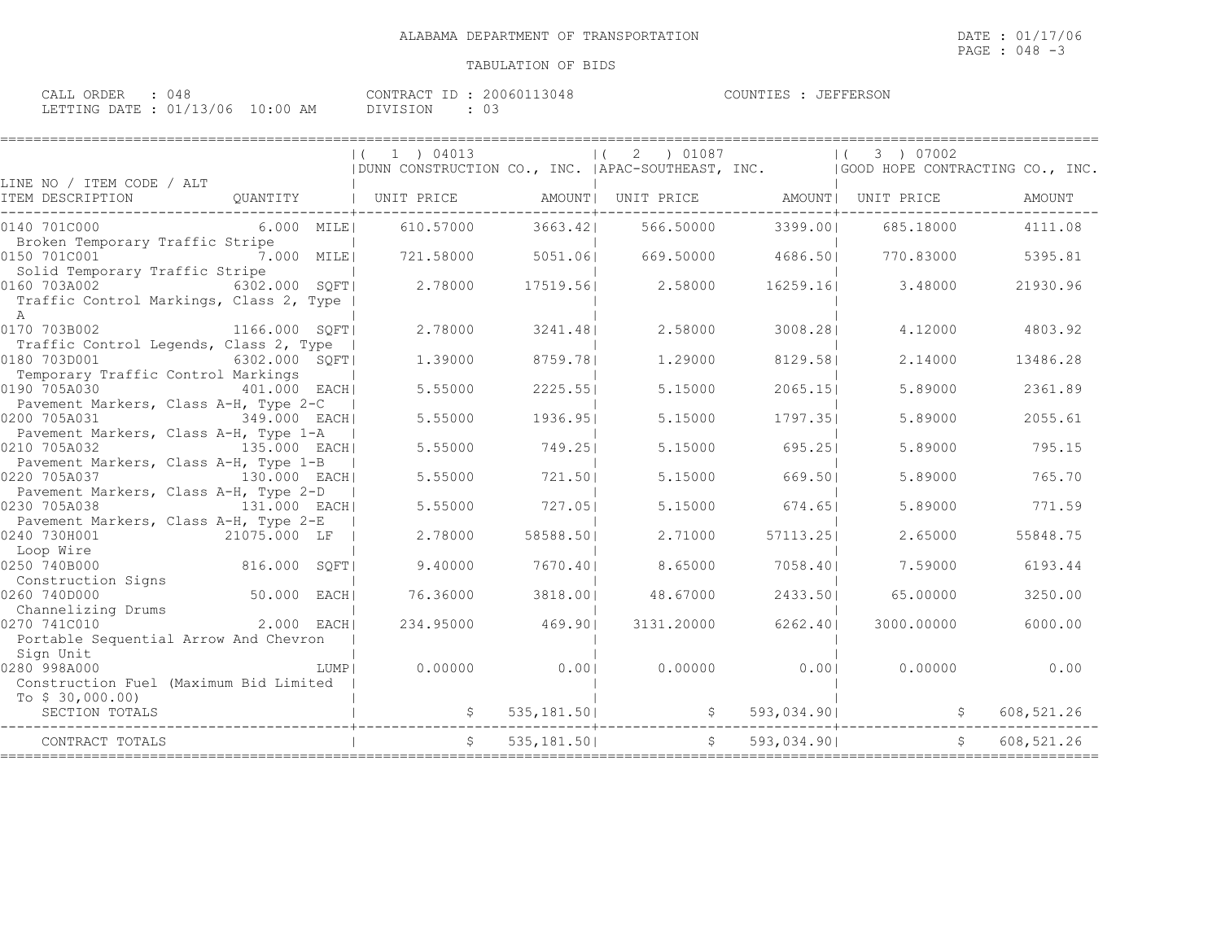ALABAMA DEPARTMENT OF TRANSPORTATION

TABULATION OF BIDS

DATE : 01/17/06

CALL ORDER : 048 | CONTRACT ID : 20060113048 | COUNTIES : JEFFERSON

LETTING DATE : 01/13/06 10:00 AM | DIVISION : 03

| LINE NO / ITEM CODE / ALT ITEM DESCRIPTION | QUANTITY | ( 1 ) 04013 DUNN CONSTRUCTION CO., INC. UNIT PRICE | AMOUNT | ( 2 ) 01087 APAC-SOUTHEAST, INC. UNIT PRICE | AMOUNT | ( 3 ) 07002 GOOD HOPE CONTRACTING CO., INC. UNIT PRICE | AMOUNT |
|---|---|---|---|---|---|---|---|
| 0140 701C000 Broken Temporary Traffic Stripe | 6.000 MILE | 610.57000 | 3663.42 | 566.50000 | 3399.00 | 685.18000 | 4111.08 |
| 0150 701C001 Solid Temporary Traffic Stripe | 7.000 MILE | 721.58000 | 5051.06 | 669.50000 | 4686.50 | 770.83000 | 5395.81 |
| 0160 703A002 Traffic Control Markings, Class 2, Type A | 6302.000 SQFT | 2.78000 | 17519.56 | 2.58000 | 16259.16 | 3.48000 | 21930.96 |
| 0170 703B002 Traffic Control Legends, Class 2, Type | 1166.000 SQFT | 2.78000 | 3241.48 | 2.58000 | 3008.28 | 4.12000 | 4803.92 |
| 0180 703D001 Temporary Traffic Control Markings | 6302.000 SQFT | 1.39000 | 8759.78 | 1.29000 | 8129.58 | 2.14000 | 13486.28 |
| 0190 705A030 Pavement Markers, Class A-H, Type 2-C | 401.000 EACH | 5.55000 | 2225.55 | 5.15000 | 2065.15 | 5.89000 | 2361.89 |
| 0200 705A031 Pavement Markers, Class A-H, Type 1-A | 349.000 EACH | 5.55000 | 1936.95 | 5.15000 | 1797.35 | 5.89000 | 2055.61 |
| 0210 705A032 Pavement Markers, Class A-H, Type 1-B | 135.000 EACH | 5.55000 | 749.25 | 5.15000 | 695.25 | 5.89000 | 795.15 |
| 0220 705A037 Pavement Markers, Class A-H, Type 2-D | 130.000 EACH | 5.55000 | 721.50 | 5.15000 | 669.50 | 5.89000 | 765.70 |
| 0230 705A038 Pavement Markers, Class A-H, Type 2-E | 131.000 EACH | 5.55000 | 727.05 | 5.15000 | 674.65 | 5.89000 | 771.59 |
| 0240 730H001 Loop Wire | 21075.000 LF | 2.78000 | 58588.50 | 2.71000 | 57113.25 | 2.65000 | 55848.75 |
| 0250 740B000 Construction Signs | 816.000 SQFT | 9.40000 | 7670.40 | 8.65000 | 7058.40 | 7.59000 | 6193.44 |
| 0260 740D000 Channelizing Drums | 50.000 EACH | 76.36000 | 3818.00 | 48.67000 | 2433.50 | 65.00000 | 3250.00 |
| 0270 741C010 Portable Sequential Arrow And Chevron Sign Unit | 2.000 EACH | 234.95000 | 469.90 | 3131.20000 | 6262.40 | 3000.00000 | 6000.00 |
| 0280 998A000 Construction Fuel (Maximum Bid Limited To $ 30,000.00) | LUMP | 0.00000 | 0.00 | 0.00000 | 0.00 | 0.00000 | 0.00 |
| SECTION TOTALS | | $ | 535,181.50 | $ | 593,034.90 | $ | 608,521.26 |
| CONTRACT TOTALS | | $ | 535,181.50 | $ | 593,034.90 | $ | 608,521.26 |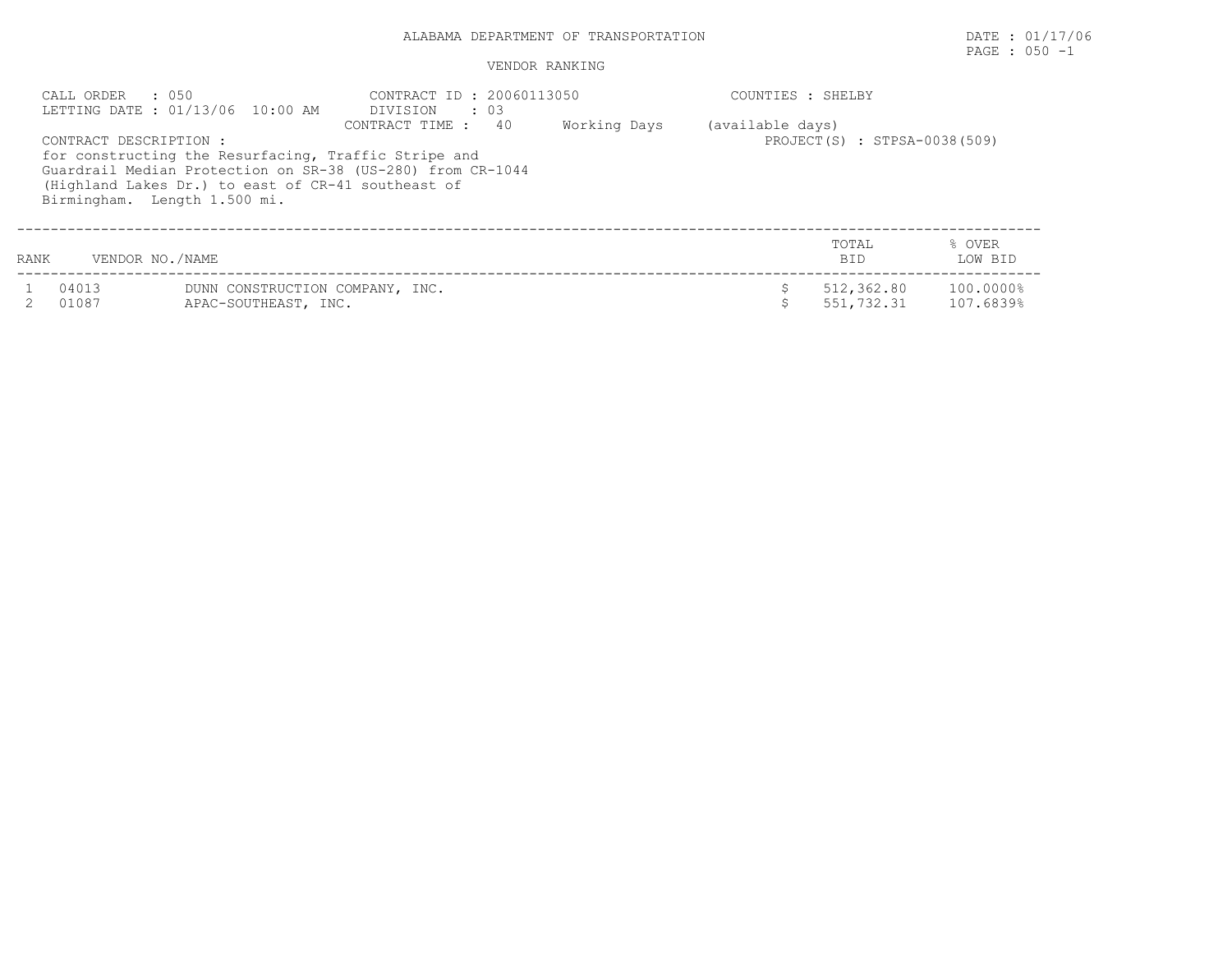ALABAMA DEPARTMENT OF TRANSPORTATION

DATE : 01/17/06

VENDOR RANKING

CALL ORDER : 050
LETTING DATE : 01/13/06 10:00 AM

CONTRACT ID : 20060113050
DIVISION : 03
CONTRACT TIME : 40 Working Days (available days)

COUNTIES : SHELBY

PROJECT(S) : STPSA-0038(509)

CONTRACT DESCRIPTION :
for constructing the Resurfacing, Traffic Stripe and Guardrail Median Protection on SR-38 (US-280) from CR-1044 (Highland Lakes Dr.) to east of CR-41 southeast of Birmingham. Length 1.500 mi.

| RANK | VENDOR NO./NAME | | TOTAL BID | % OVER LOW BID |
|---|---|---|---|---|
| 1 | 04013 | DUNN CONSTRUCTION COMPANY, INC. | $ 512,362.80 | 100.0000% |
| 2 | 01087 | APAC-SOUTHEAST, INC. | $ 551,732.31 | 107.6839% |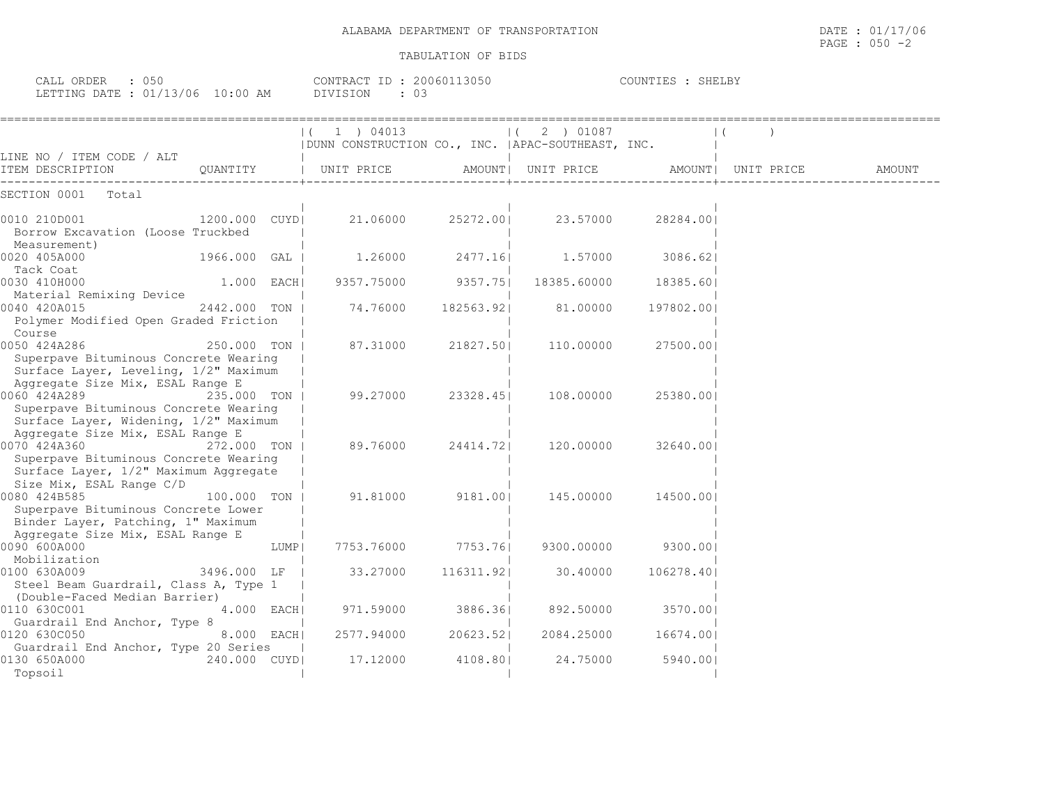ALABAMA DEPARTMENT OF TRANSPORTATION

TABULATION OF BIDS

DATE : 01/17/06

CALL ORDER : 050 CONTRACT ID : 20060113050 COUNTIES : SHELBY

LETTING DATE : 01/13/06 10:00 AM DIVISION : 03

| LINE NO / ITEM CODE / ALT ITEM DESCRIPTION | QUANTITY | ( 1 ) 04013 DUNN CONSTRUCTION CO., INC. UNIT PRICE | AMOUNT | ( 2 ) 01087 APAC-SOUTHEAST, INC. UNIT PRICE | AMOUNT | ( ) UNIT PRICE | AMOUNT |
|---|---|---|---|---|---|---|---|
| SECTION 0001 Total | | | | | | | |
| 0010 210D001 Borrow Excavation (Loose Truckbed Measurement) | 1200.000 CUYD | 21.06000 | 25272.00 | 23.57000 | 28284.00 | | |
| 0020 405A000 Tack Coat | 1966.000 GAL | 1.26000 | 2477.16 | 1.57000 | 3086.62 | | |
| 0030 410H000 Material Remixing Device | 1.000 EACH | 9357.75000 | 9357.75 | 18385.60000 | 18385.60 | | |
| 0040 420A015 Polymer Modified Open Graded Friction Course | 2442.000 TON | 74.76000 | 182563.92 | 81.00000 | 197802.00 | | |
| 0050 424A286 Superpave Bituminous Concrete Wearing Surface Layer, Leveling, 1/2" Maximum Aggregate Size Mix, ESAL Range E | 250.000 TON | 87.31000 | 21827.50 | 110.00000 | 27500.00 | | |
| 0060 424A289 Superpave Bituminous Concrete Wearing Surface Layer, Widening, 1/2" Maximum Aggregate Size Mix, ESAL Range E | 235.000 TON | 99.27000 | 23328.45 | 108.00000 | 25380.00 | | |
| 0070 424A360 Superpave Bituminous Concrete Wearing Surface Layer, 1/2" Maximum Aggregate Size Mix, ESAL Range C/D | 272.000 TON | 89.76000 | 24414.72 | 120.00000 | 32640.00 | | |
| 0080 424B585 Superpave Bituminous Concrete Lower Binder Layer, Patching, 1" Maximum Aggregate Size Mix, ESAL Range E | 100.000 TON | 91.81000 | 9181.00 | 145.00000 | 14500.00 | | |
| 0090 600A000 Mobilization | LUMP | 7753.76000 | 7753.76 | 9300.00000 | 9300.00 | | |
| 0100 630A009 Steel Beam Guardrail, Class A, Type 1 (Double-Faced Median Barrier) | 3496.000 LF | 33.27000 | 116311.92 | 30.40000 | 106278.40 | | |
| 0110 630C001 Guardrail End Anchor, Type 8 | 4.000 EACH | 971.59000 | 3886.36 | 892.50000 | 3570.00 | | |
| 0120 630C050 Guardrail End Anchor, Type 20 Series | 8.000 EACH | 2577.94000 | 20623.52 | 2084.25000 | 16674.00 | | |
| 0130 650A000 Topsoil | 240.000 CUYD | 17.12000 | 4108.80 | 24.75000 | 5940.00 | | |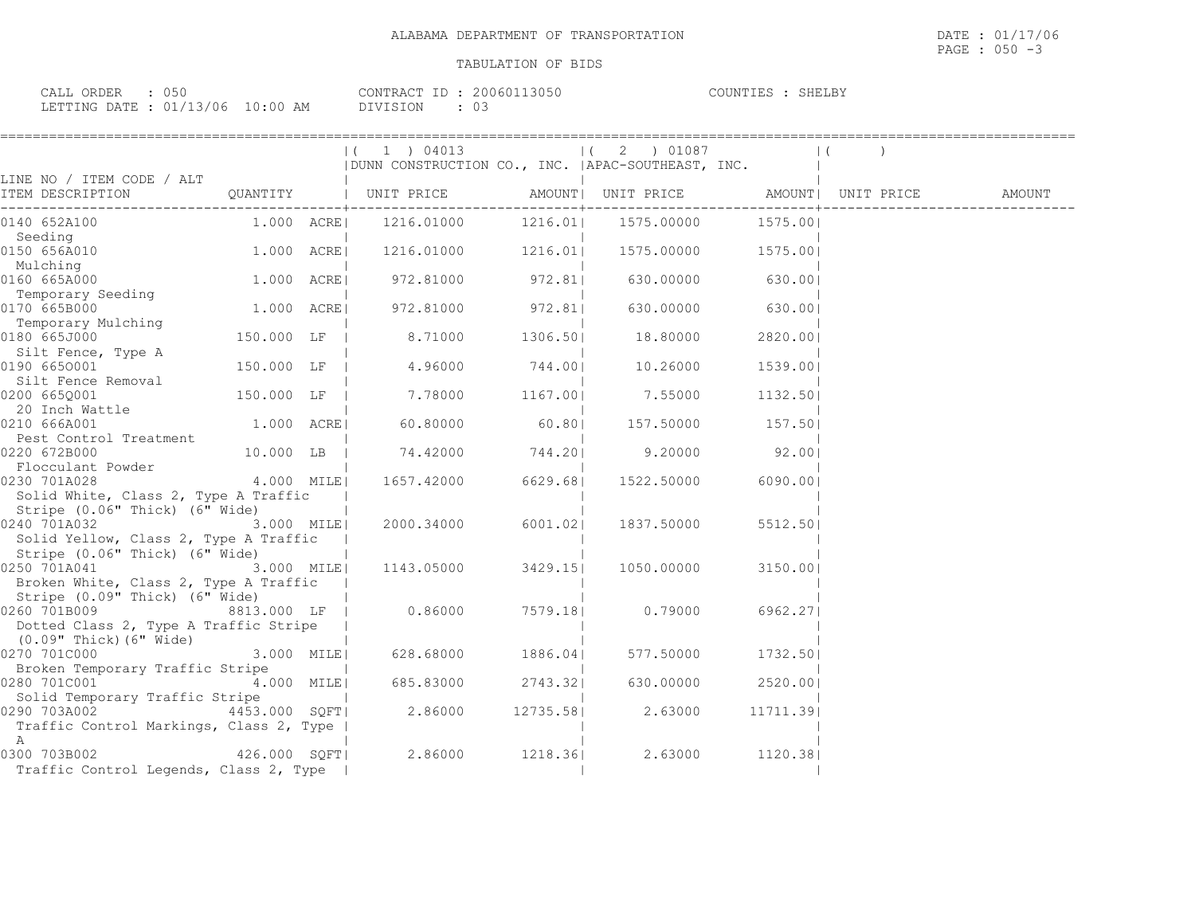ALABAMA DEPARTMENT OF TRANSPORTATION

TABULATION OF BIDS

CALL ORDER : 050
LETTING DATE : 01/13/06 10:00 AM

CONTRACT ID : 20060113050
DIVISION : 03

COUNTIES : SHELBY

| LINE NO / ITEM CODE / ALT ITEM DESCRIPTION | QUANTITY | (1) 04013 DUNN CONSTRUCTION CO., INC. UNIT PRICE | AMOUNT | (2) 01087 APAC-SOUTHEAST, INC. UNIT PRICE | AMOUNT | ( ) UNIT PRICE | AMOUNT |
|---|---|---|---|---|---|---|---|
| 0140 652A100 Seeding | 1.000 ACRE | 1216.01000 | 1216.01 | 1575.00000 | 1575.00 | | |
| 0150 656A010 Mulching | 1.000 ACRE | 1216.01000 | 1216.01 | 1575.00000 | 1575.00 | | |
| 0160 665A000 Temporary Seeding | 1.000 ACRE | 972.81000 | 972.81 | 630.00000 | 630.00 | | |
| 0170 665B000 Temporary Mulching | 1.000 ACRE | 972.81000 | 972.81 | 630.00000 | 630.00 | | |
| 0180 665J000 Silt Fence, Type A | 150.000 LF | 8.71000 | 1306.50 | 18.80000 | 2820.00 | | |
| 0190 665O001 Silt Fence Removal | 150.000 LF | 4.96000 | 744.00 | 10.26000 | 1539.00 | | |
| 0200 665Q001 20 Inch Wattle | 150.000 LF | 7.78000 | 1167.00 | 7.55000 | 1132.50 | | |
| 0210 666A001 Pest Control Treatment | 1.000 ACRE | 60.80000 | 60.80 | 157.50000 | 157.50 | | |
| 0220 672B000 Flocculant Powder | 10.000 LB | 74.42000 | 744.20 | 9.20000 | 92.00 | | |
| 0230 701A028 Solid White, Class 2, Type A Traffic Stripe (0.06" Thick) (6" Wide) | 4.000 MILE | 1657.42000 | 6629.68 | 1522.50000 | 6090.00 | | |
| 0240 701A032 Solid Yellow, Class 2, Type A Traffic Stripe (0.06" Thick) (6" Wide) | 3.000 MILE | 2000.34000 | 6001.02 | 1837.50000 | 5512.50 | | |
| 0250 701A041 Broken White, Class 2, Type A Traffic Stripe (0.09" Thick) (6" Wide) | 3.000 MILE | 1143.05000 | 3429.15 | 1050.00000 | 3150.00 | | |
| 0260 701B009 Dotted Class 2, Type A Traffic Stripe (0.09" Thick)(6" Wide) | 8813.000 LF | 0.86000 | 7579.18 | 0.79000 | 6962.27 | | |
| 0270 701C000 Broken Temporary Traffic Stripe | 3.000 MILE | 628.68000 | 1886.04 | 577.50000 | 1732.50 | | |
| 0280 701C001 Solid Temporary Traffic Stripe | 4.000 MILE | 685.83000 | 2743.32 | 630.00000 | 2520.00 | | |
| 0290 703A002 Traffic Control Markings, Class 2, Type A | 4453.000 SQFT | 2.86000 | 12735.58 | 2.63000 | 11711.39 | | |
| 0300 703B002 Traffic Control Legends, Class 2, Type | 426.000 SQFT | 2.86000 | 1218.36 | 2.63000 | 1120.38 | | |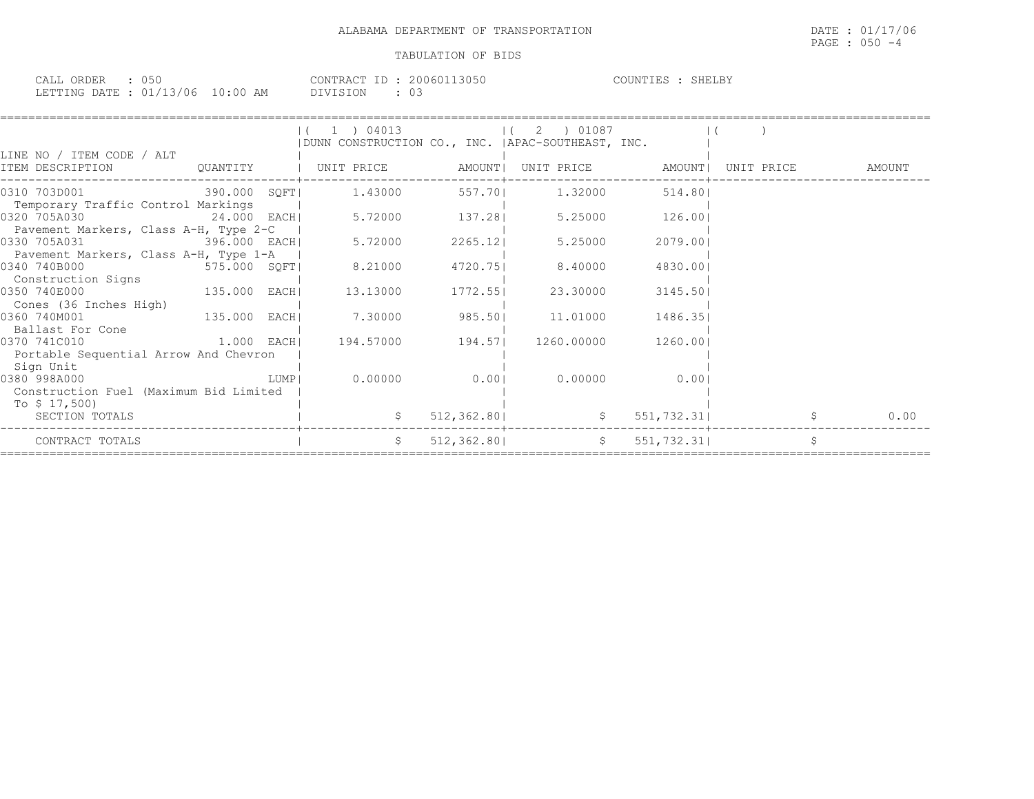ALABAMA DEPARTMENT OF TRANSPORTATION

TABULATION OF BIDS

CALL ORDER : 050 &nbsp;&nbsp;&nbsp;&nbsp; CONTRACT ID : 20060113050 &nbsp;&nbsp;&nbsp;&nbsp; COUNTIES : SHELBY
LETTING DATE : 01/13/06 10:00 AM &nbsp;&nbsp;&nbsp;&nbsp; DIVISION : 03

| LINE NO / ITEM CODE / ALT ITEM DESCRIPTION | QUANTITY | (1) 04013 DUNN CONSTRUCTION CO., INC. UNIT PRICE | AMOUNT | (2) 01087 APAC-SOUTHEAST, INC. UNIT PRICE | AMOUNT | ( ) UNIT PRICE | AMOUNT |
|---|---|---|---|---|---|---|---|
| 0310 703D001 Temporary Traffic Control Markings | 390.000 SQFT | 1.43000 | 557.70 | 1.32000 | 514.80 | | |
| 0320 705A030 Pavement Markers, Class A-H, Type 2-C | 24.000 EACH | 5.72000 | 137.28 | 5.25000 | 126.00 | | |
| 0330 705A031 Pavement Markers, Class A-H, Type 1-A | 396.000 EACH | 5.72000 | 2265.12 | 5.25000 | 2079.00 | | |
| 0340 740B000 Construction Signs | 575.000 SQFT | 8.21000 | 4720.75 | 8.40000 | 4830.00 | | |
| 0350 740E000 Cones (36 Inches High) | 135.000 EACH | 13.13000 | 1772.55 | 23.30000 | 3145.50 | | |
| 0360 740M001 Ballast For Cone | 135.000 EACH | 7.30000 | 985.50 | 11.01000 | 1486.35 | | |
| 0370 741C010 Portable Sequential Arrow And Chevron Sign Unit | 1.000 EACH | 194.57000 | 194.57 | 1260.00000 | 1260.00 | | |
| 0380 998A000 Construction Fuel (Maximum Bid Limited To $ 17,500) | LUMP | 0.00000 | 0.00 | 0.00000 | 0.00 | | |
| SECTION TOTALS | | $ | 512,362.80 | $ | 551,732.31 | $ | 0.00 |
| CONTRACT TOTALS | | $ | 512,362.80 | $ | 551,732.31 | $ | |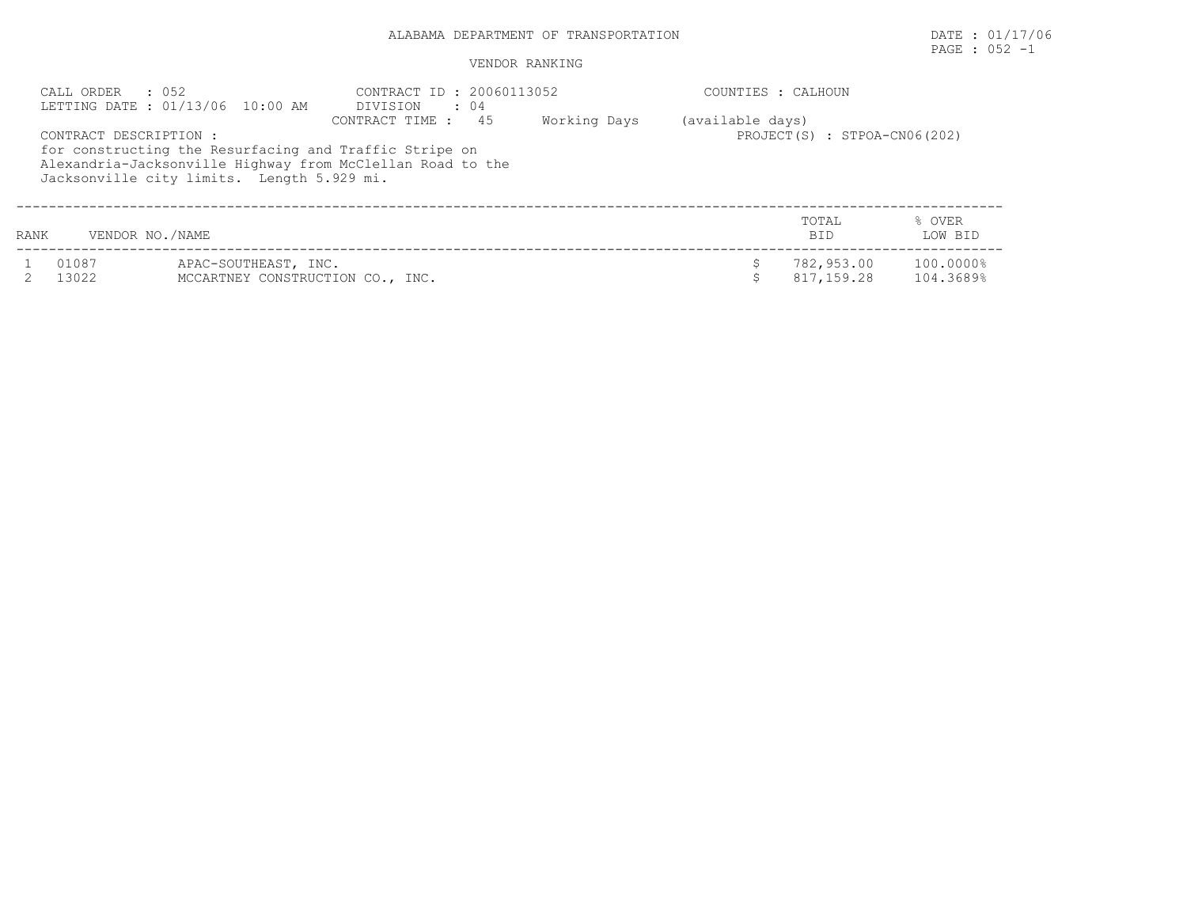ALABAMA DEPARTMENT OF TRANSPORTATION

DATE : 01/17/06

PAGE : 052 -1

VENDOR RANKING

CALL ORDER : 052
LETTING DATE : 01/13/06 10:00 AM

CONTRACT ID : 20060113052
DIVISION : 04
CONTRACT TIME : 45 Working Days (available days)

COUNTIES : CALHOUN

PROJECT(S) : STPOA-CN06(202)

CONTRACT DESCRIPTION :
for constructing the Resurfacing and Traffic Stripe on Alexandria-Jacksonville Highway from McClellan Road to the Jacksonville city limits. Length 5.929 mi.

| RANK | VENDOR NO./NAME | | TOTAL BID | % OVER LOW BID |
|---|---|---|---|---|
| 1 | 01087 | APAC-SOUTHEAST, INC. | $ 782,953.00 | 100.0000% |
| 2 | 13022 | MCCARTNEY CONSTRUCTION CO., INC. | $ 817,159.28 | 104.3689% |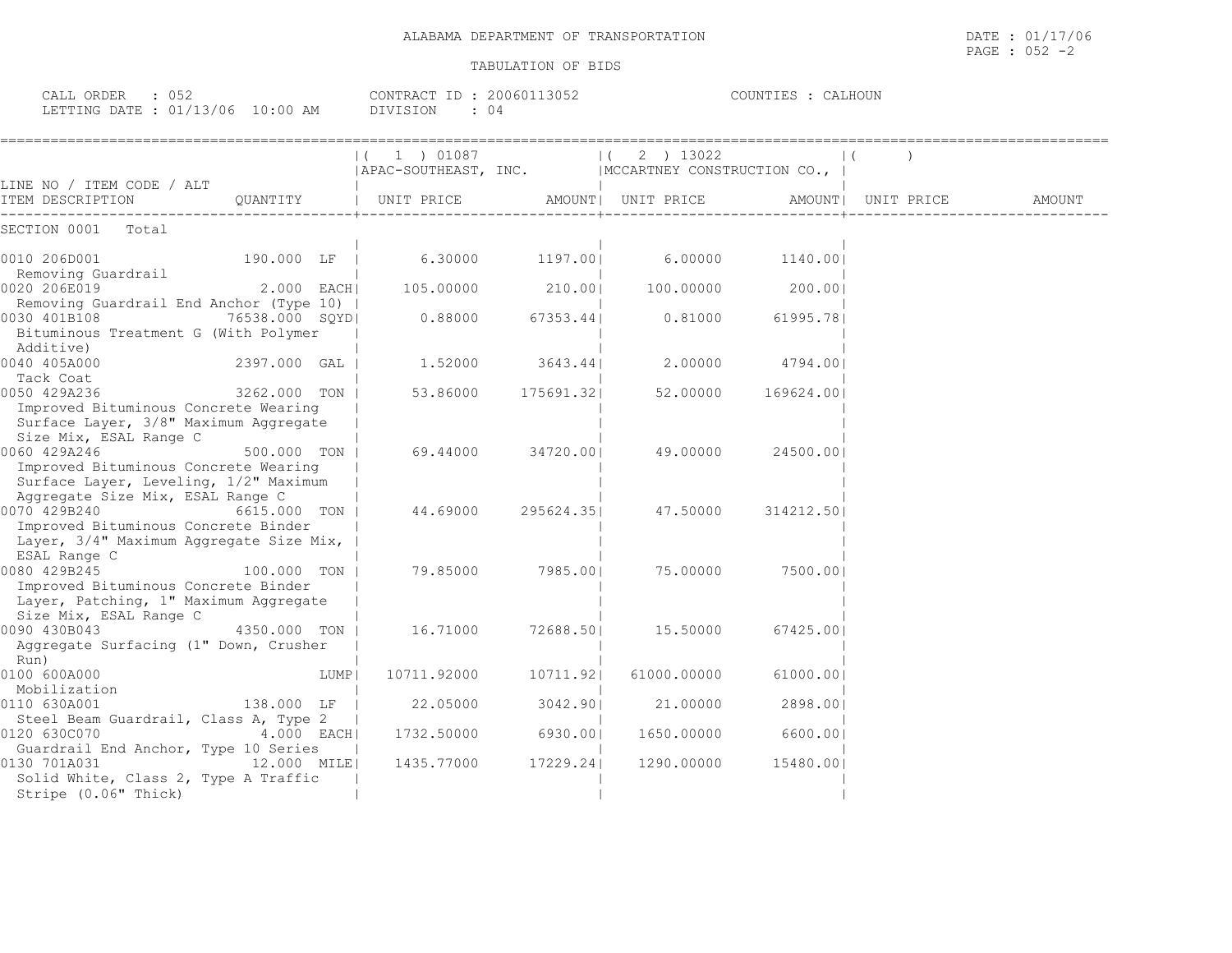ALABAMA DEPARTMENT OF TRANSPORTATION

DATE : 01/17/06
PAGE : 052 -2

TABULATION OF BIDS

CALL ORDER : 052
LETTING DATE : 01/13/06 10:00 AM

CONTRACT ID : 20060113052
DIVISION : 04

COUNTIES : CALHOUN

| LINE NO / ITEM CODE / ALT ITEM DESCRIPTION | QUANTITY | ( 1 ) 01087 APAC-SOUTHEAST, INC. UNIT PRICE | AMOUNT | ( 2 ) 13022 MCCARTNEY CONSTRUCTION CO., UNIT PRICE | AMOUNT | ( ) UNIT PRICE | AMOUNT |
|---|---|---|---|---|---|---|---|
| SECTION 0001 Total | | | | | | | |
| 0010 206D001 Removing Guardrail | 190.000 LF | 6.30000 | 1197.00 | 6.00000 | 1140.00 | | |
| 0020 206E019 Removing Guardrail End Anchor (Type 10) | 2.000 EACH | 105.00000 | 210.00 | 100.00000 | 200.00 | | |
| 0030 401B108 Bituminous Treatment G (With Polymer Additive) | 76538.000 SQYD | 0.88000 | 67353.44 | 0.81000 | 61995.78 | | |
| 0040 405A000 Tack Coat | 2397.000 GAL | 1.52000 | 3643.44 | 2.00000 | 4794.00 | | |
| 0050 429A236 Improved Bituminous Concrete Wearing Surface Layer, 3/8" Maximum Aggregate Size Mix, ESAL Range C | 3262.000 TON | 53.86000 | 175691.32 | 52.00000 | 169624.00 | | |
| 0060 429A246 Improved Bituminous Concrete Wearing Surface Layer, Leveling, 1/2" Maximum Aggregate Size Mix, ESAL Range C | 500.000 TON | 69.44000 | 34720.00 | 49.00000 | 24500.00 | | |
| 0070 429B240 Improved Bituminous Concrete Binder Layer, 3/4" Maximum Aggregate Size Mix, ESAL Range C | 6615.000 TON | 44.69000 | 295624.35 | 47.50000 | 314212.50 | | |
| 0080 429B245 Improved Bituminous Concrete Binder Layer, Patching, 1" Maximum Aggregate Size Mix, ESAL Range C | 100.000 TON | 79.85000 | 7985.00 | 75.00000 | 7500.00 | | |
| 0090 430B043 Aggregate Surfacing (1" Down, Crusher Run) | 4350.000 TON | 16.71000 | 72688.50 | 15.50000 | 67425.00 | | |
| 0100 600A000 Mobilization | LUMP | 10711.92000 | 10711.92 | 61000.00000 | 61000.00 | | |
| 0110 630A001 Steel Beam Guardrail, Class A, Type 2 | 138.000 LF | 22.05000 | 3042.90 | 21.00000 | 2898.00 | | |
| 0120 630C070 Guardrail End Anchor, Type 10 Series | 4.000 EACH | 1732.50000 | 6930.00 | 1650.00000 | 6600.00 | | |
| 0130 701A031 Solid White, Class 2, Type A Traffic Stripe (0.06" Thick) | 12.000 MILE | 1435.77000 | 17229.24 | 1290.00000 | 15480.00 | | |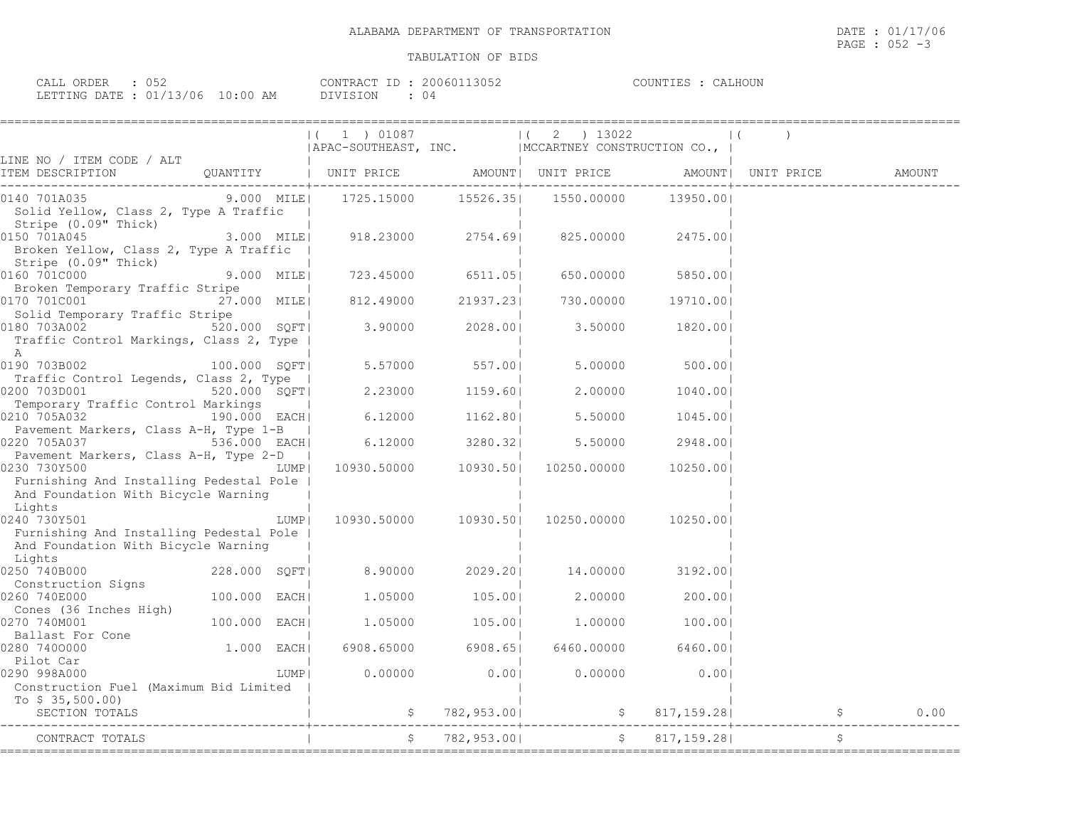ALABAMA DEPARTMENT OF TRANSPORTATION

TABULATION OF BIDS

DATE : 01/17/06
PAGE : 052 -3

CALL ORDER : 052 | CONTRACT ID : 20060113052 | COUNTIES : CALHOUN
LETTING DATE : 01/13/06 10:00 AM | DIVISION : 04

| LINE NO / ITEM CODE / ALT ITEM DESCRIPTION | QUANTITY | ( 1 ) 01087 APAC-SOUTHEAST, INC. UNIT PRICE | AMOUNT | ( 2 ) 13022 MCCARTNEY CONSTRUCTION CO., UNIT PRICE | AMOUNT | ( ) UNIT PRICE | AMOUNT |
|---|---|---|---|---|---|---|---|
| 0140 701A035 Solid Yellow, Class 2, Type A Traffic Stripe (0.09" Thick) | 9.000 MILE | 1725.15000 | 15526.35 | 1550.00000 | 13950.00 | | |
| 0150 701A045 Broken Yellow, Class 2, Type A Traffic Stripe (0.09" Thick) | 3.000 MILE | 918.23000 | 2754.69 | 825.00000 | 2475.00 | | |
| 0160 701C000 Broken Temporary Traffic Stripe | 9.000 MILE | 723.45000 | 6511.05 | 650.00000 | 5850.00 | | |
| 0170 701C001 Solid Temporary Traffic Stripe | 27.000 MILE | 812.49000 | 21937.23 | 730.00000 | 19710.00 | | |
| 0180 703A002 Traffic Control Markings, Class 2, Type A | 520.000 SQFT | 3.90000 | 2028.00 | 3.50000 | 1820.00 | | |
| 0190 703B002 Traffic Control Legends, Class 2, Type | 100.000 SQFT | 5.57000 | 557.00 | 5.00000 | 500.00 | | |
| 0200 703D001 Temporary Traffic Control Markings | 520.000 SQFT | 2.23000 | 1159.60 | 2.00000 | 1040.00 | | |
| 0210 705A032 Pavement Markers, Class A-H, Type 1-B | 190.000 EACH | 6.12000 | 1162.80 | 5.50000 | 1045.00 | | |
| 0220 705A037 Pavement Markers, Class A-H, Type 2-D | 536.000 EACH | 6.12000 | 3280.32 | 5.50000 | 2948.00 | | |
| 0230 730Y500 Furnishing And Installing Pedestal Pole And Foundation With Bicycle Warning Lights | LUMP | 10930.50000 | 10930.50 | 10250.00000 | 10250.00 | | |
| 0240 730Y501 Furnishing And Installing Pedestal Pole And Foundation With Bicycle Warning Lights | LUMP | 10930.50000 | 10930.50 | 10250.00000 | 10250.00 | | |
| 0250 740B000 Construction Signs | 228.000 SQFT | 8.90000 | 2029.20 | 14.00000 | 3192.00 | | |
| 0260 740E000 Cones (36 Inches High) | 100.000 EACH | 1.05000 | 105.00 | 2.00000 | 200.00 | | |
| 0270 740M001 Ballast For Cone | 100.000 EACH | 1.05000 | 105.00 | 1.00000 | 100.00 | | |
| 0280 740O000 Pilot Car | 1.000 EACH | 6908.65000 | 6908.65 | 6460.00000 | 6460.00 | | |
| 0290 998A000 Construction Fuel (Maximum Bid Limited To $ 35,500.00) | LUMP | 0.00000 | 0.00 | 0.00000 | 0.00 | | |
| SECTION TOTALS | | $ | 782,953.00 | $ | 817,159.28 | $ | 0.00 |
| CONTRACT TOTALS | | $ | 782,953.00 | $ | 817,159.28 | $ | |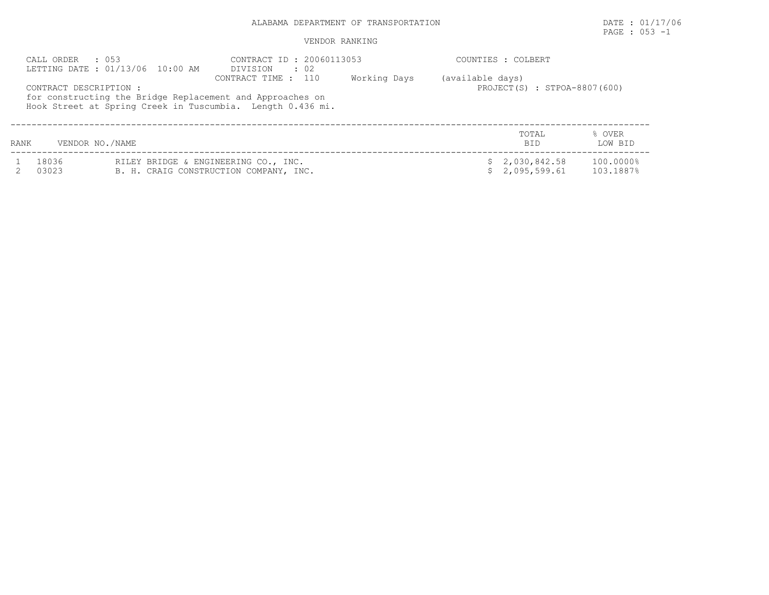ALABAMA DEPARTMENT OF TRANSPORTATION

DATE : 01/17/06

PAGE : 053 -1

VENDOR RANKING

CALL ORDER : 053
LETTING DATE : 01/13/06 10:00 AM

CONTRACT ID : 20060113053
DIVISION : 02
CONTRACT TIME : 110 Working Days (available days)

COUNTIES : COLBERT

PROJECT(S) : STPOA-8807(600)

CONTRACT DESCRIPTION :
for constructing the Bridge Replacement and Approaches on Hook Street at Spring Creek in Tuscumbia. Length 0.436 mi.

| RANK | VENDOR NO./NAME | | TOTAL BID | % OVER LOW BID |
|---|---|---|---|---|
| 1 | 18036 | RILEY BRIDGE & ENGINEERING CO., INC. | $ 2,030,842.58 | 100.0000% |
| 2 | 03023 | B. H. CRAIG CONSTRUCTION COMPANY, INC. | $ 2,095,599.61 | 103.1887% |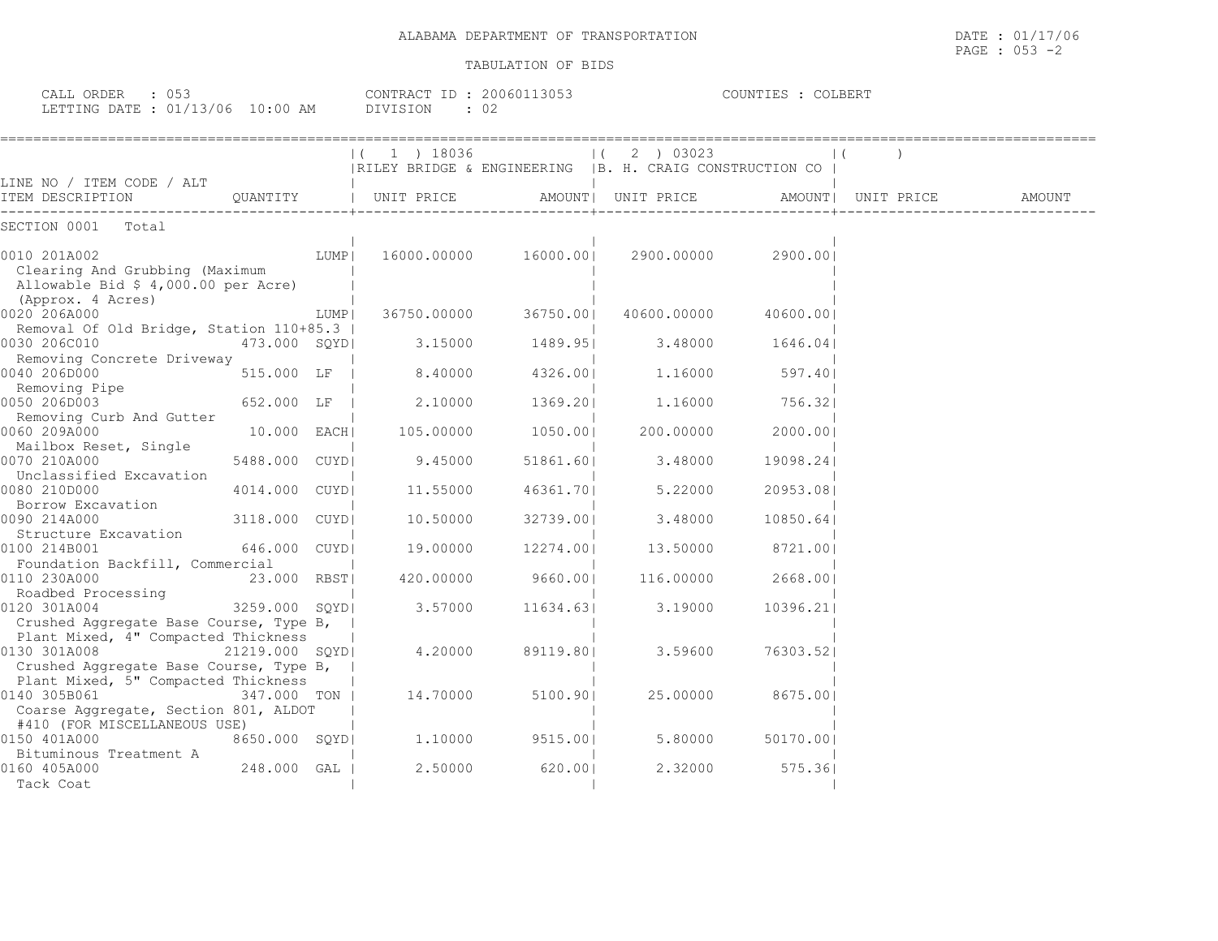ALABAMA DEPARTMENT OF TRANSPORTATION

TABULATION OF BIDS

DATE : 01/17/06
PAGE : 053 -2

CALL ORDER : 053 CONTRACT ID : 20060113053 COUNTIES : COLBERT
LETTING DATE : 01/13/06 10:00 AM DIVISION : 02

| LINE NO / ITEM CODE / ALT ITEM DESCRIPTION | QUANTITY | (1) 18036 RILEY BRIDGE & ENGINEERING UNIT PRICE | AMOUNT | (2) 03023 B. H. CRAIG CONSTRUCTION CO UNIT PRICE | AMOUNT | ( ) UNIT PRICE | AMOUNT |
|---|---|---|---|---|---|---|---|
| SECTION 0001 Total | | | | | | | |
| 0010 201A002 Clearing And Grubbing (Maximum Allowable Bid $ 4,000.00 per Acre) (Approx. 4 Acres) | LUMP | 16000.00000 | 16000.00 | 2900.00000 | 2900.00 | | |
| 0020 206A000 Removal Of Old Bridge, Station 110+85.3 | LUMP | 36750.00000 | 36750.00 | 40600.00000 | 40600.00 | | |
| 0030 206C010 Removing Concrete Driveway | 473.000 SQYD | 3.15000 | 1489.95 | 3.48000 | 1646.04 | | |
| 0040 206D000 Removing Pipe | 515.000 LF | 8.40000 | 4326.00 | 1.16000 | 597.40 | | |
| 0050 206D003 Removing Curb And Gutter | 652.000 LF | 2.10000 | 1369.20 | 1.16000 | 756.32 | | |
| 0060 209A000 Mailbox Reset, Single | 10.000 EACH | 105.00000 | 1050.00 | 200.00000 | 2000.00 | | |
| 0070 210A000 Unclassified Excavation | 5488.000 CUYD | 9.45000 | 51861.60 | 3.48000 | 19098.24 | | |
| 0080 210D000 Borrow Excavation | 4014.000 CUYD | 11.55000 | 46361.70 | 5.22000 | 20953.08 | | |
| 0090 214A000 Structure Excavation | 3118.000 CUYD | 10.50000 | 32739.00 | 3.48000 | 10850.64 | | |
| 0100 214B001 Foundation Backfill, Commercial | 646.000 CUYD | 19.00000 | 12274.00 | 13.50000 | 8721.00 | | |
| 0110 230A000 Roadbed Processing | 23.000 RBST | 420.00000 | 9660.00 | 116.00000 | 2668.00 | | |
| 0120 301A004 Crushed Aggregate Base Course, Type B, Plant Mixed, 4" Compacted Thickness | 3259.000 SQYD | 3.57000 | 11634.63 | 3.19000 | 10396.21 | | |
| 0130 301A008 Crushed Aggregate Base Course, Type B, Plant Mixed, 5" Compacted Thickness | 21219.000 SQYD | 4.20000 | 89119.80 | 3.59600 | 76303.52 | | |
| 0140 305B061 Coarse Aggregate, Section 801, ALDOT #410 (FOR MISCELLANEOUS USE) | 347.000 TON | 14.70000 | 5100.90 | 25.00000 | 8675.00 | | |
| 0150 401A000 Bituminous Treatment A | 8650.000 SQYD | 1.10000 | 9515.00 | 5.80000 | 50170.00 | | |
| 0160 405A000 Tack Coat | 248.000 GAL | 2.50000 | 620.00 | 2.32000 | 575.36 | | |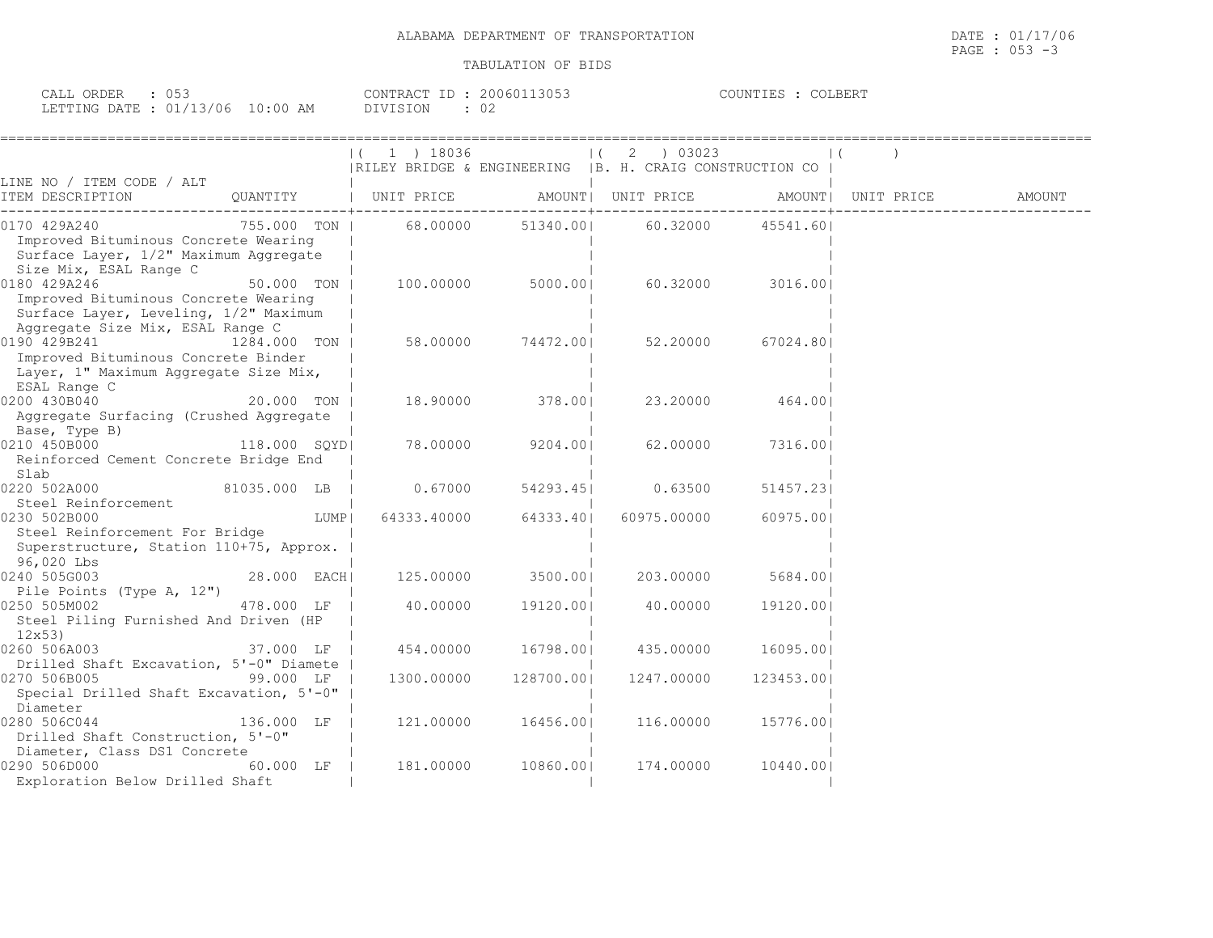ALABAMA DEPARTMENT OF TRANSPORTATION

DATE : 01/17/06

PAGE : 053 -3

TABULATION OF BIDS

CALL ORDER : 053
LETTING DATE : 01/13/06 10:00 AM

CONTRACT ID : 20060113053
DIVISION : 02

COUNTIES : COLBERT

| LINE NO / ITEM CODE / ALT ITEM DESCRIPTION | QUANTITY | ( 1 ) 18036 RILEY BRIDGE & ENGINEERING UNIT PRICE | AMOUNT | ( 2 ) 03023 B. H. CRAIG CONSTRUCTION CO UNIT PRICE | AMOUNT | ( ) UNIT PRICE | AMOUNT |
|---|---|---|---|---|---|---|---|
| 0170 429A240 Improved Bituminous Concrete Wearing Surface Layer, 1/2" Maximum Aggregate Size Mix, ESAL Range C | 755.000 TON | 68.00000 | 51340.00 | 60.32000 | 45541.60 | | |
| 0180 429A246 Improved Bituminous Concrete Wearing Surface Layer, Leveling, 1/2" Maximum Aggregate Size Mix, ESAL Range C | 50.000 TON | 100.00000 | 5000.00 | 60.32000 | 3016.00 | | |
| 0190 429B241 Improved Bituminous Concrete Binder Layer, 1" Maximum Aggregate Size Mix, ESAL Range C | 1284.000 TON | 58.00000 | 74472.00 | 52.20000 | 67024.80 | | |
| 0200 430B040 Aggregate Surfacing (Crushed Aggregate Base, Type B) | 20.000 TON | 18.90000 | 378.00 | 23.20000 | 464.00 | | |
| 0210 450B000 Reinforced Cement Concrete Bridge End Slab | 118.000 SQYD | 78.00000 | 9204.00 | 62.00000 | 7316.00 | | |
| 0220 502A000 Steel Reinforcement | 81035.000 LB | 0.67000 | 54293.45 | 0.63500 | 51457.23 | | |
| 0230 502B000 Steel Reinforcement For Bridge Superstructure, Station 110+75, Approx. 96,020 Lbs | LUMP | 64333.40000 | 64333.40 | 60975.00000 | 60975.00 | | |
| 0240 505G003 Pile Points (Type A, 12") | 28.000 EACH | 125.00000 | 3500.00 | 203.00000 | 5684.00 | | |
| 0250 505M002 Steel Piling Furnished And Driven (HP 12x53) | 478.000 LF | 40.00000 | 19120.00 | 40.00000 | 19120.00 | | |
| 0260 506A003 Drilled Shaft Excavation, 5'-0" Diamete | 37.000 LF | 454.00000 | 16798.00 | 435.00000 | 16095.00 | | |
| 0270 506B005 Special Drilled Shaft Excavation, 5'-0" Diameter | 99.000 LF | 1300.00000 | 128700.00 | 1247.00000 | 123453.00 | | |
| 0280 506C044 Drilled Shaft Construction, 5'-0" Diameter, Class DS1 Concrete | 136.000 LF | 121.00000 | 16456.00 | 116.00000 | 15776.00 | | |
| 0290 506D000 Exploration Below Drilled Shaft | 60.000 LF | 181.00000 | 10860.00 | 174.00000 | 10440.00 | | |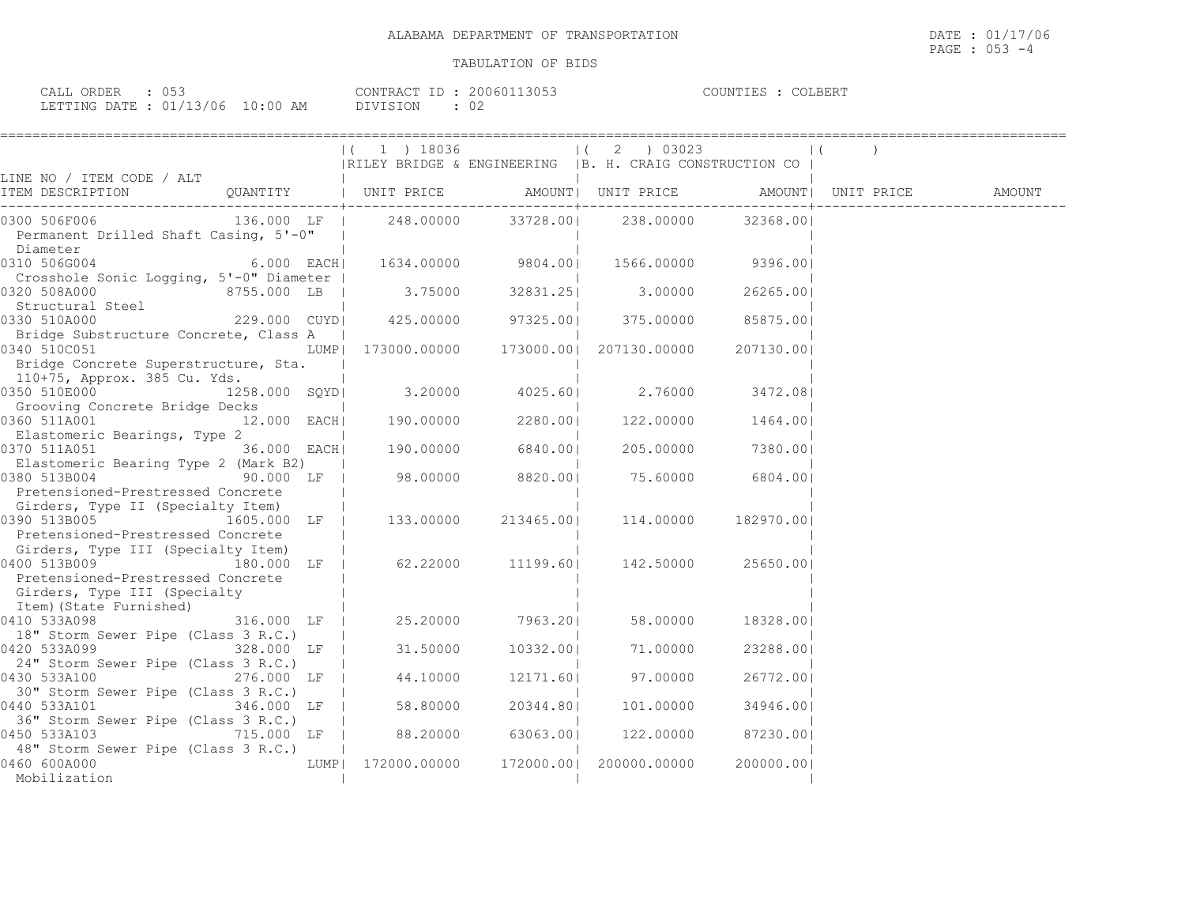ALABAMA DEPARTMENT OF TRANSPORTATION

TABULATION OF BIDS

DATE : 01/17/06

CALL ORDER : 053 | CONTRACT ID : 20060113053 | COUNTIES : COLBERT
LETTING DATE : 01/13/06 10:00 AM | DIVISION : 02

| LINE NO / ITEM CODE / ALT ITEM DESCRIPTION | QUANTITY | ( 1 ) 18036 RILEY BRIDGE & ENGINEERING UNIT PRICE | AMOUNT | ( 2 ) 03023 B. H. CRAIG CONSTRUCTION CO UNIT PRICE | AMOUNT | ( ) UNIT PRICE | AMOUNT |
|---|---|---|---|---|---|---|---|
| 0300 506F006 Permanent Drilled Shaft Casing, 5'-0" Diameter | 136.000 LF | 248.00000 | 33728.00 | 238.00000 | 32368.00 | | |
| 0310 506G004 Crosshole Sonic Logging, 5'-0" Diameter | 6.000 EACH | 1634.00000 | 9804.00 | 1566.00000 | 9396.00 | | |
| 0320 508A000 Structural Steel | 8755.000 LB | 3.75000 | 32831.25 | 3.00000 | 26265.00 | | |
| 0330 510A000 Bridge Substructure Concrete, Class A | 229.000 CUYD | 425.00000 | 97325.00 | 375.00000 | 85875.00 | | |
| 0340 510C051 Bridge Concrete Superstructure, Sta. 110+75, Approx. 385 Cu. Yds. | LUMP | 173000.00000 | 173000.00 | 207130.00000 | 207130.00 | | |
| 0350 510E000 Grooving Concrete Bridge Decks | 1258.000 SQYD | 3.20000 | 4025.60 | 2.76000 | 3472.08 | | |
| 0360 511A001 Elastomeric Bearings, Type 2 | 12.000 EACH | 190.00000 | 2280.00 | 122.00000 | 1464.00 | | |
| 0370 511A051 Elastomeric Bearing Type 2 (Mark B2) | 36.000 EACH | 190.00000 | 6840.00 | 205.00000 | 7380.00 | | |
| 0380 513B004 Pretensioned-Prestressed Concrete Girders, Type II (Specialty Item) | 90.000 LF | 98.00000 | 8820.00 | 75.60000 | 6804.00 | | |
| 0390 513B005 Pretensioned-Prestressed Concrete Girders, Type III (Specialty Item) | 1605.000 LF | 133.00000 | 213465.00 | 114.00000 | 182970.00 | | |
| 0400 513B009 Pretensioned-Prestressed Concrete Girders, Type III (Specialty Item)(State Furnished) | 180.000 LF | 62.22000 | 11199.60 | 142.50000 | 25650.00 | | |
| 0410 533A098 18" Storm Sewer Pipe (Class 3 R.C.) | 316.000 LF | 25.20000 | 7963.20 | 58.00000 | 18328.00 | | |
| 0420 533A099 24" Storm Sewer Pipe (Class 3 R.C.) | 328.000 LF | 31.50000 | 10332.00 | 71.00000 | 23288.00 | | |
| 0430 533A100 30" Storm Sewer Pipe (Class 3 R.C.) | 276.000 LF | 44.10000 | 12171.60 | 97.00000 | 26772.00 | | |
| 0440 533A101 36" Storm Sewer Pipe (Class 3 R.C.) | 346.000 LF | 58.80000 | 20344.80 | 101.00000 | 34946.00 | | |
| 0450 533A103 48" Storm Sewer Pipe (Class 3 R.C.) | 715.000 LF | 88.20000 | 63063.00 | 122.00000 | 87230.00 | | |
| 0460 600A000 Mobilization | LUMP | 172000.00000 | 172000.00 | 200000.00000 | 200000.00 | | |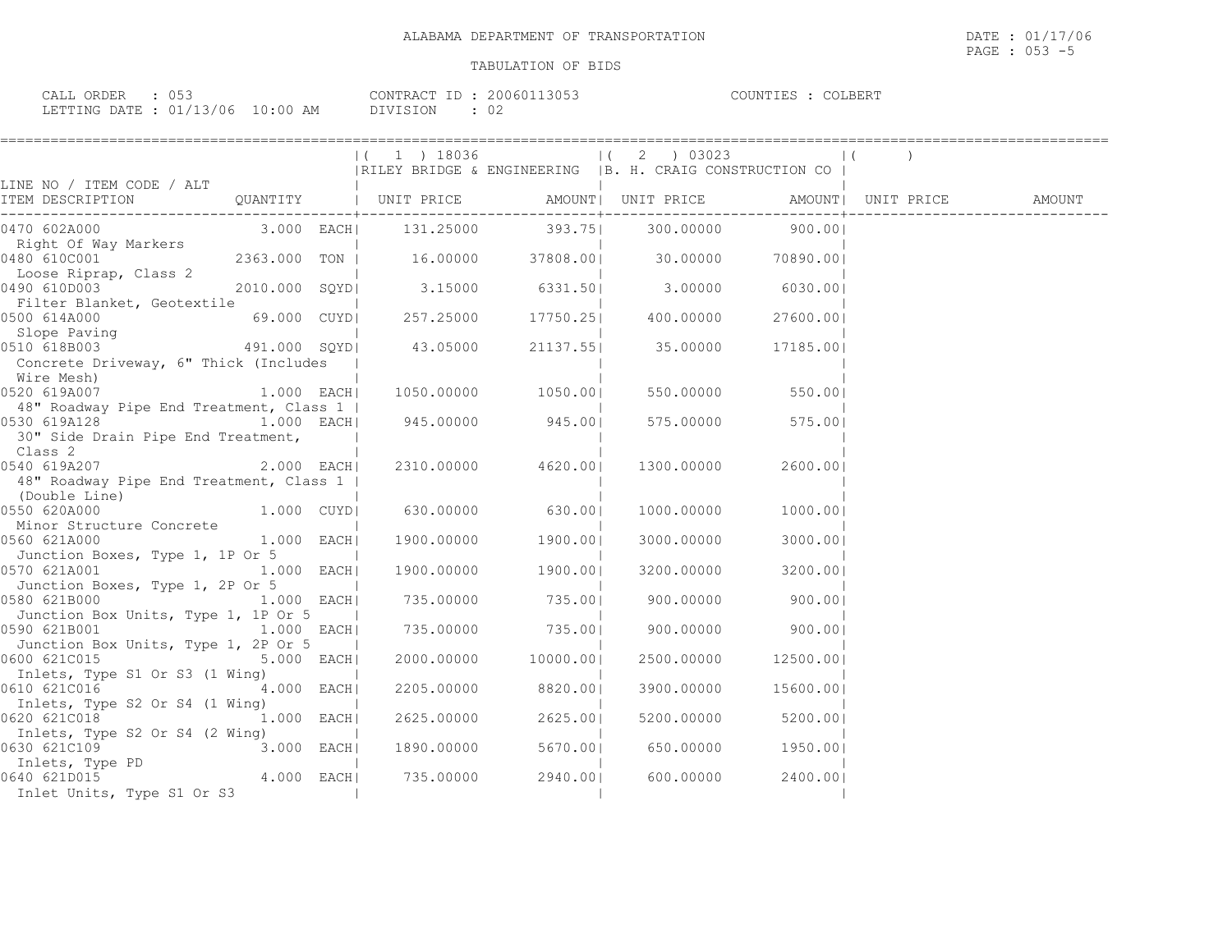ALABAMA DEPARTMENT OF TRANSPORTATION

TABULATION OF BIDS

DATE : 01/17/06
PAGE : 053 -5

CALL ORDER : 053
LETTING DATE : 01/13/06 10:00 AM

CONTRACT ID : 20060113053
DIVISION : 02

COUNTIES : COLBERT

| LINE NO / ITEM CODE / ALT ITEM DESCRIPTION | QUANTITY | (1) 18036 RILEY BRIDGE & ENGINEERING UNIT PRICE | AMOUNT | (2) 03023 B. H. CRAIG CONSTRUCTION CO UNIT PRICE | AMOUNT | ( ) UNIT PRICE | AMOUNT |
|---|---|---|---|---|---|---|---|
| 0470 602A000 Right Of Way Markers | 3.000 EACH | 131.25000 | 393.75 | 300.00000 | 900.00 | | |
| 0480 610C001 Loose Riprap, Class 2 | 2363.000 TON | 16.00000 | 37808.00 | 30.00000 | 70890.00 | | |
| 0490 610D003 Filter Blanket, Geotextile | 2010.000 SQYD | 3.15000 | 6331.50 | 3.00000 | 6030.00 | | |
| 0500 614A000 Slope Paving | 69.000 CUYD | 257.25000 | 17750.25 | 400.00000 | 27600.00 | | |
| 0510 618B003 Concrete Driveway, 6" Thick (Includes Wire Mesh) | 491.000 SQYD | 43.05000 | 21137.55 | 35.00000 | 17185.00 | | |
| 0520 619A007 48" Roadway Pipe End Treatment, Class 1 | 1.000 EACH | 1050.00000 | 1050.00 | 550.00000 | 550.00 | | |
| 0530 619A128 30" Side Drain Pipe End Treatment, Class 2 | 1.000 EACH | 945.00000 | 945.00 | 575.00000 | 575.00 | | |
| 0540 619A207 48" Roadway Pipe End Treatment, Class 1 (Double Line) | 2.000 EACH | 2310.00000 | 4620.00 | 1300.00000 | 2600.00 | | |
| 0550 620A000 Minor Structure Concrete | 1.000 CUYD | 630.00000 | 630.00 | 1000.00000 | 1000.00 | | |
| 0560 621A000 Junction Boxes, Type 1, 1P Or 5 | 1.000 EACH | 1900.00000 | 1900.00 | 3000.00000 | 3000.00 | | |
| 0570 621A001 Junction Boxes, Type 1, 2P Or 5 | 1.000 EACH | 1900.00000 | 1900.00 | 3200.00000 | 3200.00 | | |
| 0580 621B000 Junction Box Units, Type 1, 1P Or 5 | 1.000 EACH | 735.00000 | 735.00 | 900.00000 | 900.00 | | |
| 0590 621B001 Junction Box Units, Type 1, 2P Or 5 | 1.000 EACH | 735.00000 | 735.00 | 900.00000 | 900.00 | | |
| 0600 621C015 Inlets, Type S1 Or S3 (1 Wing) | 5.000 EACH | 2000.00000 | 10000.00 | 2500.00000 | 12500.00 | | |
| 0610 621C016 Inlets, Type S2 Or S4 (1 Wing) | 4.000 EACH | 2205.00000 | 8820.00 | 3900.00000 | 15600.00 | | |
| 0620 621C018 Inlets, Type S2 Or S4 (2 Wing) | 1.000 EACH | 2625.00000 | 2625.00 | 5200.00000 | 5200.00 | | |
| 0630 621C109 Inlets, Type PD | 3.000 EACH | 1890.00000 | 5670.00 | 650.00000 | 1950.00 | | |
| 0640 621D015 Inlet Units, Type S1 Or S3 | 4.000 EACH | 735.00000 | 2940.00 | 600.00000 | 2400.00 | | |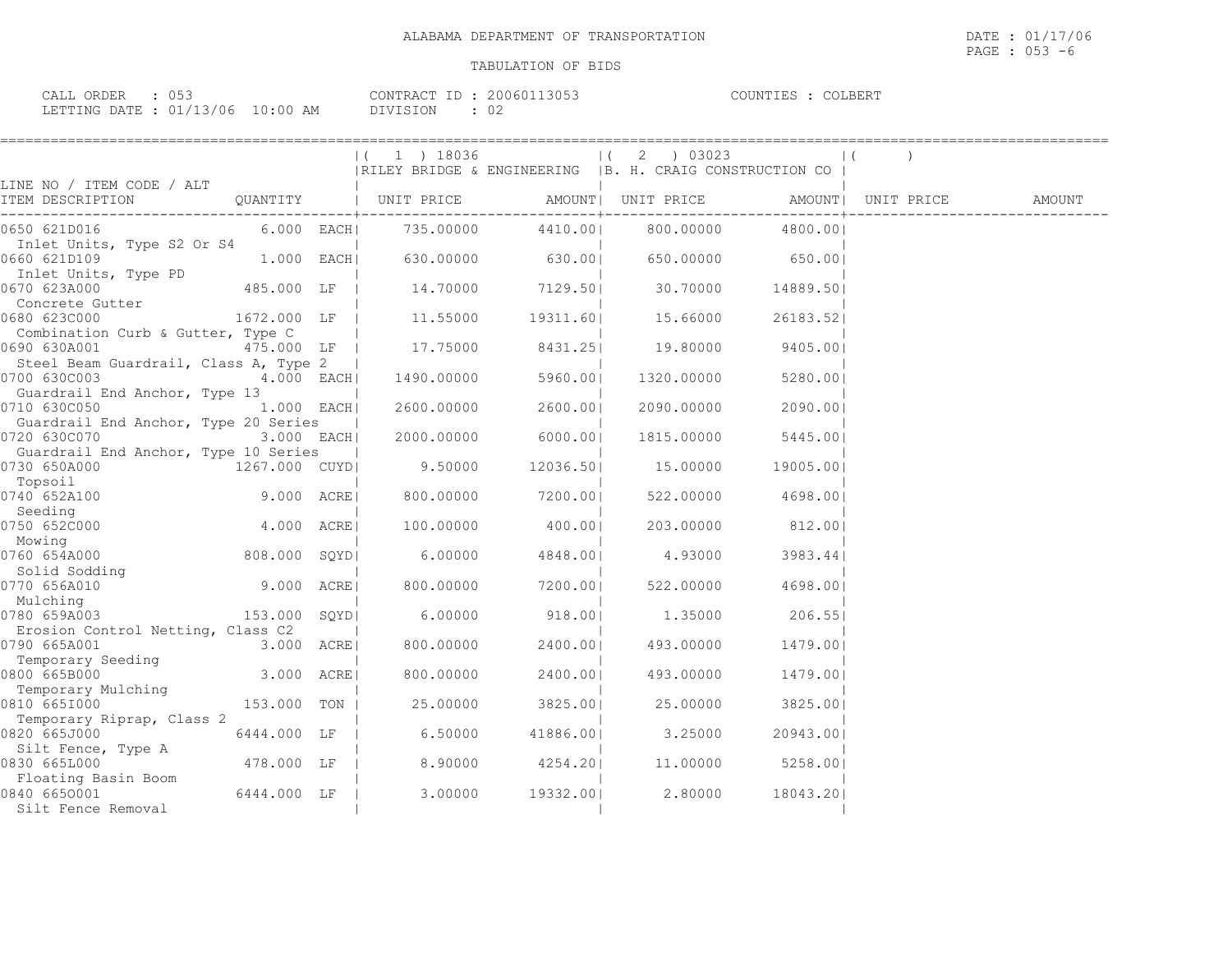ALABAMA DEPARTMENT OF TRANSPORTATION

DATE : 01/17/06

PAGE : 053 -6

TABULATION OF BIDS

CALL ORDER : 053 CONTRACT ID : 20060113053 COUNTIES : COLBERT
LETTING DATE : 01/13/06 10:00 AM DIVISION : 02

| LINE NO / ITEM CODE / ALT ITEM DESCRIPTION | QUANTITY | | ( 1 ) 18036 RILEY BRIDGE & ENGINEERING UNIT PRICE | AMOUNT | ( 2 ) 03023 B. H. CRAIG CONSTRUCTION CO UNIT PRICE | AMOUNT | ( ) UNIT PRICE | AMOUNT |
|---|---|---|---|---|---|---|---|---|
| 0650 621D016 Inlet Units, Type S2 Or S4 | 6.000 | EACH | 735.00000 | 4410.00 | 800.00000 | 4800.00 | | |
| 0660 621D109 Inlet Units, Type PD | 1.000 | EACH | 630.00000 | 630.00 | 650.00000 | 650.00 | | |
| 0670 623A000 Concrete Gutter | 485.000 | LF | 14.70000 | 7129.50 | 30.70000 | 14889.50 | | |
| 0680 623C000 Combination Curb & Gutter, Type C | 1672.000 | LF | 11.55000 | 19311.60 | 15.66000 | 26183.52 | | |
| 0690 630A001 Steel Beam Guardrail, Class A, Type 2 | 475.000 | LF | 17.75000 | 8431.25 | 19.80000 | 9405.00 | | |
| 0700 630C003 Guardrail End Anchor, Type 13 | 4.000 | EACH | 1490.00000 | 5960.00 | 1320.00000 | 5280.00 | | |
| 0710 630C050 Guardrail End Anchor, Type 20 Series | 1.000 | EACH | 2600.00000 | 2600.00 | 2090.00000 | 2090.00 | | |
| 0720 630C070 Guardrail End Anchor, Type 10 Series | 3.000 | EACH | 2000.00000 | 6000.00 | 1815.00000 | 5445.00 | | |
| 0730 650A000 Topsoil | 1267.000 | CUYD | 9.50000 | 12036.50 | 15.00000 | 19005.00 | | |
| 0740 652A100 Seeding | 9.000 | ACRE | 800.00000 | 7200.00 | 522.00000 | 4698.00 | | |
| 0750 652C000 Mowing | 4.000 | ACRE | 100.00000 | 400.00 | 203.00000 | 812.00 | | |
| 0760 654A000 Solid Sodding | 808.000 | SQYD | 6.00000 | 4848.00 | 4.93000 | 3983.44 | | |
| 0770 656A010 Mulching | 9.000 | ACRE | 800.00000 | 7200.00 | 522.00000 | 4698.00 | | |
| 0780 659A003 Erosion Control Netting, Class C2 | 153.000 | SQYD | 6.00000 | 918.00 | 1.35000 | 206.55 | | |
| 0790 665A001 Temporary Seeding | 3.000 | ACRE | 800.00000 | 2400.00 | 493.00000 | 1479.00 | | |
| 0800 665B000 Temporary Mulching | 3.000 | ACRE | 800.00000 | 2400.00 | 493.00000 | 1479.00 | | |
| 0810 665I000 Temporary Riprap, Class 2 | 153.000 | TON | 25.00000 | 3825.00 | 25.00000 | 3825.00 | | |
| 0820 665J000 Silt Fence, Type A | 6444.000 | LF | 6.50000 | 41886.00 | 3.25000 | 20943.00 | | |
| 0830 665L000 Floating Basin Boom | 478.000 | LF | 8.90000 | 4254.20 | 11.00000 | 5258.00 | | |
| 0840 665O001 Silt Fence Removal | 6444.000 | LF | 3.00000 | 19332.00 | 2.80000 | 18043.20 | | |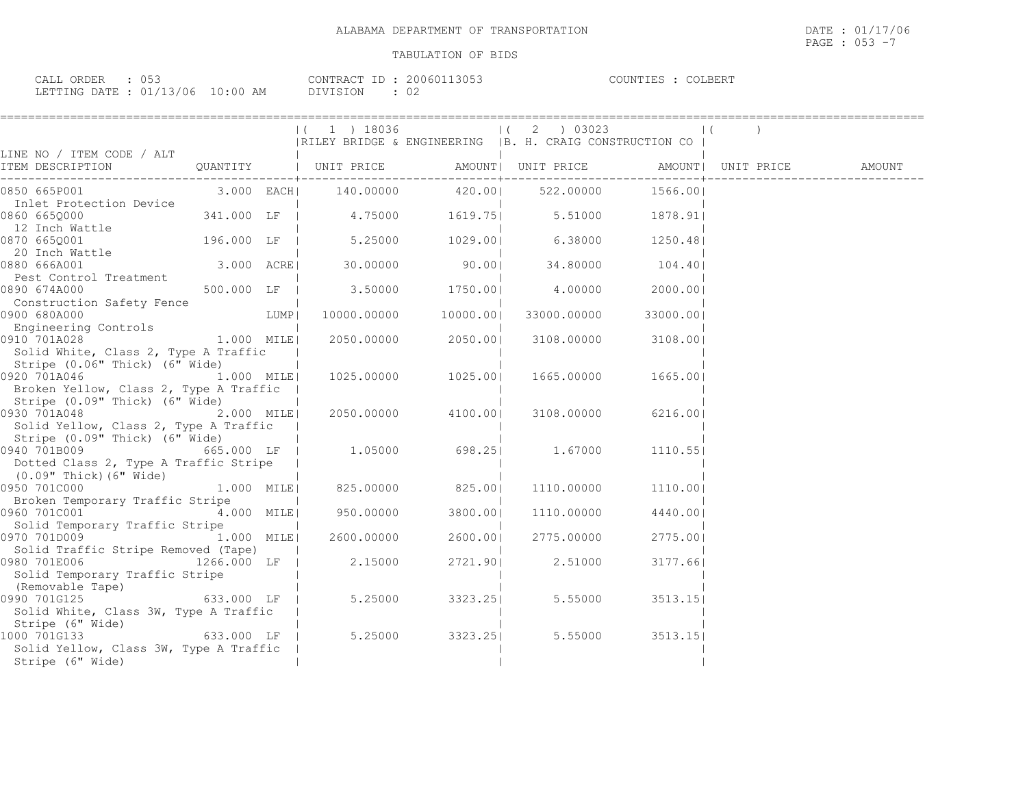ALABAMA DEPARTMENT OF TRANSPORTATION

TABULATION OF BIDS

DATE : 01/17/06
PAGE : 053 -7

CALL ORDER : 053
LETTING DATE : 01/13/06 10:00 AM

CONTRACT ID : 20060113053
DIVISION : 02

COUNTIES : COLBERT

| LINE NO / ITEM CODE / ALT / ITEM DESCRIPTION | QUANTITY | (1) 18036 RILEY BRIDGE & ENGINEERING UNIT PRICE | AMOUNT | (2) 03023 B. H. CRAIG CONSTRUCTION CO UNIT PRICE | AMOUNT | ( ) UNIT PRICE | AMOUNT |
|---|---|---|---|---|---|---|---|
| 0850 665P001 Inlet Protection Device | 3.000 EACH | 140.00000 | 420.00 | 522.00000 | 1566.00 | | |
| 0860 665Q000 12 Inch Wattle | 341.000 LF | 4.75000 | 1619.75 | 5.51000 | 1878.91 | | |
| 0870 665Q001 20 Inch Wattle | 196.000 LF | 5.25000 | 1029.00 | 6.38000 | 1250.48 | | |
| 0880 666A001 Pest Control Treatment | 3.000 ACRE | 30.00000 | 90.00 | 34.80000 | 104.40 | | |
| 0890 674A000 Construction Safety Fence | 500.000 LF | 3.50000 | 1750.00 | 4.00000 | 2000.00 | | |
| 0900 680A000 Engineering Controls | LUMP | 10000.00000 | 10000.00 | 33000.00000 | 33000.00 | | |
| 0910 701A028 Solid White, Class 2, Type A Traffic Stripe (0.06" Thick) (6" Wide) | 1.000 MILE | 2050.00000 | 2050.00 | 3108.00000 | 3108.00 | | |
| 0920 701A046 Broken Yellow, Class 2, Type A Traffic Stripe (0.09" Thick) (6" Wide) | 1.000 MILE | 1025.00000 | 1025.00 | 1665.00000 | 1665.00 | | |
| 0930 701A048 Solid Yellow, Class 2, Type A Traffic Stripe (0.09" Thick) (6" Wide) | 2.000 MILE | 2050.00000 | 4100.00 | 3108.00000 | 6216.00 | | |
| 0940 701B009 Dotted Class 2, Type A Traffic Stripe (0.09" Thick)(6" Wide) | 665.000 LF | 1.05000 | 698.25 | 1.67000 | 1110.55 | | |
| 0950 701C000 Broken Temporary Traffic Stripe | 1.000 MILE | 825.00000 | 825.00 | 1110.00000 | 1110.00 | | |
| 0960 701C001 Solid Temporary Traffic Stripe | 4.000 MILE | 950.00000 | 3800.00 | 1110.00000 | 4440.00 | | |
| 0970 701D009 Solid Traffic Stripe Removed (Tape) | 1.000 MILE | 2600.00000 | 2600.00 | 2775.00000 | 2775.00 | | |
| 0980 701E006 Solid Temporary Traffic Stripe (Removable Tape) | 1266.000 LF | 2.15000 | 2721.90 | 2.51000 | 3177.66 | | |
| 0990 701G125 Solid White, Class 3W, Type A Traffic Stripe (6" Wide) | 633.000 LF | 5.25000 | 3323.25 | 5.55000 | 3513.15 | | |
| 1000 701G133 Solid Yellow, Class 3W, Type A Traffic Stripe (6" Wide) | 633.000 LF | 5.25000 | 3323.25 | 5.55000 | 3513.15 | | |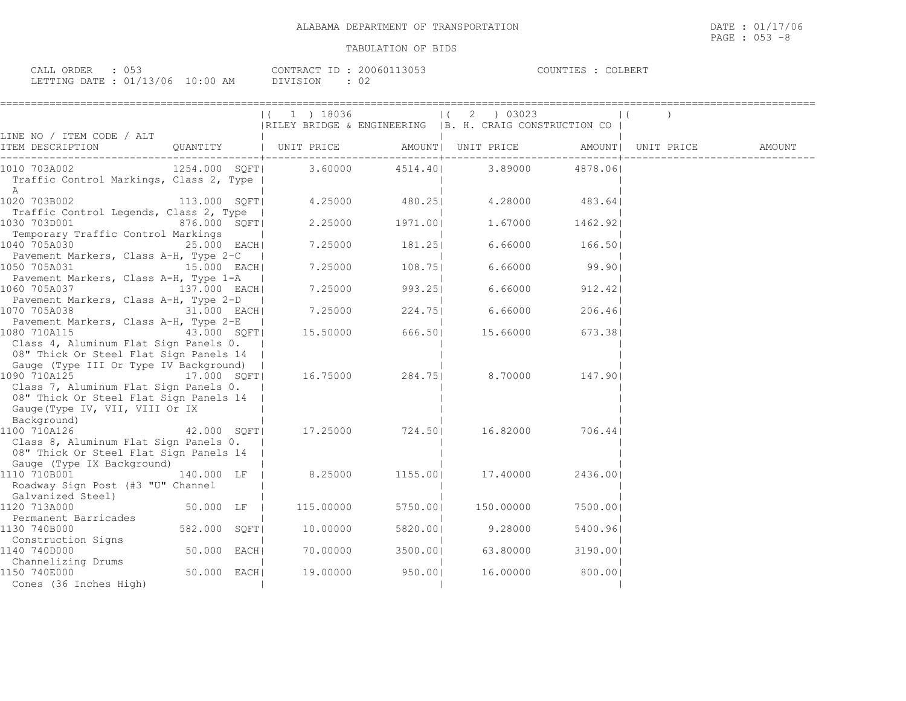# ALABAMA DEPARTMENT OF TRANSPORTATION

DATE : 01/17/06
PAGE : 053 -8

## TABULATION OF BIDS

CALL ORDER : 053 CONTRACT ID : 20060113053 COUNTIES : COLBERT
LETTING DATE : 01/13/06 10:00 AM DIVISION : 02

| LINE NO / ITEM CODE / ALT ITEM DESCRIPTION | QUANTITY | ( 1 ) 18036 RILEY BRIDGE & ENGINEERING UNIT PRICE | AMOUNT | ( 2 ) 03023 B. H. CRAIG CONSTRUCTION CO UNIT PRICE | AMOUNT | ( ) UNIT PRICE | AMOUNT |
|---|---|---|---|---|---|---|---|
| 1010 703A002 Traffic Control Markings, Class 2, Type A | 1254.000 SQFT | 3.60000 | 4514.40 | 3.89000 | 4878.06 | | |
| 1020 703B002 Traffic Control Legends, Class 2, Type | 113.000 SQFT | 4.25000 | 480.25 | 4.28000 | 483.64 | | |
| 1030 703D001 Temporary Traffic Control Markings | 876.000 SQFT | 2.25000 | 1971.00 | 1.67000 | 1462.92 | | |
| 1040 705A030 Pavement Markers, Class A-H, Type 2-C | 25.000 EACH | 7.25000 | 181.25 | 6.66000 | 166.50 | | |
| 1050 705A031 Pavement Markers, Class A-H, Type 1-A | 15.000 EACH | 7.25000 | 108.75 | 6.66000 | 99.90 | | |
| 1060 705A037 Pavement Markers, Class A-H, Type 2-D | 137.000 EACH | 7.25000 | 993.25 | 6.66000 | 912.42 | | |
| 1070 705A038 Pavement Markers, Class A-H, Type 2-E | 31.000 EACH | 7.25000 | 224.75 | 6.66000 | 206.46 | | |
| 1080 710A115 Class 4, Aluminum Flat Sign Panels 0. 08" Thick Or Steel Flat Sign Panels 14 Gauge (Type III Or Type IV Background) | 43.000 SQFT | 15.50000 | 666.50 | 15.66000 | 673.38 | | |
| 1090 710A125 Class 7, Aluminum Flat Sign Panels 0. 08" Thick Or Steel Flat Sign Panels 14 Gauge(Type IV, VII, VIII Or IX Background) | 17.000 SQFT | 16.75000 | 284.75 | 8.70000 | 147.90 | | |
| 1100 710A126 Class 8, Aluminum Flat Sign Panels 0. 08" Thick Or Steel Flat Sign Panels 14 Gauge (Type IX Background) | 42.000 SQFT | 17.25000 | 724.50 | 16.82000 | 706.44 | | |
| 1110 710B001 Roadway Sign Post (#3 "U" Channel Galvanized Steel) | 140.000 LF | 8.25000 | 1155.00 | 17.40000 | 2436.00 | | |
| 1120 713A000 Permanent Barricades | 50.000 LF | 115.00000 | 5750.00 | 150.00000 | 7500.00 | | |
| 1130 740B000 Construction Signs | 582.000 SQFT | 10.00000 | 5820.00 | 9.28000 | 5400.96 | | |
| 1140 740D000 Channelizing Drums | 50.000 EACH | 70.00000 | 3500.00 | 63.80000 | 3190.00 | | |
| 1150 740E000 Cones (36 Inches High) | 50.000 EACH | 19.00000 | 950.00 | 16.00000 | 800.00 | | |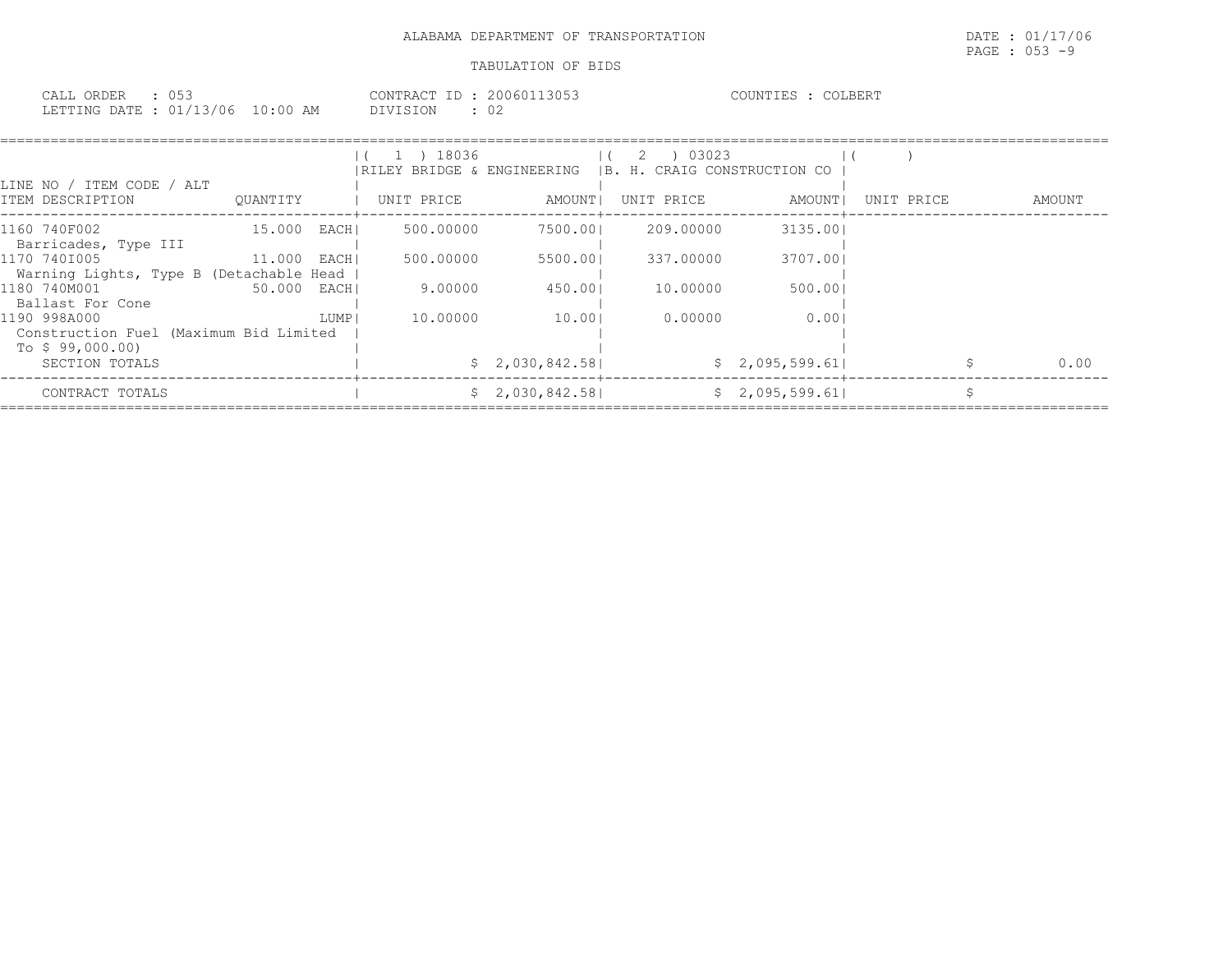ALABAMA DEPARTMENT OF TRANSPORTATION

DATE : 01/17/06
PAGE : 053 -9

TABULATION OF BIDS

CALL ORDER : 053
LETTING DATE : 01/13/06 10:00 AM

CONTRACT ID : 20060113053
DIVISION : 02

COUNTIES : COLBERT

| LINE NO / ITEM CODE / ALT | | ( 1 ) 18036 RILEY BRIDGE & ENGINEERING | | ( 2 ) 03023 B. H. CRAIG CONSTRUCTION CO | | ( ) | |
|---|---|---|---|---|---|---|---|
| ITEM DESCRIPTION | QUANTITY | UNIT PRICE | AMOUNT | UNIT PRICE | AMOUNT | UNIT PRICE | AMOUNT |
| 1160 740F002 Barricades, Type III | 15.000 EACH | 500.00000 | 7500.00 | 209.00000 | 3135.00 | | |
| 1170 740I005 Warning Lights, Type B (Detachable Head | 11.000 EACH | 500.00000 | 5500.00 | 337.00000 | 3707.00 | | |
| 1180 740M001 Ballast For Cone | 50.000 EACH | 9.00000 | 450.00 | 10.00000 | 500.00 | | |
| 1190 998A000 Construction Fuel (Maximum Bid Limited To $ 99,000.00) | LUMP | 10.00000 | 10.00 | 0.00000 | 0.00 | | |
| SECTION TOTALS | | | $ 2,030,842.58 | | $ 2,095,599.61 | | $ 0.00 |
| CONTRACT TOTALS | | | $ 2,030,842.58 | | $ 2,095,599.61 | | $ |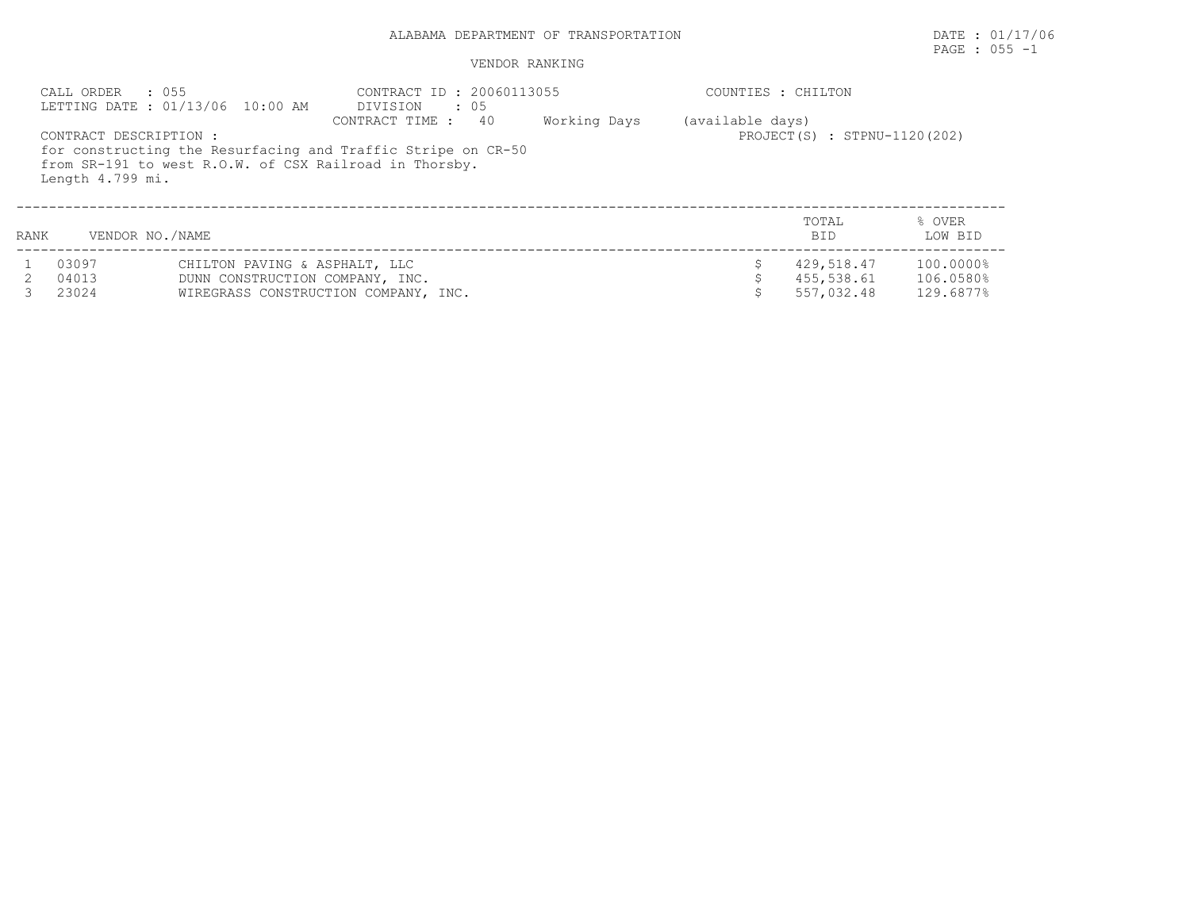ALABAMA DEPARTMENT OF TRANSPORTATION

DATE : 01/17/06

PAGE : 055 -1

VENDOR RANKING

CALL ORDER : 055
LETTING DATE : 01/13/06 10:00 AM

CONTRACT ID : 20060113055
DIVISION : 05
CONTRACT TIME : 40 Working Days (available days)

COUNTIES : CHILTON

PROJECT(S) : STPNU-1120(202)

CONTRACT DESCRIPTION :
for constructing the Resurfacing and Traffic Stripe on CR-50 from SR-191 to west R.O.W. of CSX Railroad in Thorsby.
Length 4.799 mi.

| RANK | VENDOR NO./NAME | | | TOTAL BID | % OVER LOW BID |
|---|---|---|---|---|---|
| 1 | 03097 | CHILTON PAVING & ASPHALT, LLC | $ | 429,518.47 | 100.0000% |
| 2 | 04013 | DUNN CONSTRUCTION COMPANY, INC. | $ | 455,538.61 | 106.0580% |
| 3 | 23024 | WIREGRASS CONSTRUCTION COMPANY, INC. | $ | 557,032.48 | 129.6877% |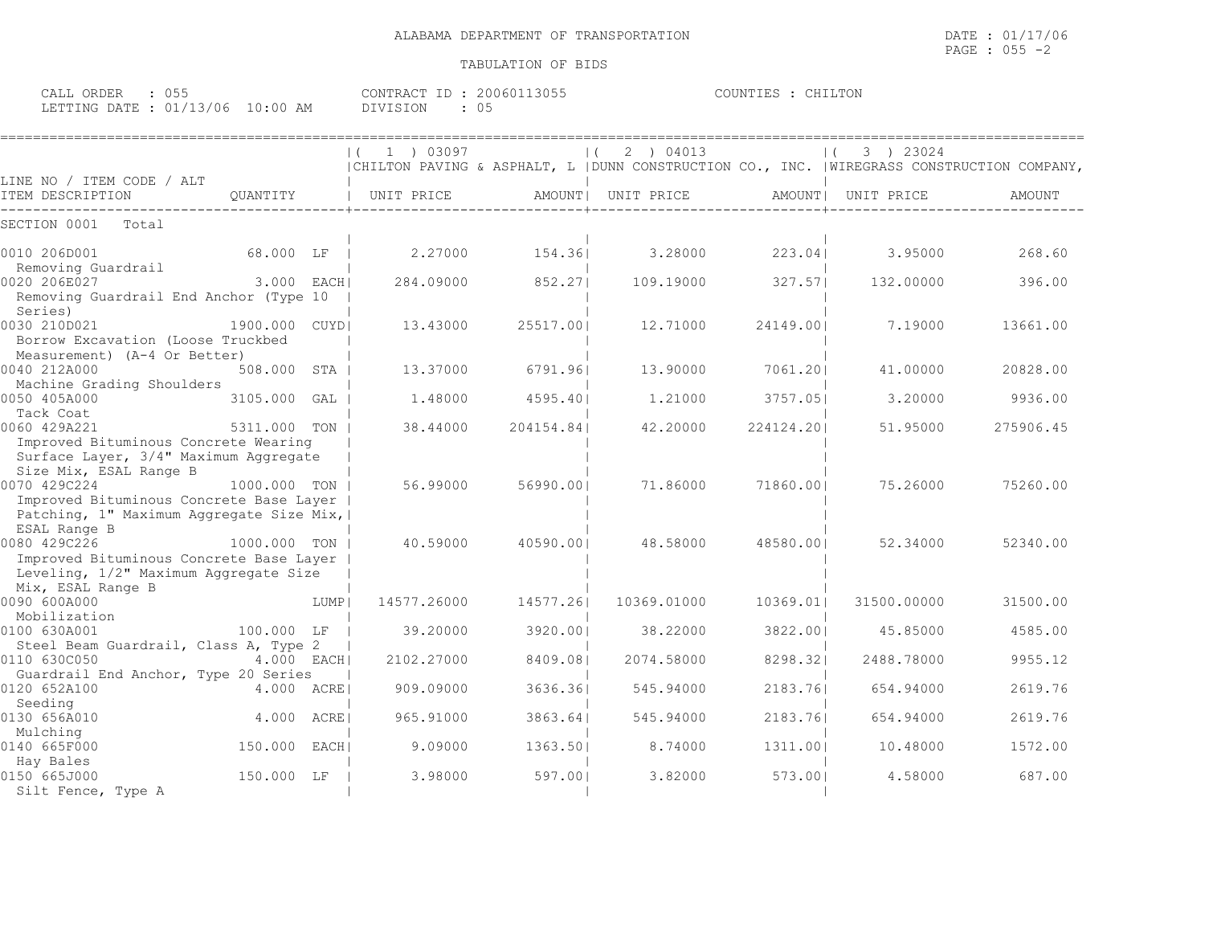ALABAMA DEPARTMENT OF TRANSPORTATION

DATE : 01/17/06
PAGE : 055 -2

TABULATION OF BIDS

CALL ORDER : 055
LETTING DATE : 01/13/06 10:00 AM

CONTRACT ID : 20060113055
DIVISION : 05

COUNTIES : CHILTON

| LINE NO / ITEM CODE / ALT ITEM DESCRIPTION | QUANTITY | ( 1 ) 03097 CHILTON PAVING & ASPHALT, L UNIT PRICE | AMOUNT | ( 2 ) 04013 DUNN CONSTRUCTION CO., INC. UNIT PRICE | AMOUNT | ( 3 ) 23024 WIREGRASS CONSTRUCTION COMPANY, UNIT PRICE | AMOUNT |
|---|---|---|---|---|---|---|---|
| SECTION 0001 Total | | | | | | | |
| 0010 206D001 Removing Guardrail | 68.000 LF | 2.27000 | 154.36 | 3.28000 | 223.04 | 3.95000 | 268.60 |
| 0020 206E027 Removing Guardrail End Anchor (Type 10 Series) | 3.000 EACH | 284.09000 | 852.27 | 109.19000 | 327.57 | 132.00000 | 396.00 |
| 0030 210D021 Borrow Excavation (Loose Truckbed Measurement) (A-4 Or Better) | 1900.000 CUYD | 13.43000 | 25517.00 | 12.71000 | 24149.00 | 7.19000 | 13661.00 |
| 0040 212A000 Machine Grading Shoulders | 508.000 STA | 13.37000 | 6791.96 | 13.90000 | 7061.20 | 41.00000 | 20828.00 |
| 0050 405A000 Tack Coat | 3105.000 GAL | 1.48000 | 4595.40 | 1.21000 | 3757.05 | 3.20000 | 9936.00 |
| 0060 429A221 Improved Bituminous Concrete Wearing Surface Layer, 3/4" Maximum Aggregate Size Mix, ESAL Range B | 5311.000 TON | 38.44000 | 204154.84 | 42.20000 | 224124.20 | 51.95000 | 275906.45 |
| 0070 429C224 Improved Bituminous Concrete Base Layer Patching, 1" Maximum Aggregate Size Mix, ESAL Range B | 1000.000 TON | 56.99000 | 56990.00 | 71.86000 | 71860.00 | 75.26000 | 75260.00 |
| 0080 429C226 Improved Bituminous Concrete Base Layer Leveling, 1/2" Maximum Aggregate Size Mix, ESAL Range B | 1000.000 TON | 40.59000 | 40590.00 | 48.58000 | 48580.00 | 52.34000 | 52340.00 |
| 0090 600A000 Mobilization | LUMP | 14577.26000 | 14577.26 | 10369.01000 | 10369.01 | 31500.00000 | 31500.00 |
| 0100 630A001 Steel Beam Guardrail, Class A, Type 2 | 100.000 LF | 39.20000 | 3920.00 | 38.22000 | 3822.00 | 45.85000 | 4585.00 |
| 0110 630C050 Guardrail End Anchor, Type 20 Series | 4.000 EACH | 2102.27000 | 8409.08 | 2074.58000 | 8298.32 | 2488.78000 | 9955.12 |
| 0120 652A100 Seeding | 4.000 ACRE | 909.09000 | 3636.36 | 545.94000 | 2183.76 | 654.94000 | 2619.76 |
| 0130 656A010 Mulching | 4.000 ACRE | 965.91000 | 3863.64 | 545.94000 | 2183.76 | 654.94000 | 2619.76 |
| 0140 665F000 Hay Bales | 150.000 EACH | 9.09000 | 1363.50 | 8.74000 | 1311.00 | 10.48000 | 1572.00 |
| 0150 665J000 Silt Fence, Type A | 150.000 LF | 3.98000 | 597.00 | 3.82000 | 573.00 | 4.58000 | 687.00 |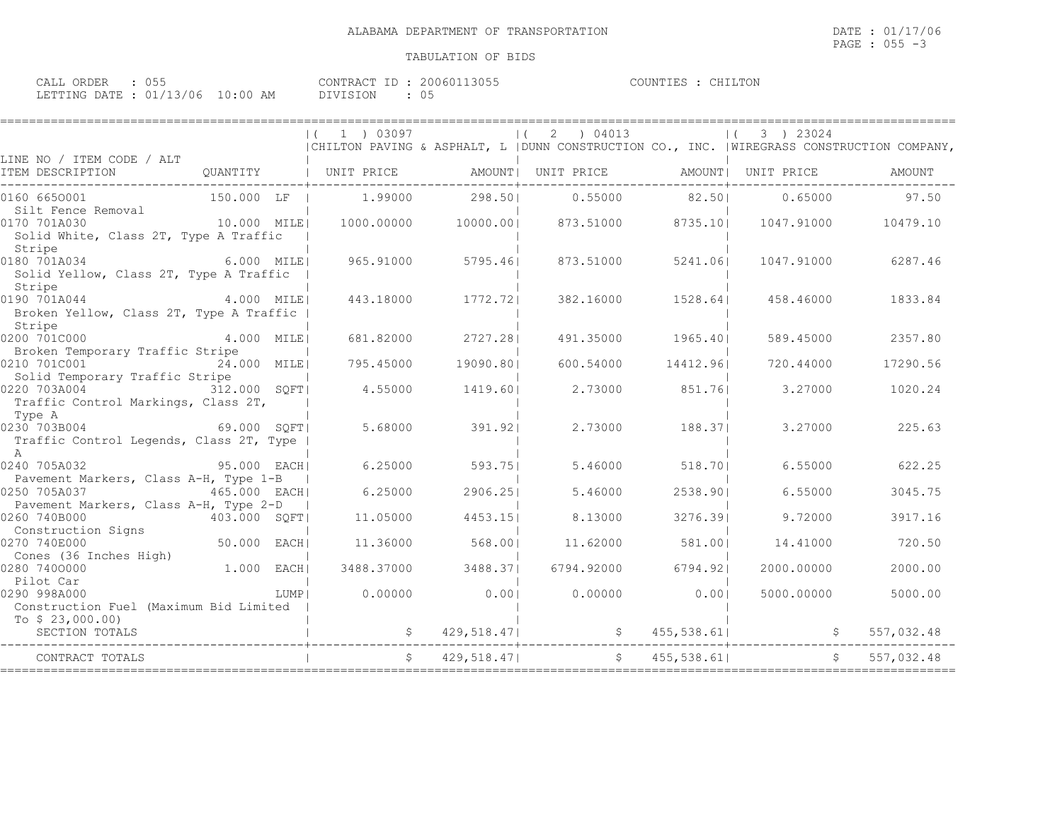ALABAMA DEPARTMENT OF TRANSPORTATION

DATE : 01/17/06

PAGE : 055 -3

TABULATION OF BIDS

CALL ORDER : 055 CONTRACT ID : 20060113055 COUNTIES : CHILTON

LETTING DATE : 01/13/06 10:00 AM DIVISION : 05

| LINE NO / ITEM CODE / ALT ITEM DESCRIPTION | QUANTITY | ( 1 ) 03097 CHILTON PAVING & ASPHALT, L UNIT PRICE | AMOUNT | ( 2 ) 04013 DUNN CONSTRUCTION CO., INC. UNIT PRICE | AMOUNT | ( 3 ) 23024 WIREGRASS CONSTRUCTION COMPANY, UNIT PRICE | AMOUNT |
|---|---|---|---|---|---|---|---|
| 0160 665O001 Silt Fence Removal | 150.000 LF | 1.99000 | 298.50 | 0.55000 | 82.50 | 0.65000 | 97.50 |
| 0170 701A030 Solid White, Class 2T, Type A Traffic Stripe | 10.000 MILE | 1000.00000 | 10000.00 | 873.51000 | 8735.10 | 1047.91000 | 10479.10 |
| 0180 701A034 Solid Yellow, Class 2T, Type A Traffic Stripe | 6.000 MILE | 965.91000 | 5795.46 | 873.51000 | 5241.06 | 1047.91000 | 6287.46 |
| 0190 701A044 Broken Yellow, Class 2T, Type A Traffic Stripe | 4.000 MILE | 443.18000 | 1772.72 | 382.16000 | 1528.64 | 458.46000 | 1833.84 |
| 0200 701C000 Broken Temporary Traffic Stripe | 4.000 MILE | 681.82000 | 2727.28 | 491.35000 | 1965.40 | 589.45000 | 2357.80 |
| 0210 701C001 Solid Temporary Traffic Stripe | 24.000 MILE | 795.45000 | 19090.80 | 600.54000 | 14412.96 | 720.44000 | 17290.56 |
| 0220 703A004 Traffic Control Markings, Class 2T, Type A | 312.000 SQFT | 4.55000 | 1419.60 | 2.73000 | 851.76 | 3.27000 | 1020.24 |
| 0230 703B004 Traffic Control Legends, Class 2T, Type A | 69.000 SQFT | 5.68000 | 391.92 | 2.73000 | 188.37 | 3.27000 | 225.63 |
| 0240 705A032 Pavement Markers, Class A-H, Type 1-B | 95.000 EACH | 6.25000 | 593.75 | 5.46000 | 518.70 | 6.55000 | 622.25 |
| 0250 705A037 Pavement Markers, Class A-H, Type 2-D | 465.000 EACH | 6.25000 | 2906.25 | 5.46000 | 2538.90 | 6.55000 | 3045.75 |
| 0260 740B000 Construction Signs | 403.000 SQFT | 11.05000 | 4453.15 | 8.13000 | 3276.39 | 9.72000 | 3917.16 |
| 0270 740E000 Cones (36 Inches High) | 50.000 EACH | 11.36000 | 568.00 | 11.62000 | 581.00 | 14.41000 | 720.50 |
| 0280 740O000 Pilot Car | 1.000 EACH | 3488.37000 | 3488.37 | 6794.92000 | 6794.92 | 2000.00000 | 2000.00 |
| 0290 998A000 Construction Fuel (Maximum Bid Limited To $ 23,000.00) | LUMP | 0.00000 | 0.00 | 0.00000 | 0.00 | 5000.00000 | 5000.00 |
| SECTION TOTALS | | | $ 429,518.47 | | $ 455,538.61 | | $ 557,032.48 |
| CONTRACT TOTALS | | | $ 429,518.47 | | $ 455,538.61 | | $ 557,032.48 |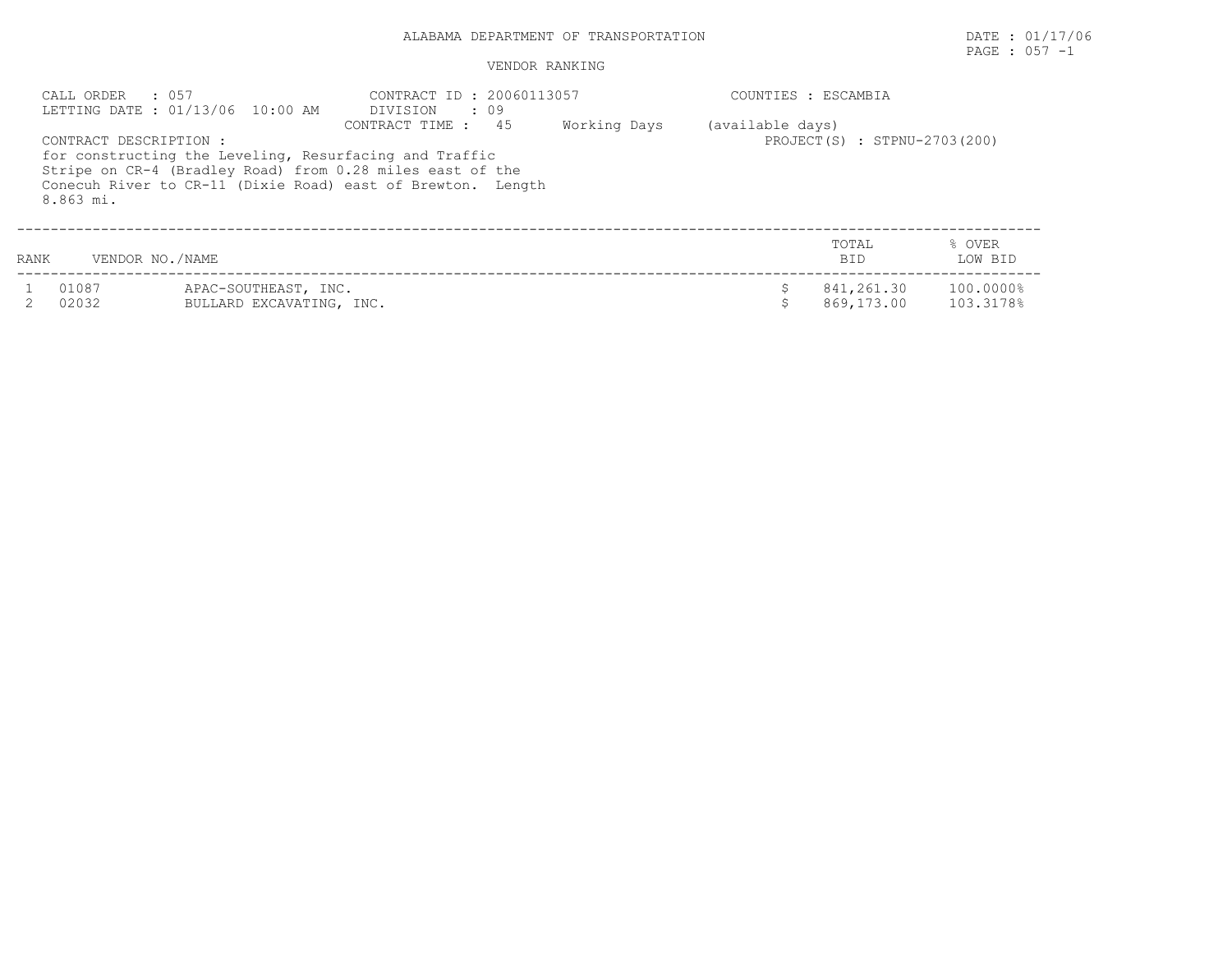ALABAMA DEPARTMENT OF TRANSPORTATION

DATE : 01/17/06

PAGE : 057 -1

VENDOR RANKING

CALL ORDER : 057
LETTING DATE : 01/13/06 10:00 AM

CONTRACT ID : 20060113057
DIVISION : 09
CONTRACT TIME : 45 Working Days (available days)

COUNTIES : ESCAMBIA

PROJECT(S) : STPNU-2703(200)

CONTRACT DESCRIPTION :
for constructing the Leveling, Resurfacing and Traffic Stripe on CR-4 (Bradley Road) from 0.28 miles east of the Conecuh River to CR-11 (Dixie Road) east of Brewton. Length 8.863 mi.

| RANK | VENDOR NO. | NAME | TOTAL BID | % OVER LOW BID |
|---|---|---|---|---|
| 1 | 01087 | APAC-SOUTHEAST, INC. | $ 841,261.30 | 100.0000% |
| 2 | 02032 | BULLARD EXCAVATING, INC. | $ 869,173.00 | 103.3178% |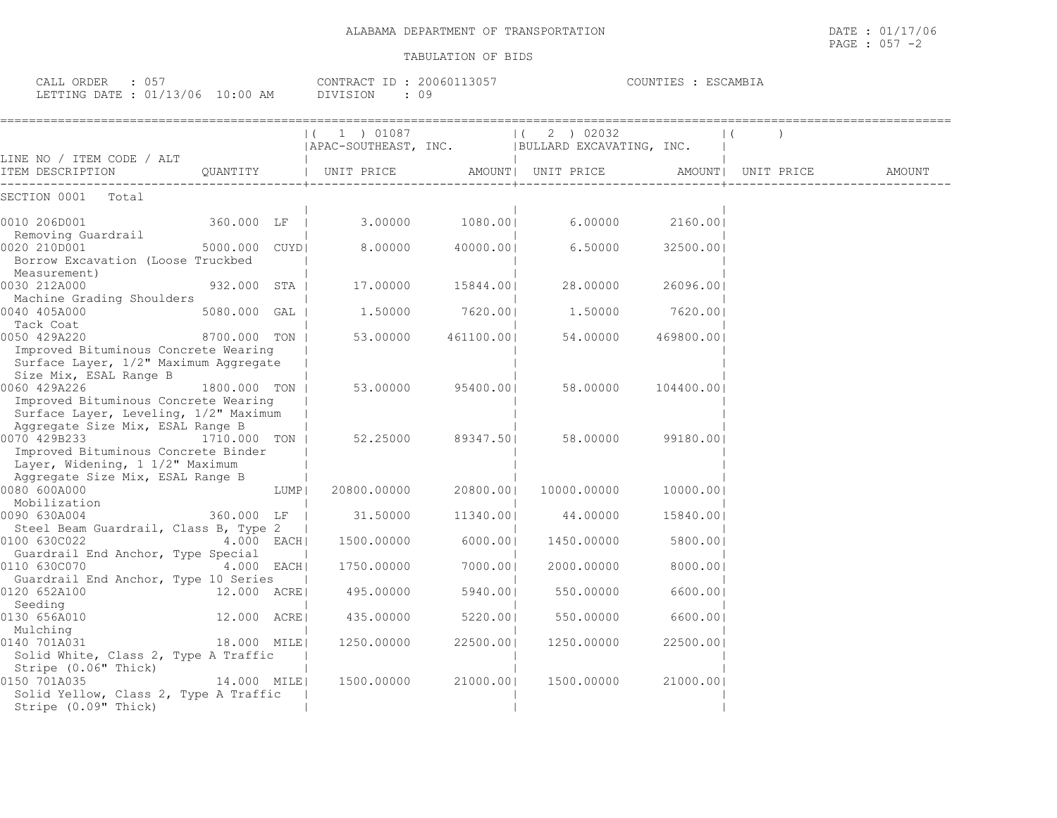ALABAMA DEPARTMENT OF TRANSPORTATION

TABULATION OF BIDS

DATE : 01/17/06

CALL ORDER : 057 CONTRACT ID : 20060113057 COUNTIES : ESCAMBIA
LETTING DATE : 01/13/06 10:00 AM DIVISION : 09

| LINE NO / ITEM CODE / ALT ITEM DESCRIPTION | QUANTITY | ( 1 ) 01087 APAC-SOUTHEAST, INC. UNIT PRICE | AMOUNT | ( 2 ) 02032 BULLARD EXCAVATING, INC. UNIT PRICE | AMOUNT | ( ) UNIT PRICE | AMOUNT |
|---|---|---|---|---|---|---|---|
| SECTION 0001 Total | | | | | | | |
| 0010 206D001 Removing Guardrail | 360.000 LF | 3.00000 | 1080.00 | 6.00000 | 2160.00 | | |
| 0020 210D001 Borrow Excavation (Loose Truckbed Measurement) | 5000.000 CUYD | 8.00000 | 40000.00 | 6.50000 | 32500.00 | | |
| 0030 212A000 Machine Grading Shoulders | 932.000 STA | 17.00000 | 15844.00 | 28.00000 | 26096.00 | | |
| 0040 405A000 Tack Coat | 5080.000 GAL | 1.50000 | 7620.00 | 1.50000 | 7620.00 | | |
| 0050 429A220 Improved Bituminous Concrete Wearing Surface Layer, 1/2" Maximum Aggregate Size Mix, ESAL Range B | 8700.000 TON | 53.00000 | 461100.00 | 54.00000 | 469800.00 | | |
| 0060 429A226 Improved Bituminous Concrete Wearing Surface Layer, Leveling, 1/2" Maximum Aggregate Size Mix, ESAL Range B | 1800.000 TON | 53.00000 | 95400.00 | 58.00000 | 104400.00 | | |
| 0070 429B233 Improved Bituminous Concrete Binder Layer, Widening, 1 1/2" Maximum Aggregate Size Mix, ESAL Range B | 1710.000 TON | 52.25000 | 89347.50 | 58.00000 | 99180.00 | | |
| 0080 600A000 Mobilization | LUMP | 20800.00000 | 20800.00 | 10000.00000 | 10000.00 | | |
| 0090 630A004 Steel Beam Guardrail, Class B, Type 2 | 360.000 LF | 31.50000 | 11340.00 | 44.00000 | 15840.00 | | |
| 0100 630C022 Guardrail End Anchor, Type Special | 4.000 EACH | 1500.00000 | 6000.00 | 1450.00000 | 5800.00 | | |
| 0110 630C070 Guardrail End Anchor, Type 10 Series | 4.000 EACH | 1750.00000 | 7000.00 | 2000.00000 | 8000.00 | | |
| 0120 652A100 Seeding | 12.000 ACRE | 495.00000 | 5940.00 | 550.00000 | 6600.00 | | |
| 0130 656A010 Mulching | 12.000 ACRE | 435.00000 | 5220.00 | 550.00000 | 6600.00 | | |
| 0140 701A031 Solid White, Class 2, Type A Traffic Stripe (0.06" Thick) | 18.000 MILE | 1250.00000 | 22500.00 | 1250.00000 | 22500.00 | | |
| 0150 701A035 Solid Yellow, Class 2, Type A Traffic Stripe (0.09" Thick) | 14.000 MILE | 1500.00000 | 21000.00 | 1500.00000 | 21000.00 | | |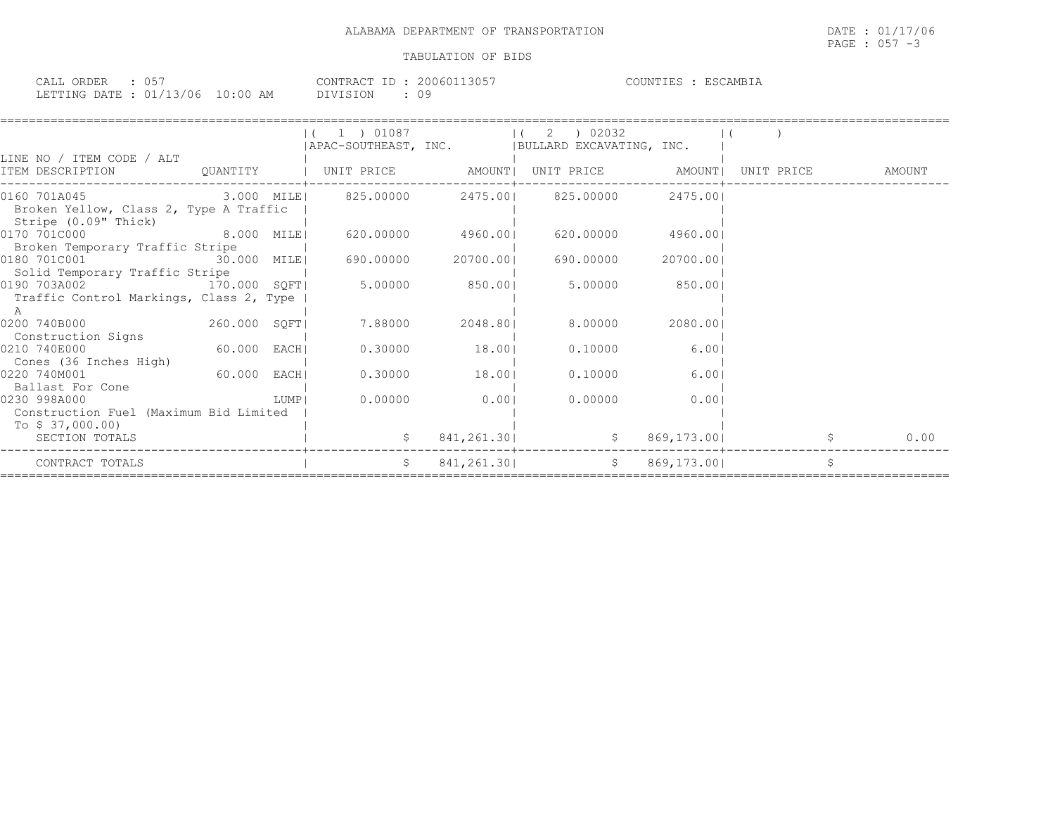ALABAMA DEPARTMENT OF TRANSPORTATION

TABULATION OF BIDS

DATE : 01/17/06

CALL ORDER : 057 &nbsp;&nbsp;&nbsp; CONTRACT ID : 20060113057 &nbsp;&nbsp;&nbsp; COUNTIES : ESCAMBIA

LETTING DATE : 01/13/06 10:00 AM &nbsp;&nbsp;&nbsp; DIVISION : 09

| LINE NO / ITEM CODE / ALT ITEM DESCRIPTION | QUANTITY | ( 1 ) 01087 APAC-SOUTHEAST, INC. UNIT PRICE | AMOUNT | ( 2 ) 02032 BULLARD EXCAVATING, INC. UNIT PRICE | AMOUNT | ( ) UNIT PRICE | AMOUNT |
|---|---|---|---|---|---|---|---|
| 0160 701A045 Broken Yellow, Class 2, Type A Traffic Stripe (0.09" Thick) | 3.000 MILE | 825.00000 | 2475.00 | 825.00000 | 2475.00 | | |
| 0170 701C000 Broken Temporary Traffic Stripe | 8.000 MILE | 620.00000 | 4960.00 | 620.00000 | 4960.00 | | |
| 0180 701C001 Solid Temporary Traffic Stripe | 30.000 MILE | 690.00000 | 20700.00 | 690.00000 | 20700.00 | | |
| 0190 703A002 Traffic Control Markings, Class 2, Type A | 170.000 SQFT | 5.00000 | 850.00 | 5.00000 | 850.00 | | |
| 0200 740B000 Construction Signs | 260.000 SQFT | 7.88000 | 2048.80 | 8.00000 | 2080.00 | | |
| 0210 740E000 Cones (36 Inches High) | 60.000 EACH | 0.30000 | 18.00 | 0.10000 | 6.00 | | |
| 0220 740M001 Ballast For Cone | 60.000 EACH | 0.30000 | 18.00 | 0.10000 | 6.00 | | |
| 0230 998A000 Construction Fuel (Maximum Bid Limited To $ 37,000.00) | LUMP | 0.00000 | 0.00 | 0.00000 | 0.00 | | |
| SECTION TOTALS | | $ | 841,261.30 | $ | 869,173.00 | $ | 0.00 |
| CONTRACT TOTALS | | $ | 841,261.30 | $ | 869,173.00 | $ | |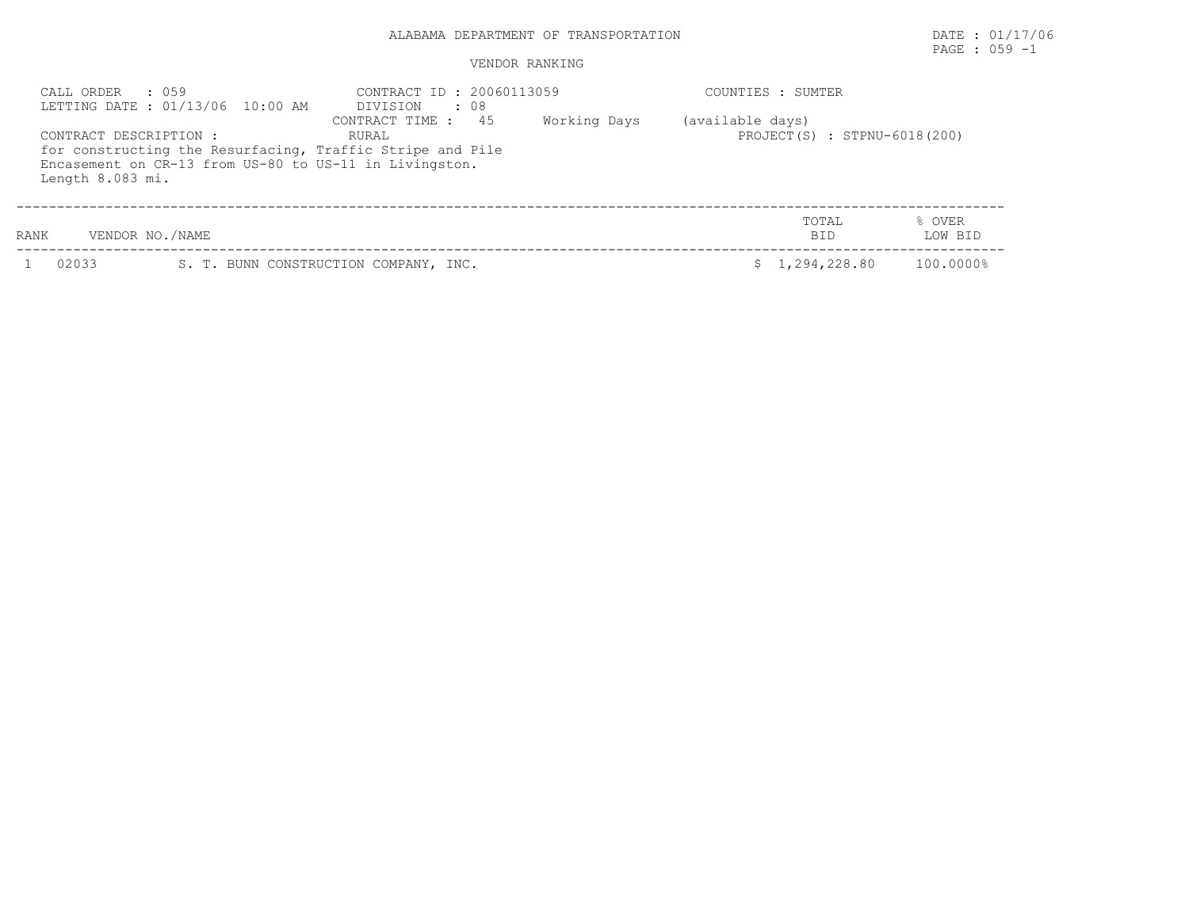ALABAMA DEPARTMENT OF TRANSPORTATION

DATE : 01/17/06

PAGE : 059 -1

VENDOR RANKING

CALL ORDER : 059
LETTING DATE : 01/13/06 10:00 AM

CONTRACT ID : 20060113059
DIVISION : 08
CONTRACT TIME : 45 Working Days (available days)

COUNTIES : SUMTER

CONTRACT DESCRIPTION : RURAL

PROJECT(S) : STPNU-6018(200)

for constructing the Resurfacing, Traffic Stripe and Pile Encasement on CR-13 from US-80 to US-11 in Livingston. Length 8.083 mi.

| RANK | VENDOR NO./NAME | | TOTAL BID | % OVER LOW BID |
|---|---|---|---|---|
| 1 | 02033 | S. T. BUNN CONSTRUCTION COMPANY, INC. | $ 1,294,228.80 | 100.0000% |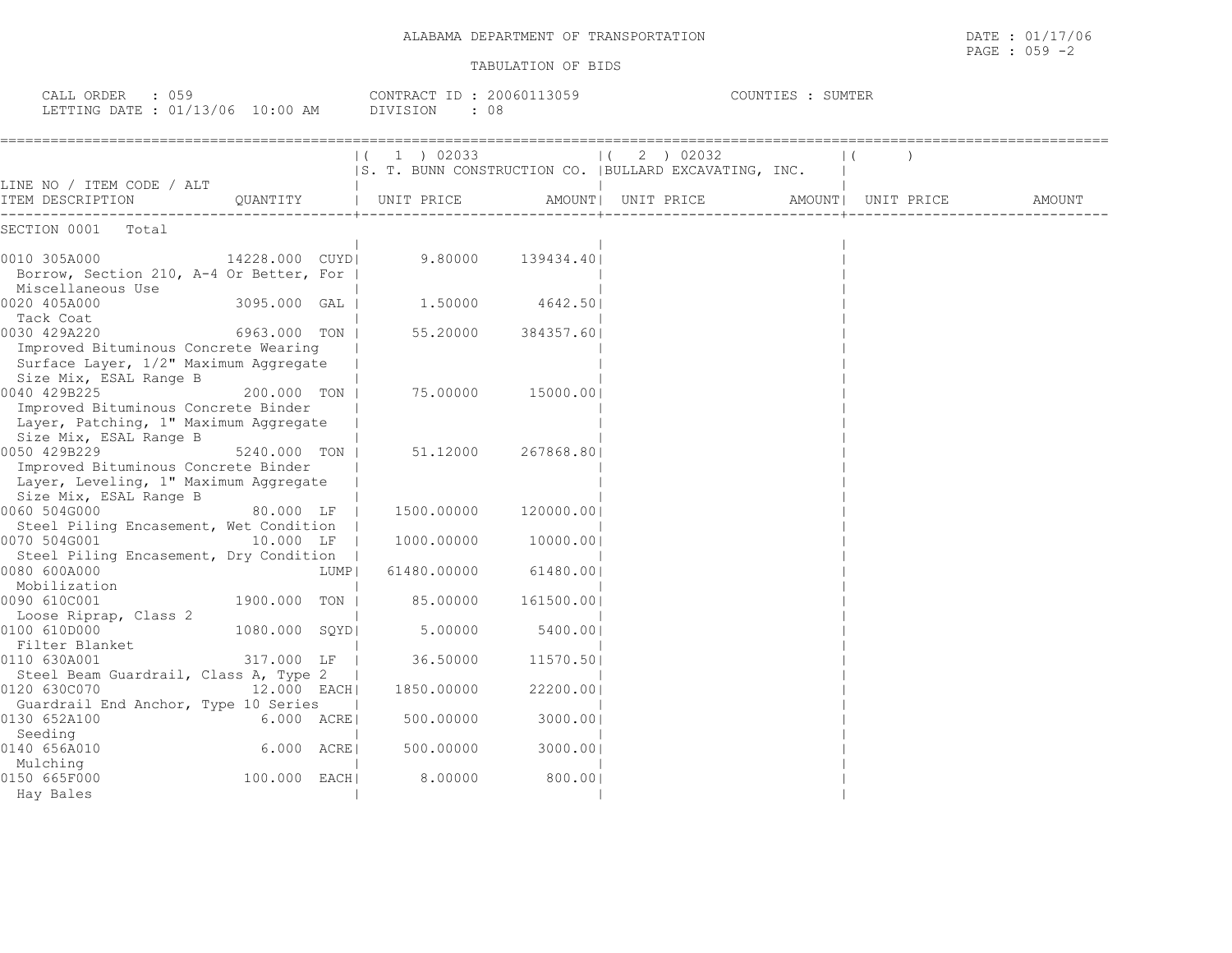ALABAMA DEPARTMENT OF TRANSPORTATION

TABULATION OF BIDS

DATE : 01/17/06
PAGE : 059 -2

CALL ORDER : 059
LETTING DATE : 01/13/06 10:00 AM

CONTRACT ID : 20060113059
DIVISION : 08

COUNTIES : SUMTER

| LINE NO / ITEM CODE / ALT ITEM DESCRIPTION | QUANTITY | (1) 02033 S. T. BUNN CONSTRUCTION CO. UNIT PRICE | AMOUNT | (2) 02032 BULLARD EXCAVATING, INC. UNIT PRICE | AMOUNT | ( ) UNIT PRICE | AMOUNT |
|---|---|---|---|---|---|---|---|
| SECTION 0001 Total | | | | | | | |
| 0010 305A000 Borrow, Section 210, A-4 Or Better, For Miscellaneous Use | 14228.000 CUYD | 9.80000 | 139434.40 | | | | |
| 0020 405A000 Tack Coat | 3095.000 GAL | 1.50000 | 4642.50 | | | | |
| 0030 429A220 Improved Bituminous Concrete Wearing Surface Layer, 1/2" Maximum Aggregate Size Mix, ESAL Range B | 6963.000 TON | 55.20000 | 384357.60 | | | | |
| 0040 429B225 Improved Bituminous Concrete Binder Layer, Patching, 1" Maximum Aggregate Size Mix, ESAL Range B | 200.000 TON | 75.00000 | 15000.00 | | | | |
| 0050 429B229 Improved Bituminous Concrete Binder Layer, Leveling, 1" Maximum Aggregate Size Mix, ESAL Range B | 5240.000 TON | 51.12000 | 267868.80 | | | | |
| 0060 504G000 Steel Piling Encasement, Wet Condition | 80.000 LF | 1500.00000 | 120000.00 | | | | |
| 0070 504G001 Steel Piling Encasement, Dry Condition | 10.000 LF | 1000.00000 | 10000.00 | | | | |
| 0080 600A000 Mobilization | LUMP | 61480.00000 | 61480.00 | | | | |
| 0090 610C001 Loose Riprap, Class 2 | 1900.000 TON | 85.00000 | 161500.00 | | | | |
| 0100 610D000 Filter Blanket | 1080.000 SQYD | 5.00000 | 5400.00 | | | | |
| 0110 630A001 Steel Beam Guardrail, Class A, Type 2 | 317.000 LF | 36.50000 | 11570.50 | | | | |
| 0120 630C070 Guardrail End Anchor, Type 10 Series | 12.000 EACH | 1850.00000 | 22200.00 | | | | |
| 0130 652A100 Seeding | 6.000 ACRE | 500.00000 | 3000.00 | | | | |
| 0140 656A010 Mulching | 6.000 ACRE | 500.00000 | 3000.00 | | | | |
| 0150 665F000 Hay Bales | 100.000 EACH | 8.00000 | 800.00 | | | | |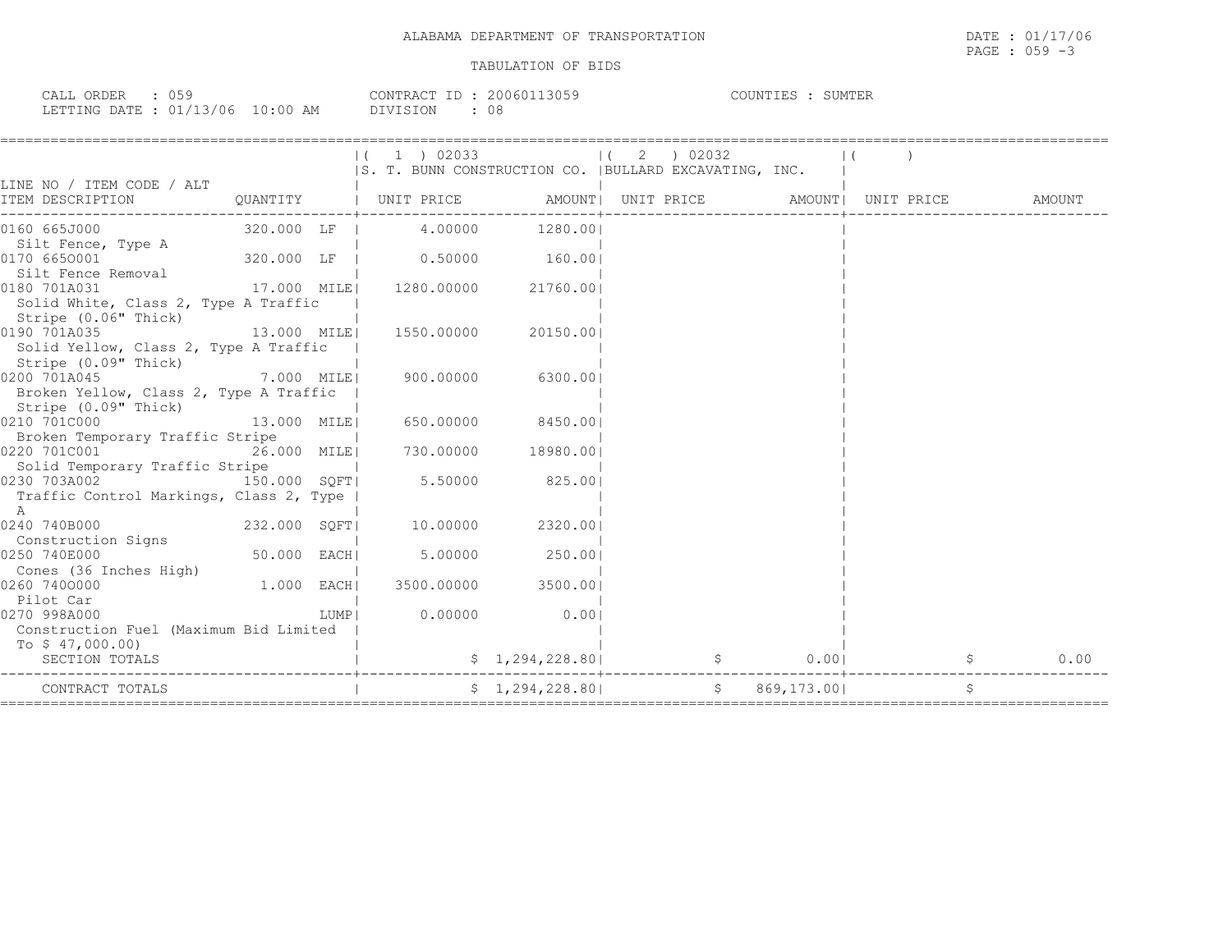ALABAMA DEPARTMENT OF TRANSPORTATION

TABULATION OF BIDS

CALL ORDER : 059
LETTING DATE : 01/13/06 10:00 AM

CONTRACT ID : 20060113059
DIVISION : 08

COUNTIES : SUMTER

| LINE NO / ITEM CODE / ALT ITEM DESCRIPTION | QUANTITY | ( 1 ) 02033 S. T. BUNN CONSTRUCTION CO. UNIT PRICE | AMOUNT | ( 2 ) 02032 BULLARD EXCAVATING, INC. UNIT PRICE | AMOUNT | ( ) UNIT PRICE | AMOUNT |
|---|---|---|---|---|---|---|---|
| 0160 665J000 Silt Fence, Type A | 320.000 LF | 4.00000 | 1280.00 | | | | |
| 0170 665O001 Silt Fence Removal | 320.000 LF | 0.50000 | 160.00 | | | | |
| 0180 701A031 Solid White, Class 2, Type A Traffic Stripe (0.06" Thick) | 17.000 MILE | 1280.00000 | 21760.00 | | | | |
| 0190 701A035 Solid Yellow, Class 2, Type A Traffic Stripe (0.09" Thick) | 13.000 MILE | 1550.00000 | 20150.00 | | | | |
| 0200 701A045 Broken Yellow, Class 2, Type A Traffic Stripe (0.09" Thick) | 7.000 MILE | 900.00000 | 6300.00 | | | | |
| 0210 701C000 Broken Temporary Traffic Stripe | 13.000 MILE | 650.00000 | 8450.00 | | | | |
| 0220 701C001 Solid Temporary Traffic Stripe | 26.000 MILE | 730.00000 | 18980.00 | | | | |
| 0230 703A002 Traffic Control Markings, Class 2, Type A | 150.000 SQFT | 5.50000 | 825.00 | | | | |
| 0240 740B000 Construction Signs | 232.000 SQFT | 10.00000 | 2320.00 | | | | |
| 0250 740E000 Cones (36 Inches High) | 50.000 EACH | 5.00000 | 250.00 | | | | |
| 0260 740O000 Pilot Car | 1.000 EACH | 3500.00000 | 3500.00 | | | | |
| 0270 998A000 Construction Fuel (Maximum Bid Limited To $ 47,000.00) | LUMP | 0.00000 | 0.00 | | | | |
| SECTION TOTALS | | | $ 1,294,228.80 | | $ 0.00 | | $ 0.00 |
| CONTRACT TOTALS | | | $ 1,294,228.80 | | $ 869,173.00 | | $ |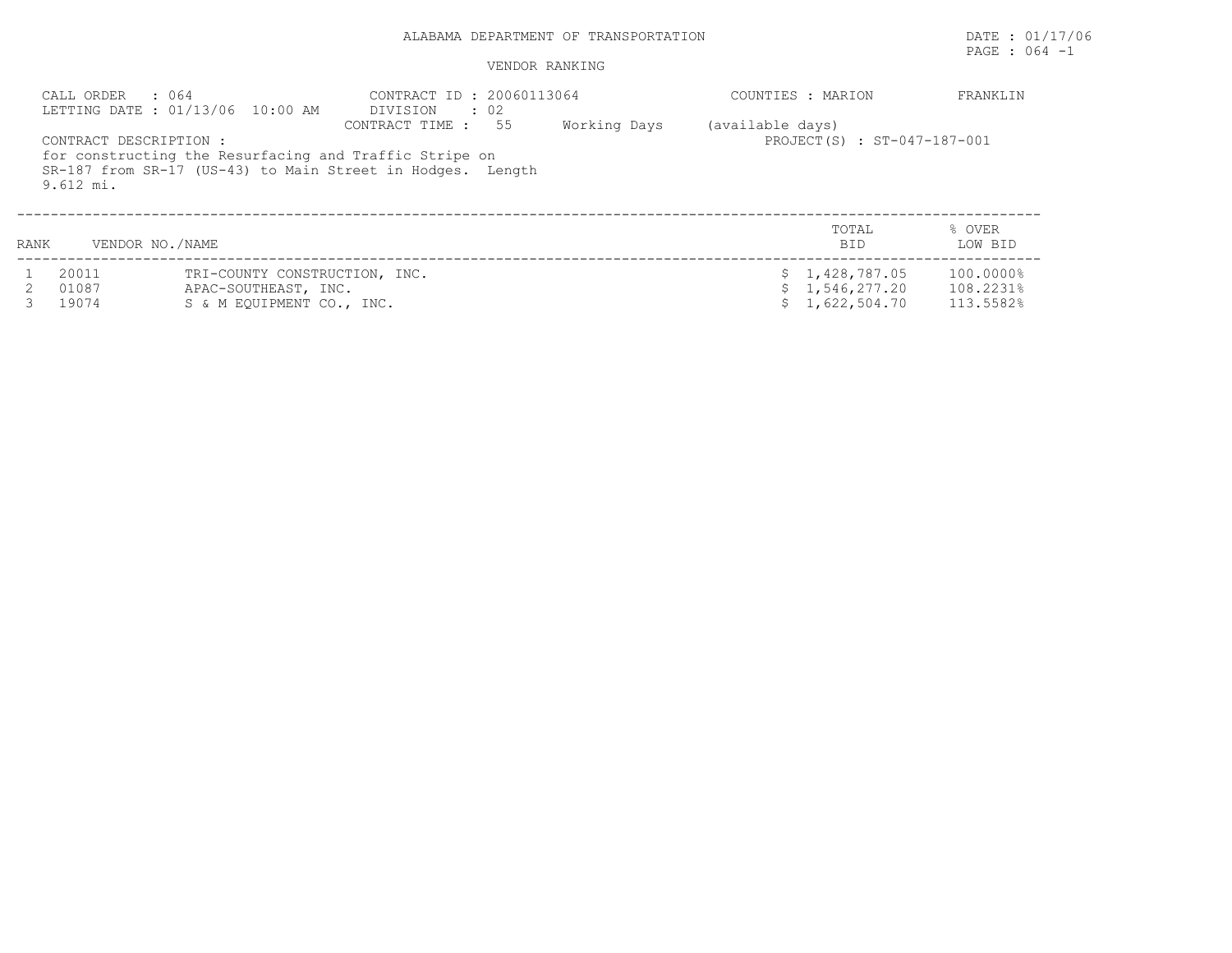ALABAMA DEPARTMENT OF TRANSPORTATION

DATE : 01/17/06

VENDOR RANKING

CALL ORDER : 064
LETTING DATE : 01/13/06 10:00 AM

CONTRACT ID : 20060113064
DIVISION : 02
CONTRACT TIME : 55 Working Days (available days)

COUNTIES : MARION FRANKLIN

PROJECT(S) : ST-047-187-001

CONTRACT DESCRIPTION :
for constructing the Resurfacing and Traffic Stripe on SR-187 from SR-17 (US-43) to Main Street in Hodges. Length 9.612 mi.

| RANK | VENDOR NO./NAME | | TOTAL BID | % OVER LOW BID |
|---|---|---|---|---|
| 1 | 20011 | TRI-COUNTY CONSTRUCTION, INC. | $ 1,428,787.05 | 100.0000% |
| 2 | 01087 | APAC-SOUTHEAST, INC. | $ 1,546,277.20 | 108.2231% |
| 3 | 19074 | S & M EQUIPMENT CO., INC. | $ 1,622,504.70 | 113.5582% |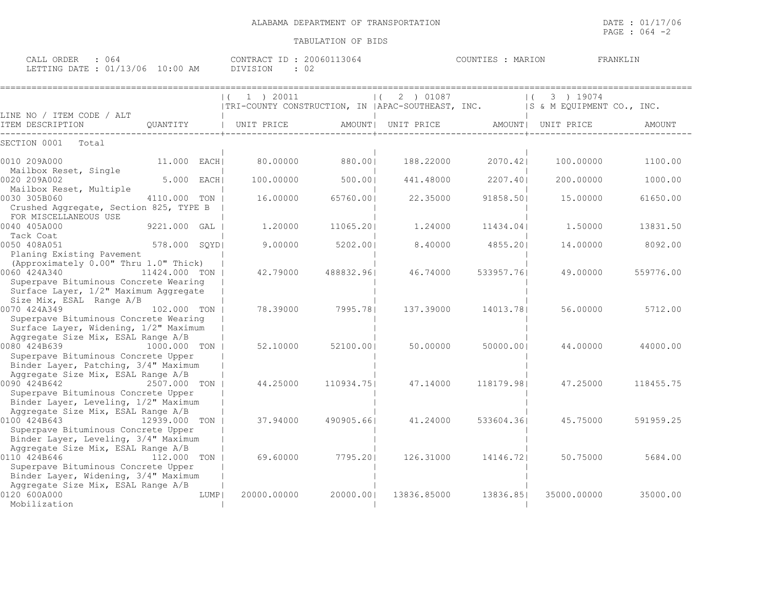ALABAMA DEPARTMENT OF TRANSPORTATION

TABULATION OF BIDS

DATE : 01/17/06
PAGE : 064 -2

CALL ORDER : 064 CONTRACT ID : 20060113064 COUNTIES : MARION FRANKLIN
LETTING DATE : 01/13/06 10:00 AM DIVISION : 02

| LINE NO / ITEM CODE / ALT ITEM DESCRIPTION | QUANTITY | ( 1 ) 20011 TRI-COUNTY CONSTRUCTION, IN UNIT PRICE | AMOUNT | ( 2 ) 01087 APAC-SOUTHEAST, INC. UNIT PRICE | AMOUNT | ( 3 ) 19074 S & M EQUIPMENT CO., INC. UNIT PRICE | AMOUNT |
|---|---|---|---|---|---|---|---|
| SECTION 0001 Total | | | | | | | |
| 0010 209A000 Mailbox Reset, Single | 11.000 EACH | 80.00000 | 880.00 | 188.22000 | 2070.42 | 100.00000 | 1100.00 |
| 0020 209A002 Mailbox Reset, Multiple | 5.000 EACH | 100.00000 | 500.00 | 441.48000 | 2207.40 | 200.00000 | 1000.00 |
| 0030 305B060 Crushed Aggregate, Section 825, TYPE B FOR MISCELLANEOUS USE | 4110.000 TON | 16.00000 | 65760.00 | 22.35000 | 91858.50 | 15.00000 | 61650.00 |
| 0040 405A000 Tack Coat | 9221.000 GAL | 1.20000 | 11065.20 | 1.24000 | 11434.04 | 1.50000 | 13831.50 |
| 0050 408A051 Planing Existing Pavement (Approximately 0.00" Thru 1.0" Thick) | 578.000 SQYD | 9.00000 | 5202.00 | 8.40000 | 4855.20 | 14.00000 | 8092.00 |
| 0060 424A340 Superpave Bituminous Concrete Wearing Surface Layer, 1/2" Maximum Aggregate Size Mix, ESAL Range A/B | 11424.000 TON | 42.79000 | 488832.96 | 46.74000 | 533957.76 | 49.00000 | 559776.00 |
| 0070 424A349 Superpave Bituminous Concrete Wearing Surface Layer, Widening, 1/2" Maximum Aggregate Size Mix, ESAL Range A/B | 102.000 TON | 78.39000 | 7995.78 | 137.39000 | 14013.78 | 56.00000 | 5712.00 |
| 0080 424B639 Superpave Bituminous Concrete Upper Binder Layer, Patching, 3/4" Maximum Aggregate Size Mix, ESAL Range A/B | 1000.000 TON | 52.10000 | 52100.00 | 50.00000 | 50000.00 | 44.00000 | 44000.00 |
| 0090 424B642 Superpave Bituminous Concrete Upper Binder Layer, Leveling, 1/2" Maximum Aggregate Size Mix, ESAL Range A/B | 2507.000 TON | 44.25000 | 110934.75 | 47.14000 | 118179.98 | 47.25000 | 118455.75 |
| 0100 424B643 Superpave Bituminous Concrete Upper Binder Layer, Leveling, 3/4" Maximum Aggregate Size Mix, ESAL Range A/B | 12939.000 TON | 37.94000 | 490905.66 | 41.24000 | 533604.36 | 45.75000 | 591959.25 |
| 0110 424B646 Superpave Bituminous Concrete Upper Binder Layer, Widening, 3/4" Maximum Aggregate Size Mix, ESAL Range A/B | 112.000 TON | 69.60000 | 7795.20 | 126.31000 | 14146.72 | 50.75000 | 5684.00 |
| 0120 600A000 Mobilization | LUMP | 20000.00000 | 20000.00 | 13836.85000 | 13836.85 | 35000.00000 | 35000.00 |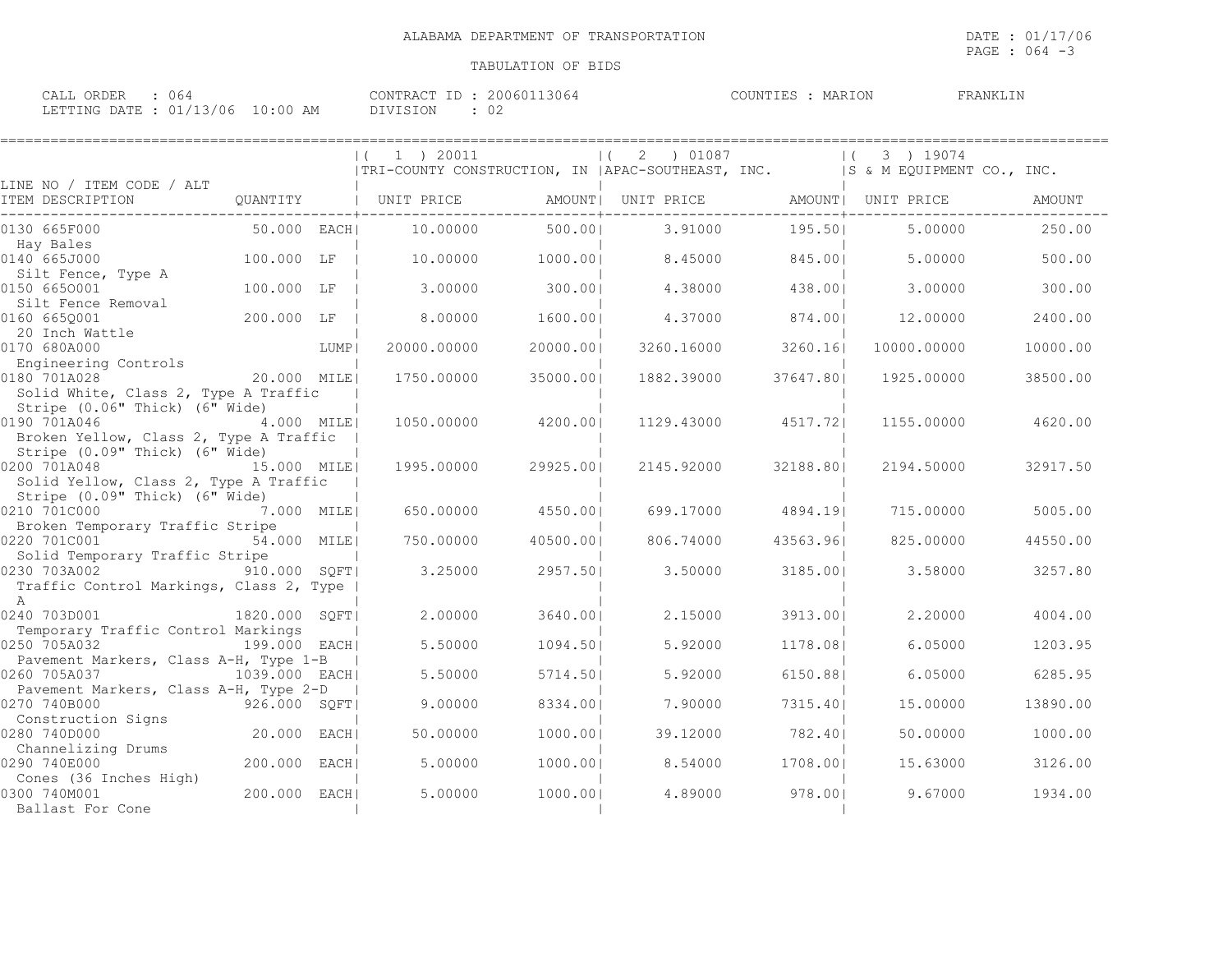ALABAMA DEPARTMENT OF TRANSPORTATION

TABULATION OF BIDS

DATE : 01/17/06
PAGE : 064 -3

CALL ORDER : 064
LETTING DATE : 01/13/06 10:00 AM

CONTRACT ID : 20060113064
DIVISION : 02

COUNTIES : MARION FRANKLIN

| LINE NO / ITEM CODE / ALT ITEM DESCRIPTION | QUANTITY | ( 1 ) 20011 TRI-COUNTY CONSTRUCTION, IN UNIT PRICE | AMOUNT | ( 2 ) 01087 APAC-SOUTHEAST, INC. UNIT PRICE | AMOUNT | ( 3 ) 19074 S & M EQUIPMENT CO., INC. UNIT PRICE | AMOUNT |
|---|---|---|---|---|---|---|---|
| 0130 665F000 Hay Bales | 50.000 EACH | 10.00000 | 500.00 | 3.91000 | 195.50 | 5.00000 | 250.00 |
| 0140 665J000 Silt Fence, Type A | 100.000 LF | 10.00000 | 1000.00 | 8.45000 | 845.00 | 5.00000 | 500.00 |
| 0150 665O001 Silt Fence Removal | 100.000 LF | 3.00000 | 300.00 | 4.38000 | 438.00 | 3.00000 | 300.00 |
| 0160 665Q001 20 Inch Wattle | 200.000 LF | 8.00000 | 1600.00 | 4.37000 | 874.00 | 12.00000 | 2400.00 |
| 0170 680A000 Engineering Controls | LUMP | 20000.00000 | 20000.00 | 3260.16000 | 3260.16 | 10000.00000 | 10000.00 |
| 0180 701A028 Solid White, Class 2, Type A Traffic Stripe (0.06" Thick) (6" Wide) | 20.000 MILE | 1750.00000 | 35000.00 | 1882.39000 | 37647.80 | 1925.00000 | 38500.00 |
| 0190 701A046 Broken Yellow, Class 2, Type A Traffic Stripe (0.09" Thick) (6" Wide) | 4.000 MILE | 1050.00000 | 4200.00 | 1129.43000 | 4517.72 | 1155.00000 | 4620.00 |
| 0200 701A048 Solid Yellow, Class 2, Type A Traffic Stripe (0.09" Thick) (6" Wide) | 15.000 MILE | 1995.00000 | 29925.00 | 2145.92000 | 32188.80 | 2194.50000 | 32917.50 |
| 0210 701C000 Broken Temporary Traffic Stripe | 7.000 MILE | 650.00000 | 4550.00 | 699.17000 | 4894.19 | 715.00000 | 5005.00 |
| 0220 701C001 Solid Temporary Traffic Stripe | 54.000 MILE | 750.00000 | 40500.00 | 806.74000 | 43563.96 | 825.00000 | 44550.00 |
| 0230 703A002 Traffic Control Markings, Class 2, Type A | 910.000 SQFT | 3.25000 | 2957.50 | 3.50000 | 3185.00 | 3.58000 | 3257.80 |
| 0240 703D001 Temporary Traffic Control Markings | 1820.000 SQFT | 2.00000 | 3640.00 | 2.15000 | 3913.00 | 2.20000 | 4004.00 |
| 0250 705A032 Pavement Markers, Class A-H, Type 1-B | 199.000 EACH | 5.50000 | 1094.50 | 5.92000 | 1178.08 | 6.05000 | 1203.95 |
| 0260 705A037 Pavement Markers, Class A-H, Type 2-D | 1039.000 EACH | 5.50000 | 5714.50 | 5.92000 | 6150.88 | 6.05000 | 6285.95 |
| 0270 740B000 Construction Signs | 926.000 SQFT | 9.00000 | 8334.00 | 7.90000 | 7315.40 | 15.00000 | 13890.00 |
| 0280 740D000 Channelizing Drums | 20.000 EACH | 50.00000 | 1000.00 | 39.12000 | 782.40 | 50.00000 | 1000.00 |
| 0290 740E000 Cones (36 Inches High) | 200.000 EACH | 5.00000 | 1000.00 | 8.54000 | 1708.00 | 15.63000 | 3126.00 |
| 0300 740M001 Ballast For Cone | 200.000 EACH | 5.00000 | 1000.00 | 4.89000 | 978.00 | 9.67000 | 1934.00 |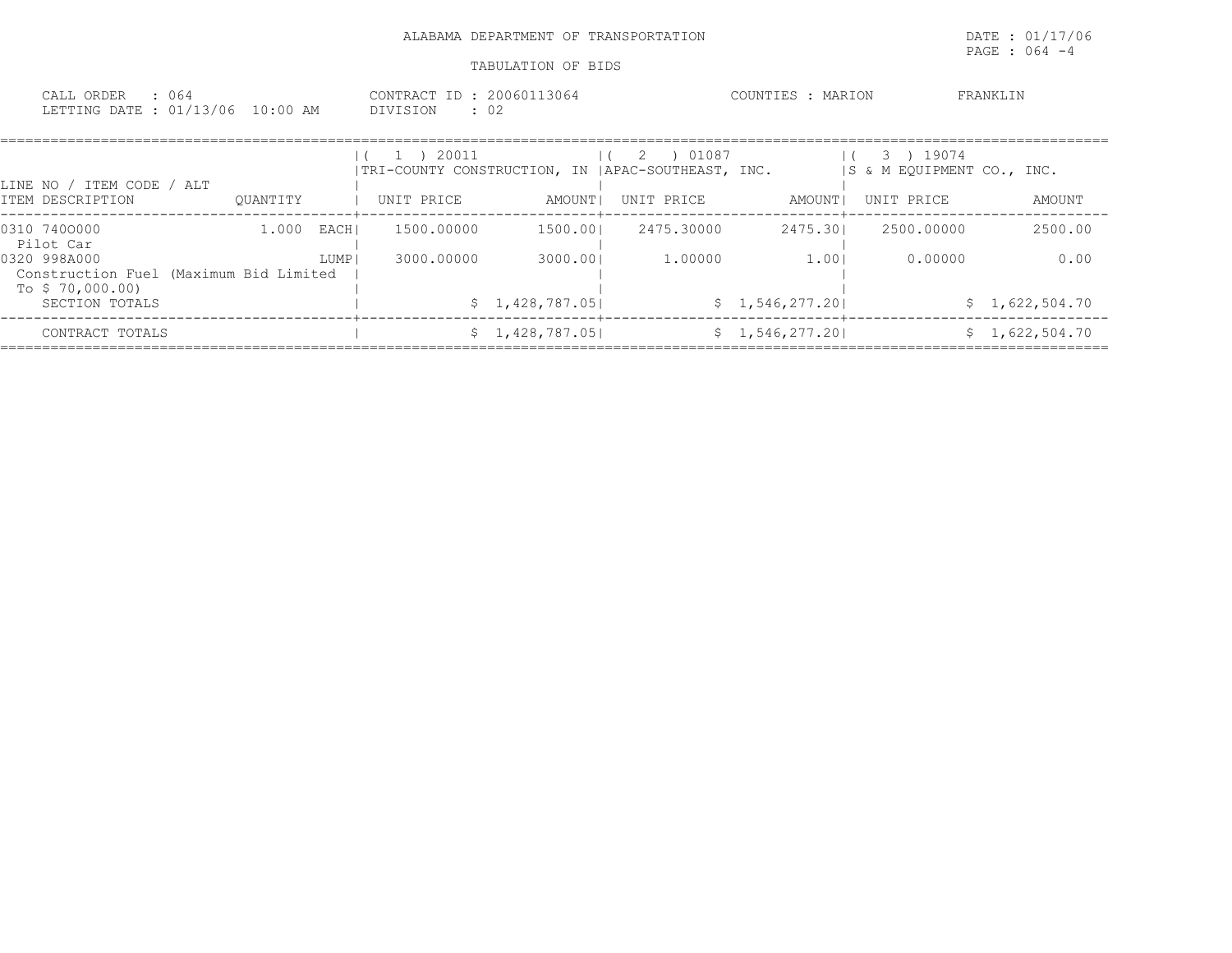ALABAMA DEPARTMENT OF TRANSPORTATION

TABULATION OF BIDS

DATE : 01/17/06
PAGE : 064 -4

CALL ORDER : 064
LETTING DATE : 01/13/06 10:00 AM

CONTRACT ID : 20060113064
DIVISION : 02

COUNTIES : MARION FRANKLIN

| LINE NO / ITEM CODE / ALT ITEM DESCRIPTION | QUANTITY | ( 1 ) 20011 TRI-COUNTY CONSTRUCTION, IN UNIT PRICE | AMOUNT | ( 2 ) 01087 APAC-SOUTHEAST, INC. UNIT PRICE | AMOUNT | ( 3 ) 19074 S & M EQUIPMENT CO., INC. UNIT PRICE | AMOUNT |
|---|---|---|---|---|---|---|---|
| 0310 7400000 Pilot Car | 1.000 EACH | 1500.00000 | 1500.00 | 2475.30000 | 2475.30 | 2500.00000 | 2500.00 |
| 0320 998A000 Construction Fuel (Maximum Bid Limited To $ 70,000.00) | LUMP | 3000.00000 | 3000.00 | 1.00000 | 1.00 | 0.00000 | 0.00 |
| SECTION TOTALS | | | $ 1,428,787.05 | | $ 1,546,277.20 | | $ 1,622,504.70 |
| CONTRACT TOTALS | | | $ 1,428,787.05 | | $ 1,546,277.20 | | $ 1,622,504.70 |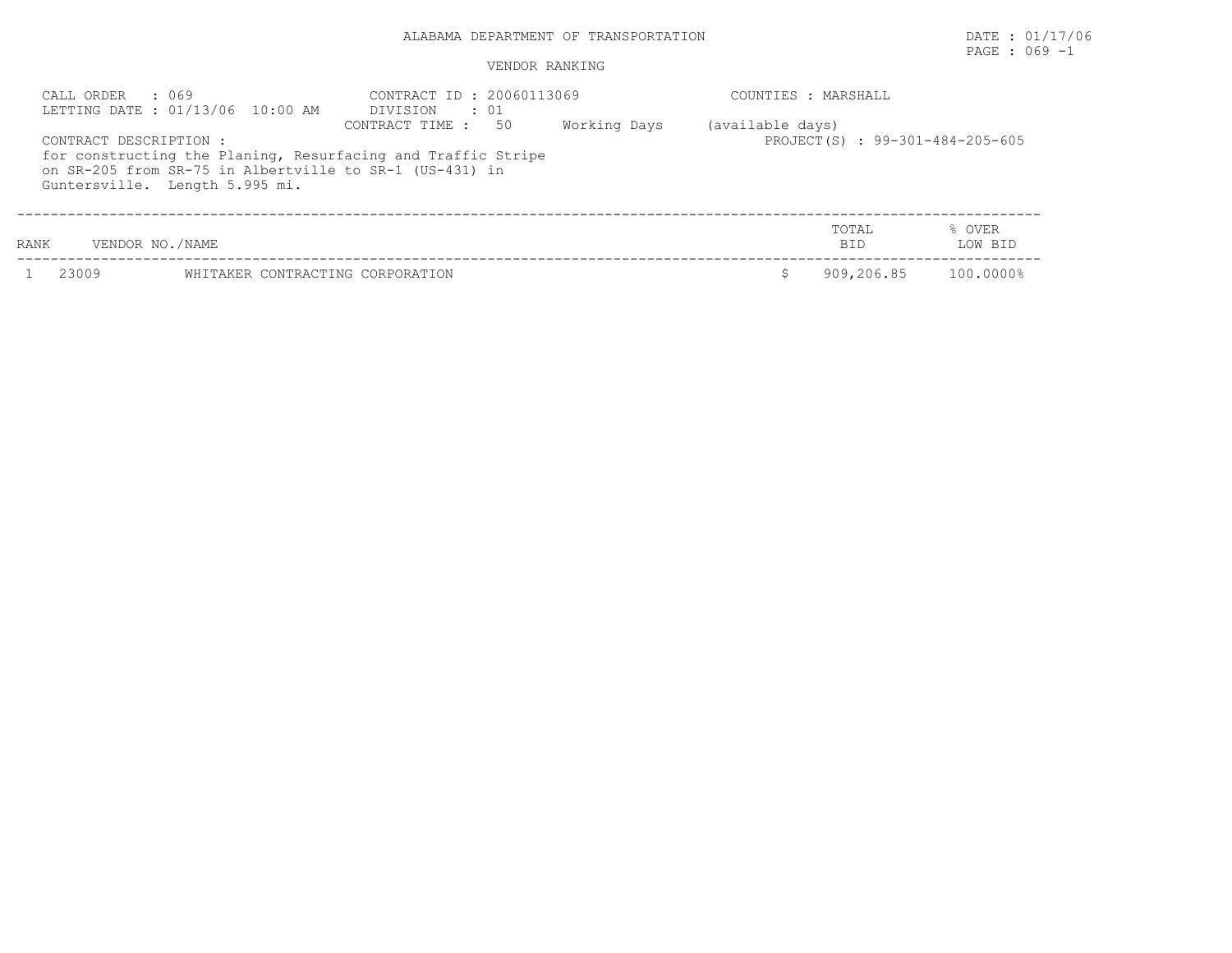ALABAMA DEPARTMENT OF TRANSPORTATION

DATE : 01/17/06

PAGE : 069 -1

VENDOR RANKING

CALL ORDER : 069
LETTING DATE : 01/13/06 10:00 AM

CONTRACT ID : 20060113069
DIVISION : 01
CONTRACT TIME : 50 Working Days (available days)

COUNTIES : MARSHALL

PROJECT(S) : 99-301-484-205-605

CONTRACT DESCRIPTION :
for constructing the Planing, Resurfacing and Traffic Stripe on SR-205 from SR-75 in Albertville to SR-1 (US-431) in Guntersville. Length 5.995 mi.

| RANK | VENDOR NO./NAME | | TOTAL BID | % OVER LOW BID |
|---|---|---|---|---|
| 1 | 23009 | WHITAKER CONTRACTING CORPORATION | $ 909,206.85 | 100.0000% |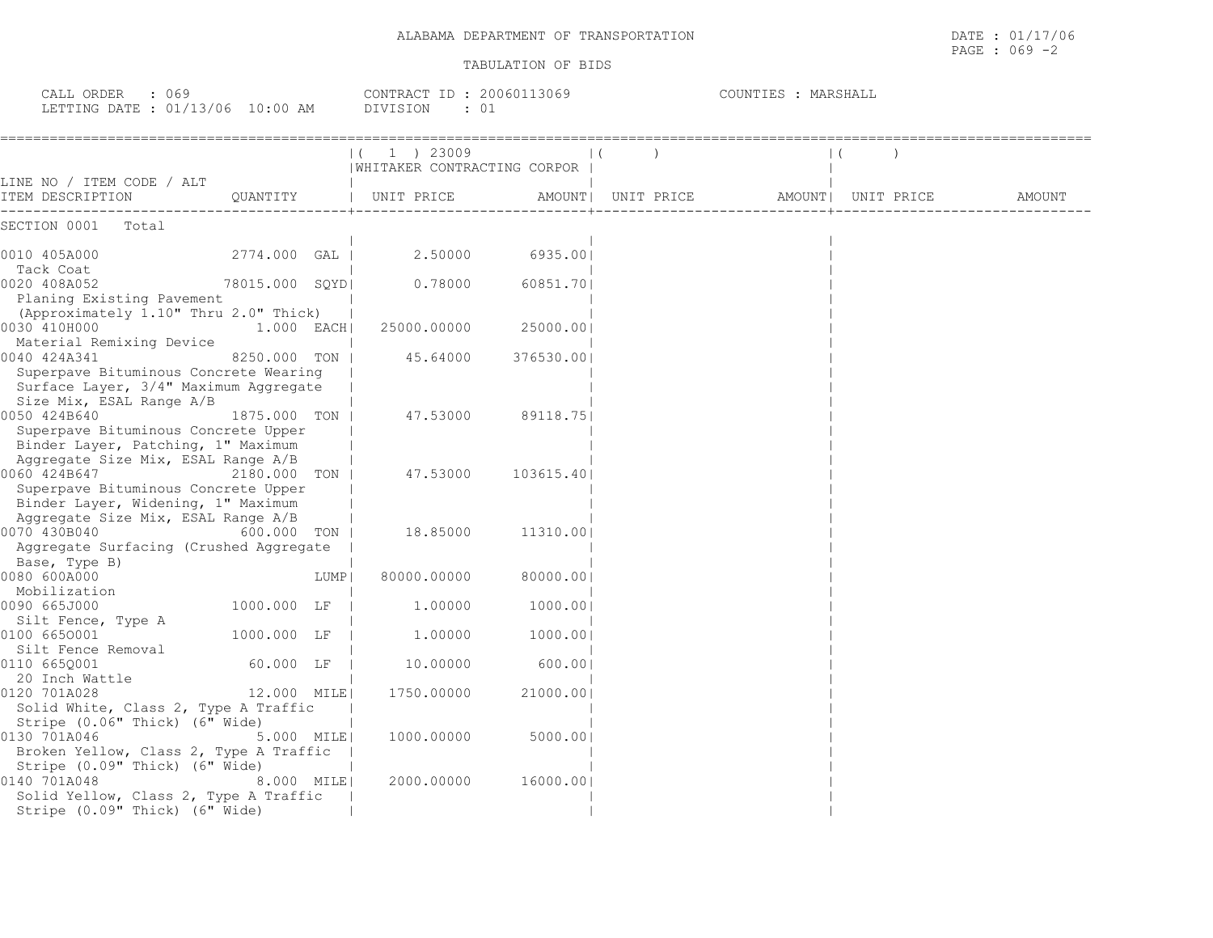ALABAMA DEPARTMENT OF TRANSPORTATION

TABULATION OF BIDS

DATE : 01/17/06
PAGE : 069 -2

CALL ORDER : 069
LETTING DATE : 01/13/06 10:00 AM

CONTRACT ID : 20060113069
DIVISION : 01

COUNTIES : MARSHALL

| LINE NO / ITEM CODE / ALT ITEM DESCRIPTION | QUANTITY | ( 1 ) 23009 WHITAKER CONTRACTING CORPOR UNIT PRICE | AMOUNT | ( ) UNIT PRICE | AMOUNT | ( ) UNIT PRICE | AMOUNT |
|---|---|---|---|---|---|---|---|
| SECTION 0001 Total | | | | | | | |
| 0010 405A000 Tack Coat | 2774.000 GAL | 2.50000 | 6935.00 | | | | |
| 0020 408A052 Planing Existing Pavement (Approximately 1.10" Thru 2.0" Thick) | 78015.000 SQYD | 0.78000 | 60851.70 | | | | |
| 0030 410H000 Material Remixing Device | 1.000 EACH | 25000.00000 | 25000.00 | | | | |
| 0040 424A341 Superpave Bituminous Concrete Wearing Surface Layer, 3/4" Maximum Aggregate Size Mix, ESAL Range A/B | 8250.000 TON | 45.64000 | 376530.00 | | | | |
| 0050 424B640 Superpave Bituminous Concrete Upper Binder Layer, Patching, 1" Maximum Aggregate Size Mix, ESAL Range A/B | 1875.000 TON | 47.53000 | 89118.75 | | | | |
| 0060 424B647 Superpave Bituminous Concrete Upper Binder Layer, Widening, 1" Maximum Aggregate Size Mix, ESAL Range A/B | 2180.000 TON | 47.53000 | 103615.40 | | | | |
| 0070 430B040 Aggregate Surfacing (Crushed Aggregate Base, Type B) | 600.000 TON | 18.85000 | 11310.00 | | | | |
| 0080 600A000 Mobilization | LUMP | 80000.00000 | 80000.00 | | | | |
| 0090 665J000 Silt Fence, Type A | 1000.000 LF | 1.00000 | 1000.00 | | | | |
| 0100 665O001 Silt Fence Removal | 1000.000 LF | 1.00000 | 1000.00 | | | | |
| 0110 665Q001 20 Inch Wattle | 60.000 LF | 10.00000 | 600.00 | | | | |
| 0120 701A028 Solid White, Class 2, Type A Traffic Stripe (0.06" Thick) (6" Wide) | 12.000 MILE | 1750.00000 | 21000.00 | | | | |
| 0130 701A046 Broken Yellow, Class 2, Type A Traffic Stripe (0.09" Thick) (6" Wide) | 5.000 MILE | 1000.00000 | 5000.00 | | | | |
| 0140 701A048 Solid Yellow, Class 2, Type A Traffic Stripe (0.09" Thick) (6" Wide) | 8.000 MILE | 2000.00000 | 16000.00 | | | | |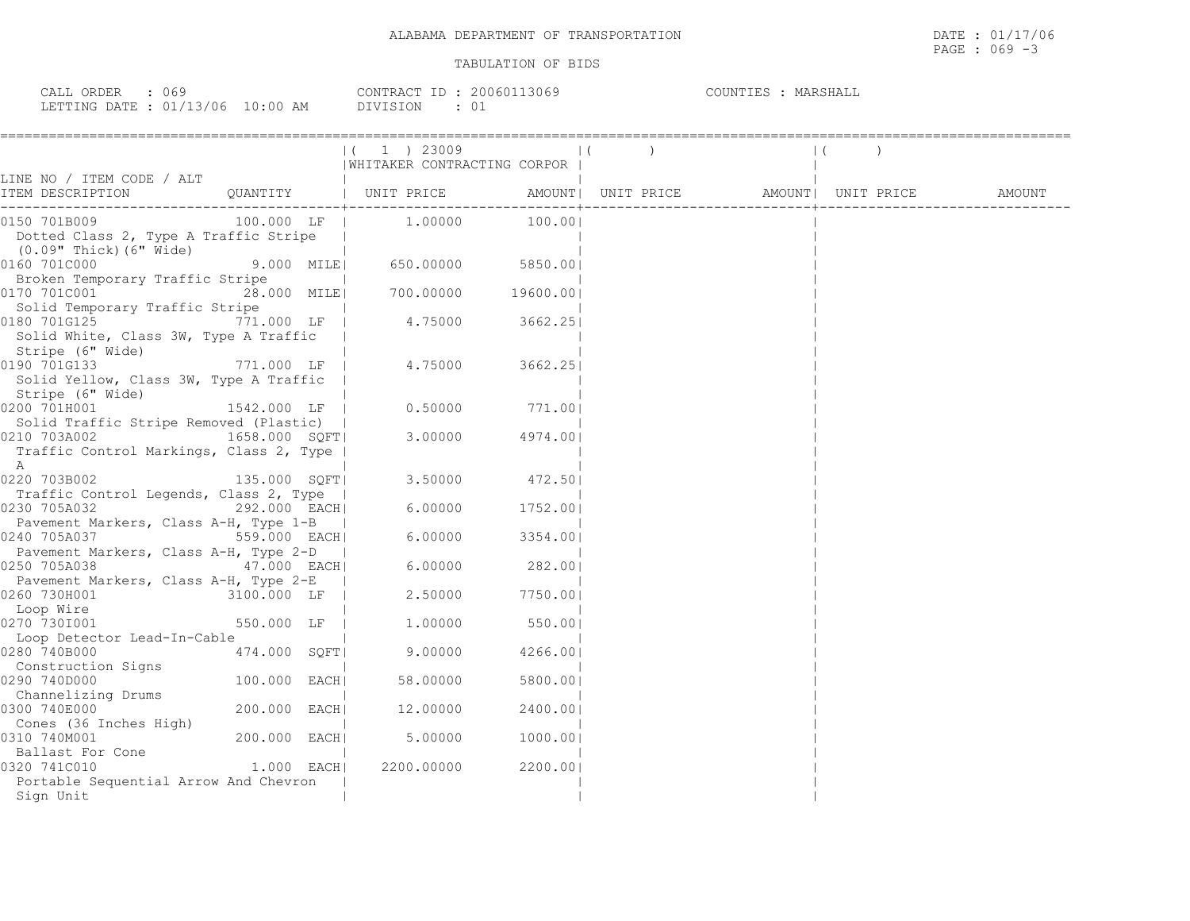ALABAMA DEPARTMENT OF TRANSPORTATION

DATE : 01/17/06

TABULATION OF BIDS

CALL ORDER : 069
LETTING DATE : 01/13/06 10:00 AM

CONTRACT ID : 20060113069
DIVISION : 01

COUNTIES : MARSHALL

| LINE NO / ITEM CODE / ALT<br>ITEM DESCRIPTION | QUANTITY | ( 1 ) 23009<br>WHITAKER CONTRACTING CORPOR<br>UNIT PRICE | <br><br>AMOUNT | ( )<br><br>UNIT PRICE | <br><br>AMOUNT | ( )<br><br>UNIT PRICE | <br><br>AMOUNT |
|---|---|---|---|---|---|---|---|
| 0150 701B009<br>Dotted Class 2, Type A Traffic Stripe (0.09" Thick)(6" Wide) | 100.000 LF | 1.00000 | 100.00 | | | | |
| 0160 701C000<br>Broken Temporary Traffic Stripe | 9.000 MILE | 650.00000 | 5850.00 | | | | |
| 0170 701C001<br>Solid Temporary Traffic Stripe | 28.000 MILE | 700.00000 | 19600.00 | | | | |
| 0180 701G125<br>Solid White, Class 3W, Type A Traffic Stripe (6" Wide) | 771.000 LF | 4.75000 | 3662.25 | | | | |
| 0190 701G133<br>Solid Yellow, Class 3W, Type A Traffic Stripe (6" Wide) | 771.000 LF | 4.75000 | 3662.25 | | | | |
| 0200 701H001<br>Solid Traffic Stripe Removed (Plastic) | 1542.000 LF | 0.50000 | 771.00 | | | | |
| 0210 703A002<br>Traffic Control Markings, Class 2, Type A | 1658.000 SQFT | 3.00000 | 4974.00 | | | | |
| 0220 703B002<br>Traffic Control Legends, Class 2, Type | 135.000 SQFT | 3.50000 | 472.50 | | | | |
| 0230 705A032<br>Pavement Markers, Class A-H, Type 1-B | 292.000 EACH | 6.00000 | 1752.00 | | | | |
| 0240 705A037<br>Pavement Markers, Class A-H, Type 2-D | 559.000 EACH | 6.00000 | 3354.00 | | | | |
| 0250 705A038<br>Pavement Markers, Class A-H, Type 2-E | 47.000 EACH | 6.00000 | 282.00 | | | | |
| 0260 730H001<br>Loop Wire | 3100.000 LF | 2.50000 | 7750.00 | | | | |
| 0270 730I001<br>Loop Detector Lead-In-Cable | 550.000 LF | 1.00000 | 550.00 | | | | |
| 0280 740B000<br>Construction Signs | 474.000 SQFT | 9.00000 | 4266.00 | | | | |
| 0290 740D000<br>Channelizing Drums | 100.000 EACH | 58.00000 | 5800.00 | | | | |
| 0300 740E000<br>Cones (36 Inches High) | 200.000 EACH | 12.00000 | 2400.00 | | | | |
| 0310 740M001<br>Ballast For Cone | 200.000 EACH | 5.00000 | 1000.00 | | | | |
| 0320 741C010<br>Portable Sequential Arrow And Chevron Sign Unit | 1.000 EACH | 2200.00000 | 2200.00 | | | | |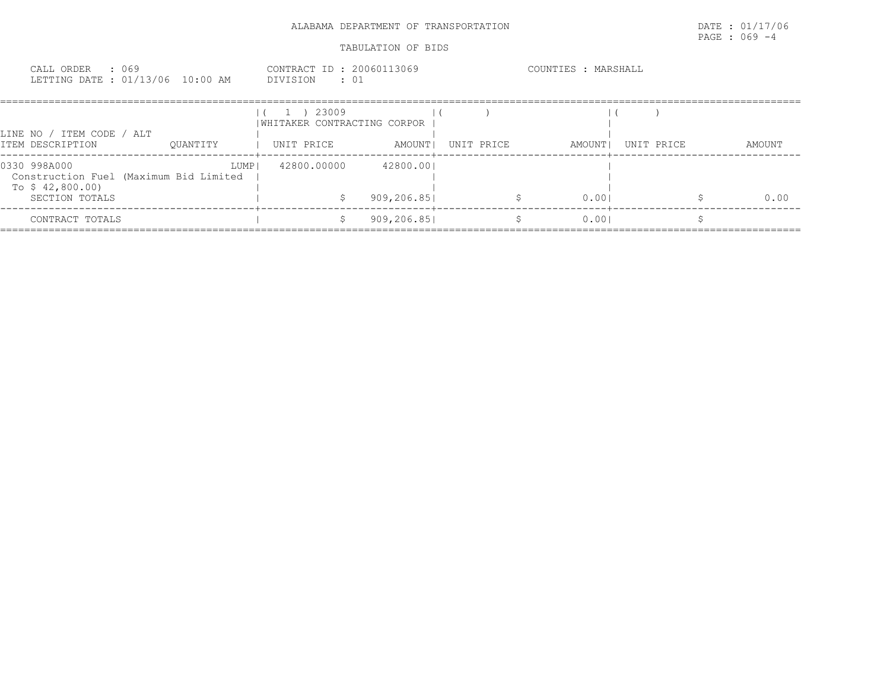ALABAMA DEPARTMENT OF TRANSPORTATION

DATE : 01/17/06

TABULATION OF BIDS

CALL ORDER : 069
LETTING DATE : 01/13/06 10:00 AM

CONTRACT ID : 20060113069
DIVISION : 01

COUNTIES : MARSHALL

| LINE NO / ITEM CODE / ALT ITEM DESCRIPTION | QUANTITY | ( 1 ) 23009 WHITAKER CONTRACTING CORPOR UNIT PRICE | AMOUNT | ( ) UNIT PRICE | AMOUNT | ( ) UNIT PRICE | AMOUNT |
|---|---|---|---|---|---|---|---|
| 0330 998A000 Construction Fuel (Maximum Bid Limited To $ 42,800.00) | LUMP | 42800.00000 | 42800.00 | | | | |
| SECTION TOTALS | | $ | 909,206.85 | $ | 0.00 | $ | 0.00 |
| CONTRACT TOTALS | | $ | 909,206.85 | $ | 0.00 | $ | |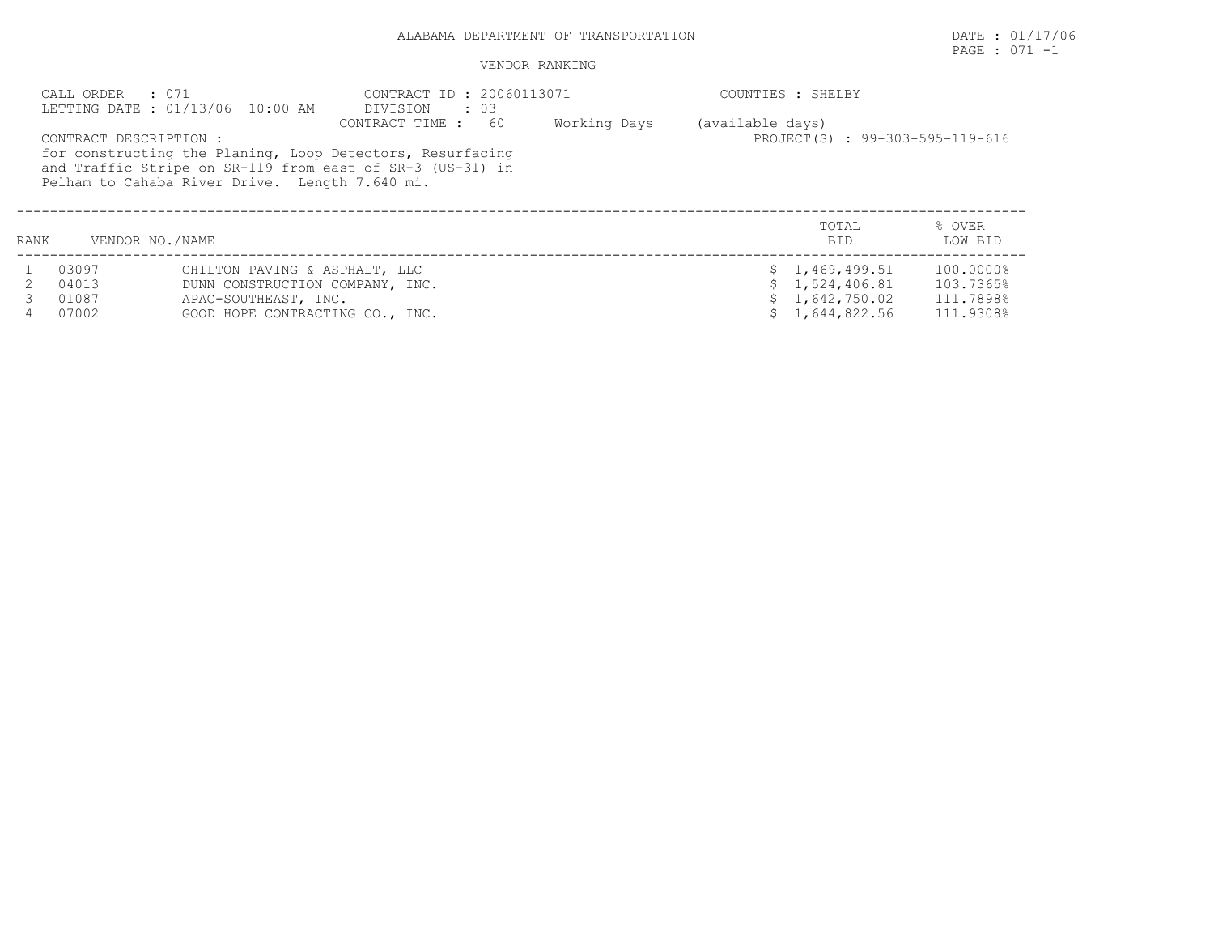ALABAMA DEPARTMENT OF TRANSPORTATION

DATE : 01/17/06

PAGE : 071 -1

VENDOR RANKING

CALL ORDER : 071
LETTING DATE : 01/13/06 10:00 AM

CONTRACT ID : 20060113071
DIVISION : 03
CONTRACT TIME : 60 Working Days (available days)

COUNTIES : SHELBY

PROJECT(S) : 99-303-595-119-616

CONTRACT DESCRIPTION :
for constructing the Planing, Loop Detectors, Resurfacing and Traffic Stripe on SR-119 from east of SR-3 (US-31) in Pelham to Cahaba River Drive. Length 7.640 mi.

| RANK | VENDOR NO./NAME | | TOTAL BID | % OVER LOW BID |
|---|---|---|---|---|
| 1 | 03097 | CHILTON PAVING & ASPHALT, LLC | $ 1,469,499.51 | 100.0000% |
| 2 | 04013 | DUNN CONSTRUCTION COMPANY, INC. | $ 1,524,406.81 | 103.7365% |
| 3 | 01087 | APAC-SOUTHEAST, INC. | $ 1,642,750.02 | 111.7898% |
| 4 | 07002 | GOOD HOPE CONTRACTING CO., INC. | $ 1,644,822.56 | 111.9308% |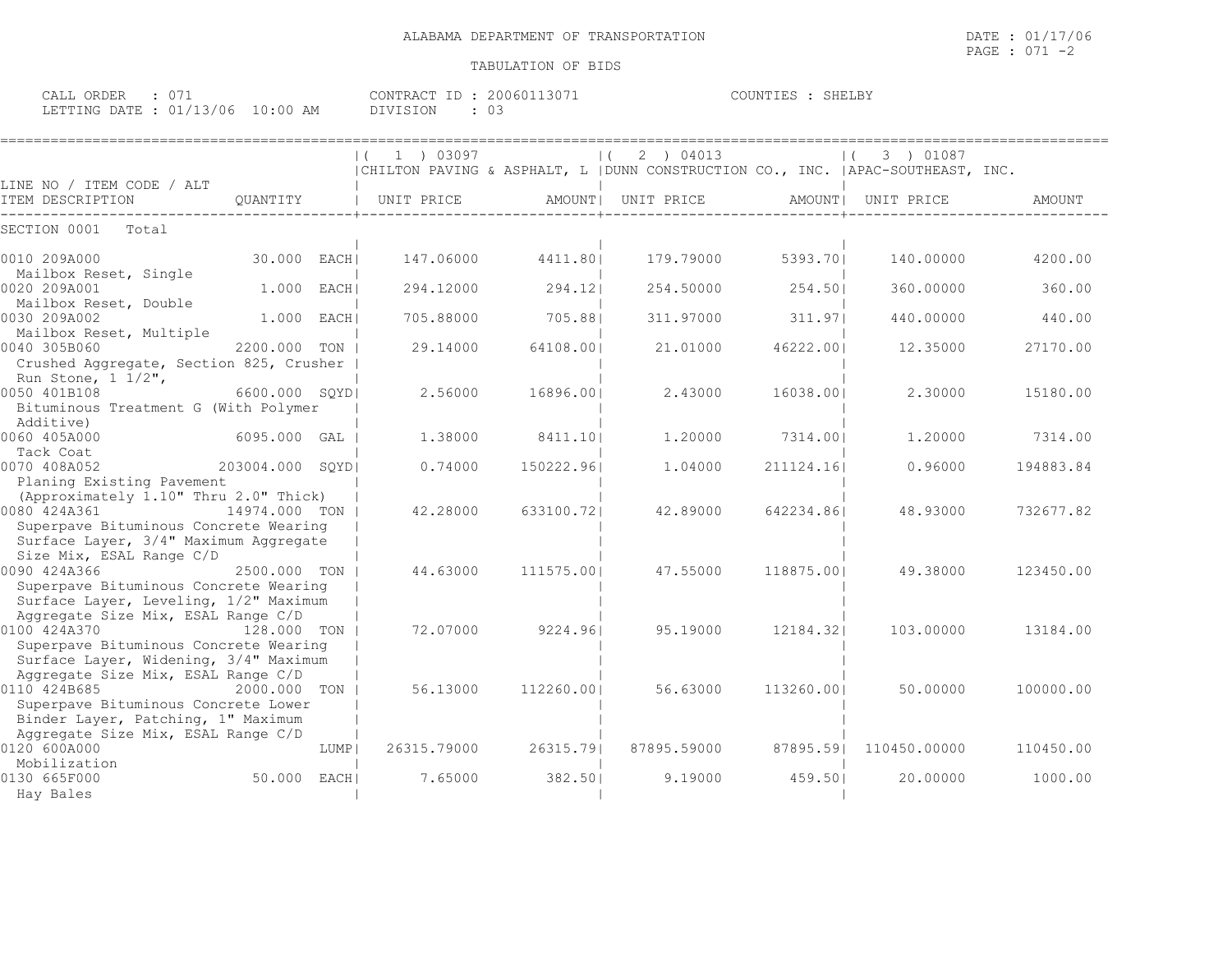ALABAMA DEPARTMENT OF TRANSPORTATION

DATE : 01/17/06
PAGE : 071 -2

TABULATION OF BIDS

CALL ORDER : 071
LETTING DATE : 01/13/06 10:00 AM

CONTRACT ID : 20060113071
DIVISION : 03

COUNTIES : SHELBY

| LINE NO / ITEM CODE / ALT ITEM DESCRIPTION | QUANTITY | ( 1 ) 03097 CHILTON PAVING & ASPHALT, L UNIT PRICE | AMOUNT | ( 2 ) 04013 DUNN CONSTRUCTION CO., INC. UNIT PRICE | AMOUNT | ( 3 ) 01087 APAC-SOUTHEAST, INC. UNIT PRICE | AMOUNT |
|---|---|---|---|---|---|---|---|
| SECTION 0001 Total | | | | | | | |
| 0010 209A000 Mailbox Reset, Single | 30.000 EACH | 147.06000 | 4411.80 | 179.79000 | 5393.70 | 140.00000 | 4200.00 |
| 0020 209A001 Mailbox Reset, Double | 1.000 EACH | 294.12000 | 294.12 | 254.50000 | 254.50 | 360.00000 | 360.00 |
| 0030 209A002 Mailbox Reset, Multiple | 1.000 EACH | 705.88000 | 705.88 | 311.97000 | 311.97 | 440.00000 | 440.00 |
| 0040 305B060 Crushed Aggregate, Section 825, Crusher Run Stone, 1 1/2", | 2200.000 TON | 29.14000 | 64108.00 | 21.01000 | 46222.00 | 12.35000 | 27170.00 |
| 0050 401B108 Bituminous Treatment G (With Polymer Additive) | 6600.000 SQYD | 2.56000 | 16896.00 | 2.43000 | 16038.00 | 2.30000 | 15180.00 |
| 0060 405A000 Tack Coat | 6095.000 GAL | 1.38000 | 8411.10 | 1.20000 | 7314.00 | 1.20000 | 7314.00 |
| 0070 408A052 Planing Existing Pavement (Approximately 1.10" Thru 2.0" Thick) | 203004.000 SQYD | 0.74000 | 150222.96 | 1.04000 | 211124.16 | 0.96000 | 194883.84 |
| 0080 424A361 Superpave Bituminous Concrete Wearing Surface Layer, 3/4" Maximum Aggregate Size Mix, ESAL Range C/D | 14974.000 TON | 42.28000 | 633100.72 | 42.89000 | 642234.86 | 48.93000 | 732677.82 |
| 0090 424A366 Superpave Bituminous Concrete Wearing Surface Layer, Leveling, 1/2" Maximum Aggregate Size Mix, ESAL Range C/D | 2500.000 TON | 44.63000 | 111575.00 | 47.55000 | 118875.00 | 49.38000 | 123450.00 |
| 0100 424A370 Superpave Bituminous Concrete Wearing Surface Layer, Widening, 3/4" Maximum Aggregate Size Mix, ESAL Range C/D | 128.000 TON | 72.07000 | 9224.96 | 95.19000 | 12184.32 | 103.00000 | 13184.00 |
| 0110 424B685 Superpave Bituminous Concrete Lower Binder Layer, Patching, 1" Maximum Aggregate Size Mix, ESAL Range C/D | 2000.000 TON | 56.13000 | 112260.00 | 56.63000 | 113260.00 | 50.00000 | 100000.00 |
| 0120 600A000 Mobilization | LUMP | 26315.79000 | 26315.79 | 87895.59000 | 87895.59 | 110450.00000 | 110450.00 |
| 0130 665F000 Hay Bales | 50.000 EACH | 7.65000 | 382.50 | 9.19000 | 459.50 | 20.00000 | 1000.00 |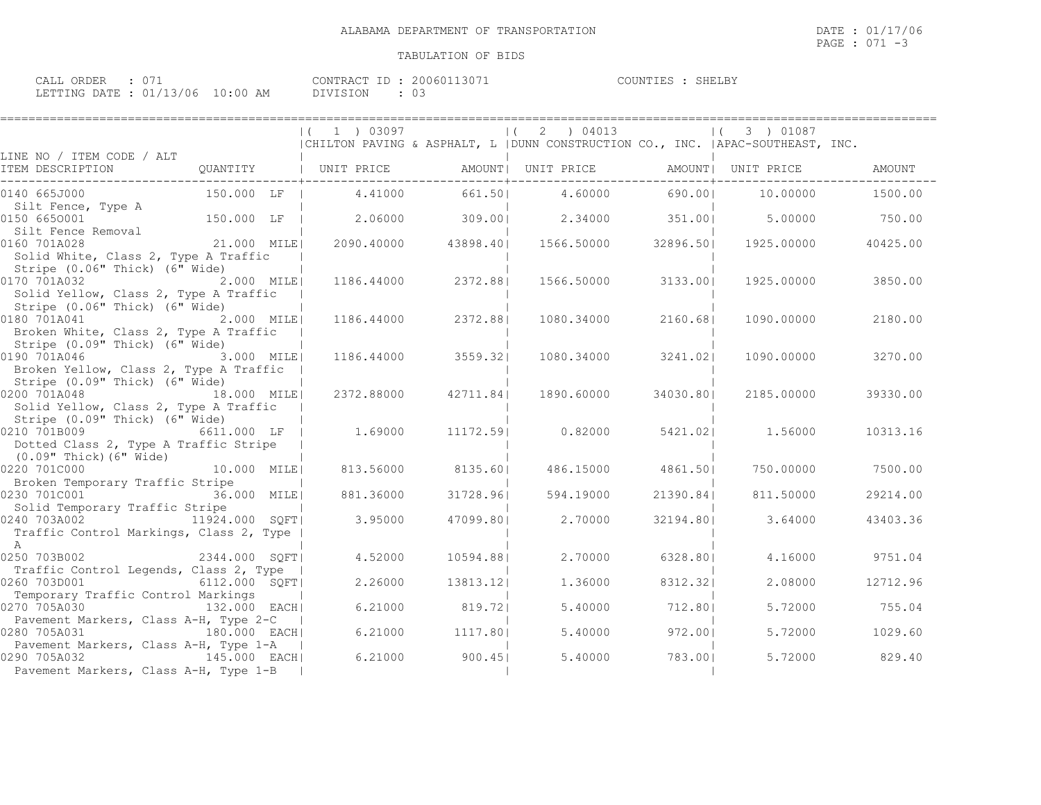# ALABAMA DEPARTMENT OF TRANSPORTATION

DATE : 01/17/06
PAGE : 071 -3

## TABULATION OF BIDS

CALL ORDER : 071 CONTRACT ID : 20060113071 COUNTIES : SHELBY
LETTING DATE : 01/13/06 10:00 AM DIVISION : 03

| LINE NO / ITEM CODE / ALT ITEM DESCRIPTION | QUANTITY | ( 1 ) 03097 CHILTON PAVING & ASPHALT, L UNIT PRICE | AMOUNT | ( 2 ) 04013 DUNN CONSTRUCTION CO., INC. UNIT PRICE | AMOUNT | ( 3 ) 01087 APAC-SOUTHEAST, INC. UNIT PRICE | AMOUNT |
|---|---|---|---|---|---|---|---|
| 0140 665J000 Silt Fence, Type A | 150.000 LF | 4.41000 | 661.50 | 4.60000 | 690.00 | 10.00000 | 1500.00 |
| 0150 665O001 Silt Fence Removal | 150.000 LF | 2.06000 | 309.00 | 2.34000 | 351.00 | 5.00000 | 750.00 |
| 0160 701A028 Solid White, Class 2, Type A Traffic Stripe (0.06" Thick) (6" Wide) | 21.000 MILE | 2090.40000 | 43898.40 | 1566.50000 | 32896.50 | 1925.00000 | 40425.00 |
| 0170 701A032 Solid Yellow, Class 2, Type A Traffic Stripe (0.06" Thick) (6" Wide) | 2.000 MILE | 1186.44000 | 2372.88 | 1566.50000 | 3133.00 | 1925.00000 | 3850.00 |
| 0180 701A041 Broken White, Class 2, Type A Traffic Stripe (0.09" Thick) (6" Wide) | 2.000 MILE | 1186.44000 | 2372.88 | 1080.34000 | 2160.68 | 1090.00000 | 2180.00 |
| 0190 701A046 Broken Yellow, Class 2, Type A Traffic Stripe (0.09" Thick) (6" Wide) | 3.000 MILE | 1186.44000 | 3559.32 | 1080.34000 | 3241.02 | 1090.00000 | 3270.00 |
| 0200 701A048 Solid Yellow, Class 2, Type A Traffic Stripe (0.09" Thick) (6" Wide) | 18.000 MILE | 2372.88000 | 42711.84 | 1890.60000 | 34030.80 | 2185.00000 | 39330.00 |
| 0210 701B009 Dotted Class 2, Type A Traffic Stripe (0.09" Thick)(6" Wide) | 6611.000 LF | 1.69000 | 11172.59 | 0.82000 | 5421.02 | 1.56000 | 10313.16 |
| 0220 701C000 Broken Temporary Traffic Stripe | 10.000 MILE | 813.56000 | 8135.60 | 486.15000 | 4861.50 | 750.00000 | 7500.00 |
| 0230 701C001 Solid Temporary Traffic Stripe | 36.000 MILE | 881.36000 | 31728.96 | 594.19000 | 21390.84 | 811.50000 | 29214.00 |
| 0240 703A002 Traffic Control Markings, Class 2, Type A | 11924.000 SQFT | 3.95000 | 47099.80 | 2.70000 | 32194.80 | 3.64000 | 43403.36 |
| 0250 703B002 Traffic Control Legends, Class 2, Type A | 2344.000 SQFT | 4.52000 | 10594.88 | 2.70000 | 6328.80 | 4.16000 | 9751.04 |
| 0260 703D001 Temporary Traffic Control Markings | 6112.000 SQFT | 2.26000 | 13813.12 | 1.36000 | 8312.32 | 2.08000 | 12712.96 |
| 0270 705A030 Pavement Markers, Class A-H, Type 2-C | 132.000 EACH | 6.21000 | 819.72 | 5.40000 | 712.80 | 5.72000 | 755.04 |
| 0280 705A031 Pavement Markers, Class A-H, Type 1-A | 180.000 EACH | 6.21000 | 1117.80 | 5.40000 | 972.00 | 5.72000 | 1029.60 |
| 0290 705A032 Pavement Markers, Class A-H, Type 1-B | 145.000 EACH | 6.21000 | 900.45 | 5.40000 | 783.00 | 5.72000 | 829.40 |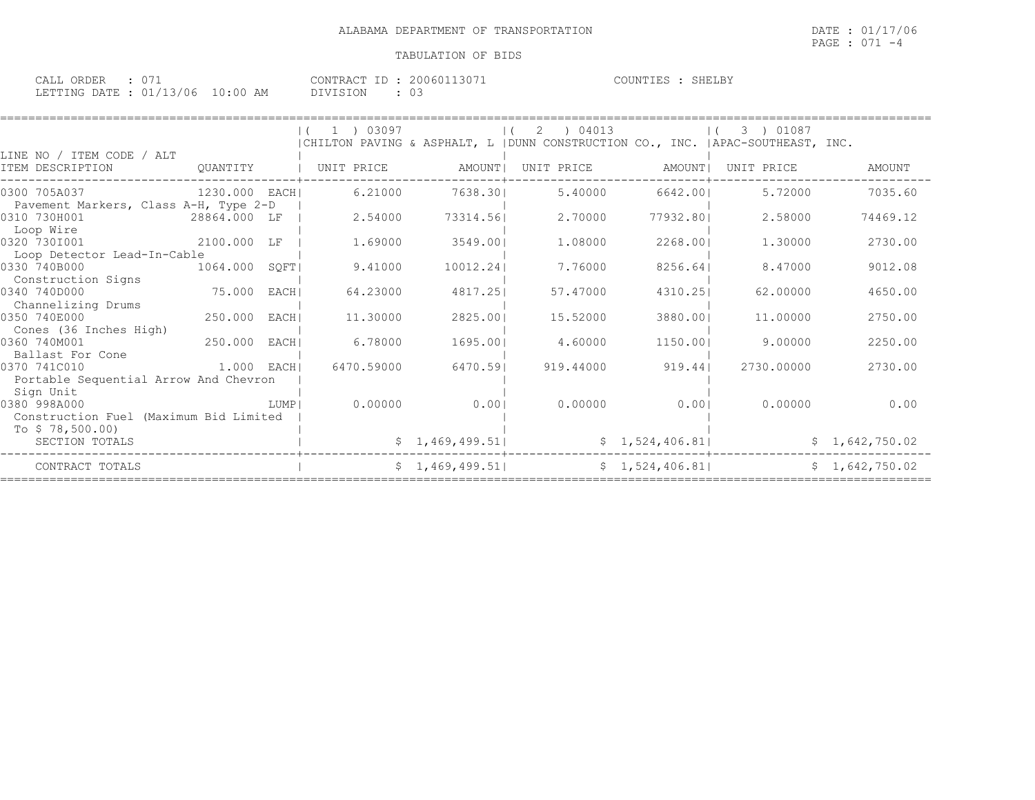ALABAMA DEPARTMENT OF TRANSPORTATION

DATE : 01/17/06

PAGE : 071 -4

TABULATION OF BIDS

CALL ORDER : 071
LETTING DATE : 01/13/06 10:00 AM

CONTRACT ID : 20060113071
DIVISION : 03

COUNTIES : SHELBY

| LINE NO / ITEM CODE / ALT ITEM DESCRIPTION | QUANTITY | (1) 03097 CHILTON PAVING & ASPHALT, L UNIT PRICE | AMOUNT | (2) 04013 DUNN CONSTRUCTION CO., INC. UNIT PRICE | AMOUNT | (3) 01087 APAC-SOUTHEAST, INC. UNIT PRICE | AMOUNT |
|---|---|---|---|---|---|---|---|
| 0300 705A037 Pavement Markers, Class A-H, Type 2-D | 1230.000 EACH | 6.21000 | 7638.30 | 5.40000 | 6642.00 | 5.72000 | 7035.60 |
| 0310 730H001 Loop Wire | 28864.000 LF | 2.54000 | 73314.56 | 2.70000 | 77932.80 | 2.58000 | 74469.12 |
| 0320 730I001 Loop Detector Lead-In-Cable | 2100.000 LF | 1.69000 | 3549.00 | 1.08000 | 2268.00 | 1.30000 | 2730.00 |
| 0330 740B000 Construction Signs | 1064.000 SQFT | 9.41000 | 10012.24 | 7.76000 | 8256.64 | 8.47000 | 9012.08 |
| 0340 740D000 Channelizing Drums | 75.000 EACH | 64.23000 | 4817.25 | 57.47000 | 4310.25 | 62.00000 | 4650.00 |
| 0350 740E000 Cones (36 Inches High) | 250.000 EACH | 11.30000 | 2825.00 | 15.52000 | 3880.00 | 11.00000 | 2750.00 |
| 0360 740M001 Ballast For Cone | 250.000 EACH | 6.78000 | 1695.00 | 4.60000 | 1150.00 | 9.00000 | 2250.00 |
| 0370 741C010 Portable Sequential Arrow And Chevron Sign Unit | 1.000 EACH | 6470.59000 | 6470.59 | 919.44000 | 919.44 | 2730.00000 | 2730.00 |
| 0380 998A000 Construction Fuel (Maximum Bid Limited To $ 78,500.00) | LUMP | 0.00000 | 0.00 | 0.00000 | 0.00 | 0.00000 | 0.00 |
| SECTION TOTALS | | | $ 1,469,499.51 | | $ 1,524,406.81 | | $ 1,642,750.02 |
| CONTRACT TOTALS | | | $ 1,469,499.51 | | $ 1,524,406.81 | | $ 1,642,750.02 |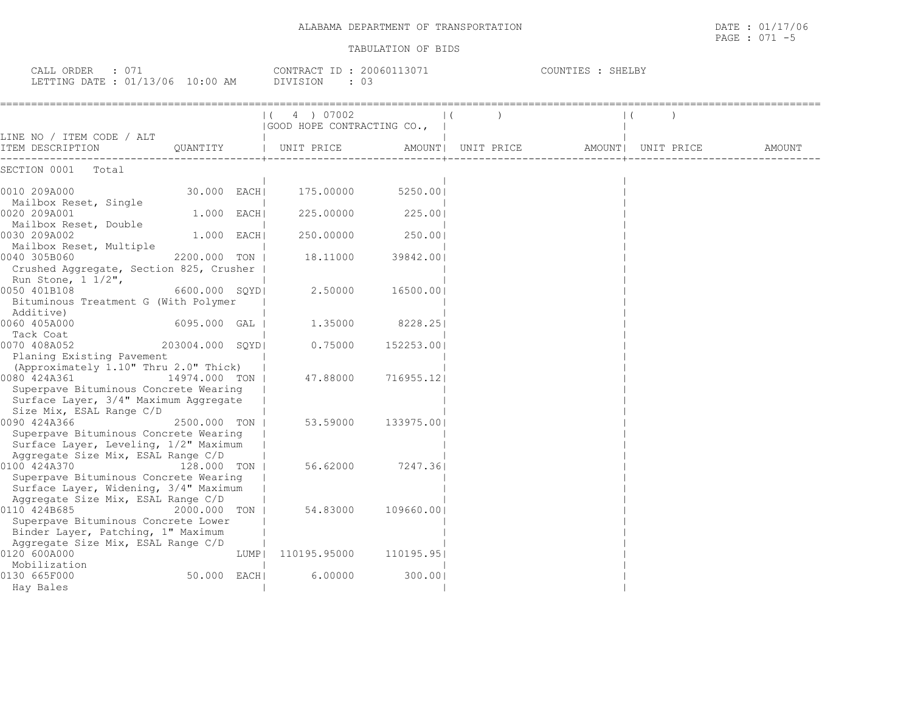ALABAMA DEPARTMENT OF TRANSPORTATION

DATE : 01/17/06

TABULATION OF BIDS

CALL ORDER : 071 &nbsp;&nbsp;&nbsp; CONTRACT ID : 20060113071 &nbsp;&nbsp;&nbsp; COUNTIES : SHELBY

LETTING DATE : 01/13/06 10:00 AM &nbsp;&nbsp;&nbsp; DIVISION : 03

| LINE NO / ITEM CODE / ALT<br>ITEM DESCRIPTION | QUANTITY | ( 4 ) 07002<br>GOOD HOPE CONTRACTING CO.,<br>UNIT PRICE | AMOUNT | ( )<br>UNIT PRICE | AMOUNT | ( )<br>UNIT PRICE | AMOUNT |
|---|---|---|---|---|---|---|---|
| SECTION 0001 Total | | | | | | | |
| 0010 209A000<br>Mailbox Reset, Single | 30.000 EACH | 175.00000 | 5250.00 | | | | |
| 0020 209A001<br>Mailbox Reset, Double | 1.000 EACH | 225.00000 | 225.00 | | | | |
| 0030 209A002<br>Mailbox Reset, Multiple | 1.000 EACH | 250.00000 | 250.00 | | | | |
| 0040 305B060<br>Crushed Aggregate, Section 825, Crusher Run Stone, 1 1/2", | 2200.000 TON | 18.11000 | 39842.00 | | | | |
| 0050 401B108<br>Bituminous Treatment G (With Polymer Additive) | 6600.000 SQYD | 2.50000 | 16500.00 | | | | |
| 0060 405A000<br>Tack Coat | 6095.000 GAL | 1.35000 | 8228.25 | | | | |
| 0070 408A052<br>Planing Existing Pavement (Approximately 1.10" Thru 2.0" Thick) | 203004.000 SQYD | 0.75000 | 152253.00 | | | | |
| 0080 424A361<br>Superpave Bituminous Concrete Wearing Surface Layer, 3/4" Maximum Aggregate Size Mix, ESAL Range C/D | 14974.000 TON | 47.88000 | 716955.12 | | | | |
| 0090 424A366<br>Superpave Bituminous Concrete Wearing Surface Layer, Leveling, 1/2" Maximum Aggregate Size Mix, ESAL Range C/D | 2500.000 TON | 53.59000 | 133975.00 | | | | |
| 0100 424A370<br>Superpave Bituminous Concrete Wearing Surface Layer, Widening, 3/4" Maximum Aggregate Size Mix, ESAL Range C/D | 128.000 TON | 56.62000 | 7247.36 | | | | |
| 0110 424B685<br>Superpave Bituminous Concrete Lower Binder Layer, Patching, 1" Maximum Aggregate Size Mix, ESAL Range C/D | 2000.000 TON | 54.83000 | 109660.00 | | | | |
| 0120 600A000<br>Mobilization | LUMP | 110195.95000 | 110195.95 | | | | |
| 0130 665F000<br>Hay Bales | 50.000 EACH | 6.00000 | 300.00 | | | | |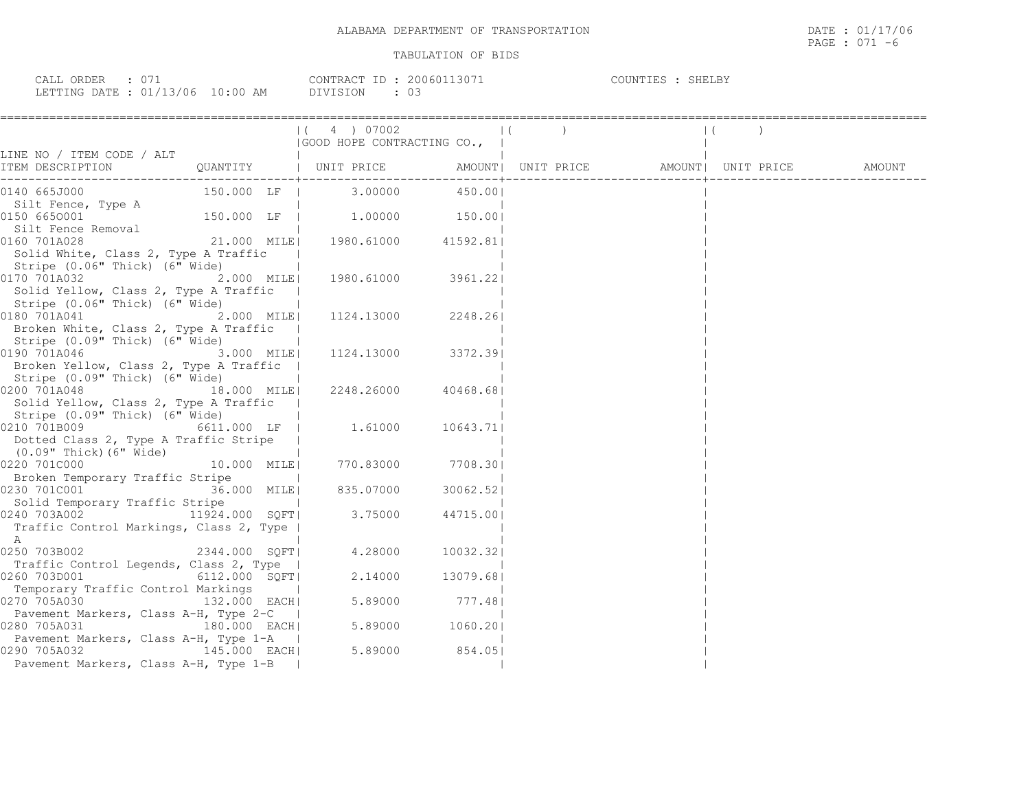ALABAMA DEPARTMENT OF TRANSPORTATION

TABULATION OF BIDS

CALL ORDER : 071 CONTRACT ID : 20060113071 COUNTIES : SHELBY
LETTING DATE : 01/13/06 10:00 AM DIVISION : 03

| LINE NO / ITEM CODE / ALT ITEM DESCRIPTION | QUANTITY | ( 4 ) 07002 GOOD HOPE CONTRACTING CO., UNIT PRICE | AMOUNT | ( ) UNIT PRICE | AMOUNT | ( ) UNIT PRICE | AMOUNT |
|---|---|---|---|---|---|---|---|
| 0140 665J000 Silt Fence, Type A | 150.000 LF | 3.00000 | 450.00 | | | | |
| 0150 665O001 Silt Fence Removal | 150.000 LF | 1.00000 | 150.00 | | | | |
| 0160 701A028 Solid White, Class 2, Type A Traffic Stripe (0.06" Thick) (6" Wide) | 21.000 MILE | 1980.61000 | 41592.81 | | | | |
| 0170 701A032 Solid Yellow, Class 2, Type A Traffic Stripe (0.06" Thick) (6" Wide) | 2.000 MILE | 1980.61000 | 3961.22 | | | | |
| 0180 701A041 Broken White, Class 2, Type A Traffic Stripe (0.09" Thick) (6" Wide) | 2.000 MILE | 1124.13000 | 2248.26 | | | | |
| 0190 701A046 Broken Yellow, Class 2, Type A Traffic Stripe (0.09" Thick) (6" Wide) | 3.000 MILE | 1124.13000 | 3372.39 | | | | |
| 0200 701A048 Solid Yellow, Class 2, Type A Traffic Stripe (0.09" Thick) (6" Wide) | 18.000 MILE | 2248.26000 | 40468.68 | | | | |
| 0210 701B009 Dotted Class 2, Type A Traffic Stripe (0.09" Thick)(6" Wide) | 6611.000 LF | 1.61000 | 10643.71 | | | | |
| 0220 701C000 Broken Temporary Traffic Stripe | 10.000 MILE | 770.83000 | 7708.30 | | | | |
| 0230 701C001 Solid Temporary Traffic Stripe | 36.000 MILE | 835.07000 | 30062.52 | | | | |
| 0240 703A002 Traffic Control Markings, Class 2, Type A | 11924.000 SQFT | 3.75000 | 44715.00 | | | | |
| 0250 703B002 Traffic Control Legends, Class 2, Type | 2344.000 SQFT | 4.28000 | 10032.32 | | | | |
| 0260 703D001 Temporary Traffic Control Markings | 6112.000 SQFT | 2.14000 | 13079.68 | | | | |
| 0270 705A030 Pavement Markers, Class A-H, Type 2-C | 132.000 EACH | 5.89000 | 777.48 | | | | |
| 0280 705A031 Pavement Markers, Class A-H, Type 1-A | 180.000 EACH | 5.89000 | 1060.20 | | | | |
| 0290 705A032 Pavement Markers, Class A-H, Type 1-B | 145.000 EACH | 5.89000 | 854.05 | | | | |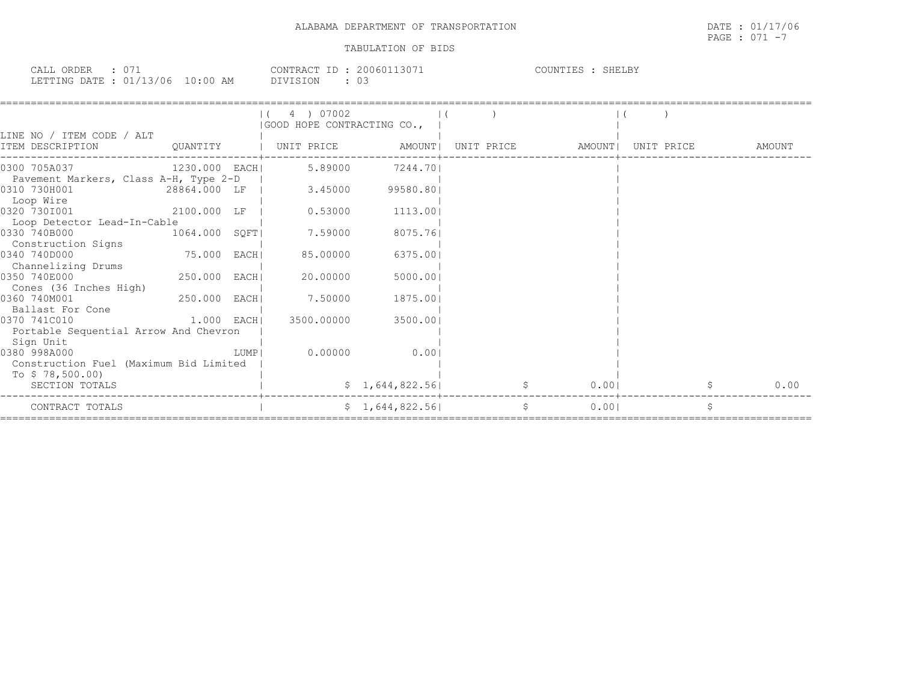ALABAMA DEPARTMENT OF TRANSPORTATION

DATE : 01/17/06
PAGE : 071 -7

TABULATION OF BIDS

CALL ORDER : 071
LETTING DATE : 01/13/06 10:00 AM

CONTRACT ID : 20060113071
DIVISION : 03

COUNTIES : SHELBY

| LINE NO / ITEM CODE / ALT ITEM DESCRIPTION | QUANTITY | ( 4 ) 07002 GOOD HOPE CONTRACTING CO., UNIT PRICE | AMOUNT | ( ) UNIT PRICE | AMOUNT | ( ) UNIT PRICE | AMOUNT |
|---|---|---|---|---|---|---|---|
| 0300 705A037 Pavement Markers, Class A-H, Type 2-D | 1230.000 EACH | 5.89000 | 7244.70 | | | | |
| 0310 730H001 Loop Wire | 28864.000 LF | 3.45000 | 99580.80 | | | | |
| 0320 730I001 Loop Detector Lead-In-Cable | 2100.000 LF | 0.53000 | 1113.00 | | | | |
| 0330 740B000 Construction Signs | 1064.000 SQFT | 7.59000 | 8075.76 | | | | |
| 0340 740D000 Channelizing Drums | 75.000 EACH | 85.00000 | 6375.00 | | | | |
| 0350 740E000 Cones (36 Inches High) | 250.000 EACH | 20.00000 | 5000.00 | | | | |
| 0360 740M001 Ballast For Cone | 250.000 EACH | 7.50000 | 1875.00 | | | | |
| 0370 741C010 Portable Sequential Arrow And Chevron Sign Unit | 1.000 EACH | 3500.00000 | 3500.00 | | | | |
| 0380 998A000 Construction Fuel (Maximum Bid Limited To $ 78,500.00) | LUMP | 0.00000 | 0.00 | | | | |
| SECTION TOTALS | | | $ 1,644,822.56 | | $ 0.00 | | $ 0.00 |
| CONTRACT TOTALS | | | $ 1,644,822.56 | | $ 0.00 | | $ |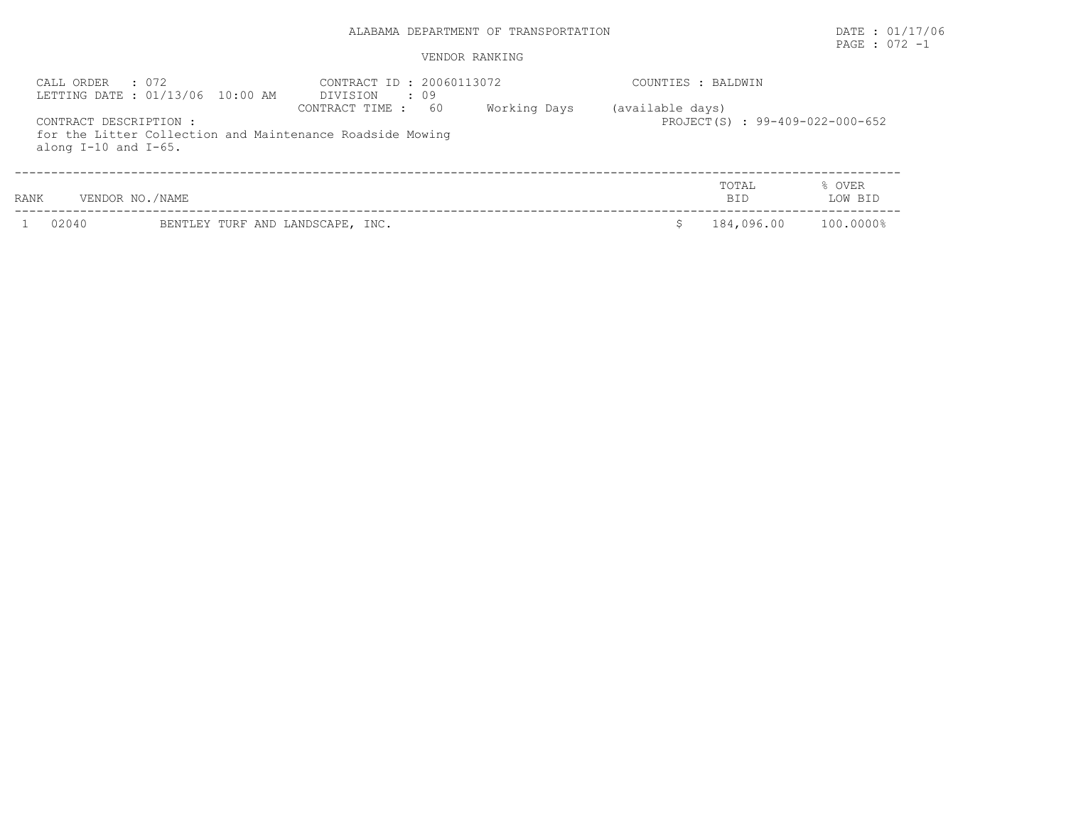ALABAMA DEPARTMENT OF TRANSPORTATION

DATE : 01/17/06

VENDOR RANKING

CALL ORDER : 072
LETTING DATE : 01/13/06 10:00 AM

CONTRACT ID : 20060113072
DIVISION : 09
CONTRACT TIME : 60 Working Days (available days)

COUNTIES : BALDWIN

PROJECT(S) : 99-409-022-000-652

CONTRACT DESCRIPTION :
for the Litter Collection and Maintenance Roadside Mowing along I-10 and I-65.

| RANK | VENDOR NO./NAME | | TOTAL BID | % OVER LOW BID |
|---|---|---|---|---|
| 1 | 02040 | BENTLEY TURF AND LANDSCAPE, INC. | $ 184,096.00 | 100.0000% |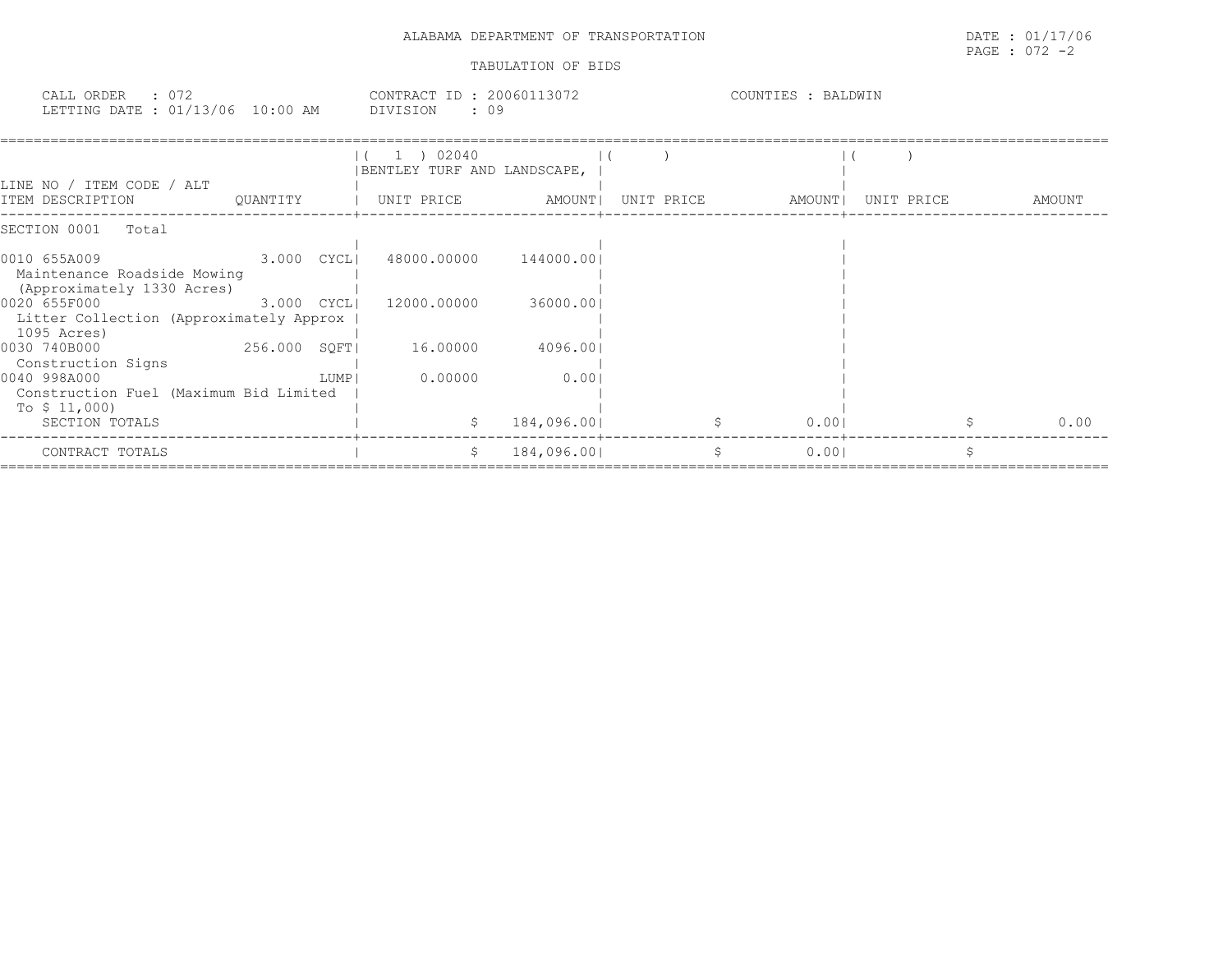ALABAMA DEPARTMENT OF TRANSPORTATION

DATE : 01/17/06

PAGE : 072 -2

TABULATION OF BIDS

CALL ORDER : 072
LETTING DATE : 01/13/06 10:00 AM

CONTRACT ID : 20060113072
DIVISION : 09

COUNTIES : BALDWIN

| LINE NO / ITEM CODE / ALT ITEM DESCRIPTION | QUANTITY | ( 1 ) 02040 BENTLEY TURF AND LANDSCAPE, UNIT PRICE | AMOUNT | ( ) UNIT PRICE | AMOUNT | ( ) UNIT PRICE | AMOUNT |
|---|---|---|---|---|---|---|---|
| SECTION 0001 Total | | | | | | | |
| 0010 655A009 Maintenance Roadside Mowing (Approximately 1330 Acres) | 3.000 CYCL | 48000.00000 | 144000.00 | | | | |
| 0020 655F000 Litter Collection (Approximately Approx 1095 Acres) | 3.000 CYCL | 12000.00000 | 36000.00 | | | | |
| 0030 740B000 Construction Signs | 256.000 SQFT | 16.00000 | 4096.00 | | | | |
| 0040 998A000 Construction Fuel (Maximum Bid Limited To $ 11,000) | LUMP | 0.00000 | 0.00 | | | | |
| SECTION TOTALS | | | $ 184,096.00 | | $ 0.00 | | $ 0.00 |
| CONTRACT TOTALS | | | $ 184,096.00 | | $ 0.00 | | $ |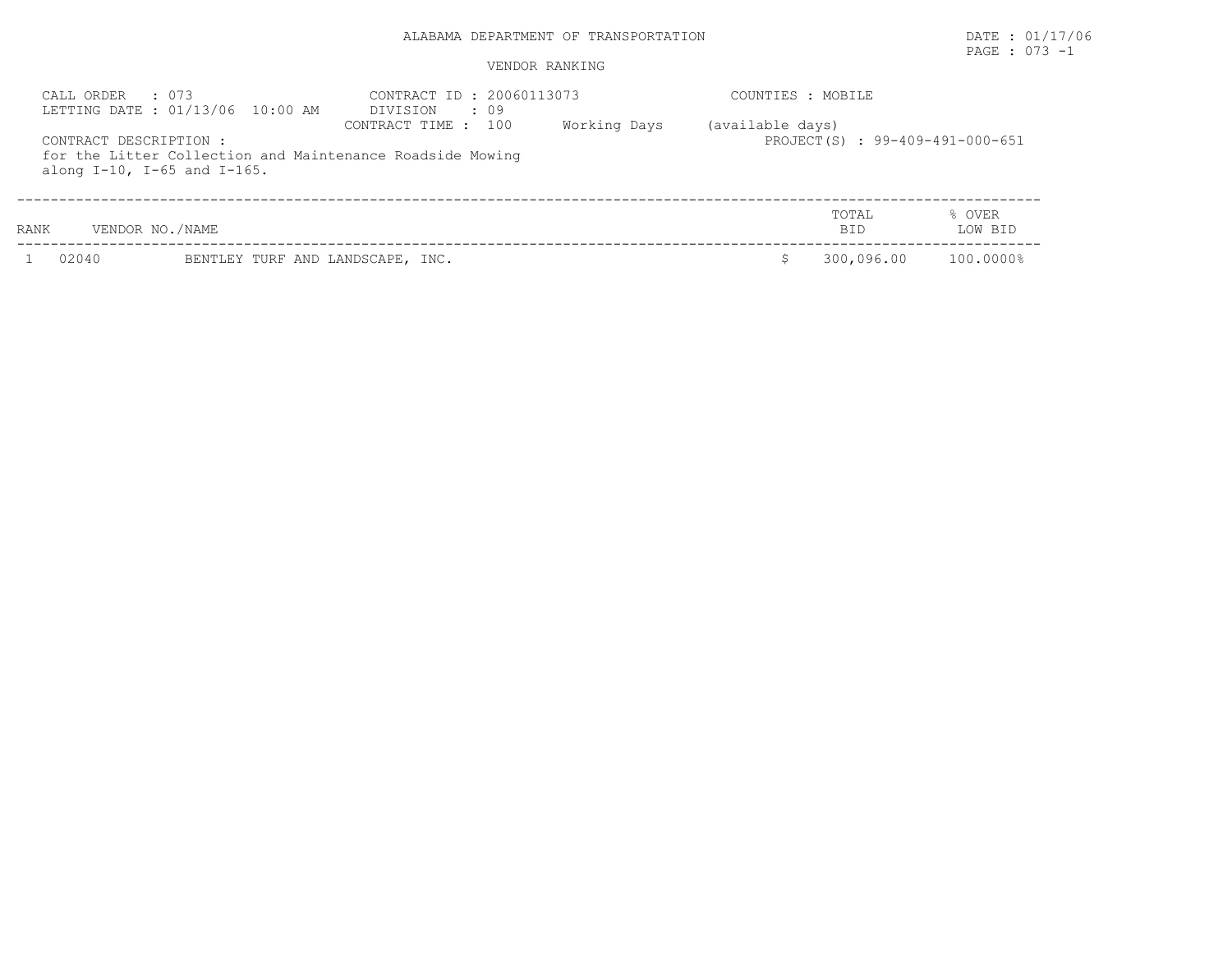ALABAMA DEPARTMENT OF TRANSPORTATION

VENDOR RANKING

DATE : 01/17/06

PAGE : 073 -1

CALL ORDER : 073
LETTING DATE : 01/13/06 10:00 AM

CONTRACT ID : 20060113073
DIVISION : 09
CONTRACT TIME : 100 Working Days (available days)

COUNTIES : MOBILE

PROJECT(S) : 99-409-491-000-651

CONTRACT DESCRIPTION :
for the Litter Collection and Maintenance Roadside Mowing along I-10, I-65 and I-165.

| RANK | VENDOR NO./NAME | | TOTAL BID | % OVER LOW BID |
|---|---|---|---|---|
| 1 | 02040 | BENTLEY TURF AND LANDSCAPE, INC. | $ 300,096.00 | 100.0000% |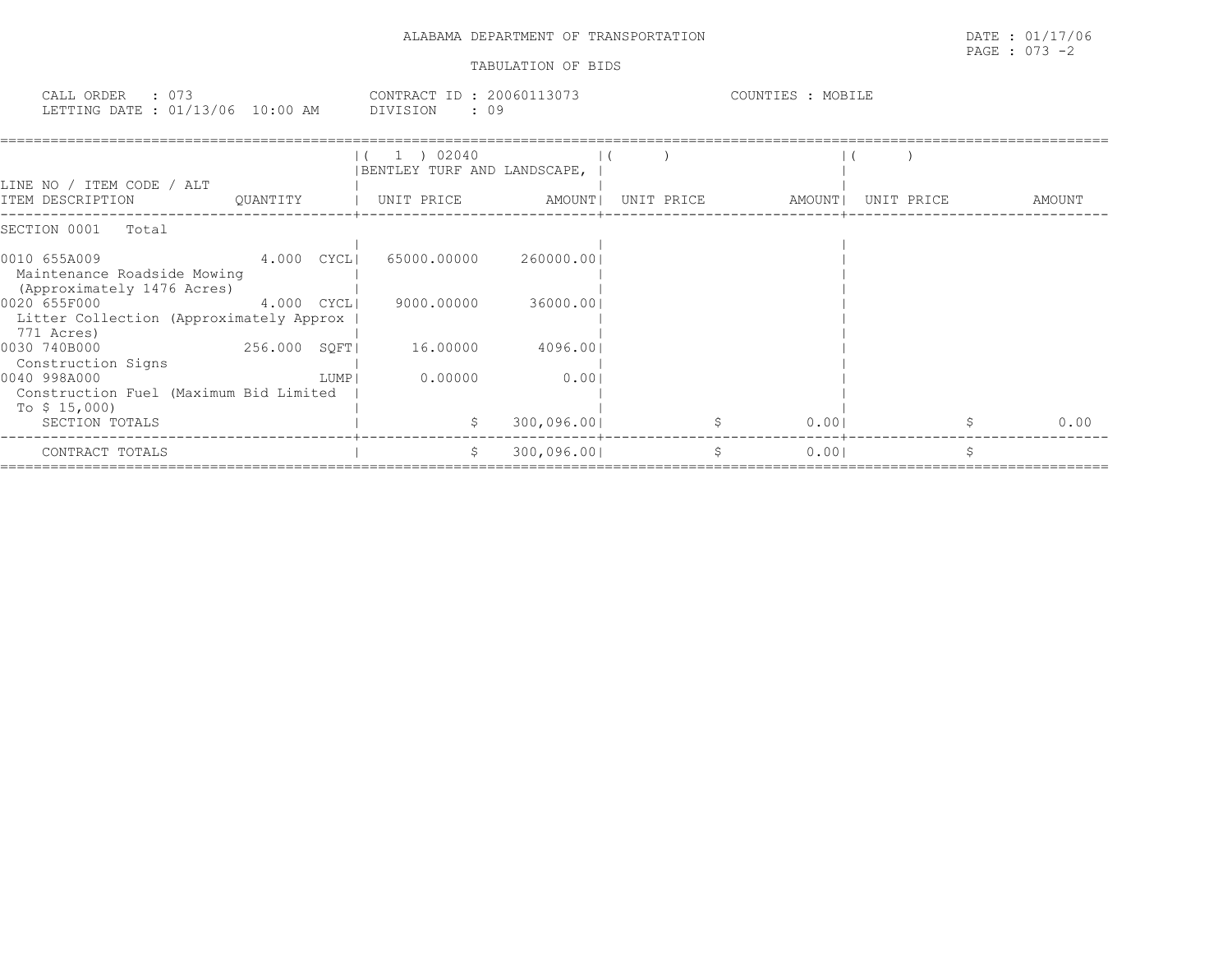ALABAMA DEPARTMENT OF TRANSPORTATION

TABULATION OF BIDS

DATE : 01/17/06
PAGE : 073 -2

CALL ORDER : 073
LETTING DATE : 01/13/06 10:00 AM

CONTRACT ID : 20060113073
DIVISION : 09

COUNTIES : MOBILE

| LINE NO / ITEM CODE / ALT<br>ITEM DESCRIPTION | QUANTITY | ( 1 ) 02040<br>BENTLEY TURF AND LANDSCAPE,<br>UNIT PRICE | AMOUNT | ( )<br>UNIT PRICE | AMOUNT | ( )<br>UNIT PRICE | AMOUNT |
|---|---|---|---|---|---|---|---|
| SECTION 0001 Total | | | | | | | |
| 0010 655A009<br>Maintenance Roadside Mowing (Approximately 1476 Acres) | 4.000 CYCL | 65000.00000 | 260000.00 | | | | |
| 0020 655F000<br>Litter Collection (Approximately Approx 771 Acres) | 4.000 CYCL | 9000.00000 | 36000.00 | | | | |
| 0030 740B000<br>Construction Signs | 256.000 SQFT | 16.00000 | 4096.00 | | | | |
| 0040 998A000<br>Construction Fuel (Maximum Bid Limited To $ 15,000) | LUMP | 0.00000 | 0.00 | | | | |
| SECTION TOTALS | | $ | 300,096.00 | $ | 0.00 | $ | 0.00 |
| CONTRACT TOTALS | | $ | 300,096.00 | $ | 0.00 | $ | |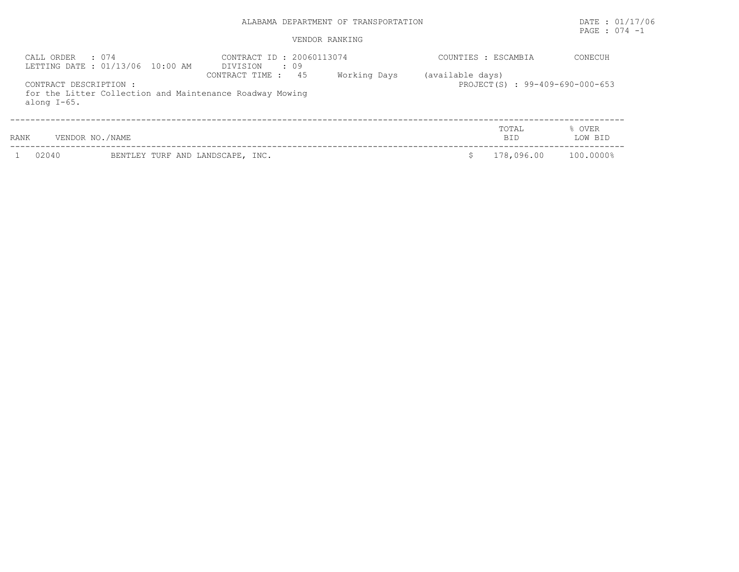ALABAMA DEPARTMENT OF TRANSPORTATION

DATE : 01/17/06

VENDOR RANKING

CALL ORDER : 074
LETTING DATE : 01/13/06 10:00 AM

CONTRACT ID : 20060113074
DIVISION : 09
CONTRACT TIME : 45 Working Days (available days)

COUNTIES : ESCAMBIA CONECUH

PROJECT(S) : 99-409-690-000-653

CONTRACT DESCRIPTION :
for the Litter Collection and Maintenance Roadway Mowing along I-65.

| RANK | VENDOR NO./NAME | | TOTAL BID | % OVER LOW BID |
|---|---|---|---|---|
| 1 | 02040 | BENTLEY TURF AND LANDSCAPE, INC. | $ 178,096.00 | 100.0000% |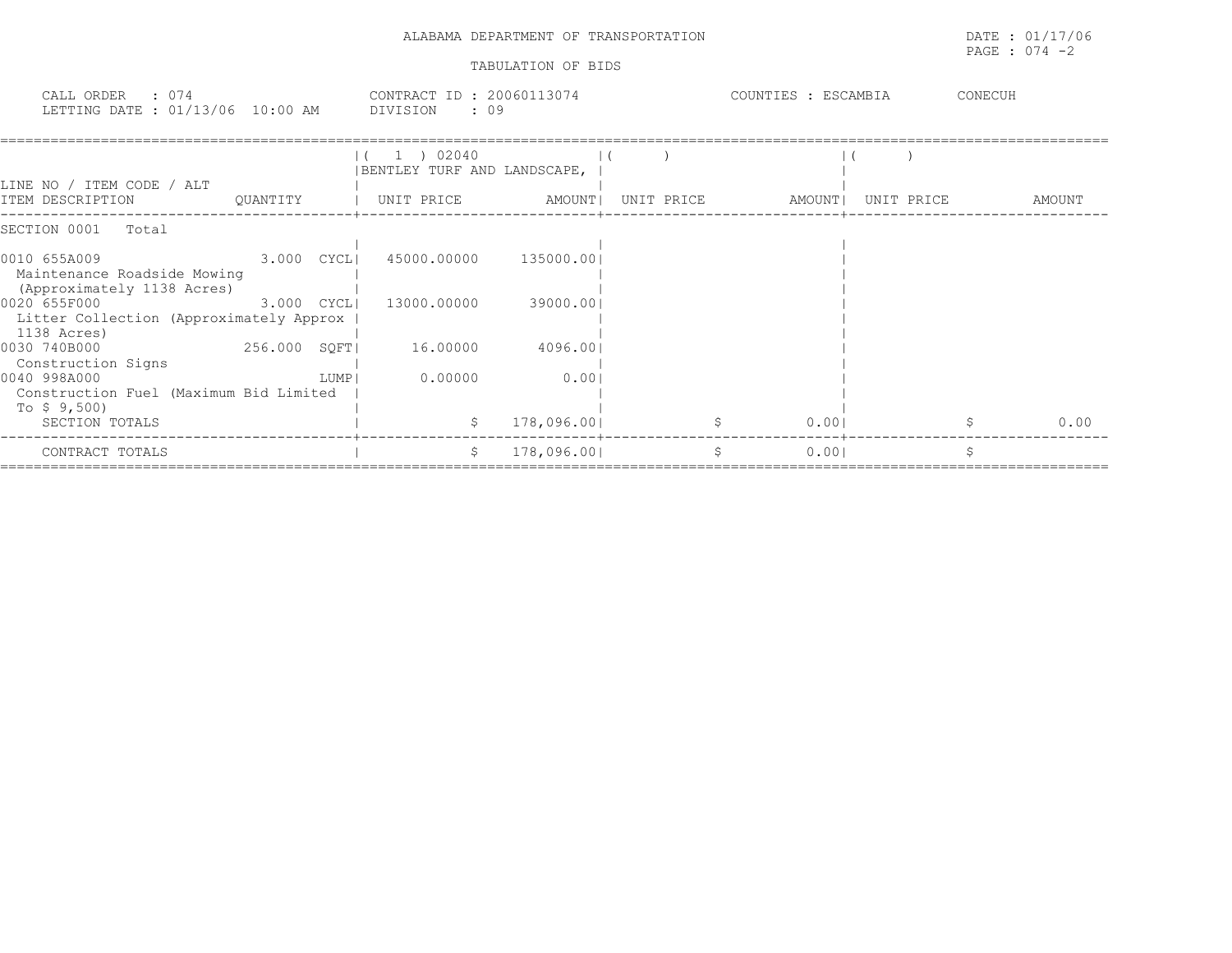ALABAMA DEPARTMENT OF TRANSPORTATION

TABULATION OF BIDS

DATE : 01/17/06

CALL ORDER : 074
LETTING DATE : 01/13/06 10:00 AM

CONTRACT ID : 20060113074
DIVISION : 09

COUNTIES : ESCAMBIA CONECUH

| LINE NO / ITEM CODE / ALT<br>ITEM DESCRIPTION | QUANTITY | ( 1 ) 02040<br>BENTLEY TURF AND LANDSCAPE,<br>UNIT PRICE | AMOUNT | ( )<br>UNIT PRICE | AMOUNT | ( )<br>UNIT PRICE | AMOUNT |
|---|---|---|---|---|---|---|---|
| SECTION 0001 Total | | | | | | | |
| 0010 655A009<br>Maintenance Roadside Mowing<br>(Approximately 1138 Acres) | 3.000 CYCL | 45000.00000 | 135000.00 | | | | |
| 0020 655F000<br>Litter Collection (Approximately Approx<br>1138 Acres) | 3.000 CYCL | 13000.00000 | 39000.00 | | | | |
| 0030 740B000<br>Construction Signs | 256.000 SQFT | 16.00000 | 4096.00 | | | | |
| 0040 998A000<br>Construction Fuel (Maximum Bid Limited<br>To $ 9,500) | LUMP | 0.00000 | 0.00 | | | | |
| SECTION TOTALS | | $ | 178,096.00 | $ | 0.00 | $ | 0.00 |
| CONTRACT TOTALS | | $ | 178,096.00 | $ | 0.00 | $ | |